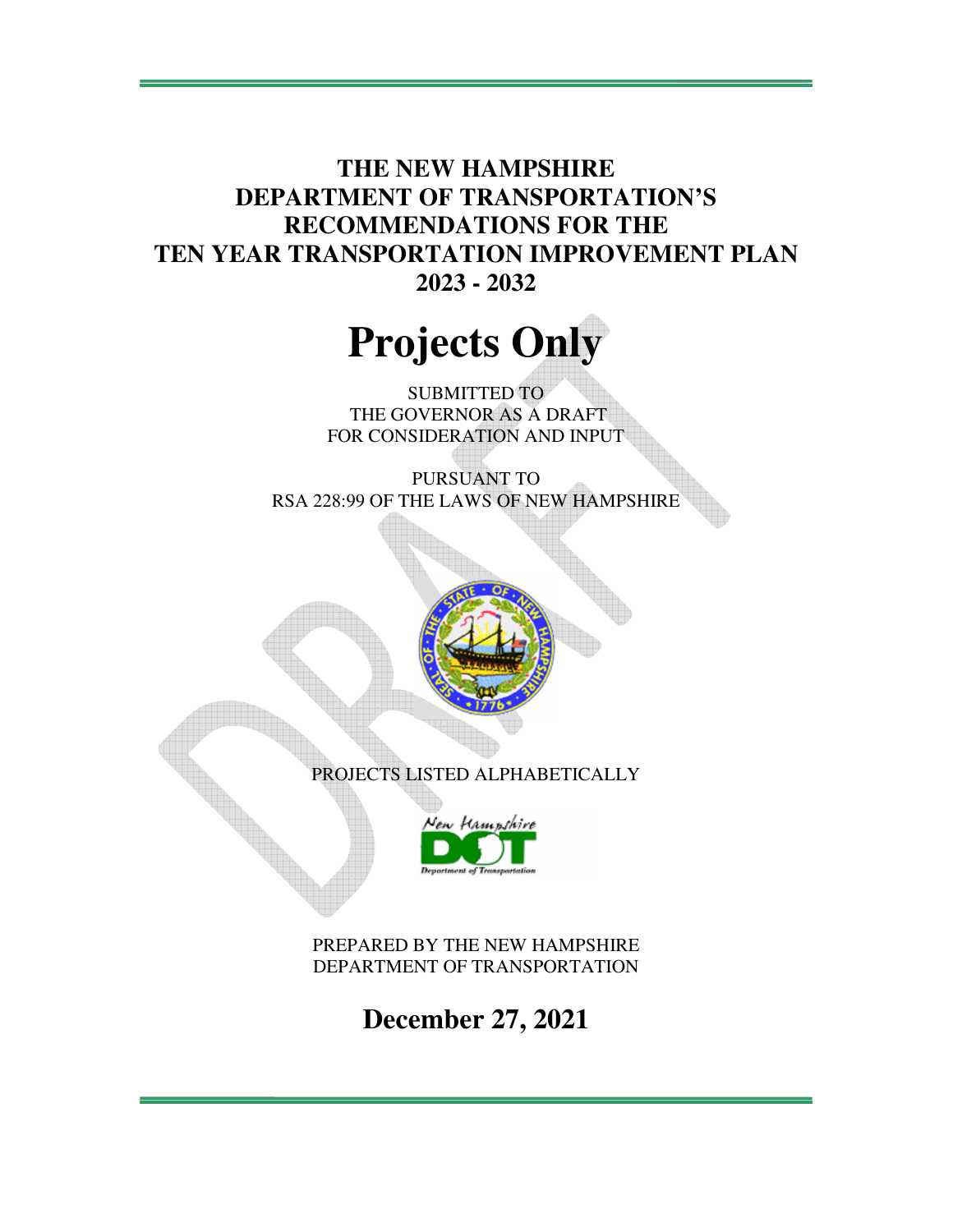# THE NEW HAMPSHIRE DEPARTMENT OF TRANSPORTATION'S RECOMMENDATIONS FOR THE TEN YEAR TRANSPORTATION IMPROVEMENT PLAN 2023 - 2032

# Projects Only

SUBMITTED TO
THE GOVERNOR AS A DRAFT
FOR CONSIDERATION AND INPUT

PURSUANT TO
RSA 228:99 OF THE LAWS OF NEW HAMPSHIRE

PROJECTS LISTED ALPHABETICALLY

PREPARED BY THE NEW HAMPSHIRE
DEPARTMENT OF TRANSPORTATION

## December 27, 2021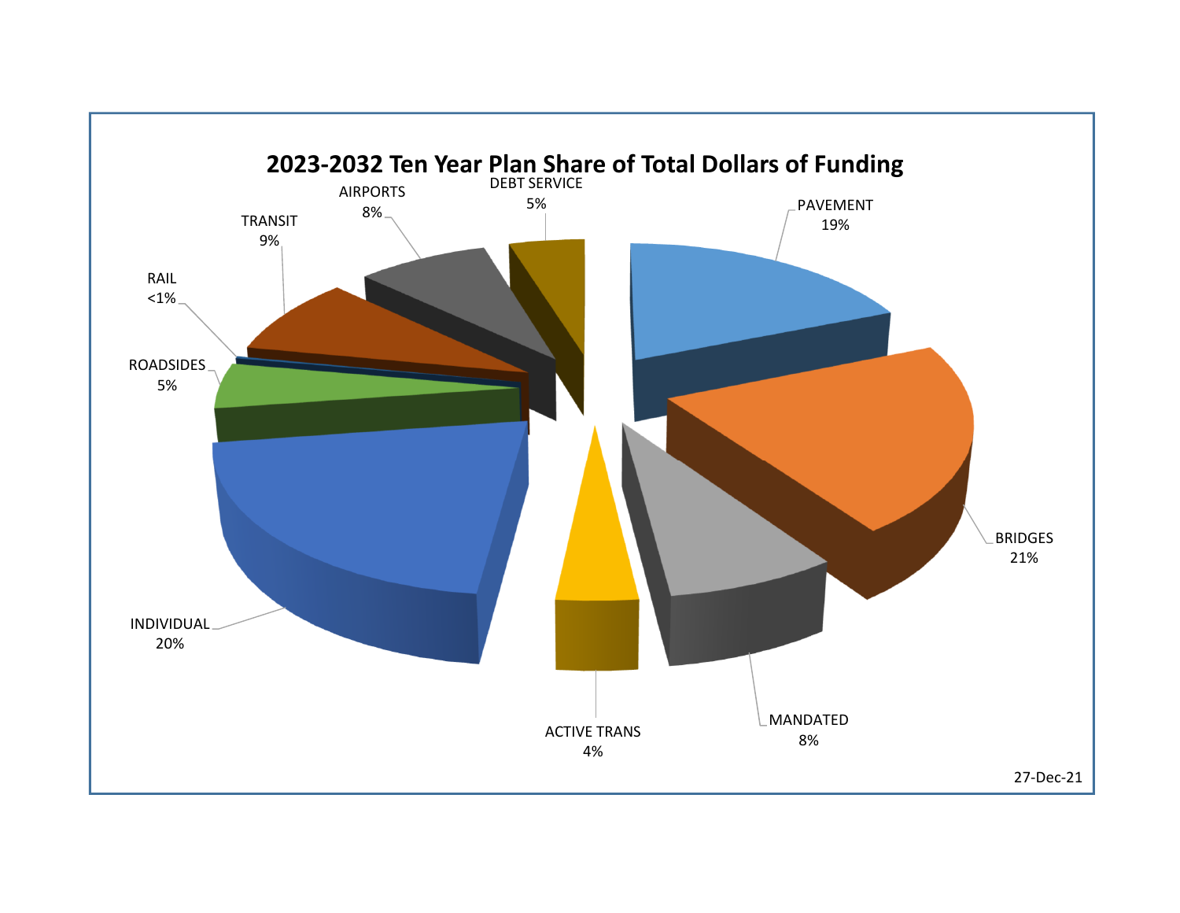## 2023-2032 Ten Year Plan Share of Total Dollars of Funding

DEBT SERVICE 5%

PAVEMENT 19%

AIRPORTS 8%

TRANSIT 9%

RAIL <1%

ROADSIDES 5%

INDIVIDUAL 20%

ACTIVE TRANS 4%

MANDATED 8%

BRIDGES 21%

27-Dec-21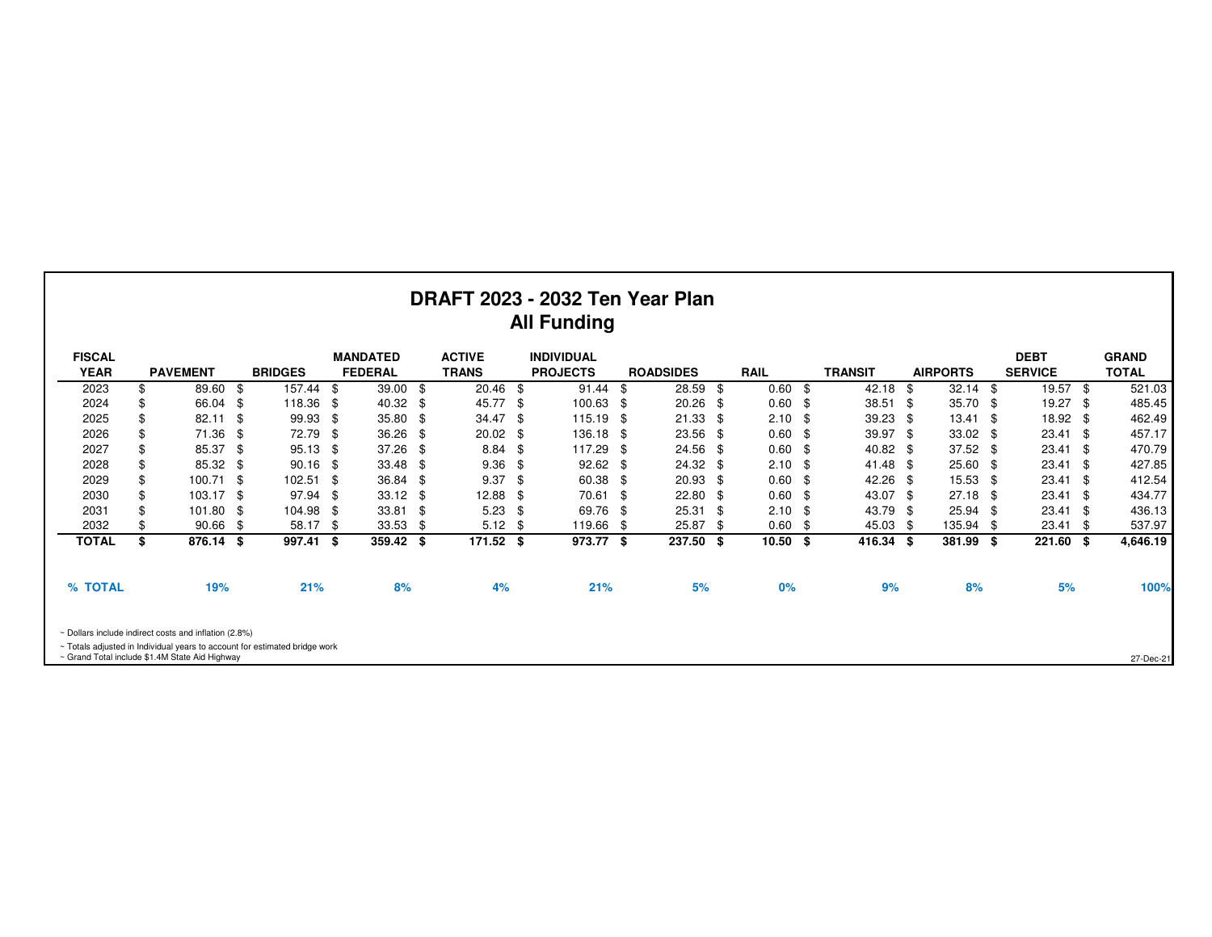# DRAFT 2023 - 2032 Ten Year Plan
## All Funding

| FISCAL YEAR | PAVEMENT | BRIDGES | MANDATED FEDERAL | ACTIVE TRANS | INDIVIDUAL PROJECTS | ROADSIDES | RAIL | TRANSIT | AIRPORTS | DEBT SERVICE | GRAND TOTAL |
|---|---|---|---|---|---|---|---|---|---|---|---|
| 2023 | $ 89.60 | $ 157.44 | $ 39.00 | $ 20.46 | $ 91.44 | $ 28.59 | $ 0.60 | $ 42.18 | $ 32.14 | $ 19.57 | $ 521.03 |
| 2024 | $ 66.04 | $ 118.36 | $ 40.32 | $ 45.77 | $ 100.63 | $ 20.26 | $ 0.60 | $ 38.51 | $ 35.70 | $ 19.27 | $ 485.45 |
| 2025 | $ 82.11 | $ 99.93 | $ 35.80 | $ 34.47 | $ 115.19 | $ 21.33 | $ 2.10 | $ 39.23 | $ 13.41 | $ 18.92 | $ 462.49 |
| 2026 | $ 71.36 | $ 72.79 | $ 36.26 | $ 20.02 | $ 136.18 | $ 23.56 | $ 0.60 | $ 39.97 | $ 33.02 | $ 23.41 | $ 457.17 |
| 2027 | $ 85.37 | $ 95.13 | $ 37.26 | $ 8.84 | $ 117.29 | $ 24.56 | $ 0.60 | $ 40.82 | $ 37.52 | $ 23.41 | $ 470.79 |
| 2028 | $ 85.32 | $ 90.16 | $ 33.48 | $ 9.36 | $ 92.62 | $ 24.32 | $ 2.10 | $ 41.48 | $ 25.60 | $ 23.41 | $ 427.85 |
| 2029 | $ 100.71 | $ 102.51 | $ 36.84 | $ 9.37 | $ 60.38 | $ 20.93 | $ 0.60 | $ 42.26 | $ 15.53 | $ 23.41 | $ 412.54 |
| 2030 | $ 103.17 | $ 97.94 | $ 33.12 | $ 12.88 | $ 70.61 | $ 22.80 | $ 0.60 | $ 43.07 | $ 27.18 | $ 23.41 | $ 434.77 |
| 2031 | $ 101.80 | $ 104.98 | $ 33.81 | $ 5.23 | $ 69.76 | $ 25.31 | $ 2.10 | $ 43.79 | $ 25.94 | $ 23.41 | $ 436.13 |
| 2032 | $ 90.66 | $ 58.17 | $ 33.53 | $ 5.12 | $ 119.66 | $ 25.87 | $ 0.60 | $ 45.03 | $ 135.94 | $ 23.41 | $ 537.97 |
| **TOTAL** | **$ 876.14** | **$ 997.41** | **$ 359.42** | **$ 171.52** | **$ 973.77** | **$ 237.50** | **$ 10.50** | **$ 416.34** | **$ 381.99** | **$ 221.60** | **$ 4,646.19** |
| **% TOTAL** | **19%** | **21%** | **8%** | **4%** | **21%** | **5%** | **0%** | **9%** | **8%** | **5%** | **100%** |

~ Dollars include indirect costs and inflation (2.8%)

~ Totals adjusted in Individual years to account for estimated bridge work

~ Grand Total include $1.4M State Aid Highway

27-Dec-21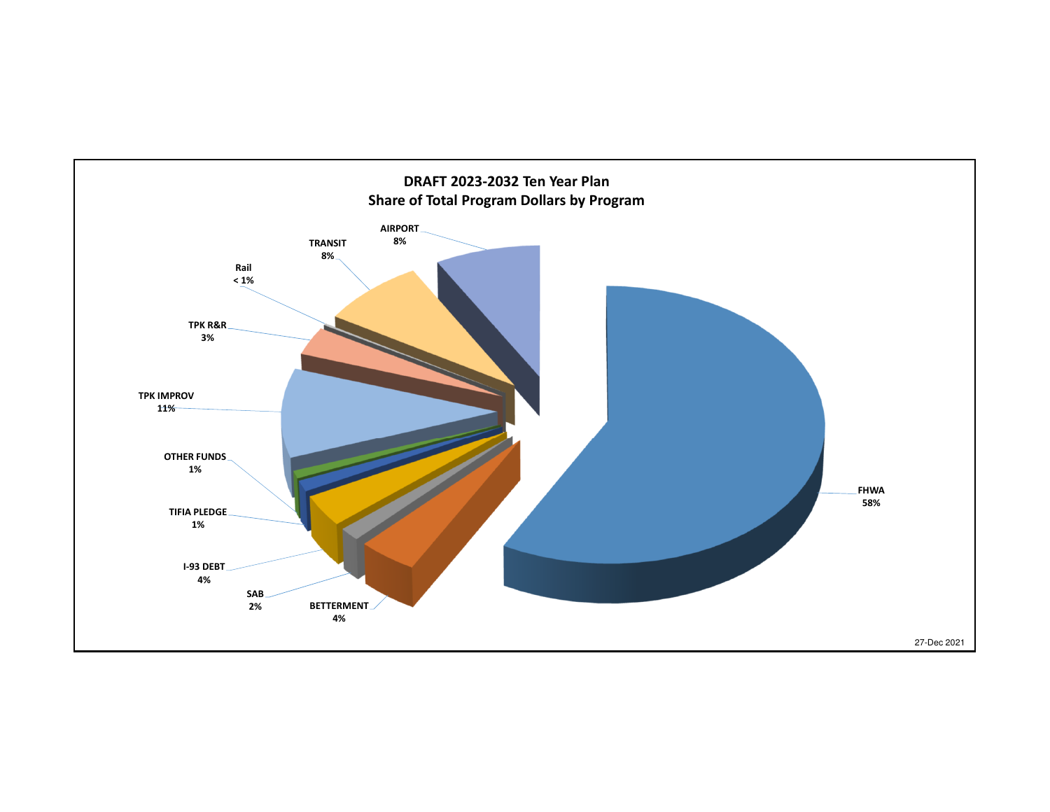## DRAFT 2023-2032 Ten Year Plan
## Share of Total Program Dollars by Program

| Program | Share |
|---|---|
| FHWA | 58% |
| BETTERMENT | 4% |
| SAB | 2% |
| I-93 DEBT | 4% |
| TIFIA PLEDGE | 1% |
| OTHER FUNDS | 1% |
| TPK IMPROV | 11% |
| TPK R&R | 3% |
| Rail | < 1% |
| TRANSIT | 8% |
| AIRPORT | 8% |

27-Dec 2021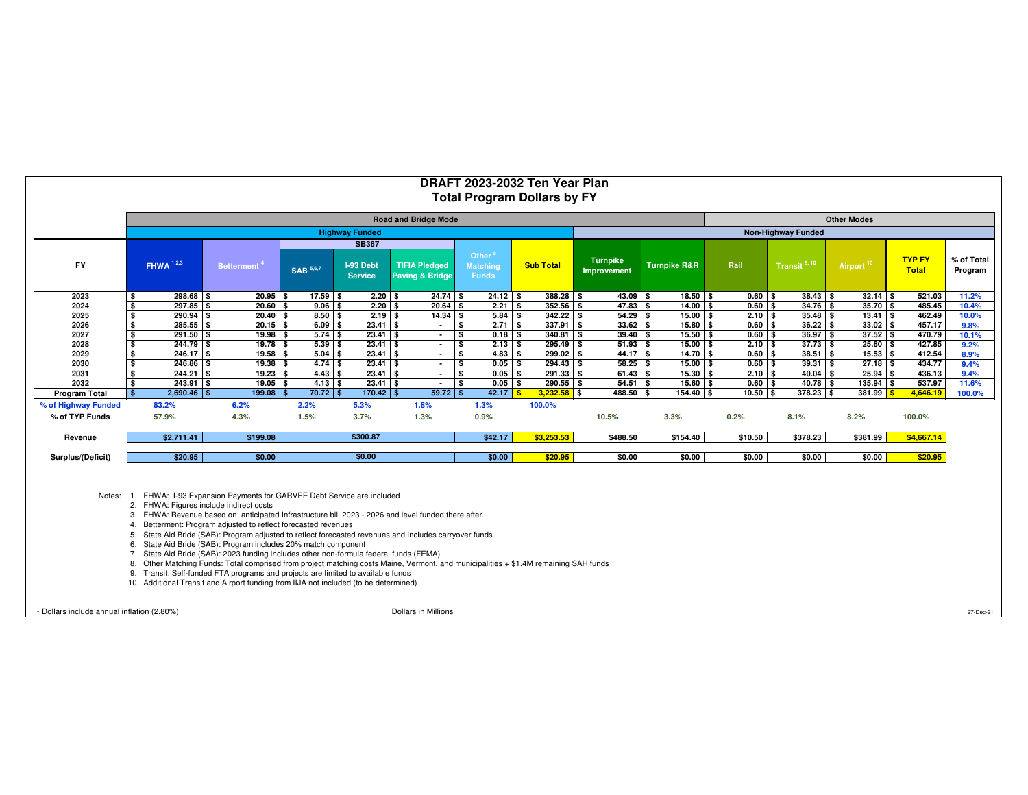# DRAFT 2023-2032 Ten Year Plan
## Total Program Dollars by FY

| | Road and Bridge Mode | | | | | | | | | | Other Modes | | | | |
|---|---|---|---|---|---|---|---|---|---|---|---|---|---|---|---|
| | Highway Funded | | | | | | | Non-Highway Funded | | | | | | | |
| | | | SB367 | | | | | | | | | | | | |
| FY | FHWA [1,2,3] | Betterment [4] | SAB [5,6,7] | I-93 Debt Service | TIFIA Pledged Paving & Bridge | Other [8] Matching Funds | Sub Total | Turnpike Improvement | Turnpike R&R | Rail | Transit [9, 10] | Airport [10] | TYP FY Total | % of Total Program |
| 2023 | $ 298.68 | $ 20.95 | $ 17.59 | $ 2.20 | $ 24.74 | $ 24.12 | $ 388.28 | $ 43.09 | $ 18.50 | $ 0.60 | $ 38.43 | $ 32.14 | $ 521.03 | 11.2% |
| 2024 | $ 297.85 | $ 20.60 | $ 9.06 | $ 2.20 | $ 20.64 | $ 2.21 | $ 352.56 | $ 47.83 | $ 14.00 | $ 0.60 | $ 34.76 | $ 35.70 | $ 485.45 | 10.4% |
| 2025 | $ 290.94 | $ 20.40 | $ 8.50 | $ 2.19 | $ 14.34 | $ 5.84 | $ 342.22 | $ 54.29 | $ 15.00 | $ 2.10 | $ 35.48 | $ 13.41 | $ 462.49 | 10.0% |
| 2026 | $ 285.55 | $ 20.15 | $ 6.09 | $ 23.41 | $ - | $ 2.71 | $ 337.91 | $ 33.62 | $ 15.80 | $ 0.60 | $ 36.22 | $ 33.02 | $ 457.17 | 9.8% |
| 2027 | $ 291.50 | $ 19.98 | $ 5.74 | $ 23.41 | $ - | $ 0.18 | $ 340.81 | $ 39.40 | $ 15.50 | $ 0.60 | $ 36.97 | $ 37.52 | $ 470.79 | 10.1% |
| 2028 | $ 244.79 | $ 19.78 | $ 5.39 | $ 23.41 | $ - | $ 2.13 | $ 295.49 | $ 51.93 | $ 15.00 | $ 2.10 | $ 37.73 | $ 25.60 | $ 427.85 | 9.2% |
| 2029 | $ 246.17 | $ 19.58 | $ 5.04 | $ 23.41 | $ - | $ 4.83 | $ 299.02 | $ 44.17 | $ 14.70 | $ 0.60 | $ 38.51 | $ 15.53 | $ 412.54 | 8.9% |
| 2030 | $ 246.86 | $ 19.38 | $ 4.74 | $ 23.41 | $ - | $ 0.05 | $ 294.43 | $ 58.25 | $ 15.00 | $ 0.60 | $ 39.31 | $ 27.18 | $ 434.77 | 9.4% |
| 2031 | $ 244.21 | $ 19.23 | $ 4.43 | $ 23.41 | $ - | $ 0.05 | $ 291.33 | $ 61.43 | $ 15.30 | $ 2.10 | $ 40.04 | $ 25.94 | $ 436.13 | 9.4% |
| 2032 | $ 243.91 | $ 19.05 | $ 4.13 | $ 23.41 | $ - | $ 0.05 | $ 290.55 | $ 54.51 | $ 15.60 | $ 0.60 | $ 40.78 | $ 135.94 | $ 537.97 | 11.6% |
| Program Total | $ 2,690.46 | $ 199.08 | $ 70.72 | $ 170.42 | $ 59.72 | $ 42.17 | $ 3,232.58 | $ 488.50 | $ 154.40 | $ 10.50 | $ 378.23 | $ 381.99 | $ 4,646.19 | 100.0% |
| % of Highway Funded | 83.2% | 6.2% | 2.2% | 5.3% | 1.8% | 1.3% | 100.0% | | | | | | | |
| % of TYP Funds | 57.9% | 4.3% | 1.5% | 3.7% | 1.3% | 0.9% | | 10.5% | 3.3% | 0.2% | 8.1% | 8.2% | 100.0% | |
| Revenue | $2,711.41 | $199.08 | $300.87 | | | $42.17 | $3,253.53 | $488.50 | $154.40 | $10.50 | $378.23 | $381.99 | $4,667.14 | |
| Surplus/(Deficit) | $20.95 | $0.00 | $0.00 | | | $0.00 | $20.95 | $0.00 | $0.00 | $0.00 | $0.00 | $0.00 | $20.95 | |

Notes:
1. FHWA: I-93 Expansion Payments for GARVEE Debt Service are included
2. FHWA: Figures include indirect costs
3. FHWA: Revenue based on anticipated Infrastructure bill 2023 - 2026 and level funded there after.
4. Betterment: Program adjusted to reflect forecasted revenues
5. State Aid Bride (SAB): Program adjusted to reflect forecasted revenues and includes carryover funds
6. State Aid Bride (SAB): Program includes 20% match component
7. State Aid Bride (SAB): 2023 funding includes other non-formula federal funds (FEMA)
8. Other Matching Funds: Total comprised from project matching costs Maine, Vermont, and municipalities + $1.4M remaining SAH funds
9. Transit: Self-funded FTA programs and projects are limited to available funds
10. Additional Transit and Airport funding from IIJA not included (to be determined)

~ Dollars include annual inflation (2.80%)

Dollars in Millions

27-Dec-21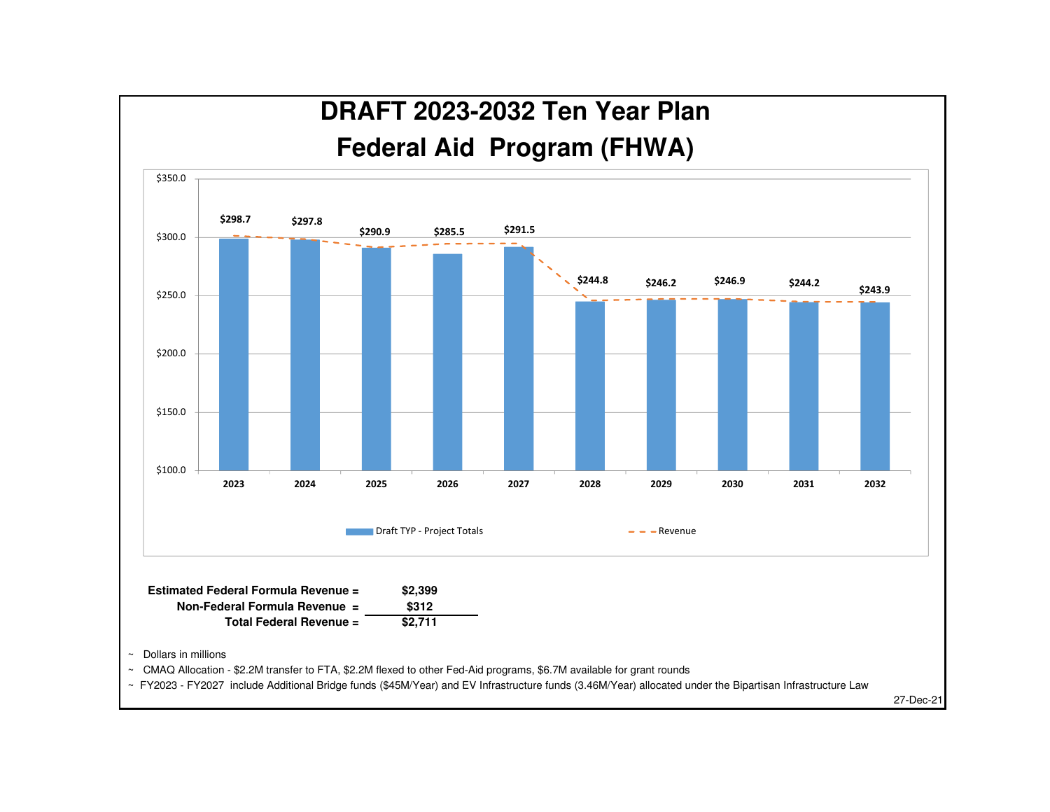# DRAFT 2023-2032 Ten Year Plan
# Federal Aid Program (FHWA)

| Year | Draft TYP - Project Totals |
|---|---|
| 2023 | $298.7 |
| 2024 | $297.8 |
| 2025 | $290.9 |
| 2026 | $285.5 |
| 2027 | $291.5 |
| 2028 | $244.8 |
| 2029 | $246.2 |
| 2030 | $246.9 |
| 2031 | $244.2 |
| 2032 | $243.9 |

Draft TYP - Project Totals — Revenue

| | |
|---|---|
| **Estimated Federal Formula Revenue =** | **$2,399** |
| **Non-Federal Formula Revenue =** | **$312** |
| **Total Federal Revenue =** | **$2,711** |

~ Dollars in millions

~ CMAQ Allocation - $2.2M transfer to FTA, $2.2M flexed to other Fed-Aid programs, $6.7M available for grant rounds

~ FY2023 - FY2027 include Additional Bridge funds ($45M/Year) and EV Infrastructure funds (3.46M/Year) allocated under the Bipartisan Infrastructure Law

27-Dec-21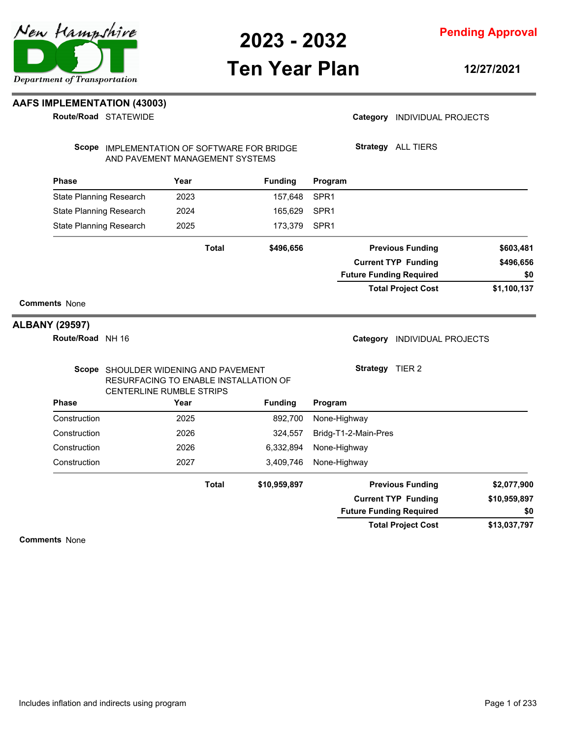# 2023 - 2032 Ten Year Plan

**Pending Approval**

**12/27/2021**

## AAFS IMPLEMENTATION (43003)

**Route/Road** STATEWIDE

**Category** INDIVIDUAL PROJECTS

**Scope** IMPLEMENTATION OF SOFTWARE FOR BRIDGE AND PAVEMENT MANAGEMENT SYSTEMS

**Strategy** ALL TIERS

| Phase | Year | Funding | Program |
|---|---|---|---|
| State Planning Research | 2023 | 157,648 | SPR1 |
| State Planning Research | 2024 | 165,629 | SPR1 |
| State Planning Research | 2025 | 173,379 | SPR1 |
| | **Total** | **$496,656** | |

| | |
|---|---|
| **Previous Funding** | **$603,481** |
| **Current TYP Funding** | **$496,656** |
| **Future Funding Required** | **$0** |
| **Total Project Cost** | **$1,100,137** |

**Comments** None

## ALBANY (29597)

**Route/Road** NH 16

**Category** INDIVIDUAL PROJECTS

**Scope** SHOULDER WIDENING AND PAVEMENT RESURFACING TO ENABLE INSTALLATION OF CENTERLINE RUMBLE STRIPS

**Strategy** TIER 2

| Phase | Year | Funding | Program |
|---|---|---|---|
| Construction | 2025 | 892,700 | None-Highway |
| Construction | 2026 | 324,557 | Bridg-T1-2-Main-Pres |
| Construction | 2026 | 6,332,894 | None-Highway |
| Construction | 2027 | 3,409,746 | None-Highway |
| | **Total** | **$10,959,897** | |

| | |
|---|---|
| **Previous Funding** | **$2,077,900** |
| **Current TYP Funding** | **$10,959,897** |
| **Future Funding Required** | **$0** |
| **Total Project Cost** | **$13,037,797** |

**Comments** None

Includes inflation and indirects using program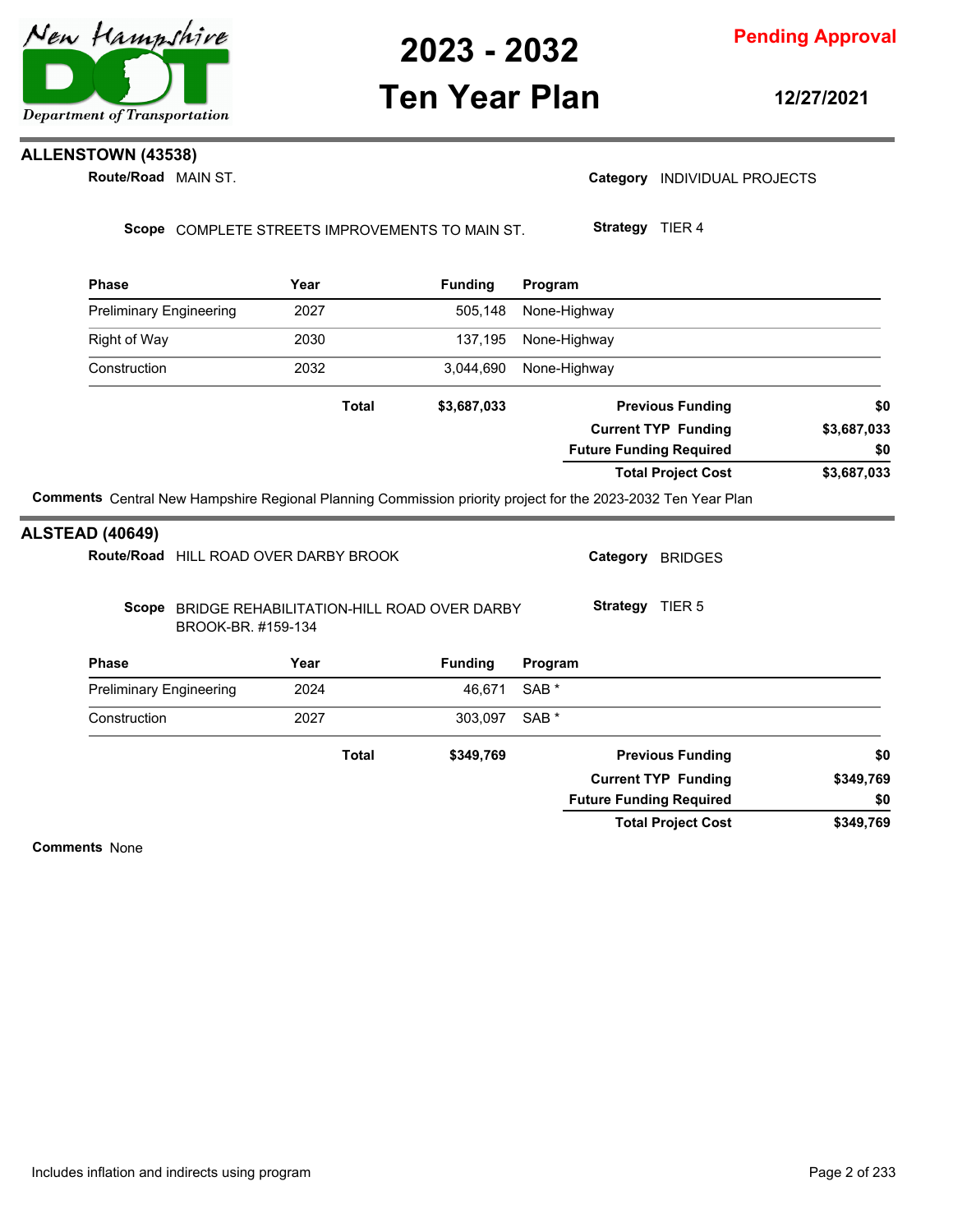# 2023 - 2032 Ten Year Plan

**Pending Approval**

**12/27/2021**

## ALLENSTOWN (43538)

**Route/Road** MAIN ST.

**Category** INDIVIDUAL PROJECTS

**Scope** COMPLETE STREETS IMPROVEMENTS TO MAIN ST.

**Strategy** TIER 4

| Phase | Year | Funding | Program |
|---|---|---|---|
| Preliminary Engineering | 2027 | 505,148 | None-Highway |
| Right of Way | 2030 | 137,195 | None-Highway |
| Construction | 2032 | 3,044,690 | None-Highway |
| | **Total** | **$3,687,033** | |

| | |
|---|---|
| **Previous Funding** | **$0** |
| **Current TYP Funding** | **$3,687,033** |
| **Future Funding Required** | **$0** |
| **Total Project Cost** | **$3,687,033** |

**Comments** Central New Hampshire Regional Planning Commission priority project for the 2023-2032 Ten Year Plan

## ALSTEAD (40649)

**Route/Road** HILL ROAD OVER DARBY BROOK

**Category** BRIDGES

**Scope** BRIDGE REHABILITATION-HILL ROAD OVER DARBY BROOK-BR. #159-134

**Strategy** TIER 5

| Phase | Year | Funding | Program |
|---|---|---|---|
| Preliminary Engineering | 2024 | 46,671 | SAB * |
| Construction | 2027 | 303,097 | SAB * |
| | **Total** | **$349,769** | |

| | |
|---|---|
| **Previous Funding** | **$0** |
| **Current TYP Funding** | **$349,769** |
| **Future Funding Required** | **$0** |
| **Total Project Cost** | **$349,769** |

**Comments** None

Includes inflation and indirects using program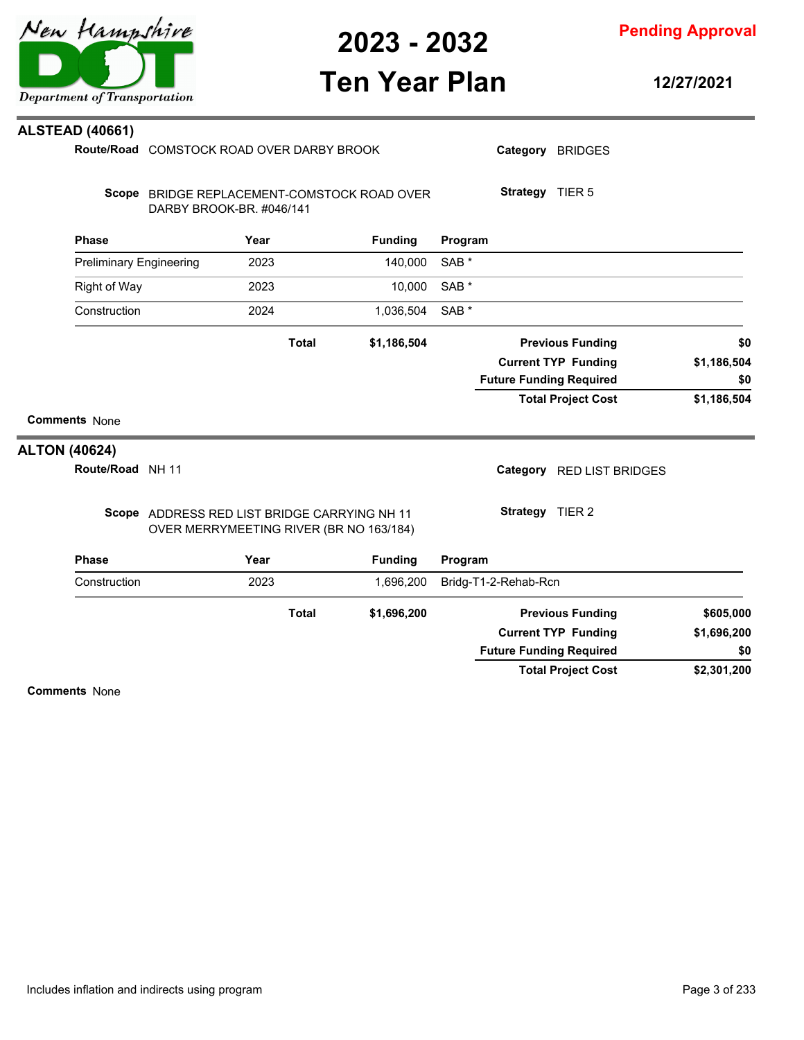## ALSTEAD (40661)

**Route/Road** COMSTOCK ROAD OVER DARBY BROOK

**Category** BRIDGES

**Scope** BRIDGE REPLACEMENT-COMSTOCK ROAD OVER DARBY BROOK-BR. #046/141

**Strategy** TIER 5

| Phase | Year | Funding | Program |
|---|---|---|---|
| Preliminary Engineering | 2023 | 140,000 | SAB * |
| Right of Way | 2023 | 10,000 | SAB * |
| Construction | 2024 | 1,036,504 | SAB * |
| **Total** | | **$1,186,504** | |

| | |
|---|---|
| **Previous Funding** | **$0** |
| **Current TYP Funding** | **$1,186,504** |
| **Future Funding Required** | **$0** |
| **Total Project Cost** | **$1,186,504** |

**Comments** None

## ALTON (40624)

**Route/Road** NH 11

**Category** RED LIST BRIDGES

**Scope** ADDRESS RED LIST BRIDGE CARRYING NH 11 OVER MERRYMEETING RIVER (BR NO 163/184)

**Strategy** TIER 2

| Phase | Year | Funding | Program |
|---|---|---|---|
| Construction | 2023 | 1,696,200 | Bridg-T1-2-Rehab-Rcn |
| **Total** | | **$1,696,200** | |

| | |
|---|---|
| **Previous Funding** | **$605,000** |
| **Current TYP Funding** | **$1,696,200** |
| **Future Funding Required** | **$0** |
| **Total Project Cost** | **$2,301,200** |

**Comments** None

Includes inflation and indirects using program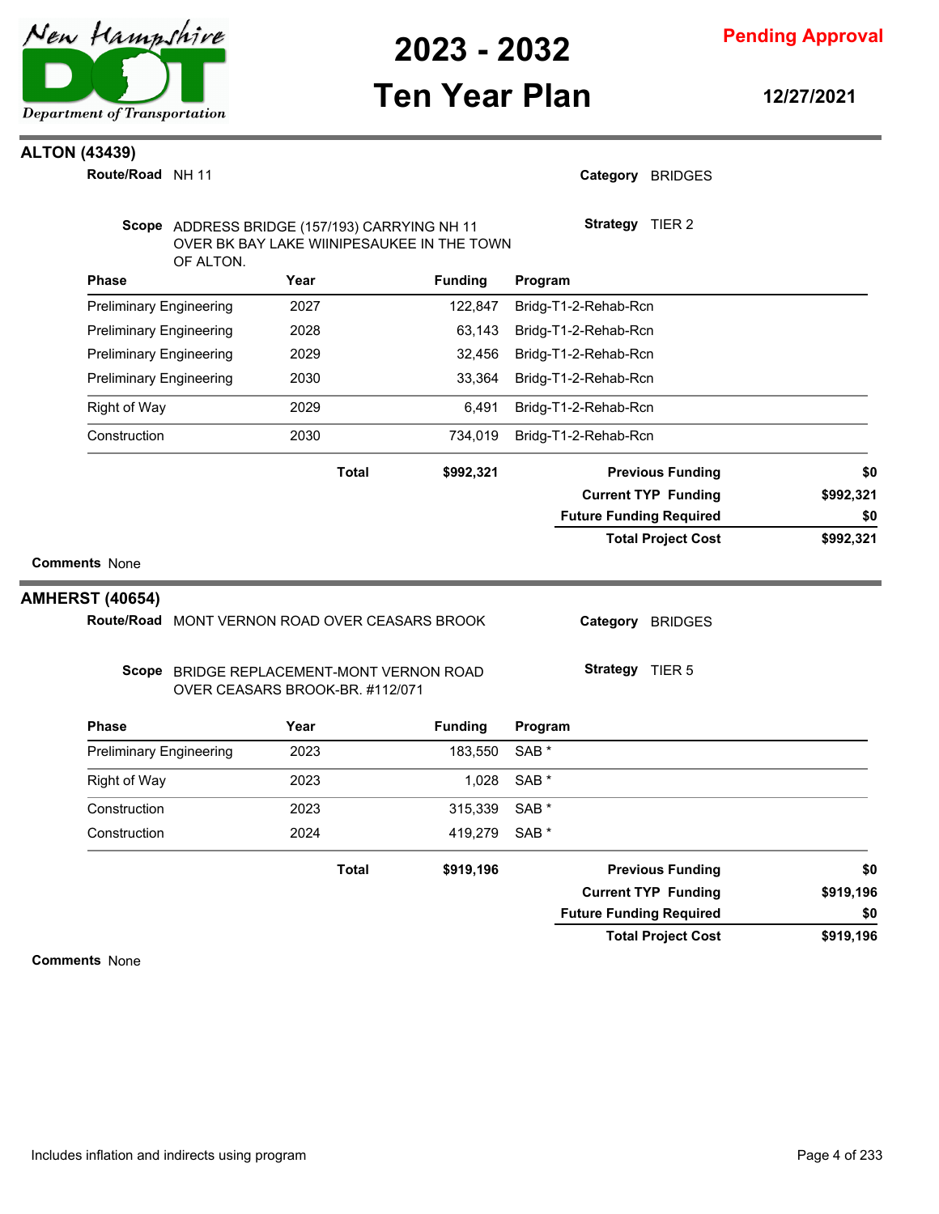## ALTON (43439)

**Route/Road** NH 11

**Category** BRIDGES

**Scope** ADDRESS BRIDGE (157/193) CARRYING NH 11 OVER BK BAY LAKE WIINIPESAUKEE IN THE TOWN OF ALTON.

**Strategy** TIER 2

| Phase | Year | Funding | Program |
|---|---|---|---|
| Preliminary Engineering | 2027 | 122,847 | Bridg-T1-2-Rehab-Rcn |
| Preliminary Engineering | 2028 | 63,143 | Bridg-T1-2-Rehab-Rcn |
| Preliminary Engineering | 2029 | 32,456 | Bridg-T1-2-Rehab-Rcn |
| Preliminary Engineering | 2030 | 33,364 | Bridg-T1-2-Rehab-Rcn |
| Right of Way | 2029 | 6,491 | Bridg-T1-2-Rehab-Rcn |
| Construction | 2030 | 734,019 | Bridg-T1-2-Rehab-Rcn |
| | **Total** | **$992,321** | |

| | |
|---|---|
| **Previous Funding** | **$0** |
| **Current TYP Funding** | **$992,321** |
| **Future Funding Required** | **$0** |
| **Total Project Cost** | **$992,321** |

**Comments** None

## AMHERST (40654)

**Route/Road** MONT VERNON ROAD OVER CEASARS BROOK

**Category** BRIDGES

**Scope** BRIDGE REPLACEMENT-MONT VERNON ROAD OVER CEASARS BROOK-BR. #112/071

**Strategy** TIER 5

| Phase | Year | Funding | Program |
|---|---|---|---|
| Preliminary Engineering | 2023 | 183,550 | SAB * |
| Right of Way | 2023 | 1,028 | SAB * |
| Construction | 2023 | 315,339 | SAB * |
| Construction | 2024 | 419,279 | SAB * |
| | **Total** | **$919,196** | |

| | |
|---|---|
| **Previous Funding** | **$0** |
| **Current TYP Funding** | **$919,196** |
| **Future Funding Required** | **$0** |
| **Total Project Cost** | **$919,196** |

**Comments** None

Includes inflation and indirects using program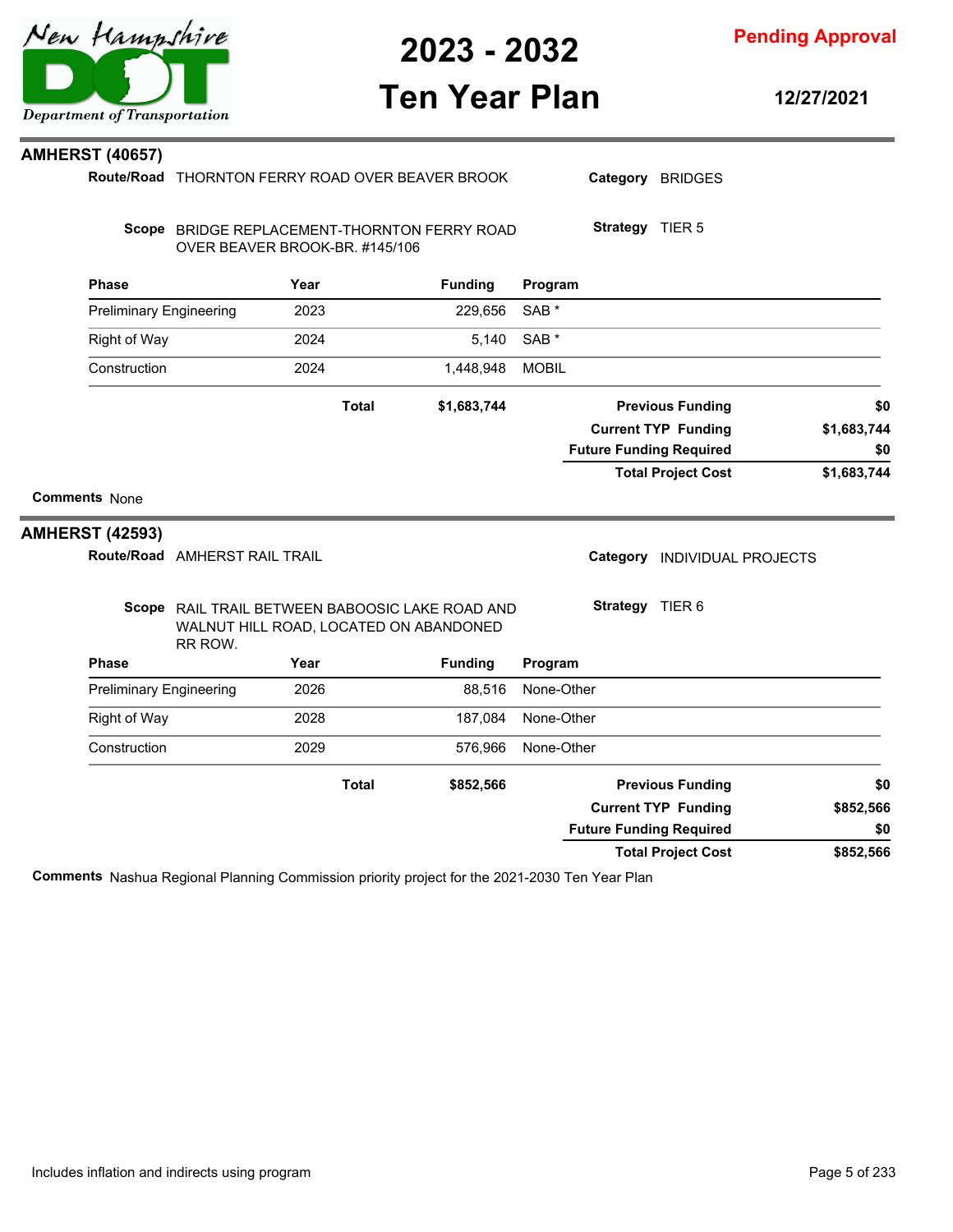# 2023 - 2032 Ten Year Plan

**Pending Approval**

**12/27/2021**

## AMHERST (40657)

**Route/Road** THORNTON FERRY ROAD OVER BEAVER BROOK

**Category** BRIDGES

**Scope** BRIDGE REPLACEMENT-THORNTON FERRY ROAD OVER BEAVER BROOK-BR. #145/106

**Strategy** TIER 5

| Phase | Year | Funding | Program |
|---|---|---|---|
| Preliminary Engineering | 2023 | 229,656 | SAB * |
| Right of Way | 2024 | 5,140 | SAB * |
| Construction | 2024 | 1,448,948 | MOBIL |
| | **Total** | **$1,683,744** | |

| | |
|---|---|
| **Previous Funding** | **$0** |
| **Current TYP Funding** | **$1,683,744** |
| **Future Funding Required** | **$0** |
| **Total Project Cost** | **$1,683,744** |

**Comments** None

## AMHERST (42593)

**Route/Road** AMHERST RAIL TRAIL

**Category** INDIVIDUAL PROJECTS

**Scope** RAIL TRAIL BETWEEN BABOOSIC LAKE ROAD AND WALNUT HILL ROAD, LOCATED ON ABANDONED RR ROW.

**Strategy** TIER 6

| Phase | Year | Funding | Program |
|---|---|---|---|
| Preliminary Engineering | 2026 | 88,516 | None-Other |
| Right of Way | 2028 | 187,084 | None-Other |
| Construction | 2029 | 576,966 | None-Other |
| | **Total** | **$852,566** | |

| | |
|---|---|
| **Previous Funding** | **$0** |
| **Current TYP Funding** | **$852,566** |
| **Future Funding Required** | **$0** |
| **Total Project Cost** | **$852,566** |

**Comments** Nashua Regional Planning Commission priority project for the 2021-2030 Ten Year Plan

Includes inflation and indirects using program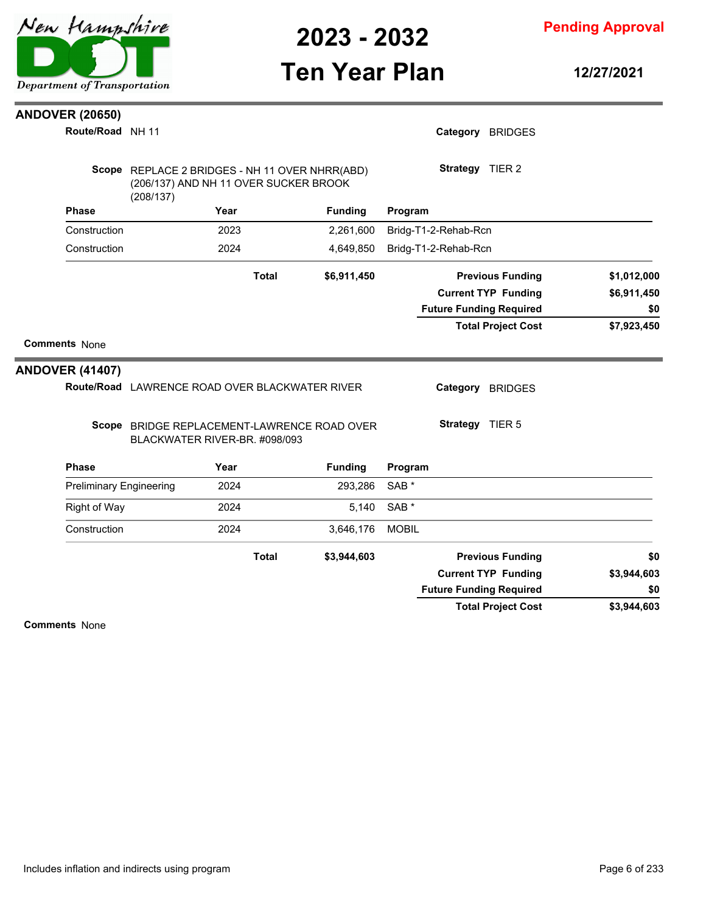## ANDOVER (20650)

**Route/Road** NH 11

**Category** BRIDGES

**Scope** REPLACE 2 BRIDGES - NH 11 OVER NHRR(ABD) (206/137) AND NH 11 OVER SUCKER BROOK (208/137)

**Strategy** TIER 2

| Phase | Year | Funding | Program |
|---|---|---|---|
| Construction | 2023 | 2,261,600 | Bridg-T1-2-Rehab-Rcn |
| Construction | 2024 | 4,649,850 | Bridg-T1-2-Rehab-Rcn |
| | **Total** | **$6,911,450** | |

| | |
|---|---|
| **Previous Funding** | **$1,012,000** |
| **Current TYP Funding** | **$6,911,450** |
| **Future Funding Required** | **$0** |
| **Total Project Cost** | **$7,923,450** |

**Comments** None

## ANDOVER (41407)

**Route/Road** LAWRENCE ROAD OVER BLACKWATER RIVER

**Category** BRIDGES

**Scope** BRIDGE REPLACEMENT-LAWRENCE ROAD OVER BLACKWATER RIVER-BR. #098/093

**Strategy** TIER 5

| Phase | Year | Funding | Program |
|---|---|---|---|
| Preliminary Engineering | 2024 | 293,286 | SAB * |
| Right of Way | 2024 | 5,140 | SAB * |
| Construction | 2024 | 3,646,176 | MOBIL |
| | **Total** | **$3,944,603** | |

| | |
|---|---|
| **Previous Funding** | **$0** |
| **Current TYP Funding** | **$3,944,603** |
| **Future Funding Required** | **$0** |
| **Total Project Cost** | **$3,944,603** |

**Comments** None

Includes inflation and indirects using program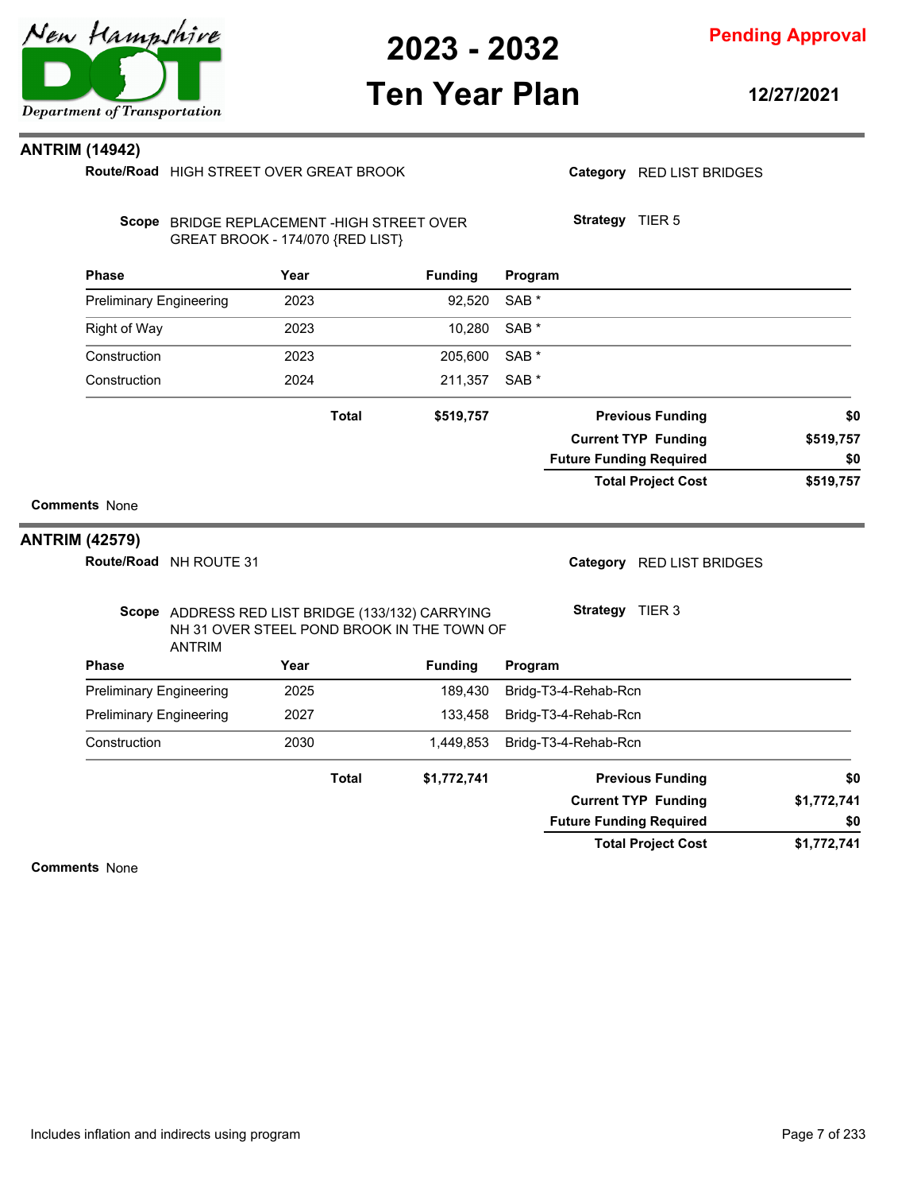## ANTRIM (14942)

**Route/Road** HIGH STREET OVER GREAT BROOK

**Category** RED LIST BRIDGES

**Scope** BRIDGE REPLACEMENT -HIGH STREET OVER GREAT BROOK - 174/070 {RED LIST}

**Strategy** TIER 5

| Phase | Year | Funding | Program |
|---|---|---|---|
| Preliminary Engineering | 2023 | 92,520 | SAB * |
| Right of Way | 2023 | 10,280 | SAB * |
| Construction | 2023 | 205,600 | SAB * |
| Construction | 2024 | 211,357 | SAB * |
| | **Total** | **$519,757** | |

| | |
|---|---|
| **Previous Funding** | **$0** |
| **Current TYP Funding** | **$519,757** |
| **Future Funding Required** | **$0** |
| **Total Project Cost** | **$519,757** |

**Comments** None

## ANTRIM (42579)

**Route/Road** NH ROUTE 31

**Category** RED LIST BRIDGES

**Scope** ADDRESS RED LIST BRIDGE (133/132) CARRYING NH 31 OVER STEEL POND BROOK IN THE TOWN OF ANTRIM

**Strategy** TIER 3

| Phase | Year | Funding | Program |
|---|---|---|---|
| Preliminary Engineering | 2025 | 189,430 | Bridg-T3-4-Rehab-Rcn |
| Preliminary Engineering | 2027 | 133,458 | Bridg-T3-4-Rehab-Rcn |
| Construction | 2030 | 1,449,853 | Bridg-T3-4-Rehab-Rcn |
| | **Total** | **$1,772,741** | |

| | |
|---|---|
| **Previous Funding** | **$0** |
| **Current TYP Funding** | **$1,772,741** |
| **Future Funding Required** | **$0** |
| **Total Project Cost** | **$1,772,741** |

**Comments** None

Includes inflation and indirects using program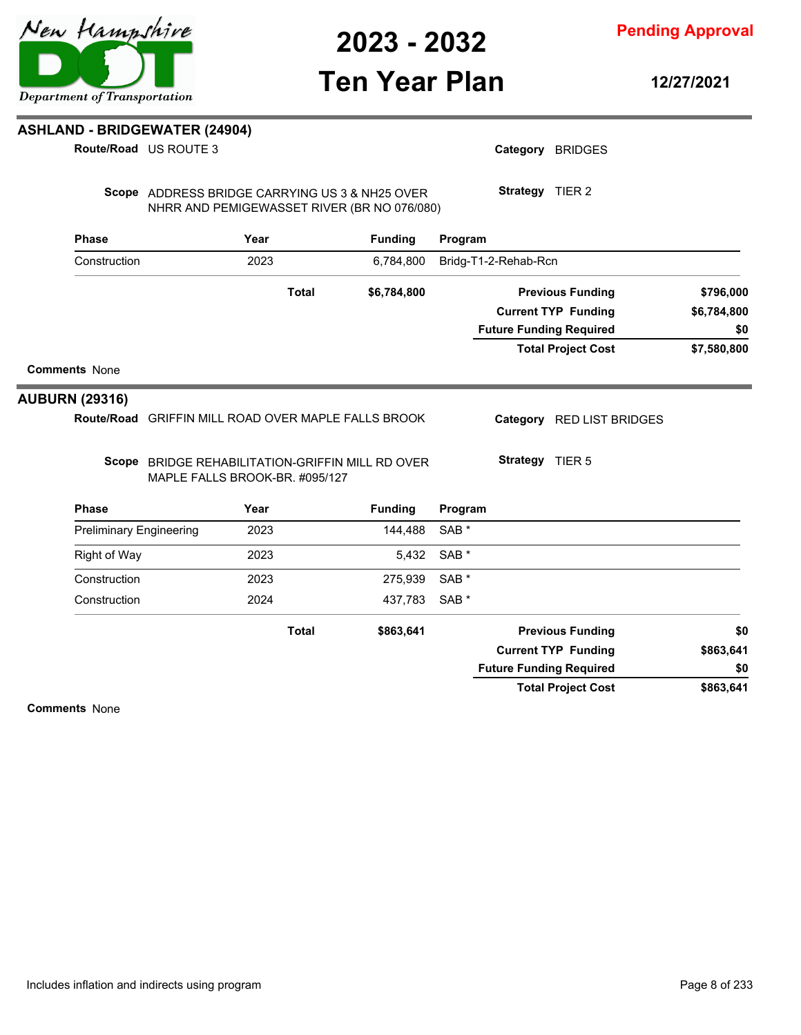## ASHLAND - BRIDGEWATER (24904)

**Route/Road** US ROUTE 3

**Category** BRIDGES

**Scope** ADDRESS BRIDGE CARRYING US 3 & NH25 OVER NHRR AND PEMIGEWASSET RIVER (BR NO 076/080)

**Strategy** TIER 2

| Phase | Year | Funding | Program |
|---|---|---|---|
| Construction | 2023 | 6,784,800 | Bridg-T1-2-Rehab-Rcn |
| | **Total** | **$6,784,800** | |

| | |
|---|---|
| **Previous Funding** | **$796,000** |
| **Current TYP Funding** | **$6,784,800** |
| **Future Funding Required** | **$0** |
| **Total Project Cost** | **$7,580,800** |

**Comments** None

## AUBURN (29316)

**Route/Road** GRIFFIN MILL ROAD OVER MAPLE FALLS BROOK

**Category** RED LIST BRIDGES

**Scope** BRIDGE REHABILITATION-GRIFFIN MILL RD OVER MAPLE FALLS BROOK-BR. #095/127

**Strategy** TIER 5

| Phase | Year | Funding | Program |
|---|---|---|---|
| Preliminary Engineering | 2023 | 144,488 | SAB * |
| Right of Way | 2023 | 5,432 | SAB * |
| Construction | 2023 | 275,939 | SAB * |
| Construction | 2024 | 437,783 | SAB * |
| | **Total** | **$863,641** | |

| | |
|---|---|
| **Previous Funding** | **$0** |
| **Current TYP Funding** | **$863,641** |
| **Future Funding Required** | **$0** |
| **Total Project Cost** | **$863,641** |

**Comments** None

Includes inflation and indirects using program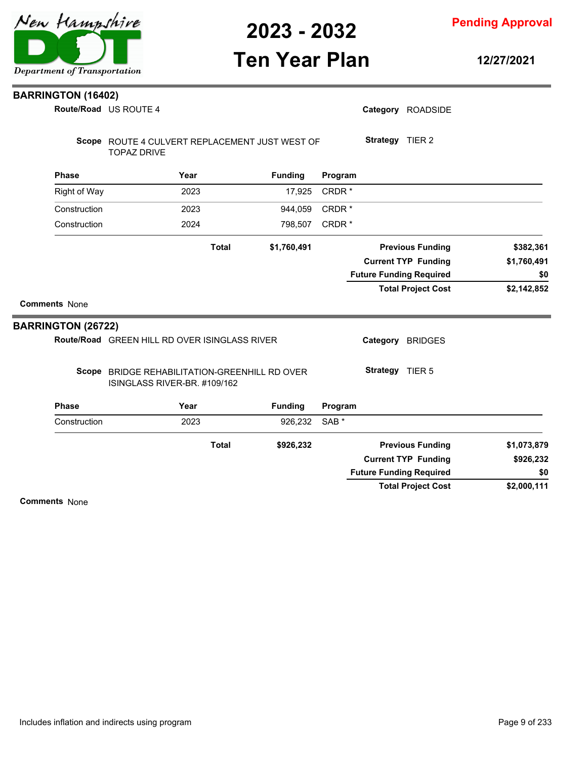## BARRINGTON (16402)

**Route/Road** US ROUTE 4

**Category** ROADSIDE

**Scope** ROUTE 4 CULVERT REPLACEMENT JUST WEST OF TOPAZ DRIVE

**Strategy** TIER 2

| Phase | Year | Funding | Program |
|---|---|---|---|
| Right of Way | 2023 | 17,925 | CRDR * |
| Construction | 2023 | 944,059 | CRDR * |
| Construction | 2024 | 798,507 | CRDR * |
| | **Total** | **$1,760,491** | |

| | |
|---|---|
| **Previous Funding** | **$382,361** |
| **Current TYP Funding** | **$1,760,491** |
| **Future Funding Required** | **$0** |
| **Total Project Cost** | **$2,142,852** |

**Comments** None

## BARRINGTON (26722)

**Route/Road** GREEN HILL RD OVER ISINGLASS RIVER

**Category** BRIDGES

**Scope** BRIDGE REHABILITATION-GREENHILL RD OVER ISINGLASS RIVER-BR. #109/162

**Strategy** TIER 5

| Phase | Year | Funding | Program |
|---|---|---|---|
| Construction | 2023 | 926,232 | SAB * |
| | **Total** | **$926,232** | |

| | |
|---|---|
| **Previous Funding** | **$1,073,879** |
| **Current TYP Funding** | **$926,232** |
| **Future Funding Required** | **$0** |
| **Total Project Cost** | **$2,000,111** |

**Comments** None

Includes inflation and indirects using program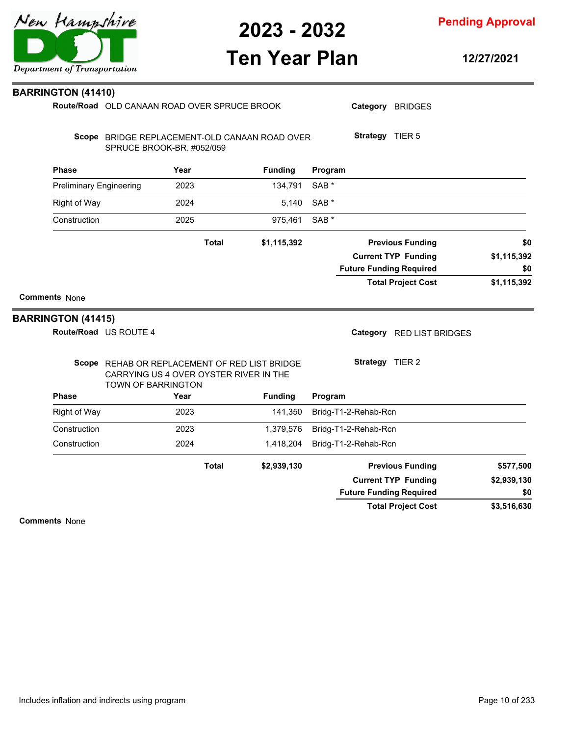# 2023 - 2032 Ten Year Plan

**Pending Approval**

**12/27/2021**

## BARRINGTON (41410)

**Route/Road** OLD CANAAN ROAD OVER SPRUCE BROOK

**Category** BRIDGES

**Scope** BRIDGE REPLACEMENT-OLD CANAAN ROAD OVER SPRUCE BROOK-BR. #052/059

**Strategy** TIER 5

| Phase | Year | Funding | Program |
|---|---|---|---|
| Preliminary Engineering | 2023 | 134,791 | SAB * |
| Right of Way | 2024 | 5,140 | SAB * |
| Construction | 2025 | 975,461 | SAB * |
| | **Total** | **$1,115,392** | |

| | |
|---|---|
| **Previous Funding** | **$0** |
| **Current TYP Funding** | **$1,115,392** |
| **Future Funding Required** | **$0** |
| **Total Project Cost** | **$1,115,392** |

**Comments** None

## BARRINGTON (41415)

**Route/Road** US ROUTE 4

**Category** RED LIST BRIDGES

**Scope** REHAB OR REPLACEMENT OF RED LIST BRIDGE CARRYING US 4 OVER OYSTER RIVER IN THE TOWN OF BARRINGTON

**Strategy** TIER 2

| Phase | Year | Funding | Program |
|---|---|---|---|
| Right of Way | 2023 | 141,350 | Bridg-T1-2-Rehab-Rcn |
| Construction | 2023 | 1,379,576 | Bridg-T1-2-Rehab-Rcn |
| Construction | 2024 | 1,418,204 | Bridg-T1-2-Rehab-Rcn |
| | **Total** | **$2,939,130** | |

| | |
|---|---|
| **Previous Funding** | **$577,500** |
| **Current TYP Funding** | **$2,939,130** |
| **Future Funding Required** | **$0** |
| **Total Project Cost** | **$3,516,630** |

**Comments** None

Includes inflation and indirects using program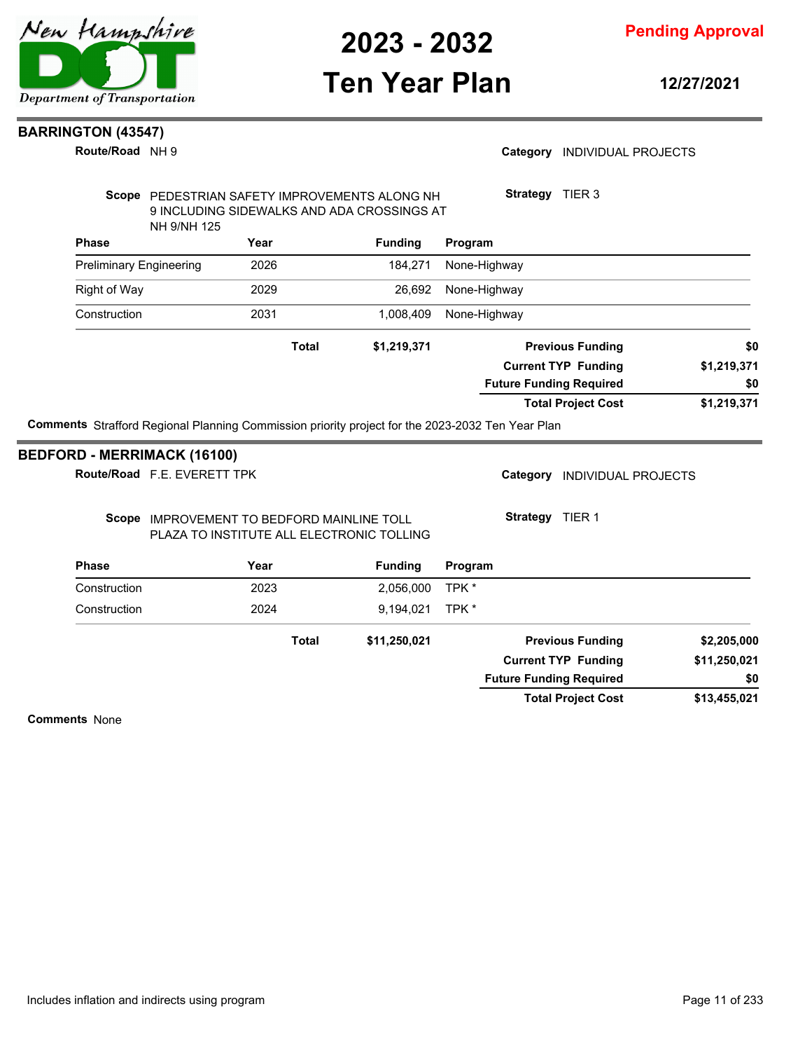## BARRINGTON (43547)

**Route/Road** NH 9

**Category** INDIVIDUAL PROJECTS

**Scope** PEDESTRIAN SAFETY IMPROVEMENTS ALONG NH 9 INCLUDING SIDEWALKS AND ADA CROSSINGS AT NH 9/NH 125

**Strategy** TIER 3

| Phase | Year | Funding | Program |
|---|---|---|---|
| Preliminary Engineering | 2026 | 184,271 | None-Highway |
| Right of Way | 2029 | 26,692 | None-Highway |
| Construction | 2031 | 1,008,409 | None-Highway |
| **Total** | | **$1,219,371** | |

| | |
|---|---|
| **Previous Funding** | **$0** |
| **Current TYP Funding** | **$1,219,371** |
| **Future Funding Required** | **$0** |
| **Total Project Cost** | **$1,219,371** |

**Comments** Strafford Regional Planning Commission priority project for the 2023-2032 Ten Year Plan

## BEDFORD - MERRIMACK (16100)

**Route/Road** F.E. EVERETT TPK

**Category** INDIVIDUAL PROJECTS

**Scope** IMPROVEMENT TO BEDFORD MAINLINE TOLL PLAZA TO INSTITUTE ALL ELECTRONIC TOLLING

**Strategy** TIER 1

| Phase | Year | Funding | Program |
|---|---|---|---|
| Construction | 2023 | 2,056,000 | TPK * |
| Construction | 2024 | 9,194,021 | TPK * |
| **Total** | | **$11,250,021** | |

| | |
|---|---|
| **Previous Funding** | **$2,205,000** |
| **Current TYP Funding** | **$11,250,021** |
| **Future Funding Required** | **$0** |
| **Total Project Cost** | **$13,455,021** |

**Comments** None

Includes inflation and indirects using program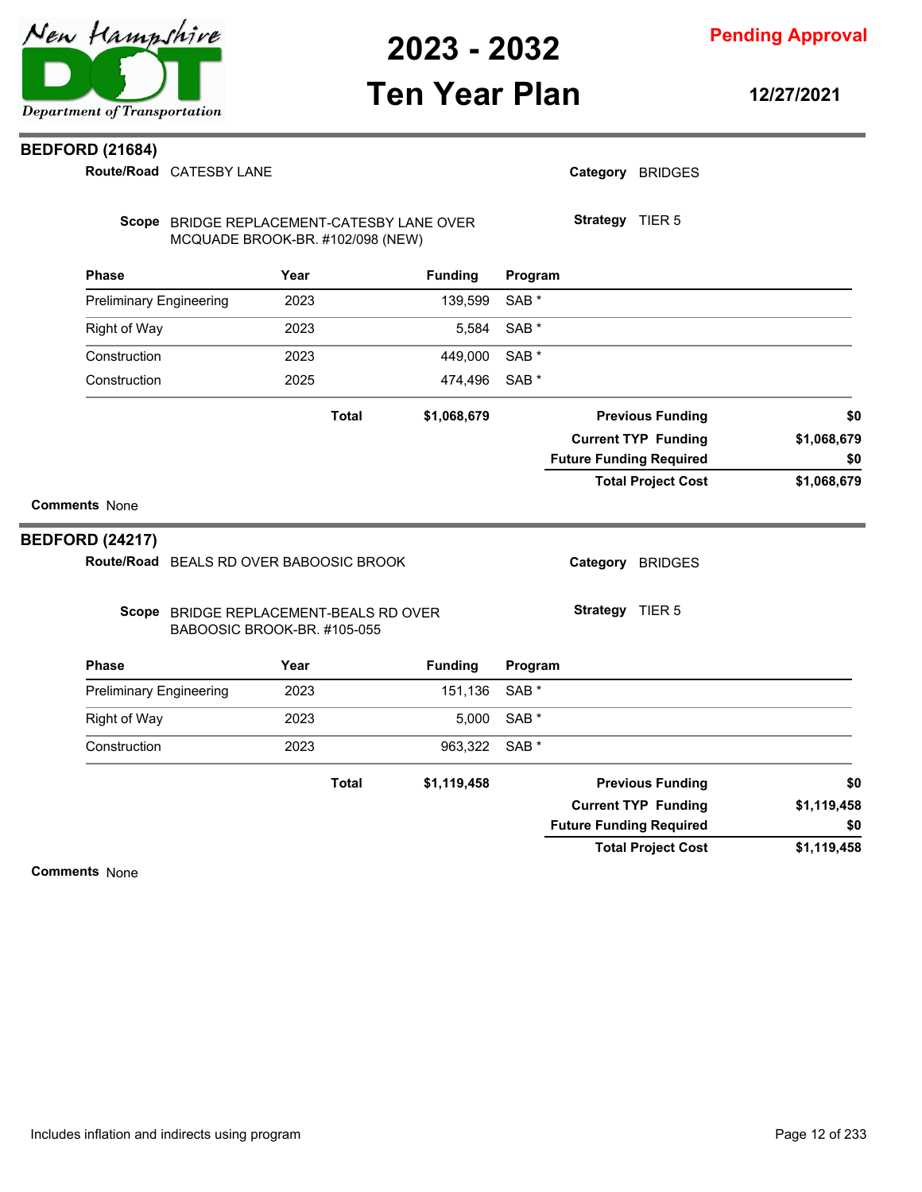## BEDFORD (21684)

**Route/Road** CATESBY LANE

**Category** BRIDGES

**Scope** BRIDGE REPLACEMENT-CATESBY LANE OVER MCQUADE BROOK-BR. #102/098 (NEW)

**Strategy** TIER 5

| Phase | Year | Funding | Program |
|---|---|---|---|
| Preliminary Engineering | 2023 | 139,599 | SAB * |
| Right of Way | 2023 | 5,584 | SAB * |
| Construction | 2023 | 449,000 | SAB * |
| Construction | 2025 | 474,496 | SAB * |
| | **Total** | **$1,068,679** | |

| | |
|---|---|
| **Previous Funding** | **$0** |
| **Current TYP Funding** | **$1,068,679** |
| **Future Funding Required** | **$0** |
| **Total Project Cost** | **$1,068,679** |

**Comments** None

## BEDFORD (24217)

**Route/Road** BEALS RD OVER BABOOSIC BROOK

**Category** BRIDGES

**Scope** BRIDGE REPLACEMENT-BEALS RD OVER BABOOSIC BROOK-BR. #105-055

**Strategy** TIER 5

| Phase | Year | Funding | Program |
|---|---|---|---|
| Preliminary Engineering | 2023 | 151,136 | SAB * |
| Right of Way | 2023 | 5,000 | SAB * |
| Construction | 2023 | 963,322 | SAB * |
| | **Total** | **$1,119,458** | |

| | |
|---|---|
| **Previous Funding** | **$0** |
| **Current TYP Funding** | **$1,119,458** |
| **Future Funding Required** | **$0** |
| **Total Project Cost** | **$1,119,458** |

**Comments** None

Includes inflation and indirects using program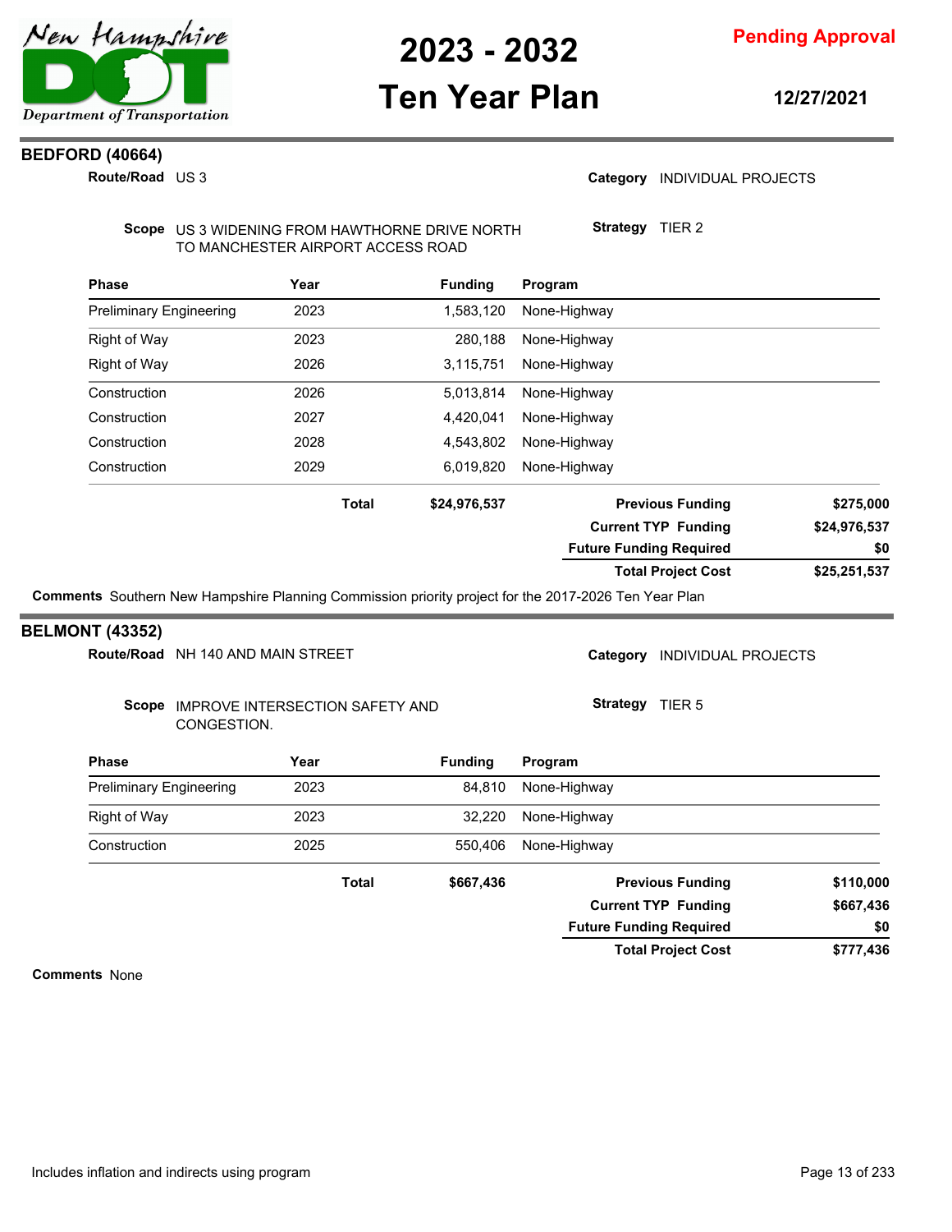## BEDFORD (40664)

**Route/Road** US 3

**Category** INDIVIDUAL PROJECTS

**Scope** US 3 WIDENING FROM HAWTHORNE DRIVE NORTH TO MANCHESTER AIRPORT ACCESS ROAD

**Strategy** TIER 2

| Phase | Year | Funding | Program |
|---|---|---|---|
| Preliminary Engineering | 2023 | 1,583,120 | None-Highway |
| Right of Way | 2023 | 280,188 | None-Highway |
| Right of Way | 2026 | 3,115,751 | None-Highway |
| Construction | 2026 | 5,013,814 | None-Highway |
| Construction | 2027 | 4,420,041 | None-Highway |
| Construction | 2028 | 4,543,802 | None-Highway |
| Construction | 2029 | 6,019,820 | None-Highway |
| | **Total** | **$24,976,537** | |

| | |
|---|---|
| **Previous Funding** | **$275,000** |
| **Current TYP Funding** | **$24,976,537** |
| **Future Funding Required** | **$0** |
| **Total Project Cost** | **$25,251,537** |

**Comments** Southern New Hampshire Planning Commission priority project for the 2017-2026 Ten Year Plan

## BELMONT (43352)

**Route/Road** NH 140 AND MAIN STREET

**Category** INDIVIDUAL PROJECTS

**Scope** IMPROVE INTERSECTION SAFETY AND CONGESTION.

**Strategy** TIER 5

| Phase | Year | Funding | Program |
|---|---|---|---|
| Preliminary Engineering | 2023 | 84,810 | None-Highway |
| Right of Way | 2023 | 32,220 | None-Highway |
| Construction | 2025 | 550,406 | None-Highway |
| | **Total** | **$667,436** | |

| | |
|---|---|
| **Previous Funding** | **$110,000** |
| **Current TYP Funding** | **$667,436** |
| **Future Funding Required** | **$0** |
| **Total Project Cost** | **$777,436** |

**Comments** None

Includes inflation and indirects using program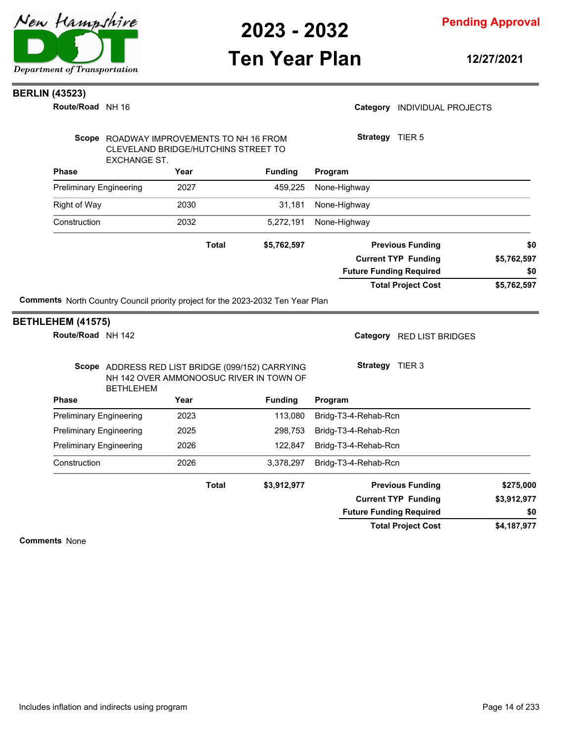**Pending Approval**

# 2023 - 2032 Ten Year Plan

**12/27/2021**

## BERLIN (43523)

**Route/Road** NH 16

**Category** INDIVIDUAL PROJECTS

**Scope** ROADWAY IMPROVEMENTS TO NH 16 FROM CLEVELAND BRIDGE/HUTCHINS STREET TO EXCHANGE ST.

**Strategy** TIER 5

| Phase | Year | Funding | Program |
|---|---|---|---|
| Preliminary Engineering | 2027 | 459,225 | None-Highway |
| Right of Way | 2030 | 31,181 | None-Highway |
| Construction | 2032 | 5,272,191 | None-Highway |
| **Total** | | **$5,762,597** | |

| | |
|---|---|
| **Previous Funding** | **$0** |
| **Current TYP Funding** | **$5,762,597** |
| **Future Funding Required** | **$0** |
| **Total Project Cost** | **$5,762,597** |

**Comments** North Country Council priority project for the 2023-2032 Ten Year Plan

## BETHLEHEM (41575)

**Route/Road** NH 142

**Category** RED LIST BRIDGES

**Scope** ADDRESS RED LIST BRIDGE (099/152) CARRYING NH 142 OVER AMMONOOSUC RIVER IN TOWN OF BETHLEHEM

**Strategy** TIER 3

| Phase | Year | Funding | Program |
|---|---|---|---|
| Preliminary Engineering | 2023 | 113,080 | Bridg-T3-4-Rehab-Rcn |
| Preliminary Engineering | 2025 | 298,753 | Bridg-T3-4-Rehab-Rcn |
| Preliminary Engineering | 2026 | 122,847 | Bridg-T3-4-Rehab-Rcn |
| Construction | 2026 | 3,378,297 | Bridg-T3-4-Rehab-Rcn |
| **Total** | | **$3,912,977** | |

| | |
|---|---|
| **Previous Funding** | **$275,000** |
| **Current TYP Funding** | **$3,912,977** |
| **Future Funding Required** | **$0** |
| **Total Project Cost** | **$4,187,977** |

**Comments** None

Includes inflation and indirects using program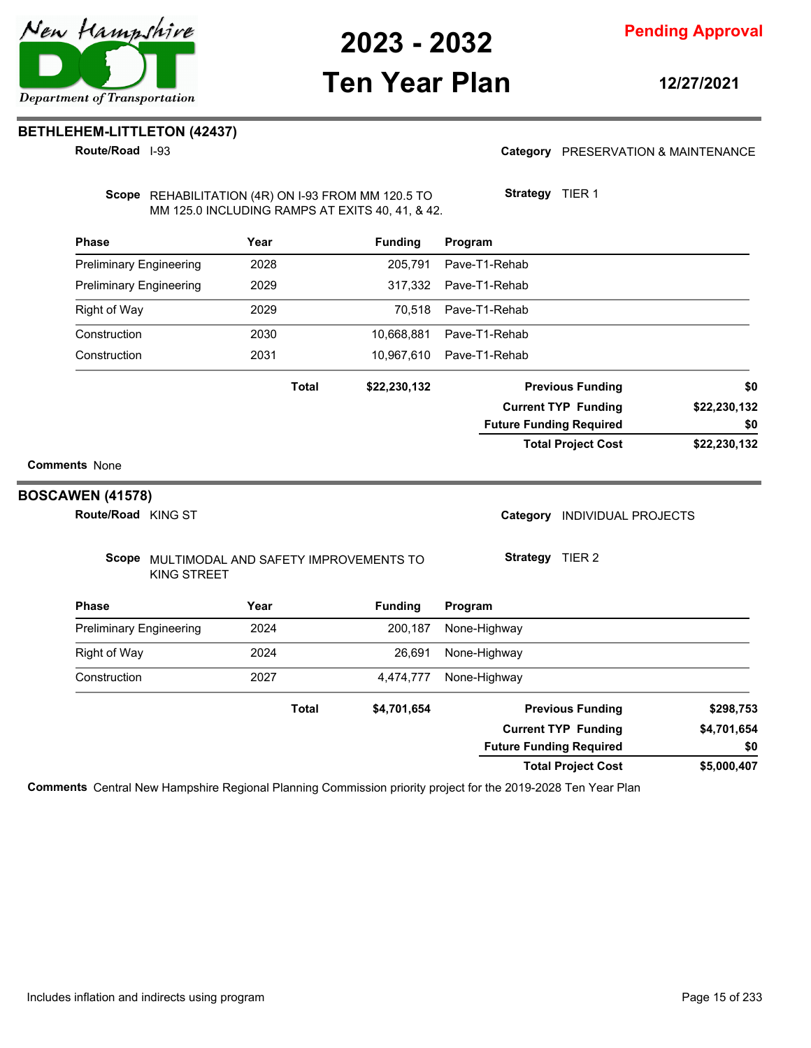## BETHLEHEM-LITTLETON (42437)

**Route/Road** I-93

**Category** PRESERVATION & MAINTENANCE

**Scope** REHABILITATION (4R) ON I-93 FROM MM 120.5 TO MM 125.0 INCLUDING RAMPS AT EXITS 40, 41, & 42.

**Strategy** TIER 1

| Phase | Year | Funding | Program |
|---|---|---|---|
| Preliminary Engineering | 2028 | 205,791 | Pave-T1-Rehab |
| Preliminary Engineering | 2029 | 317,332 | Pave-T1-Rehab |
| Right of Way | 2029 | 70,518 | Pave-T1-Rehab |
| Construction | 2030 | 10,668,881 | Pave-T1-Rehab |
| Construction | 2031 | 10,967,610 | Pave-T1-Rehab |
| | **Total** | **$22,230,132** | |

| | |
|---|---|
| **Previous Funding** | **$0** |
| **Current TYP Funding** | **$22,230,132** |
| **Future Funding Required** | **$0** |
| **Total Project Cost** | **$22,230,132** |

**Comments** None

## BOSCAWEN (41578)

**Route/Road** KING ST

**Category** INDIVIDUAL PROJECTS

**Scope** MULTIMODAL AND SAFETY IMPROVEMENTS TO KING STREET

**Strategy** TIER 2

| Phase | Year | Funding | Program |
|---|---|---|---|
| Preliminary Engineering | 2024 | 200,187 | None-Highway |
| Right of Way | 2024 | 26,691 | None-Highway |
| Construction | 2027 | 4,474,777 | None-Highway |
| | **Total** | **$4,701,654** | |

| | |
|---|---|
| **Previous Funding** | **$298,753** |
| **Current TYP Funding** | **$4,701,654** |
| **Future Funding Required** | **$0** |
| **Total Project Cost** | **$5,000,407** |

**Comments** Central New Hampshire Regional Planning Commission priority project for the 2019-2028 Ten Year Plan

Includes inflation and indirects using program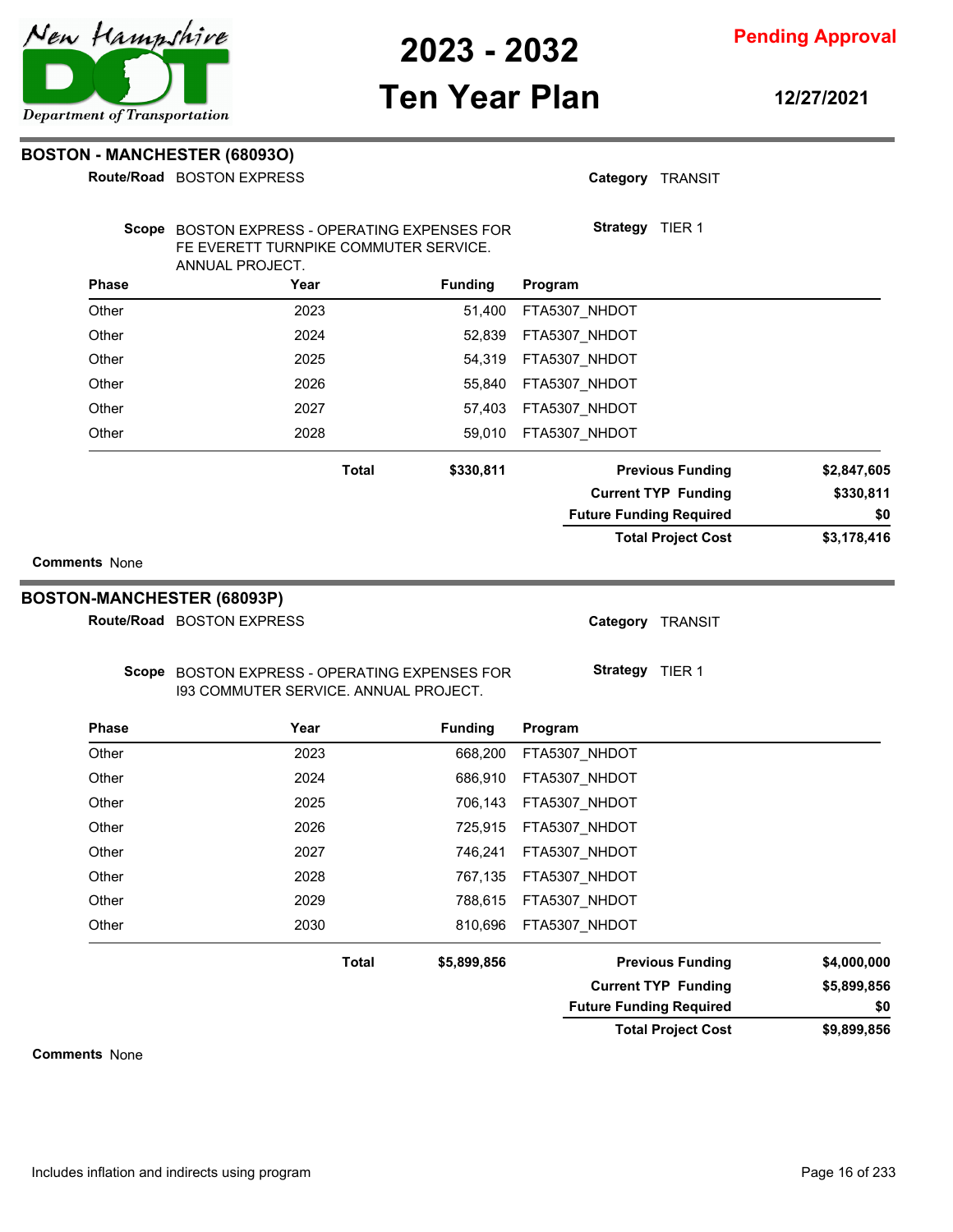## BOSTON - MANCHESTER (68093O)

**Route/Road** BOSTON EXPRESS

**Category** TRANSIT

**Scope** BOSTON EXPRESS - OPERATING EXPENSES FOR FE EVERETT TURNPIKE COMMUTER SERVICE. ANNUAL PROJECT.

**Strategy** TIER 1

| Phase | Year | Funding | Program |
|---|---|---|---|
| Other | 2023 | 51,400 | FTA5307_NHDOT |
| Other | 2024 | 52,839 | FTA5307_NHDOT |
| Other | 2025 | 54,319 | FTA5307_NHDOT |
| Other | 2026 | 55,840 | FTA5307_NHDOT |
| Other | 2027 | 57,403 | FTA5307_NHDOT |
| Other | 2028 | 59,010 | FTA5307_NHDOT |
| | **Total** | **$330,811** | |

| | |
|---|---|
| **Previous Funding** | **$2,847,605** |
| **Current TYP Funding** | **$330,811** |
| **Future Funding Required** | **$0** |
| **Total Project Cost** | **$3,178,416** |

**Comments** None

## BOSTON-MANCHESTER (68093P)

**Route/Road** BOSTON EXPRESS

**Category** TRANSIT

**Scope** BOSTON EXPRESS - OPERATING EXPENSES FOR I93 COMMUTER SERVICE. ANNUAL PROJECT.

**Strategy** TIER 1

| Phase | Year | Funding | Program |
|---|---|---|---|
| Other | 2023 | 668,200 | FTA5307_NHDOT |
| Other | 2024 | 686,910 | FTA5307_NHDOT |
| Other | 2025 | 706,143 | FTA5307_NHDOT |
| Other | 2026 | 725,915 | FTA5307_NHDOT |
| Other | 2027 | 746,241 | FTA5307_NHDOT |
| Other | 2028 | 767,135 | FTA5307_NHDOT |
| Other | 2029 | 788,615 | FTA5307_NHDOT |
| Other | 2030 | 810,696 | FTA5307_NHDOT |
| | **Total** | **$5,899,856** | |

| | |
|---|---|
| **Previous Funding** | **$4,000,000** |
| **Current TYP Funding** | **$5,899,856** |
| **Future Funding Required** | **$0** |
| **Total Project Cost** | **$9,899,856** |

**Comments** None

Includes inflation and indirects using program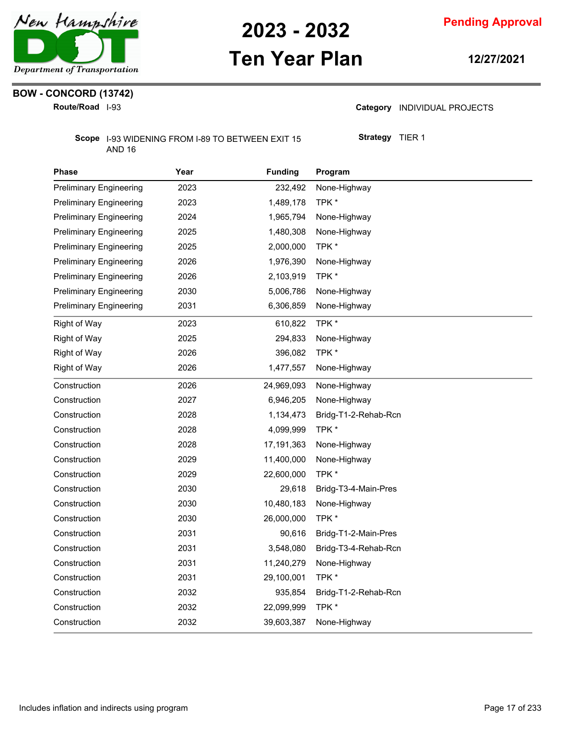# 2023 - 2032 Ten Year Plan

**Pending Approval**

**12/27/2021**

## BOW - CONCORD (13742)

**Route/Road** I-93

**Category** INDIVIDUAL PROJECTS

**Scope** I-93 WIDENING FROM I-89 TO BETWEEN EXIT 15 AND 16

**Strategy** TIER 1

| Phase | Year | Funding | Program |
|---|---|---|---|
| Preliminary Engineering | 2023 | 232,492 | None-Highway |
| Preliminary Engineering | 2023 | 1,489,178 | TPK * |
| Preliminary Engineering | 2024 | 1,965,794 | None-Highway |
| Preliminary Engineering | 2025 | 1,480,308 | None-Highway |
| Preliminary Engineering | 2025 | 2,000,000 | TPK * |
| Preliminary Engineering | 2026 | 1,976,390 | None-Highway |
| Preliminary Engineering | 2026 | 2,103,919 | TPK * |
| Preliminary Engineering | 2030 | 5,006,786 | None-Highway |
| Preliminary Engineering | 2031 | 6,306,859 | None-Highway |
| Right of Way | 2023 | 610,822 | TPK * |
| Right of Way | 2025 | 294,833 | None-Highway |
| Right of Way | 2026 | 396,082 | TPK * |
| Right of Way | 2026 | 1,477,557 | None-Highway |
| Construction | 2026 | 24,969,093 | None-Highway |
| Construction | 2027 | 6,946,205 | None-Highway |
| Construction | 2028 | 1,134,473 | Bridg-T1-2-Rehab-Rcn |
| Construction | 2028 | 4,099,999 | TPK * |
| Construction | 2028 | 17,191,363 | None-Highway |
| Construction | 2029 | 11,400,000 | None-Highway |
| Construction | 2029 | 22,600,000 | TPK * |
| Construction | 2030 | 29,618 | Bridg-T3-4-Main-Pres |
| Construction | 2030 | 10,480,183 | None-Highway |
| Construction | 2030 | 26,000,000 | TPK * |
| Construction | 2031 | 90,616 | Bridg-T1-2-Main-Pres |
| Construction | 2031 | 3,548,080 | Bridg-T3-4-Rehab-Rcn |
| Construction | 2031 | 11,240,279 | None-Highway |
| Construction | 2031 | 29,100,001 | TPK * |
| Construction | 2032 | 935,854 | Bridg-T1-2-Rehab-Rcn |
| Construction | 2032 | 22,099,999 | TPK * |
| Construction | 2032 | 39,603,387 | None-Highway |

Includes inflation and indirects using program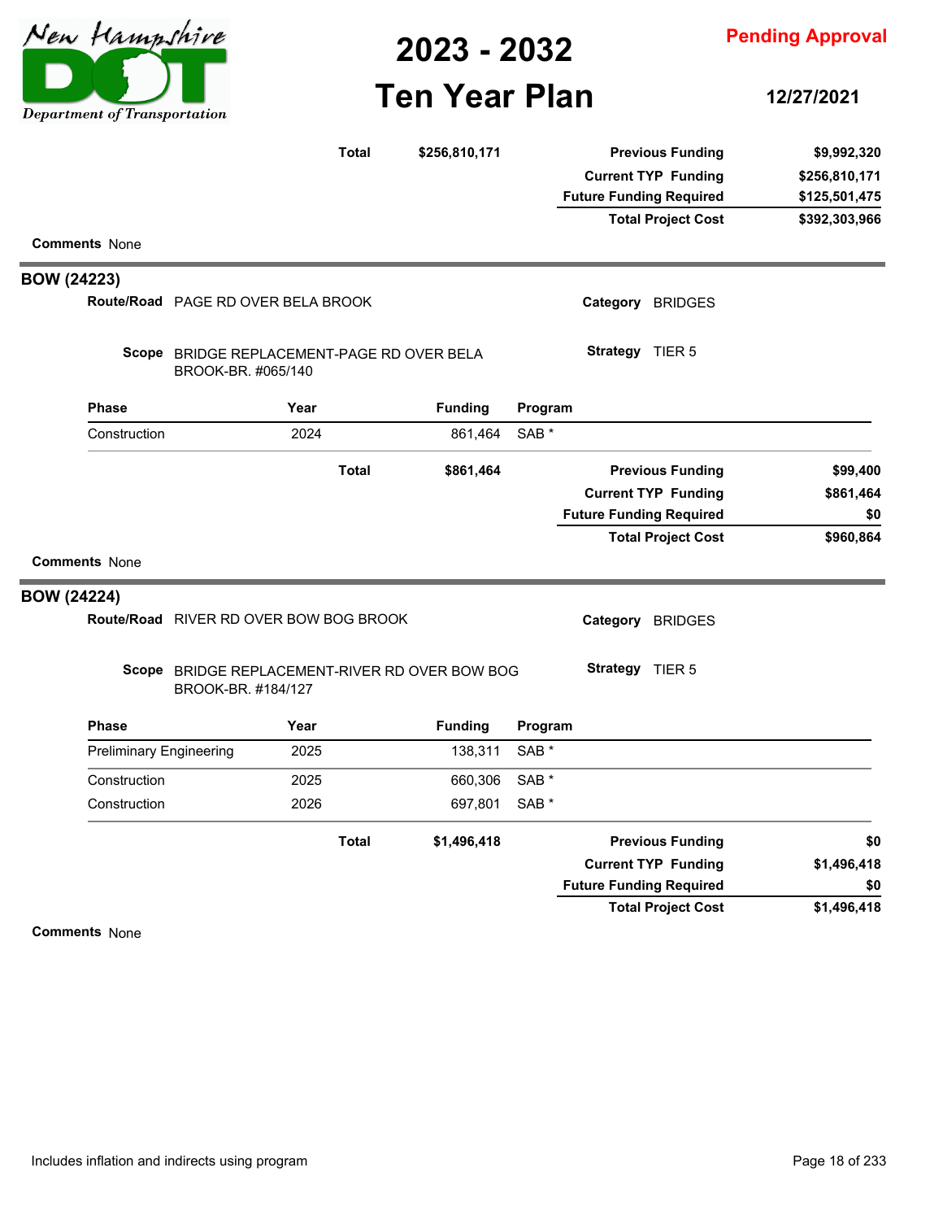| | | Total | $256,810,171 | Previous Funding | $9,992,320 |
|---|---|---|---|---|---|
| | | | | Current TYP Funding | $256,810,171 |
| | | | | Future Funding Required | $125,501,475 |
| | | | | Total Project Cost | $392,303,966 |

**Comments** None

## BOW (24223)

**Route/Road** PAGE RD OVER BELA BROOK

**Category** BRIDGES

**Scope** BRIDGE REPLACEMENT-PAGE RD OVER BELA BROOK-BR. #065/140

**Strategy** TIER 5

| Phase | Year | Funding | Program |
|---|---|---|---|
| Construction | 2024 | 861,464 | SAB * |

| | Total | $861,464 | Previous Funding | $99,400 |
|---|---|---|---|---|
| | | | Current TYP Funding | $861,464 |
| | | | Future Funding Required | $0 |
| | | | Total Project Cost | $960,864 |

**Comments** None

## BOW (24224)

**Route/Road** RIVER RD OVER BOW BOG BROOK

**Category** BRIDGES

**Scope** BRIDGE REPLACEMENT-RIVER RD OVER BOW BOG BROOK-BR. #184/127

**Strategy** TIER 5

| Phase | Year | Funding | Program |
|---|---|---|---|
| Preliminary Engineering | 2025 | 138,311 | SAB * |
| Construction | 2025 | 660,306 | SAB * |
| Construction | 2026 | 697,801 | SAB * |

| | Total | $1,496,418 | Previous Funding | $0 |
|---|---|---|---|---|
| | | | Current TYP Funding | $1,496,418 |
| | | | Future Funding Required | $0 |
| | | | Total Project Cost | $1,496,418 |

**Comments** None

Includes inflation and indirects using program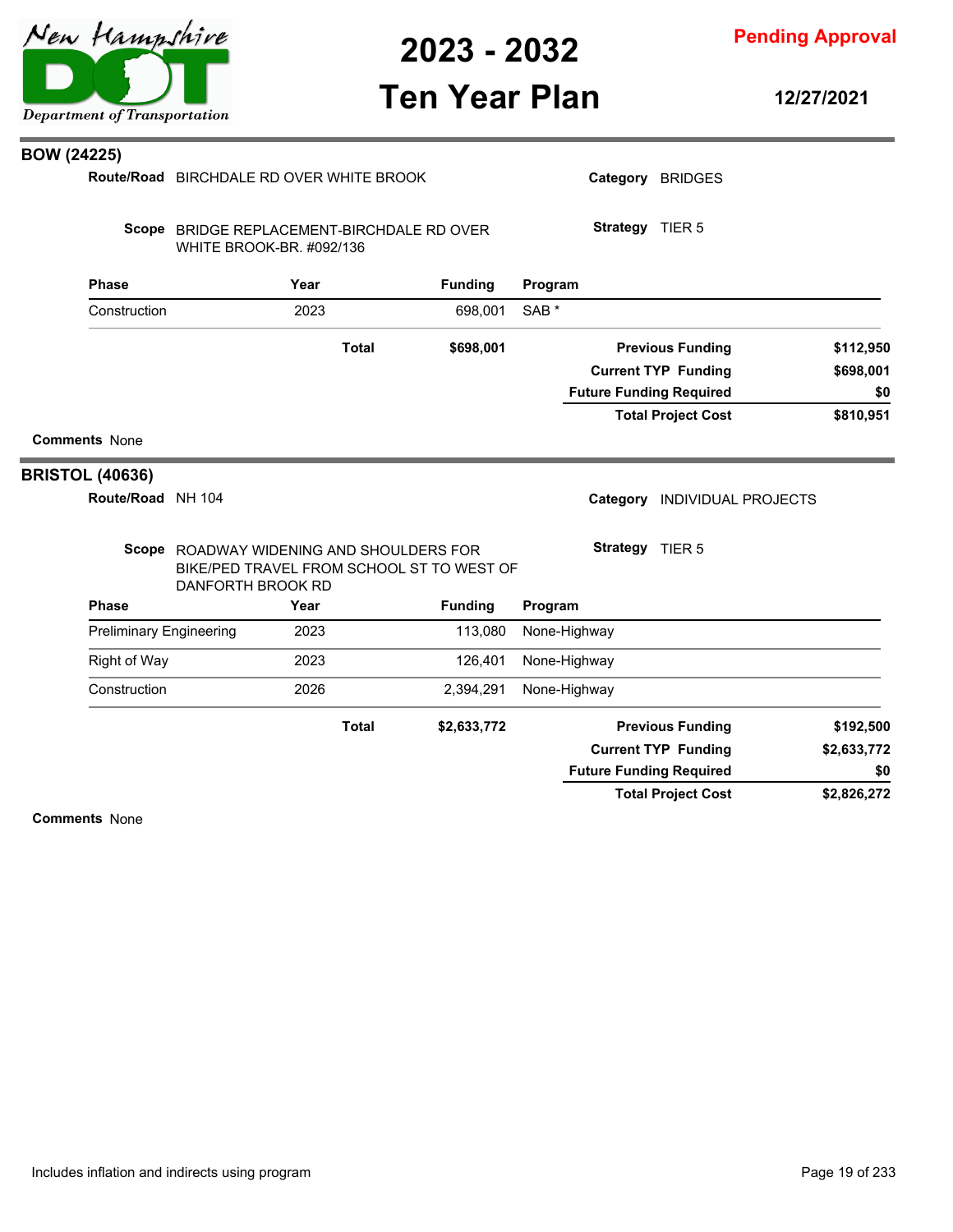## BOW (24225)

**Route/Road** BIRCHDALE RD OVER WHITE BROOK

**Category** BRIDGES

**Scope** BRIDGE REPLACEMENT-BIRCHDALE RD OVER WHITE BROOK-BR. #092/136

**Strategy** TIER 5

| Phase | Year | Funding | Program |
|---|---|---|---|
| Construction | 2023 | 698,001 | SAB * |
| | **Total** | **$698,001** | |

| | |
|---|---|
| **Previous Funding** | **$112,950** |
| **Current TYP Funding** | **$698,001** |
| **Future Funding Required** | **$0** |
| **Total Project Cost** | **$810,951** |

**Comments** None

## BRISTOL (40636)

**Route/Road** NH 104

**Category** INDIVIDUAL PROJECTS

**Scope** ROADWAY WIDENING AND SHOULDERS FOR BIKE/PED TRAVEL FROM SCHOOL ST TO WEST OF DANFORTH BROOK RD

**Strategy** TIER 5

| Phase | Year | Funding | Program |
|---|---|---|---|
| Preliminary Engineering | 2023 | 113,080 | None-Highway |
| Right of Way | 2023 | 126,401 | None-Highway |
| Construction | 2026 | 2,394,291 | None-Highway |
| | **Total** | **$2,633,772** | |

| | |
|---|---|
| **Previous Funding** | **$192,500** |
| **Current TYP Funding** | **$2,633,772** |
| **Future Funding Required** | **$0** |
| **Total Project Cost** | **$2,826,272** |

**Comments** None

Includes inflation and indirects using program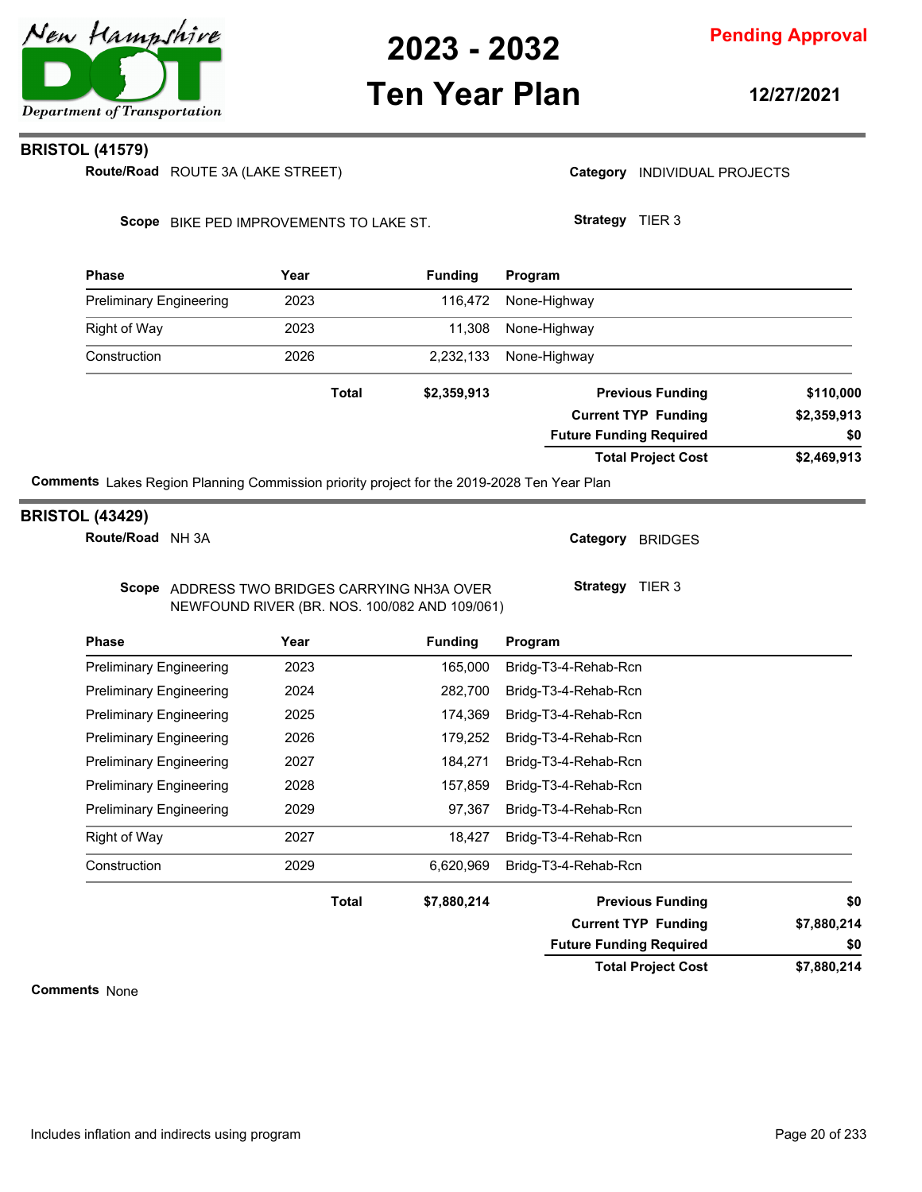## BRISTOL (41579)

**Route/Road** ROUTE 3A (LAKE STREET)

**Category** INDIVIDUAL PROJECTS

**Scope** BIKE PED IMPROVEMENTS TO LAKE ST.

**Strategy** TIER 3

| Phase | Year | Funding | Program |
|---|---|---|---|
| Preliminary Engineering | 2023 | 116,472 | None-Highway |
| Right of Way | 2023 | 11,308 | None-Highway |
| Construction | 2026 | 2,232,133 | None-Highway |
| | **Total** | **$2,359,913** | |

| | |
|---|---|
| **Previous Funding** | **$110,000** |
| **Current TYP Funding** | **$2,359,913** |
| **Future Funding Required** | **$0** |
| **Total Project Cost** | **$2,469,913** |

**Comments** Lakes Region Planning Commission priority project for the 2019-2028 Ten Year Plan

## BRISTOL (43429)

**Route/Road** NH 3A

**Category** BRIDGES

**Scope** ADDRESS TWO BRIDGES CARRYING NH3A OVER NEWFOUND RIVER (BR. NOS. 100/082 AND 109/061)

**Strategy** TIER 3

| Phase | Year | Funding | Program |
|---|---|---|---|
| Preliminary Engineering | 2023 | 165,000 | Bridg-T3-4-Rehab-Rcn |
| Preliminary Engineering | 2024 | 282,700 | Bridg-T3-4-Rehab-Rcn |
| Preliminary Engineering | 2025 | 174,369 | Bridg-T3-4-Rehab-Rcn |
| Preliminary Engineering | 2026 | 179,252 | Bridg-T3-4-Rehab-Rcn |
| Preliminary Engineering | 2027 | 184,271 | Bridg-T3-4-Rehab-Rcn |
| Preliminary Engineering | 2028 | 157,859 | Bridg-T3-4-Rehab-Rcn |
| Preliminary Engineering | 2029 | 97,367 | Bridg-T3-4-Rehab-Rcn |
| Right of Way | 2027 | 18,427 | Bridg-T3-4-Rehab-Rcn |
| Construction | 2029 | 6,620,969 | Bridg-T3-4-Rehab-Rcn |
| | **Total** | **$7,880,214** | |

| | |
|---|---|
| **Previous Funding** | **$0** |
| **Current TYP Funding** | **$7,880,214** |
| **Future Funding Required** | **$0** |
| **Total Project Cost** | **$7,880,214** |

**Comments** None

Includes inflation and indirects using program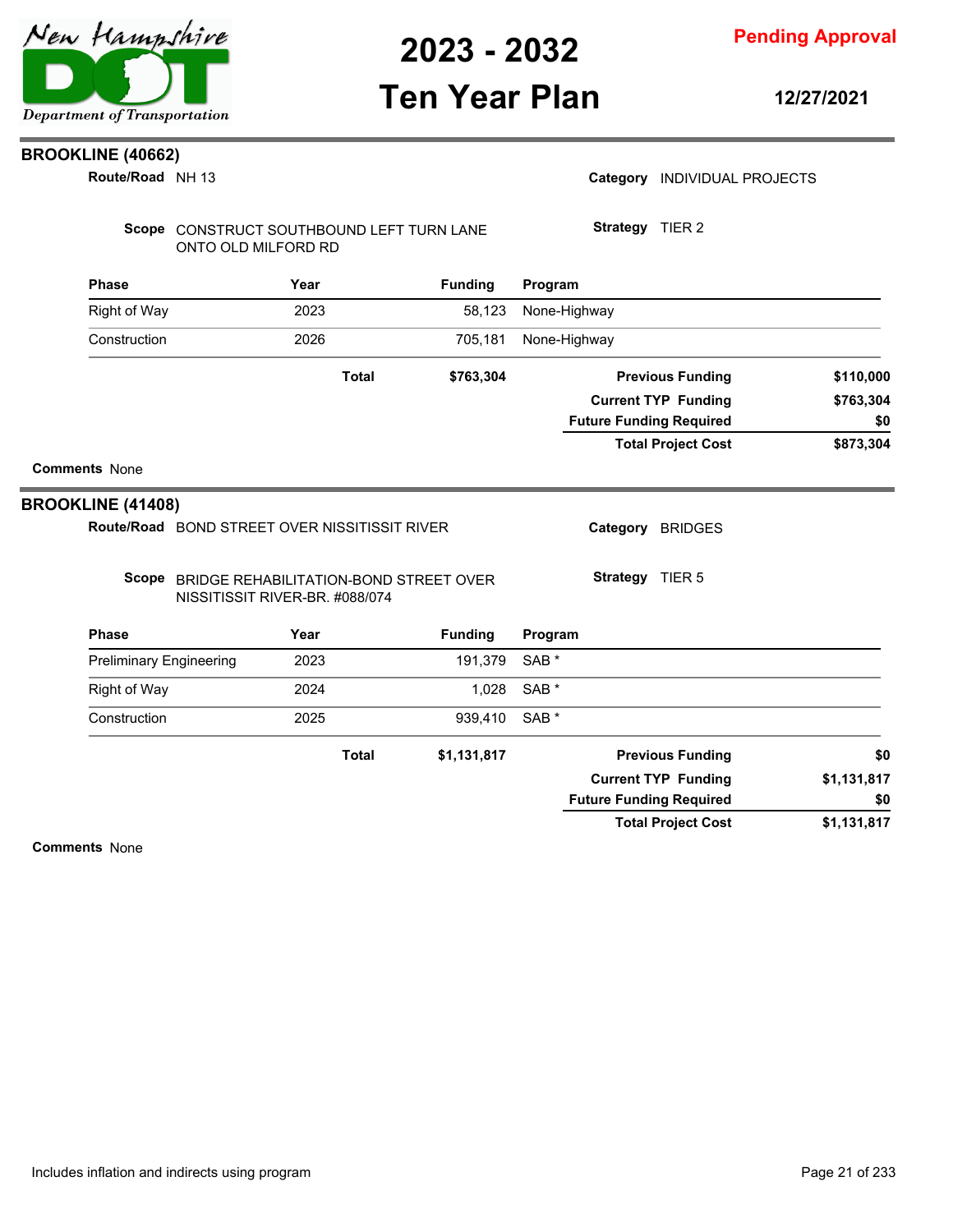## BROOKLINE (40662)

**Route/Road** NH 13

**Category** INDIVIDUAL PROJECTS

**Scope** CONSTRUCT SOUTHBOUND LEFT TURN LANE ONTO OLD MILFORD RD

**Strategy** TIER 2

| Phase | Year | Funding | Program |
|---|---|---|---|
| Right of Way | 2023 | 58,123 | None-Highway |
| Construction | 2026 | 705,181 | None-Highway |
| | **Total** | **$763,304** | |

| | |
|---|---|
| **Previous Funding** | **$110,000** |
| **Current TYP Funding** | **$763,304** |
| **Future Funding Required** | **$0** |
| **Total Project Cost** | **$873,304** |

**Comments** None

## BROOKLINE (41408)

**Route/Road** BOND STREET OVER NISSITISSIT RIVER

**Category** BRIDGES

**Scope** BRIDGE REHABILITATION-BOND STREET OVER NISSITISSIT RIVER-BR. #088/074

**Strategy** TIER 5

| Phase | Year | Funding | Program |
|---|---|---|---|
| Preliminary Engineering | 2023 | 191,379 | SAB * |
| Right of Way | 2024 | 1,028 | SAB * |
| Construction | 2025 | 939,410 | SAB * |
| | **Total** | **$1,131,817** | |

| | |
|---|---|
| **Previous Funding** | **$0** |
| **Current TYP Funding** | **$1,131,817** |
| **Future Funding Required** | **$0** |
| **Total Project Cost** | **$1,131,817** |

**Comments** None

Includes inflation and indirects using program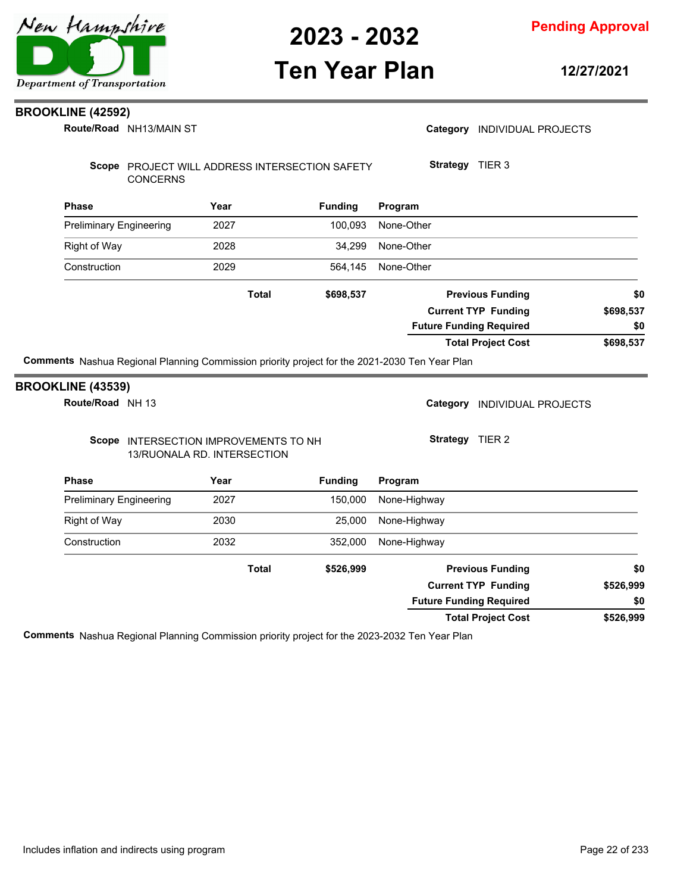## BROOKLINE (42592)

**Route/Road** NH13/MAIN ST

**Category** INDIVIDUAL PROJECTS

**Scope** PROJECT WILL ADDRESS INTERSECTION SAFETY CONCERNS

**Strategy** TIER 3

| Phase | Year | Funding | Program |
|---|---|---|---|
| Preliminary Engineering | 2027 | 100,093 | None-Other |
| Right of Way | 2028 | 34,299 | None-Other |
| Construction | 2029 | 564,145 | None-Other |
| | **Total** | **$698,537** | |

| | |
|---|---|
| **Previous Funding** | **$0** |
| **Current TYP Funding** | **$698,537** |
| **Future Funding Required** | **$0** |
| **Total Project Cost** | **$698,537** |

**Comments** Nashua Regional Planning Commission priority project for the 2021-2030 Ten Year Plan

## BROOKLINE (43539)

**Route/Road** NH 13

**Category** INDIVIDUAL PROJECTS

**Scope** INTERSECTION IMPROVEMENTS TO NH 13/RUONALA RD. INTERSECTION

**Strategy** TIER 2

| Phase | Year | Funding | Program |
|---|---|---|---|
| Preliminary Engineering | 2027 | 150,000 | None-Highway |
| Right of Way | 2030 | 25,000 | None-Highway |
| Construction | 2032 | 352,000 | None-Highway |
| | **Total** | **$526,999** | |

| | |
|---|---|
| **Previous Funding** | **$0** |
| **Current TYP Funding** | **$526,999** |
| **Future Funding Required** | **$0** |
| **Total Project Cost** | **$526,999** |

**Comments** Nashua Regional Planning Commission priority project for the 2023-2032 Ten Year Plan

Includes inflation and indirects using program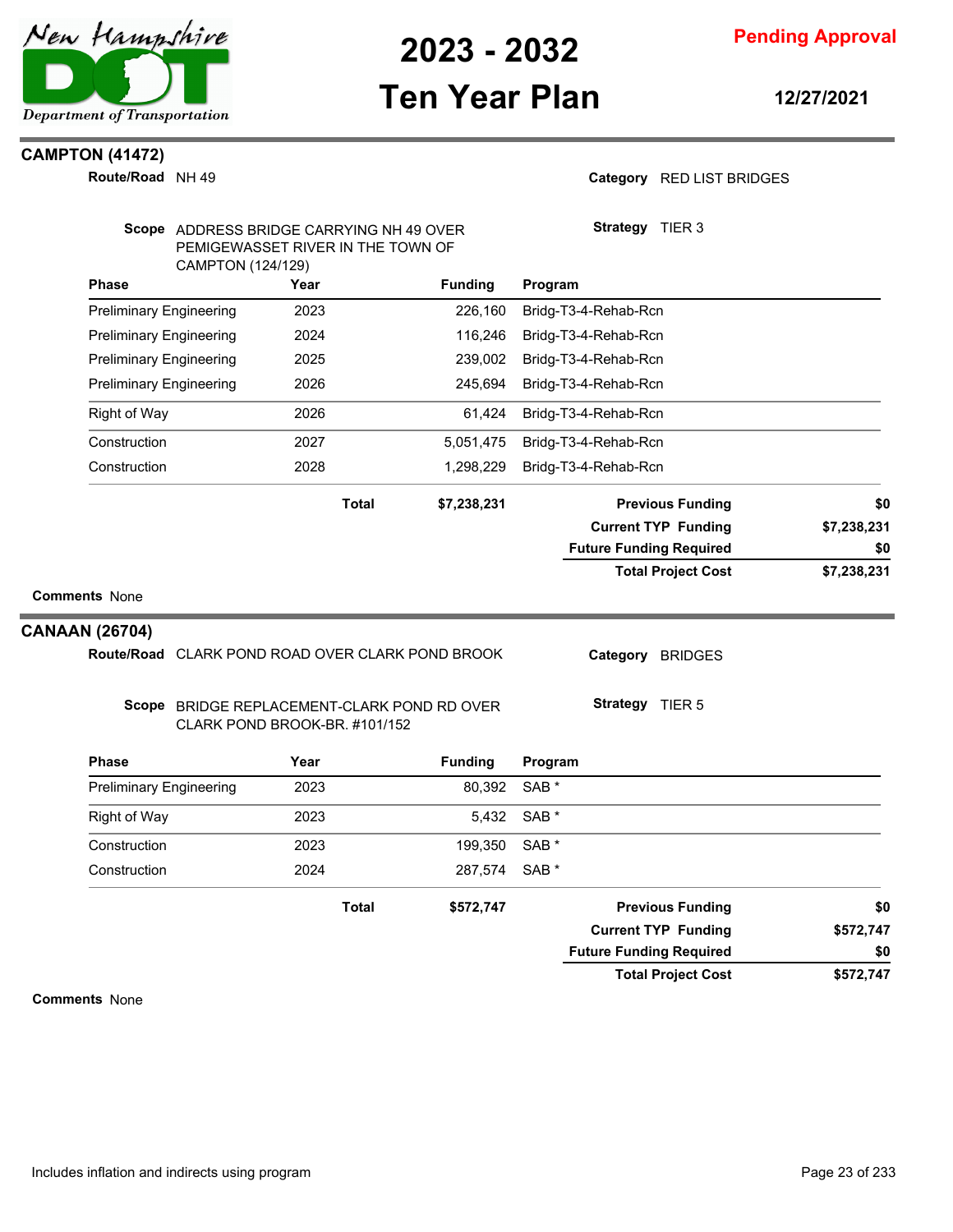## CAMPTON (41472)

**Route/Road** NH 49

**Category** RED LIST BRIDGES

**Scope** ADDRESS BRIDGE CARRYING NH 49 OVER PEMIGEWASSET RIVER IN THE TOWN OF CAMPTON (124/129)

**Strategy** TIER 3

| Phase | Year | Funding | Program |
|---|---|---|---|
| Preliminary Engineering | 2023 | 226,160 | Bridg-T3-4-Rehab-Rcn |
| Preliminary Engineering | 2024 | 116,246 | Bridg-T3-4-Rehab-Rcn |
| Preliminary Engineering | 2025 | 239,002 | Bridg-T3-4-Rehab-Rcn |
| Preliminary Engineering | 2026 | 245,694 | Bridg-T3-4-Rehab-Rcn |
| Right of Way | 2026 | 61,424 | Bridg-T3-4-Rehab-Rcn |
| Construction | 2027 | 5,051,475 | Bridg-T3-4-Rehab-Rcn |
| Construction | 2028 | 1,298,229 | Bridg-T3-4-Rehab-Rcn |
| | **Total** | **$7,238,231** | |

| | |
|---|---|
| **Previous Funding** | **$0** |
| **Current TYP Funding** | **$7,238,231** |
| **Future Funding Required** | **$0** |
| **Total Project Cost** | **$7,238,231** |

**Comments** None

## CANAAN (26704)

**Route/Road** CLARK POND ROAD OVER CLARK POND BROOK

**Category** BRIDGES

**Scope** BRIDGE REPLACEMENT-CLARK POND RD OVER CLARK POND BROOK-BR. #101/152

**Strategy** TIER 5

| Phase | Year | Funding | Program |
|---|---|---|---|
| Preliminary Engineering | 2023 | 80,392 | SAB * |
| Right of Way | 2023 | 5,432 | SAB * |
| Construction | 2023 | 199,350 | SAB * |
| Construction | 2024 | 287,574 | SAB * |
| | **Total** | **$572,747** | |

| | |
|---|---|
| **Previous Funding** | **$0** |
| **Current TYP Funding** | **$572,747** |
| **Future Funding Required** | **$0** |
| **Total Project Cost** | **$572,747** |

**Comments** None

Includes inflation and indirects using program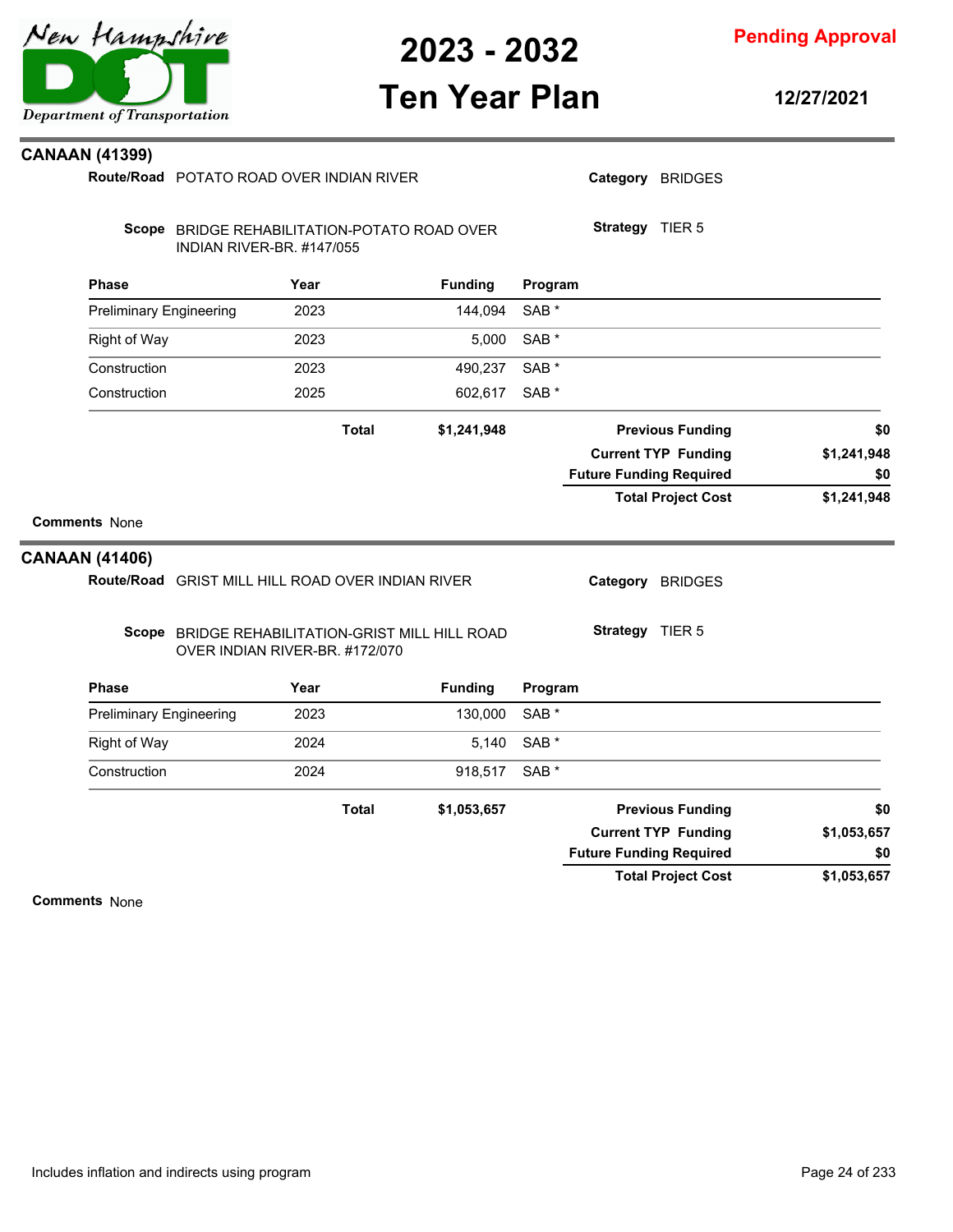## CANAAN (41399)

**Route/Road** POTATO ROAD OVER INDIAN RIVER

**Category** BRIDGES

**Scope** BRIDGE REHABILITATION-POTATO ROAD OVER INDIAN RIVER-BR. #147/055

**Strategy** TIER 5

| Phase | Year | Funding | Program |
|---|---|---|---|
| Preliminary Engineering | 2023 | 144,094 | SAB * |
| Right of Way | 2023 | 5,000 | SAB * |
| Construction | 2023 | 490,237 | SAB * |
| Construction | 2025 | 602,617 | SAB * |
| | **Total** | **$1,241,948** | |

| | |
|---|---|
| **Previous Funding** | **$0** |
| **Current TYP Funding** | **$1,241,948** |
| **Future Funding Required** | **$0** |
| **Total Project Cost** | **$1,241,948** |

**Comments** None

## CANAAN (41406)

**Route/Road** GRIST MILL HILL ROAD OVER INDIAN RIVER

**Category** BRIDGES

**Scope** BRIDGE REHABILITATION-GRIST MILL HILL ROAD OVER INDIAN RIVER-BR. #172/070

**Strategy** TIER 5

| Phase | Year | Funding | Program |
|---|---|---|---|
| Preliminary Engineering | 2023 | 130,000 | SAB * |
| Right of Way | 2024 | 5,140 | SAB * |
| Construction | 2024 | 918,517 | SAB * |
| | **Total** | **$1,053,657** | |

| | |
|---|---|
| **Previous Funding** | **$0** |
| **Current TYP Funding** | **$1,053,657** |
| **Future Funding Required** | **$0** |
| **Total Project Cost** | **$1,053,657** |

**Comments** None

Includes inflation and indirects using program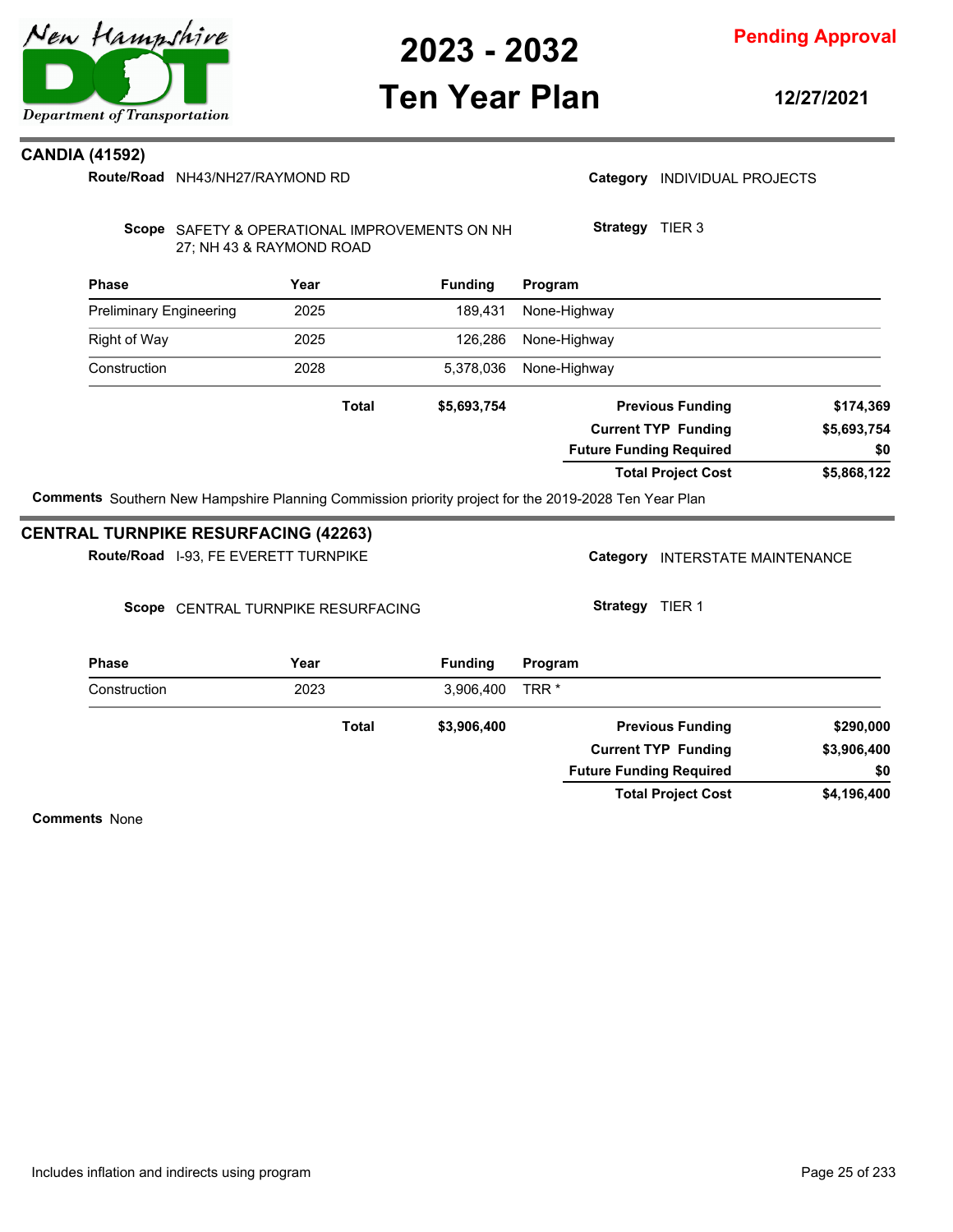## CANDIA (41592)

**Route/Road** NH43/NH27/RAYMOND RD

**Category** INDIVIDUAL PROJECTS

**Scope** SAFETY & OPERATIONAL IMPROVEMENTS ON NH 27; NH 43 & RAYMOND ROAD

**Strategy** TIER 3

| Phase | Year | Funding | Program |
|---|---|---|---|
| Preliminary Engineering | 2025 | 189,431 | None-Highway |
| Right of Way | 2025 | 126,286 | None-Highway |
| Construction | 2028 | 5,378,036 | None-Highway |
| | **Total** | **$5,693,754** | |

| | |
|---|---|
| **Previous Funding** | **$174,369** |
| **Current TYP Funding** | **$5,693,754** |
| **Future Funding Required** | **$0** |
| **Total Project Cost** | **$5,868,122** |

**Comments** Southern New Hampshire Planning Commission priority project for the 2019-2028 Ten Year Plan

## CENTRAL TURNPIKE RESURFACING (42263)

**Route/Road** I-93, FE EVERETT TURNPIKE

**Category** INTERSTATE MAINTENANCE

**Scope** CENTRAL TURNPIKE RESURFACING

**Strategy** TIER 1

| Phase | Year | Funding | Program |
|---|---|---|---|
| Construction | 2023 | 3,906,400 | TRR * |
| | **Total** | **$3,906,400** | |

| | |
|---|---|
| **Previous Funding** | **$290,000** |
| **Current TYP Funding** | **$3,906,400** |
| **Future Funding Required** | **$0** |
| **Total Project Cost** | **$4,196,400** |

**Comments** None

Includes inflation and indirects using program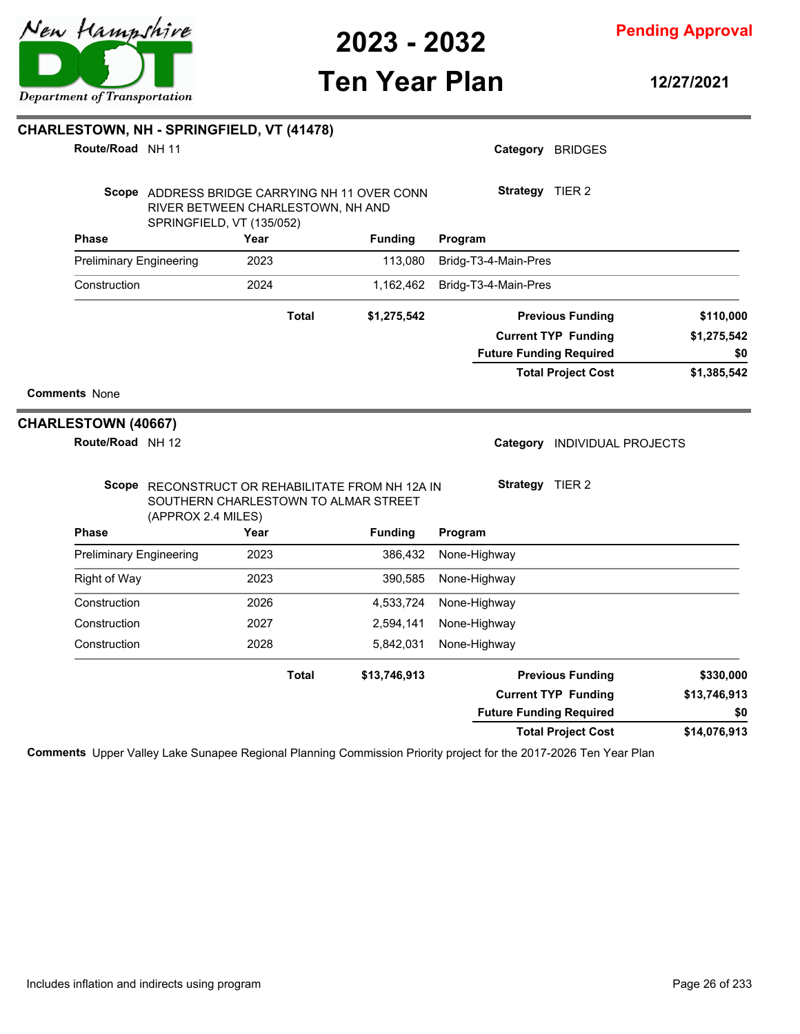## CHARLESTOWN, NH - SPRINGFIELD, VT (41478)

**Route/Road** NH 11

**Category** BRIDGES

**Scope** ADDRESS BRIDGE CARRYING NH 11 OVER CONN RIVER BETWEEN CHARLESTOWN, NH AND SPRINGFIELD, VT (135/052)

**Strategy** TIER 2

| Phase | Year | Funding | Program |
|---|---|---|---|
| Preliminary Engineering | 2023 | 113,080 | Bridg-T3-4-Main-Pres |
| Construction | 2024 | 1,162,462 | Bridg-T3-4-Main-Pres |
| | **Total** | **$1,275,542** | |

| | |
|---|---|
| **Previous Funding** | **$110,000** |
| **Current TYP Funding** | **$1,275,542** |
| **Future Funding Required** | **$0** |
| **Total Project Cost** | **$1,385,542** |

**Comments** None

## CHARLESTOWN (40667)

**Route/Road** NH 12

**Category** INDIVIDUAL PROJECTS

**Scope** RECONSTRUCT OR REHABILITATE FROM NH 12A IN SOUTHERN CHARLESTOWN TO ALMAR STREET (APPROX 2.4 MILES)

**Strategy** TIER 2

| Phase | Year | Funding | Program |
|---|---|---|---|
| Preliminary Engineering | 2023 | 386,432 | None-Highway |
| Right of Way | 2023 | 390,585 | None-Highway |
| Construction | 2026 | 4,533,724 | None-Highway |
| Construction | 2027 | 2,594,141 | None-Highway |
| Construction | 2028 | 5,842,031 | None-Highway |
| | **Total** | **$13,746,913** | |

| | |
|---|---|
| **Previous Funding** | **$330,000** |
| **Current TYP Funding** | **$13,746,913** |
| **Future Funding Required** | **$0** |
| **Total Project Cost** | **$14,076,913** |

**Comments** Upper Valley Lake Sunapee Regional Planning Commission Priority project for the 2017-2026 Ten Year Plan

Includes inflation and indirects using program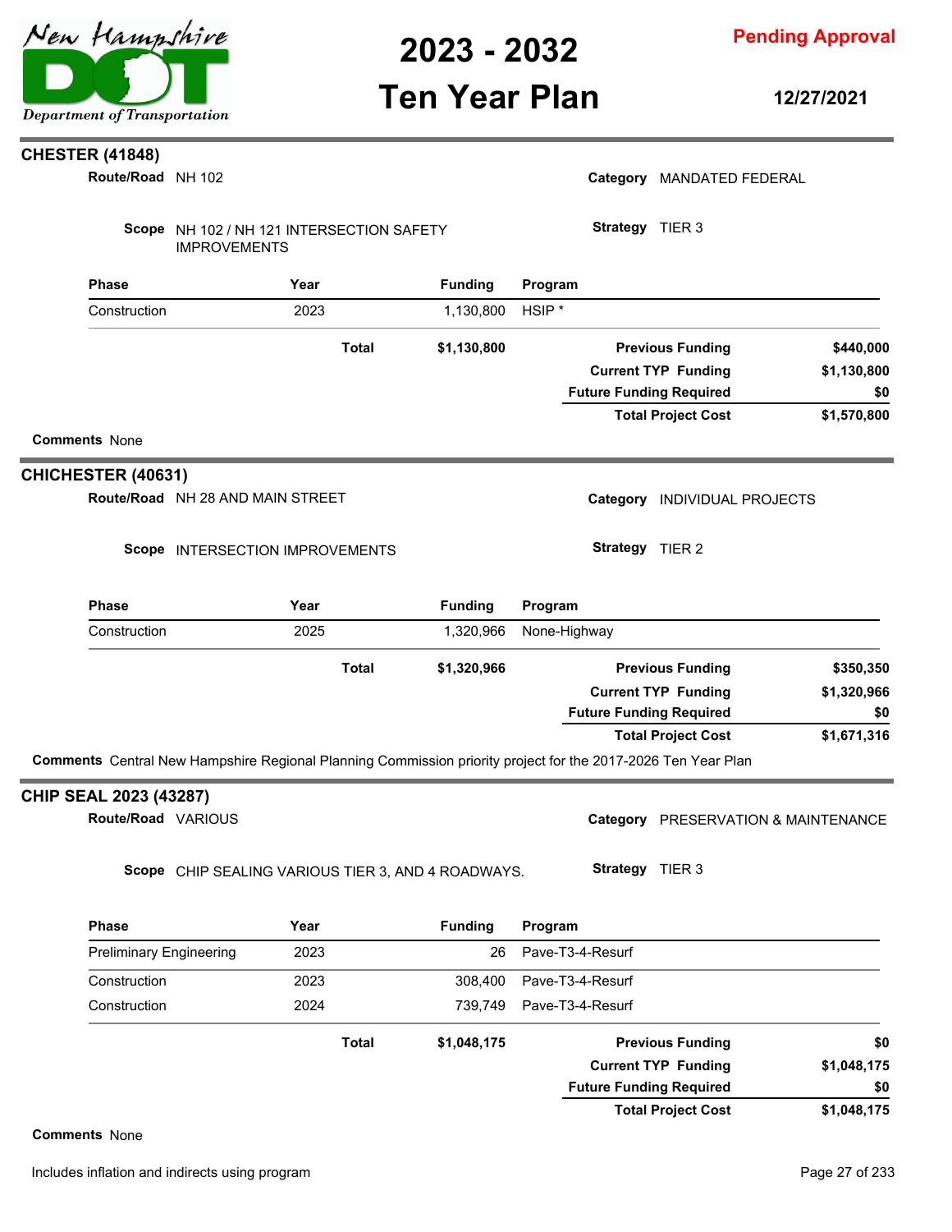## CHESTER (41848)

**Route/Road** NH 102

**Category** MANDATED FEDERAL

**Scope** NH 102 / NH 121 INTERSECTION SAFETY IMPROVEMENTS

**Strategy** TIER 3

| Phase | Year | Funding | Program |
|---|---|---|---|
| Construction | 2023 | 1,130,800 | HSIP * |
| | **Total** | **$1,130,800** | |

| | |
|---|---|
| **Previous Funding** | **$440,000** |
| **Current TYP Funding** | **$1,130,800** |
| **Future Funding Required** | **$0** |
| **Total Project Cost** | **$1,570,800** |

**Comments** None

## CHICHESTER (40631)

**Route/Road** NH 28 AND MAIN STREET

**Category** INDIVIDUAL PROJECTS

**Scope** INTERSECTION IMPROVEMENTS

**Strategy** TIER 2

| Phase | Year | Funding | Program |
|---|---|---|---|
| Construction | 2025 | 1,320,966 | None-Highway |
| | **Total** | **$1,320,966** | |

| | |
|---|---|
| **Previous Funding** | **$350,350** |
| **Current TYP Funding** | **$1,320,966** |
| **Future Funding Required** | **$0** |
| **Total Project Cost** | **$1,671,316** |

**Comments** Central New Hampshire Regional Planning Commission priority project for the 2017-2026 Ten Year Plan

## CHIP SEAL 2023 (43287)

**Route/Road** VARIOUS

**Category** PRESERVATION & MAINTENANCE

**Scope** CHIP SEALING VARIOUS TIER 3, AND 4 ROADWAYS.

**Strategy** TIER 3

| Phase | Year | Funding | Program |
|---|---|---|---|
| Preliminary Engineering | 2023 | 26 | Pave-T3-4-Resurf |
| Construction | 2023 | 308,400 | Pave-T3-4-Resurf |
| Construction | 2024 | 739,749 | Pave-T3-4-Resurf |
| | **Total** | **$1,048,175** | |

| | |
|---|---|
| **Previous Funding** | **$0** |
| **Current TYP Funding** | **$1,048,175** |
| **Future Funding Required** | **$0** |
| **Total Project Cost** | **$1,048,175** |

**Comments** None

Includes inflation and indirects using program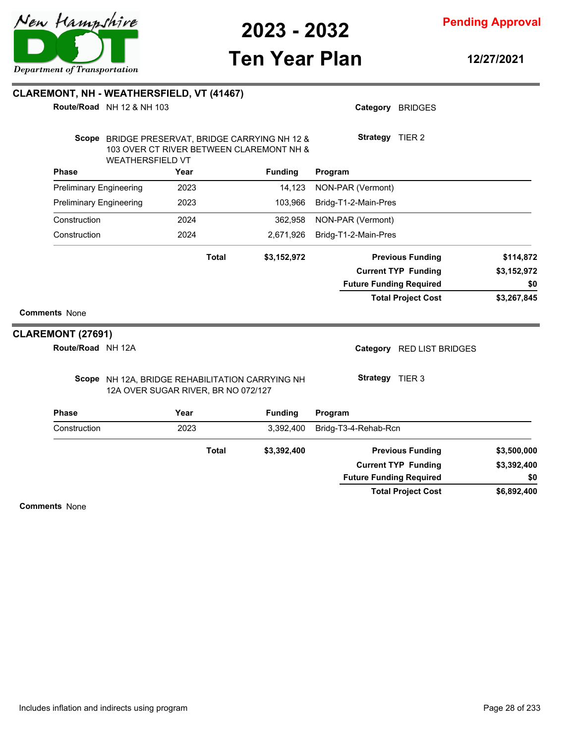## CLAREMONT, NH - WEATHERSFIELD, VT (41467)

**Route/Road** NH 12 & NH 103

**Category** BRIDGES

**Scope** BRIDGE PRESERVAT, BRIDGE CARRYING NH 12 & 103 OVER CT RIVER BETWEEN CLAREMONT NH & WEATHERSFIELD VT

**Strategy** TIER 2

| Phase | Year | Funding | Program |
|---|---|---|---|
| Preliminary Engineering | 2023 | 14,123 | NON-PAR (Vermont) |
| Preliminary Engineering | 2023 | 103,966 | Bridg-T1-2-Main-Pres |
| Construction | 2024 | 362,958 | NON-PAR (Vermont) |
| Construction | 2024 | 2,671,926 | Bridg-T1-2-Main-Pres |
| | **Total** | **$3,152,972** | |

| | |
|---|---|
| **Previous Funding** | **$114,872** |
| **Current TYP Funding** | **$3,152,972** |
| **Future Funding Required** | **$0** |
| **Total Project Cost** | **$3,267,845** |

**Comments** None

## CLAREMONT (27691)

**Route/Road** NH 12A

**Category** RED LIST BRIDGES

**Scope** NH 12A, BRIDGE REHABILITATION CARRYING NH 12A OVER SUGAR RIVER, BR NO 072/127

**Strategy** TIER 3

| Phase | Year | Funding | Program |
|---|---|---|---|
| Construction | 2023 | 3,392,400 | Bridg-T3-4-Rehab-Rcn |
| | **Total** | **$3,392,400** | |

| | |
|---|---|
| **Previous Funding** | **$3,500,000** |
| **Current TYP Funding** | **$3,392,400** |
| **Future Funding Required** | **$0** |
| **Total Project Cost** | **$6,892,400** |

**Comments** None

Includes inflation and indirects using program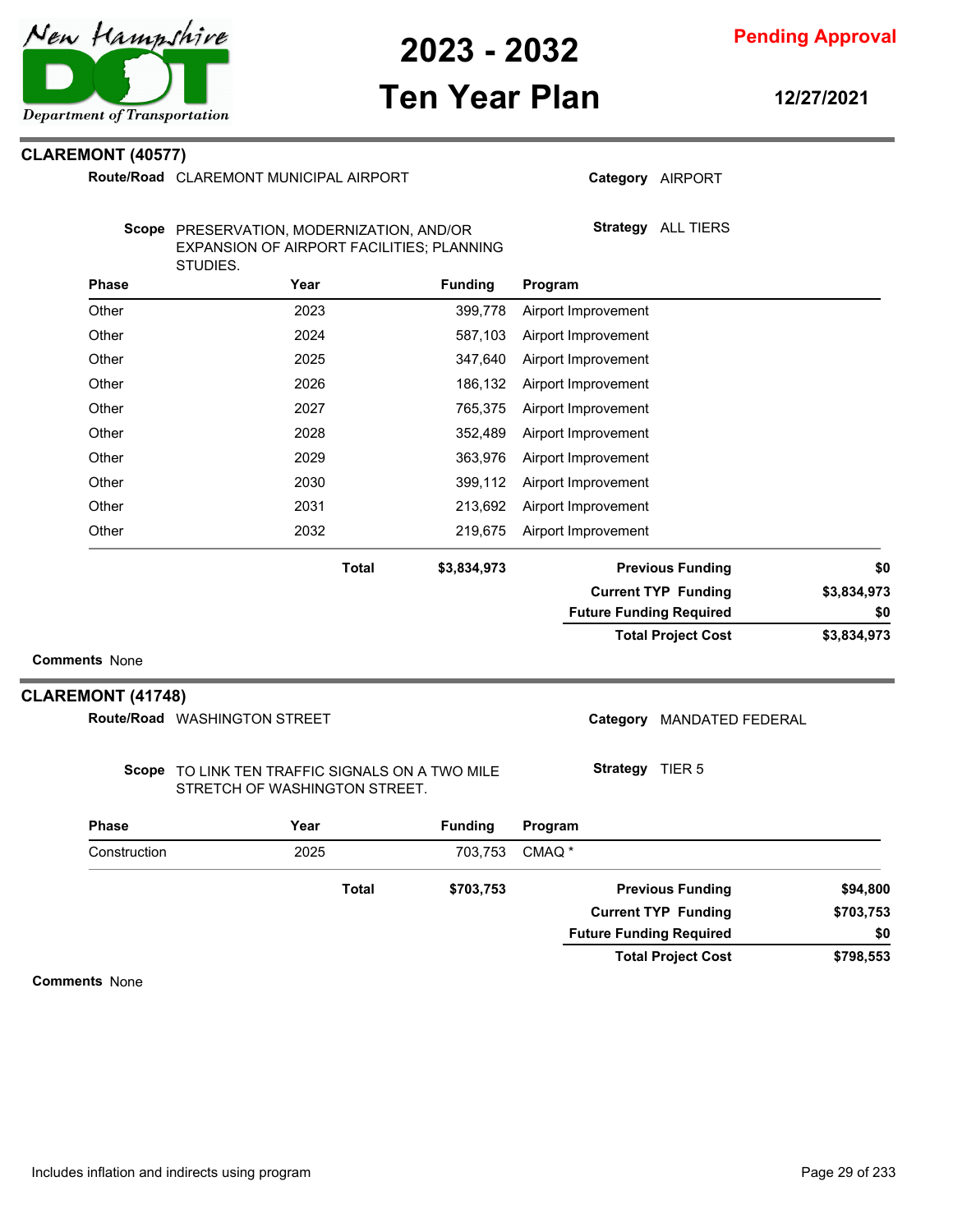## CLAREMONT (40577)

**Route/Road** CLAREMONT MUNICIPAL AIRPORT

**Category** AIRPORT

**Scope** PRESERVATION, MODERNIZATION, AND/OR EXPANSION OF AIRPORT FACILITIES; PLANNING STUDIES.

**Strategy** ALL TIERS

| Phase | Year | Funding | Program |
|---|---|---|---|
| Other | 2023 | 399,778 | Airport Improvement |
| Other | 2024 | 587,103 | Airport Improvement |
| Other | 2025 | 347,640 | Airport Improvement |
| Other | 2026 | 186,132 | Airport Improvement |
| Other | 2027 | 765,375 | Airport Improvement |
| Other | 2028 | 352,489 | Airport Improvement |
| Other | 2029 | 363,976 | Airport Improvement |
| Other | 2030 | 399,112 | Airport Improvement |
| Other | 2031 | 213,692 | Airport Improvement |
| Other | 2032 | 219,675 | Airport Improvement |
| | **Total** | **$3,834,973** | |

| | |
|---|---|
| **Previous Funding** | **$0** |
| **Current TYP Funding** | **$3,834,973** |
| **Future Funding Required** | **$0** |
| **Total Project Cost** | **$3,834,973** |

**Comments** None

## CLAREMONT (41748)

**Route/Road** WASHINGTON STREET

**Category** MANDATED FEDERAL

**Scope** TO LINK TEN TRAFFIC SIGNALS ON A TWO MILE STRETCH OF WASHINGTON STREET.

**Strategy** TIER 5

| Phase | Year | Funding | Program |
|---|---|---|---|
| Construction | 2025 | 703,753 | CMAQ * |
| | **Total** | **$703,753** | |

| | |
|---|---|
| **Previous Funding** | **$94,800** |
| **Current TYP Funding** | **$703,753** |
| **Future Funding Required** | **$0** |
| **Total Project Cost** | **$798,553** |

**Comments** None

Includes inflation and indirects using program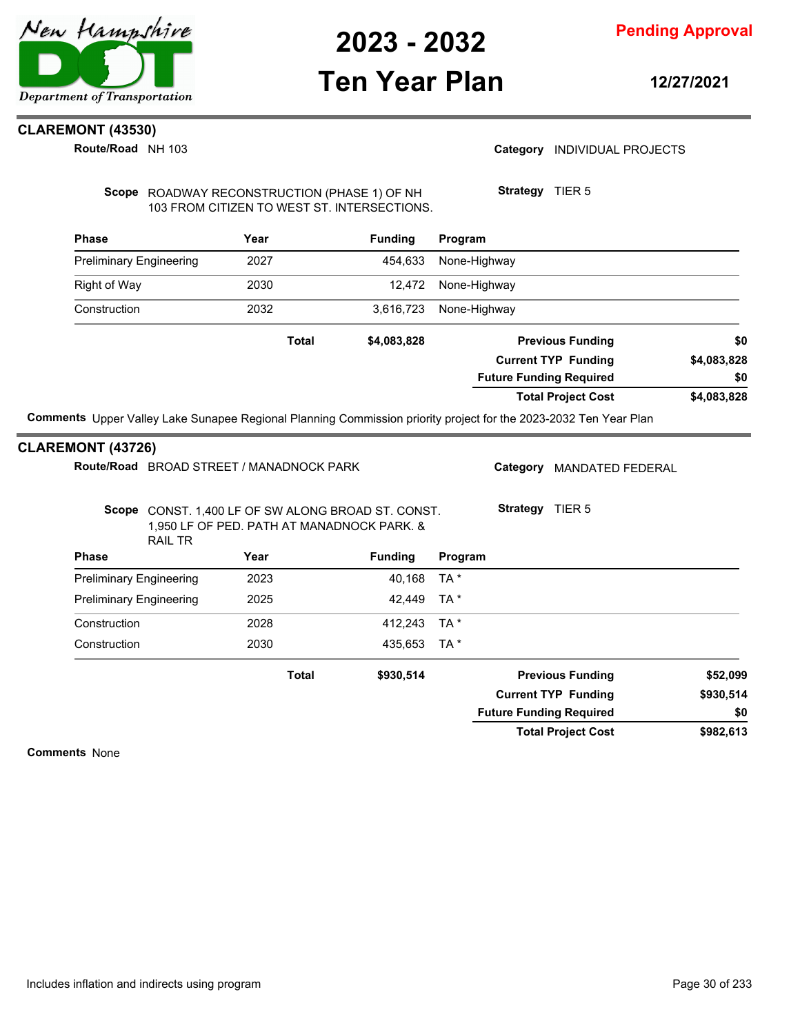## CLAREMONT (43530)

**Route/Road** NH 103

**Category** INDIVIDUAL PROJECTS

**Scope** ROADWAY RECONSTRUCTION (PHASE 1) OF NH 103 FROM CITIZEN TO WEST ST. INTERSECTIONS.

**Strategy** TIER 5

| Phase | Year | Funding | Program |
|---|---|---|---|
| Preliminary Engineering | 2027 | 454,633 | None-Highway |
| Right of Way | 2030 | 12,472 | None-Highway |
| Construction | 2032 | 3,616,723 | None-Highway |
| **Total** | | **$4,083,828** | |

| | |
|---|---|
| **Previous Funding** | **$0** |
| **Current TYP Funding** | **$4,083,828** |
| **Future Funding Required** | **$0** |
| **Total Project Cost** | **$4,083,828** |

**Comments** Upper Valley Lake Sunapee Regional Planning Commission priority project for the 2023-2032 Ten Year Plan

## CLAREMONT (43726)

**Route/Road** BROAD STREET / MANADNOCK PARK

**Category** MANDATED FEDERAL

**Scope** CONST. 1,400 LF OF SW ALONG BROAD ST. CONST. 1,950 LF OF PED. PATH AT MANADNOCK PARK. & RAIL TR

**Strategy** TIER 5

| Phase | Year | Funding | Program |
|---|---|---|---|
| Preliminary Engineering | 2023 | 40,168 | TA * |
| Preliminary Engineering | 2025 | 42,449 | TA * |
| Construction | 2028 | 412,243 | TA * |
| Construction | 2030 | 435,653 | TA * |
| **Total** | | **$930,514** | |

| | |
|---|---|
| **Previous Funding** | **$52,099** |
| **Current TYP Funding** | **$930,514** |
| **Future Funding Required** | **$0** |
| **Total Project Cost** | **$982,613** |

**Comments** None

Includes inflation and indirects using program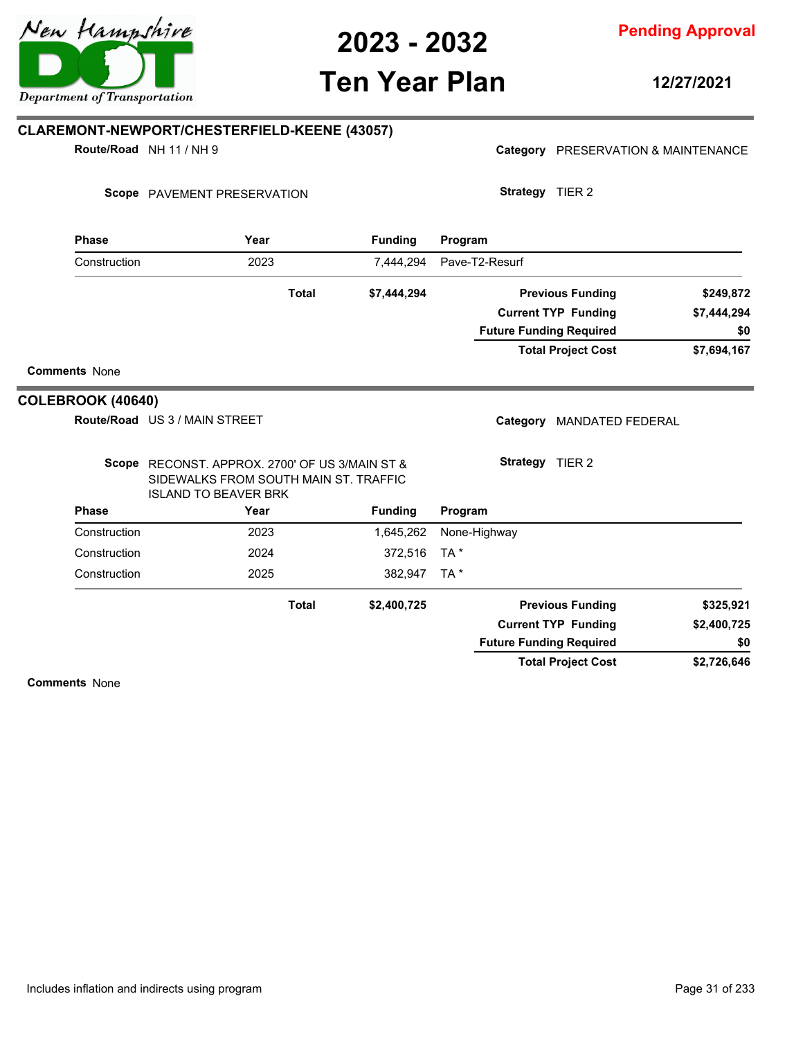## CLAREMONT-NEWPORT/CHESTERFIELD-KEENE (43057)

**Route/Road** NH 11 / NH 9

**Category** PRESERVATION & MAINTENANCE

**Scope** PAVEMENT PRESERVATION

**Strategy** TIER 2

| Phase | Year | Funding | Program |
|---|---|---|---|
| Construction | 2023 | 7,444,294 | Pave-T2-Resurf |
| | **Total** | **$7,444,294** | |

| | |
|---|---|
| **Previous Funding** | **$249,872** |
| **Current TYP Funding** | **$7,444,294** |
| **Future Funding Required** | **$0** |
| **Total Project Cost** | **$7,694,167** |

**Comments** None

## COLEBROOK (40640)

**Route/Road** US 3 / MAIN STREET

**Category** MANDATED FEDERAL

**Scope** RECONST. APPROX. 2700' OF US 3/MAIN ST & SIDEWALKS FROM SOUTH MAIN ST. TRAFFIC ISLAND TO BEAVER BRK

**Strategy** TIER 2

| Phase | Year | Funding | Program |
|---|---|---|---|
| Construction | 2023 | 1,645,262 | None-Highway |
| Construction | 2024 | 372,516 | TA * |
| Construction | 2025 | 382,947 | TA * |
| | **Total** | **$2,400,725** | |

| | |
|---|---|
| **Previous Funding** | **$325,921** |
| **Current TYP Funding** | **$2,400,725** |
| **Future Funding Required** | **$0** |
| **Total Project Cost** | **$2,726,646** |

**Comments** None

Includes inflation and indirects using program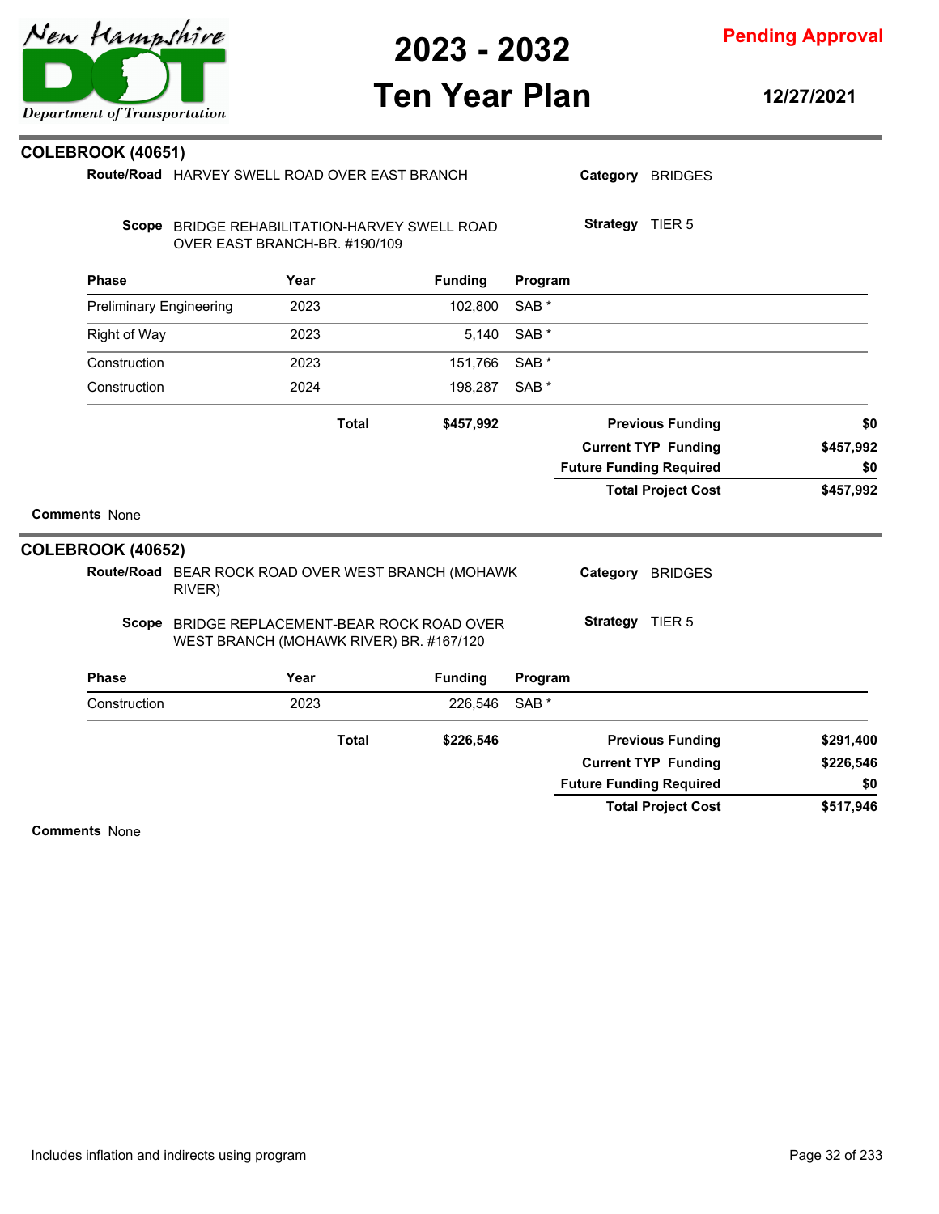## COLEBROOK (40651)

**Route/Road** HARVEY SWELL ROAD OVER EAST BRANCH

**Category** BRIDGES

**Scope** BRIDGE REHABILITATION-HARVEY SWELL ROAD OVER EAST BRANCH-BR. #190/109

**Strategy** TIER 5

| Phase | Year | Funding | Program |
|---|---|---|---|
| Preliminary Engineering | 2023 | 102,800 | SAB * |
| Right of Way | 2023 | 5,140 | SAB * |
| Construction | 2023 | 151,766 | SAB * |
| Construction | 2024 | 198,287 | SAB * |
| | **Total** | **$457,992** | |

| | |
|---|---|
| **Previous Funding** | $0 |
| **Current TYP Funding** | $457,992 |
| **Future Funding Required** | $0 |
| **Total Project Cost** | $457,992 |

**Comments** None

## COLEBROOK (40652)

**Route/Road** BEAR ROCK ROAD OVER WEST BRANCH (MOHAWK RIVER)

**Category** BRIDGES

**Scope** BRIDGE REPLACEMENT-BEAR ROCK ROAD OVER WEST BRANCH (MOHAWK RIVER) BR. #167/120

**Strategy** TIER 5

| Phase | Year | Funding | Program |
|---|---|---|---|
| Construction | 2023 | 226,546 | SAB * |
| | **Total** | **$226,546** | |

| | |
|---|---|
| **Previous Funding** | $291,400 |
| **Current TYP Funding** | $226,546 |
| **Future Funding Required** | $0 |
| **Total Project Cost** | $517,946 |

**Comments** None

Includes inflation and indirects using program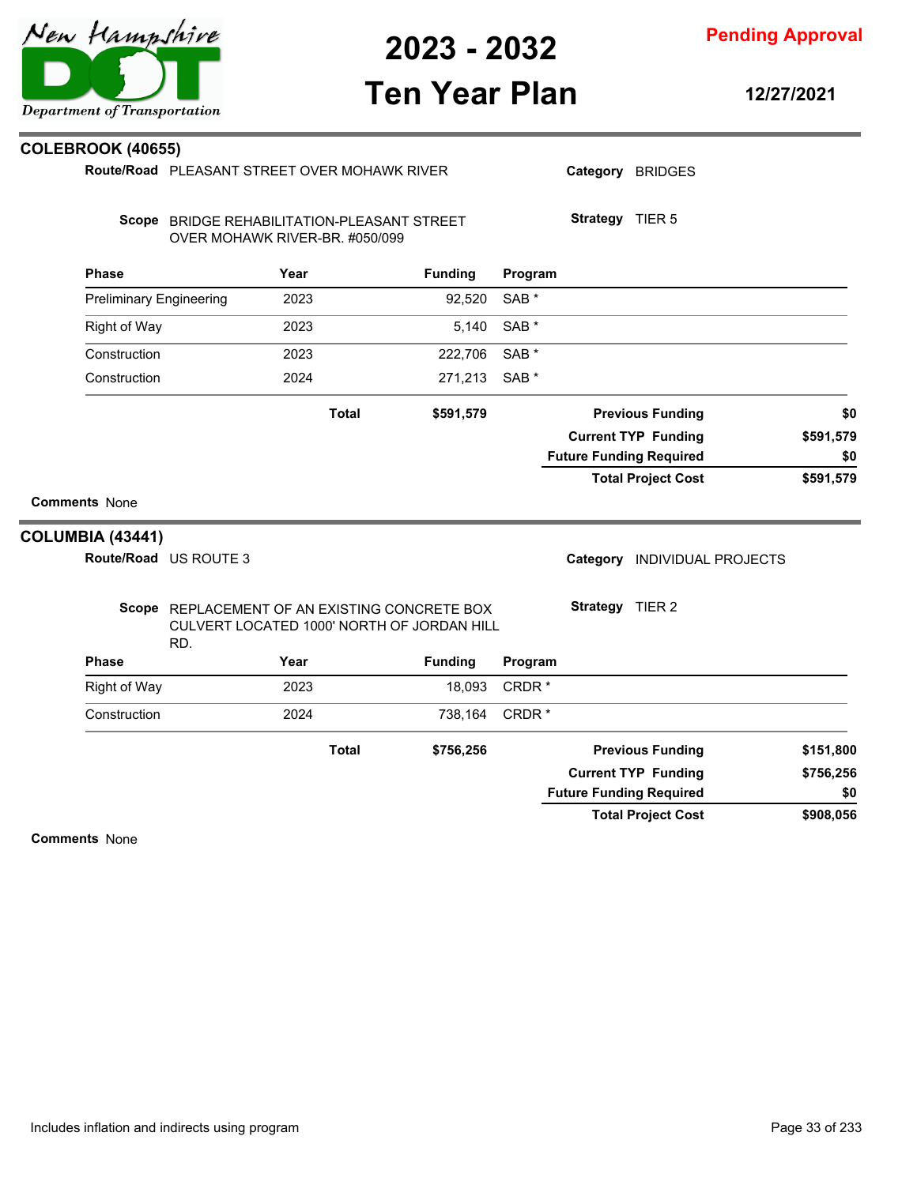## COLEBROOK (40655)

**Route/Road** PLEASANT STREET OVER MOHAWK RIVER

**Category** BRIDGES

**Scope** BRIDGE REHABILITATION-PLEASANT STREET OVER MOHAWK RIVER-BR. #050/099

**Strategy** TIER 5

| Phase | Year | Funding | Program |
|---|---|---|---|
| Preliminary Engineering | 2023 | 92,520 | SAB * |
| Right of Way | 2023 | 5,140 | SAB * |
| Construction | 2023 | 222,706 | SAB * |
| Construction | 2024 | 271,213 | SAB * |
| | **Total** | **$591,579** | |

| | |
|---|---|
| **Previous Funding** | **$0** |
| **Current TYP Funding** | **$591,579** |
| **Future Funding Required** | **$0** |
| **Total Project Cost** | **$591,579** |

**Comments** None

## COLUMBIA (43441)

**Route/Road** US ROUTE 3

**Category** INDIVIDUAL PROJECTS

**Scope** REPLACEMENT OF AN EXISTING CONCRETE BOX CULVERT LOCATED 1000' NORTH OF JORDAN HILL RD.

**Strategy** TIER 2

| Phase | Year | Funding | Program |
|---|---|---|---|
| Right of Way | 2023 | 18,093 | CRDR * |
| Construction | 2024 | 738,164 | CRDR * |
| | **Total** | **$756,256** | |

| | |
|---|---|
| **Previous Funding** | **$151,800** |
| **Current TYP Funding** | **$756,256** |
| **Future Funding Required** | **$0** |
| **Total Project Cost** | **$908,056** |

**Comments** None

Includes inflation and indirects using program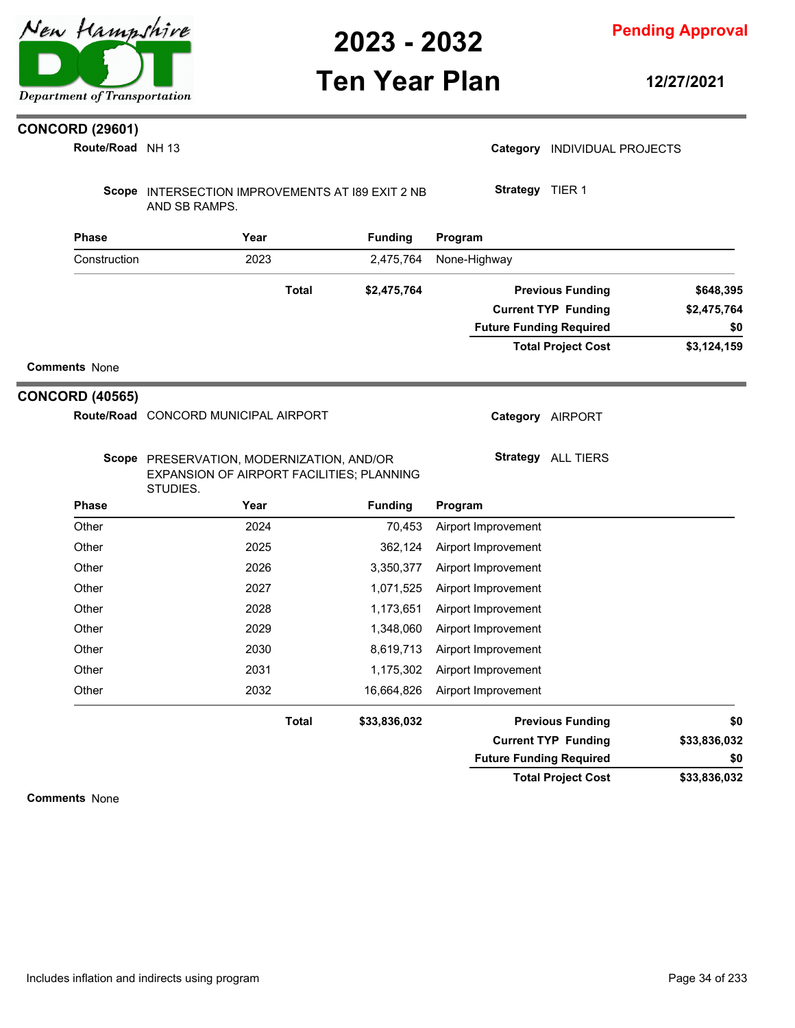## CONCORD (29601)

**Route/Road** NH 13

**Category** INDIVIDUAL PROJECTS

**Scope** INTERSECTION IMPROVEMENTS AT I89 EXIT 2 NB AND SB RAMPS.

**Strategy** TIER 1

| Phase | Year | Funding | Program |
|---|---|---|---|
| Construction | 2023 | 2,475,764 | None-Highway |
| | **Total** | **$2,475,764** | |

| | |
|---|---|
| **Previous Funding** | **$648,395** |
| **Current TYP Funding** | **$2,475,764** |
| **Future Funding Required** | **$0** |
| **Total Project Cost** | **$3,124,159** |

**Comments** None

## CONCORD (40565)

**Route/Road** CONCORD MUNICIPAL AIRPORT

**Category** AIRPORT

**Scope** PRESERVATION, MODERNIZATION, AND/OR EXPANSION OF AIRPORT FACILITIES; PLANNING STUDIES.

**Strategy** ALL TIERS

| Phase | Year | Funding | Program |
|---|---|---|---|
| Other | 2024 | 70,453 | Airport Improvement |
| Other | 2025 | 362,124 | Airport Improvement |
| Other | 2026 | 3,350,377 | Airport Improvement |
| Other | 2027 | 1,071,525 | Airport Improvement |
| Other | 2028 | 1,173,651 | Airport Improvement |
| Other | 2029 | 1,348,060 | Airport Improvement |
| Other | 2030 | 8,619,713 | Airport Improvement |
| Other | 2031 | 1,175,302 | Airport Improvement |
| Other | 2032 | 16,664,826 | Airport Improvement |
| | **Total** | **$33,836,032** | |

| | |
|---|---|
| **Previous Funding** | **$0** |
| **Current TYP Funding** | **$33,836,032** |
| **Future Funding Required** | **$0** |
| **Total Project Cost** | **$33,836,032** |

**Comments** None

Includes inflation and indirects using program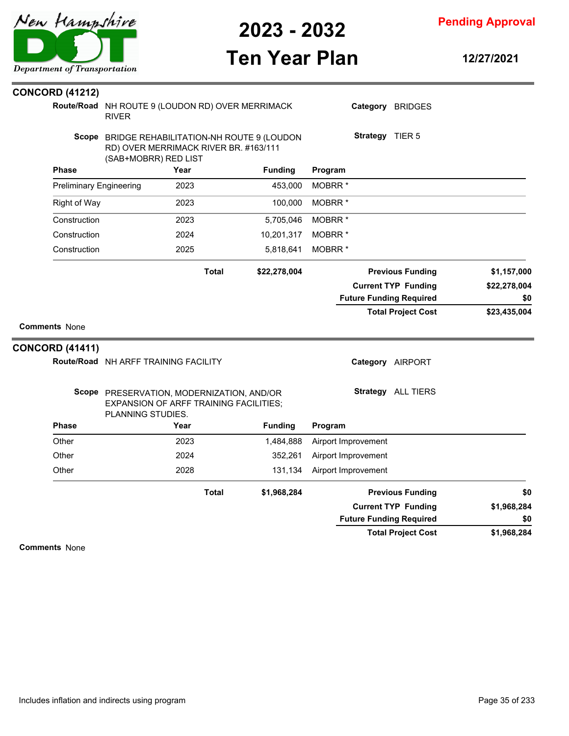## CONCORD (41212)

**Route/Road** NH ROUTE 9 (LOUDON RD) OVER MERRIMACK RIVER

**Category** BRIDGES

**Scope** BRIDGE REHABILITATION-NH ROUTE 9 (LOUDON RD) OVER MERRIMACK RIVER BR. #163/111 (SAB+MOBRR) RED LIST

**Strategy** TIER 5

| Phase | Year | Funding | Program |
|---|---|---|---|
| Preliminary Engineering | 2023 | 453,000 | MOBRR * |
| Right of Way | 2023 | 100,000 | MOBRR * |
| Construction | 2023 | 5,705,046 | MOBRR * |
| Construction | 2024 | 10,201,317 | MOBRR * |
| Construction | 2025 | 5,818,641 | MOBRR * |
| | **Total** | **$22,278,004** | |

| | |
|---|---|
| **Previous Funding** | **$1,157,000** |
| **Current TYP Funding** | **$22,278,004** |
| **Future Funding Required** | **$0** |
| **Total Project Cost** | **$23,435,004** |

**Comments** None

## CONCORD (41411)

**Route/Road** NH ARFF TRAINING FACILITY

**Category** AIRPORT

**Scope** PRESERVATION, MODERNIZATION, AND/OR EXPANSION OF ARFF TRAINING FACILITIES; PLANNING STUDIES.

**Strategy** ALL TIERS

| Phase | Year | Funding | Program |
|---|---|---|---|
| Other | 2023 | 1,484,888 | Airport Improvement |
| Other | 2024 | 352,261 | Airport Improvement |
| Other | 2028 | 131,134 | Airport Improvement |
| | **Total** | **$1,968,284** | |

| | |
|---|---|
| **Previous Funding** | **$0** |
| **Current TYP Funding** | **$1,968,284** |
| **Future Funding Required** | **$0** |
| **Total Project Cost** | **$1,968,284** |

**Comments** None

Includes inflation and indirects using program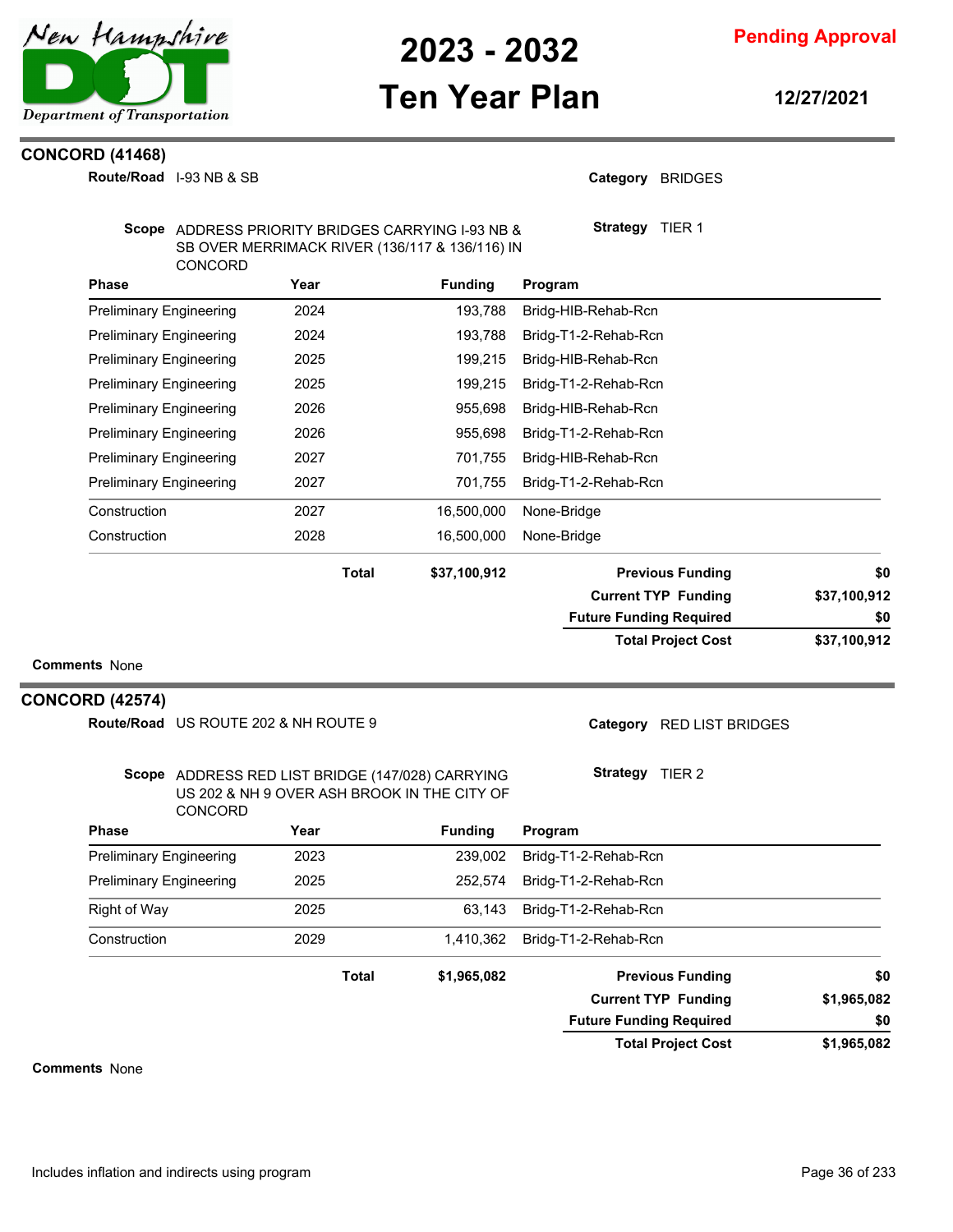# 2023 - 2032 Ten Year Plan

**Pending Approval**

**12/27/2021**

## CONCORD (41468)

**Route/Road** I-93 NB & SB

**Category** BRIDGES

**Scope** ADDRESS PRIORITY BRIDGES CARRYING I-93 NB & SB OVER MERRIMACK RIVER (136/117 & 136/116) IN CONCORD

**Strategy** TIER 1

| Phase | Year | Funding | Program |
|---|---|---|---|
| Preliminary Engineering | 2024 | 193,788 | Bridg-HIB-Rehab-Rcn |
| Preliminary Engineering | 2024 | 193,788 | Bridg-T1-2-Rehab-Rcn |
| Preliminary Engineering | 2025 | 199,215 | Bridg-HIB-Rehab-Rcn |
| Preliminary Engineering | 2025 | 199,215 | Bridg-T1-2-Rehab-Rcn |
| Preliminary Engineering | 2026 | 955,698 | Bridg-HIB-Rehab-Rcn |
| Preliminary Engineering | 2026 | 955,698 | Bridg-T1-2-Rehab-Rcn |
| Preliminary Engineering | 2027 | 701,755 | Bridg-HIB-Rehab-Rcn |
| Preliminary Engineering | 2027 | 701,755 | Bridg-T1-2-Rehab-Rcn |
| Construction | 2027 | 16,500,000 | None-Bridge |
| Construction | 2028 | 16,500,000 | None-Bridge |
| | **Total** | **$37,100,912** | |

| | |
|---|---|
| **Previous Funding** | **$0** |
| **Current TYP Funding** | **$37,100,912** |
| **Future Funding Required** | **$0** |
| **Total Project Cost** | **$37,100,912** |

**Comments** None

## CONCORD (42574)

**Route/Road** US ROUTE 202 & NH ROUTE 9

**Category** RED LIST BRIDGES

**Scope** ADDRESS RED LIST BRIDGE (147/028) CARRYING US 202 & NH 9 OVER ASH BROOK IN THE CITY OF CONCORD

**Strategy** TIER 2

| Phase | Year | Funding | Program |
|---|---|---|---|
| Preliminary Engineering | 2023 | 239,002 | Bridg-T1-2-Rehab-Rcn |
| Preliminary Engineering | 2025 | 252,574 | Bridg-T1-2-Rehab-Rcn |
| Right of Way | 2025 | 63,143 | Bridg-T1-2-Rehab-Rcn |
| Construction | 2029 | 1,410,362 | Bridg-T1-2-Rehab-Rcn |
| | **Total** | **$1,965,082** | |

| | |
|---|---|
| **Previous Funding** | **$0** |
| **Current TYP Funding** | **$1,965,082** |
| **Future Funding Required** | **$0** |
| **Total Project Cost** | **$1,965,082** |

**Comments** None

Includes inflation and indirects using program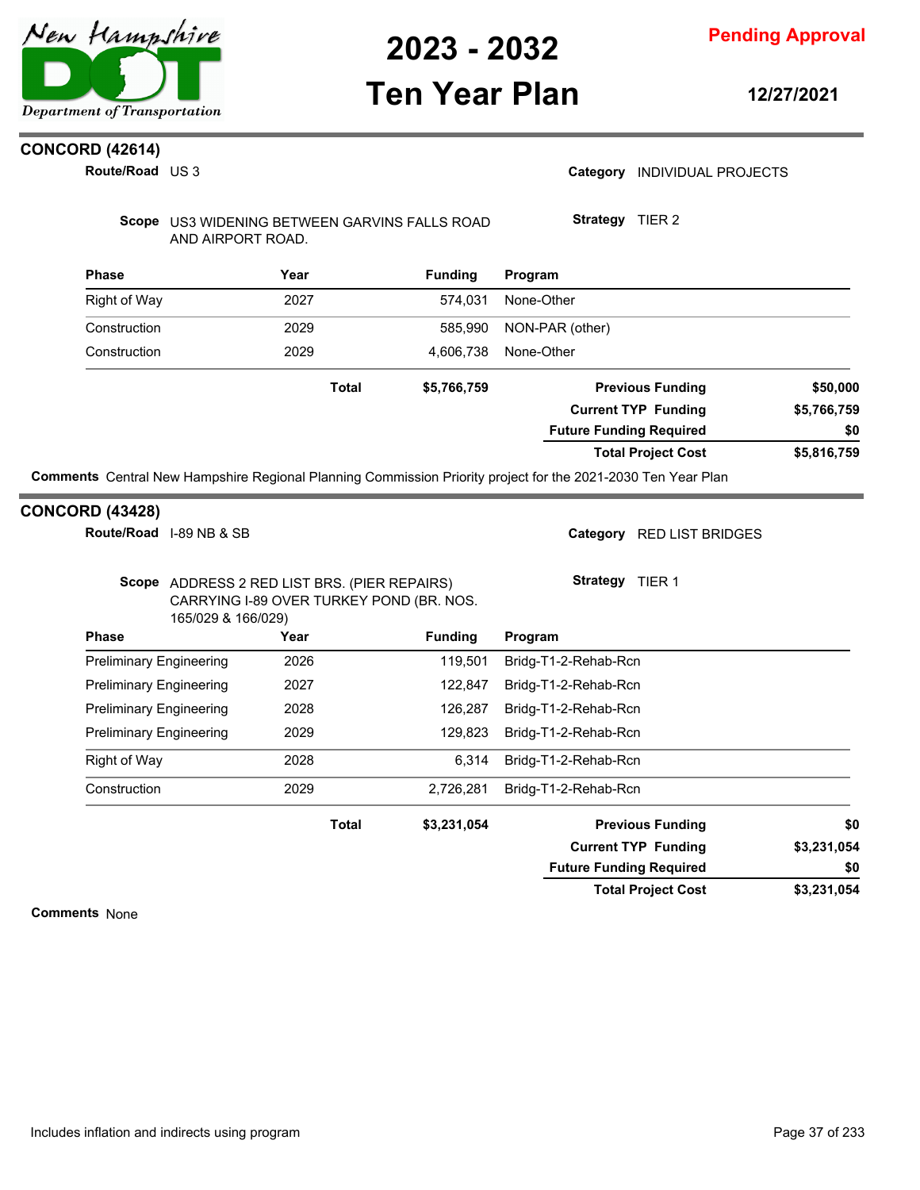## CONCORD (42614)

**Route/Road** US 3

**Category** INDIVIDUAL PROJECTS

**Scope** US3 WIDENING BETWEEN GARVINS FALLS ROAD AND AIRPORT ROAD.

**Strategy** TIER 2

| Phase | Year | Funding | Program |
|---|---|---|---|
| Right of Way | 2027 | 574,031 | None-Other |
| Construction | 2029 | 585,990 | NON-PAR (other) |
| Construction | 2029 | 4,606,738 | None-Other |
| | **Total** | **$5,766,759** | |

| | |
|---|---|
| **Previous Funding** | **$50,000** |
| **Current TYP Funding** | **$5,766,759** |
| **Future Funding Required** | **$0** |
| **Total Project Cost** | **$5,816,759** |

**Comments** Central New Hampshire Regional Planning Commission Priority project for the 2021-2030 Ten Year Plan

## CONCORD (43428)

**Route/Road** I-89 NB & SB

**Category** RED LIST BRIDGES

**Scope** ADDRESS 2 RED LIST BRS. (PIER REPAIRS) CARRYING I-89 OVER TURKEY POND (BR. NOS. 165/029 & 166/029)

**Strategy** TIER 1

| Phase | Year | Funding | Program |
|---|---|---|---|
| Preliminary Engineering | 2026 | 119,501 | Bridg-T1-2-Rehab-Rcn |
| Preliminary Engineering | 2027 | 122,847 | Bridg-T1-2-Rehab-Rcn |
| Preliminary Engineering | 2028 | 126,287 | Bridg-T1-2-Rehab-Rcn |
| Preliminary Engineering | 2029 | 129,823 | Bridg-T1-2-Rehab-Rcn |
| Right of Way | 2028 | 6,314 | Bridg-T1-2-Rehab-Rcn |
| Construction | 2029 | 2,726,281 | Bridg-T1-2-Rehab-Rcn |
| | **Total** | **$3,231,054** | |

| | |
|---|---|
| **Previous Funding** | **$0** |
| **Current TYP Funding** | **$3,231,054** |
| **Future Funding Required** | **$0** |
| **Total Project Cost** | **$3,231,054** |

**Comments** None

Includes inflation and indirects using program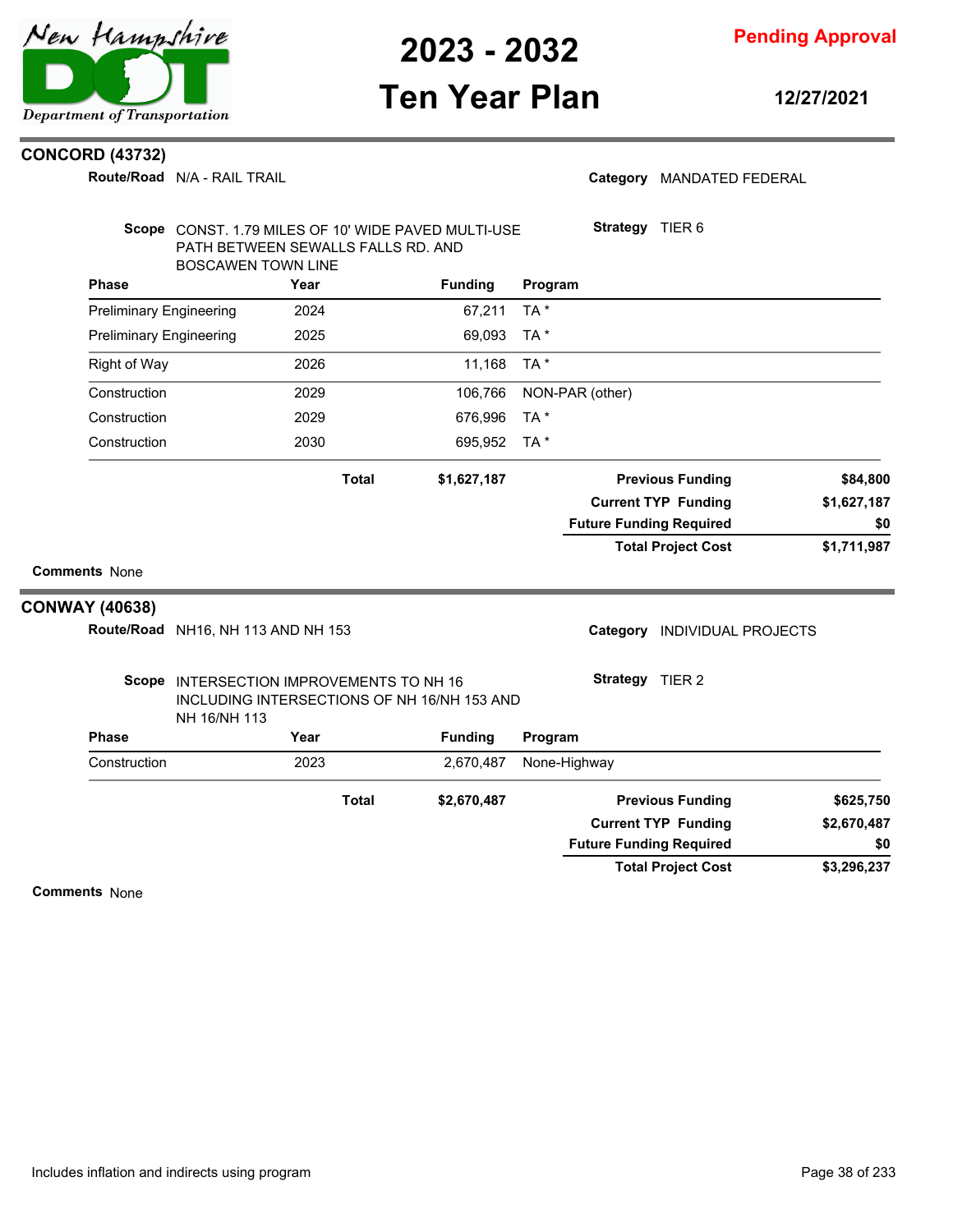## CONCORD (43732)

**Route/Road** N/A - RAIL TRAIL

**Category** MANDATED FEDERAL

**Scope** CONST. 1.79 MILES OF 10' WIDE PAVED MULTI-USE PATH BETWEEN SEWALLS FALLS RD. AND BOSCAWEN TOWN LINE

**Strategy** TIER 6

| Phase | Year | Funding | Program |
|---|---|---|---|
| Preliminary Engineering | 2024 | 67,211 | TA * |
| Preliminary Engineering | 2025 | 69,093 | TA * |
| Right of Way | 2026 | 11,168 | TA * |
| Construction | 2029 | 106,766 | NON-PAR (other) |
| Construction | 2029 | 676,996 | TA * |
| Construction | 2030 | 695,952 | TA * |
| | **Total** | **$1,627,187** | |

| | |
|---|---|
| **Previous Funding** | **$84,800** |
| **Current TYP Funding** | **$1,627,187** |
| **Future Funding Required** | **$0** |
| **Total Project Cost** | **$1,711,987** |

**Comments** None

## CONWAY (40638)

**Route/Road** NH16, NH 113 AND NH 153

**Category** INDIVIDUAL PROJECTS

**Scope** INTERSECTION IMPROVEMENTS TO NH 16 INCLUDING INTERSECTIONS OF NH 16/NH 153 AND NH 16/NH 113

**Strategy** TIER 2

| Phase | Year | Funding | Program |
|---|---|---|---|
| Construction | 2023 | 2,670,487 | None-Highway |
| | **Total** | **$2,670,487** | |

| | |
|---|---|
| **Previous Funding** | **$625,750** |
| **Current TYP Funding** | **$2,670,487** |
| **Future Funding Required** | **$0** |
| **Total Project Cost** | **$3,296,237** |

**Comments** None

Includes inflation and indirects using program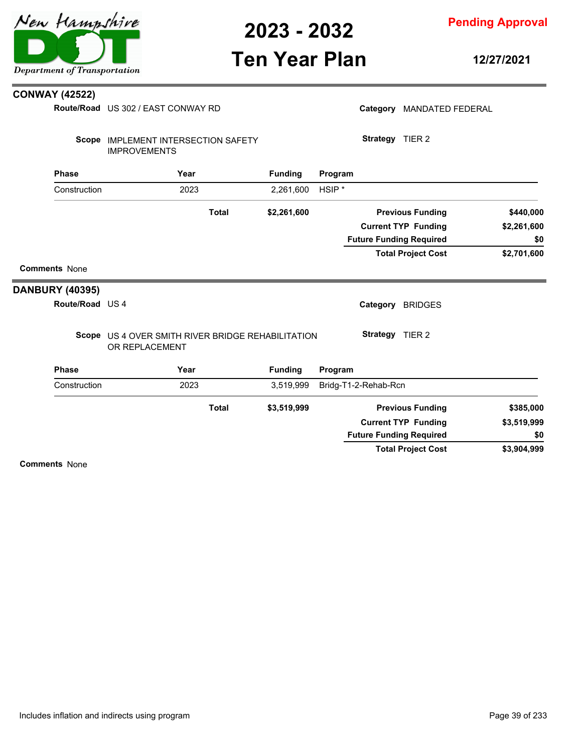## CONWAY (42522)

**Route/Road** US 302 / EAST CONWAY RD

**Category** MANDATED FEDERAL

**Scope** IMPLEMENT INTERSECTION SAFETY IMPROVEMENTS

**Strategy** TIER 2

| Phase | Year | Funding | Program |
|---|---|---|---|
| Construction | 2023 | 2,261,600 | HSIP * |
| | **Total** | **$2,261,600** | |

| | |
|---|---|
| **Previous Funding** | **$440,000** |
| **Current TYP Funding** | **$2,261,600** |
| **Future Funding Required** | **$0** |
| **Total Project Cost** | **$2,701,600** |

**Comments** None

## DANBURY (40395)

**Route/Road** US 4

**Category** BRIDGES

**Scope** US 4 OVER SMITH RIVER BRIDGE REHABILITATION OR REPLACEMENT

**Strategy** TIER 2

| Phase | Year | Funding | Program |
|---|---|---|---|
| Construction | 2023 | 3,519,999 | Bridg-T1-2-Rehab-Rcn |
| | **Total** | **$3,519,999** | |

| | |
|---|---|
| **Previous Funding** | **$385,000** |
| **Current TYP Funding** | **$3,519,999** |
| **Future Funding Required** | **$0** |
| **Total Project Cost** | **$3,904,999** |

**Comments** None

Includes inflation and indirects using program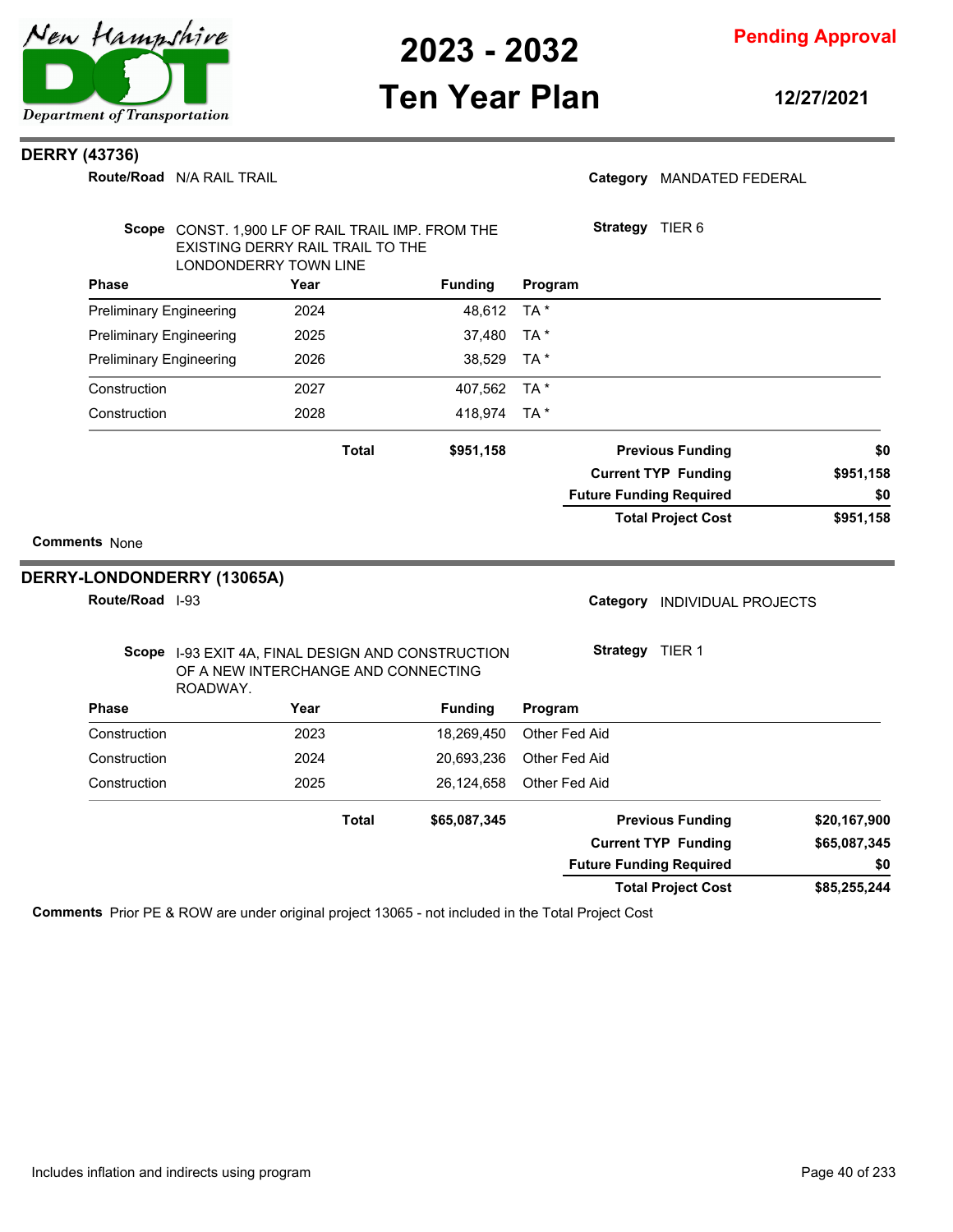## DERRY (43736)

**Route/Road** N/A RAIL TRAIL

**Category** MANDATED FEDERAL

**Scope** CONST. 1,900 LF OF RAIL TRAIL IMP. FROM THE EXISTING DERRY RAIL TRAIL TO THE LONDONDERRY TOWN LINE

**Strategy** TIER 6

| Phase | Year | Funding | Program |
|---|---|---|---|
| Preliminary Engineering | 2024 | 48,612 | TA * |
| Preliminary Engineering | 2025 | 37,480 | TA * |
| Preliminary Engineering | 2026 | 38,529 | TA * |
| Construction | 2027 | 407,562 | TA * |
| Construction | 2028 | 418,974 | TA * |
| | **Total** | **$951,158** | |

| | |
|---|---|
| **Previous Funding** | **$0** |
| **Current TYP Funding** | **$951,158** |
| **Future Funding Required** | **$0** |
| **Total Project Cost** | **$951,158** |

**Comments** None

## DERRY-LONDONDERRY (13065A)

**Route/Road** I-93

**Category** INDIVIDUAL PROJECTS

**Scope** I-93 EXIT 4A, FINAL DESIGN AND CONSTRUCTION OF A NEW INTERCHANGE AND CONNECTING ROADWAY.

**Strategy** TIER 1

| Phase | Year | Funding | Program |
|---|---|---|---|
| Construction | 2023 | 18,269,450 | Other Fed Aid |
| Construction | 2024 | 20,693,236 | Other Fed Aid |
| Construction | 2025 | 26,124,658 | Other Fed Aid |
| | **Total** | **$65,087,345** | |

| | |
|---|---|
| **Previous Funding** | **$20,167,900** |
| **Current TYP Funding** | **$65,087,345** |
| **Future Funding Required** | **$0** |
| **Total Project Cost** | **$85,255,244** |

**Comments** Prior PE & ROW are under original project 13065 - not included in the Total Project Cost

Includes inflation and indirects using program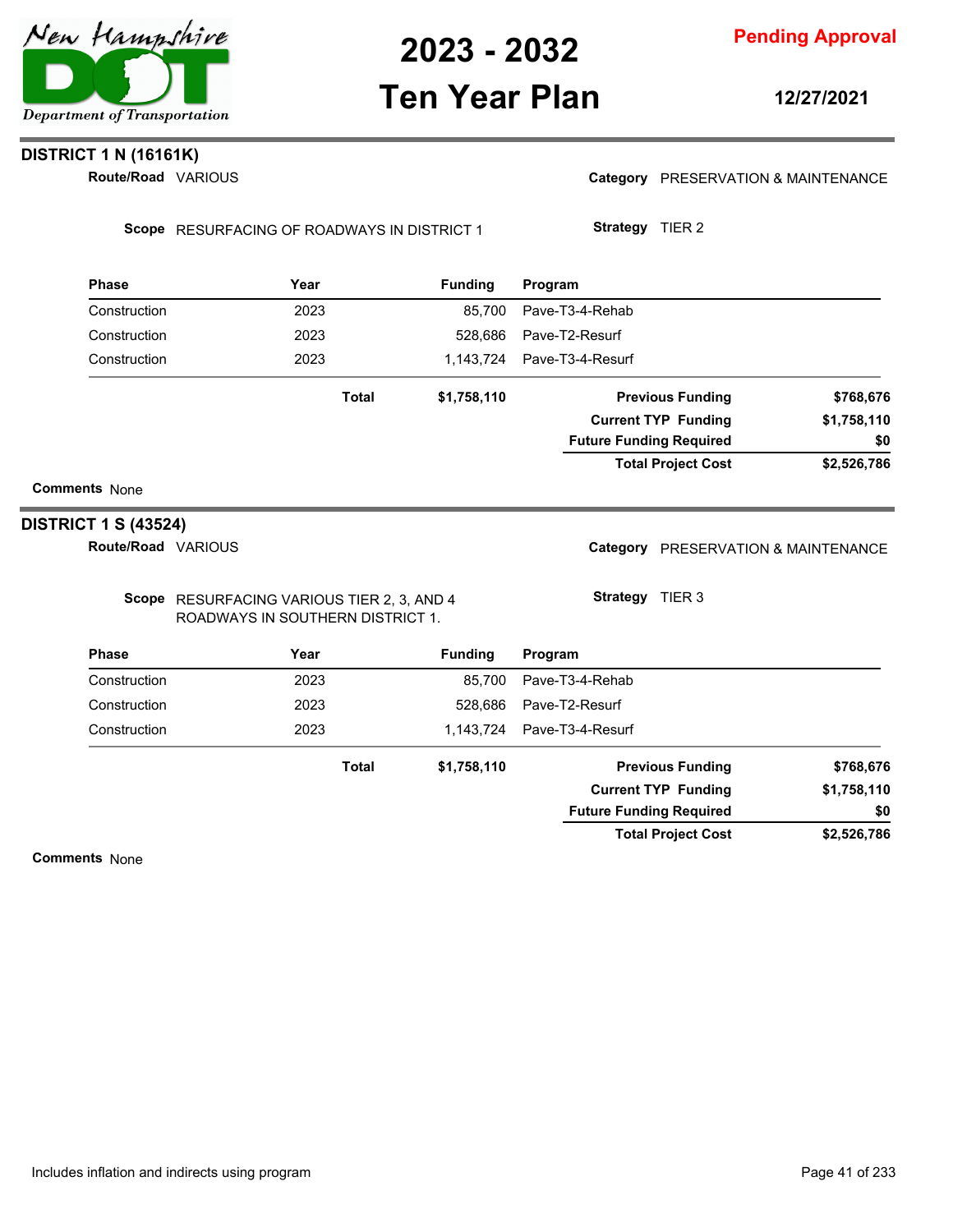## DISTRICT 1 N (16161K)

**Route/Road** VARIOUS

**Category** PRESERVATION & MAINTENANCE

**Scope** RESURFACING OF ROADWAYS IN DISTRICT 1

**Strategy** TIER 2

| Phase | Year | Funding | Program |
|---|---|---|---|
| Construction | 2023 | 85,700 | Pave-T3-4-Rehab |
| Construction | 2023 | 528,686 | Pave-T2-Resurf |
| Construction | 2023 | 1,143,724 | Pave-T3-4-Resurf |
| | **Total** | **$1,758,110** | |

| | |
|---|---|
| **Previous Funding** | **$768,676** |
| **Current TYP Funding** | **$1,758,110** |
| **Future Funding Required** | **$0** |
| **Total Project Cost** | **$2,526,786** |

**Comments** None

## DISTRICT 1 S (43524)

**Route/Road** VARIOUS

**Category** PRESERVATION & MAINTENANCE

**Scope** RESURFACING VARIOUS TIER 2, 3, AND 4 ROADWAYS IN SOUTHERN DISTRICT 1.

**Strategy** TIER 3

| Phase | Year | Funding | Program |
|---|---|---|---|
| Construction | 2023 | 85,700 | Pave-T3-4-Rehab |
| Construction | 2023 | 528,686 | Pave-T2-Resurf |
| Construction | 2023 | 1,143,724 | Pave-T3-4-Resurf |
| | **Total** | **$1,758,110** | |

| | |
|---|---|
| **Previous Funding** | **$768,676** |
| **Current TYP Funding** | **$1,758,110** |
| **Future Funding Required** | **$0** |
| **Total Project Cost** | **$2,526,786** |

**Comments** None

Includes inflation and indirects using program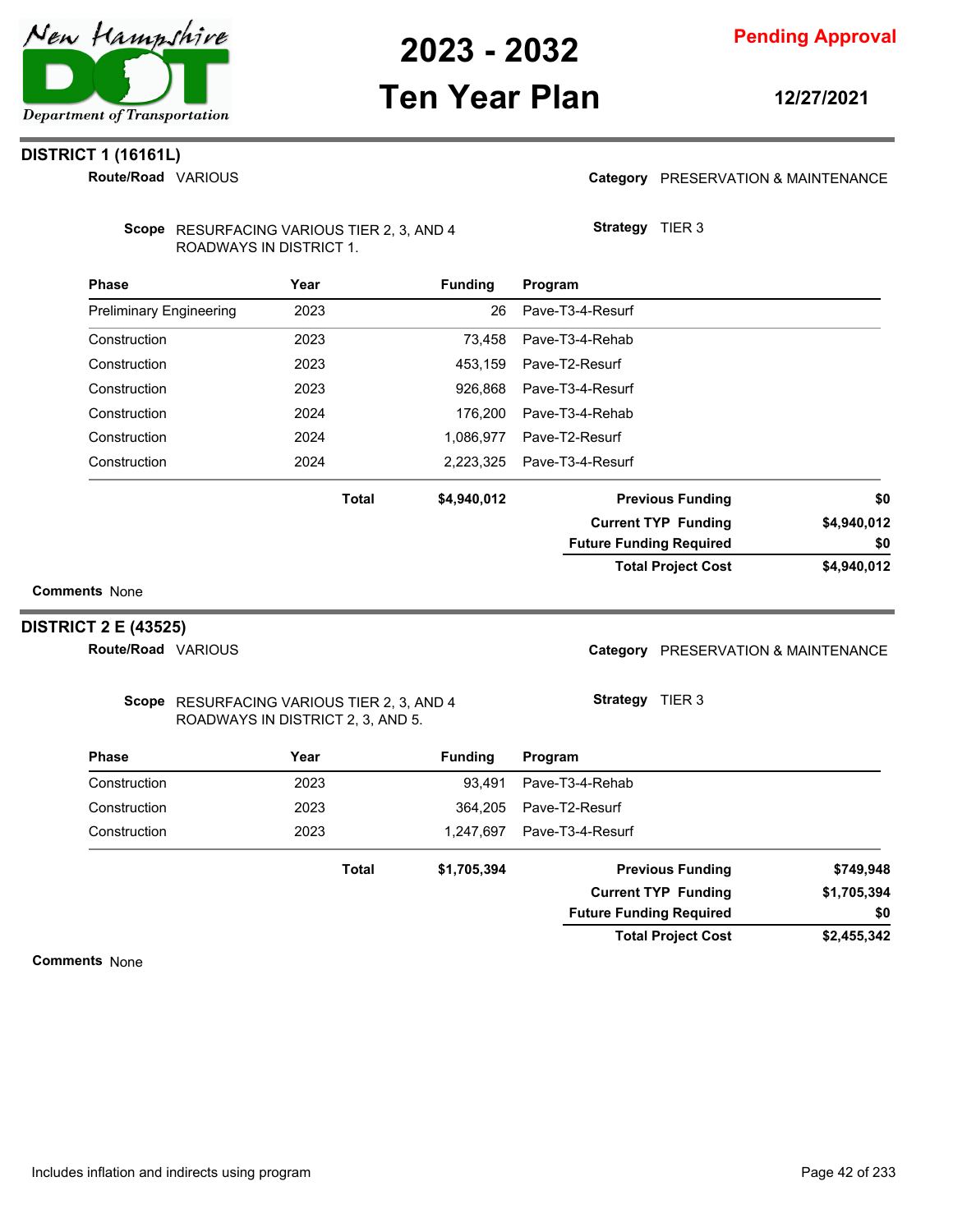## DISTRICT 1 (16161L)

**Route/Road** VARIOUS

**Category** PRESERVATION & MAINTENANCE

**Scope** RESURFACING VARIOUS TIER 2, 3, AND 4 ROADWAYS IN DISTRICT 1.

**Strategy** TIER 3

| Phase | Year | Funding | Program |
|---|---|---|---|
| Preliminary Engineering | 2023 | 26 | Pave-T3-4-Resurf |
| Construction | 2023 | 73,458 | Pave-T3-4-Rehab |
| Construction | 2023 | 453,159 | Pave-T2-Resurf |
| Construction | 2023 | 926,868 | Pave-T3-4-Resurf |
| Construction | 2024 | 176,200 | Pave-T3-4-Rehab |
| Construction | 2024 | 1,086,977 | Pave-T2-Resurf |
| Construction | 2024 | 2,223,325 | Pave-T3-4-Resurf |
| | **Total** | **$4,940,012** | |

| | |
|---|---|
| **Previous Funding** | **$0** |
| **Current TYP Funding** | **$4,940,012** |
| **Future Funding Required** | **$0** |
| **Total Project Cost** | **$4,940,012** |

**Comments** None

## DISTRICT 2 E (43525)

**Route/Road** VARIOUS

**Category** PRESERVATION & MAINTENANCE

**Scope** RESURFACING VARIOUS TIER 2, 3, AND 4 ROADWAYS IN DISTRICT 2, 3, AND 5.

**Strategy** TIER 3

| Phase | Year | Funding | Program |
|---|---|---|---|
| Construction | 2023 | 93,491 | Pave-T3-4-Rehab |
| Construction | 2023 | 364,205 | Pave-T2-Resurf |
| Construction | 2023 | 1,247,697 | Pave-T3-4-Resurf |
| | **Total** | **$1,705,394** | |

| | |
|---|---|
| **Previous Funding** | **$749,948** |
| **Current TYP Funding** | **$1,705,394** |
| **Future Funding Required** | **$0** |
| **Total Project Cost** | **$2,455,342** |

**Comments** None

Includes inflation and indirects using program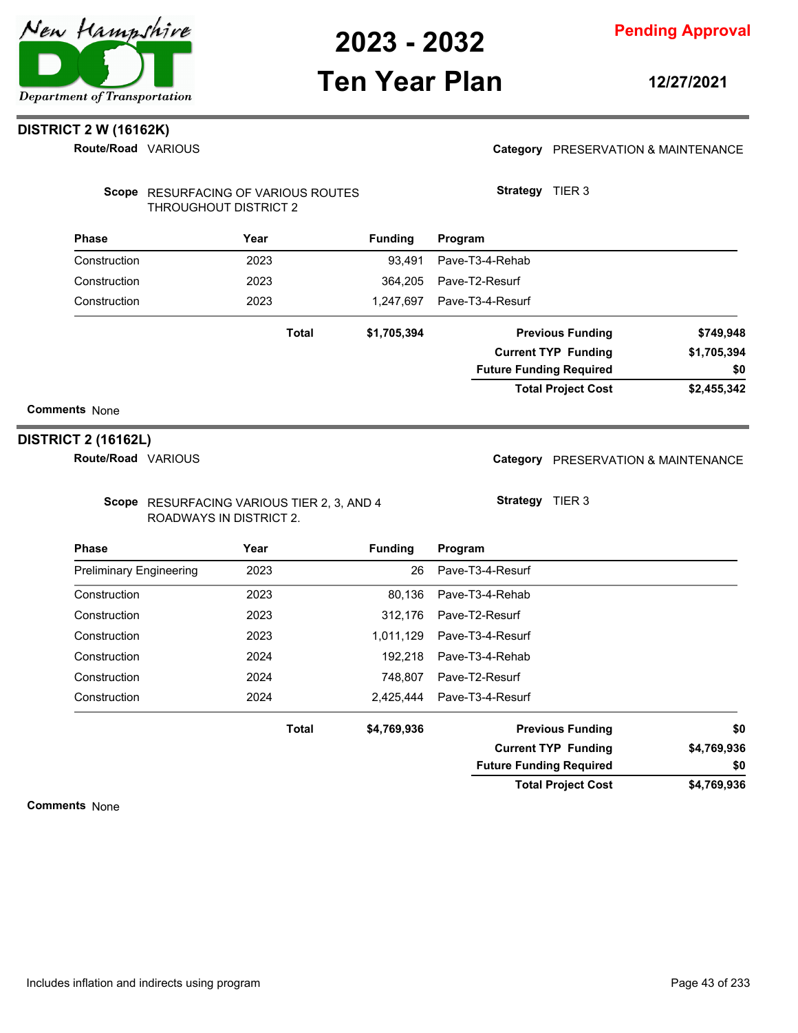# 2023 - 2032 Ten Year Plan

**Pending Approval**

**12/27/2021**

## DISTRICT 2 W (16162K)

**Route/Road** VARIOUS

**Category** PRESERVATION & MAINTENANCE

**Scope** RESURFACING OF VARIOUS ROUTES THROUGHOUT DISTRICT 2

**Strategy** TIER 3

| Phase | Year | Funding | Program |
|---|---|---|---|
| Construction | 2023 | 93,491 | Pave-T3-4-Rehab |
| Construction | 2023 | 364,205 | Pave-T2-Resurf |
| Construction | 2023 | 1,247,697 | Pave-T3-4-Resurf |
| | **Total** | **$1,705,394** | |

| | |
|---|---|
| **Previous Funding** | **$749,948** |
| **Current TYP Funding** | **$1,705,394** |
| **Future Funding Required** | **$0** |
| **Total Project Cost** | **$2,455,342** |

**Comments** None

## DISTRICT 2 (16162L)

**Route/Road** VARIOUS

**Category** PRESERVATION & MAINTENANCE

**Scope** RESURFACING VARIOUS TIER 2, 3, AND 4 ROADWAYS IN DISTRICT 2.

**Strategy** TIER 3

| Phase | Year | Funding | Program |
|---|---|---|---|
| Preliminary Engineering | 2023 | 26 | Pave-T3-4-Resurf |
| Construction | 2023 | 80,136 | Pave-T3-4-Rehab |
| Construction | 2023 | 312,176 | Pave-T2-Resurf |
| Construction | 2023 | 1,011,129 | Pave-T3-4-Resurf |
| Construction | 2024 | 192,218 | Pave-T3-4-Rehab |
| Construction | 2024 | 748,807 | Pave-T2-Resurf |
| Construction | 2024 | 2,425,444 | Pave-T3-4-Resurf |
| | **Total** | **$4,769,936** | |

| | |
|---|---|
| **Previous Funding** | **$0** |
| **Current TYP Funding** | **$4,769,936** |
| **Future Funding Required** | **$0** |
| **Total Project Cost** | **$4,769,936** |

**Comments** None

Includes inflation and indirects using program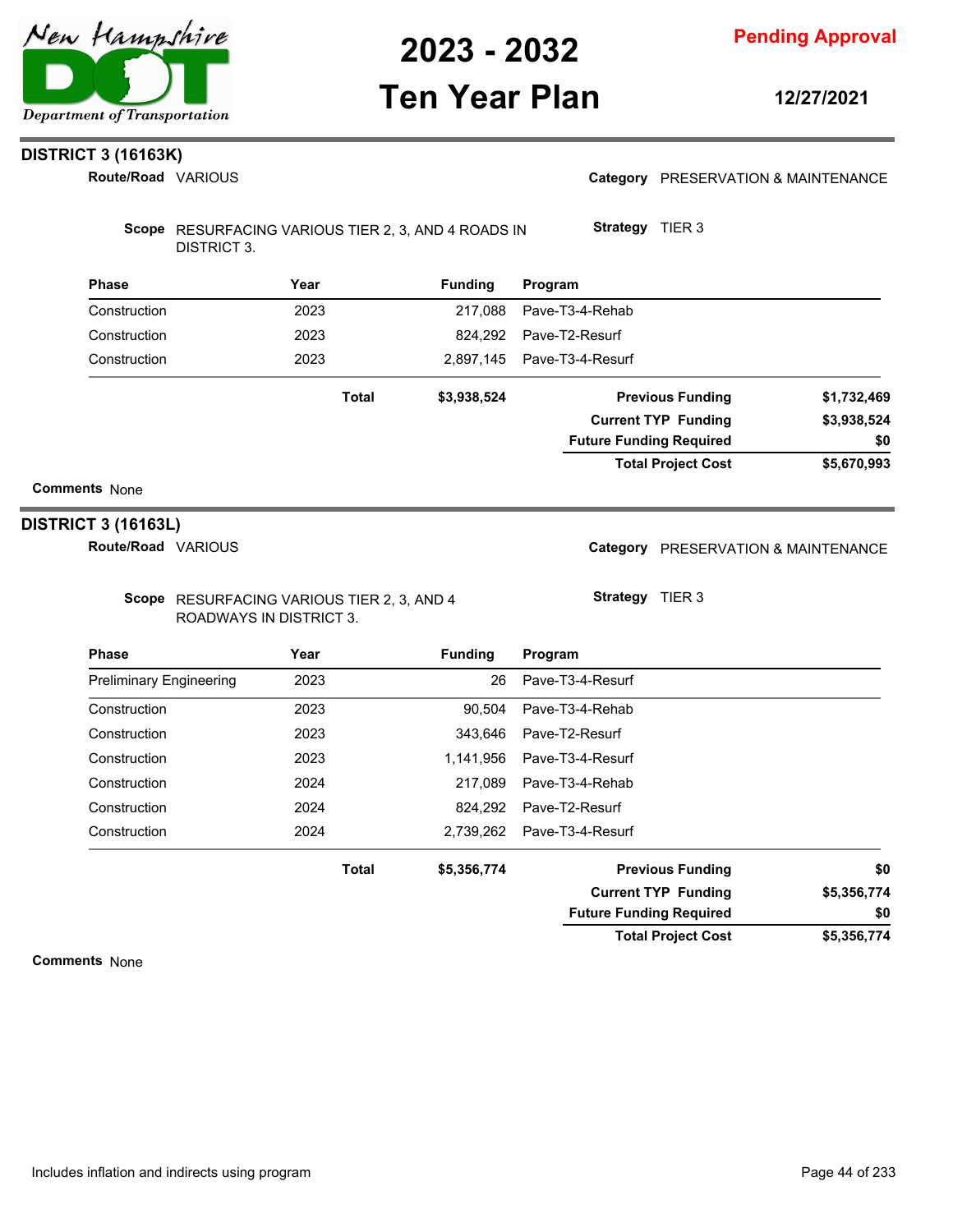**Pending Approval**

# 2023 - 2032 Ten Year Plan

12/27/2021

## DISTRICT 3 (16163K)

**Route/Road** VARIOUS

**Category** PRESERVATION & MAINTENANCE

**Scope** RESURFACING VARIOUS TIER 2, 3, AND 4 ROADS IN DISTRICT 3.

**Strategy** TIER 3

| Phase | Year | Funding | Program |
|---|---|---|---|
| Construction | 2023 | 217,088 | Pave-T3-4-Rehab |
| Construction | 2023 | 824,292 | Pave-T2-Resurf |
| Construction | 2023 | 2,897,145 | Pave-T3-4-Resurf |
| | **Total** | **$3,938,524** | |

| | |
|---|---|
| **Previous Funding** | **$1,732,469** |
| **Current TYP Funding** | **$3,938,524** |
| **Future Funding Required** | **$0** |
| **Total Project Cost** | **$5,670,993** |

**Comments** None

## DISTRICT 3 (16163L)

**Route/Road** VARIOUS

**Category** PRESERVATION & MAINTENANCE

**Scope** RESURFACING VARIOUS TIER 2, 3, AND 4 ROADWAYS IN DISTRICT 3.

**Strategy** TIER 3

| Phase | Year | Funding | Program |
|---|---|---|---|
| Preliminary Engineering | 2023 | 26 | Pave-T3-4-Resurf |
| Construction | 2023 | 90,504 | Pave-T3-4-Rehab |
| Construction | 2023 | 343,646 | Pave-T2-Resurf |
| Construction | 2023 | 1,141,956 | Pave-T3-4-Resurf |
| Construction | 2024 | 217,089 | Pave-T3-4-Rehab |
| Construction | 2024 | 824,292 | Pave-T2-Resurf |
| Construction | 2024 | 2,739,262 | Pave-T3-4-Resurf |
| | **Total** | **$5,356,774** | |

| | |
|---|---|
| **Previous Funding** | **$0** |
| **Current TYP Funding** | **$5,356,774** |
| **Future Funding Required** | **$0** |
| **Total Project Cost** | **$5,356,774** |

**Comments** None

Includes inflation and indirects using program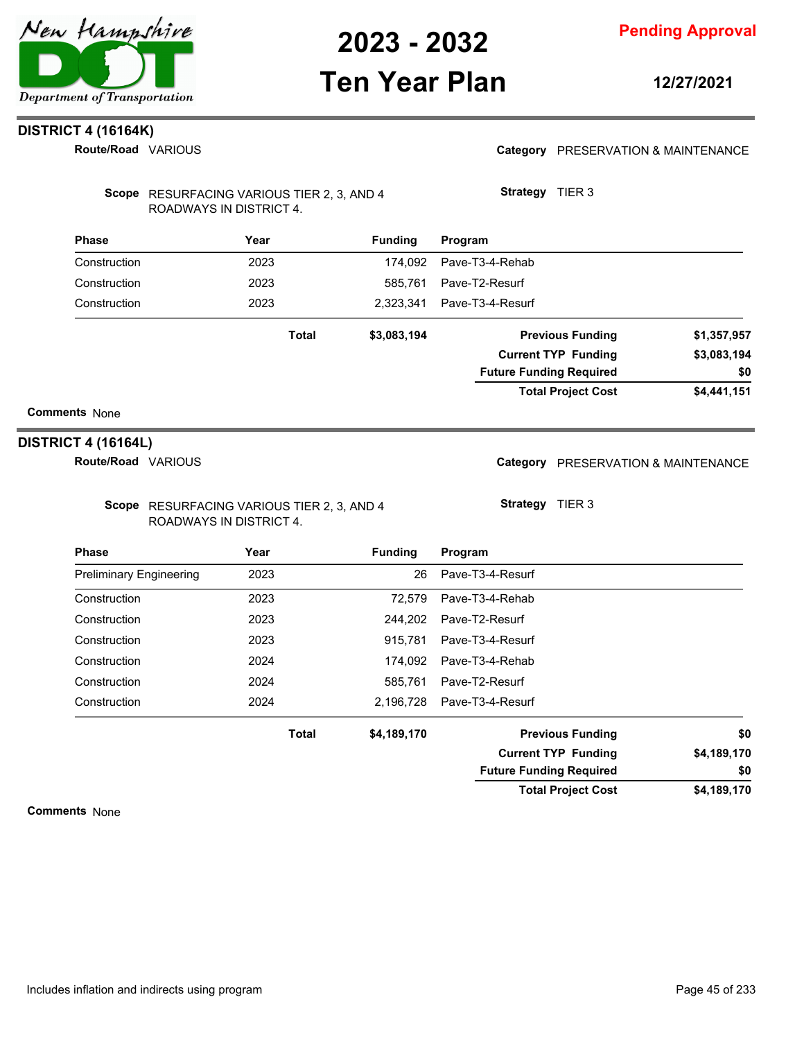## DISTRICT 4 (16164K)

**Route/Road** VARIOUS

**Category** PRESERVATION & MAINTENANCE

**Scope** RESURFACING VARIOUS TIER 2, 3, AND 4 ROADWAYS IN DISTRICT 4.

**Strategy** TIER 3

| Phase | Year | Funding | Program |
|---|---|---|---|
| Construction | 2023 | 174,092 | Pave-T3-4-Rehab |
| Construction | 2023 | 585,761 | Pave-T2-Resurf |
| Construction | 2023 | 2,323,341 | Pave-T3-4-Resurf |
| | **Total** | **$3,083,194** | |

| | |
|---|---|
| **Previous Funding** | **$1,357,957** |
| **Current TYP Funding** | **$3,083,194** |
| **Future Funding Required** | **$0** |
| **Total Project Cost** | **$4,441,151** |

**Comments** None

## DISTRICT 4 (16164L)

**Route/Road** VARIOUS

**Category** PRESERVATION & MAINTENANCE

**Scope** RESURFACING VARIOUS TIER 2, 3, AND 4 ROADWAYS IN DISTRICT 4.

**Strategy** TIER 3

| Phase | Year | Funding | Program |
|---|---|---|---|
| Preliminary Engineering | 2023 | 26 | Pave-T3-4-Resurf |
| Construction | 2023 | 72,579 | Pave-T3-4-Rehab |
| Construction | 2023 | 244,202 | Pave-T2-Resurf |
| Construction | 2023 | 915,781 | Pave-T3-4-Resurf |
| Construction | 2024 | 174,092 | Pave-T3-4-Rehab |
| Construction | 2024 | 585,761 | Pave-T2-Resurf |
| Construction | 2024 | 2,196,728 | Pave-T3-4-Resurf |
| | **Total** | **$4,189,170** | |

| | |
|---|---|
| **Previous Funding** | **$0** |
| **Current TYP Funding** | **$4,189,170** |
| **Future Funding Required** | **$0** |
| **Total Project Cost** | **$4,189,170** |

**Comments** None

Includes inflation and indirects using program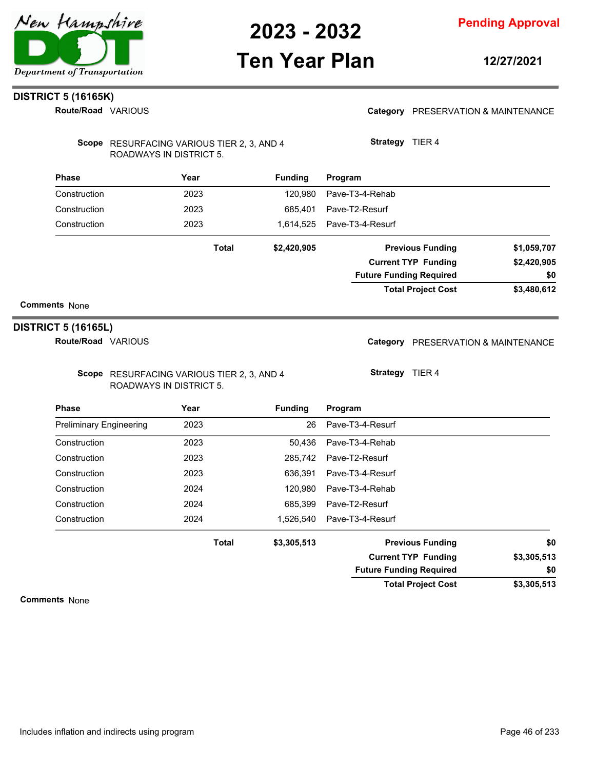## DISTRICT 5 (16165K)

**Route/Road** VARIOUS

**Category** PRESERVATION & MAINTENANCE

**Scope** RESURFACING VARIOUS TIER 2, 3, AND 4 ROADWAYS IN DISTRICT 5.

**Strategy** TIER 4

| Phase | Year | Funding | Program |
|---|---|---|---|
| Construction | 2023 | 120,980 | Pave-T3-4-Rehab |
| Construction | 2023 | 685,401 | Pave-T2-Resurf |
| Construction | 2023 | 1,614,525 | Pave-T3-4-Resurf |
| | **Total** | **$2,420,905** | |

| | |
|---|---|
| **Previous Funding** | **$1,059,707** |
| **Current TYP Funding** | **$2,420,905** |
| **Future Funding Required** | **$0** |
| **Total Project Cost** | **$3,480,612** |

**Comments** None

## DISTRICT 5 (16165L)

**Route/Road** VARIOUS

**Category** PRESERVATION & MAINTENANCE

**Scope** RESURFACING VARIOUS TIER 2, 3, AND 4 ROADWAYS IN DISTRICT 5.

**Strategy** TIER 4

| Phase | Year | Funding | Program |
|---|---|---|---|
| Preliminary Engineering | 2023 | 26 | Pave-T3-4-Resurf |
| Construction | 2023 | 50,436 | Pave-T3-4-Rehab |
| Construction | 2023 | 285,742 | Pave-T2-Resurf |
| Construction | 2023 | 636,391 | Pave-T3-4-Resurf |
| Construction | 2024 | 120,980 | Pave-T3-4-Rehab |
| Construction | 2024 | 685,399 | Pave-T2-Resurf |
| Construction | 2024 | 1,526,540 | Pave-T3-4-Resurf |
| | **Total** | **$3,305,513** | |

| | |
|---|---|
| **Previous Funding** | **$0** |
| **Current TYP Funding** | **$3,305,513** |
| **Future Funding Required** | **$0** |
| **Total Project Cost** | **$3,305,513** |

**Comments** None

Includes inflation and indirects using program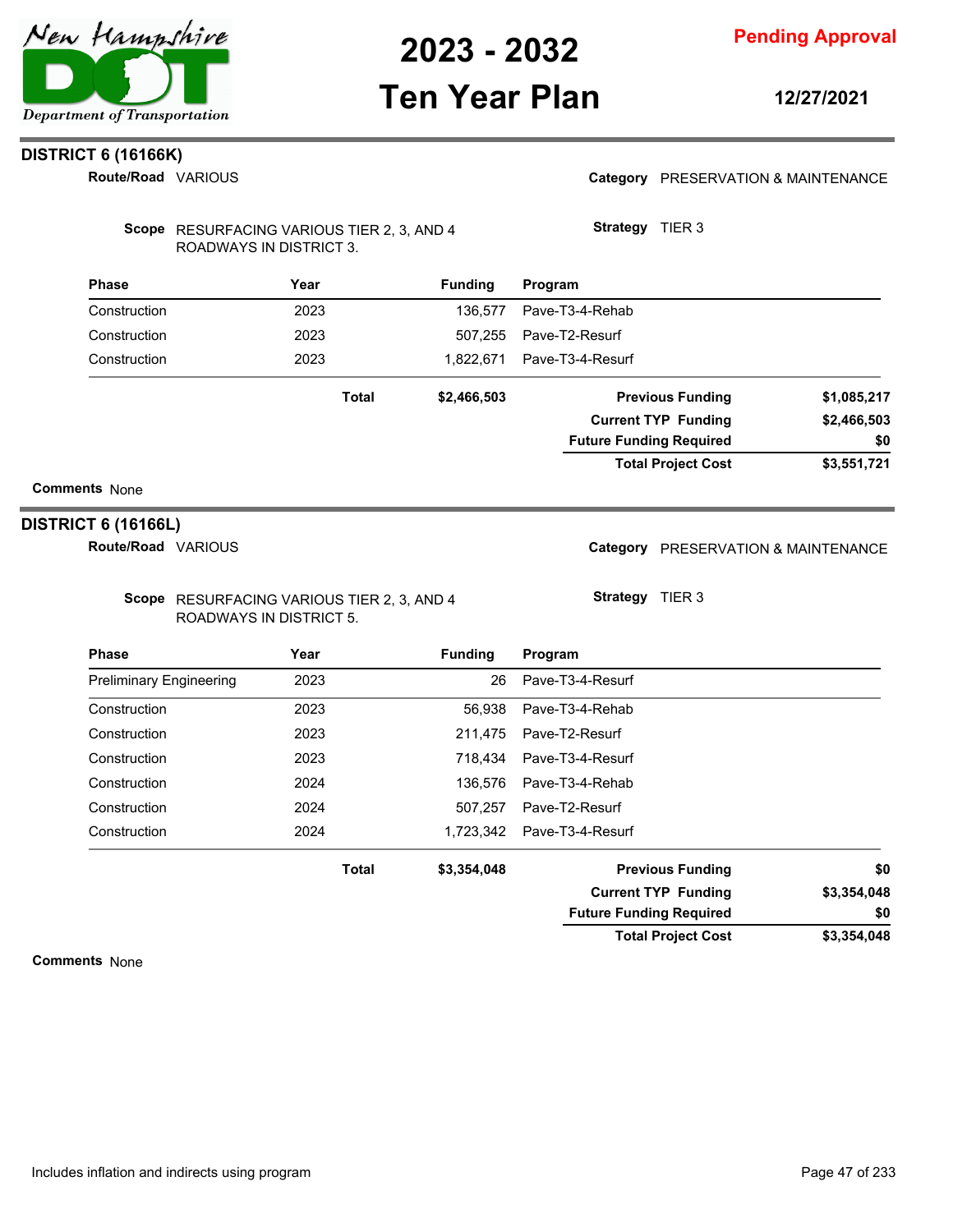# 2023 - 2032 Ten Year Plan

**Pending Approval**

12/27/2021

## DISTRICT 6 (16166K)

**Route/Road** VARIOUS

**Category** PRESERVATION & MAINTENANCE

**Scope** RESURFACING VARIOUS TIER 2, 3, AND 4 ROADWAYS IN DISTRICT 3.

**Strategy** TIER 3

| Phase | Year | Funding | Program |
|---|---|---|---|
| Construction | 2023 | 136,577 | Pave-T3-4-Rehab |
| Construction | 2023 | 507,255 | Pave-T2-Resurf |
| Construction | 2023 | 1,822,671 | Pave-T3-4-Resurf |
| | **Total** | **$2,466,503** | |

| | |
|---|---|
| **Previous Funding** | **$1,085,217** |
| **Current TYP Funding** | **$2,466,503** |
| **Future Funding Required** | **$0** |
| **Total Project Cost** | **$3,551,721** |

**Comments** None

## DISTRICT 6 (16166L)

**Route/Road** VARIOUS

**Category** PRESERVATION & MAINTENANCE

**Scope** RESURFACING VARIOUS TIER 2, 3, AND 4 ROADWAYS IN DISTRICT 5.

**Strategy** TIER 3

| Phase | Year | Funding | Program |
|---|---|---|---|
| Preliminary Engineering | 2023 | 26 | Pave-T3-4-Resurf |
| Construction | 2023 | 56,938 | Pave-T3-4-Rehab |
| Construction | 2023 | 211,475 | Pave-T2-Resurf |
| Construction | 2023 | 718,434 | Pave-T3-4-Resurf |
| Construction | 2024 | 136,576 | Pave-T3-4-Rehab |
| Construction | 2024 | 507,257 | Pave-T2-Resurf |
| Construction | 2024 | 1,723,342 | Pave-T3-4-Resurf |
| | **Total** | **$3,354,048** | |

| | |
|---|---|
| **Previous Funding** | **$0** |
| **Current TYP Funding** | **$3,354,048** |
| **Future Funding Required** | **$0** |
| **Total Project Cost** | **$3,354,048** |

**Comments** None

Includes inflation and indirects using program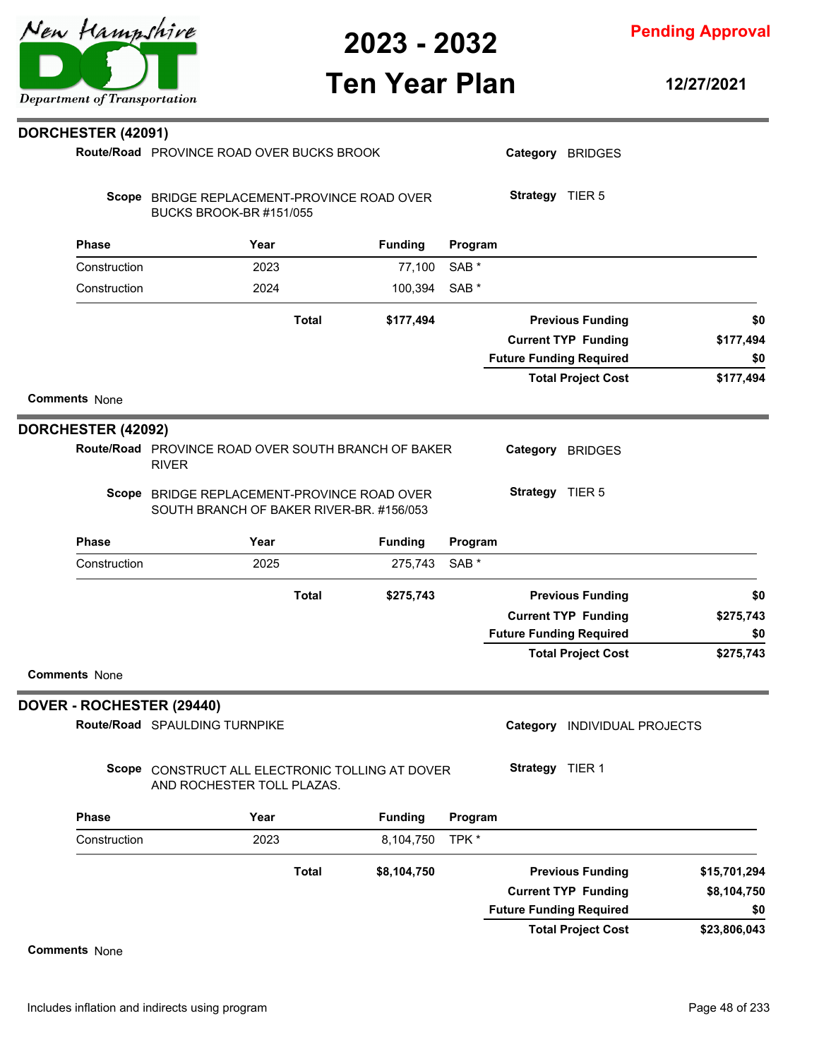## DORCHESTER (42091)

**Route/Road** PROVINCE ROAD OVER BUCKS BROOK

**Category** BRIDGES

**Scope** BRIDGE REPLACEMENT-PROVINCE ROAD OVER BUCKS BROOK-BR #151/055

**Strategy** TIER 5

| Phase | Year | Funding | Program |
|---|---|---|---|
| Construction | 2023 | 77,100 | SAB * |
| Construction | 2024 | 100,394 | SAB * |
| | **Total** | **$177,494** | |

| | |
|---|---|
| **Previous Funding** | **$0** |
| **Current TYP Funding** | **$177,494** |
| **Future Funding Required** | **$0** |
| **Total Project Cost** | **$177,494** |

**Comments** None

## DORCHESTER (42092)

**Route/Road** PROVINCE ROAD OVER SOUTH BRANCH OF BAKER RIVER

**Category** BRIDGES

**Scope** BRIDGE REPLACEMENT-PROVINCE ROAD OVER SOUTH BRANCH OF BAKER RIVER-BR. #156/053

**Strategy** TIER 5

| Phase | Year | Funding | Program |
|---|---|---|---|
| Construction | 2025 | 275,743 | SAB * |
| | **Total** | **$275,743** | |

| | |
|---|---|
| **Previous Funding** | **$0** |
| **Current TYP Funding** | **$275,743** |
| **Future Funding Required** | **$0** |
| **Total Project Cost** | **$275,743** |

**Comments** None

## DOVER - ROCHESTER (29440)

**Route/Road** SPAULDING TURNPIKE

**Category** INDIVIDUAL PROJECTS

**Scope** CONSTRUCT ALL ELECTRONIC TOLLING AT DOVER AND ROCHESTER TOLL PLAZAS.

**Strategy** TIER 1

| Phase | Year | Funding | Program |
|---|---|---|---|
| Construction | 2023 | 8,104,750 | TPK * |
| | **Total** | **$8,104,750** | |

| | |
|---|---|
| **Previous Funding** | **$15,701,294** |
| **Current TYP Funding** | **$8,104,750** |
| **Future Funding Required** | **$0** |
| **Total Project Cost** | **$23,806,043** |

**Comments** None

Includes inflation and indirects using program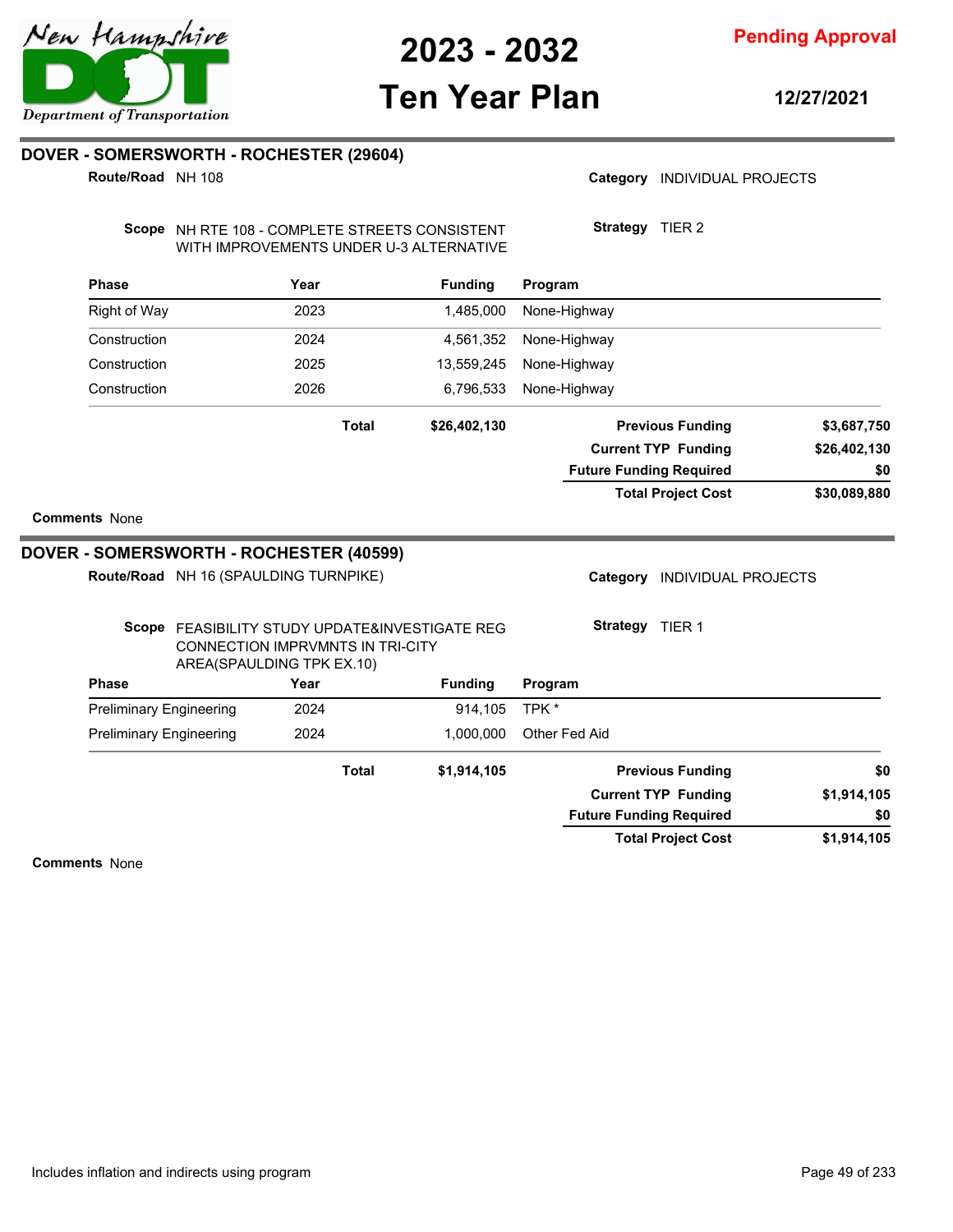# DOVER - SOMERSWORTH - ROCHESTER (29604)

**Route/Road** NH 108

**Category** INDIVIDUAL PROJECTS

**Scope** NH RTE 108 - COMPLETE STREETS CONSISTENT WITH IMPROVEMENTS UNDER U-3 ALTERNATIVE

**Strategy** TIER 2

| Phase | Year | Funding | Program |
|---|---|---|---|
| Right of Way | 2023 | 1,485,000 | None-Highway |
| Construction | 2024 | 4,561,352 | None-Highway |
| Construction | 2025 | 13,559,245 | None-Highway |
| Construction | 2026 | 6,796,533 | None-Highway |
| | **Total** | **$26,402,130** | |

| | |
|---|---|
| **Previous Funding** | **$3,687,750** |
| **Current TYP Funding** | **$26,402,130** |
| **Future Funding Required** | **$0** |
| **Total Project Cost** | **$30,089,880** |

**Comments** None

# DOVER - SOMERSWORTH - ROCHESTER (40599)

**Route/Road** NH 16 (SPAULDING TURNPIKE)

**Category** INDIVIDUAL PROJECTS

**Scope** FEASIBILITY STUDY UPDATE&INVESTIGATE REG CONNECTION IMPRVMNTS IN TRI-CITY AREA(SPAULDING TPK EX.10)

**Strategy** TIER 1

| Phase | Year | Funding | Program |
|---|---|---|---|
| Preliminary Engineering | 2024 | 914,105 | TPK * |
| Preliminary Engineering | 2024 | 1,000,000 | Other Fed Aid |
| | **Total** | **$1,914,105** | |

| | |
|---|---|
| **Previous Funding** | **$0** |
| **Current TYP Funding** | **$1,914,105** |
| **Future Funding Required** | **$0** |
| **Total Project Cost** | **$1,914,105** |

**Comments** None

Includes inflation and indirects using program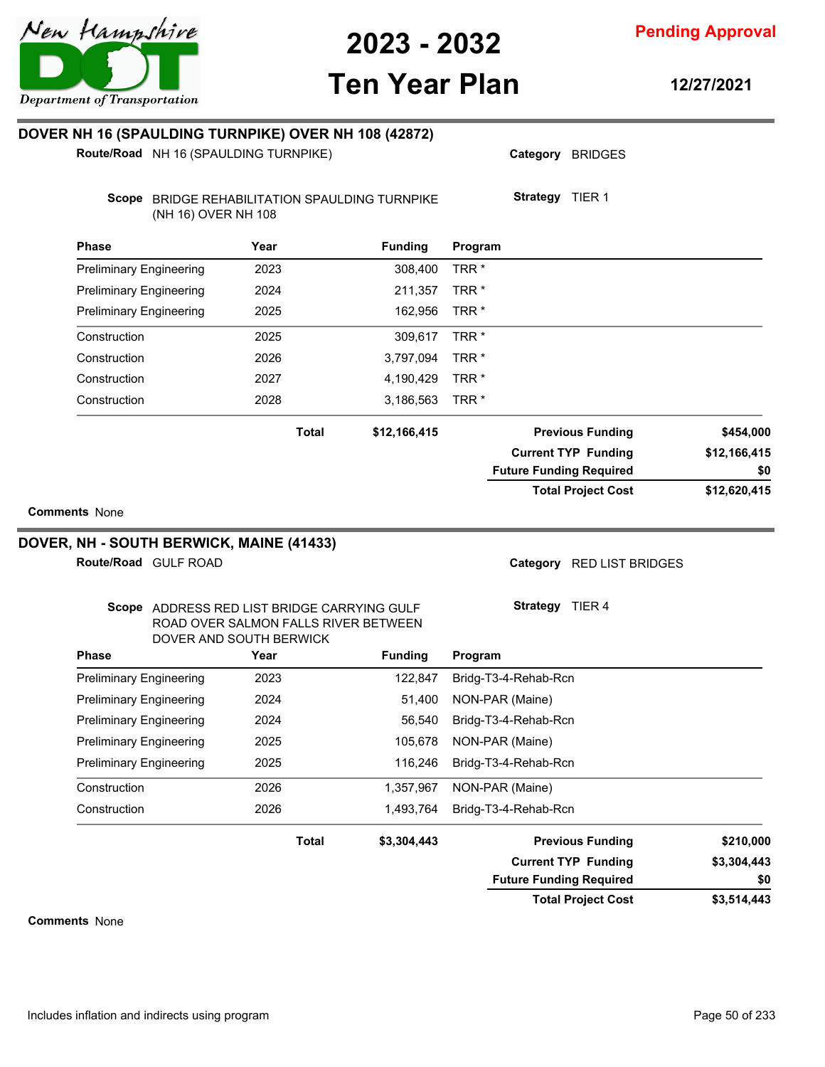## DOVER NH 16 (SPAULDING TURNPIKE) OVER NH 108 (42872)

**Route/Road** NH 16 (SPAULDING TURNPIKE)

**Category** BRIDGES

**Scope** BRIDGE REHABILITATION SPAULDING TURNPIKE (NH 16) OVER NH 108

**Strategy** TIER 1

| Phase | Year | Funding | Program |
|---|---|---|---|
| Preliminary Engineering | 2023 | 308,400 | TRR * |
| Preliminary Engineering | 2024 | 211,357 | TRR * |
| Preliminary Engineering | 2025 | 162,956 | TRR * |
| Construction | 2025 | 309,617 | TRR * |
| Construction | 2026 | 3,797,094 | TRR * |
| Construction | 2027 | 4,190,429 | TRR * |
| Construction | 2028 | 3,186,563 | TRR * |
| | **Total** | **$12,166,415** | |

| | |
|---|---|
| **Previous Funding** | **$454,000** |
| **Current TYP Funding** | **$12,166,415** |
| **Future Funding Required** | **$0** |
| **Total Project Cost** | **$12,620,415** |

**Comments** None

## DOVER, NH - SOUTH BERWICK, MAINE (41433)

**Route/Road** GULF ROAD

**Category** RED LIST BRIDGES

**Scope** ADDRESS RED LIST BRIDGE CARRYING GULF ROAD OVER SALMON FALLS RIVER BETWEEN DOVER AND SOUTH BERWICK

**Strategy** TIER 4

| Phase | Year | Funding | Program |
|---|---|---|---|
| Preliminary Engineering | 2023 | 122,847 | Bridg-T3-4-Rehab-Rcn |
| Preliminary Engineering | 2024 | 51,400 | NON-PAR (Maine) |
| Preliminary Engineering | 2024 | 56,540 | Bridg-T3-4-Rehab-Rcn |
| Preliminary Engineering | 2025 | 105,678 | NON-PAR (Maine) |
| Preliminary Engineering | 2025 | 116,246 | Bridg-T3-4-Rehab-Rcn |
| Construction | 2026 | 1,357,967 | NON-PAR (Maine) |
| Construction | 2026 | 1,493,764 | Bridg-T3-4-Rehab-Rcn |
| | **Total** | **$3,304,443** | |

| | |
|---|---|
| **Previous Funding** | **$210,000** |
| **Current TYP Funding** | **$3,304,443** |
| **Future Funding Required** | **$0** |
| **Total Project Cost** | **$3,514,443** |

**Comments** None

Includes inflation and indirects using program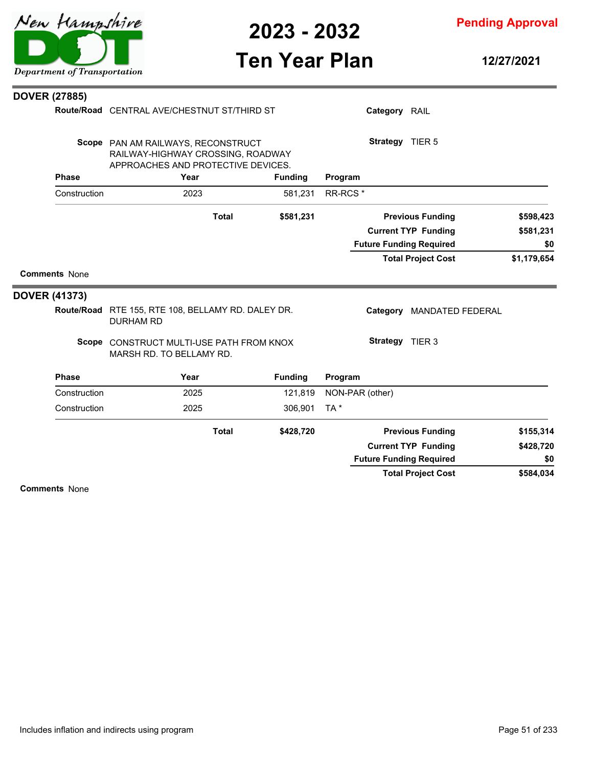## DOVER (27885)

**Route/Road** CENTRAL AVE/CHESTNUT ST/THIRD ST

**Category** RAIL

**Scope** PAN AM RAILWAYS, RECONSTRUCT RAILWAY-HIGHWAY CROSSING, ROADWAY APPROACHES AND PROTECTIVE DEVICES.

**Strategy** TIER 5

| Phase | Year | Funding | Program |
|---|---|---|---|
| Construction | 2023 | 581,231 | RR-RCS * |
| | **Total** | **$581,231** | |

| | |
|---|---|
| **Previous Funding** | **$598,423** |
| **Current TYP Funding** | **$581,231** |
| **Future Funding Required** | **$0** |
| **Total Project Cost** | **$1,179,654** |

**Comments** None

## DOVER (41373)

**Route/Road** RTE 155, RTE 108, BELLAMY RD. DALEY DR. DURHAM RD

**Category** MANDATED FEDERAL

**Scope** CONSTRUCT MULTI-USE PATH FROM KNOX MARSH RD. TO BELLAMY RD.

**Strategy** TIER 3

| Phase | Year | Funding | Program |
|---|---|---|---|
| Construction | 2025 | 121,819 | NON-PAR (other) |
| Construction | 2025 | 306,901 | TA * |
| | **Total** | **$428,720** | |

| | |
|---|---|
| **Previous Funding** | **$155,314** |
| **Current TYP Funding** | **$428,720** |
| **Future Funding Required** | **$0** |
| **Total Project Cost** | **$584,034** |

**Comments** None

Includes inflation and indirects using program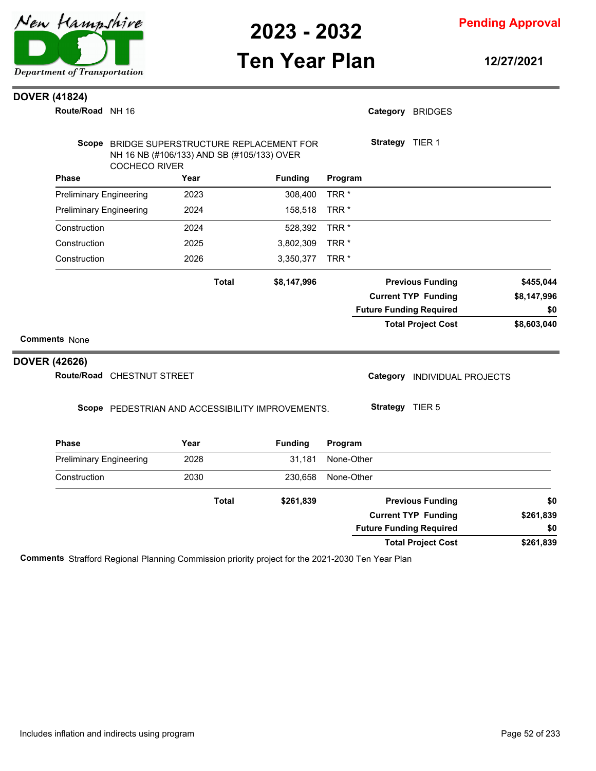## DOVER (41824)

**Route/Road** NH 16

**Category** BRIDGES

**Scope** BRIDGE SUPERSTRUCTURE REPLACEMENT FOR NH 16 NB (#106/133) AND SB (#105/133) OVER COCHECO RIVER

**Strategy** TIER 1

| Phase | Year | Funding | Program |
|---|---|---|---|
| Preliminary Engineering | 2023 | 308,400 | TRR * |
| Preliminary Engineering | 2024 | 158,518 | TRR * |
| Construction | 2024 | 528,392 | TRR * |
| Construction | 2025 | 3,802,309 | TRR * |
| Construction | 2026 | 3,350,377 | TRR * |
| **Total** | | **$8,147,996** | |

| | |
|---|---|
| **Previous Funding** | **$455,044** |
| **Current TYP Funding** | **$8,147,996** |
| **Future Funding Required** | **$0** |
| **Total Project Cost** | **$8,603,040** |

**Comments** None

## DOVER (42626)

**Route/Road** CHESTNUT STREET

**Category** INDIVIDUAL PROJECTS

**Scope** PEDESTRIAN AND ACCESSIBILITY IMPROVEMENTS.

**Strategy** TIER 5

| Phase | Year | Funding | Program |
|---|---|---|---|
| Preliminary Engineering | 2028 | 31,181 | None-Other |
| Construction | 2030 | 230,658 | None-Other |
| **Total** | | **$261,839** | |

| | |
|---|---|
| **Previous Funding** | **$0** |
| **Current TYP Funding** | **$261,839** |
| **Future Funding Required** | **$0** |
| **Total Project Cost** | **$261,839** |

**Comments** Strafford Regional Planning Commission priority project for the 2021-2030 Ten Year Plan

Includes inflation and indirects using program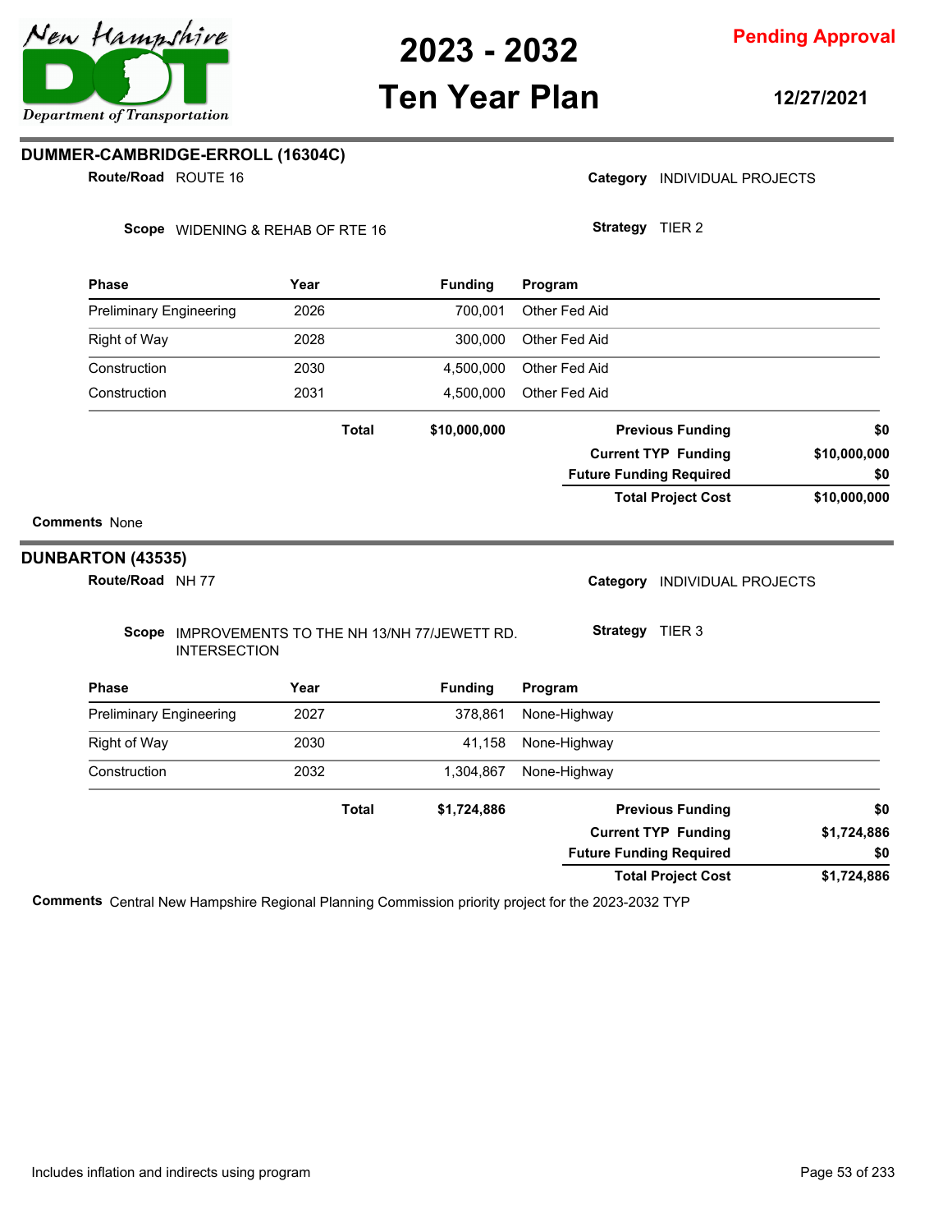## DUMMER-CAMBRIDGE-ERROLL (16304C)

**Route/Road** ROUTE 16

**Category** INDIVIDUAL PROJECTS

**Scope** WIDENING & REHAB OF RTE 16

**Strategy** TIER 2

| Phase | Year | Funding | Program |
|---|---|---|---|
| Preliminary Engineering | 2026 | 700,001 | Other Fed Aid |
| Right of Way | 2028 | 300,000 | Other Fed Aid |
| Construction | 2030 | 4,500,000 | Other Fed Aid |
| Construction | 2031 | 4,500,000 | Other Fed Aid |
| | **Total** | **$10,000,000** | |

| | |
|---|---|
| **Previous Funding** | **$0** |
| **Current TYP Funding** | **$10,000,000** |
| **Future Funding Required** | **$0** |
| **Total Project Cost** | **$10,000,000** |

**Comments** None

## DUNBARTON (43535)

**Route/Road** NH 77

**Category** INDIVIDUAL PROJECTS

**Scope** IMPROVEMENTS TO THE NH 13/NH 77/JEWETT RD. INTERSECTION

**Strategy** TIER 3

| Phase | Year | Funding | Program |
|---|---|---|---|
| Preliminary Engineering | 2027 | 378,861 | None-Highway |
| Right of Way | 2030 | 41,158 | None-Highway |
| Construction | 2032 | 1,304,867 | None-Highway |
| | **Total** | **$1,724,886** | |

| | |
|---|---|
| **Previous Funding** | **$0** |
| **Current TYP Funding** | **$1,724,886** |
| **Future Funding Required** | **$0** |
| **Total Project Cost** | **$1,724,886** |

**Comments** Central New Hampshire Regional Planning Commission priority project for the 2023-2032 TYP

Includes inflation and indirects using program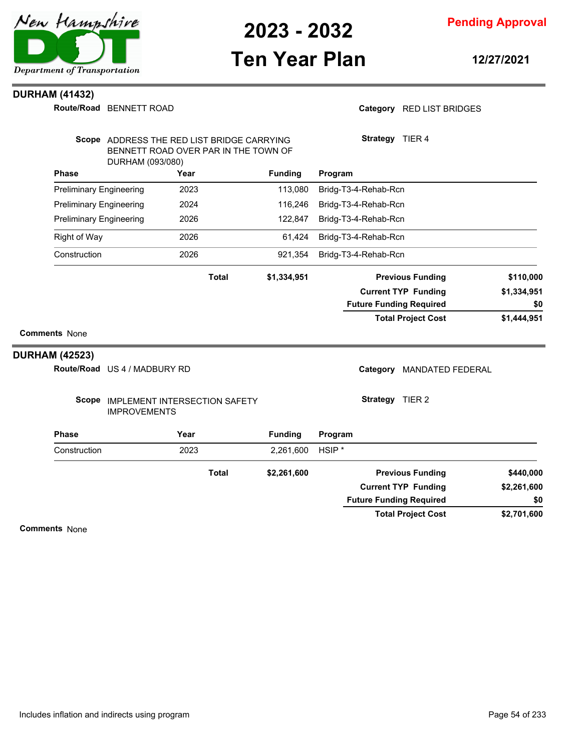## DURHAM (41432)

**Route/Road** BENNETT ROAD

**Category** RED LIST BRIDGES

**Scope** ADDRESS THE RED LIST BRIDGE CARRYING BENNETT ROAD OVER PAR IN THE TOWN OF DURHAM (093/080)

**Strategy** TIER 4

| Phase | Year | Funding | Program |
|---|---|---|---|
| Preliminary Engineering | 2023 | 113,080 | Bridg-T3-4-Rehab-Rcn |
| Preliminary Engineering | 2024 | 116,246 | Bridg-T3-4-Rehab-Rcn |
| Preliminary Engineering | 2026 | 122,847 | Bridg-T3-4-Rehab-Rcn |
| Right of Way | 2026 | 61,424 | Bridg-T3-4-Rehab-Rcn |
| Construction | 2026 | 921,354 | Bridg-T3-4-Rehab-Rcn |
| | **Total** | **$1,334,951** | |

| | |
|---|---|
| **Previous Funding** | **$110,000** |
| **Current TYP Funding** | **$1,334,951** |
| **Future Funding Required** | **$0** |
| **Total Project Cost** | **$1,444,951** |

**Comments** None

## DURHAM (42523)

**Route/Road** US 4 / MADBURY RD

**Category** MANDATED FEDERAL

**Scope** IMPLEMENT INTERSECTION SAFETY IMPROVEMENTS

**Strategy** TIER 2

| Phase | Year | Funding | Program |
|---|---|---|---|
| Construction | 2023 | 2,261,600 | HSIP * |
| | **Total** | **$2,261,600** | |

| | |
|---|---|
| **Previous Funding** | **$440,000** |
| **Current TYP Funding** | **$2,261,600** |
| **Future Funding Required** | **$0** |
| **Total Project Cost** | **$2,701,600** |

**Comments** None

Includes inflation and indirects using program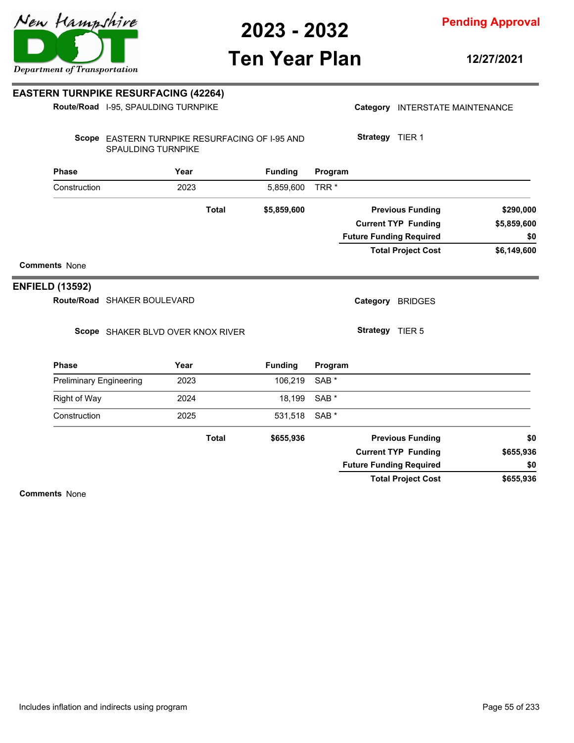## EASTERN TURNPIKE RESURFACING (42264)

**Route/Road** I-95, SPAULDING TURNPIKE

**Category** INTERSTATE MAINTENANCE

**Scope** EASTERN TURNPIKE RESURFACING OF I-95 AND SPAULDING TURNPIKE

**Strategy** TIER 1

| Phase | Year | Funding | Program |
|---|---|---|---|
| Construction | 2023 | 5,859,600 | TRR * |
| | **Total** | **$5,859,600** | |

| | |
|---|---|
| **Previous Funding** | **$290,000** |
| **Current TYP Funding** | **$5,859,600** |
| **Future Funding Required** | **$0** |
| **Total Project Cost** | **$6,149,600** |

**Comments** None

## ENFIELD (13592)

**Route/Road** SHAKER BOULEVARD

**Category** BRIDGES

**Scope** SHAKER BLVD OVER KNOX RIVER

**Strategy** TIER 5

| Phase | Year | Funding | Program |
|---|---|---|---|
| Preliminary Engineering | 2023 | 106,219 | SAB * |
| Right of Way | 2024 | 18,199 | SAB * |
| Construction | 2025 | 531,518 | SAB * |
| | **Total** | **$655,936** | |

| | |
|---|---|
| **Previous Funding** | **$0** |
| **Current TYP Funding** | **$655,936** |
| **Future Funding Required** | **$0** |
| **Total Project Cost** | **$655,936** |

**Comments** None

Includes inflation and indirects using program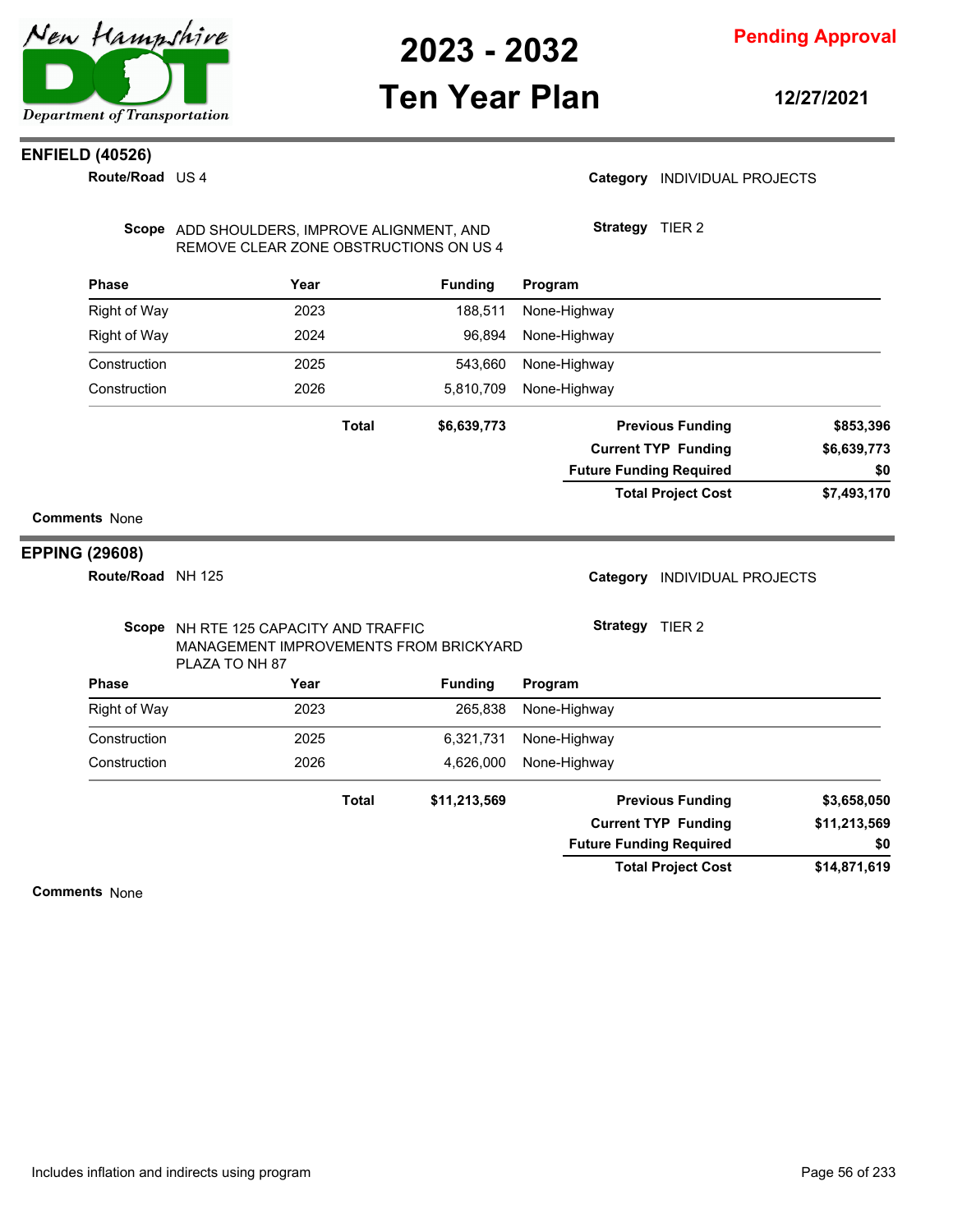## ENFIELD (40526)

**Route/Road** US 4

**Category** INDIVIDUAL PROJECTS

**Scope** ADD SHOULDERS, IMPROVE ALIGNMENT, AND REMOVE CLEAR ZONE OBSTRUCTIONS ON US 4

**Strategy** TIER 2

| Phase | Year | Funding | Program |
|---|---|---|---|
| Right of Way | 2023 | 188,511 | None-Highway |
| Right of Way | 2024 | 96,894 | None-Highway |
| Construction | 2025 | 543,660 | None-Highway |
| Construction | 2026 | 5,810,709 | None-Highway |
| | **Total** | **$6,639,773** | |

| | |
|---|---|
| **Previous Funding** | **$853,396** |
| **Current TYP Funding** | **$6,639,773** |
| **Future Funding Required** | **$0** |
| **Total Project Cost** | **$7,493,170** |

**Comments** None

## EPPING (29608)

**Route/Road** NH 125

**Category** INDIVIDUAL PROJECTS

**Scope** NH RTE 125 CAPACITY AND TRAFFIC MANAGEMENT IMPROVEMENTS FROM BRICKYARD PLAZA TO NH 87

**Strategy** TIER 2

| Phase | Year | Funding | Program |
|---|---|---|---|
| Right of Way | 2023 | 265,838 | None-Highway |
| Construction | 2025 | 6,321,731 | None-Highway |
| Construction | 2026 | 4,626,000 | None-Highway |
| | **Total** | **$11,213,569** | |

| | |
|---|---|
| **Previous Funding** | **$3,658,050** |
| **Current TYP Funding** | **$11,213,569** |
| **Future Funding Required** | **$0** |
| **Total Project Cost** | **$14,871,619** |

**Comments** None

Includes inflation and indirects using program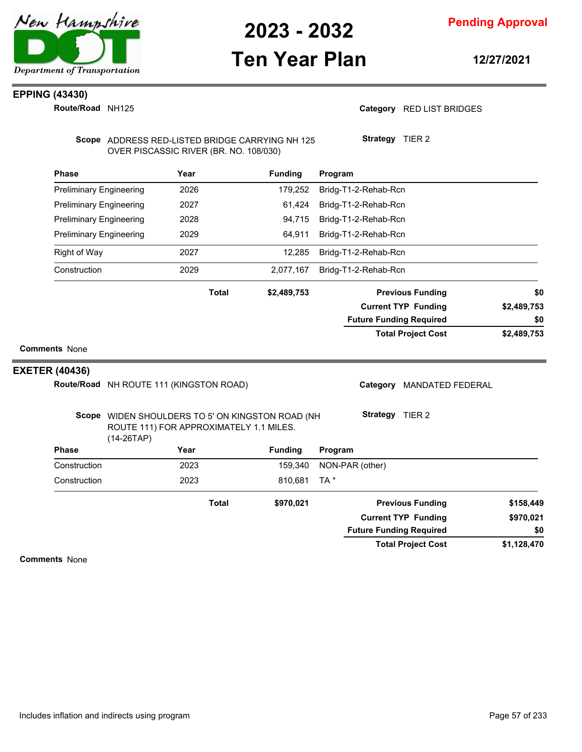## EPPING (43430)

**Route/Road** NH125

**Category** RED LIST BRIDGES

**Scope** ADDRESS RED-LISTED BRIDGE CARRYING NH 125 OVER PISCASSIC RIVER (BR. NO. 108/030)

**Strategy** TIER 2

| Phase | Year | Funding | Program |
|---|---|---|---|
| Preliminary Engineering | 2026 | 179,252 | Bridg-T1-2-Rehab-Rcn |
| Preliminary Engineering | 2027 | 61,424 | Bridg-T1-2-Rehab-Rcn |
| Preliminary Engineering | 2028 | 94,715 | Bridg-T1-2-Rehab-Rcn |
| Preliminary Engineering | 2029 | 64,911 | Bridg-T1-2-Rehab-Rcn |
| Right of Way | 2027 | 12,285 | Bridg-T1-2-Rehab-Rcn |
| Construction | 2029 | 2,077,167 | Bridg-T1-2-Rehab-Rcn |
| | **Total** | **$2,489,753** | |

| | |
|---|---|
| **Previous Funding** | **$0** |
| **Current TYP Funding** | **$2,489,753** |
| **Future Funding Required** | **$0** |
| **Total Project Cost** | **$2,489,753** |

**Comments** None

## EXETER (40436)

**Route/Road** NH ROUTE 111 (KINGSTON ROAD)

**Category** MANDATED FEDERAL

**Scope** WIDEN SHOULDERS TO 5' ON KINGSTON ROAD (NH ROUTE 111) FOR APPROXIMATELY 1.1 MILES. (14-26TAP)

**Strategy** TIER 2

| Phase | Year | Funding | Program |
|---|---|---|---|
| Construction | 2023 | 159,340 | NON-PAR (other) |
| Construction | 2023 | 810,681 | TA * |
| | **Total** | **$970,021** | |

| | |
|---|---|
| **Previous Funding** | **$158,449** |
| **Current TYP Funding** | **$970,021** |
| **Future Funding Required** | **$0** |
| **Total Project Cost** | **$1,128,470** |

**Comments** None

Includes inflation and indirects using program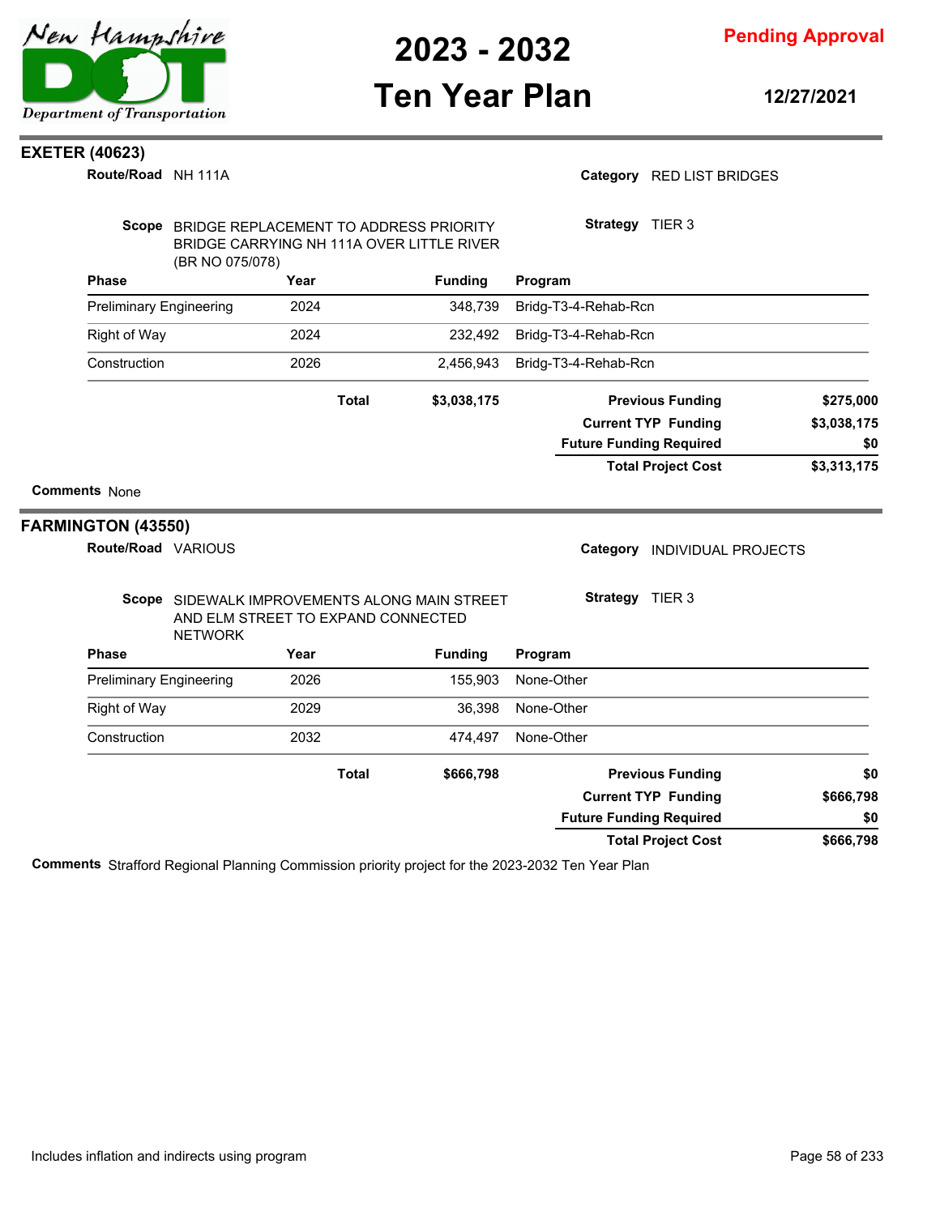## EXETER (40623)

**Route/Road** NH 111A

**Category** RED LIST BRIDGES

**Scope** BRIDGE REPLACEMENT TO ADDRESS PRIORITY BRIDGE CARRYING NH 111A OVER LITTLE RIVER (BR NO 075/078)

**Strategy** TIER 3

| Phase | Year | Funding | Program |
|---|---|---|---|
| Preliminary Engineering | 2024 | 348,739 | Bridg-T3-4-Rehab-Rcn |
| Right of Way | 2024 | 232,492 | Bridg-T3-4-Rehab-Rcn |
| Construction | 2026 | 2,456,943 | Bridg-T3-4-Rehab-Rcn |
| **Total** | | **$3,038,175** | |

| | |
|---|---|
| **Previous Funding** | **$275,000** |
| **Current TYP Funding** | **$3,038,175** |
| **Future Funding Required** | **$0** |
| **Total Project Cost** | **$3,313,175** |

**Comments** None

## FARMINGTON (43550)

**Route/Road** VARIOUS

**Category** INDIVIDUAL PROJECTS

**Scope** SIDEWALK IMPROVEMENTS ALONG MAIN STREET AND ELM STREET TO EXPAND CONNECTED NETWORK

**Strategy** TIER 3

| Phase | Year | Funding | Program |
|---|---|---|---|
| Preliminary Engineering | 2026 | 155,903 | None-Other |
| Right of Way | 2029 | 36,398 | None-Other |
| Construction | 2032 | 474,497 | None-Other |
| **Total** | | **$666,798** | |

| | |
|---|---|
| **Previous Funding** | **$0** |
| **Current TYP Funding** | **$666,798** |
| **Future Funding Required** | **$0** |
| **Total Project Cost** | **$666,798** |

**Comments** Strafford Regional Planning Commission priority project for the 2023-2032 Ten Year Plan

Includes inflation and indirects using program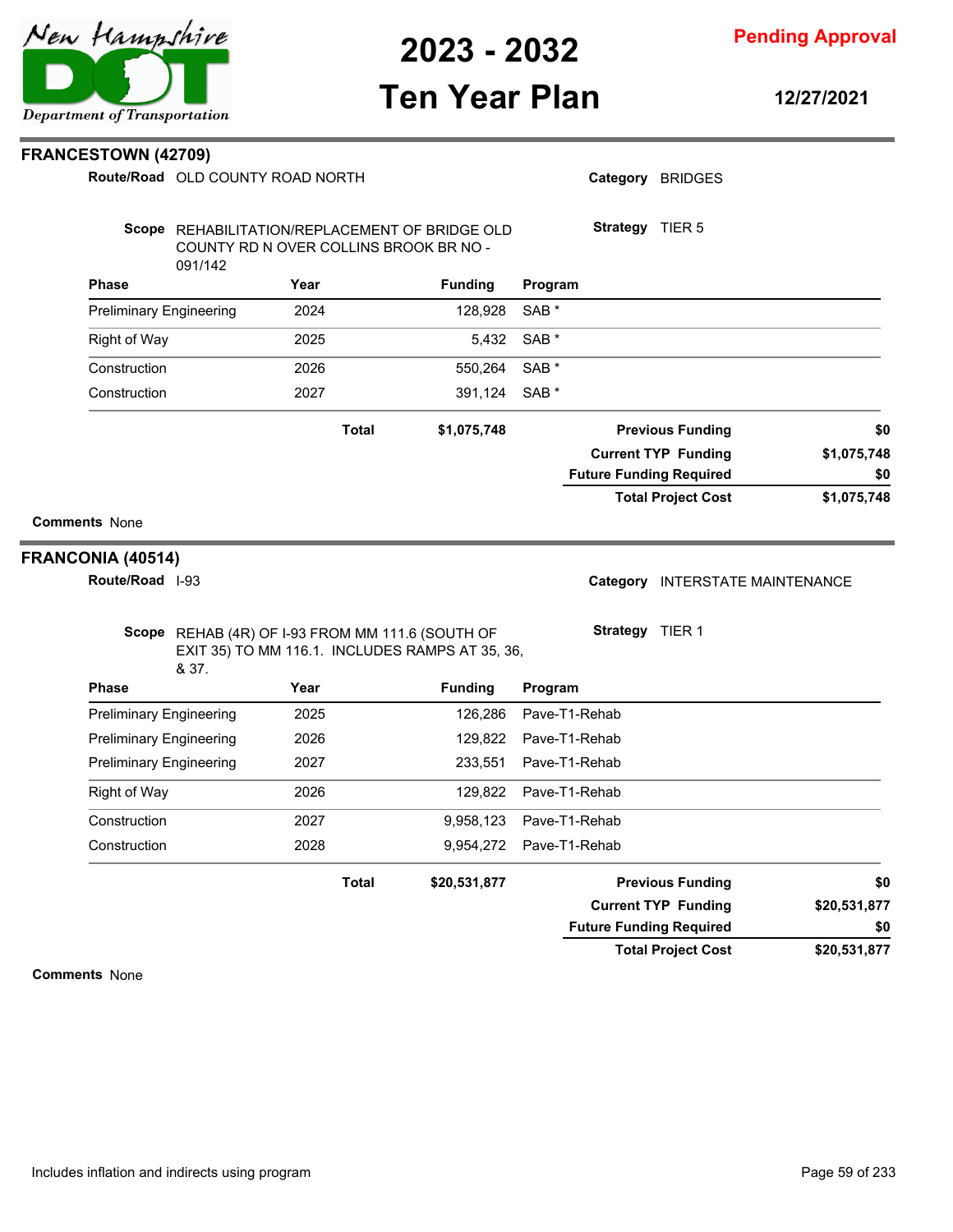## FRANCESTOWN (42709)

**Route/Road** OLD COUNTY ROAD NORTH

**Category** BRIDGES

**Scope** REHABILITATION/REPLACEMENT OF BRIDGE OLD COUNTY RD N OVER COLLINS BROOK BR NO - 091/142

**Strategy** TIER 5

| Phase | Year | Funding | Program |
|---|---|---|---|
| Preliminary Engineering | 2024 | 128,928 | SAB * |
| Right of Way | 2025 | 5,432 | SAB * |
| Construction | 2026 | 550,264 | SAB * |
| Construction | 2027 | 391,124 | SAB * |
| | **Total** | **$1,075,748** | |

| | |
|---|---|
| **Previous Funding** | **$0** |
| **Current TYP Funding** | **$1,075,748** |
| **Future Funding Required** | **$0** |
| **Total Project Cost** | **$1,075,748** |

**Comments** None

## FRANCONIA (40514)

**Route/Road** I-93

**Category** INTERSTATE MAINTENANCE

**Scope** REHAB (4R) OF I-93 FROM MM 111.6 (SOUTH OF EXIT 35) TO MM 116.1. INCLUDES RAMPS AT 35, 36, & 37.

**Strategy** TIER 1

| Phase | Year | Funding | Program |
|---|---|---|---|
| Preliminary Engineering | 2025 | 126,286 | Pave-T1-Rehab |
| Preliminary Engineering | 2026 | 129,822 | Pave-T1-Rehab |
| Preliminary Engineering | 2027 | 233,551 | Pave-T1-Rehab |
| Right of Way | 2026 | 129,822 | Pave-T1-Rehab |
| Construction | 2027 | 9,958,123 | Pave-T1-Rehab |
| Construction | 2028 | 9,954,272 | Pave-T1-Rehab |
| | **Total** | **$20,531,877** | |

| | |
|---|---|
| **Previous Funding** | **$0** |
| **Current TYP Funding** | **$20,531,877** |
| **Future Funding Required** | **$0** |
| **Total Project Cost** | **$20,531,877** |

**Comments** None

Includes inflation and indirects using program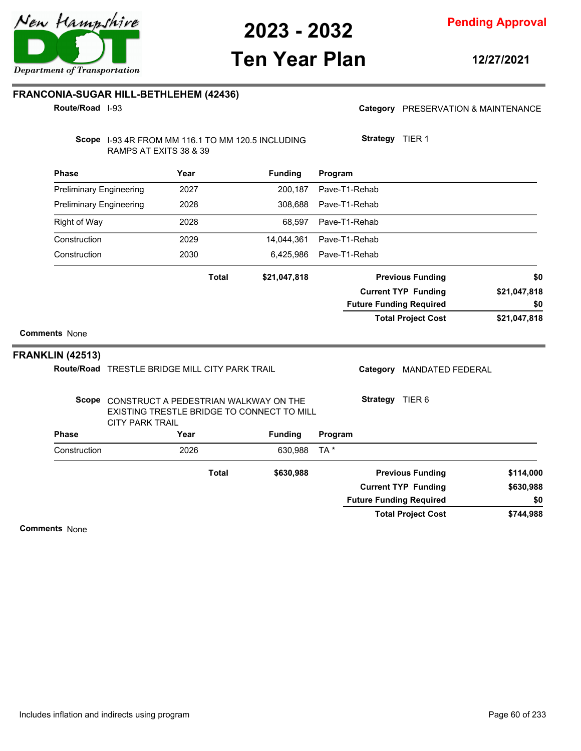## FRANCONIA-SUGAR HILL-BETHLEHEM (42436)

**Route/Road** I-93

**Category** PRESERVATION & MAINTENANCE

**Scope** I-93 4R FROM MM 116.1 TO MM 120.5 INCLUDING RAMPS AT EXITS 38 & 39

**Strategy** TIER 1

| Phase | Year | Funding | Program |
|---|---|---|---|
| Preliminary Engineering | 2027 | 200,187 | Pave-T1-Rehab |
| Preliminary Engineering | 2028 | 308,688 | Pave-T1-Rehab |
| Right of Way | 2028 | 68,597 | Pave-T1-Rehab |
| Construction | 2029 | 14,044,361 | Pave-T1-Rehab |
| Construction | 2030 | 6,425,986 | Pave-T1-Rehab |
| | **Total** | **$21,047,818** | |

| | |
|---|---|
| **Previous Funding** | **$0** |
| **Current TYP Funding** | **$21,047,818** |
| **Future Funding Required** | **$0** |
| **Total Project Cost** | **$21,047,818** |

**Comments** None

## FRANKLIN (42513)

**Route/Road** TRESTLE BRIDGE MILL CITY PARK TRAIL

**Category** MANDATED FEDERAL

**Scope** CONSTRUCT A PEDESTRIAN WALKWAY ON THE EXISTING TRESTLE BRIDGE TO CONNECT TO MILL CITY PARK TRAIL

**Strategy** TIER 6

| Phase | Year | Funding | Program |
|---|---|---|---|
| Construction | 2026 | 630,988 | TA * |
| | **Total** | **$630,988** | |

| | |
|---|---|
| **Previous Funding** | **$114,000** |
| **Current TYP Funding** | **$630,988** |
| **Future Funding Required** | **$0** |
| **Total Project Cost** | **$744,988** |

**Comments** None

Includes inflation and indirects using program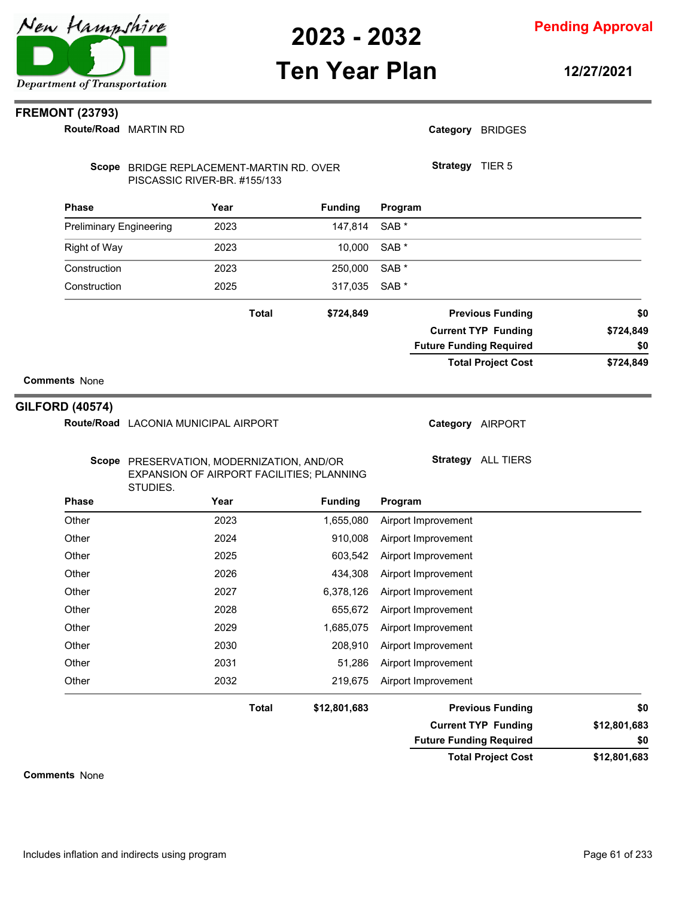# 2023 - 2032 Ten Year Plan

**Pending Approval**

**12/27/2021**

## FREMONT (23793)

**Route/Road** MARTIN RD

**Category** BRIDGES

**Scope** BRIDGE REPLACEMENT-MARTIN RD. OVER PISCASSIC RIVER-BR. #155/133

**Strategy** TIER 5

| Phase | Year | Funding | Program |
|---|---|---|---|
| Preliminary Engineering | 2023 | 147,814 | SAB * |
| Right of Way | 2023 | 10,000 | SAB * |
| Construction | 2023 | 250,000 | SAB * |
| Construction | 2025 | 317,035 | SAB * |
| | **Total** | **$724,849** | |

| | |
|---|---|
| **Previous Funding** | **$0** |
| **Current TYP Funding** | **$724,849** |
| **Future Funding Required** | **$0** |
| **Total Project Cost** | **$724,849** |

**Comments** None

## GILFORD (40574)

**Route/Road** LACONIA MUNICIPAL AIRPORT

**Category** AIRPORT

**Scope** PRESERVATION, MODERNIZATION, AND/OR EXPANSION OF AIRPORT FACILITIES; PLANNING STUDIES.

**Strategy** ALL TIERS

| Phase | Year | Funding | Program |
|---|---|---|---|
| Other | 2023 | 1,655,080 | Airport Improvement |
| Other | 2024 | 910,008 | Airport Improvement |
| Other | 2025 | 603,542 | Airport Improvement |
| Other | 2026 | 434,308 | Airport Improvement |
| Other | 2027 | 6,378,126 | Airport Improvement |
| Other | 2028 | 655,672 | Airport Improvement |
| Other | 2029 | 1,685,075 | Airport Improvement |
| Other | 2030 | 208,910 | Airport Improvement |
| Other | 2031 | 51,286 | Airport Improvement |
| Other | 2032 | 219,675 | Airport Improvement |
| | **Total** | **$12,801,683** | |

| | |
|---|---|
| **Previous Funding** | **$0** |
| **Current TYP Funding** | **$12,801,683** |
| **Future Funding Required** | **$0** |
| **Total Project Cost** | **$12,801,683** |

**Comments** None

Includes inflation and indirects using program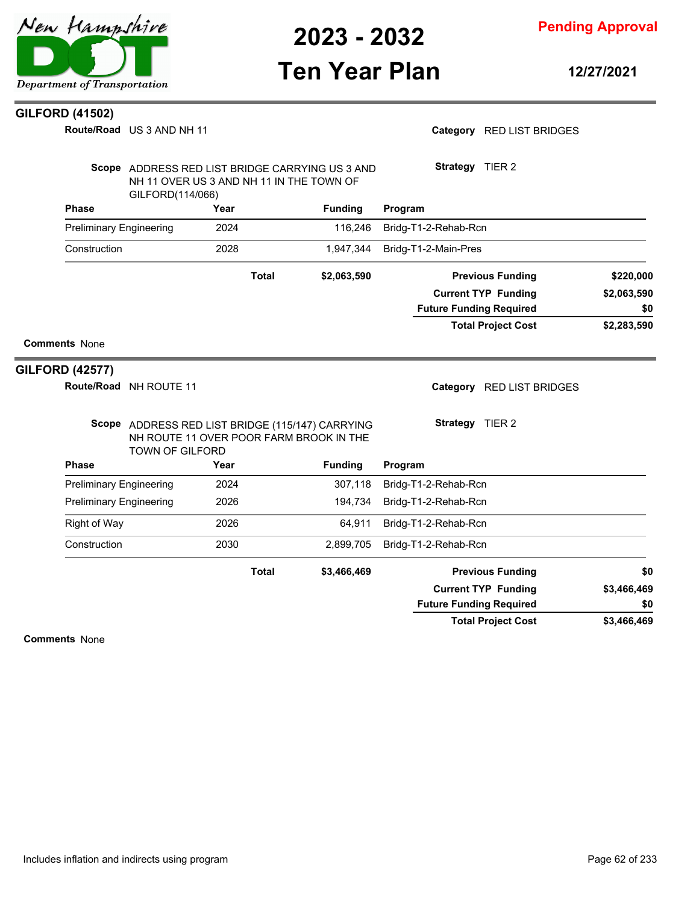## GILFORD (41502)

**Route/Road** US 3 AND NH 11

**Category** RED LIST BRIDGES

**Scope** ADDRESS RED LIST BRIDGE CARRYING US 3 AND NH 11 OVER US 3 AND NH 11 IN THE TOWN OF GILFORD(114/066)

**Strategy** TIER 2

| Phase | Year | Funding | Program |
|---|---|---|---|
| Preliminary Engineering | 2024 | 116,246 | Bridg-T1-2-Rehab-Rcn |
| Construction | 2028 | 1,947,344 | Bridg-T1-2-Main-Pres |
| | **Total** | **$2,063,590** | |

| | |
|---|---|
| **Previous Funding** | **$220,000** |
| **Current TYP Funding** | **$2,063,590** |
| **Future Funding Required** | **$0** |
| **Total Project Cost** | **$2,283,590** |

**Comments** None

## GILFORD (42577)

**Route/Road** NH ROUTE 11

**Category** RED LIST BRIDGES

**Scope** ADDRESS RED LIST BRIDGE (115/147) CARRYING NH ROUTE 11 OVER POOR FARM BROOK IN THE TOWN OF GILFORD

**Strategy** TIER 2

| Phase | Year | Funding | Program |
|---|---|---|---|
| Preliminary Engineering | 2024 | 307,118 | Bridg-T1-2-Rehab-Rcn |
| Preliminary Engineering | 2026 | 194,734 | Bridg-T1-2-Rehab-Rcn |
| Right of Way | 2026 | 64,911 | Bridg-T1-2-Rehab-Rcn |
| Construction | 2030 | 2,899,705 | Bridg-T1-2-Rehab-Rcn |
| | **Total** | **$3,466,469** | |

| | |
|---|---|
| **Previous Funding** | **$0** |
| **Current TYP Funding** | **$3,466,469** |
| **Future Funding Required** | **$0** |
| **Total Project Cost** | **$3,466,469** |

**Comments** None

Includes inflation and indirects using program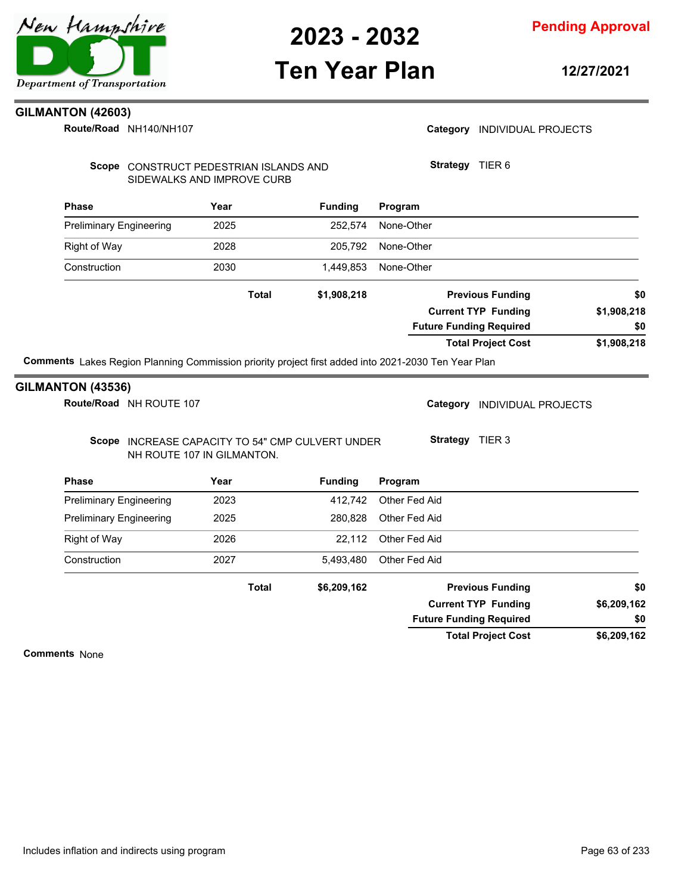## GILMANTON (42603)

**Route/Road** NH140/NH107

**Category** INDIVIDUAL PROJECTS

**Scope** CONSTRUCT PEDESTRIAN ISLANDS AND SIDEWALKS AND IMPROVE CURB

**Strategy** TIER 6

| Phase | Year | Funding | Program |
|---|---|---|---|
| Preliminary Engineering | 2025 | 252,574 | None-Other |
| Right of Way | 2028 | 205,792 | None-Other |
| Construction | 2030 | 1,449,853 | None-Other |
| **Total** | | **$1,908,218** | |

| | |
|---|---|
| **Previous Funding** | **$0** |
| **Current TYP Funding** | **$1,908,218** |
| **Future Funding Required** | **$0** |
| **Total Project Cost** | **$1,908,218** |

**Comments** Lakes Region Planning Commission priority project first added into 2021-2030 Ten Year Plan

## GILMANTON (43536)

**Route/Road** NH ROUTE 107

**Category** INDIVIDUAL PROJECTS

**Scope** INCREASE CAPACITY TO 54" CMP CULVERT UNDER NH ROUTE 107 IN GILMANTON.

**Strategy** TIER 3

| Phase | Year | Funding | Program |
|---|---|---|---|
| Preliminary Engineering | 2023 | 412,742 | Other Fed Aid |
| Preliminary Engineering | 2025 | 280,828 | Other Fed Aid |
| Right of Way | 2026 | 22,112 | Other Fed Aid |
| Construction | 2027 | 5,493,480 | Other Fed Aid |
| **Total** | | **$6,209,162** | |

| | |
|---|---|
| **Previous Funding** | **$0** |
| **Current TYP Funding** | **$6,209,162** |
| **Future Funding Required** | **$0** |
| **Total Project Cost** | **$6,209,162** |

**Comments** None

Includes inflation and indirects using program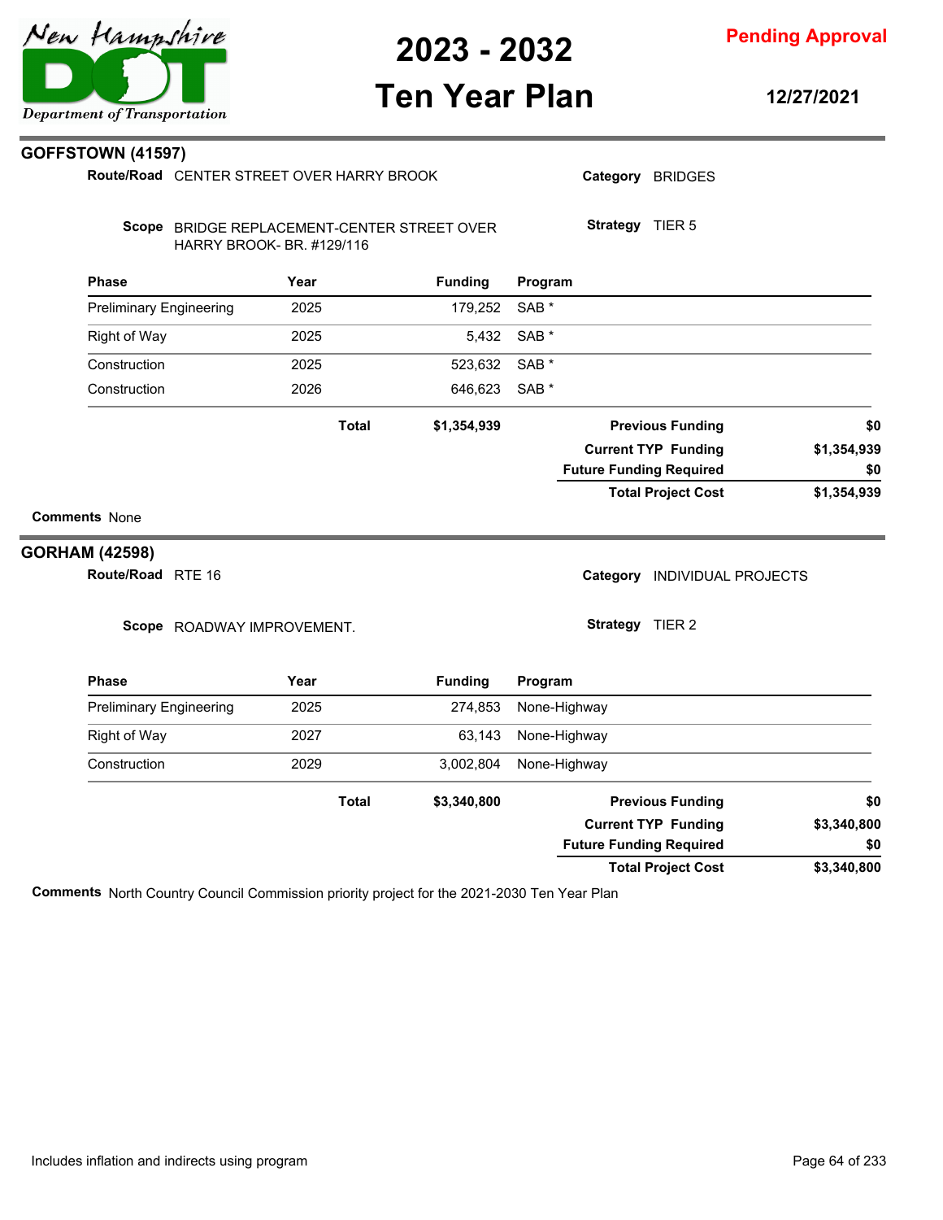## GOFFSTOWN (41597)

**Route/Road** CENTER STREET OVER HARRY BROOK

**Category** BRIDGES

**Scope** BRIDGE REPLACEMENT-CENTER STREET OVER HARRY BROOK- BR. #129/116

**Strategy** TIER 5

| Phase | Year | Funding | Program |
|---|---|---|---|
| Preliminary Engineering | 2025 | 179,252 | SAB * |
| Right of Way | 2025 | 5,432 | SAB * |
| Construction | 2025 | 523,632 | SAB * |
| Construction | 2026 | 646,623 | SAB * |
| **Total** | | **$1,354,939** | |

| | |
|---|---|
| **Previous Funding** | **$0** |
| **Current TYP Funding** | **$1,354,939** |
| **Future Funding Required** | **$0** |
| **Total Project Cost** | **$1,354,939** |

**Comments** None

## GORHAM (42598)

**Route/Road** RTE 16

**Category** INDIVIDUAL PROJECTS

**Scope** ROADWAY IMPROVEMENT.

**Strategy** TIER 2

| Phase | Year | Funding | Program |
|---|---|---|---|
| Preliminary Engineering | 2025 | 274,853 | None-Highway |
| Right of Way | 2027 | 63,143 | None-Highway |
| Construction | 2029 | 3,002,804 | None-Highway |
| **Total** | | **$3,340,800** | |

| | |
|---|---|
| **Previous Funding** | **$0** |
| **Current TYP Funding** | **$3,340,800** |
| **Future Funding Required** | **$0** |
| **Total Project Cost** | **$3,340,800** |

**Comments** North Country Council Commission priority project for the 2021-2030 Ten Year Plan

Includes inflation and indirects using program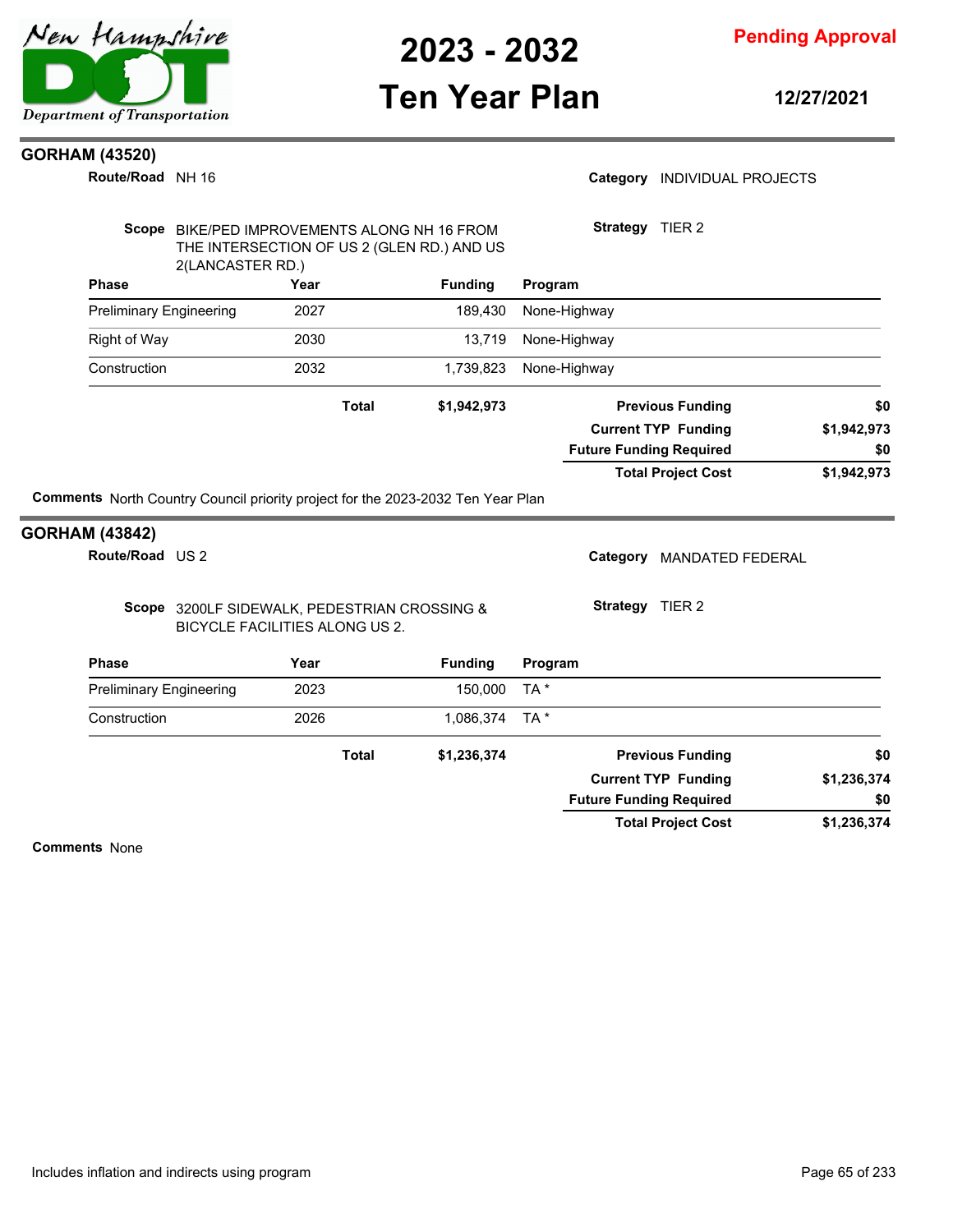## GORHAM (43520)

**Route/Road** NH 16

**Category** INDIVIDUAL PROJECTS

**Scope** BIKE/PED IMPROVEMENTS ALONG NH 16 FROM THE INTERSECTION OF US 2 (GLEN RD.) AND US 2(LANCASTER RD.)

**Strategy** TIER 2

| Phase | Year | Funding | Program |
|---|---|---|---|
| Preliminary Engineering | 2027 | 189,430 | None-Highway |
| Right of Way | 2030 | 13,719 | None-Highway |
| Construction | 2032 | 1,739,823 | None-Highway |
| | **Total** | **$1,942,973** | |

| | |
|---|---|
| **Previous Funding** | **$0** |
| **Current TYP Funding** | **$1,942,973** |
| **Future Funding Required** | **$0** |
| **Total Project Cost** | **$1,942,973** |

**Comments** North Country Council priority project for the 2023-2032 Ten Year Plan

## GORHAM (43842)

**Route/Road** US 2

**Category** MANDATED FEDERAL

**Scope** 3200LF SIDEWALK, PEDESTRIAN CROSSING & BICYCLE FACILITIES ALONG US 2.

**Strategy** TIER 2

| Phase | Year | Funding | Program |
|---|---|---|---|
| Preliminary Engineering | 2023 | 150,000 | TA * |
| Construction | 2026 | 1,086,374 | TA * |
| | **Total** | **$1,236,374** | |

| | |
|---|---|
| **Previous Funding** | **$0** |
| **Current TYP Funding** | **$1,236,374** |
| **Future Funding Required** | **$0** |
| **Total Project Cost** | **$1,236,374** |

**Comments** None

Includes inflation and indirects using program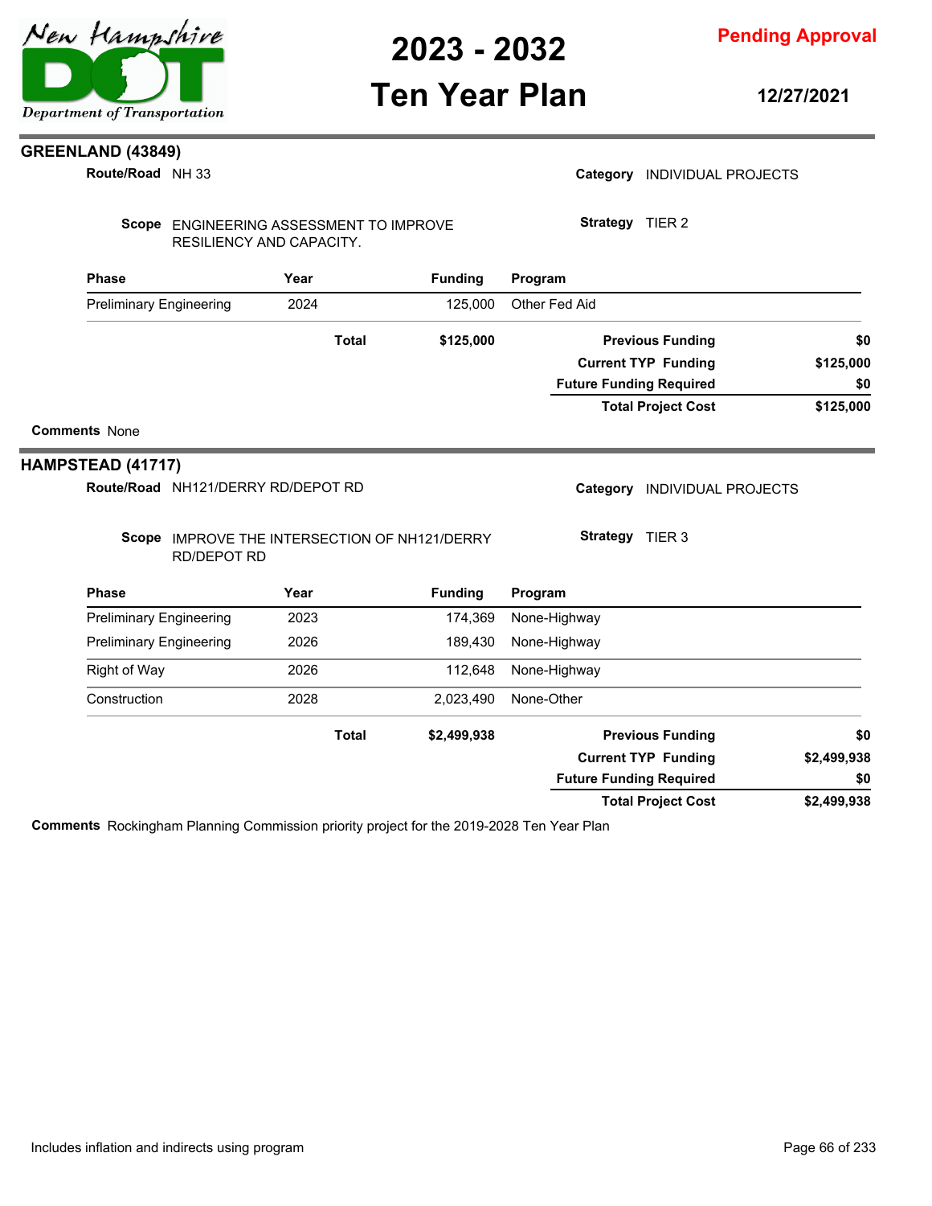## GREENLAND (43849)

**Route/Road** NH 33

**Category** INDIVIDUAL PROJECTS

**Scope** ENGINEERING ASSESSMENT TO IMPROVE RESILIENCY AND CAPACITY.

**Strategy** TIER 2

| Phase | Year | Funding | Program |
|---|---|---|---|
| Preliminary Engineering | 2024 | 125,000 | Other Fed Aid |
| | **Total** | **$125,000** | |

| | |
|---|---|
| **Previous Funding** | **$0** |
| **Current TYP Funding** | **$125,000** |
| **Future Funding Required** | **$0** |
| **Total Project Cost** | **$125,000** |

**Comments** None

## HAMPSTEAD (41717)

**Route/Road** NH121/DERRY RD/DEPOT RD

**Category** INDIVIDUAL PROJECTS

**Scope** IMPROVE THE INTERSECTION OF NH121/DERRY RD/DEPOT RD

**Strategy** TIER 3

| Phase | Year | Funding | Program |
|---|---|---|---|
| Preliminary Engineering | 2023 | 174,369 | None-Highway |
| Preliminary Engineering | 2026 | 189,430 | None-Highway |
| Right of Way | 2026 | 112,648 | None-Highway |
| Construction | 2028 | 2,023,490 | None-Other |
| | **Total** | **$2,499,938** | |

| | |
|---|---|
| **Previous Funding** | **$0** |
| **Current TYP Funding** | **$2,499,938** |
| **Future Funding Required** | **$0** |
| **Total Project Cost** | **$2,499,938** |

**Comments** Rockingham Planning Commission priority project for the 2019-2028 Ten Year Plan

Includes inflation and indirects using program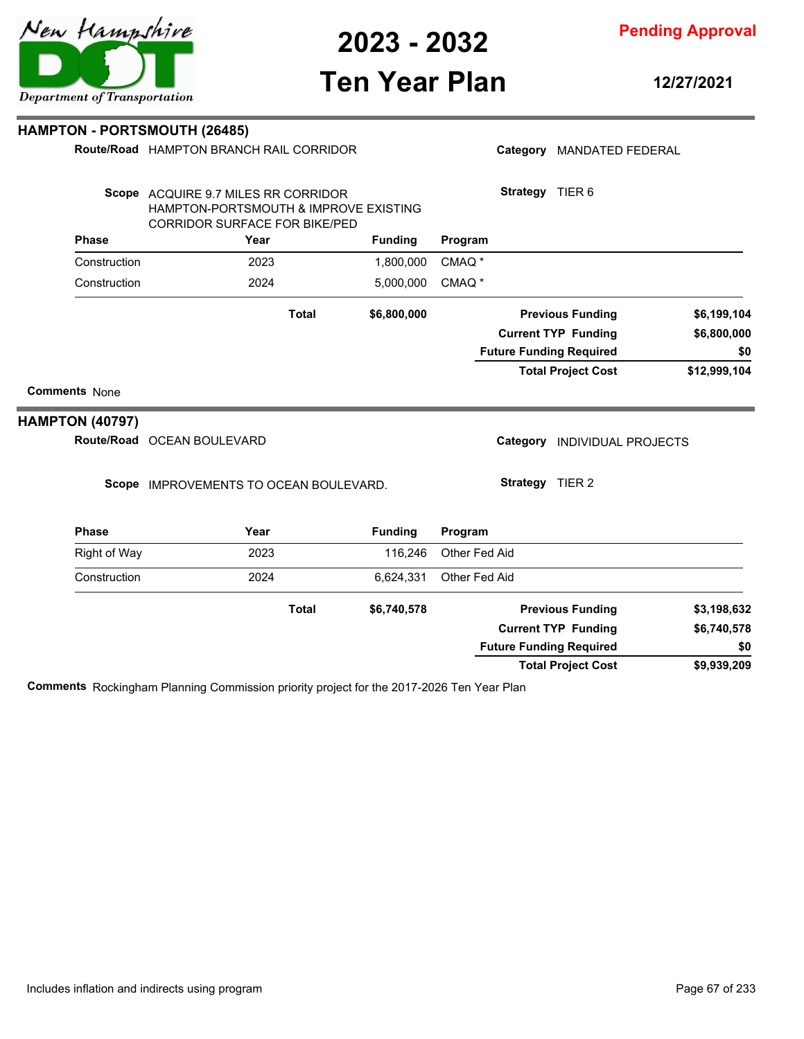## HAMPTON - PORTSMOUTH (26485)

**Route/Road** HAMPTON BRANCH RAIL CORRIDOR

**Category** MANDATED FEDERAL

**Scope** ACQUIRE 9.7 MILES RR CORRIDOR HAMPTON-PORTSMOUTH & IMPROVE EXISTING CORRIDOR SURFACE FOR BIKE/PED

**Strategy** TIER 6

| Phase | Year | Funding | Program |
|---|---|---|---|
| Construction | 2023 | 1,800,000 | CMAQ * |
| Construction | 2024 | 5,000,000 | CMAQ * |
| | **Total** | **$6,800,000** | |

| | |
|---|---|
| **Previous Funding** | **$6,199,104** |
| **Current TYP Funding** | **$6,800,000** |
| **Future Funding Required** | **$0** |
| **Total Project Cost** | **$12,999,104** |

**Comments** None

## HAMPTON (40797)

**Route/Road** OCEAN BOULEVARD

**Category** INDIVIDUAL PROJECTS

**Scope** IMPROVEMENTS TO OCEAN BOULEVARD.

**Strategy** TIER 2

| Phase | Year | Funding | Program |
|---|---|---|---|
| Right of Way | 2023 | 116,246 | Other Fed Aid |
| Construction | 2024 | 6,624,331 | Other Fed Aid |
| | **Total** | **$6,740,578** | |

| | |
|---|---|
| **Previous Funding** | **$3,198,632** |
| **Current TYP Funding** | **$6,740,578** |
| **Future Funding Required** | **$0** |
| **Total Project Cost** | **$9,939,209** |

**Comments** Rockingham Planning Commission priority project for the 2017-2026 Ten Year Plan

Includes inflation and indirects using program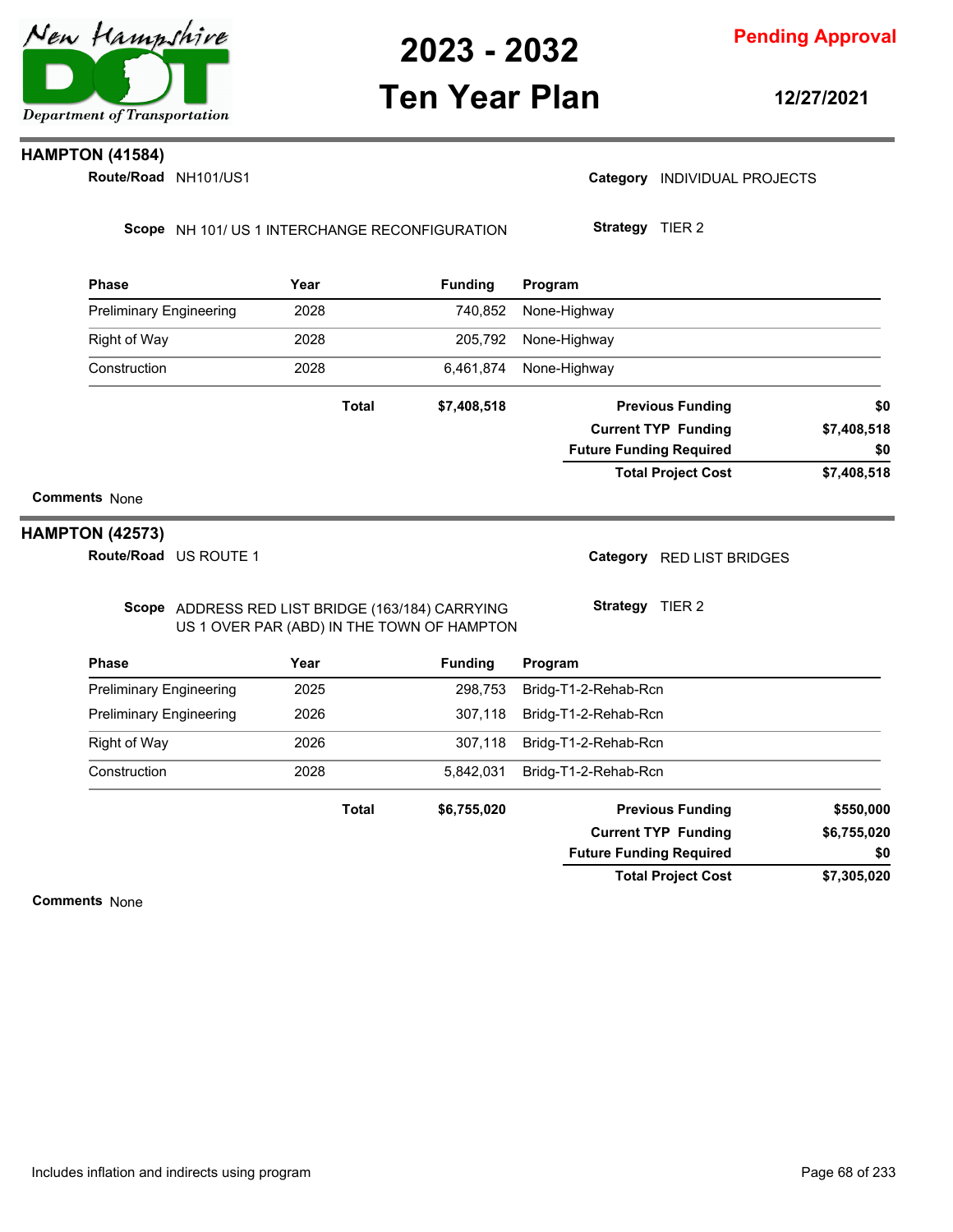# 2023 - 2032 Ten Year Plan

**Pending Approval**

**12/27/2021**

## HAMPTON (41584)

**Route/Road** NH101/US1

**Category** INDIVIDUAL PROJECTS

**Scope** NH 101/ US 1 INTERCHANGE RECONFIGURATION

**Strategy** TIER 2

| Phase | Year | Funding | Program |
|---|---|---|---|
| Preliminary Engineering | 2028 | 740,852 | None-Highway |
| Right of Way | 2028 | 205,792 | None-Highway |
| Construction | 2028 | 6,461,874 | None-Highway |
| | **Total** | **$7,408,518** | |

| | |
|---|---|
| **Previous Funding** | **$0** |
| **Current TYP Funding** | **$7,408,518** |
| **Future Funding Required** | **$0** |
| **Total Project Cost** | **$7,408,518** |

**Comments** None

## HAMPTON (42573)

**Route/Road** US ROUTE 1

**Category** RED LIST BRIDGES

**Scope** ADDRESS RED LIST BRIDGE (163/184) CARRYING US 1 OVER PAR (ABD) IN THE TOWN OF HAMPTON

**Strategy** TIER 2

| Phase | Year | Funding | Program |
|---|---|---|---|
| Preliminary Engineering | 2025 | 298,753 | Bridg-T1-2-Rehab-Rcn |
| Preliminary Engineering | 2026 | 307,118 | Bridg-T1-2-Rehab-Rcn |
| Right of Way | 2026 | 307,118 | Bridg-T1-2-Rehab-Rcn |
| Construction | 2028 | 5,842,031 | Bridg-T1-2-Rehab-Rcn |
| | **Total** | **$6,755,020** | |

| | |
|---|---|
| **Previous Funding** | **$550,000** |
| **Current TYP Funding** | **$6,755,020** |
| **Future Funding Required** | **$0** |
| **Total Project Cost** | **$7,305,020** |

**Comments** None

Includes inflation and indirects using program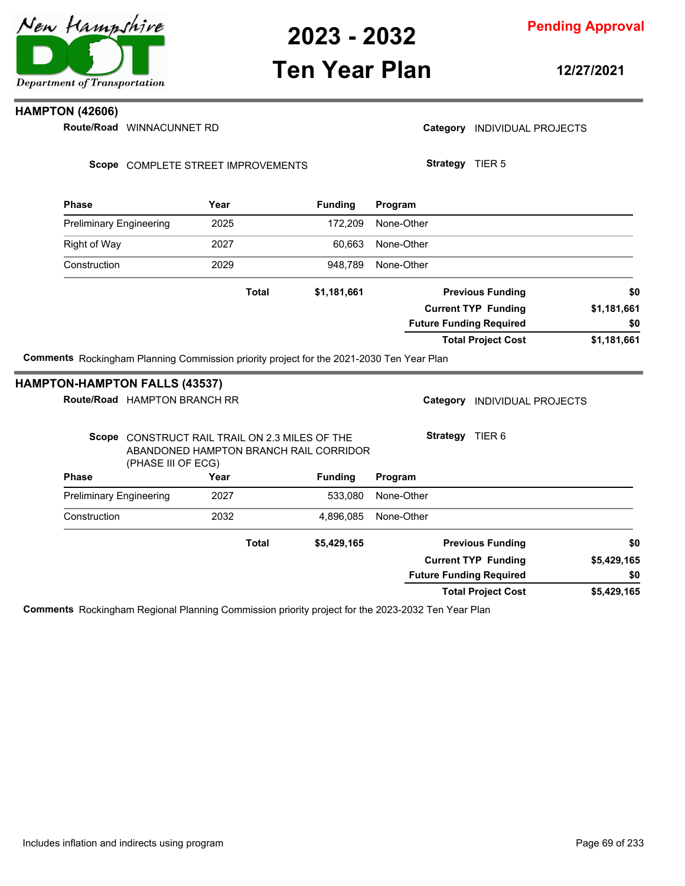## HAMPTON (42606)

**Route/Road** WINNACUNNET RD

**Category** INDIVIDUAL PROJECTS

**Scope** COMPLETE STREET IMPROVEMENTS

**Strategy** TIER 5

| Phase | Year | Funding | Program |
|---|---|---|---|
| Preliminary Engineering | 2025 | 172,209 | None-Other |
| Right of Way | 2027 | 60,663 | None-Other |
| Construction | 2029 | 948,789 | None-Other |
| | **Total** | **$1,181,661** | |

| | |
|---|---|
| **Previous Funding** | **$0** |
| **Current TYP Funding** | **$1,181,661** |
| **Future Funding Required** | **$0** |
| **Total Project Cost** | **$1,181,661** |

**Comments** Rockingham Planning Commission priority project for the 2021-2030 Ten Year Plan

## HAMPTON-HAMPTON FALLS (43537)

**Route/Road** HAMPTON BRANCH RR

**Category** INDIVIDUAL PROJECTS

**Scope** CONSTRUCT RAIL TRAIL ON 2.3 MILES OF THE ABANDONED HAMPTON BRANCH RAIL CORRIDOR (PHASE III OF ECG)

**Strategy** TIER 6

| Phase | Year | Funding | Program |
|---|---|---|---|
| Preliminary Engineering | 2027 | 533,080 | None-Other |
| Construction | 2032 | 4,896,085 | None-Other |
| | **Total** | **$5,429,165** | |

| | |
|---|---|
| **Previous Funding** | **$0** |
| **Current TYP Funding** | **$5,429,165** |
| **Future Funding Required** | **$0** |
| **Total Project Cost** | **$5,429,165** |

**Comments** Rockingham Regional Planning Commission priority project for the 2023-2032 Ten Year Plan

Includes inflation and indirects using program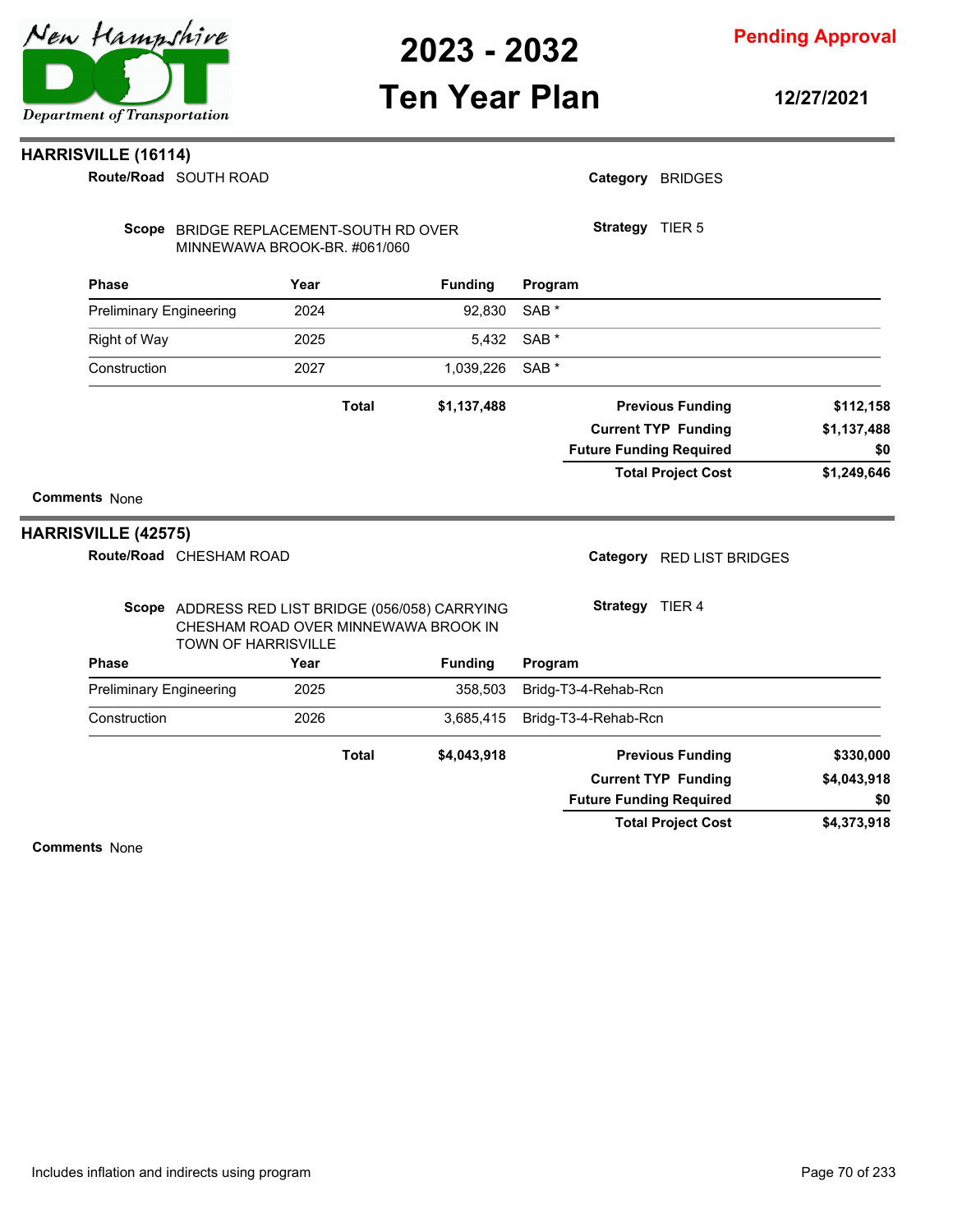## HARRISVILLE (16114)

**Route/Road** SOUTH ROAD

**Category** BRIDGES

**Scope** BRIDGE REPLACEMENT-SOUTH RD OVER MINNEWAWA BROOK-BR. #061/060

**Strategy** TIER 5

| Phase | Year | Funding | Program |
|---|---|---|---|
| Preliminary Engineering | 2024 | 92,830 | SAB * |
| Right of Way | 2025 | 5,432 | SAB * |
| Construction | 2027 | 1,039,226 | SAB * |
| | **Total** | **$1,137,488** | |

| | |
|---|---|
| **Previous Funding** | **$112,158** |
| **Current TYP Funding** | **$1,137,488** |
| **Future Funding Required** | **$0** |
| **Total Project Cost** | **$1,249,646** |

**Comments** None

## HARRISVILLE (42575)

**Route/Road** CHESHAM ROAD

**Category** RED LIST BRIDGES

**Scope** ADDRESS RED LIST BRIDGE (056/058) CARRYING CHESHAM ROAD OVER MINNEWAWA BROOK IN TOWN OF HARRISVILLE

**Strategy** TIER 4

| Phase | Year | Funding | Program |
|---|---|---|---|
| Preliminary Engineering | 2025 | 358,503 | Bridg-T3-4-Rehab-Rcn |
| Construction | 2026 | 3,685,415 | Bridg-T3-4-Rehab-Rcn |
| | **Total** | **$4,043,918** | |

| | |
|---|---|
| **Previous Funding** | **$330,000** |
| **Current TYP Funding** | **$4,043,918** |
| **Future Funding Required** | **$0** |
| **Total Project Cost** | **$4,373,918** |

**Comments** None

Includes inflation and indirects using program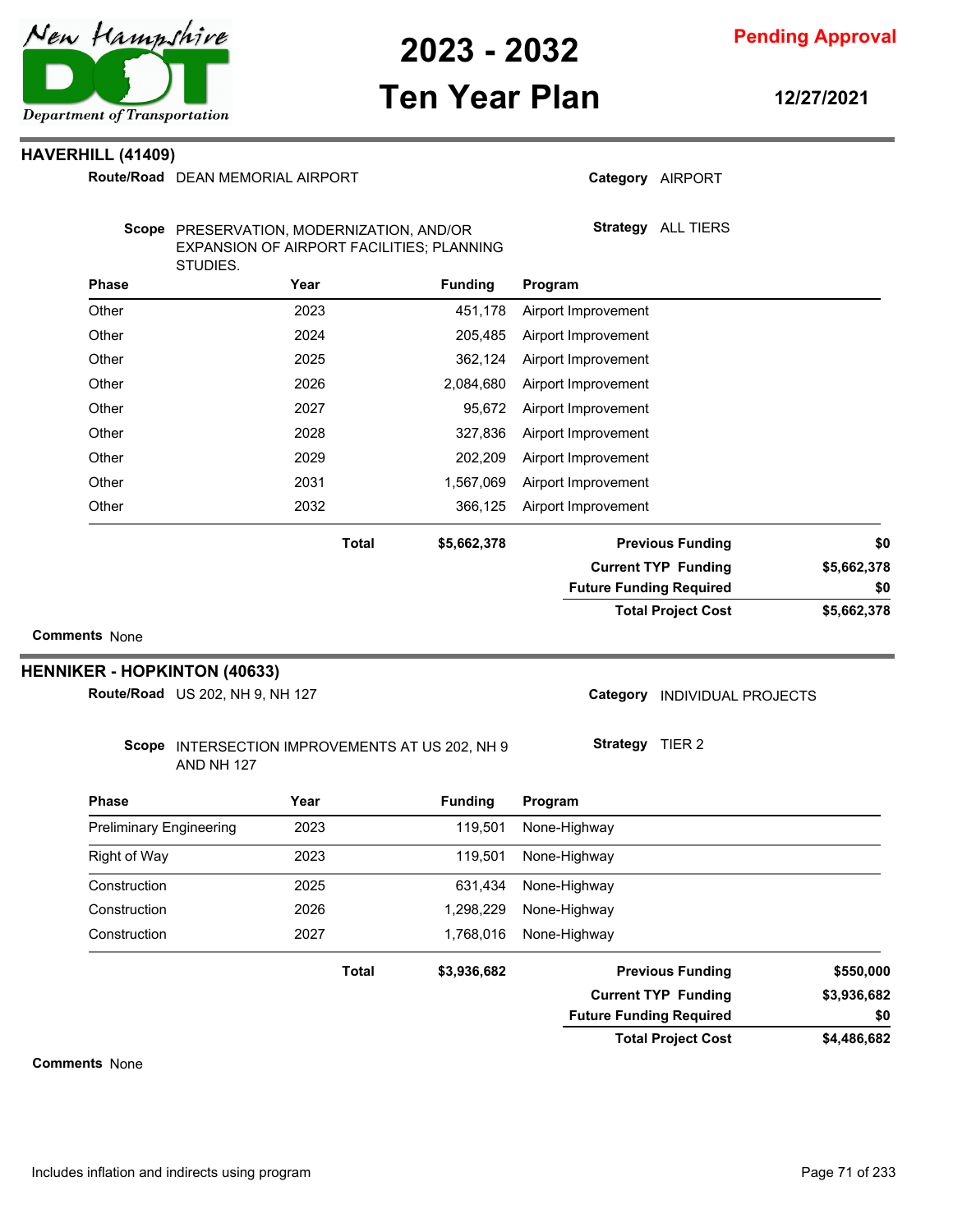# 2023 - 2032 Ten Year Plan

**Pending Approval**

**12/27/2021**

## HAVERHILL (41409)

**Route/Road** DEAN MEMORIAL AIRPORT

**Category** AIRPORT

**Scope** PRESERVATION, MODERNIZATION, AND/OR EXPANSION OF AIRPORT FACILITIES; PLANNING STUDIES.

**Strategy** ALL TIERS

| Phase | Year | Funding | Program |
|---|---|---|---|
| Other | 2023 | 451,178 | Airport Improvement |
| Other | 2024 | 205,485 | Airport Improvement |
| Other | 2025 | 362,124 | Airport Improvement |
| Other | 2026 | 2,084,680 | Airport Improvement |
| Other | 2027 | 95,672 | Airport Improvement |
| Other | 2028 | 327,836 | Airport Improvement |
| Other | 2029 | 202,209 | Airport Improvement |
| Other | 2031 | 1,567,069 | Airport Improvement |
| Other | 2032 | 366,125 | Airport Improvement |
| | **Total** | **$5,662,378** | |

| | |
|---|---|
| **Previous Funding** | **$0** |
| **Current TYP Funding** | **$5,662,378** |
| **Future Funding Required** | **$0** |
| **Total Project Cost** | **$5,662,378** |

**Comments** None

## HENNIKER - HOPKINTON (40633)

**Route/Road** US 202, NH 9, NH 127

**Category** INDIVIDUAL PROJECTS

**Scope** INTERSECTION IMPROVEMENTS AT US 202, NH 9 AND NH 127

**Strategy** TIER 2

| Phase | Year | Funding | Program |
|---|---|---|---|
| Preliminary Engineering | 2023 | 119,501 | None-Highway |
| Right of Way | 2023 | 119,501 | None-Highway |
| Construction | 2025 | 631,434 | None-Highway |
| Construction | 2026 | 1,298,229 | None-Highway |
| Construction | 2027 | 1,768,016 | None-Highway |
| | **Total** | **$3,936,682** | |

| | |
|---|---|
| **Previous Funding** | **$550,000** |
| **Current TYP Funding** | **$3,936,682** |
| **Future Funding Required** | **$0** |
| **Total Project Cost** | **$4,486,682** |

**Comments** None

Includes inflation and indirects using program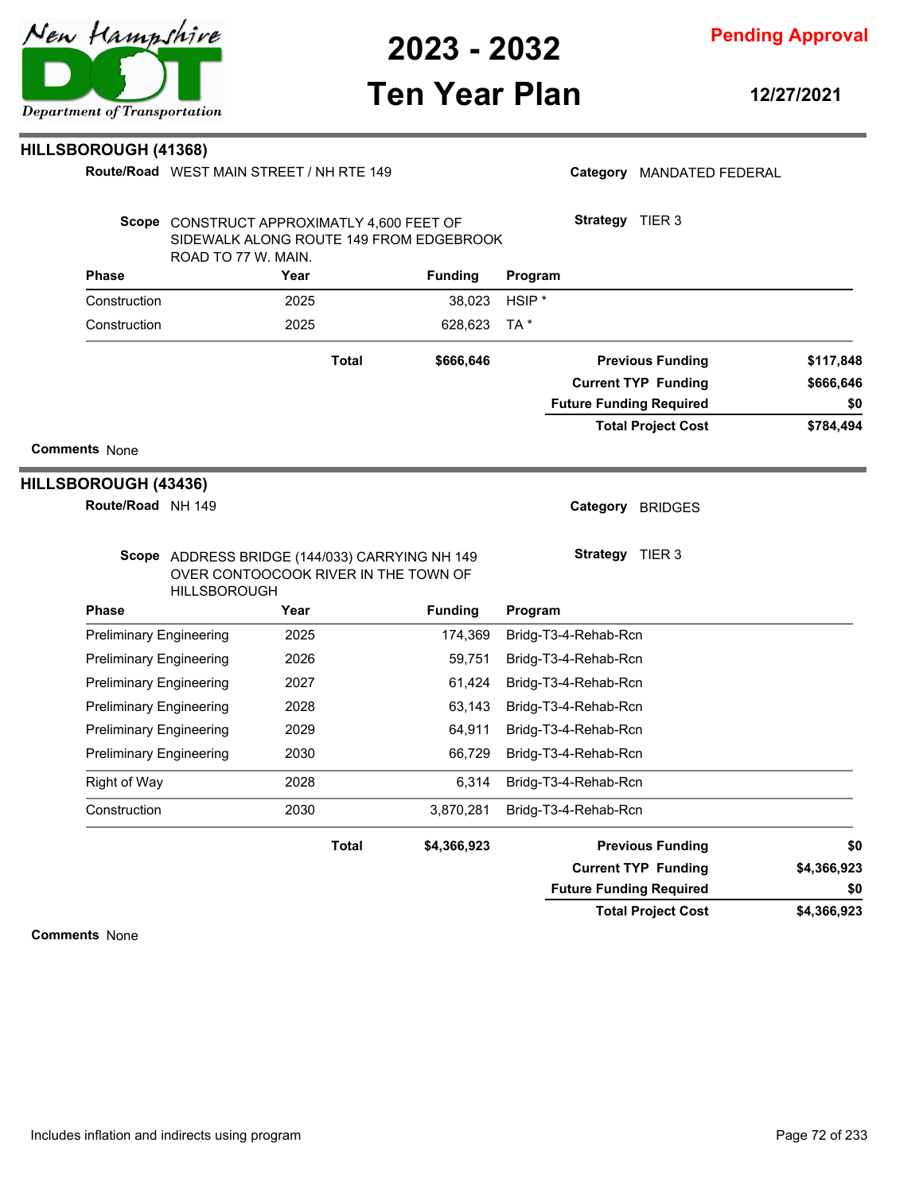## HILLSBOROUGH (41368)

**Route/Road** WEST MAIN STREET / NH RTE 149

**Category** MANDATED FEDERAL

**Scope** CONSTRUCT APPROXIMATLY 4,600 FEET OF SIDEWALK ALONG ROUTE 149 FROM EDGEBROOK ROAD TO 77 W. MAIN.

**Strategy** TIER 3

| Phase | Year | Funding | Program |
|---|---|---|---|
| Construction | 2025 | 38,023 | HSIP * |
| Construction | 2025 | 628,623 | TA * |
| | **Total** | **$666,646** | |

| | |
|---|---|
| **Previous Funding** | **$117,848** |
| **Current TYP Funding** | **$666,646** |
| **Future Funding Required** | **$0** |
| **Total Project Cost** | **$784,494** |

**Comments** None

## HILLSBOROUGH (43436)

**Route/Road** NH 149

**Category** BRIDGES

**Scope** ADDRESS BRIDGE (144/033) CARRYING NH 149 OVER CONTOOCOOK RIVER IN THE TOWN OF HILLSBOROUGH

**Strategy** TIER 3

| Phase | Year | Funding | Program |
|---|---|---|---|
| Preliminary Engineering | 2025 | 174,369 | Bridg-T3-4-Rehab-Rcn |
| Preliminary Engineering | 2026 | 59,751 | Bridg-T3-4-Rehab-Rcn |
| Preliminary Engineering | 2027 | 61,424 | Bridg-T3-4-Rehab-Rcn |
| Preliminary Engineering | 2028 | 63,143 | Bridg-T3-4-Rehab-Rcn |
| Preliminary Engineering | 2029 | 64,911 | Bridg-T3-4-Rehab-Rcn |
| Preliminary Engineering | 2030 | 66,729 | Bridg-T3-4-Rehab-Rcn |
| Right of Way | 2028 | 6,314 | Bridg-T3-4-Rehab-Rcn |
| Construction | 2030 | 3,870,281 | Bridg-T3-4-Rehab-Rcn |
| | **Total** | **$4,366,923** | |

| | |
|---|---|
| **Previous Funding** | **$0** |
| **Current TYP Funding** | **$4,366,923** |
| **Future Funding Required** | **$0** |
| **Total Project Cost** | **$4,366,923** |

**Comments** None

Includes inflation and indirects using program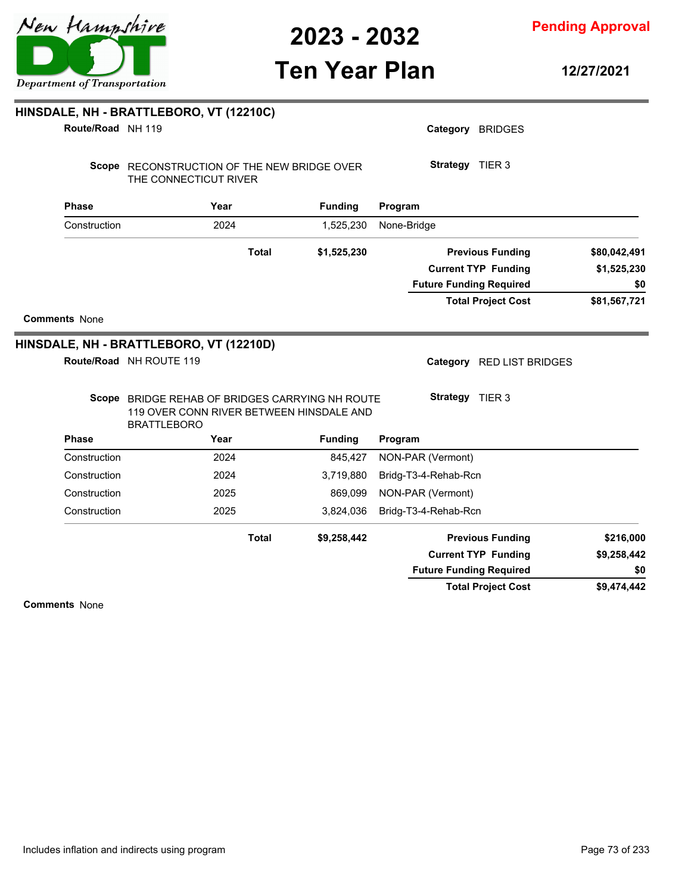## HINSDALE, NH - BRATTLEBORO, VT (12210C)

**Route/Road** NH 119

**Category** BRIDGES

**Scope** RECONSTRUCTION OF THE NEW BRIDGE OVER THE CONNECTICUT RIVER

**Strategy** TIER 3

| Phase | Year | Funding | Program |
|---|---|---|---|
| Construction | 2024 | 1,525,230 | None-Bridge |
| | **Total** | **$1,525,230** | |

| | |
|---|---|
| **Previous Funding** | **$80,042,491** |
| **Current TYP Funding** | **$1,525,230** |
| **Future Funding Required** | **$0** |
| **Total Project Cost** | **$81,567,721** |

**Comments** None

## HINSDALE, NH - BRATTLEBORO, VT (12210D)

**Route/Road** NH ROUTE 119

**Category** RED LIST BRIDGES

**Scope** BRIDGE REHAB OF BRIDGES CARRYING NH ROUTE 119 OVER CONN RIVER BETWEEN HINSDALE AND BRATTLEBORO

**Strategy** TIER 3

| Phase | Year | Funding | Program |
|---|---|---|---|
| Construction | 2024 | 845,427 | NON-PAR (Vermont) |
| Construction | 2024 | 3,719,880 | Bridg-T3-4-Rehab-Rcn |
| Construction | 2025 | 869,099 | NON-PAR (Vermont) |
| Construction | 2025 | 3,824,036 | Bridg-T3-4-Rehab-Rcn |
| | **Total** | **$9,258,442** | |

| | |
|---|---|
| **Previous Funding** | **$216,000** |
| **Current TYP Funding** | **$9,258,442** |
| **Future Funding Required** | **$0** |
| **Total Project Cost** | **$9,474,442** |

**Comments** None

Includes inflation and indirects using program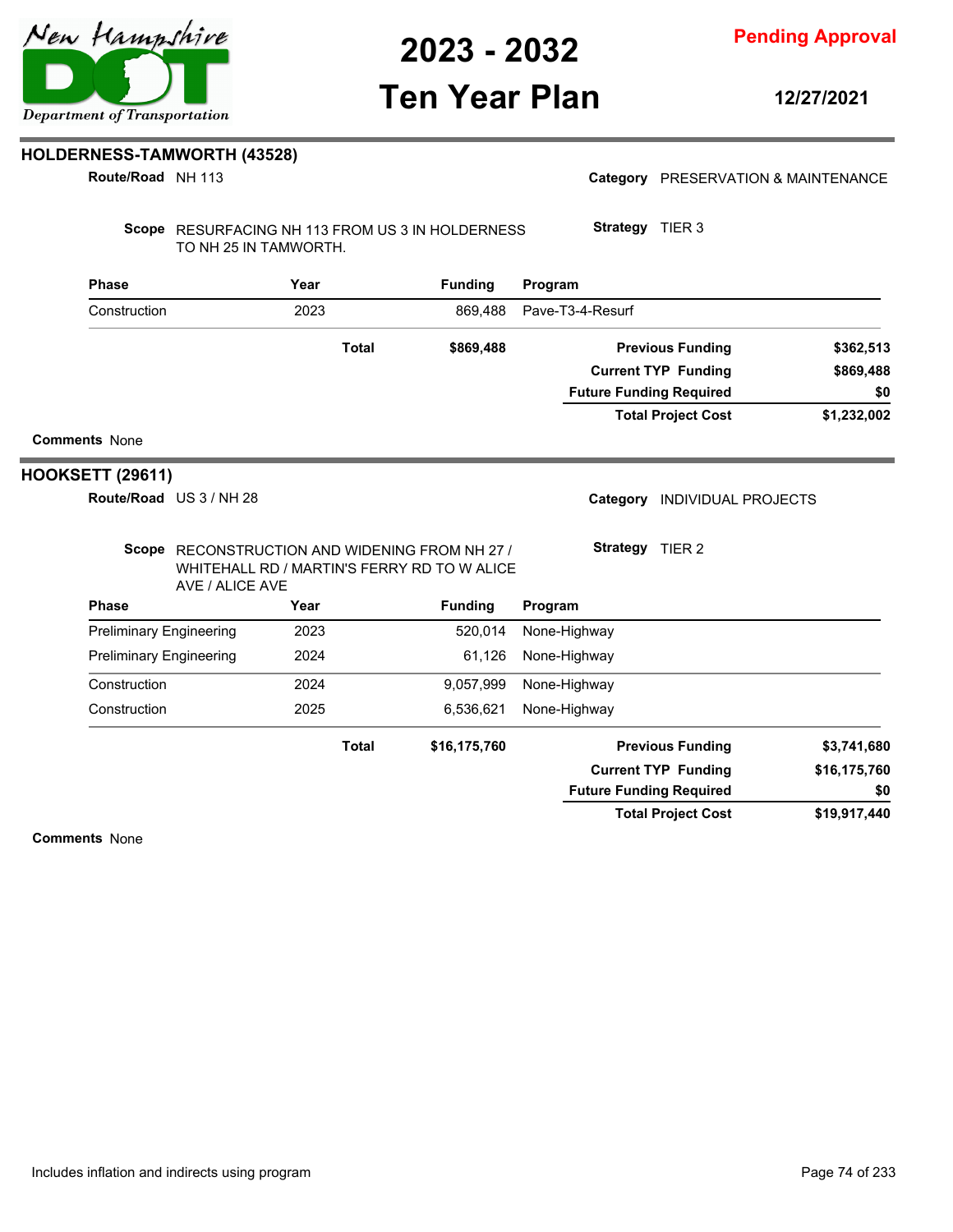## HOLDERNESS-TAMWORTH (43528)

**Route/Road** NH 113

**Category** PRESERVATION & MAINTENANCE

**Scope** RESURFACING NH 113 FROM US 3 IN HOLDERNESS TO NH 25 IN TAMWORTH.

**Strategy** TIER 3

| Phase | Year | Funding | Program |
|---|---|---|---|
| Construction | 2023 | 869,488 | Pave-T3-4-Resurf |
| | **Total** | **$869,488** | |

| | |
|---|---|
| **Previous Funding** | **$362,513** |
| **Current TYP Funding** | **$869,488** |
| **Future Funding Required** | **$0** |
| **Total Project Cost** | **$1,232,002** |

**Comments** None

## HOOKSETT (29611)

**Route/Road** US 3 / NH 28

**Category** INDIVIDUAL PROJECTS

**Scope** RECONSTRUCTION AND WIDENING FROM NH 27 / WHITEHALL RD / MARTIN'S FERRY RD TO W ALICE AVE / ALICE AVE

**Strategy** TIER 2

| Phase | Year | Funding | Program |
|---|---|---|---|
| Preliminary Engineering | 2023 | 520,014 | None-Highway |
| Preliminary Engineering | 2024 | 61,126 | None-Highway |
| Construction | 2024 | 9,057,999 | None-Highway |
| Construction | 2025 | 6,536,621 | None-Highway |
| | **Total** | **$16,175,760** | |

| | |
|---|---|
| **Previous Funding** | **$3,741,680** |
| **Current TYP Funding** | **$16,175,760** |
| **Future Funding Required** | **$0** |
| **Total Project Cost** | **$19,917,440** |

**Comments** None

Includes inflation and indirects using program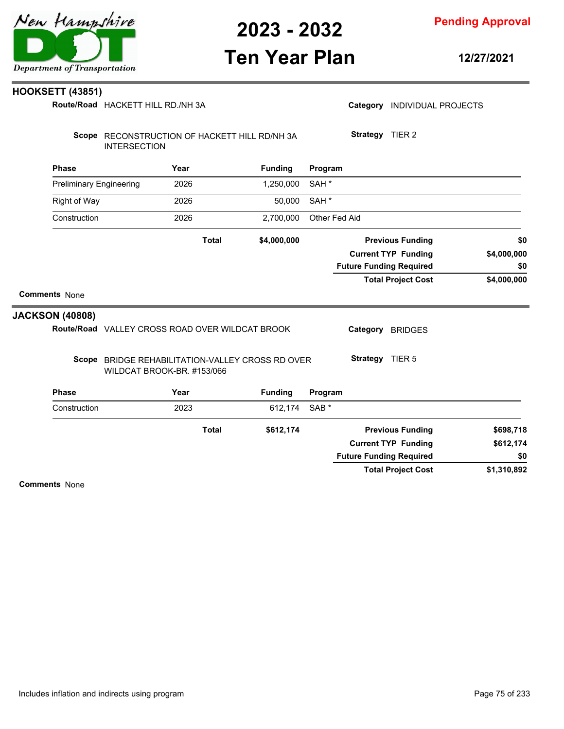## HOOKSETT (43851)

**Route/Road** HACKETT HILL RD./NH 3A

**Category** INDIVIDUAL PROJECTS

**Scope** RECONSTRUCTION OF HACKETT HILL RD/NH 3A INTERSECTION

**Strategy** TIER 2

| Phase | Year | Funding | Program |
|---|---|---|---|
| Preliminary Engineering | 2026 | 1,250,000 | SAH * |
| Right of Way | 2026 | 50,000 | SAH * |
| Construction | 2026 | 2,700,000 | Other Fed Aid |
| **Total** | | **$4,000,000** | |

| | |
|---|---|
| **Previous Funding** | **$0** |
| **Current TYP Funding** | **$4,000,000** |
| **Future Funding Required** | **$0** |
| **Total Project Cost** | **$4,000,000** |

**Comments** None

## JACKSON (40808)

**Route/Road** VALLEY CROSS ROAD OVER WILDCAT BROOK

**Category** BRIDGES

**Scope** BRIDGE REHABILITATION-VALLEY CROSS RD OVER WILDCAT BROOK-BR. #153/066

**Strategy** TIER 5

| Phase | Year | Funding | Program |
|---|---|---|---|
| Construction | 2023 | 612,174 | SAB * |
| **Total** | | **$612,174** | |

| | |
|---|---|
| **Previous Funding** | **$698,718** |
| **Current TYP Funding** | **$612,174** |
| **Future Funding Required** | **$0** |
| **Total Project Cost** | **$1,310,892** |

**Comments** None

Includes inflation and indirects using program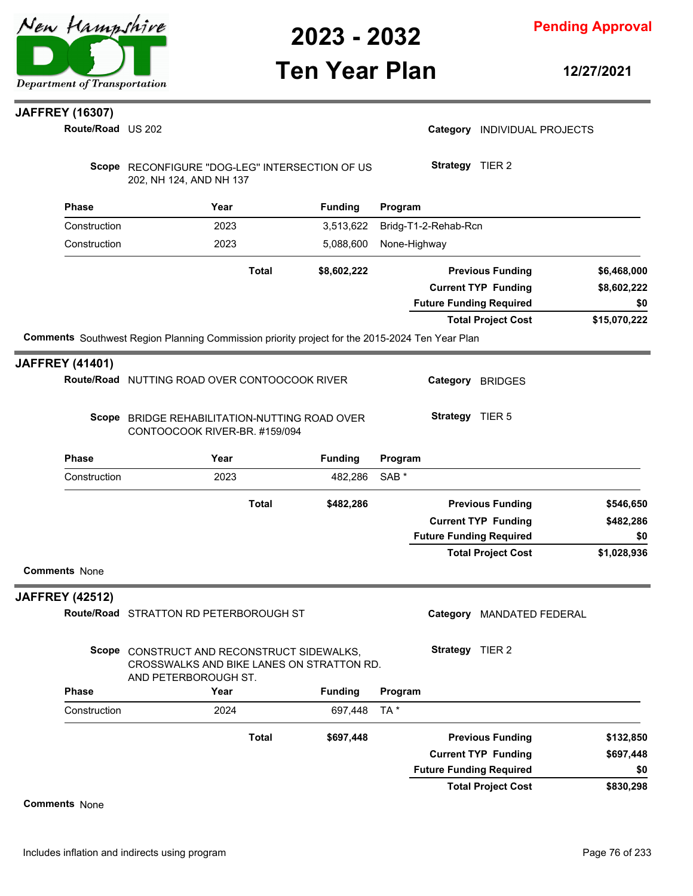## JAFFREY (16307)

**Route/Road** US 202

**Category** INDIVIDUAL PROJECTS

**Scope** RECONFIGURE "DOG-LEG" INTERSECTION OF US 202, NH 124, AND NH 137

**Strategy** TIER 2

| Phase | Year | Funding | Program |
|---|---|---|---|
| Construction | 2023 | 3,513,622 | Bridg-T1-2-Rehab-Rcn |
| Construction | 2023 | 5,088,600 | None-Highway |
| | **Total** | **$8,602,222** | |

| | |
|---|---|
| **Previous Funding** | **$6,468,000** |
| **Current TYP Funding** | **$8,602,222** |
| **Future Funding Required** | **$0** |
| **Total Project Cost** | **$15,070,222** |

**Comments** Southwest Region Planning Commission priority project for the 2015-2024 Ten Year Plan

## JAFFREY (41401)

**Route/Road** NUTTING ROAD OVER CONTOOCOOK RIVER

**Category** BRIDGES

**Scope** BRIDGE REHABILITATION-NUTTING ROAD OVER CONTOOCOOK RIVER-BR. #159/094

**Strategy** TIER 5

| Phase | Year | Funding | Program |
|---|---|---|---|
| Construction | 2023 | 482,286 | SAB * |
| | **Total** | **$482,286** | |

| | |
|---|---|
| **Previous Funding** | **$546,650** |
| **Current TYP Funding** | **$482,286** |
| **Future Funding Required** | **$0** |
| **Total Project Cost** | **$1,028,936** |

**Comments** None

## JAFFREY (42512)

**Route/Road** STRATTON RD PETERBOROUGH ST

**Category** MANDATED FEDERAL

**Scope** CONSTRUCT AND RECONSTRUCT SIDEWALKS, CROSSWALKS AND BIKE LANES ON STRATTON RD. AND PETERBOROUGH ST.

**Strategy** TIER 2

| Phase | Year | Funding | Program |
|---|---|---|---|
| Construction | 2024 | 697,448 | TA * |
| | **Total** | **$697,448** | |

| | |
|---|---|
| **Previous Funding** | **$132,850** |
| **Current TYP Funding** | **$697,448** |
| **Future Funding Required** | **$0** |
| **Total Project Cost** | **$830,298** |

**Comments** None

Includes inflation and indirects using program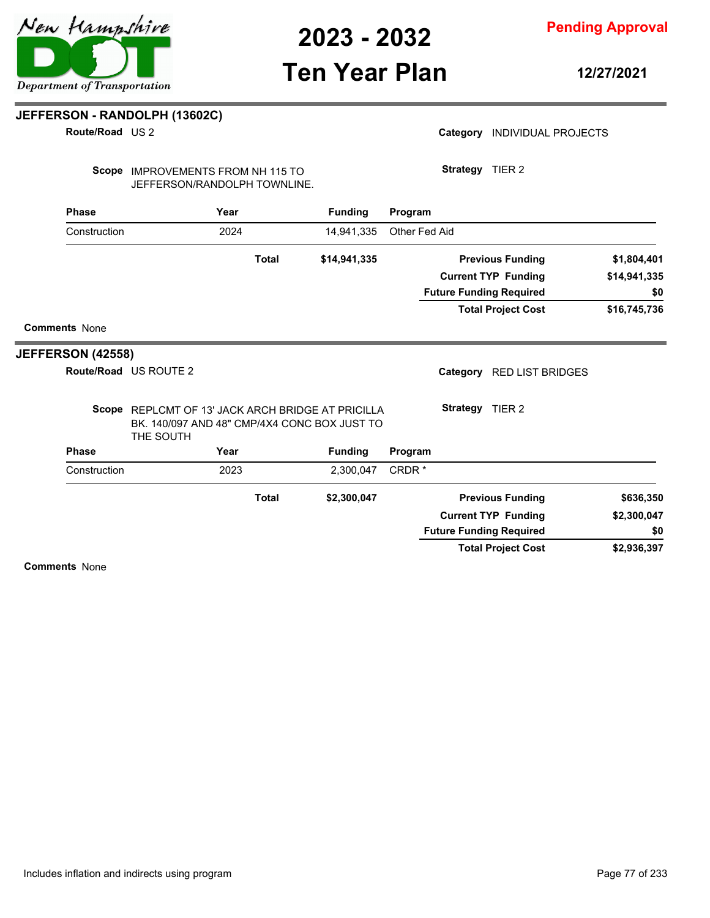## JEFFERSON - RANDOLPH (13602C)

**Route/Road** US 2

**Category** INDIVIDUAL PROJECTS

**Scope** IMPROVEMENTS FROM NH 115 TO JEFFERSON/RANDOLPH TOWNLINE.

**Strategy** TIER 2

| Phase | Year | Funding | Program |
| --- | --- | --- | --- |
| Construction | 2024 | 14,941,335 | Other Fed Aid |
| | **Total** | **$14,941,335** | |

| | |
| --- | --- |
| **Previous Funding** | **$1,804,401** |
| **Current TYP Funding** | **$14,941,335** |
| **Future Funding Required** | **$0** |
| **Total Project Cost** | **$16,745,736** |

**Comments** None

## JEFFERSON (42558)

**Route/Road** US ROUTE 2

**Category** RED LIST BRIDGES

**Scope** REPLCMT OF 13' JACK ARCH BRIDGE AT PRICILLA BK. 140/097 AND 48" CMP/4X4 CONC BOX JUST TO THE SOUTH

**Strategy** TIER 2

| Phase | Year | Funding | Program |
| --- | --- | --- | --- |
| Construction | 2023 | 2,300,047 | CRDR * |
| | **Total** | **$2,300,047** | |

| | |
| --- | --- |
| **Previous Funding** | **$636,350** |
| **Current TYP Funding** | **$2,300,047** |
| **Future Funding Required** | **$0** |
| **Total Project Cost** | **$2,936,397** |

**Comments** None

Includes inflation and indirects using program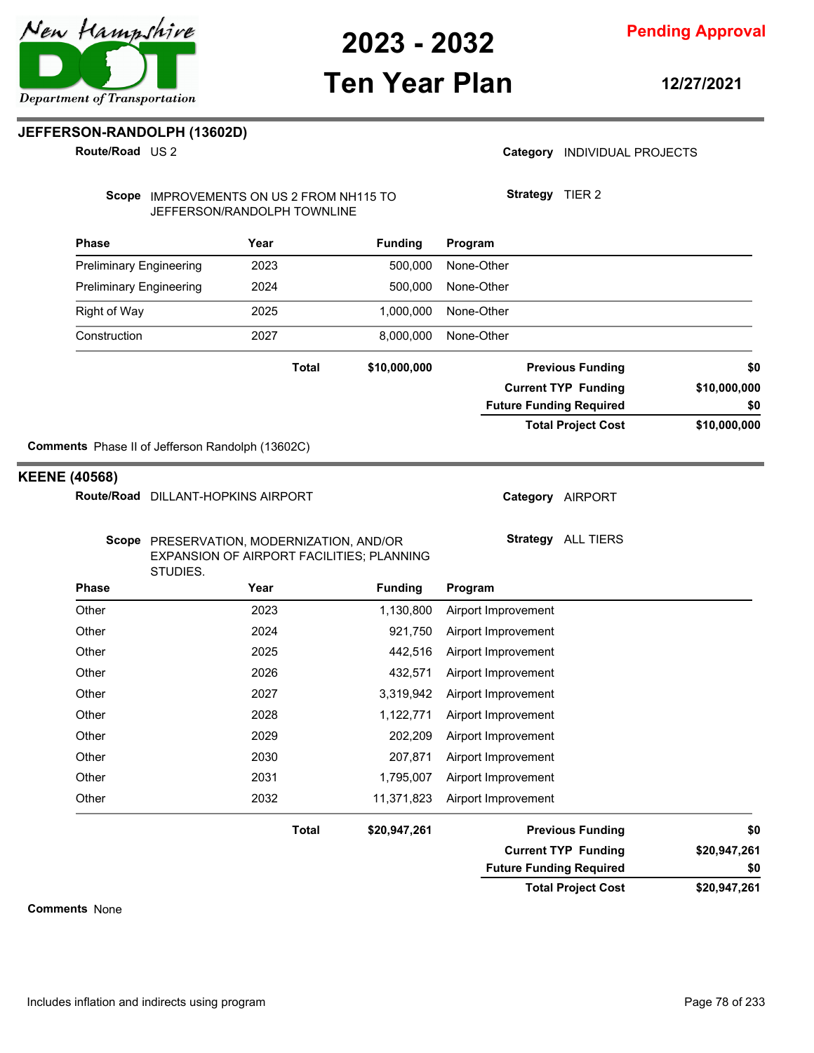## JEFFERSON-RANDOLPH (13602D)

**Route/Road** US 2

**Category** INDIVIDUAL PROJECTS

**Scope** IMPROVEMENTS ON US 2 FROM NH115 TO JEFFERSON/RANDOLPH TOWNLINE

**Strategy** TIER 2

| Phase | Year | Funding | Program |
|---|---|---|---|
| Preliminary Engineering | 2023 | 500,000 | None-Other |
| Preliminary Engineering | 2024 | 500,000 | None-Other |
| Right of Way | 2025 | 1,000,000 | None-Other |
| Construction | 2027 | 8,000,000 | None-Other |
| | **Total** | **$10,000,000** | |

| | |
|---|---|
| **Previous Funding** | **$0** |
| **Current TYP Funding** | **$10,000,000** |
| **Future Funding Required** | **$0** |
| **Total Project Cost** | **$10,000,000** |

**Comments** Phase II of Jefferson Randolph (13602C)

## KEENE (40568)

**Route/Road** DILLANT-HOPKINS AIRPORT

**Category** AIRPORT

**Scope** PRESERVATION, MODERNIZATION, AND/OR EXPANSION OF AIRPORT FACILITIES; PLANNING STUDIES.

**Strategy** ALL TIERS

| Phase | Year | Funding | Program |
|---|---|---|---|
| Other | 2023 | 1,130,800 | Airport Improvement |
| Other | 2024 | 921,750 | Airport Improvement |
| Other | 2025 | 442,516 | Airport Improvement |
| Other | 2026 | 432,571 | Airport Improvement |
| Other | 2027 | 3,319,942 | Airport Improvement |
| Other | 2028 | 1,122,771 | Airport Improvement |
| Other | 2029 | 202,209 | Airport Improvement |
| Other | 2030 | 207,871 | Airport Improvement |
| Other | 2031 | 1,795,007 | Airport Improvement |
| Other | 2032 | 11,371,823 | Airport Improvement |
| | **Total** | **$20,947,261** | |

| | |
|---|---|
| **Previous Funding** | **$0** |
| **Current TYP Funding** | **$20,947,261** |
| **Future Funding Required** | **$0** |
| **Total Project Cost** | **$20,947,261** |

**Comments** None

Includes inflation and indirects using program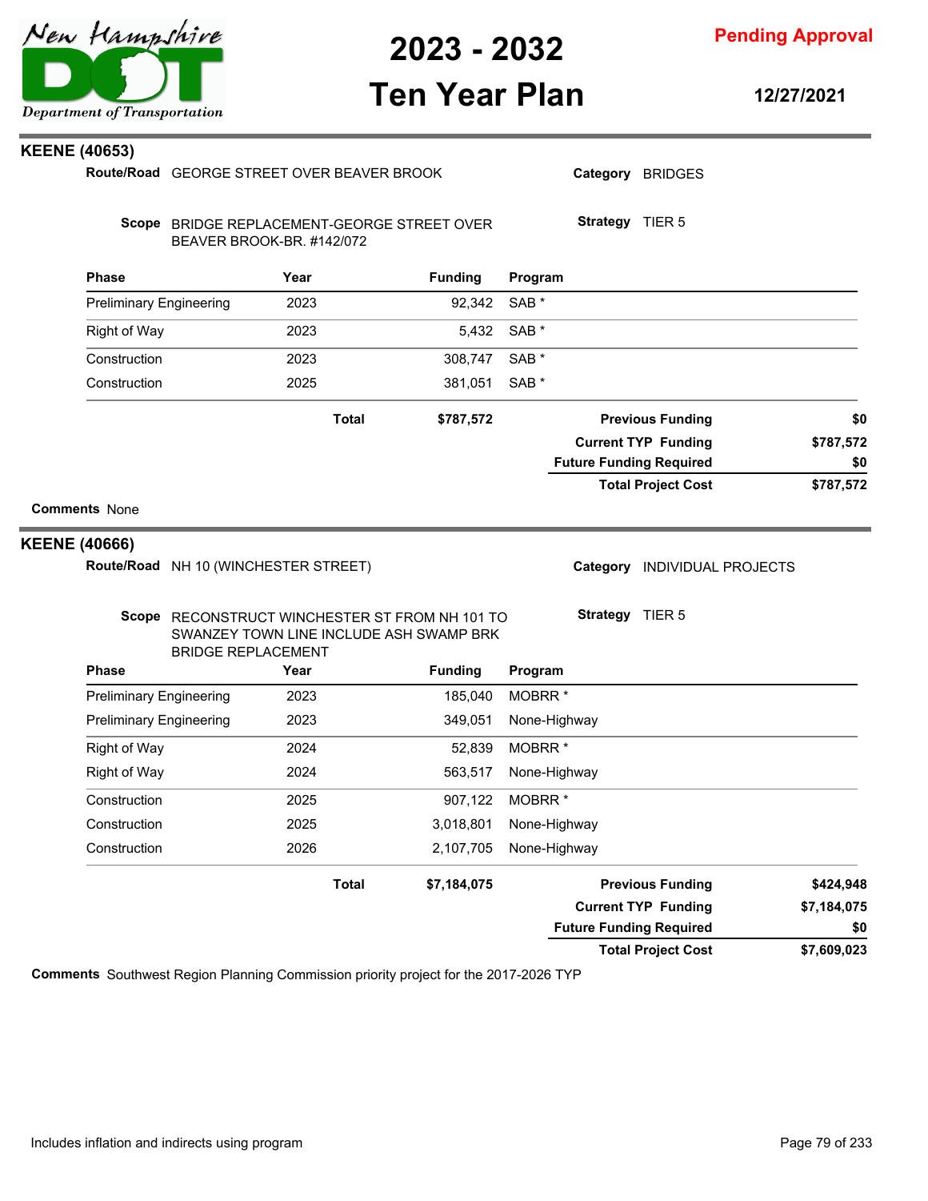## KEENE (40653)

**Route/Road** GEORGE STREET OVER BEAVER BROOK

**Category** BRIDGES

**Scope** BRIDGE REPLACEMENT-GEORGE STREET OVER BEAVER BROOK-BR. #142/072

**Strategy** TIER 5

| Phase | Year | Funding | Program |
|---|---|---|---|
| Preliminary Engineering | 2023 | 92,342 | SAB * |
| Right of Way | 2023 | 5,432 | SAB * |
| Construction | 2023 | 308,747 | SAB * |
| Construction | 2025 | 381,051 | SAB * |
| | **Total** | **$787,572** | |

| | |
|---|---|
| **Previous Funding** | **$0** |
| **Current TYP Funding** | **$787,572** |
| **Future Funding Required** | **$0** |
| **Total Project Cost** | **$787,572** |

**Comments** None

## KEENE (40666)

**Route/Road** NH 10 (WINCHESTER STREET)

**Category** INDIVIDUAL PROJECTS

**Scope** RECONSTRUCT WINCHESTER ST FROM NH 101 TO SWANZEY TOWN LINE INCLUDE ASH SWAMP BRK BRIDGE REPLACEMENT

**Strategy** TIER 5

| Phase | Year | Funding | Program |
|---|---|---|---|
| Preliminary Engineering | 2023 | 185,040 | MOBRR * |
| Preliminary Engineering | 2023 | 349,051 | None-Highway |
| Right of Way | 2024 | 52,839 | MOBRR * |
| Right of Way | 2024 | 563,517 | None-Highway |
| Construction | 2025 | 907,122 | MOBRR * |
| Construction | 2025 | 3,018,801 | None-Highway |
| Construction | 2026 | 2,107,705 | None-Highway |
| | **Total** | **$7,184,075** | |

| | |
|---|---|
| **Previous Funding** | **$424,948** |
| **Current TYP Funding** | **$7,184,075** |
| **Future Funding Required** | **$0** |
| **Total Project Cost** | **$7,609,023** |

**Comments** Southwest Region Planning Commission priority project for the 2017-2026 TYP

Includes inflation and indirects using program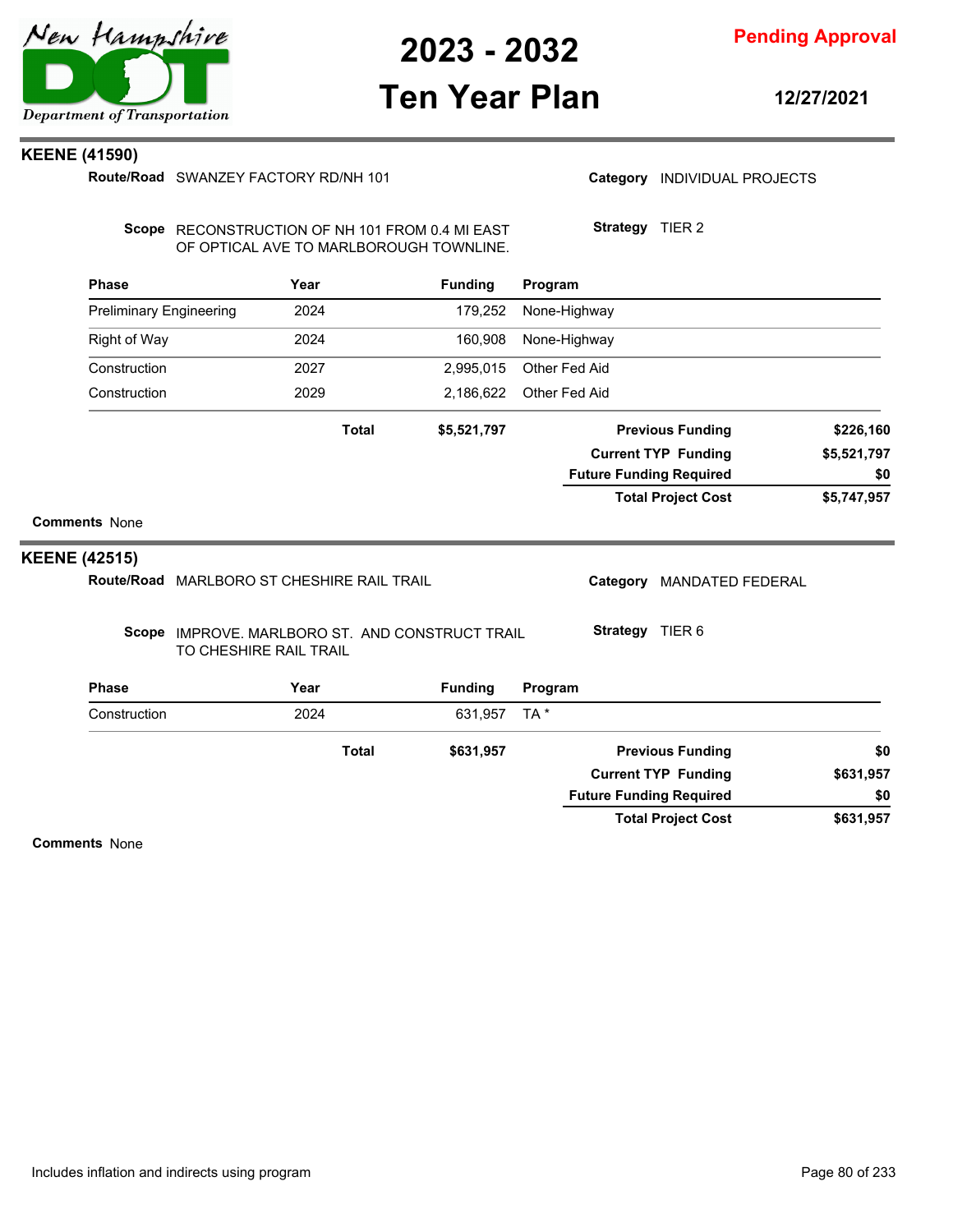## KEENE (41590)

**Route/Road** SWANZEY FACTORY RD/NH 101

**Category** INDIVIDUAL PROJECTS

**Scope** RECONSTRUCTION OF NH 101 FROM 0.4 MI EAST OF OPTICAL AVE TO MARLBOROUGH TOWNLINE.

**Strategy** TIER 2

| Phase | Year | Funding | Program |
|---|---|---|---|
| Preliminary Engineering | 2024 | 179,252 | None-Highway |
| Right of Way | 2024 | 160,908 | None-Highway |
| Construction | 2027 | 2,995,015 | Other Fed Aid |
| Construction | 2029 | 2,186,622 | Other Fed Aid |
| | **Total** | **$5,521,797** | |

| | |
|---|---|
| **Previous Funding** | **$226,160** |
| **Current TYP Funding** | **$5,521,797** |
| **Future Funding Required** | **$0** |
| **Total Project Cost** | **$5,747,957** |

**Comments** None

## KEENE (42515)

**Route/Road** MARLBORO ST CHESHIRE RAIL TRAIL

**Category** MANDATED FEDERAL

**Scope** IMPROVE. MARLBORO ST. AND CONSTRUCT TRAIL TO CHESHIRE RAIL TRAIL

**Strategy** TIER 6

| Phase | Year | Funding | Program |
|---|---|---|---|
| Construction | 2024 | 631,957 | TA * |
| | **Total** | **$631,957** | |

| | |
|---|---|
| **Previous Funding** | **$0** |
| **Current TYP Funding** | **$631,957** |
| **Future Funding Required** | **$0** |
| **Total Project Cost** | **$631,957** |

**Comments** None

Includes inflation and indirects using program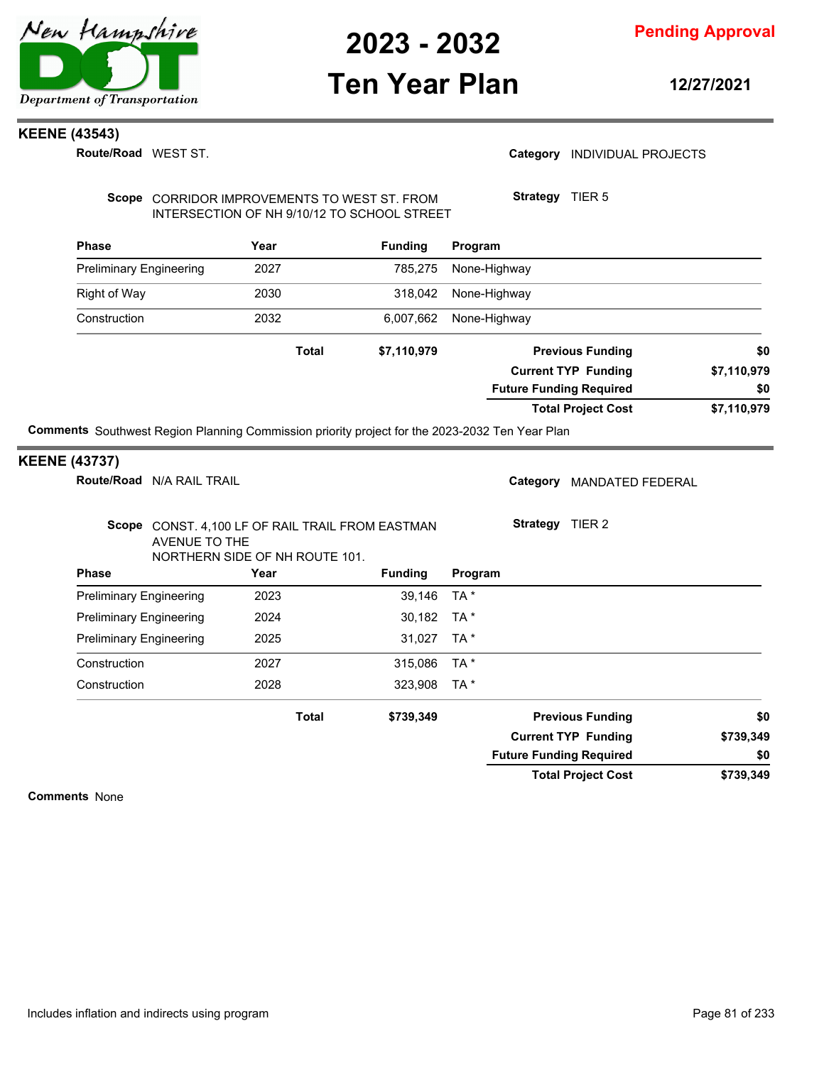## KEENE (43543)

**Route/Road** WEST ST.

**Category** INDIVIDUAL PROJECTS

**Scope** CORRIDOR IMPROVEMENTS TO WEST ST. FROM INTERSECTION OF NH 9/10/12 TO SCHOOL STREET

**Strategy** TIER 5

| Phase | Year | Funding | Program |
|---|---|---|---|
| Preliminary Engineering | 2027 | 785,275 | None-Highway |
| Right of Way | 2030 | 318,042 | None-Highway |
| Construction | 2032 | 6,007,662 | None-Highway |
| **Total** | | **$7,110,979** | |

| | |
|---|---|
| **Previous Funding** | **$0** |
| **Current TYP Funding** | **$7,110,979** |
| **Future Funding Required** | **$0** |
| **Total Project Cost** | **$7,110,979** |

**Comments** Southwest Region Planning Commission priority project for the 2023-2032 Ten Year Plan

## KEENE (43737)

**Route/Road** N/A RAIL TRAIL

**Category** MANDATED FEDERAL

**Scope** CONST. 4,100 LF OF RAIL TRAIL FROM EASTMAN AVENUE TO THE NORTHERN SIDE OF NH ROUTE 101.

**Strategy** TIER 2

| Phase | Year | Funding | Program |
|---|---|---|---|
| Preliminary Engineering | 2023 | 39,146 | TA * |
| Preliminary Engineering | 2024 | 30,182 | TA * |
| Preliminary Engineering | 2025 | 31,027 | TA * |
| Construction | 2027 | 315,086 | TA * |
| Construction | 2028 | 323,908 | TA * |
| **Total** | | **$739,349** | |

| | |
|---|---|
| **Previous Funding** | **$0** |
| **Current TYP Funding** | **$739,349** |
| **Future Funding Required** | **$0** |
| **Total Project Cost** | **$739,349** |

**Comments** None

Includes inflation and indirects using program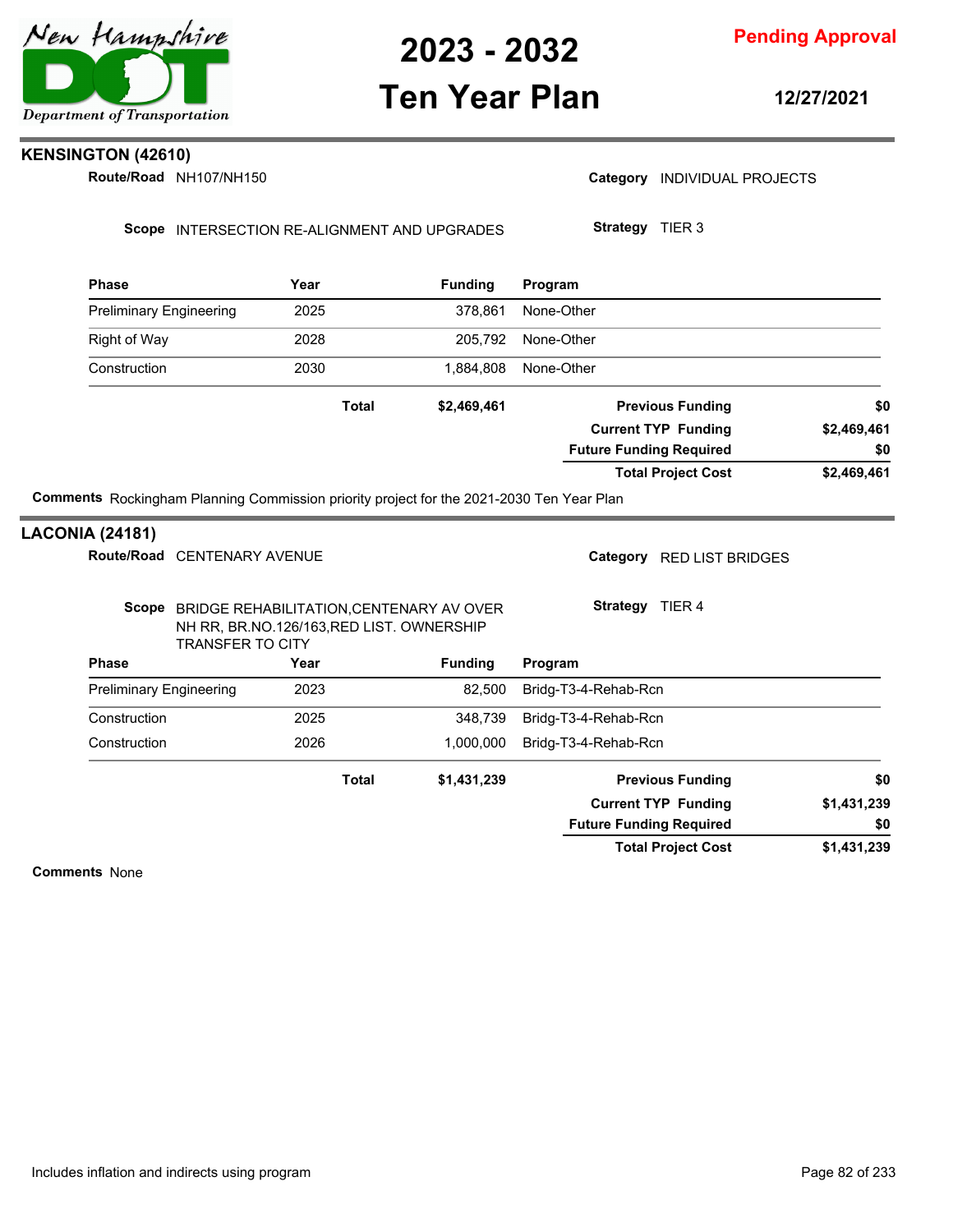## KENSINGTON (42610)

**Route/Road** NH107/NH150

**Category** INDIVIDUAL PROJECTS

**Scope** INTERSECTION RE-ALIGNMENT AND UPGRADES

**Strategy** TIER 3

| Phase | Year | Funding | Program |
|---|---|---|---|
| Preliminary Engineering | 2025 | 378,861 | None-Other |
| Right of Way | 2028 | 205,792 | None-Other |
| Construction | 2030 | 1,884,808 | None-Other |
| | **Total** | **$2,469,461** | |

| | |
|---|---|
| **Previous Funding** | **$0** |
| **Current TYP Funding** | **$2,469,461** |
| **Future Funding Required** | **$0** |
| **Total Project Cost** | **$2,469,461** |

**Comments** Rockingham Planning Commission priority project for the 2021-2030 Ten Year Plan

## LACONIA (24181)

**Route/Road** CENTENARY AVENUE

**Category** RED LIST BRIDGES

**Scope** BRIDGE REHABILITATION,CENTENARY AV OVER NH RR, BR.NO.126/163,RED LIST. OWNERSHIP TRANSFER TO CITY

**Strategy** TIER 4

| Phase | Year | Funding | Program |
|---|---|---|---|
| Preliminary Engineering | 2023 | 82,500 | Bridg-T3-4-Rehab-Rcn |
| Construction | 2025 | 348,739 | Bridg-T3-4-Rehab-Rcn |
| Construction | 2026 | 1,000,000 | Bridg-T3-4-Rehab-Rcn |
| | **Total** | **$1,431,239** | |

| | |
|---|---|
| **Previous Funding** | **$0** |
| **Current TYP Funding** | **$1,431,239** |
| **Future Funding Required** | **$0** |
| **Total Project Cost** | **$1,431,239** |

**Comments** None

Includes inflation and indirects using program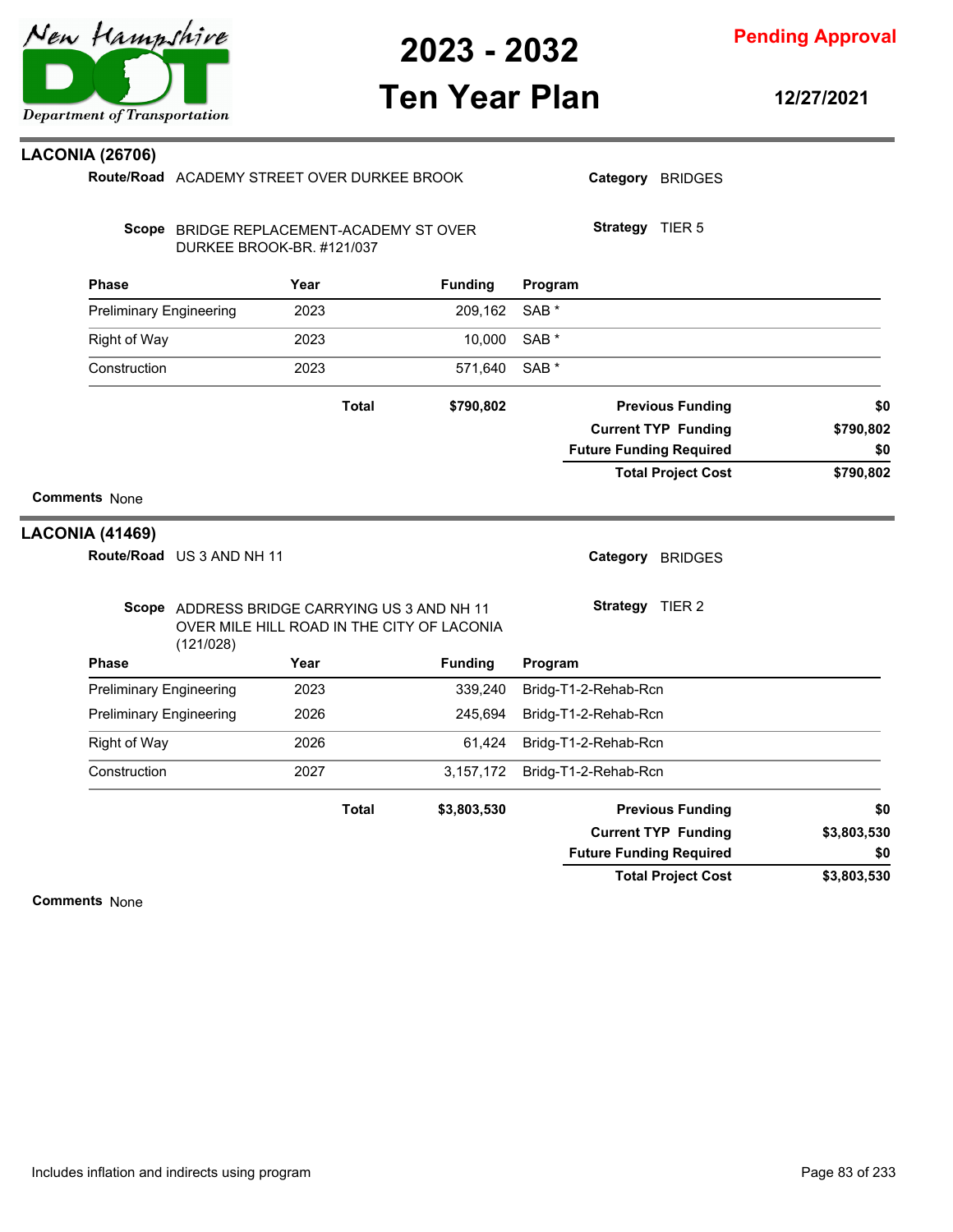## LACONIA (26706)

**Route/Road** ACADEMY STREET OVER DURKEE BROOK

**Category** BRIDGES

**Scope** BRIDGE REPLACEMENT-ACADEMY ST OVER DURKEE BROOK-BR. #121/037

**Strategy** TIER 5

| Phase | Year | Funding | Program |
|---|---|---|---|
| Preliminary Engineering | 2023 | 209,162 | SAB * |
| Right of Way | 2023 | 10,000 | SAB * |
| Construction | 2023 | 571,640 | SAB * |
| **Total** | | **$790,802** | |

| | |
|---|---|
| **Previous Funding** | **$0** |
| **Current TYP Funding** | **$790,802** |
| **Future Funding Required** | **$0** |
| **Total Project Cost** | **$790,802** |

**Comments** None

## LACONIA (41469)

**Route/Road** US 3 AND NH 11

**Category** BRIDGES

**Scope** ADDRESS BRIDGE CARRYING US 3 AND NH 11 OVER MILE HILL ROAD IN THE CITY OF LACONIA (121/028)

**Strategy** TIER 2

| Phase | Year | Funding | Program |
|---|---|---|---|
| Preliminary Engineering | 2023 | 339,240 | Bridg-T1-2-Rehab-Rcn |
| Preliminary Engineering | 2026 | 245,694 | Bridg-T1-2-Rehab-Rcn |
| Right of Way | 2026 | 61,424 | Bridg-T1-2-Rehab-Rcn |
| Construction | 2027 | 3,157,172 | Bridg-T1-2-Rehab-Rcn |
| **Total** | | **$3,803,530** | |

| | |
|---|---|
| **Previous Funding** | **$0** |
| **Current TYP Funding** | **$3,803,530** |
| **Future Funding Required** | **$0** |
| **Total Project Cost** | **$3,803,530** |

**Comments** None

Includes inflation and indirects using program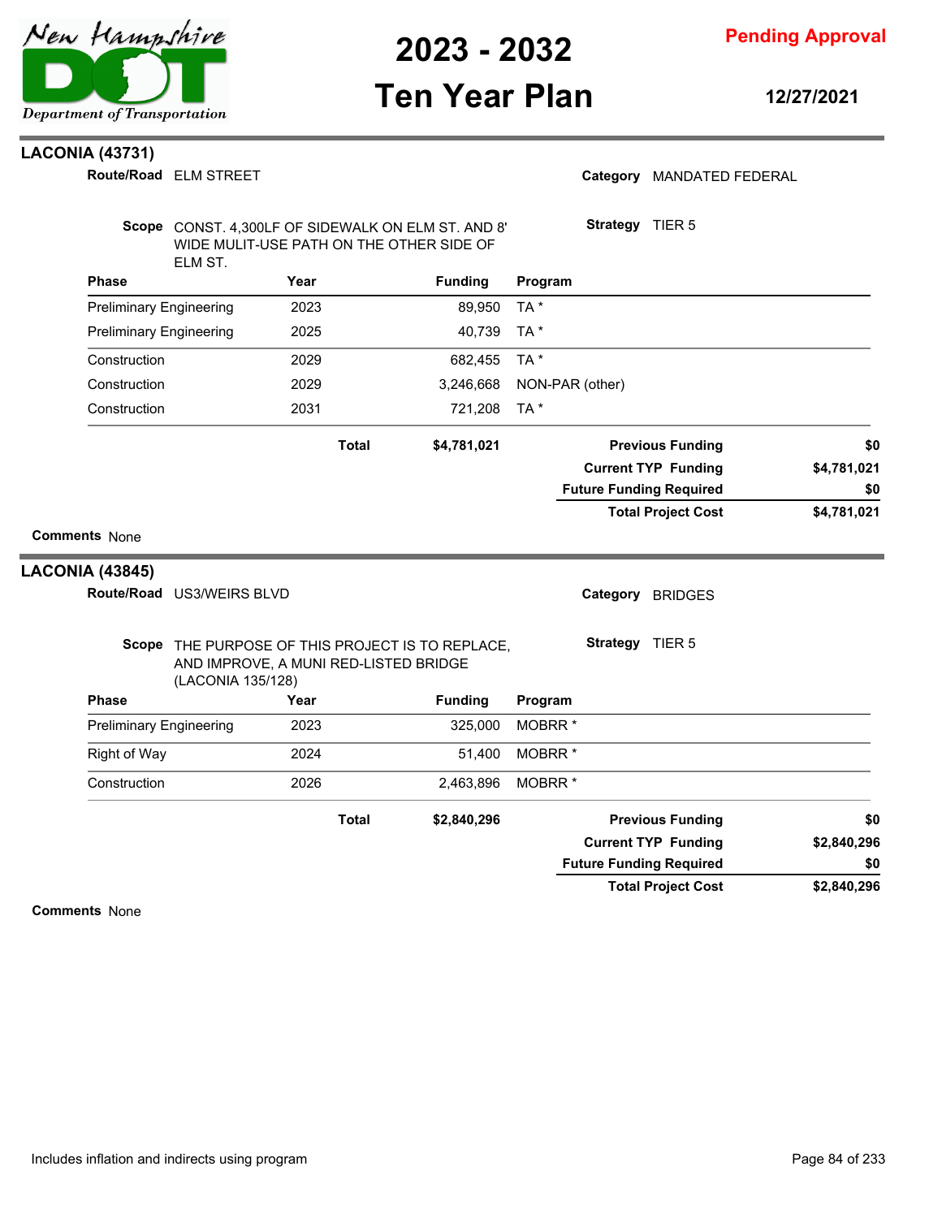## LACONIA (43731)

**Route/Road** ELM STREET

**Category** MANDATED FEDERAL

**Scope** CONST. 4,300LF OF SIDEWALK ON ELM ST. AND 8' WIDE MULIT-USE PATH ON THE OTHER SIDE OF ELM ST.

**Strategy** TIER 5

| Phase | Year | Funding | Program |
|---|---|---|---|
| Preliminary Engineering | 2023 | 89,950 | TA * |
| Preliminary Engineering | 2025 | 40,739 | TA * |
| Construction | 2029 | 682,455 | TA * |
| Construction | 2029 | 3,246,668 | NON-PAR (other) |
| Construction | 2031 | 721,208 | TA * |
| | **Total** | **$4,781,021** | |

| | |
|---|---|
| **Previous Funding** | **$0** |
| **Current TYP Funding** | **$4,781,021** |
| **Future Funding Required** | **$0** |
| **Total Project Cost** | **$4,781,021** |

**Comments** None

## LACONIA (43845)

**Route/Road** US3/WEIRS BLVD

**Category** BRIDGES

**Scope** THE PURPOSE OF THIS PROJECT IS TO REPLACE, AND IMPROVE, A MUNI RED-LISTED BRIDGE (LACONIA 135/128)

**Strategy** TIER 5

| Phase | Year | Funding | Program |
|---|---|---|---|
| Preliminary Engineering | 2023 | 325,000 | MOBRR * |
| Right of Way | 2024 | 51,400 | MOBRR * |
| Construction | 2026 | 2,463,896 | MOBRR * |
| | **Total** | **$2,840,296** | |

| | |
|---|---|
| **Previous Funding** | **$0** |
| **Current TYP Funding** | **$2,840,296** |
| **Future Funding Required** | **$0** |
| **Total Project Cost** | **$2,840,296** |

**Comments** None

Includes inflation and indirects using program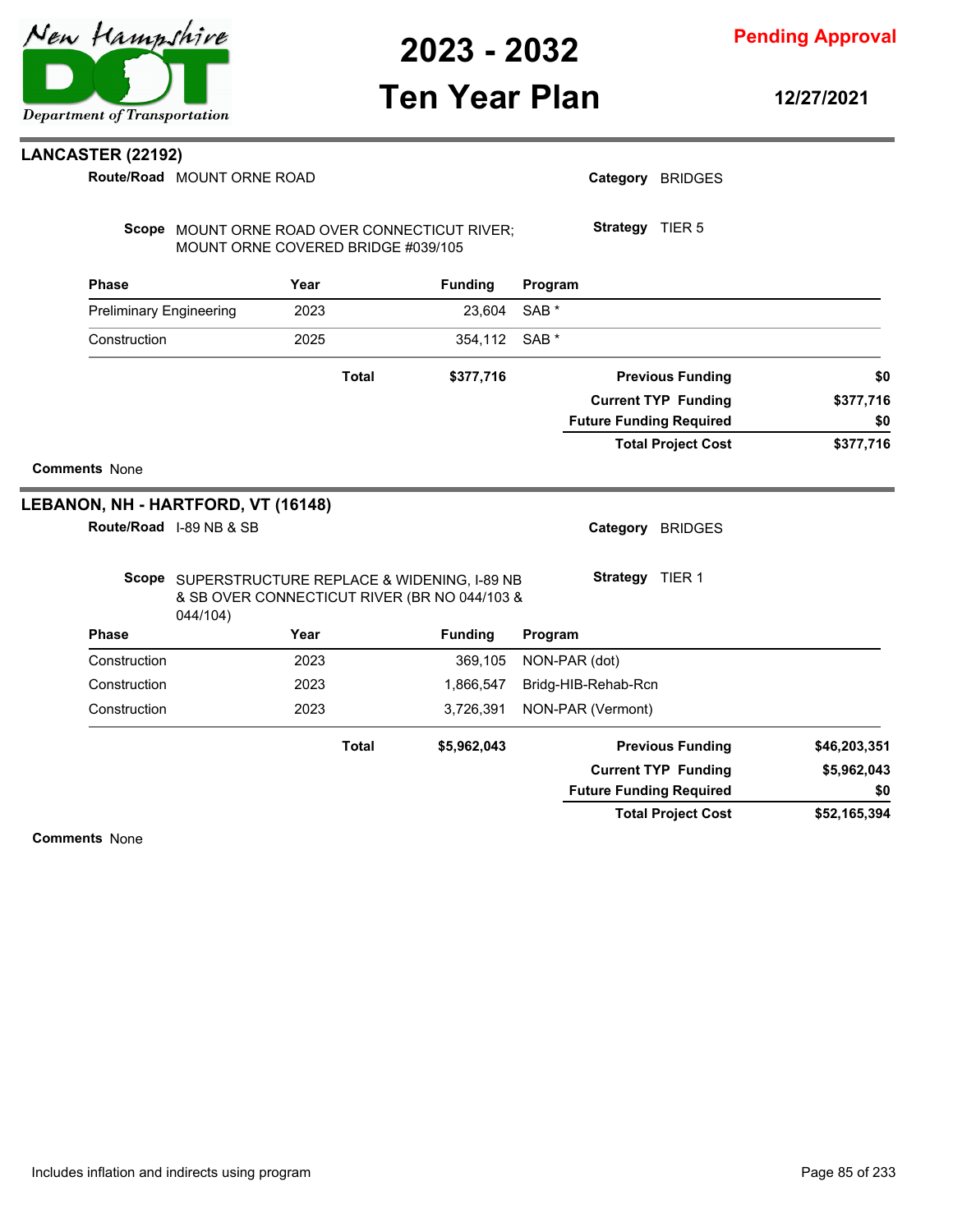## LANCASTER (22192)

**Route/Road** MOUNT ORNE ROAD

**Category** BRIDGES

**Scope** MOUNT ORNE ROAD OVER CONNECTICUT RIVER; MOUNT ORNE COVERED BRIDGE #039/105

**Strategy** TIER 5

| Phase | Year | Funding | Program |
|---|---|---|---|
| Preliminary Engineering | 2023 | 23,604 | SAB * |
| Construction | 2025 | 354,112 | SAB * |
| | **Total** | **$377,716** | |

| | |
|---|---|
| **Previous Funding** | **$0** |
| **Current TYP Funding** | **$377,716** |
| **Future Funding Required** | **$0** |
| **Total Project Cost** | **$377,716** |

**Comments** None

## LEBANON, NH - HARTFORD, VT (16148)

**Route/Road** I-89 NB & SB

**Category** BRIDGES

**Scope** SUPERSTRUCTURE REPLACE & WIDENING, I-89 NB & SB OVER CONNECTICUT RIVER (BR NO 044/103 & 044/104)

**Strategy** TIER 1

| Phase | Year | Funding | Program |
|---|---|---|---|
| Construction | 2023 | 369,105 | NON-PAR (dot) |
| Construction | 2023 | 1,866,547 | Bridg-HIB-Rehab-Rcn |
| Construction | 2023 | 3,726,391 | NON-PAR (Vermont) |
| | **Total** | **$5,962,043** | |

| | |
|---|---|
| **Previous Funding** | **$46,203,351** |
| **Current TYP Funding** | **$5,962,043** |
| **Future Funding Required** | **$0** |
| **Total Project Cost** | **$52,165,394** |

**Comments** None

Includes inflation and indirects using program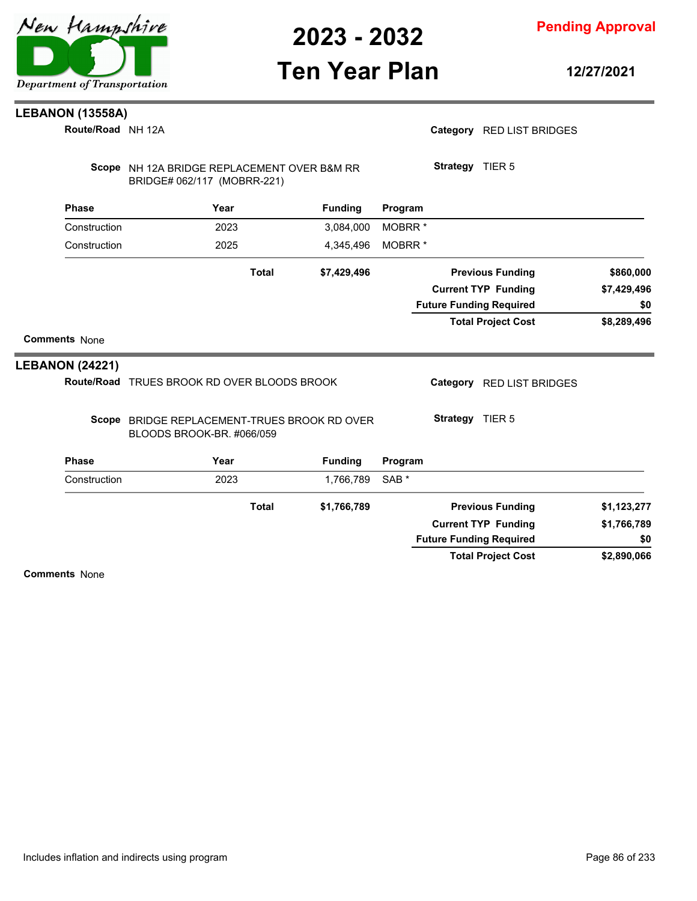## LEBANON (13558A)

**Route/Road** NH 12A

**Category** RED LIST BRIDGES

**Scope** NH 12A BRIDGE REPLACEMENT OVER B&M RR BRIDGE# 062/117 (MOBRR-221)

**Strategy** TIER 5

| Phase | Year | Funding | Program |
|---|---|---|---|
| Construction | 2023 | 3,084,000 | MOBRR * |
| Construction | 2025 | 4,345,496 | MOBRR * |
| | **Total** | **$7,429,496** | |

| | |
|---|---|
| **Previous Funding** | **$860,000** |
| **Current TYP Funding** | **$7,429,496** |
| **Future Funding Required** | **$0** |
| **Total Project Cost** | **$8,289,496** |

**Comments** None

## LEBANON (24221)

**Route/Road** TRUES BROOK RD OVER BLOODS BROOK

**Category** RED LIST BRIDGES

**Scope** BRIDGE REPLACEMENT-TRUES BROOK RD OVER BLOODS BROOK-BR. #066/059

**Strategy** TIER 5

| Phase | Year | Funding | Program |
|---|---|---|---|
| Construction | 2023 | 1,766,789 | SAB * |
| | **Total** | **$1,766,789** | |

| | |
|---|---|
| **Previous Funding** | **$1,123,277** |
| **Current TYP Funding** | **$1,766,789** |
| **Future Funding Required** | **$0** |
| **Total Project Cost** | **$2,890,066** |

**Comments** None

Includes inflation and indirects using program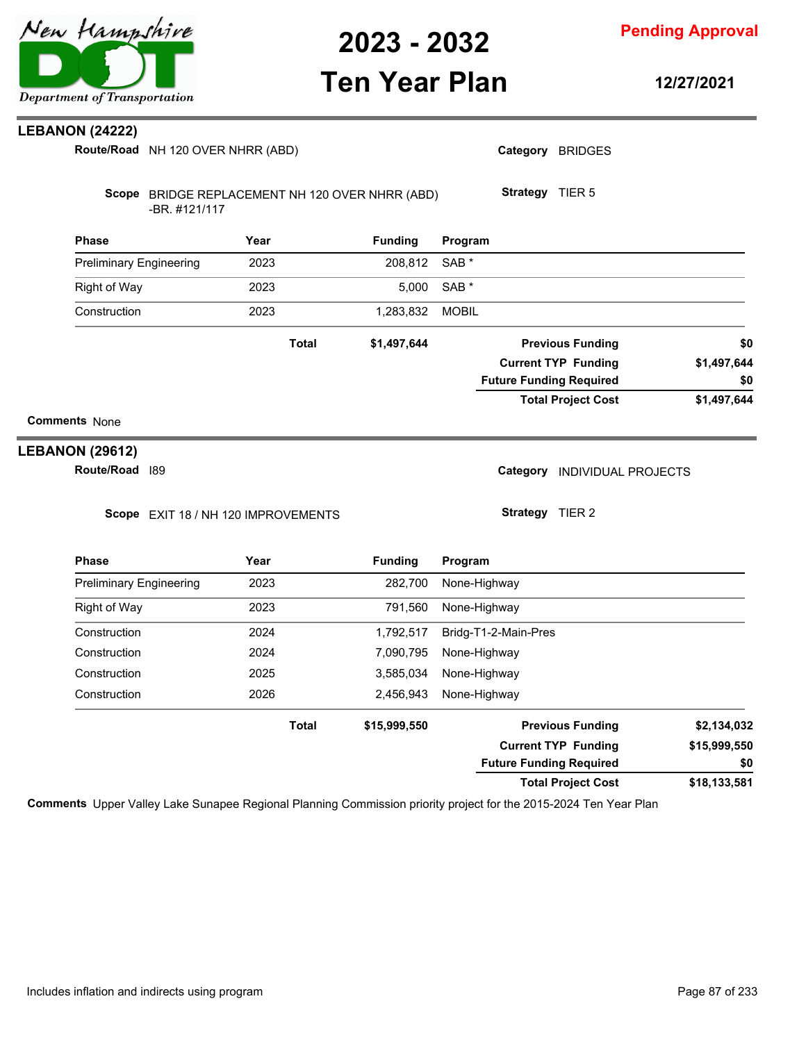# LEBANON (24222)

**Route/Road** NH 120 OVER NHRR (ABD)

**Category** BRIDGES

**Scope** BRIDGE REPLACEMENT NH 120 OVER NHRR (ABD) -BR. #121/117

**Strategy** TIER 5

| Phase | Year | Funding | Program |
|---|---|---|---|
| Preliminary Engineering | 2023 | 208,812 | SAB * |
| Right of Way | 2023 | 5,000 | SAB * |
| Construction | 2023 | 1,283,832 | MOBIL |
| | **Total** | **$1,497,644** | |

| | |
|---|---|
| **Previous Funding** | **$0** |
| **Current TYP Funding** | **$1,497,644** |
| **Future Funding Required** | **$0** |
| **Total Project Cost** | **$1,497,644** |

**Comments** None

# LEBANON (29612)

**Route/Road** I89

**Category** INDIVIDUAL PROJECTS

**Scope** EXIT 18 / NH 120 IMPROVEMENTS

**Strategy** TIER 2

| Phase | Year | Funding | Program |
|---|---|---|---|
| Preliminary Engineering | 2023 | 282,700 | None-Highway |
| Right of Way | 2023 | 791,560 | None-Highway |
| Construction | 2024 | 1,792,517 | Bridg-T1-2-Main-Pres |
| Construction | 2024 | 7,090,795 | None-Highway |
| Construction | 2025 | 3,585,034 | None-Highway |
| Construction | 2026 | 2,456,943 | None-Highway |
| | **Total** | **$15,999,550** | |

| | |
|---|---|
| **Previous Funding** | **$2,134,032** |
| **Current TYP Funding** | **$15,999,550** |
| **Future Funding Required** | **$0** |
| **Total Project Cost** | **$18,133,581** |

**Comments** Upper Valley Lake Sunapee Regional Planning Commission priority project for the 2015-2024 Ten Year Plan

Includes inflation and indirects using program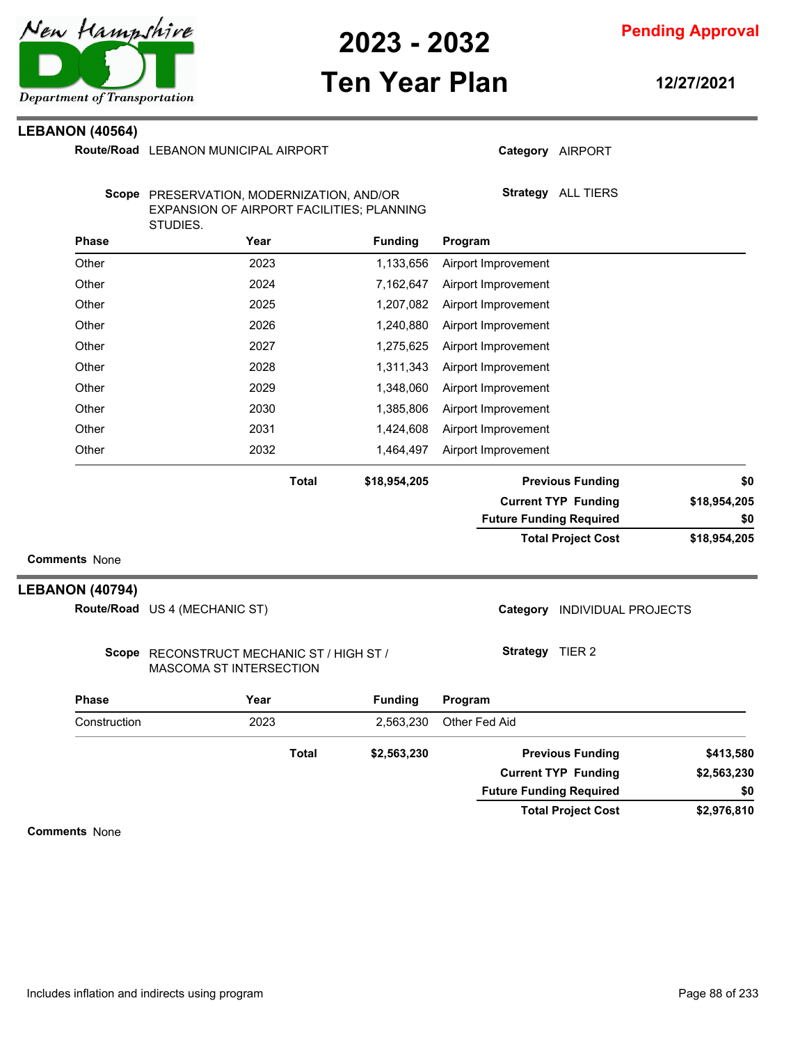# 2023 - 2032 Ten Year Plan

**Pending Approval**

**12/27/2021**

## LEBANON (40564)

**Route/Road** LEBANON MUNICIPAL AIRPORT

**Category** AIRPORT

**Scope** PRESERVATION, MODERNIZATION, AND/OR EXPANSION OF AIRPORT FACILITIES; PLANNING STUDIES.

**Strategy** ALL TIERS

| Phase | Year | Funding | Program |
|---|---|---|---|
| Other | 2023 | 1,133,656 | Airport Improvement |
| Other | 2024 | 7,162,647 | Airport Improvement |
| Other | 2025 | 1,207,082 | Airport Improvement |
| Other | 2026 | 1,240,880 | Airport Improvement |
| Other | 2027 | 1,275,625 | Airport Improvement |
| Other | 2028 | 1,311,343 | Airport Improvement |
| Other | 2029 | 1,348,060 | Airport Improvement |
| Other | 2030 | 1,385,806 | Airport Improvement |
| Other | 2031 | 1,424,608 | Airport Improvement |
| Other | 2032 | 1,464,497 | Airport Improvement |
| | **Total** | **$18,954,205** | |

| | |
|---|---|
| **Previous Funding** | **$0** |
| **Current TYP Funding** | **$18,954,205** |
| **Future Funding Required** | **$0** |
| **Total Project Cost** | **$18,954,205** |

**Comments** None

## LEBANON (40794)

**Route/Road** US 4 (MECHANIC ST)

**Category** INDIVIDUAL PROJECTS

**Scope** RECONSTRUCT MECHANIC ST / HIGH ST / MASCOMA ST INTERSECTION

**Strategy** TIER 2

| Phase | Year | Funding | Program |
|---|---|---|---|
| Construction | 2023 | 2,563,230 | Other Fed Aid |
| | **Total** | **$2,563,230** | |

| | |
|---|---|
| **Previous Funding** | **$413,580** |
| **Current TYP Funding** | **$2,563,230** |
| **Future Funding Required** | **$0** |
| **Total Project Cost** | **$2,976,810** |

**Comments** None

Includes inflation and indirects using program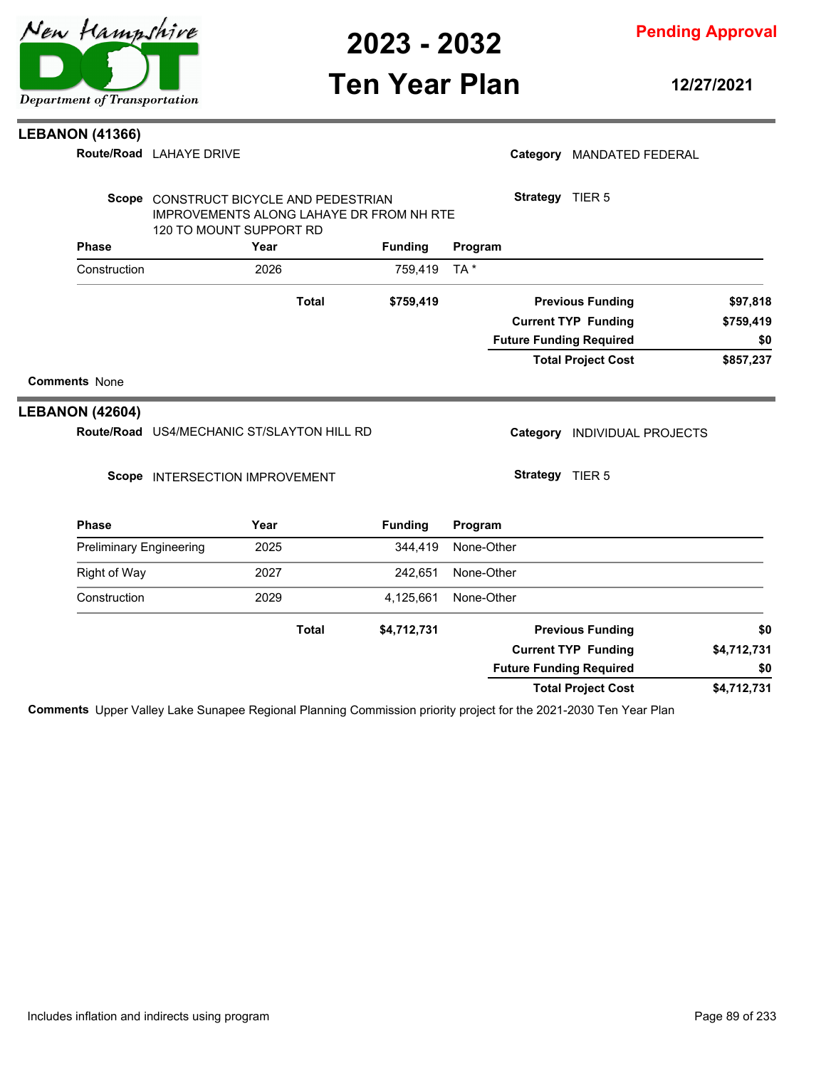## LEBANON (41366)

**Route/Road** LAHAYE DRIVE

**Category** MANDATED FEDERAL

**Scope** CONSTRUCT BICYCLE AND PEDESTRIAN IMPROVEMENTS ALONG LAHAYE DR FROM NH RTE 120 TO MOUNT SUPPORT RD

**Strategy** TIER 5

| Phase | Year | Funding | Program |
|---|---|---|---|
| Construction | 2026 | 759,419 | TA * |
| | **Total** | **$759,419** | |

| | |
|---|---|
| **Previous Funding** | **$97,818** |
| **Current TYP Funding** | **$759,419** |
| **Future Funding Required** | **$0** |
| **Total Project Cost** | **$857,237** |

**Comments** None

## LEBANON (42604)

**Route/Road** US4/MECHANIC ST/SLAYTON HILL RD

**Category** INDIVIDUAL PROJECTS

**Scope** INTERSECTION IMPROVEMENT

**Strategy** TIER 5

| Phase | Year | Funding | Program |
|---|---|---|---|
| Preliminary Engineering | 2025 | 344,419 | None-Other |
| Right of Way | 2027 | 242,651 | None-Other |
| Construction | 2029 | 4,125,661 | None-Other |
| | **Total** | **$4,712,731** | |

| | |
|---|---|
| **Previous Funding** | **$0** |
| **Current TYP Funding** | **$4,712,731** |
| **Future Funding Required** | **$0** |
| **Total Project Cost** | **$4,712,731** |

**Comments** Upper Valley Lake Sunapee Regional Planning Commission priority project for the 2021-2030 Ten Year Plan

Includes inflation and indirects using program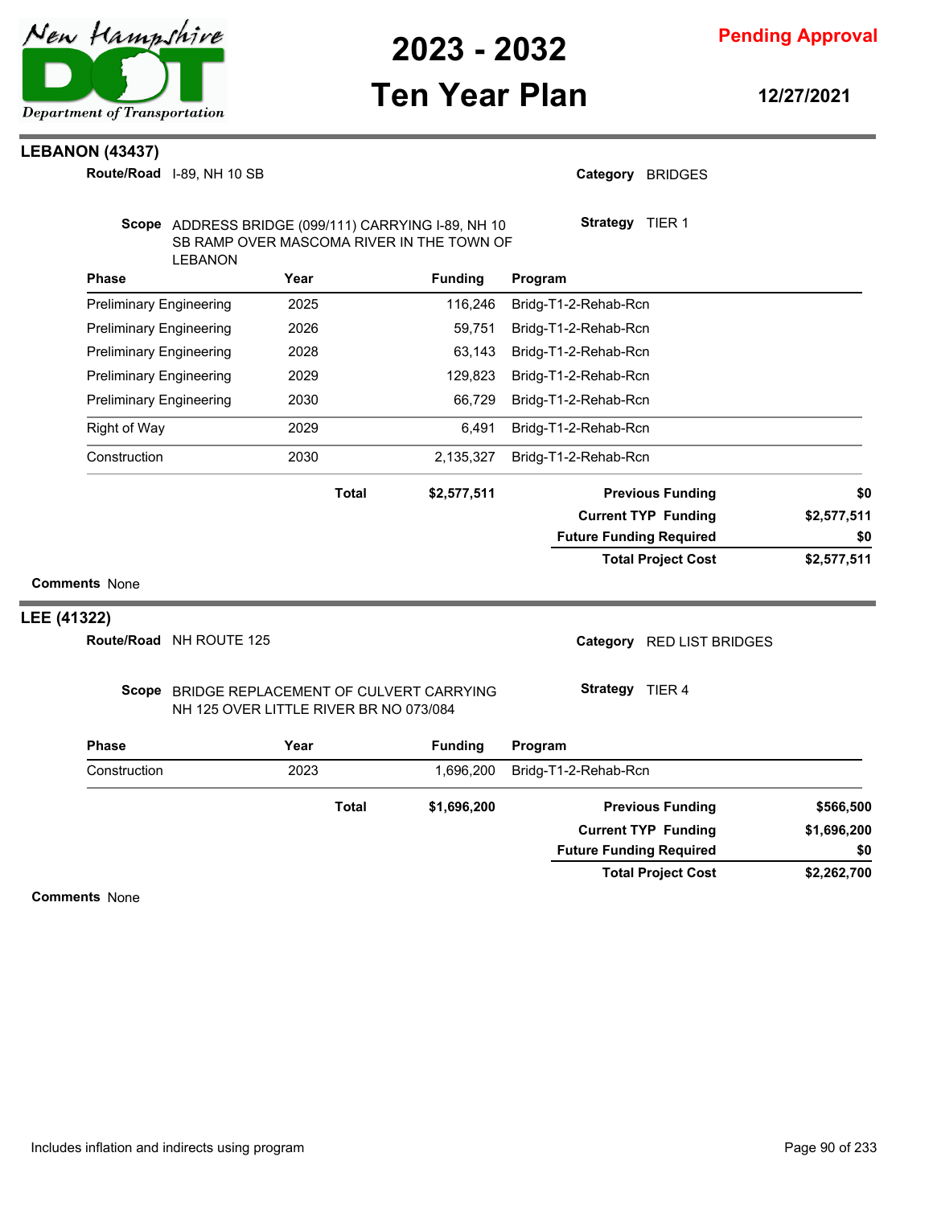## LEBANON (43437)

**Route/Road** I-89, NH 10 SB

**Category** BRIDGES

**Scope** ADDRESS BRIDGE (099/111) CARRYING I-89, NH 10 SB RAMP OVER MASCOMA RIVER IN THE TOWN OF LEBANON

**Strategy** TIER 1

| Phase | Year | Funding | Program |
|---|---|---|---|
| Preliminary Engineering | 2025 | 116,246 | Bridg-T1-2-Rehab-Rcn |
| Preliminary Engineering | 2026 | 59,751 | Bridg-T1-2-Rehab-Rcn |
| Preliminary Engineering | 2028 | 63,143 | Bridg-T1-2-Rehab-Rcn |
| Preliminary Engineering | 2029 | 129,823 | Bridg-T1-2-Rehab-Rcn |
| Preliminary Engineering | 2030 | 66,729 | Bridg-T1-2-Rehab-Rcn |
| Right of Way | 2029 | 6,491 | Bridg-T1-2-Rehab-Rcn |
| Construction | 2030 | 2,135,327 | Bridg-T1-2-Rehab-Rcn |
| | **Total** | **$2,577,511** | |

| | |
|---|---|
| **Previous Funding** | **$0** |
| **Current TYP Funding** | **$2,577,511** |
| **Future Funding Required** | **$0** |
| **Total Project Cost** | **$2,577,511** |

**Comments** None

## LEE (41322)

**Route/Road** NH ROUTE 125

**Category** RED LIST BRIDGES

**Scope** BRIDGE REPLACEMENT OF CULVERT CARRYING NH 125 OVER LITTLE RIVER BR NO 073/084

**Strategy** TIER 4

| Phase | Year | Funding | Program |
|---|---|---|---|
| Construction | 2023 | 1,696,200 | Bridg-T1-2-Rehab-Rcn |
| | **Total** | **$1,696,200** | |

| | |
|---|---|
| **Previous Funding** | **$566,500** |
| **Current TYP Funding** | **$1,696,200** |
| **Future Funding Required** | **$0** |
| **Total Project Cost** | **$2,262,700** |

**Comments** None

Includes inflation and indirects using program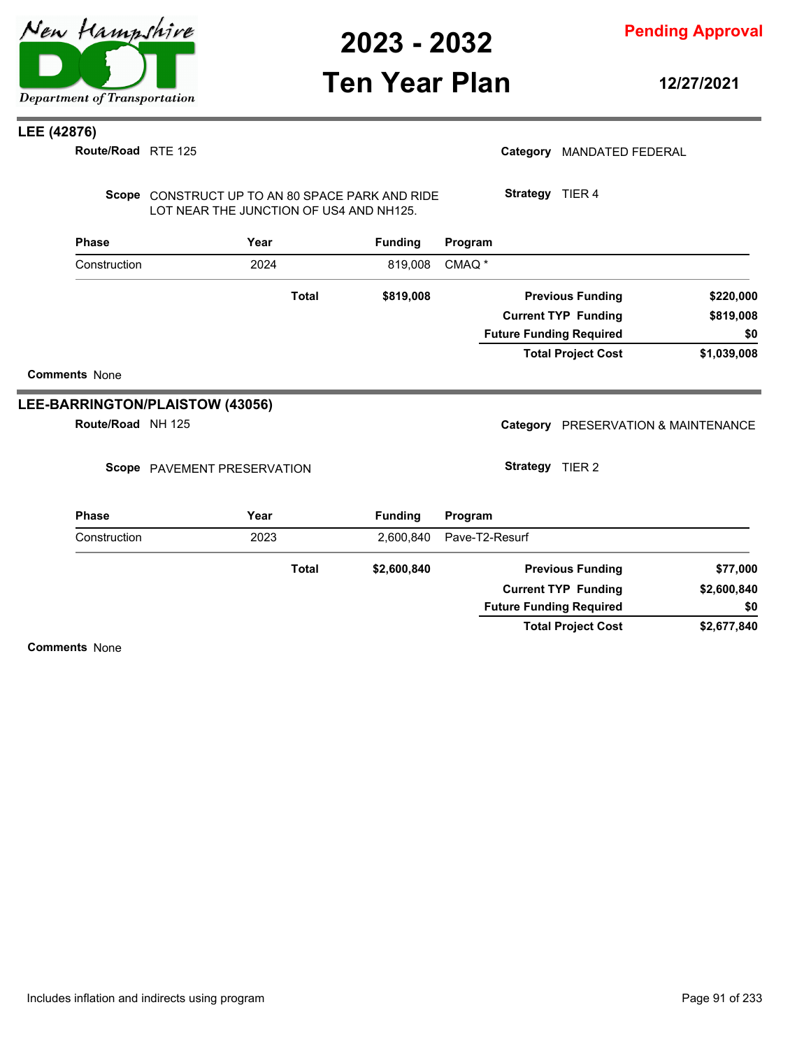## LEE (42876)

**Route/Road** RTE 125

**Category** MANDATED FEDERAL

**Scope** CONSTRUCT UP TO AN 80 SPACE PARK AND RIDE LOT NEAR THE JUNCTION OF US4 AND NH125.

**Strategy** TIER 4

| Phase | Year | Funding | Program |
|---|---|---|---|
| Construction | 2024 | 819,008 | CMAQ * |
| | **Total** | **$819,008** | |

| | |
|---|---|
| **Previous Funding** | **$220,000** |
| **Current TYP Funding** | **$819,008** |
| **Future Funding Required** | **$0** |
| **Total Project Cost** | **$1,039,008** |

**Comments** None

## LEE-BARRINGTON/PLAISTOW (43056)

**Route/Road** NH 125

**Category** PRESERVATION & MAINTENANCE

**Scope** PAVEMENT PRESERVATION

**Strategy** TIER 2

| Phase | Year | Funding | Program |
|---|---|---|---|
| Construction | 2023 | 2,600,840 | Pave-T2-Resurf |
| | **Total** | **$2,600,840** | |

| | |
|---|---|
| **Previous Funding** | **$77,000** |
| **Current TYP Funding** | **$2,600,840** |
| **Future Funding Required** | **$0** |
| **Total Project Cost** | **$2,677,840** |

**Comments** None

Includes inflation and indirects using program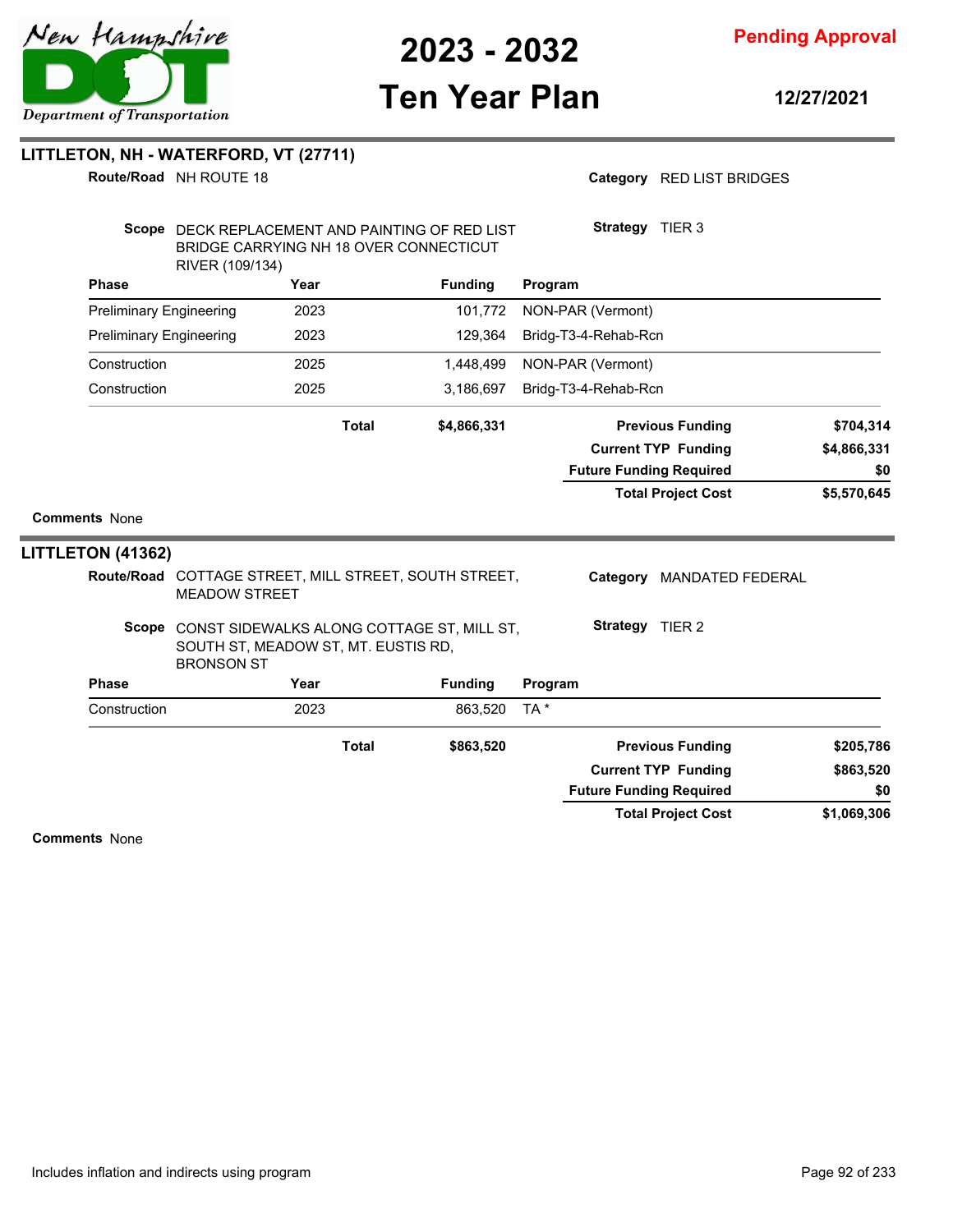## LITTLETON, NH - WATERFORD, VT (27711)

**Route/Road** NH ROUTE 18

**Category** RED LIST BRIDGES

**Scope** DECK REPLACEMENT AND PAINTING OF RED LIST BRIDGE CARRYING NH 18 OVER CONNECTICUT RIVER (109/134)

**Strategy** TIER 3

| Phase | Year | Funding | Program |
|---|---|---|---|
| Preliminary Engineering | 2023 | 101,772 | NON-PAR (Vermont) |
| Preliminary Engineering | 2023 | 129,364 | Bridg-T3-4-Rehab-Rcn |
| Construction | 2025 | 1,448,499 | NON-PAR (Vermont) |
| Construction | 2025 | 3,186,697 | Bridg-T3-4-Rehab-Rcn |
| | **Total** | **$4,866,331** | |

| | |
|---|---|
| **Previous Funding** | **$704,314** |
| **Current TYP Funding** | **$4,866,331** |
| **Future Funding Required** | **$0** |
| **Total Project Cost** | **$5,570,645** |

**Comments** None

## LITTLETON (41362)

**Route/Road** COTTAGE STREET, MILL STREET, SOUTH STREET, MEADOW STREET

**Category** MANDATED FEDERAL

**Scope** CONST SIDEWALKS ALONG COTTAGE ST, MILL ST, SOUTH ST, MEADOW ST, MT. EUSTIS RD, BRONSON ST

**Strategy** TIER 2

| Phase | Year | Funding | Program |
|---|---|---|---|
| Construction | 2023 | 863,520 | TA * |
| | **Total** | **$863,520** | |

| | |
|---|---|
| **Previous Funding** | **$205,786** |
| **Current TYP Funding** | **$863,520** |
| **Future Funding Required** | **$0** |
| **Total Project Cost** | **$1,069,306** |

**Comments** None

Includes inflation and indirects using program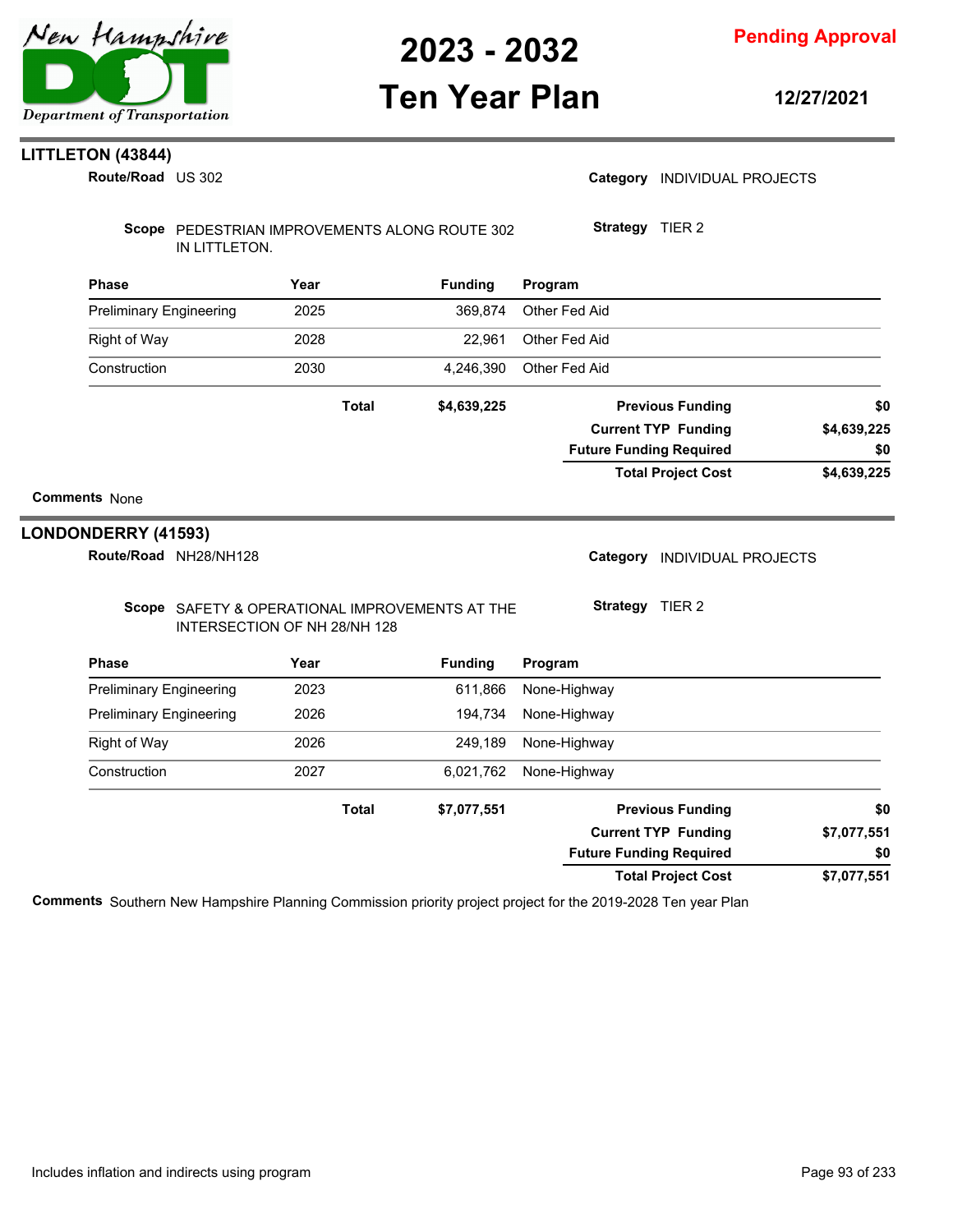## LITTLETON (43844)

**Route/Road** US 302

**Category** INDIVIDUAL PROJECTS

**Scope** PEDESTRIAN IMPROVEMENTS ALONG ROUTE 302 IN LITTLETON.

**Strategy** TIER 2

| Phase | Year | Funding | Program |
|---|---|---|---|
| Preliminary Engineering | 2025 | 369,874 | Other Fed Aid |
| Right of Way | 2028 | 22,961 | Other Fed Aid |
| Construction | 2030 | 4,246,390 | Other Fed Aid |
| | **Total** | **$4,639,225** | |

| | |
|---|---|
| **Previous Funding** | **$0** |
| **Current TYP Funding** | **$4,639,225** |
| **Future Funding Required** | **$0** |
| **Total Project Cost** | **$4,639,225** |

**Comments** None

## LONDONDERRY (41593)

**Route/Road** NH28/NH128

**Category** INDIVIDUAL PROJECTS

**Scope** SAFETY & OPERATIONAL IMPROVEMENTS AT THE INTERSECTION OF NH 28/NH 128

**Strategy** TIER 2

| Phase | Year | Funding | Program |
|---|---|---|---|
| Preliminary Engineering | 2023 | 611,866 | None-Highway |
| Preliminary Engineering | 2026 | 194,734 | None-Highway |
| Right of Way | 2026 | 249,189 | None-Highway |
| Construction | 2027 | 6,021,762 | None-Highway |
| | **Total** | **$7,077,551** | |

| | |
|---|---|
| **Previous Funding** | **$0** |
| **Current TYP Funding** | **$7,077,551** |
| **Future Funding Required** | **$0** |
| **Total Project Cost** | **$7,077,551** |

**Comments** Southern New Hampshire Planning Commission priority project project for the 2019-2028 Ten year Plan

Includes inflation and indirects using program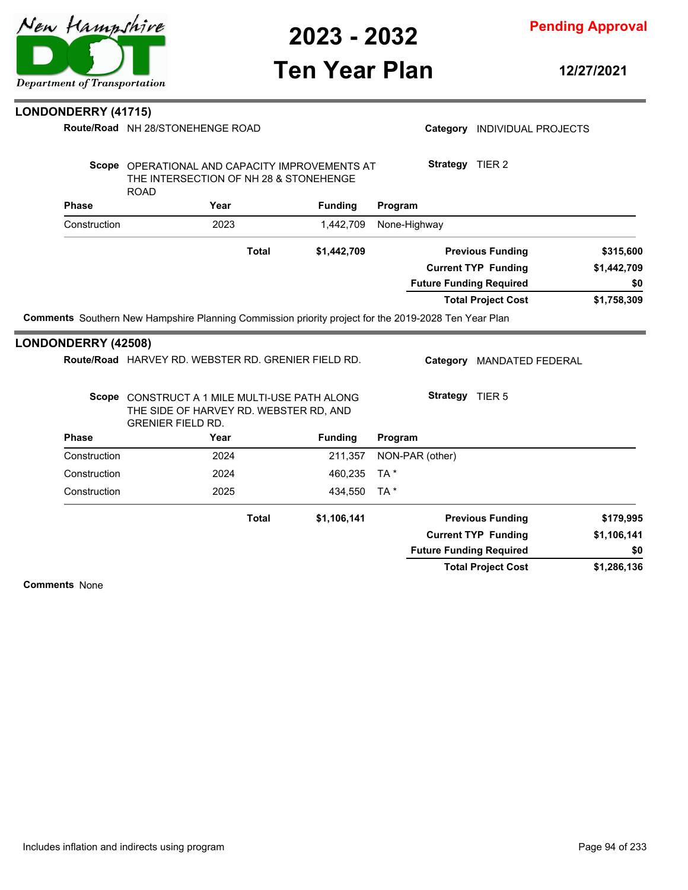## LONDONDERRY (41715)

**Route/Road** NH 28/STONEHENGE ROAD

**Category** INDIVIDUAL PROJECTS

**Scope** OPERATIONAL AND CAPACITY IMPROVEMENTS AT THE INTERSECTION OF NH 28 & STONEHENGE ROAD

**Strategy** TIER 2

| Phase | Year | Funding | Program |
|---|---|---|---|
| Construction | 2023 | 1,442,709 | None-Highway |
| | **Total** | **$1,442,709** | |

| | |
|---|---|
| **Previous Funding** | **$315,600** |
| **Current TYP Funding** | **$1,442,709** |
| **Future Funding Required** | **$0** |
| **Total Project Cost** | **$1,758,309** |

**Comments** Southern New Hampshire Planning Commission priority project for the 2019-2028 Ten Year Plan

## LONDONDERRY (42508)

**Route/Road** HARVEY RD. WEBSTER RD. GRENIER FIELD RD.

**Category** MANDATED FEDERAL

**Scope** CONSTRUCT A 1 MILE MULTI-USE PATH ALONG THE SIDE OF HARVEY RD. WEBSTER RD, AND GRENIER FIELD RD.

**Strategy** TIER 5

| Phase | Year | Funding | Program |
|---|---|---|---|
| Construction | 2024 | 211,357 | NON-PAR (other) |
| Construction | 2024 | 460,235 | TA * |
| Construction | 2025 | 434,550 | TA * |
| | **Total** | **$1,106,141** | |

| | |
|---|---|
| **Previous Funding** | **$179,995** |
| **Current TYP Funding** | **$1,106,141** |
| **Future Funding Required** | **$0** |
| **Total Project Cost** | **$1,286,136** |

**Comments** None

Includes inflation and indirects using program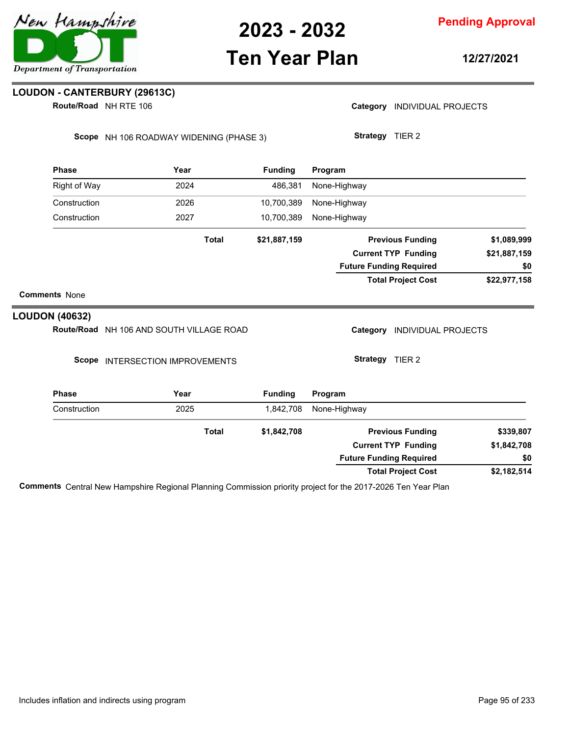New Hampshire Department of Transportation

# 2023 - 2032 Ten Year Plan

**Pending Approval**

**12/27/2021**

## LOUDON - CANTERBURY (29613C)

**Route/Road** NH RTE 106

**Category** INDIVIDUAL PROJECTS

**Scope** NH 106 ROADWAY WIDENING (PHASE 3)

**Strategy** TIER 2

| Phase | Year | Funding | Program |
|---|---|---|---|
| Right of Way | 2024 | 486,381 | None-Highway |
| Construction | 2026 | 10,700,389 | None-Highway |
| Construction | 2027 | 10,700,389 | None-Highway |
| | **Total** | **$21,887,159** | |

| | |
|---|---|
| **Previous Funding** | **$1,089,999** |
| **Current TYP Funding** | **$21,887,159** |
| **Future Funding Required** | **$0** |
| **Total Project Cost** | **$22,977,158** |

**Comments** None

## LOUDON (40632)

**Route/Road** NH 106 AND SOUTH VILLAGE ROAD

**Category** INDIVIDUAL PROJECTS

**Scope** INTERSECTION IMPROVEMENTS

**Strategy** TIER 2

| Phase | Year | Funding | Program |
|---|---|---|---|
| Construction | 2025 | 1,842,708 | None-Highway |
| | **Total** | **$1,842,708** | |

| | |
|---|---|
| **Previous Funding** | **$339,807** |
| **Current TYP Funding** | **$1,842,708** |
| **Future Funding Required** | **$0** |
| **Total Project Cost** | **$2,182,514** |

**Comments** Central New Hampshire Regional Planning Commission priority project for the 2017-2026 Ten Year Plan

Includes inflation and indirects using program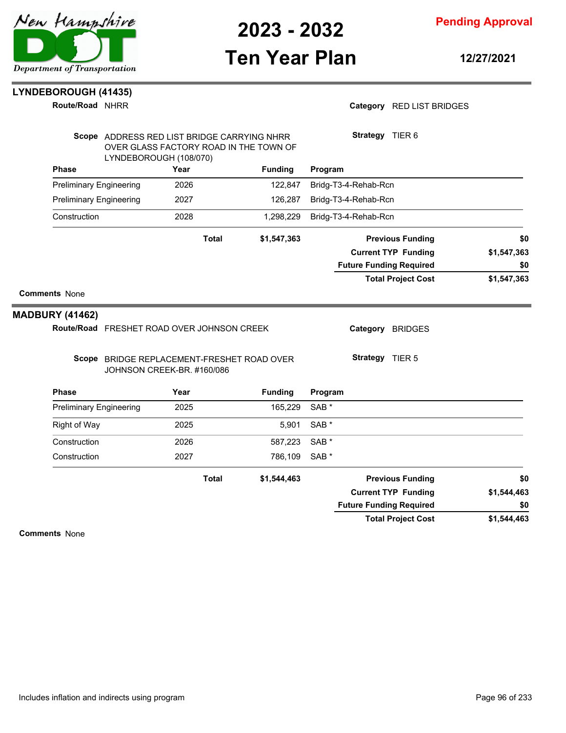## LYNDEBOROUGH (41435)

**Route/Road** NHRR

**Category** RED LIST BRIDGES

**Scope** ADDRESS RED LIST BRIDGE CARRYING NHRR OVER GLASS FACTORY ROAD IN THE TOWN OF LYNDEBOROUGH (108/070)

**Strategy** TIER 6

| Phase | Year | Funding | Program |
|---|---|---|---|
| Preliminary Engineering | 2026 | 122,847 | Bridg-T3-4-Rehab-Rcn |
| Preliminary Engineering | 2027 | 126,287 | Bridg-T3-4-Rehab-Rcn |
| Construction | 2028 | 1,298,229 | Bridg-T3-4-Rehab-Rcn |
| | **Total** | **$1,547,363** | |

| | |
|---|---|
| **Previous Funding** | **$0** |
| **Current TYP Funding** | **$1,547,363** |
| **Future Funding Required** | **$0** |
| **Total Project Cost** | **$1,547,363** |

**Comments** None

## MADBURY (41462)

**Route/Road** FRESHET ROAD OVER JOHNSON CREEK

**Category** BRIDGES

**Scope** BRIDGE REPLACEMENT-FRESHET ROAD OVER JOHNSON CREEK-BR. #160/086

**Strategy** TIER 5

| Phase | Year | Funding | Program |
|---|---|---|---|
| Preliminary Engineering | 2025 | 165,229 | SAB * |
| Right of Way | 2025 | 5,901 | SAB * |
| Construction | 2026 | 587,223 | SAB * |
| Construction | 2027 | 786,109 | SAB * |
| | **Total** | **$1,544,463** | |

| | |
|---|---|
| **Previous Funding** | **$0** |
| **Current TYP Funding** | **$1,544,463** |
| **Future Funding Required** | **$0** |
| **Total Project Cost** | **$1,544,463** |

**Comments** None

Includes inflation and indirects using program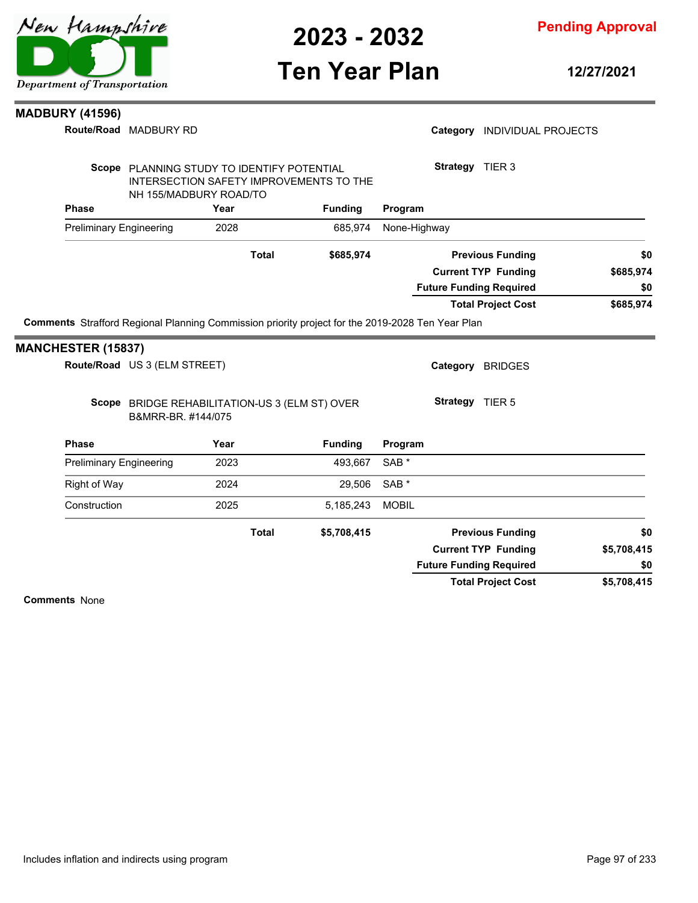## MADBURY (41596)

**Route/Road** MADBURY RD

**Category** INDIVIDUAL PROJECTS

**Scope** PLANNING STUDY TO IDENTIFY POTENTIAL INTERSECTION SAFETY IMPROVEMENTS TO THE NH 155/MADBURY ROAD/TO

**Strategy** TIER 3

| Phase | Year | Funding | Program |
|---|---|---|---|
| Preliminary Engineering | 2028 | 685,974 | None-Highway |
| | **Total** | **$685,974** | |

| | |
|---|---|
| **Previous Funding** | **$0** |
| **Current TYP Funding** | **$685,974** |
| **Future Funding Required** | **$0** |
| **Total Project Cost** | **$685,974** |

**Comments** Strafford Regional Planning Commission priority project for the 2019-2028 Ten Year Plan

## MANCHESTER (15837)

**Route/Road** US 3 (ELM STREET)

**Category** BRIDGES

**Scope** BRIDGE REHABILITATION-US 3 (ELM ST) OVER B&MRR-BR. #144/075

**Strategy** TIER 5

| Phase | Year | Funding | Program |
|---|---|---|---|
| Preliminary Engineering | 2023 | 493,667 | SAB * |
| Right of Way | 2024 | 29,506 | SAB * |
| Construction | 2025 | 5,185,243 | MOBIL |
| | **Total** | **$5,708,415** | |

| | |
|---|---|
| **Previous Funding** | **$0** |
| **Current TYP Funding** | **$5,708,415** |
| **Future Funding Required** | **$0** |
| **Total Project Cost** | **$5,708,415** |

**Comments** None

Includes inflation and indirects using program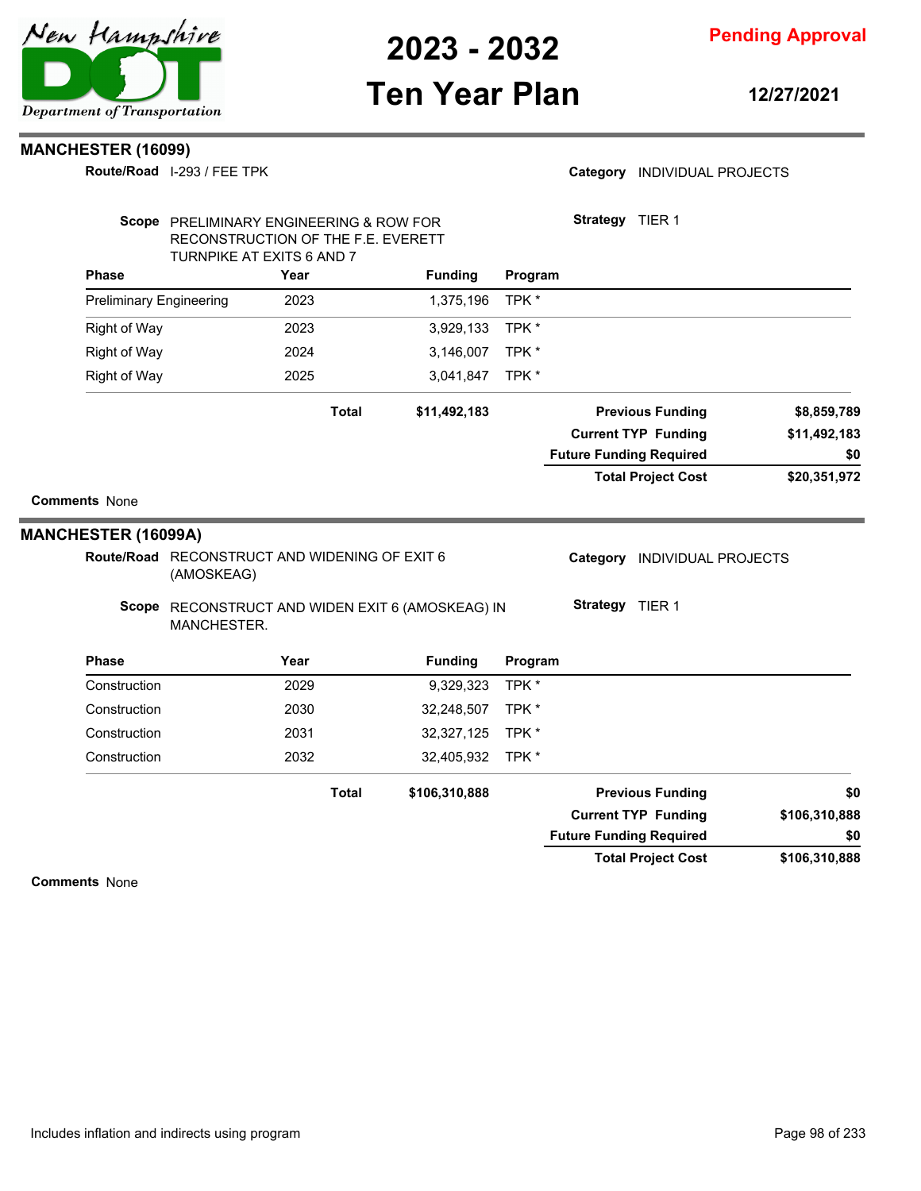## MANCHESTER (16099)

**Route/Road** I-293 / FEE TPK

**Category** INDIVIDUAL PROJECTS

**Scope** PRELIMINARY ENGINEERING & ROW FOR RECONSTRUCTION OF THE F.E. EVERETT TURNPIKE AT EXITS 6 AND 7

**Strategy** TIER 1

| Phase | Year | Funding | Program |
|---|---|---|---|
| Preliminary Engineering | 2023 | 1,375,196 | TPK * |
| Right of Way | 2023 | 3,929,133 | TPK * |
| Right of Way | 2024 | 3,146,007 | TPK * |
| Right of Way | 2025 | 3,041,847 | TPK * |
| | **Total** | **$11,492,183** | |

| | |
|---|---|
| **Previous Funding** | **$8,859,789** |
| **Current TYP Funding** | **$11,492,183** |
| **Future Funding Required** | **$0** |
| **Total Project Cost** | **$20,351,972** |

**Comments** None

## MANCHESTER (16099A)

**Route/Road** RECONSTRUCT AND WIDENING OF EXIT 6 (AMOSKEAG)

**Category** INDIVIDUAL PROJECTS

**Scope** RECONSTRUCT AND WIDEN EXIT 6 (AMOSKEAG) IN MANCHESTER.

**Strategy** TIER 1

| Phase | Year | Funding | Program |
|---|---|---|---|
| Construction | 2029 | 9,329,323 | TPK * |
| Construction | 2030 | 32,248,507 | TPK * |
| Construction | 2031 | 32,327,125 | TPK * |
| Construction | 2032 | 32,405,932 | TPK * |
| | **Total** | **$106,310,888** | |

| | |
|---|---|
| **Previous Funding** | **$0** |
| **Current TYP Funding** | **$106,310,888** |
| **Future Funding Required** | **$0** |
| **Total Project Cost** | **$106,310,888** |

**Comments** None

Includes inflation and indirects using program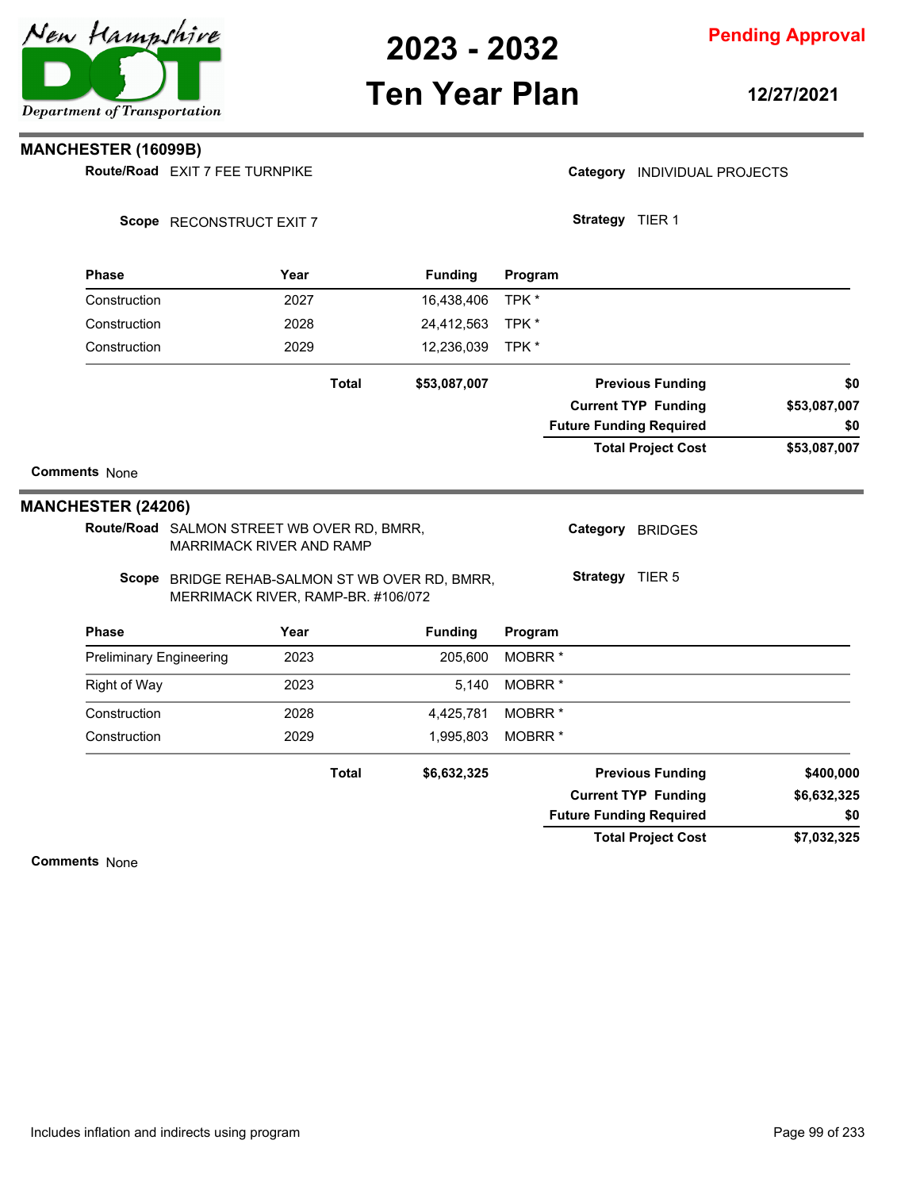## MANCHESTER (16099B)

**Route/Road** EXIT 7 FEE TURNPIKE

**Category** INDIVIDUAL PROJECTS

**Scope** RECONSTRUCT EXIT 7

**Strategy** TIER 1

| Phase | Year | Funding | Program |
|---|---|---|---|
| Construction | 2027 | 16,438,406 | TPK * |
| Construction | 2028 | 24,412,563 | TPK * |
| Construction | 2029 | 12,236,039 | TPK * |
| | **Total** | **$53,087,007** | |

| | |
|---|---|
| **Previous Funding** | **$0** |
| **Current TYP Funding** | **$53,087,007** |
| **Future Funding Required** | **$0** |
| **Total Project Cost** | **$53,087,007** |

**Comments** None

## MANCHESTER (24206)

**Route/Road** SALMON STREET WB OVER RD, BMRR, MARRIMACK RIVER AND RAMP

**Category** BRIDGES

**Scope** BRIDGE REHAB-SALMON ST WB OVER RD, BMRR, MERRIMACK RIVER, RAMP-BR. #106/072

**Strategy** TIER 5

| Phase | Year | Funding | Program |
|---|---|---|---|
| Preliminary Engineering | 2023 | 205,600 | MOBRR * |
| Right of Way | 2023 | 5,140 | MOBRR * |
| Construction | 2028 | 4,425,781 | MOBRR * |
| Construction | 2029 | 1,995,803 | MOBRR * |
| | **Total** | **$6,632,325** | |

| | |
|---|---|
| **Previous Funding** | **$400,000** |
| **Current TYP Funding** | **$6,632,325** |
| **Future Funding Required** | **$0** |
| **Total Project Cost** | **$7,032,325** |

**Comments** None

Includes inflation and indirects using program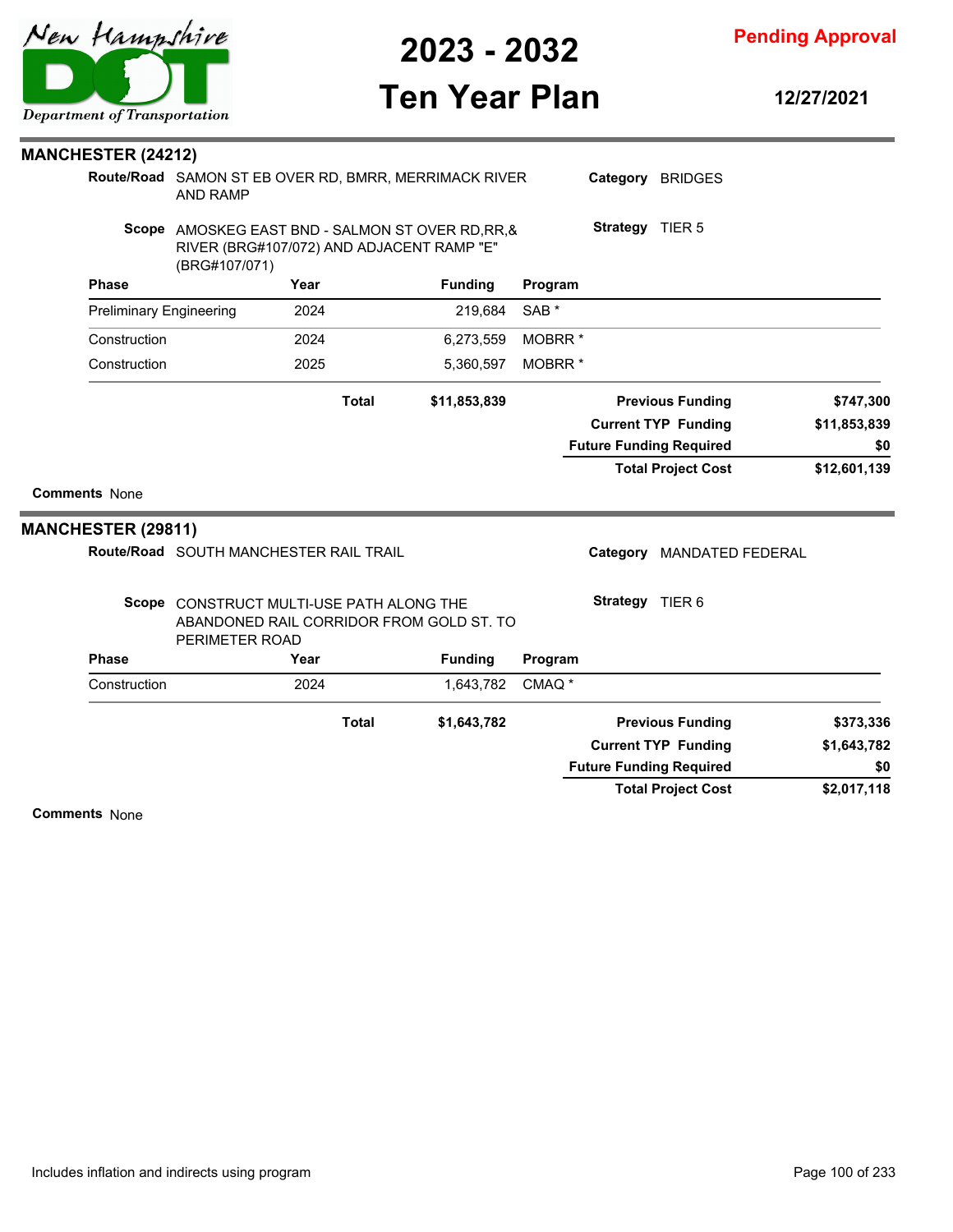**2023 - 2032 Ten Year Plan**

**Pending Approval**

**12/27/2021**

## MANCHESTER (24212)

**Route/Road** SAMON ST EB OVER RD, BMRR, MERRIMACK RIVER AND RAMP

**Category** BRIDGES

**Scope** AMOSKEG EAST BND - SALMON ST OVER RD,RR,& RIVER (BRG#107/072) AND ADJACENT RAMP "E" (BRG#107/071)

**Strategy** TIER 5

| Phase | Year | Funding | Program |
|---|---|---|---|
| Preliminary Engineering | 2024 | 219,684 | SAB * |
| Construction | 2024 | 6,273,559 | MOBRR * |
| Construction | 2025 | 5,360,597 | MOBRR * |
| | **Total** | **$11,853,839** | |

| | |
|---|---|
| **Previous Funding** | **$747,300** |
| **Current TYP Funding** | **$11,853,839** |
| **Future Funding Required** | **$0** |
| **Total Project Cost** | **$12,601,139** |

**Comments** None

## MANCHESTER (29811)

**Route/Road** SOUTH MANCHESTER RAIL TRAIL

**Category** MANDATED FEDERAL

**Scope** CONSTRUCT MULTI-USE PATH ALONG THE ABANDONED RAIL CORRIDOR FROM GOLD ST. TO PERIMETER ROAD

**Strategy** TIER 6

| Phase | Year | Funding | Program |
|---|---|---|---|
| Construction | 2024 | 1,643,782 | CMAQ * |
| | **Total** | **$1,643,782** | |

| | |
|---|---|
| **Previous Funding** | **$373,336** |
| **Current TYP Funding** | **$1,643,782** |
| **Future Funding Required** | **$0** |
| **Total Project Cost** | **$2,017,118** |

**Comments** None

Includes inflation and indirects using program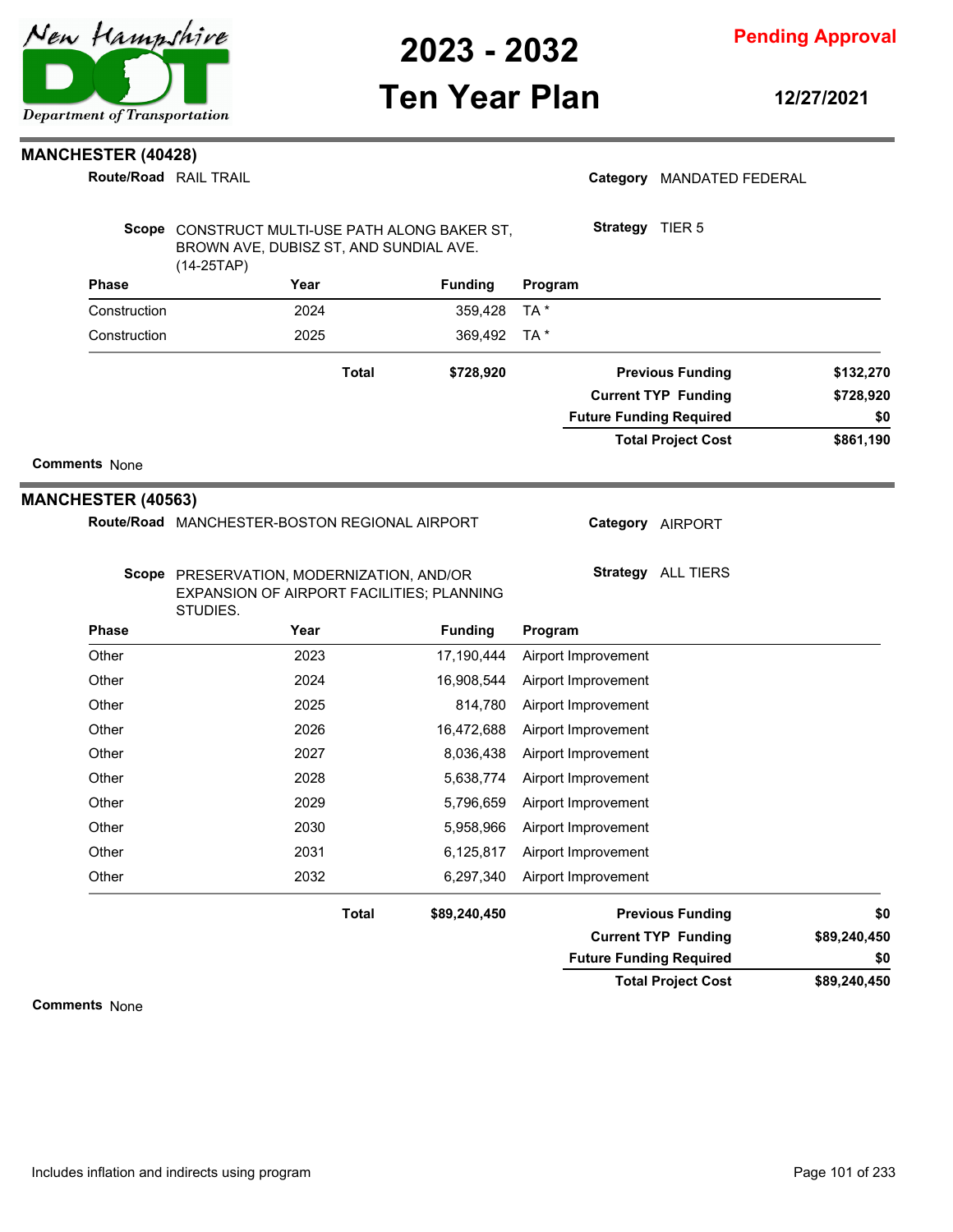## MANCHESTER (40428)

**Route/Road** RAIL TRAIL

**Category** MANDATED FEDERAL

**Scope** CONSTRUCT MULTI-USE PATH ALONG BAKER ST, BROWN AVE, DUBISZ ST, AND SUNDIAL AVE. (14-25TAP)

**Strategy** TIER 5

| Phase | Year | Funding | Program |
|---|---|---|---|
| Construction | 2024 | 359,428 | TA * |
| Construction | 2025 | 369,492 | TA * |
| | **Total** | **$728,920** | |

| | |
|---|---|
| **Previous Funding** | **$132,270** |
| **Current TYP Funding** | **$728,920** |
| **Future Funding Required** | **$0** |
| **Total Project Cost** | **$861,190** |

**Comments** None

## MANCHESTER (40563)

**Route/Road** MANCHESTER-BOSTON REGIONAL AIRPORT

**Category** AIRPORT

**Scope** PRESERVATION, MODERNIZATION, AND/OR EXPANSION OF AIRPORT FACILITIES; PLANNING STUDIES.

**Strategy** ALL TIERS

| Phase | Year | Funding | Program |
|---|---|---|---|
| Other | 2023 | 17,190,444 | Airport Improvement |
| Other | 2024 | 16,908,544 | Airport Improvement |
| Other | 2025 | 814,780 | Airport Improvement |
| Other | 2026 | 16,472,688 | Airport Improvement |
| Other | 2027 | 8,036,438 | Airport Improvement |
| Other | 2028 | 5,638,774 | Airport Improvement |
| Other | 2029 | 5,796,659 | Airport Improvement |
| Other | 2030 | 5,958,966 | Airport Improvement |
| Other | 2031 | 6,125,817 | Airport Improvement |
| Other | 2032 | 6,297,340 | Airport Improvement |
| | **Total** | **$89,240,450** | |

| | |
|---|---|
| **Previous Funding** | **$0** |
| **Current TYP Funding** | **$89,240,450** |
| **Future Funding Required** | **$0** |
| **Total Project Cost** | **$89,240,450** |

**Comments** None

Includes inflation and indirects using program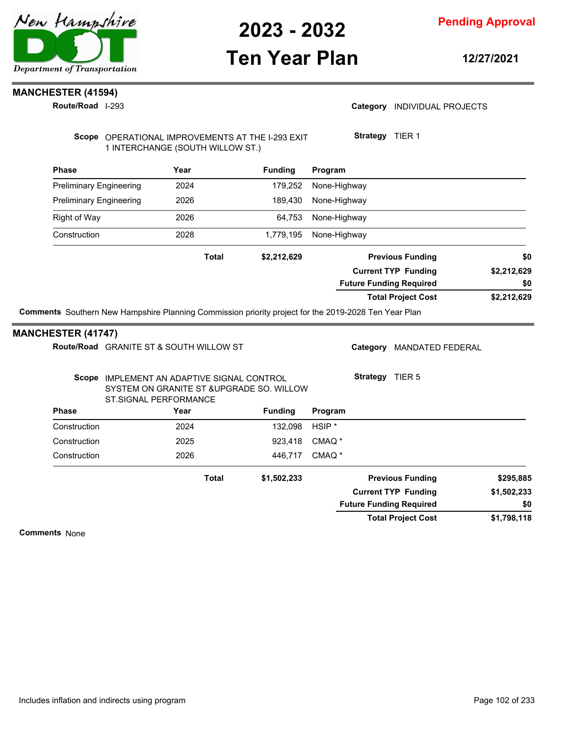## MANCHESTER (41594)

**Route/Road** I-293

**Category** INDIVIDUAL PROJECTS

**Scope** OPERATIONAL IMPROVEMENTS AT THE I-293 EXIT 1 INTERCHANGE (SOUTH WILLOW ST.)

**Strategy** TIER 1

| Phase | Year | Funding | Program |
|---|---|---|---|
| Preliminary Engineering | 2024 | 179,252 | None-Highway |
| Preliminary Engineering | 2026 | 189,430 | None-Highway |
| Right of Way | 2026 | 64,753 | None-Highway |
| Construction | 2028 | 1,779,195 | None-Highway |
| | **Total** | **$2,212,629** | |

| | |
|---|---|
| **Previous Funding** | **$0** |
| **Current TYP Funding** | **$2,212,629** |
| **Future Funding Required** | **$0** |
| **Total Project Cost** | **$2,212,629** |

**Comments** Southern New Hampshire Planning Commission priority project for the 2019-2028 Ten Year Plan

## MANCHESTER (41747)

**Route/Road** GRANITE ST & SOUTH WILLOW ST

**Category** MANDATED FEDERAL

**Scope** IMPLEMENT AN ADAPTIVE SIGNAL CONTROL SYSTEM ON GRANITE ST &UPGRADE SO. WILLOW ST.SIGNAL PERFORMANCE

**Strategy** TIER 5

| Phase | Year | Funding | Program |
|---|---|---|---|
| Construction | 2024 | 132,098 | HSIP * |
| Construction | 2025 | 923,418 | CMAQ * |
| Construction | 2026 | 446,717 | CMAQ * |
| | **Total** | **$1,502,233** | |

| | |
|---|---|
| **Previous Funding** | **$295,885** |
| **Current TYP Funding** | **$1,502,233** |
| **Future Funding Required** | **$0** |
| **Total Project Cost** | **$1,798,118** |

**Comments** None

Includes inflation and indirects using program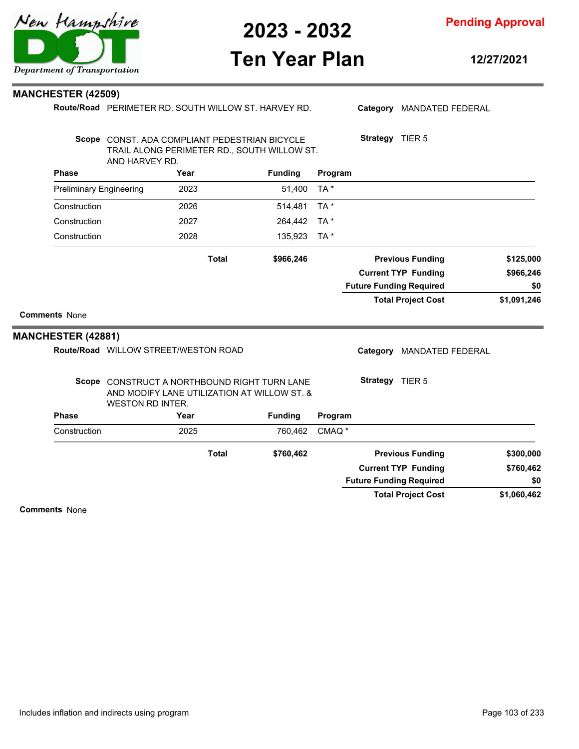## MANCHESTER (42509)

**Route/Road** PERIMETER RD. SOUTH WILLOW ST. HARVEY RD.

**Category** MANDATED FEDERAL

**Scope** CONST. ADA COMPLIANT PEDESTRIAN BICYCLE TRAIL ALONG PERIMETER RD., SOUTH WILLOW ST. AND HARVEY RD.

**Strategy** TIER 5

| Phase | Year | Funding | Program |
|---|---|---|---|
| Preliminary Engineering | 2023 | 51,400 | TA * |
| Construction | 2026 | 514,481 | TA * |
| Construction | 2027 | 264,442 | TA * |
| Construction | 2028 | 135,923 | TA * |
| | **Total** | **$966,246** | |

| | |
|---|---|
| **Previous Funding** | **$125,000** |
| **Current TYP Funding** | **$966,246** |
| **Future Funding Required** | **$0** |
| **Total Project Cost** | **$1,091,246** |

**Comments** None

## MANCHESTER (42881)

**Route/Road** WILLOW STREET/WESTON ROAD

**Category** MANDATED FEDERAL

**Scope** CONSTRUCT A NORTHBOUND RIGHT TURN LANE AND MODIFY LANE UTILIZATION AT WILLOW ST. & WESTON RD INTER.

**Strategy** TIER 5

| Phase | Year | Funding | Program |
|---|---|---|---|
| Construction | 2025 | 760,462 | CMAQ * |
| | **Total** | **$760,462** | |

| | |
|---|---|
| **Previous Funding** | **$300,000** |
| **Current TYP Funding** | **$760,462** |
| **Future Funding Required** | **$0** |
| **Total Project Cost** | **$1,060,462** |

**Comments** None

Includes inflation and indirects using program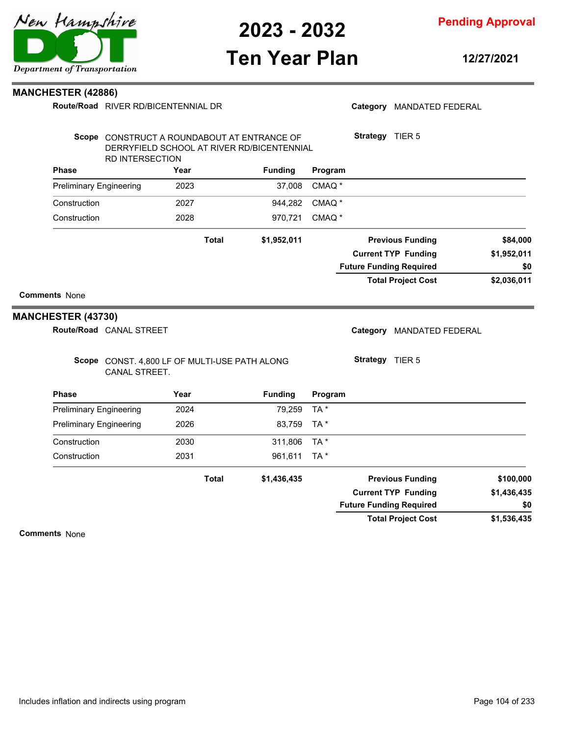# 2023 - 2032 Ten Year Plan

**Pending Approval**

**12/27/2021**

## MANCHESTER (42886)

**Route/Road** RIVER RD/BICENTENNIAL DR

**Category** MANDATED FEDERAL

**Scope** CONSTRUCT A ROUNDABOUT AT ENTRANCE OF DERRYFIELD SCHOOL AT RIVER RD/BICENTENNIAL RD INTERSECTION

**Strategy** TIER 5

| Phase | Year | Funding | Program |
|---|---|---|---|
| Preliminary Engineering | 2023 | 37,008 | CMAQ * |
| Construction | 2027 | 944,282 | CMAQ * |
| Construction | 2028 | 970,721 | CMAQ * |
| | **Total** | **$1,952,011** | |

| | |
|---|---|
| **Previous Funding** | **$84,000** |
| **Current TYP Funding** | **$1,952,011** |
| **Future Funding Required** | **$0** |
| **Total Project Cost** | **$2,036,011** |

**Comments** None

## MANCHESTER (43730)

**Route/Road** CANAL STREET

**Category** MANDATED FEDERAL

**Scope** CONST. 4,800 LF OF MULTI-USE PATH ALONG CANAL STREET.

**Strategy** TIER 5

| Phase | Year | Funding | Program |
|---|---|---|---|
| Preliminary Engineering | 2024 | 79,259 | TA * |
| Preliminary Engineering | 2026 | 83,759 | TA * |
| Construction | 2030 | 311,806 | TA * |
| Construction | 2031 | 961,611 | TA * |
| | **Total** | **$1,436,435** | |

| | |
|---|---|
| **Previous Funding** | **$100,000** |
| **Current TYP Funding** | **$1,436,435** |
| **Future Funding Required** | **$0** |
| **Total Project Cost** | **$1,536,435** |

**Comments** None

Includes inflation and indirects using program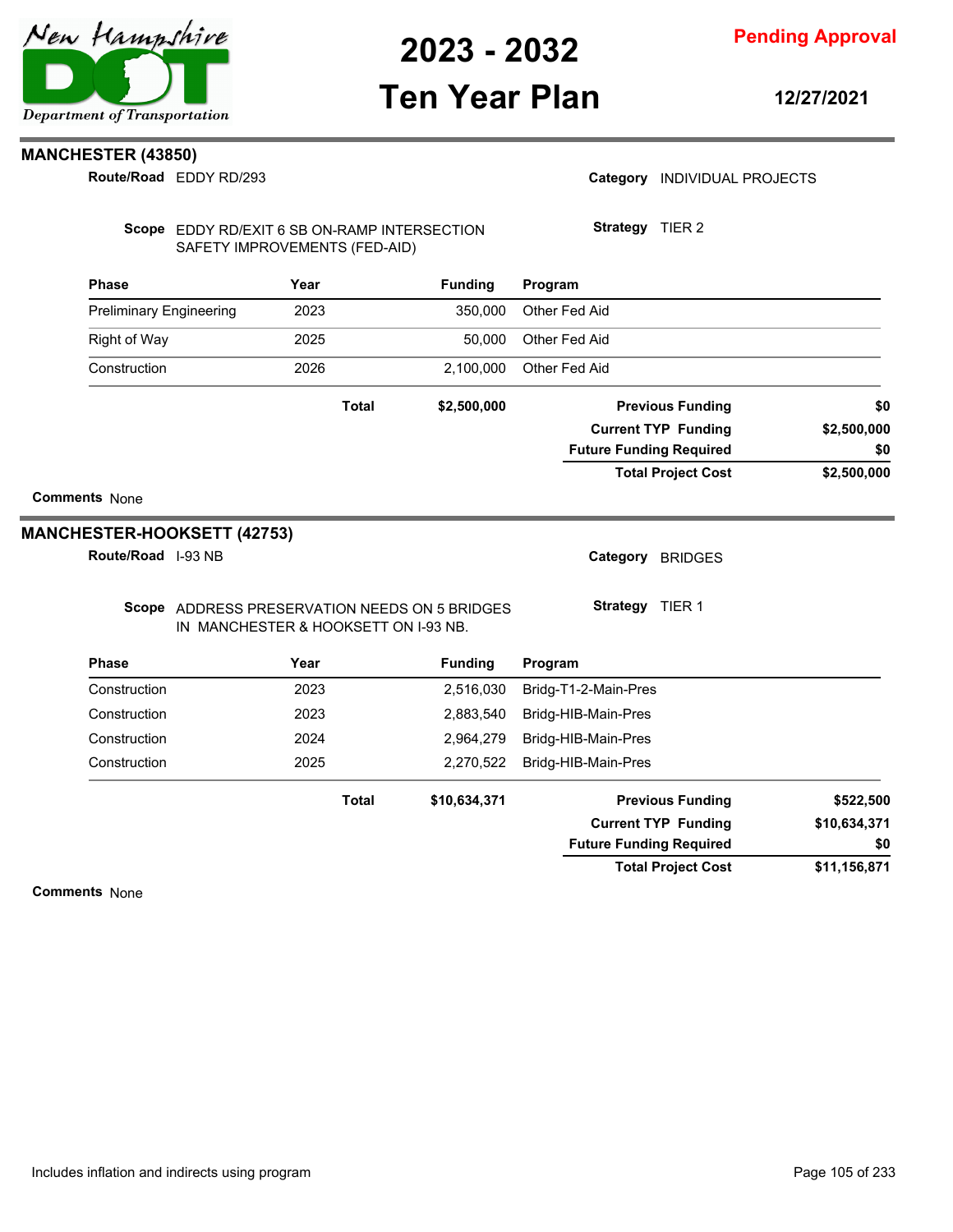## MANCHESTER (43850)

**Route/Road** EDDY RD/293

**Category** INDIVIDUAL PROJECTS

**Scope** EDDY RD/EXIT 6 SB ON-RAMP INTERSECTION SAFETY IMPROVEMENTS (FED-AID)

**Strategy** TIER 2

| Phase | Year | Funding | Program |
|---|---|---|---|
| Preliminary Engineering | 2023 | 350,000 | Other Fed Aid |
| Right of Way | 2025 | 50,000 | Other Fed Aid |
| Construction | 2026 | 2,100,000 | Other Fed Aid |
| | **Total** | **$2,500,000** | |

| | |
|---|---|
| **Previous Funding** | **$0** |
| **Current TYP Funding** | **$2,500,000** |
| **Future Funding Required** | **$0** |
| **Total Project Cost** | **$2,500,000** |

**Comments** None

## MANCHESTER-HOOKSETT (42753)

**Route/Road** I-93 NB

**Category** BRIDGES

**Scope** ADDRESS PRESERVATION NEEDS ON 5 BRIDGES IN MANCHESTER & HOOKSETT ON I-93 NB.

**Strategy** TIER 1

| Phase | Year | Funding | Program |
|---|---|---|---|
| Construction | 2023 | 2,516,030 | Bridg-T1-2-Main-Pres |
| Construction | 2023 | 2,883,540 | Bridg-HIB-Main-Pres |
| Construction | 2024 | 2,964,279 | Bridg-HIB-Main-Pres |
| Construction | 2025 | 2,270,522 | Bridg-HIB-Main-Pres |
| | **Total** | **$10,634,371** | |

| | |
|---|---|
| **Previous Funding** | **$522,500** |
| **Current TYP Funding** | **$10,634,371** |
| **Future Funding Required** | **$0** |
| **Total Project Cost** | **$11,156,871** |

**Comments** None

Includes inflation and indirects using program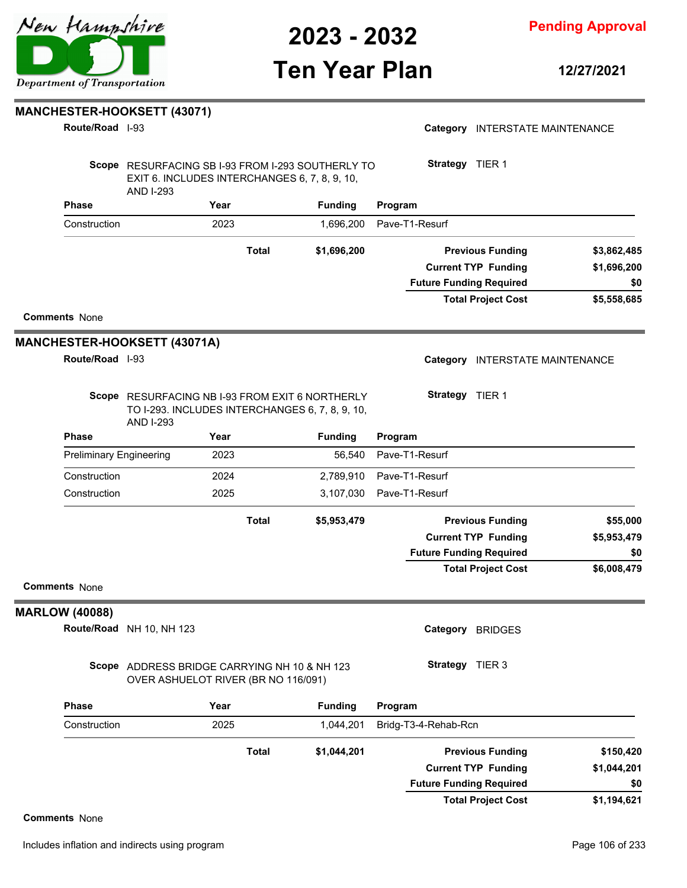## MANCHESTER-HOOKSETT (43071)

**Route/Road** I-93

**Category** INTERSTATE MAINTENANCE

**Scope** RESURFACING SB I-93 FROM I-293 SOUTHERLY TO EXIT 6. INCLUDES INTERCHANGES 6, 7, 8, 9, 10, AND I-293

**Strategy** TIER 1

| Phase | Year | Funding | Program |
| --- | --- | --- | --- |
| Construction | 2023 | 1,696,200 | Pave-T1-Resurf |
| | **Total** | **$1,696,200** | |

| | |
| --- | --- |
| **Previous Funding** | **$3,862,485** |
| **Current TYP Funding** | **$1,696,200** |
| **Future Funding Required** | **$0** |
| **Total Project Cost** | **$5,558,685** |

**Comments** None

## MANCHESTER-HOOKSETT (43071A)

**Route/Road** I-93

**Category** INTERSTATE MAINTENANCE

**Scope** RESURFACING NB I-93 FROM EXIT 6 NORTHERLY TO I-293. INCLUDES INTERCHANGES 6, 7, 8, 9, 10, AND I-293

**Strategy** TIER 1

| Phase | Year | Funding | Program |
| --- | --- | --- | --- |
| Preliminary Engineering | 2023 | 56,540 | Pave-T1-Resurf |
| Construction | 2024 | 2,789,910 | Pave-T1-Resurf |
| Construction | 2025 | 3,107,030 | Pave-T1-Resurf |
| | **Total** | **$5,953,479** | |

| | |
| --- | --- |
| **Previous Funding** | **$55,000** |
| **Current TYP Funding** | **$5,953,479** |
| **Future Funding Required** | **$0** |
| **Total Project Cost** | **$6,008,479** |

**Comments** None

## MARLOW (40088)

**Route/Road** NH 10, NH 123

**Category** BRIDGES

**Scope** ADDRESS BRIDGE CARRYING NH 10 & NH 123 OVER ASHUELOT RIVER (BR NO 116/091)

**Strategy** TIER 3

| Phase | Year | Funding | Program |
| --- | --- | --- | --- |
| Construction | 2025 | 1,044,201 | Bridg-T3-4-Rehab-Rcn |
| | **Total** | **$1,044,201** | |

| | |
| --- | --- |
| **Previous Funding** | **$150,420** |
| **Current TYP Funding** | **$1,044,201** |
| **Future Funding Required** | **$0** |
| **Total Project Cost** | **$1,194,621** |

**Comments** None

Includes inflation and indirects using program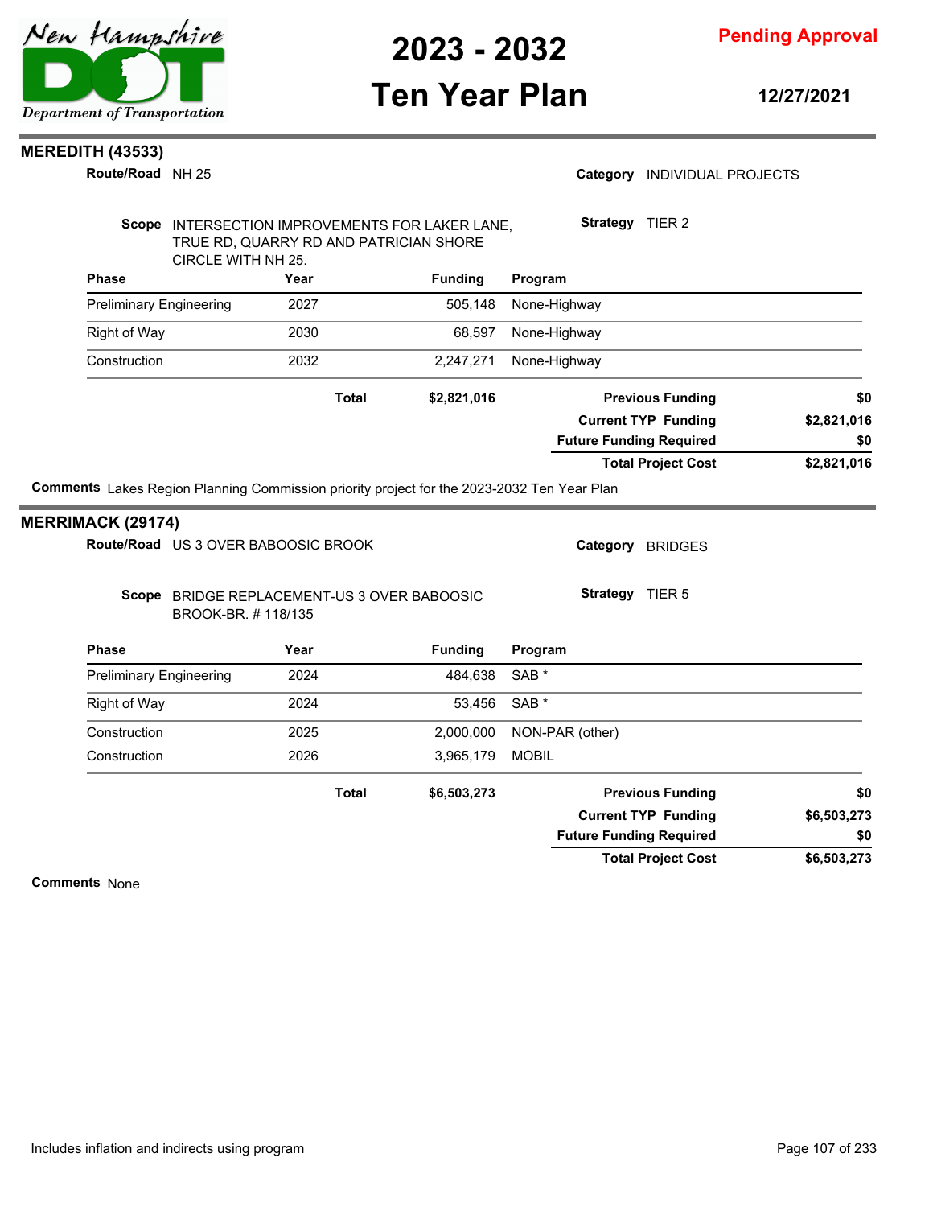## MEREDITH (43533)

**Route/Road** NH 25

**Category** INDIVIDUAL PROJECTS

**Scope** INTERSECTION IMPROVEMENTS FOR LAKER LANE, TRUE RD, QUARRY RD AND PATRICIAN SHORE CIRCLE WITH NH 25.

**Strategy** TIER 2

| Phase | Year | Funding | Program |
|---|---|---|---|
| Preliminary Engineering | 2027 | 505,148 | None-Highway |
| Right of Way | 2030 | 68,597 | None-Highway |
| Construction | 2032 | 2,247,271 | None-Highway |
| | **Total** | **$2,821,016** | |

| | |
|---|---|
| **Previous Funding** | **$0** |
| **Current TYP Funding** | **$2,821,016** |
| **Future Funding Required** | **$0** |
| **Total Project Cost** | **$2,821,016** |

**Comments** Lakes Region Planning Commission priority project for the 2023-2032 Ten Year Plan

## MERRIMACK (29174)

**Route/Road** US 3 OVER BABOOSIC BROOK

**Category** BRIDGES

**Scope** BRIDGE REPLACEMENT-US 3 OVER BABOOSIC BROOK-BR. # 118/135

**Strategy** TIER 5

| Phase | Year | Funding | Program |
|---|---|---|---|
| Preliminary Engineering | 2024 | 484,638 | SAB * |
| Right of Way | 2024 | 53,456 | SAB * |
| Construction | 2025 | 2,000,000 | NON-PAR (other) |
| Construction | 2026 | 3,965,179 | MOBIL |
| | **Total** | **$6,503,273** | |

| | |
|---|---|
| **Previous Funding** | **$0** |
| **Current TYP Funding** | **$6,503,273** |
| **Future Funding Required** | **$0** |
| **Total Project Cost** | **$6,503,273** |

**Comments** None

Includes inflation and indirects using program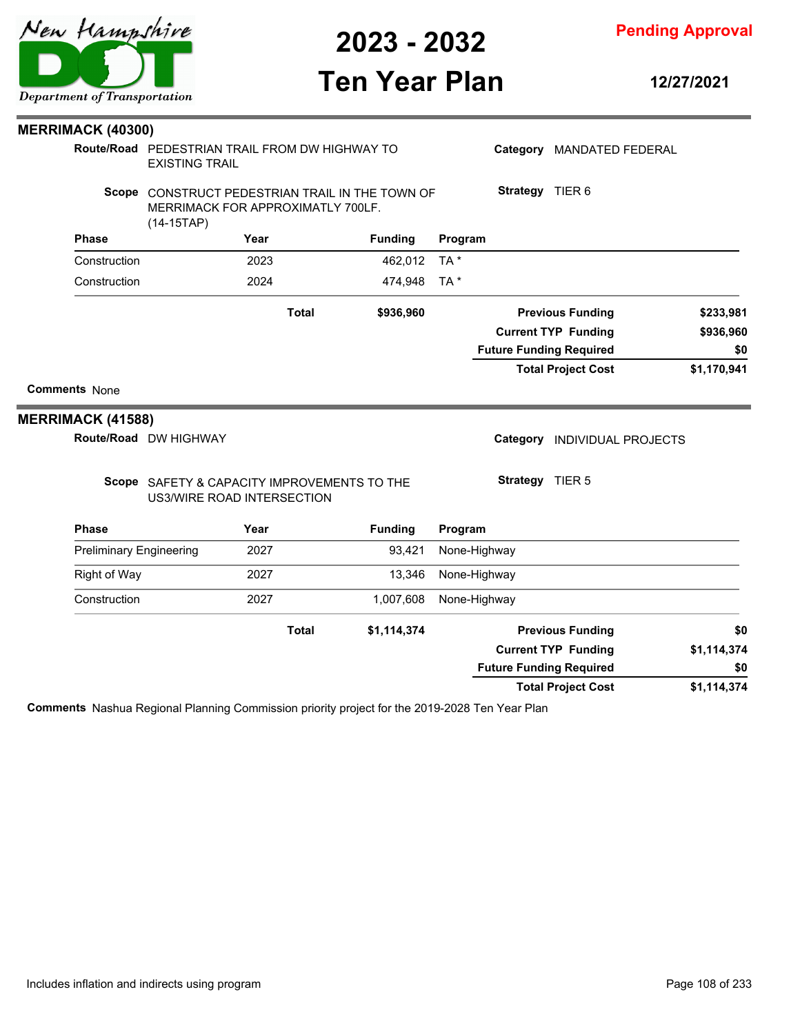## MERRIMACK (40300)

**Route/Road** PEDESTRIAN TRAIL FROM DW HIGHWAY TO EXISTING TRAIL

**Category** MANDATED FEDERAL

**Scope** CONSTRUCT PEDESTRIAN TRAIL IN THE TOWN OF MERRIMACK FOR APPROXIMATLY 700LF. (14-15TAP)

**Strategy** TIER 6

| Phase | Year | Funding | Program |
|---|---|---|---|
| Construction | 2023 | 462,012 | TA * |
| Construction | 2024 | 474,948 | TA * |
| | **Total** | **$936,960** | |

| | |
|---|---|
| **Previous Funding** | **$233,981** |
| **Current TYP Funding** | **$936,960** |
| **Future Funding Required** | **$0** |
| **Total Project Cost** | **$1,170,941** |

**Comments** None

## MERRIMACK (41588)

**Route/Road** DW HIGHWAY

**Category** INDIVIDUAL PROJECTS

**Scope** SAFETY & CAPACITY IMPROVEMENTS TO THE US3/WIRE ROAD INTERSECTION

**Strategy** TIER 5

| Phase | Year | Funding | Program |
|---|---|---|---|
| Preliminary Engineering | 2027 | 93,421 | None-Highway |
| Right of Way | 2027 | 13,346 | None-Highway |
| Construction | 2027 | 1,007,608 | None-Highway |
| | **Total** | **$1,114,374** | |

| | |
|---|---|
| **Previous Funding** | **$0** |
| **Current TYP Funding** | **$1,114,374** |
| **Future Funding Required** | **$0** |
| **Total Project Cost** | **$1,114,374** |

**Comments** Nashua Regional Planning Commission priority project for the 2019-2028 Ten Year Plan

Includes inflation and indirects using program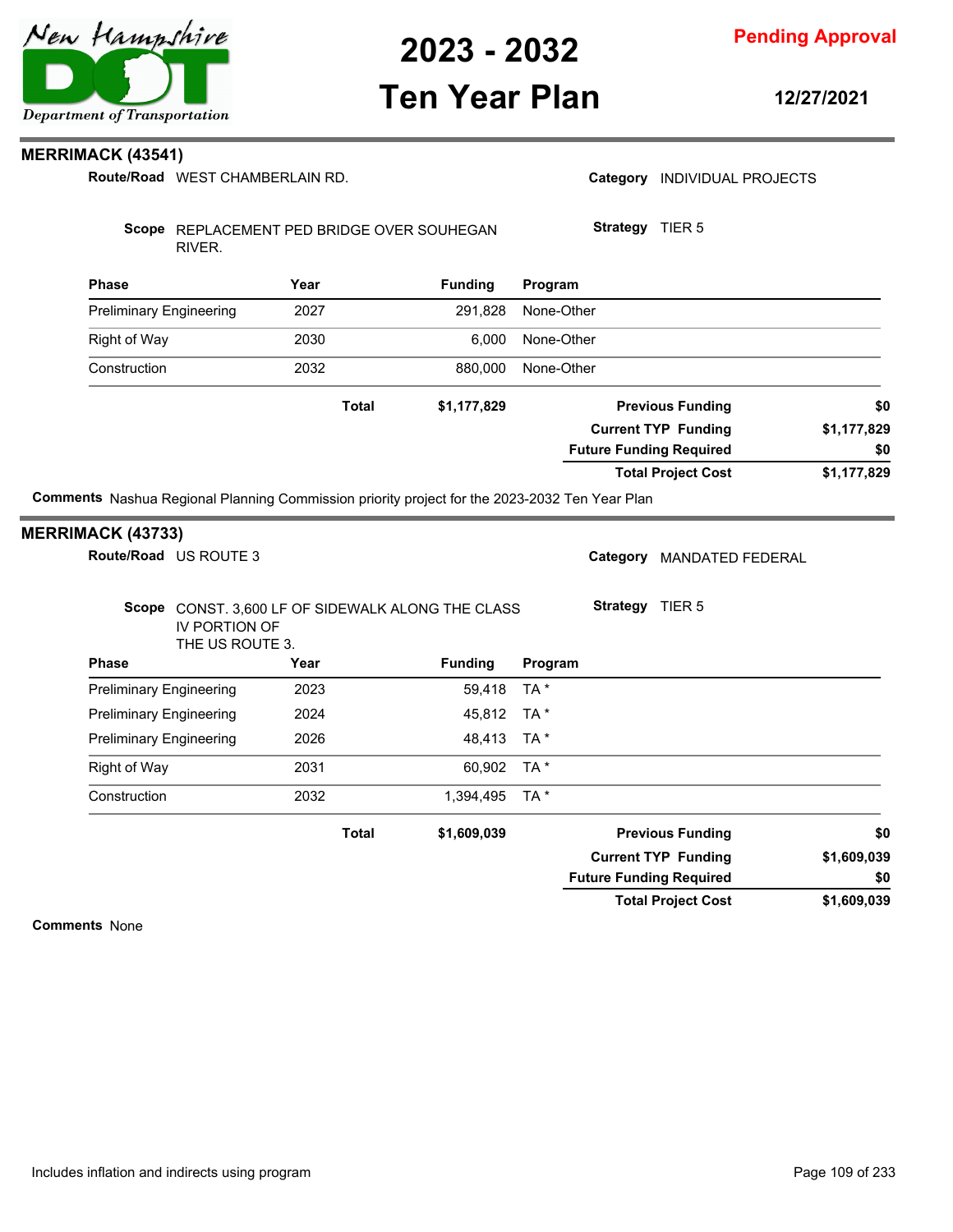## MERRIMACK (43541)

**Route/Road** WEST CHAMBERLAIN RD. **Category** INDIVIDUAL PROJECTS

**Scope** REPLACEMENT PED BRIDGE OVER SOUHEGAN RIVER. **Strategy** TIER 5

| Phase | Year | Funding | Program |
|---|---|---|---|
| Preliminary Engineering | 2027 | 291,828 | None-Other |
| Right of Way | 2030 | 6,000 | None-Other |
| Construction | 2032 | 880,000 | None-Other |
| | **Total** | **$1,177,829** | |

| | |
|---|---|
| **Previous Funding** | **$0** |
| **Current TYP Funding** | **$1,177,829** |
| **Future Funding Required** | **$0** |
| **Total Project Cost** | **$1,177,829** |

**Comments** Nashua Regional Planning Commission priority project for the 2023-2032 Ten Year Plan

## MERRIMACK (43733)

**Route/Road** US ROUTE 3 **Category** MANDATED FEDERAL

**Scope** CONST. 3,600 LF OF SIDEWALK ALONG THE CLASS IV PORTION OF THE US ROUTE 3. **Strategy** TIER 5

| Phase | Year | Funding | Program |
|---|---|---|---|
| Preliminary Engineering | 2023 | 59,418 | TA * |
| Preliminary Engineering | 2024 | 45,812 | TA * |
| Preliminary Engineering | 2026 | 48,413 | TA * |
| Right of Way | 2031 | 60,902 | TA * |
| Construction | 2032 | 1,394,495 | TA * |
| | **Total** | **$1,609,039** | |

| | |
|---|---|
| **Previous Funding** | **$0** |
| **Current TYP Funding** | **$1,609,039** |
| **Future Funding Required** | **$0** |
| **Total Project Cost** | **$1,609,039** |

**Comments** None

Includes inflation and indirects using program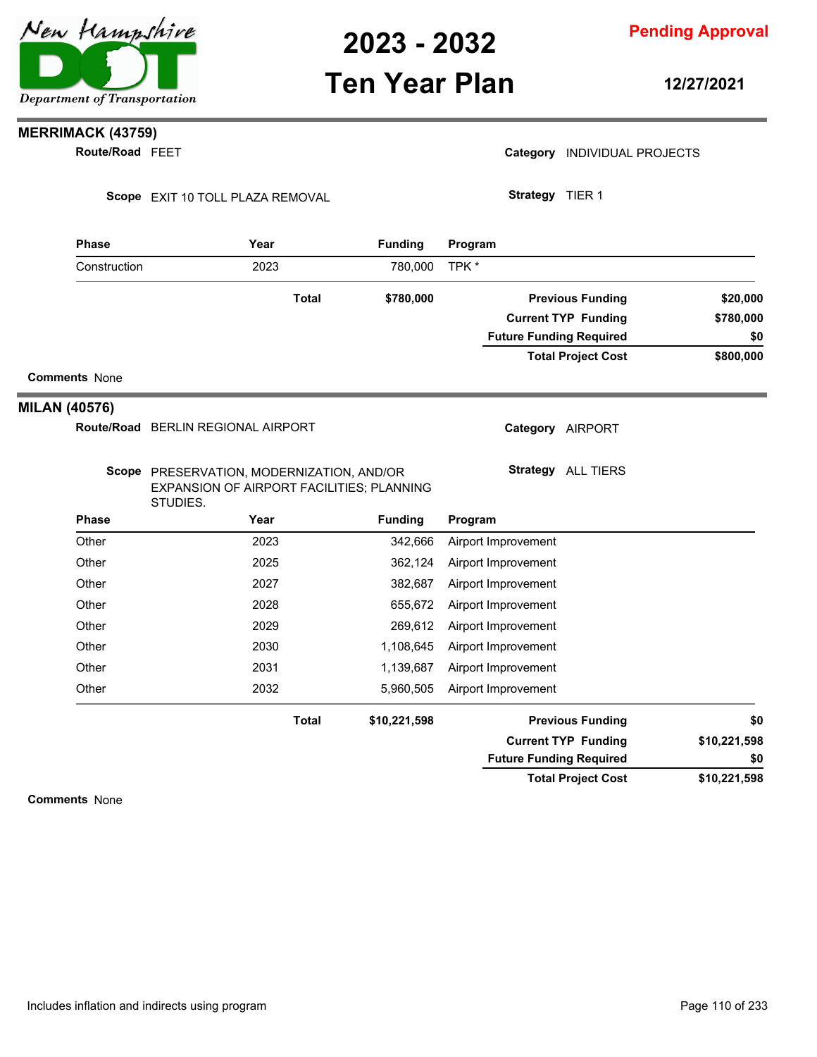## MERRIMACK (43759)

**Route/Road** FEET

**Category** INDIVIDUAL PROJECTS

**Scope** EXIT 10 TOLL PLAZA REMOVAL

**Strategy** TIER 1

| Phase | Year | Funding | Program |
|---|---|---|---|
| Construction | 2023 | 780,000 | TPK * |
| | **Total** | **$780,000** | |

| | |
|---|---|
| **Previous Funding** | **$20,000** |
| **Current TYP Funding** | **$780,000** |
| **Future Funding Required** | **$0** |
| **Total Project Cost** | **$800,000** |

**Comments** None

## MILAN (40576)

**Route/Road** BERLIN REGIONAL AIRPORT

**Category** AIRPORT

**Scope** PRESERVATION, MODERNIZATION, AND/OR EXPANSION OF AIRPORT FACILITIES; PLANNING STUDIES.

**Strategy** ALL TIERS

| Phase | Year | Funding | Program |
|---|---|---|---|
| Other | 2023 | 342,666 | Airport Improvement |
| Other | 2025 | 362,124 | Airport Improvement |
| Other | 2027 | 382,687 | Airport Improvement |
| Other | 2028 | 655,672 | Airport Improvement |
| Other | 2029 | 269,612 | Airport Improvement |
| Other | 2030 | 1,108,645 | Airport Improvement |
| Other | 2031 | 1,139,687 | Airport Improvement |
| Other | 2032 | 5,960,505 | Airport Improvement |
| | **Total** | **$10,221,598** | |

| | |
|---|---|
| **Previous Funding** | **$0** |
| **Current TYP Funding** | **$10,221,598** |
| **Future Funding Required** | **$0** |
| **Total Project Cost** | **$10,221,598** |

**Comments** None

Includes inflation and indirects using program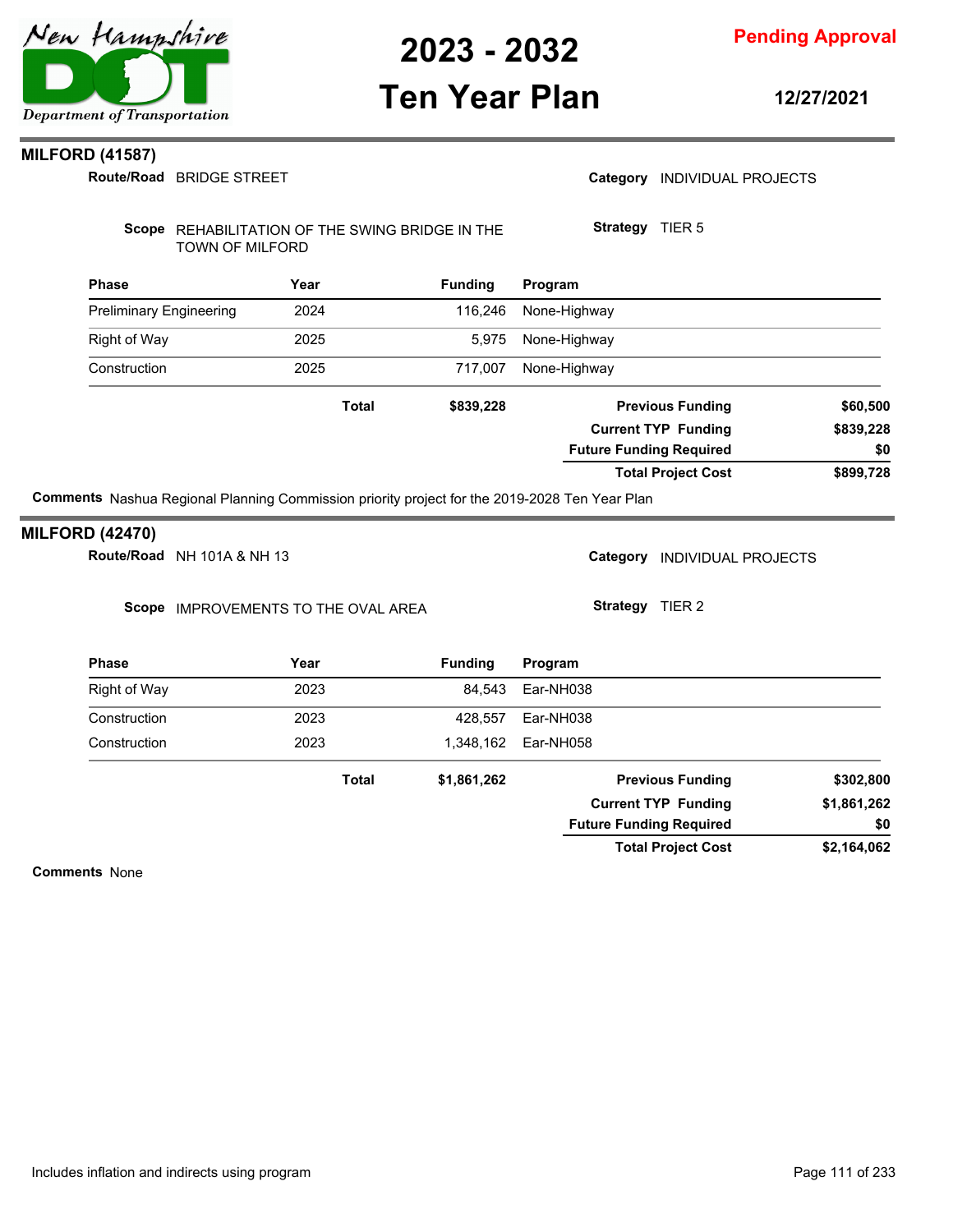## MILFORD (41587)

**Route/Road** BRIDGE STREET

**Category** INDIVIDUAL PROJECTS

**Scope** REHABILITATION OF THE SWING BRIDGE IN THE TOWN OF MILFORD

**Strategy** TIER 5

| Phase | Year | Funding | Program |
|---|---|---|---|
| Preliminary Engineering | 2024 | 116,246 | None-Highway |
| Right of Way | 2025 | 5,975 | None-Highway |
| Construction | 2025 | 717,007 | None-Highway |
| | **Total** | **$839,228** | |

| | |
|---|---|
| **Previous Funding** | **$60,500** |
| **Current TYP Funding** | **$839,228** |
| **Future Funding Required** | **$0** |
| **Total Project Cost** | **$899,728** |

**Comments** Nashua Regional Planning Commission priority project for the 2019-2028 Ten Year Plan

## MILFORD (42470)

**Route/Road** NH 101A & NH 13

**Category** INDIVIDUAL PROJECTS

**Scope** IMPROVEMENTS TO THE OVAL AREA

**Strategy** TIER 2

| Phase | Year | Funding | Program |
|---|---|---|---|
| Right of Way | 2023 | 84,543 | Ear-NH038 |
| Construction | 2023 | 428,557 | Ear-NH038 |
| Construction | 2023 | 1,348,162 | Ear-NH058 |
| | **Total** | **$1,861,262** | |

| | |
|---|---|
| **Previous Funding** | **$302,800** |
| **Current TYP Funding** | **$1,861,262** |
| **Future Funding Required** | **$0** |
| **Total Project Cost** | **$2,164,062** |

**Comments** None

Includes inflation and indirects using program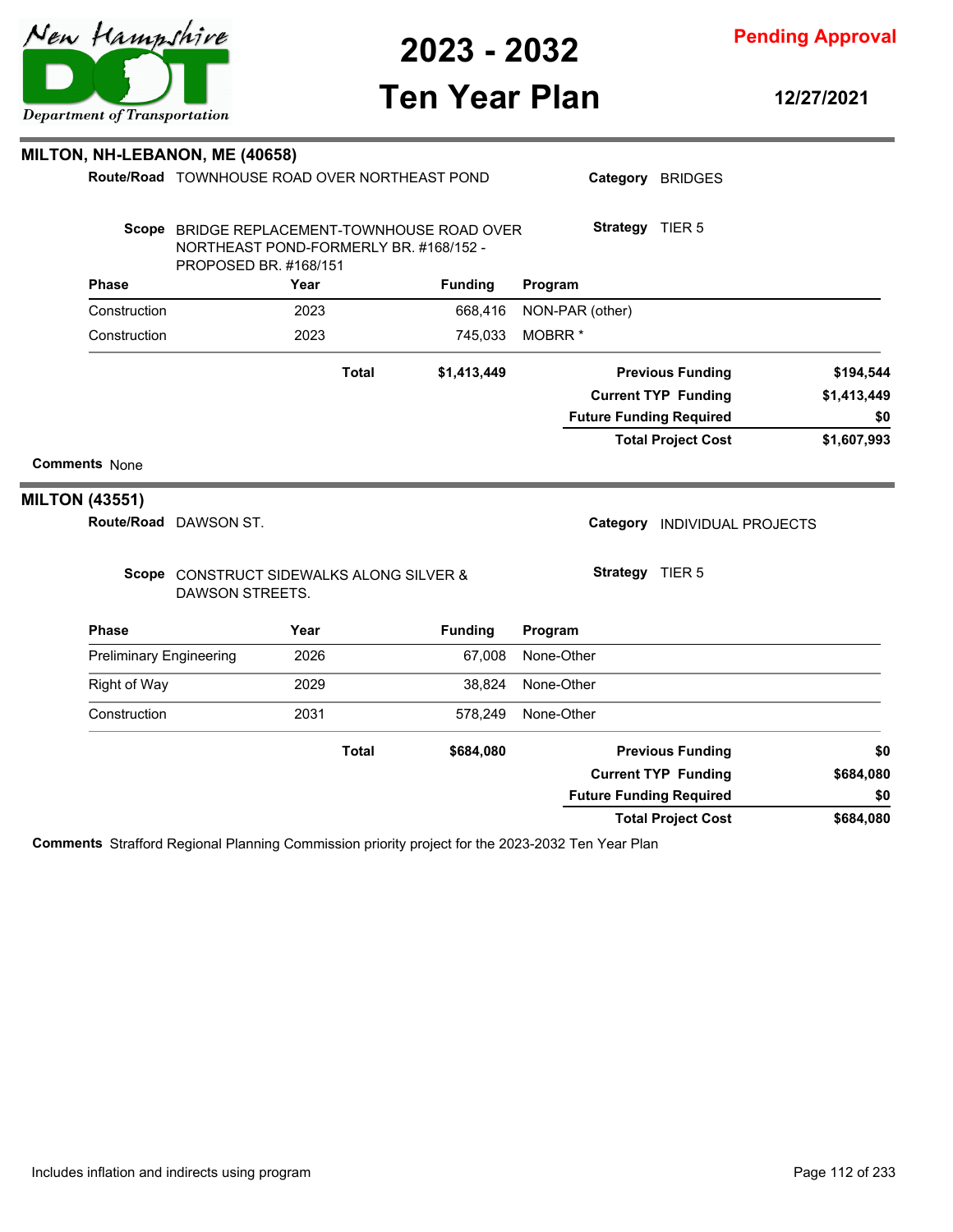## MILTON, NH-LEBANON, ME (40658)

**Route/Road** TOWNHOUSE ROAD OVER NORTHEAST POND

**Category** BRIDGES

**Scope** BRIDGE REPLACEMENT-TOWNHOUSE ROAD OVER NORTHEAST POND-FORMERLY BR. #168/152 - PROPOSED BR. #168/151

**Strategy** TIER 5

| Phase | Year | Funding | Program |
|---|---|---|---|
| Construction | 2023 | 668,416 | NON-PAR (other) |
| Construction | 2023 | 745,033 | MOBRR * |
| | **Total** | **$1,413,449** | |

| | |
|---|---|
| **Previous Funding** | **$194,544** |
| **Current TYP Funding** | **$1,413,449** |
| **Future Funding Required** | **$0** |
| **Total Project Cost** | **$1,607,993** |

**Comments** None

## MILTON (43551)

**Route/Road** DAWSON ST.

**Category** INDIVIDUAL PROJECTS

**Scope** CONSTRUCT SIDEWALKS ALONG SILVER & DAWSON STREETS.

**Strategy** TIER 5

| Phase | Year | Funding | Program |
|---|---|---|---|
| Preliminary Engineering | 2026 | 67,008 | None-Other |
| Right of Way | 2029 | 38,824 | None-Other |
| Construction | 2031 | 578,249 | None-Other |
| | **Total** | **$684,080** | |

| | |
|---|---|
| **Previous Funding** | **$0** |
| **Current TYP Funding** | **$684,080** |
| **Future Funding Required** | **$0** |
| **Total Project Cost** | **$684,080** |

**Comments** Strafford Regional Planning Commission priority project for the 2023-2032 Ten Year Plan

Includes inflation and indirects using program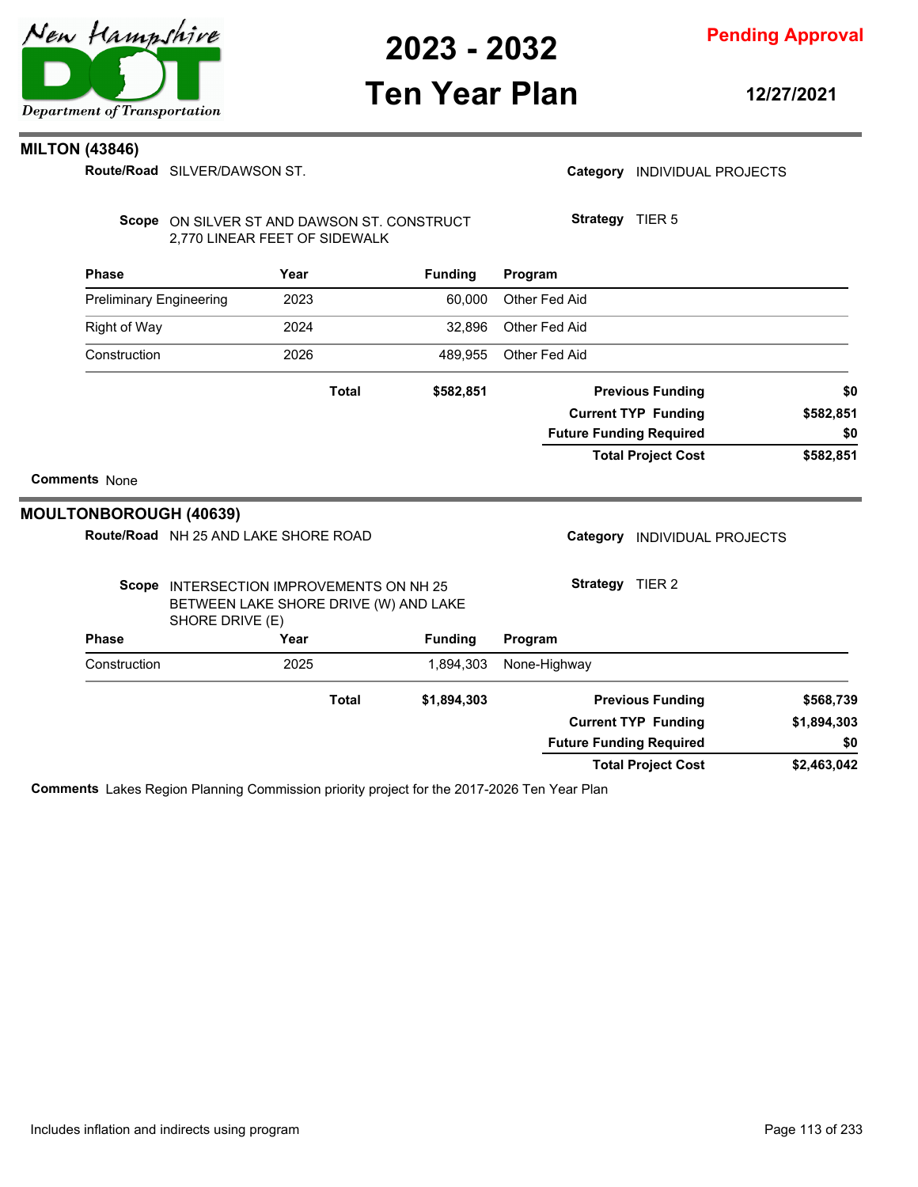## MILTON (43846)

**Route/Road** SILVER/DAWSON ST.

**Category** INDIVIDUAL PROJECTS

**Scope** ON SILVER ST AND DAWSON ST. CONSTRUCT 2,770 LINEAR FEET OF SIDEWALK

**Strategy** TIER 5

| Phase | Year | Funding | Program |
|---|---|---|---|
| Preliminary Engineering | 2023 | 60,000 | Other Fed Aid |
| Right of Way | 2024 | 32,896 | Other Fed Aid |
| Construction | 2026 | 489,955 | Other Fed Aid |
| **Total** | | **$582,851** | |

| | |
|---|---|
| **Previous Funding** | **$0** |
| **Current TYP Funding** | **$582,851** |
| **Future Funding Required** | **$0** |
| **Total Project Cost** | **$582,851** |

**Comments** None

## MOULTONBOROUGH (40639)

**Route/Road** NH 25 AND LAKE SHORE ROAD

**Category** INDIVIDUAL PROJECTS

**Scope** INTERSECTION IMPROVEMENTS ON NH 25 BETWEEN LAKE SHORE DRIVE (W) AND LAKE SHORE DRIVE (E)

**Strategy** TIER 2

| Phase | Year | Funding | Program |
|---|---|---|---|
| Construction | 2025 | 1,894,303 | None-Highway |
| **Total** | | **$1,894,303** | |

| | |
|---|---|
| **Previous Funding** | **$568,739** |
| **Current TYP Funding** | **$1,894,303** |
| **Future Funding Required** | **$0** |
| **Total Project Cost** | **$2,463,042** |

**Comments** Lakes Region Planning Commission priority project for the 2017-2026 Ten Year Plan

Includes inflation and indirects using program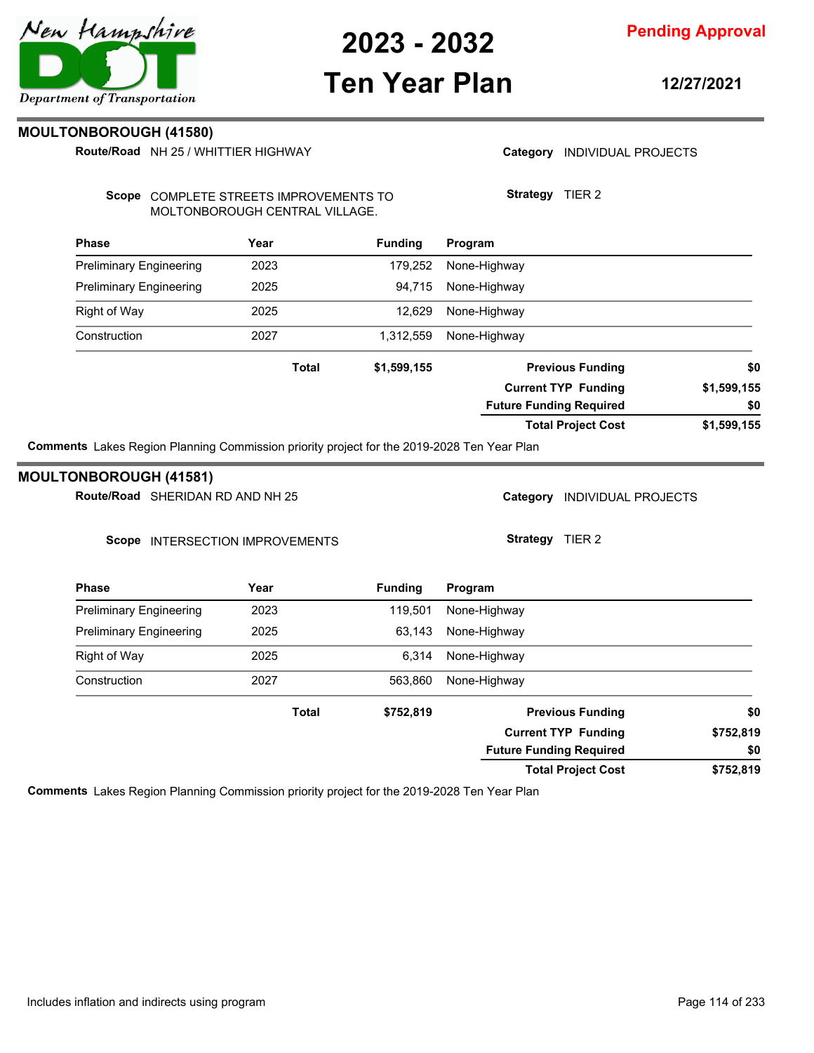## MOULTONBOROUGH (41580)

**Route/Road** NH 25 / WHITTIER HIGHWAY

**Category** INDIVIDUAL PROJECTS

**Scope** COMPLETE STREETS IMPROVEMENTS TO MOLTONBOROUGH CENTRAL VILLAGE.

**Strategy** TIER 2

| Phase | Year | Funding | Program |
|---|---|---|---|
| Preliminary Engineering | 2023 | 179,252 | None-Highway |
| Preliminary Engineering | 2025 | 94,715 | None-Highway |
| Right of Way | 2025 | 12,629 | None-Highway |
| Construction | 2027 | 1,312,559 | None-Highway |
| | **Total** | **$1,599,155** | |

| | |
|---|---|
| **Previous Funding** | **$0** |
| **Current TYP Funding** | **$1,599,155** |
| **Future Funding Required** | **$0** |
| **Total Project Cost** | **$1,599,155** |

**Comments** Lakes Region Planning Commission priority project for the 2019-2028 Ten Year Plan

## MOULTONBOROUGH (41581)

**Route/Road** SHERIDAN RD AND NH 25

**Category** INDIVIDUAL PROJECTS

**Scope** INTERSECTION IMPROVEMENTS

**Strategy** TIER 2

| Phase | Year | Funding | Program |
|---|---|---|---|
| Preliminary Engineering | 2023 | 119,501 | None-Highway |
| Preliminary Engineering | 2025 | 63,143 | None-Highway |
| Right of Way | 2025 | 6,314 | None-Highway |
| Construction | 2027 | 563,860 | None-Highway |
| | **Total** | **$752,819** | |

| | |
|---|---|
| **Previous Funding** | **$0** |
| **Current TYP Funding** | **$752,819** |
| **Future Funding Required** | **$0** |
| **Total Project Cost** | **$752,819** |

**Comments** Lakes Region Planning Commission priority project for the 2019-2028 Ten Year Plan

Includes inflation and indirects using program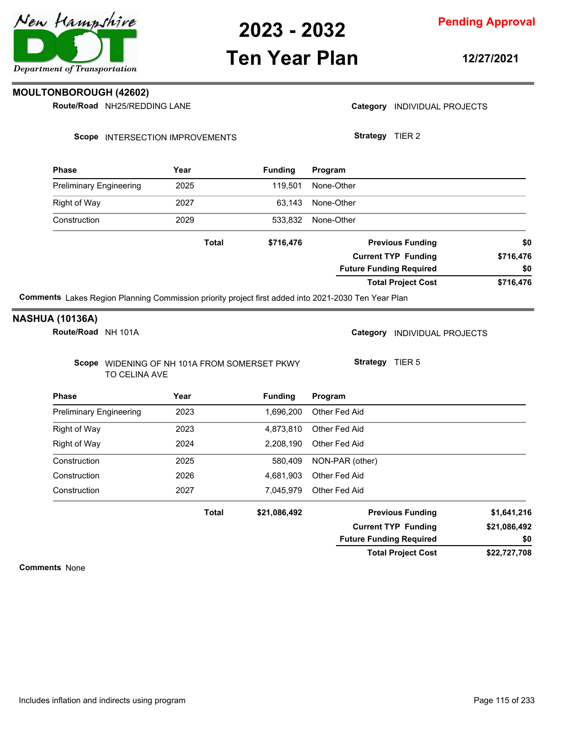## MOULTONBOROUGH (42602)

**Route/Road** NH25/REDDING LANE

**Category** INDIVIDUAL PROJECTS

**Scope** INTERSECTION IMPROVEMENTS

**Strategy** TIER 2

| Phase | Year | Funding | Program |
|---|---|---|---|
| Preliminary Engineering | 2025 | 119,501 | None-Other |
| Right of Way | 2027 | 63,143 | None-Other |
| Construction | 2029 | 533,832 | None-Other |
| | **Total** | **$716,476** | |

| | |
|---|---|
| **Previous Funding** | **$0** |
| **Current TYP Funding** | **$716,476** |
| **Future Funding Required** | **$0** |
| **Total Project Cost** | **$716,476** |

**Comments** Lakes Region Planning Commission priority project first added into 2021-2030 Ten Year Plan

## NASHUA (10136A)

**Route/Road** NH 101A

**Category** INDIVIDUAL PROJECTS

**Scope** WIDENING OF NH 101A FROM SOMERSET PKWY TO CELINA AVE

**Strategy** TIER 5

| Phase | Year | Funding | Program |
|---|---|---|---|
| Preliminary Engineering | 2023 | 1,696,200 | Other Fed Aid |
| Right of Way | 2023 | 4,873,810 | Other Fed Aid |
| Right of Way | 2024 | 2,208,190 | Other Fed Aid |
| Construction | 2025 | 580,409 | NON-PAR (other) |
| Construction | 2026 | 4,681,903 | Other Fed Aid |
| Construction | 2027 | 7,045,979 | Other Fed Aid |
| | **Total** | **$21,086,492** | |

| | |
|---|---|
| **Previous Funding** | **$1,641,216** |
| **Current TYP Funding** | **$21,086,492** |
| **Future Funding Required** | **$0** |
| **Total Project Cost** | **$22,727,708** |

**Comments** None

Includes inflation and indirects using program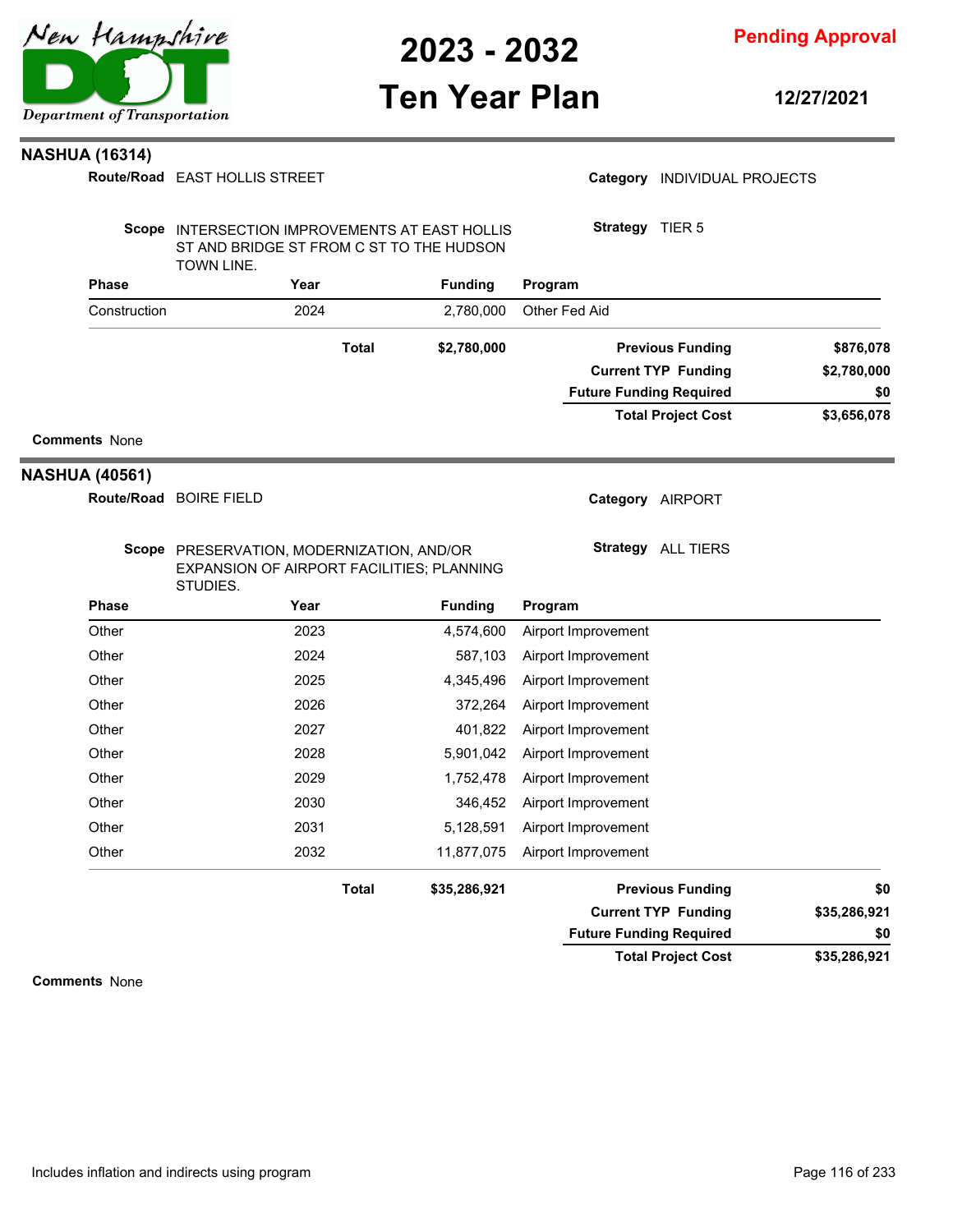## NASHUA (16314)

**Route/Road** EAST HOLLIS STREET

**Category** INDIVIDUAL PROJECTS

**Scope** INTERSECTION IMPROVEMENTS AT EAST HOLLIS ST AND BRIDGE ST FROM C ST TO THE HUDSON TOWN LINE.

**Strategy** TIER 5

| Phase | Year | Funding | Program |
|---|---|---|---|
| Construction | 2024 | 2,780,000 | Other Fed Aid |
| | **Total** | **$2,780,000** | |

| | |
|---|---|
| **Previous Funding** | **$876,078** |
| **Current TYP Funding** | **$2,780,000** |
| **Future Funding Required** | **$0** |
| **Total Project Cost** | **$3,656,078** |

**Comments** None

## NASHUA (40561)

**Route/Road** BOIRE FIELD

**Category** AIRPORT

**Scope** PRESERVATION, MODERNIZATION, AND/OR EXPANSION OF AIRPORT FACILITIES; PLANNING STUDIES.

**Strategy** ALL TIERS

| Phase | Year | Funding | Program |
|---|---|---|---|
| Other | 2023 | 4,574,600 | Airport Improvement |
| Other | 2024 | 587,103 | Airport Improvement |
| Other | 2025 | 4,345,496 | Airport Improvement |
| Other | 2026 | 372,264 | Airport Improvement |
| Other | 2027 | 401,822 | Airport Improvement |
| Other | 2028 | 5,901,042 | Airport Improvement |
| Other | 2029 | 1,752,478 | Airport Improvement |
| Other | 2030 | 346,452 | Airport Improvement |
| Other | 2031 | 5,128,591 | Airport Improvement |
| Other | 2032 | 11,877,075 | Airport Improvement |
| | **Total** | **$35,286,921** | |

| | |
|---|---|
| **Previous Funding** | **$0** |
| **Current TYP Funding** | **$35,286,921** |
| **Future Funding Required** | **$0** |
| **Total Project Cost** | **$35,286,921** |

**Comments** None

Includes inflation and indirects using program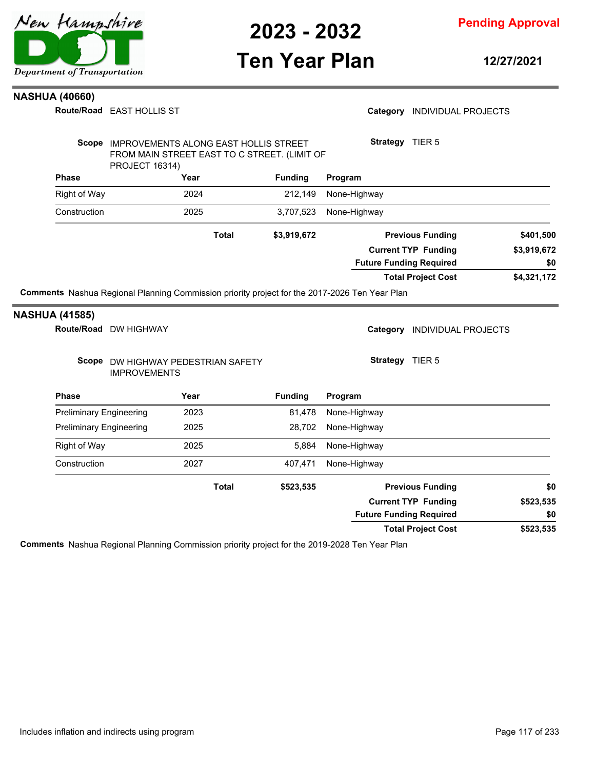## NASHUA (40660)

**Route/Road** EAST HOLLIS ST

**Category** INDIVIDUAL PROJECTS

**Scope** IMPROVEMENTS ALONG EAST HOLLIS STREET FROM MAIN STREET EAST TO C STREET. (LIMIT OF PROJECT 16314)

**Strategy** TIER 5

| Phase | Year | Funding | Program |
|---|---|---|---|
| Right of Way | 2024 | 212,149 | None-Highway |
| Construction | 2025 | 3,707,523 | None-Highway |
| | **Total** | **$3,919,672** | |

| | |
|---|---|
| **Previous Funding** | **$401,500** |
| **Current TYP Funding** | **$3,919,672** |
| **Future Funding Required** | **$0** |
| **Total Project Cost** | **$4,321,172** |

**Comments** Nashua Regional Planning Commission priority project for the 2017-2026 Ten Year Plan

## NASHUA (41585)

**Route/Road** DW HIGHWAY

**Category** INDIVIDUAL PROJECTS

**Scope** DW HIGHWAY PEDESTRIAN SAFETY IMPROVEMENTS

**Strategy** TIER 5

| Phase | Year | Funding | Program |
|---|---|---|---|
| Preliminary Engineering | 2023 | 81,478 | None-Highway |
| Preliminary Engineering | 2025 | 28,702 | None-Highway |
| Right of Way | 2025 | 5,884 | None-Highway |
| Construction | 2027 | 407,471 | None-Highway |
| | **Total** | **$523,535** | |

| | |
|---|---|
| **Previous Funding** | **$0** |
| **Current TYP Funding** | **$523,535** |
| **Future Funding Required** | **$0** |
| **Total Project Cost** | **$523,535** |

**Comments** Nashua Regional Planning Commission priority project for the 2019-2028 Ten Year Plan

Includes inflation and indirects using program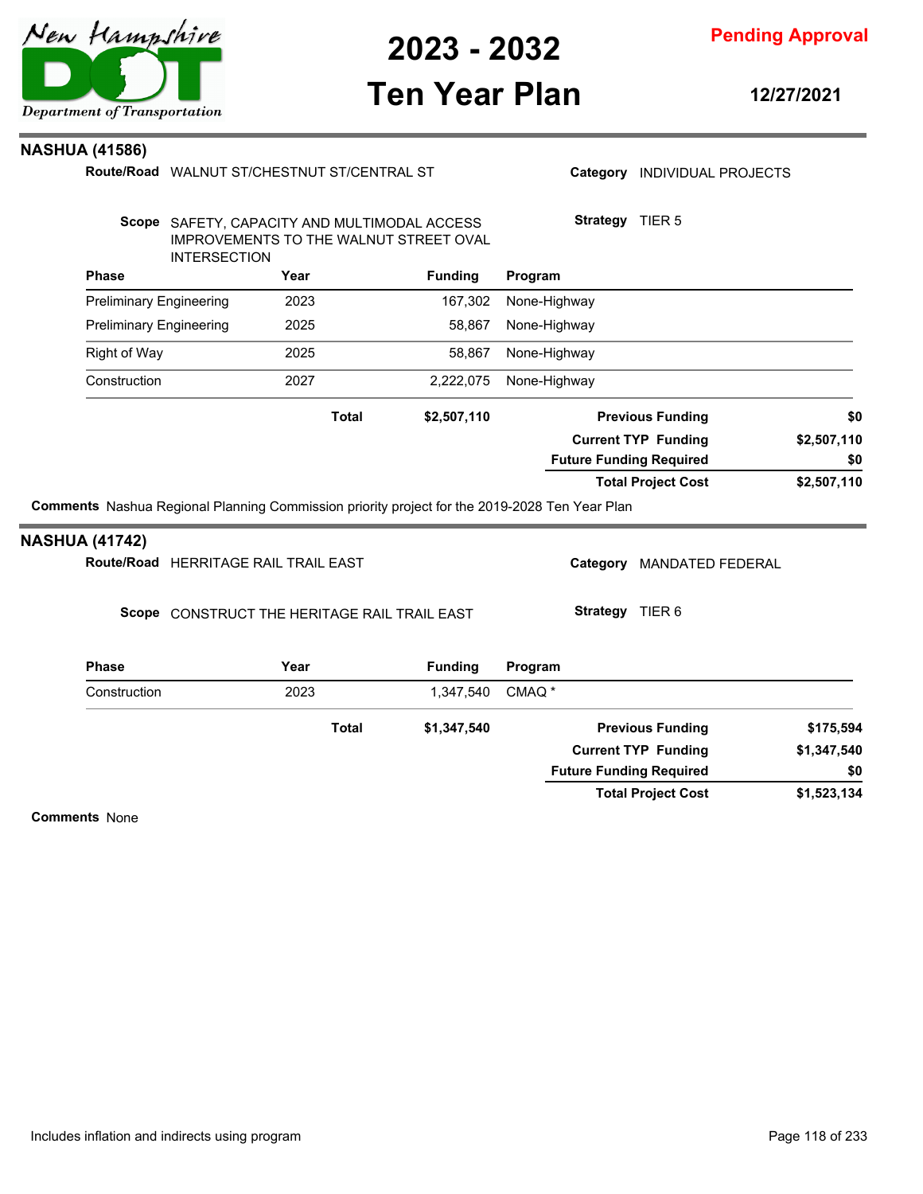## NASHUA (41586)

**Route/Road** WALNUT ST/CHESTNUT ST/CENTRAL ST

**Category** INDIVIDUAL PROJECTS

**Scope** SAFETY, CAPACITY AND MULTIMODAL ACCESS IMPROVEMENTS TO THE WALNUT STREET OVAL INTERSECTION

**Strategy** TIER 5

| Phase | Year | Funding | Program |
|---|---|---|---|
| Preliminary Engineering | 2023 | 167,302 | None-Highway |
| Preliminary Engineering | 2025 | 58,867 | None-Highway |
| Right of Way | 2025 | 58,867 | None-Highway |
| Construction | 2027 | 2,222,075 | None-Highway |
| | **Total** | **$2,507,110** | |

| | |
|---|---|
| **Previous Funding** | **$0** |
| **Current TYP Funding** | **$2,507,110** |
| **Future Funding Required** | **$0** |
| **Total Project Cost** | **$2,507,110** |

**Comments** Nashua Regional Planning Commission priority project for the 2019-2028 Ten Year Plan

## NASHUA (41742)

**Route/Road** HERRITAGE RAIL TRAIL EAST

**Category** MANDATED FEDERAL

**Scope** CONSTRUCT THE HERITAGE RAIL TRAIL EAST

**Strategy** TIER 6

| Phase | Year | Funding | Program |
|---|---|---|---|
| Construction | 2023 | 1,347,540 | CMAQ * |
| | **Total** | **$1,347,540** | |

| | |
|---|---|
| **Previous Funding** | **$175,594** |
| **Current TYP Funding** | **$1,347,540** |
| **Future Funding Required** | **$0** |
| **Total Project Cost** | **$1,523,134** |

**Comments** None

Includes inflation and indirects using program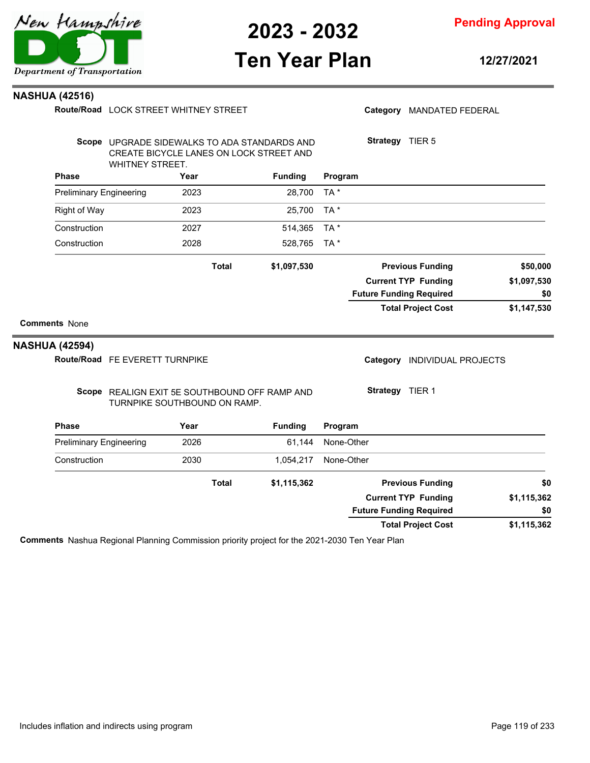## NASHUA (42516)

**Route/Road** LOCK STREET WHITNEY STREET

**Category** MANDATED FEDERAL

**Scope** UPGRADE SIDEWALKS TO ADA STANDARDS AND CREATE BICYCLE LANES ON LOCK STREET AND WHITNEY STREET.

**Strategy** TIER 5

| Phase | Year | Funding | Program |
|---|---|---|---|
| Preliminary Engineering | 2023 | 28,700 | TA * |
| Right of Way | 2023 | 25,700 | TA * |
| Construction | 2027 | 514,365 | TA * |
| Construction | 2028 | 528,765 | TA * |
| **Total** | | **$1,097,530** | |

| | |
|---|---|
| **Previous Funding** | **$50,000** |
| **Current TYP Funding** | **$1,097,530** |
| **Future Funding Required** | **$0** |
| **Total Project Cost** | **$1,147,530** |

**Comments** None

## NASHUA (42594)

**Route/Road** FE EVERETT TURNPIKE

**Category** INDIVIDUAL PROJECTS

**Scope** REALIGN EXIT 5E SOUTHBOUND OFF RAMP AND TURNPIKE SOUTHBOUND ON RAMP.

**Strategy** TIER 1

| Phase | Year | Funding | Program |
|---|---|---|---|
| Preliminary Engineering | 2026 | 61,144 | None-Other |
| Construction | 2030 | 1,054,217 | None-Other |
| **Total** | | **$1,115,362** | |

| | |
|---|---|
| **Previous Funding** | **$0** |
| **Current TYP Funding** | **$1,115,362** |
| **Future Funding Required** | **$0** |
| **Total Project Cost** | **$1,115,362** |

**Comments** Nashua Regional Planning Commission priority project for the 2021-2030 Ten Year Plan

Includes inflation and indirects using program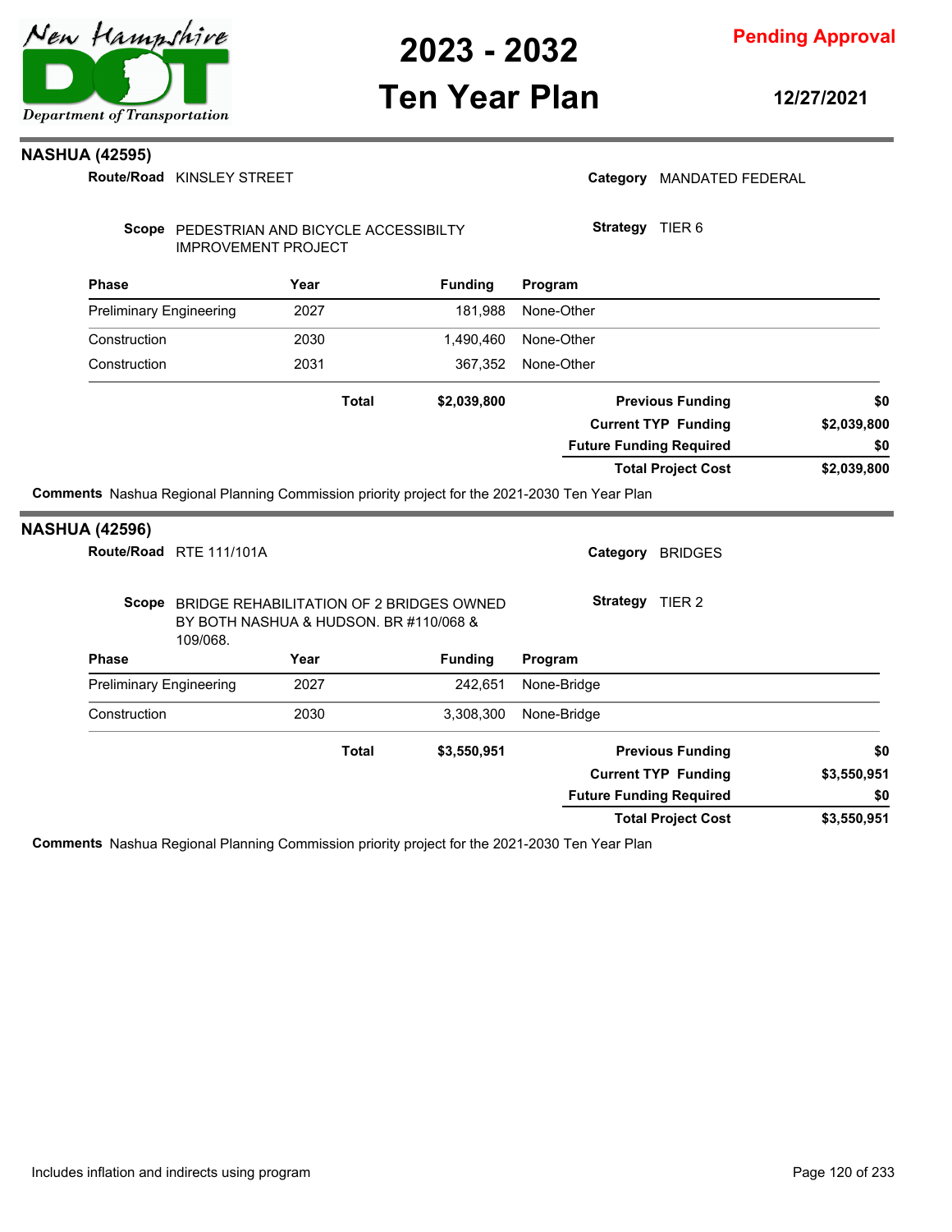## NASHUA (42595)

**Route/Road** KINSLEY STREET

**Category** MANDATED FEDERAL

**Scope** PEDESTRIAN AND BICYCLE ACCESSIBILTY IMPROVEMENT PROJECT

**Strategy** TIER 6

| Phase | Year | Funding | Program |
|---|---|---|---|
| Preliminary Engineering | 2027 | 181,988 | None-Other |
| Construction | 2030 | 1,490,460 | None-Other |
| Construction | 2031 | 367,352 | None-Other |
| | **Total** | **$2,039,800** | |

| | |
|---|---|
| **Previous Funding** | **$0** |
| **Current TYP Funding** | **$2,039,800** |
| **Future Funding Required** | **$0** |
| **Total Project Cost** | **$2,039,800** |

**Comments** Nashua Regional Planning Commission priority project for the 2021-2030 Ten Year Plan

## NASHUA (42596)

**Route/Road** RTE 111/101A

**Category** BRIDGES

**Scope** BRIDGE REHABILITATION OF 2 BRIDGES OWNED BY BOTH NASHUA & HUDSON. BR #110/068 & 109/068.

**Strategy** TIER 2

| Phase | Year | Funding | Program |
|---|---|---|---|
| Preliminary Engineering | 2027 | 242,651 | None-Bridge |
| Construction | 2030 | 3,308,300 | None-Bridge |
| | **Total** | **$3,550,951** | |

| | |
|---|---|
| **Previous Funding** | **$0** |
| **Current TYP Funding** | **$3,550,951** |
| **Future Funding Required** | **$0** |
| **Total Project Cost** | **$3,550,951** |

**Comments** Nashua Regional Planning Commission priority project for the 2021-2030 Ten Year Plan

Includes inflation and indirects using program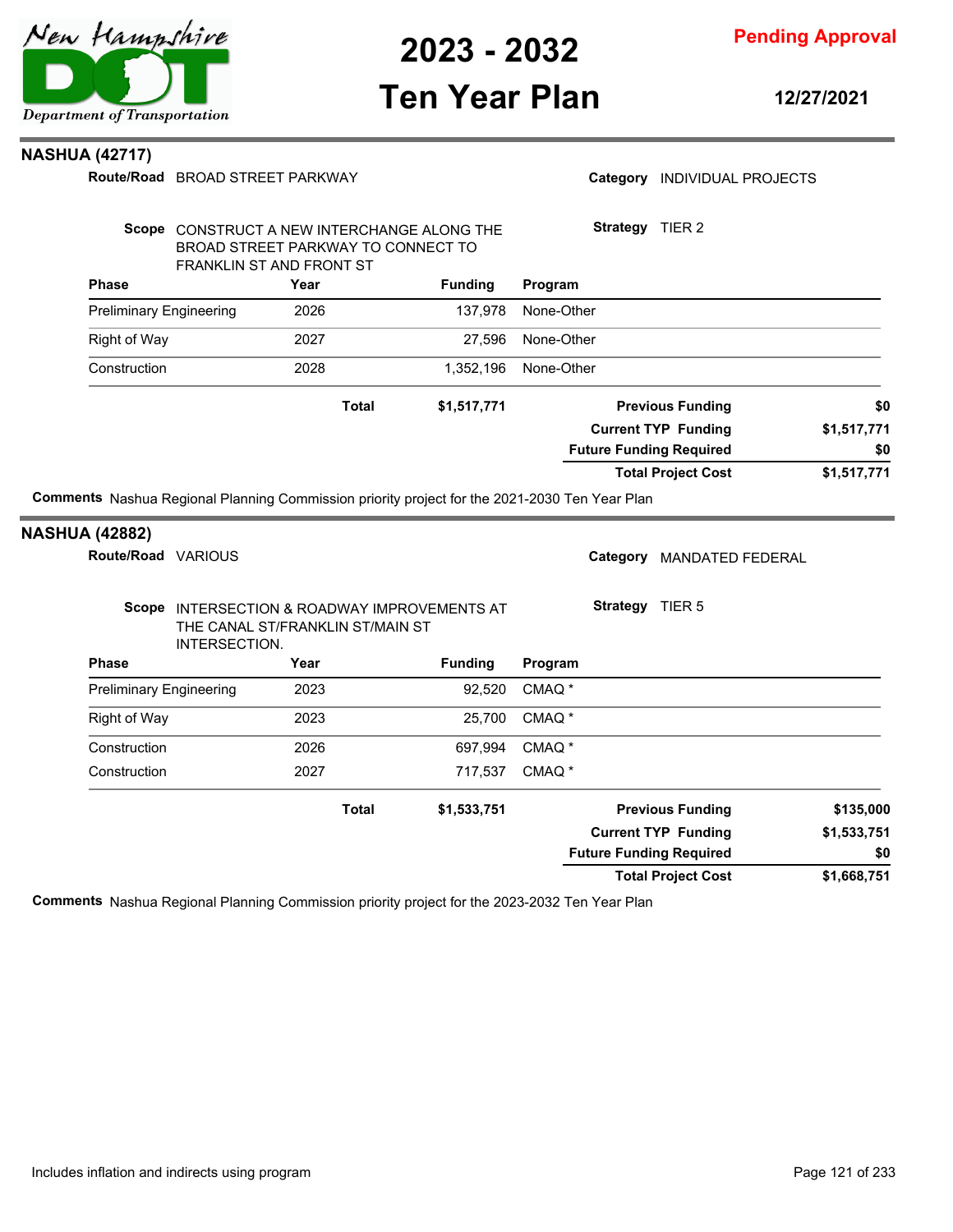## NASHUA (42717)

**Route/Road** BROAD STREET PARKWAY

**Category** INDIVIDUAL PROJECTS

**Scope** CONSTRUCT A NEW INTERCHANGE ALONG THE BROAD STREET PARKWAY TO CONNECT TO FRANKLIN ST AND FRONT ST

**Strategy** TIER 2

| Phase | Year | Funding | Program |
|---|---|---|---|
| Preliminary Engineering | 2026 | 137,978 | None-Other |
| Right of Way | 2027 | 27,596 | None-Other |
| Construction | 2028 | 1,352,196 | None-Other |
| **Total** | | **$1,517,771** | |

| | |
|---|---|
| **Previous Funding** | **$0** |
| **Current TYP Funding** | **$1,517,771** |
| **Future Funding Required** | **$0** |
| **Total Project Cost** | **$1,517,771** |

**Comments** Nashua Regional Planning Commission priority project for the 2021-2030 Ten Year Plan

## NASHUA (42882)

**Route/Road** VARIOUS

**Category** MANDATED FEDERAL

**Scope** INTERSECTION & ROADWAY IMPROVEMENTS AT THE CANAL ST/FRANKLIN ST/MAIN ST INTERSECTION.

**Strategy** TIER 5

| Phase | Year | Funding | Program |
|---|---|---|---|
| Preliminary Engineering | 2023 | 92,520 | CMAQ * |
| Right of Way | 2023 | 25,700 | CMAQ * |
| Construction | 2026 | 697,994 | CMAQ * |
| Construction | 2027 | 717,537 | CMAQ * |
| **Total** | | **$1,533,751** | |

| | |
|---|---|
| **Previous Funding** | **$135,000** |
| **Current TYP Funding** | **$1,533,751** |
| **Future Funding Required** | **$0** |
| **Total Project Cost** | **$1,668,751** |

**Comments** Nashua Regional Planning Commission priority project for the 2023-2032 Ten Year Plan

Includes inflation and indirects using program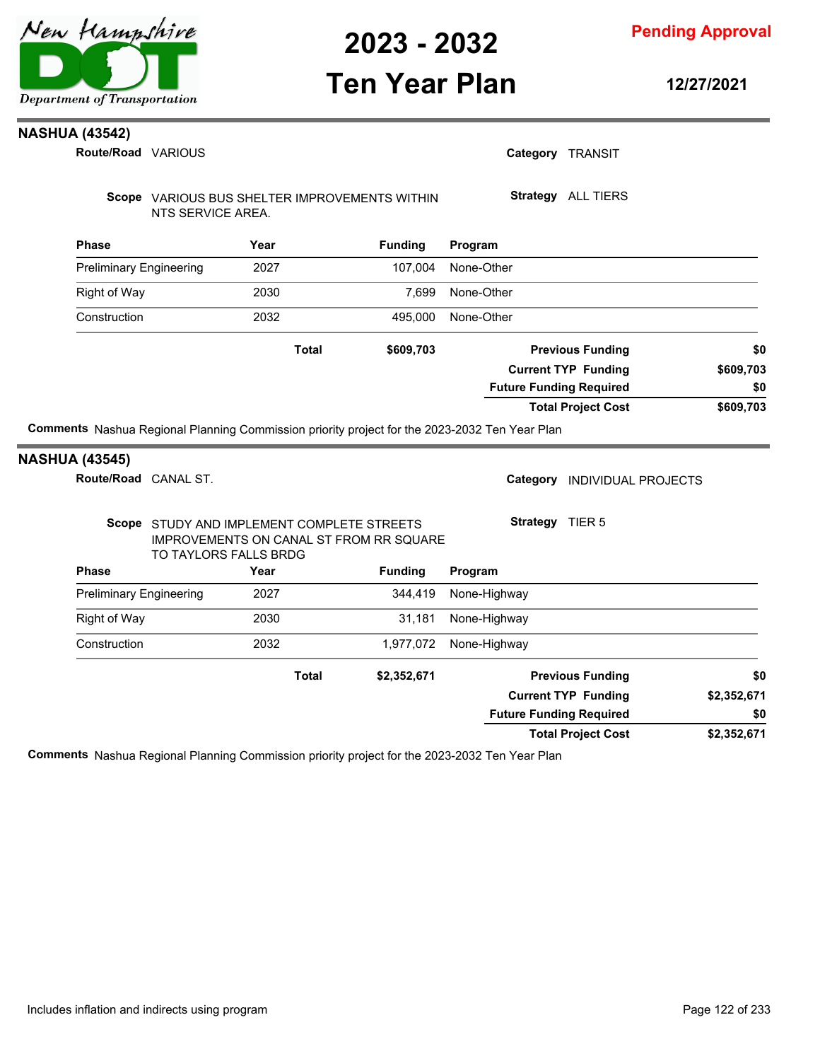## NASHUA (43542)

**Route/Road** VARIOUS

**Category** TRANSIT

**Scope** VARIOUS BUS SHELTER IMPROVEMENTS WITHIN NTS SERVICE AREA.

**Strategy** ALL TIERS

| Phase | Year | Funding | Program |
|---|---|---|---|
| Preliminary Engineering | 2027 | 107,004 | None-Other |
| Right of Way | 2030 | 7,699 | None-Other |
| Construction | 2032 | 495,000 | None-Other |
| | **Total** | **$609,703** | |

| | |
|---|---|
| **Previous Funding** | **$0** |
| **Current TYP Funding** | **$609,703** |
| **Future Funding Required** | **$0** |
| **Total Project Cost** | **$609,703** |

**Comments** Nashua Regional Planning Commission priority project for the 2023-2032 Ten Year Plan

## NASHUA (43545)

**Route/Road** CANAL ST.

**Category** INDIVIDUAL PROJECTS

**Scope** STUDY AND IMPLEMENT COMPLETE STREETS IMPROVEMENTS ON CANAL ST FROM RR SQUARE TO TAYLORS FALLS BRDG

**Strategy** TIER 5

| Phase | Year | Funding | Program |
|---|---|---|---|
| Preliminary Engineering | 2027 | 344,419 | None-Highway |
| Right of Way | 2030 | 31,181 | None-Highway |
| Construction | 2032 | 1,977,072 | None-Highway |
| | **Total** | **$2,352,671** | |

| | |
|---|---|
| **Previous Funding** | **$0** |
| **Current TYP Funding** | **$2,352,671** |
| **Future Funding Required** | **$0** |
| **Total Project Cost** | **$2,352,671** |

**Comments** Nashua Regional Planning Commission priority project for the 2023-2032 Ten Year Plan

Includes inflation and indirects using program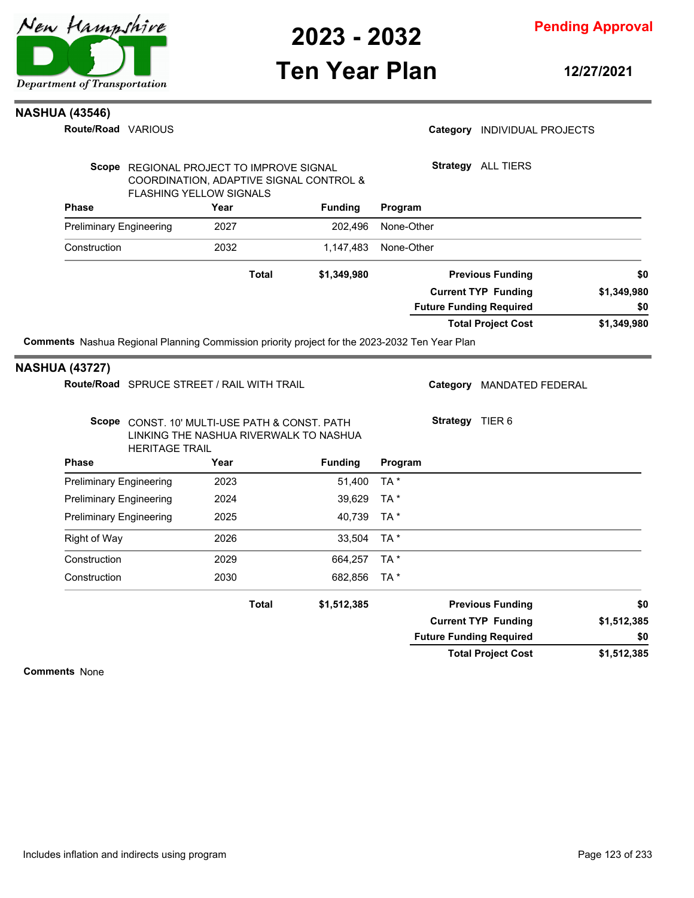## NASHUA (43546)

**Route/Road** VARIOUS

**Category** INDIVIDUAL PROJECTS

**Scope** REGIONAL PROJECT TO IMPROVE SIGNAL COORDINATION, ADAPTIVE SIGNAL CONTROL & FLASHING YELLOW SIGNALS

**Strategy** ALL TIERS

| Phase | Year | Funding | Program |
|---|---|---|---|
| Preliminary Engineering | 2027 | 202,496 | None-Other |
| Construction | 2032 | 1,147,483 | None-Other |
| | **Total** | **$1,349,980** | |

| | |
|---|---|
| **Previous Funding** | **$0** |
| **Current TYP Funding** | **$1,349,980** |
| **Future Funding Required** | **$0** |
| **Total Project Cost** | **$1,349,980** |

**Comments** Nashua Regional Planning Commission priority project for the 2023-2032 Ten Year Plan

## NASHUA (43727)

**Route/Road** SPRUCE STREET / RAIL WITH TRAIL

**Category** MANDATED FEDERAL

**Scope** CONST. 10' MULTI-USE PATH & CONST. PATH LINKING THE NASHUA RIVERWALK TO NASHUA HERITAGE TRAIL

**Strategy** TIER 6

| Phase | Year | Funding | Program |
|---|---|---|---|
| Preliminary Engineering | 2023 | 51,400 | TA * |
| Preliminary Engineering | 2024 | 39,629 | TA * |
| Preliminary Engineering | 2025 | 40,739 | TA * |
| Right of Way | 2026 | 33,504 | TA * |
| Construction | 2029 | 664,257 | TA * |
| Construction | 2030 | 682,856 | TA * |
| | **Total** | **$1,512,385** | |

| | |
|---|---|
| **Previous Funding** | **$0** |
| **Current TYP Funding** | **$1,512,385** |
| **Future Funding Required** | **$0** |
| **Total Project Cost** | **$1,512,385** |

**Comments** None

Includes inflation and indirects using program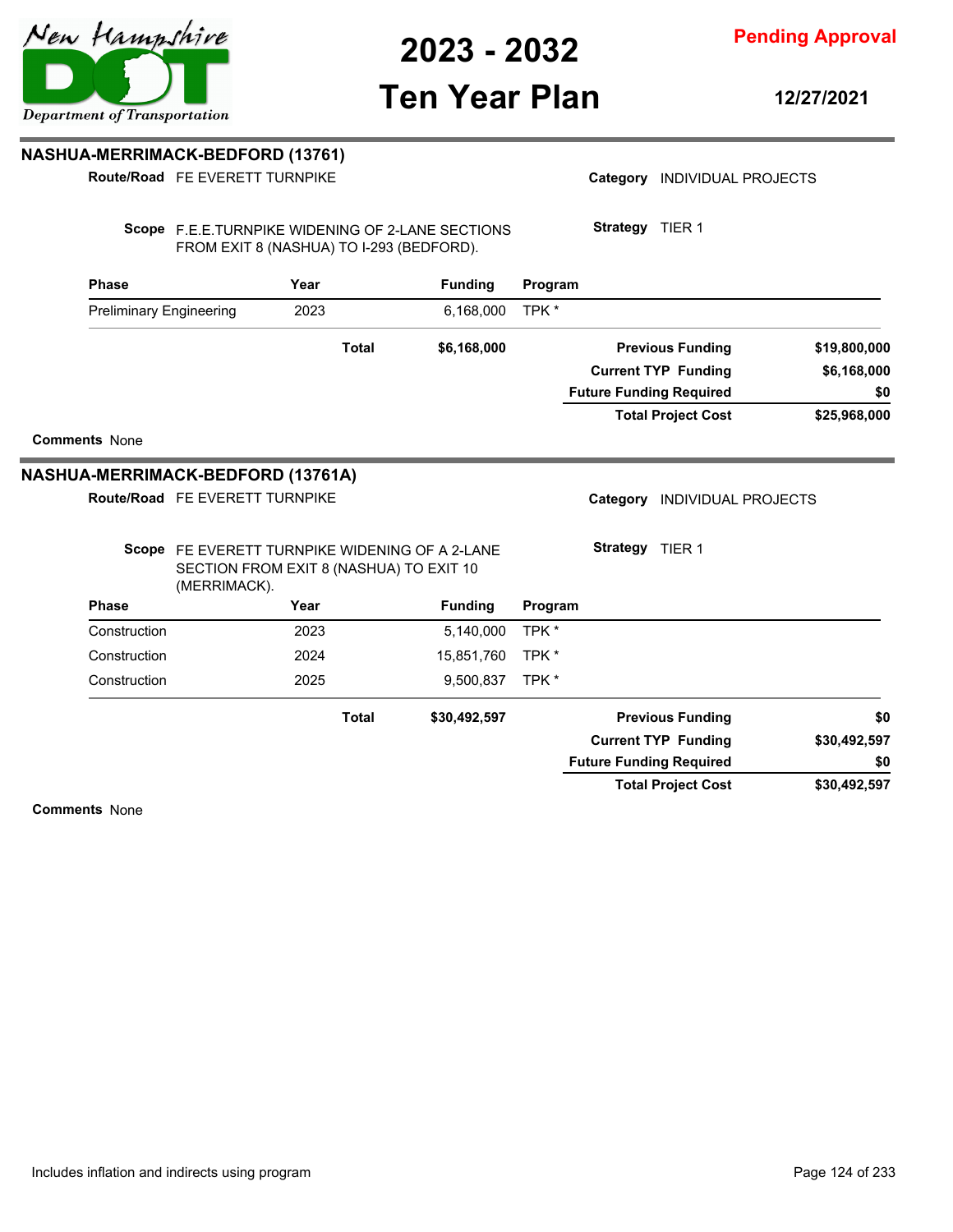## NASHUA-MERRIMACK-BEDFORD (13761)

**Route/Road** FE EVERETT TURNPIKE

**Category** INDIVIDUAL PROJECTS

**Scope** F.E.E.TURNPIKE WIDENING OF 2-LANE SECTIONS FROM EXIT 8 (NASHUA) TO I-293 (BEDFORD).

**Strategy** TIER 1

| Phase | Year | Funding | Program |
|---|---|---|---|
| Preliminary Engineering | 2023 | 6,168,000 | TPK * |
| | **Total** | **$6,168,000** | |

| | |
|---|---|
| **Previous Funding** | **$19,800,000** |
| **Current TYP Funding** | **$6,168,000** |
| **Future Funding Required** | **$0** |
| **Total Project Cost** | **$25,968,000** |

**Comments** None

## NASHUA-MERRIMACK-BEDFORD (13761A)

**Route/Road** FE EVERETT TURNPIKE

**Category** INDIVIDUAL PROJECTS

**Scope** FE EVERETT TURNPIKE WIDENING OF A 2-LANE SECTION FROM EXIT 8 (NASHUA) TO EXIT 10 (MERRIMACK).

**Strategy** TIER 1

| Phase | Year | Funding | Program |
|---|---|---|---|
| Construction | 2023 | 5,140,000 | TPK * |
| Construction | 2024 | 15,851,760 | TPK * |
| Construction | 2025 | 9,500,837 | TPK * |
| | **Total** | **$30,492,597** | |

| | |
|---|---|
| **Previous Funding** | **$0** |
| **Current TYP Funding** | **$30,492,597** |
| **Future Funding Required** | **$0** |
| **Total Project Cost** | **$30,492,597** |

**Comments** None

Includes inflation and indirects using program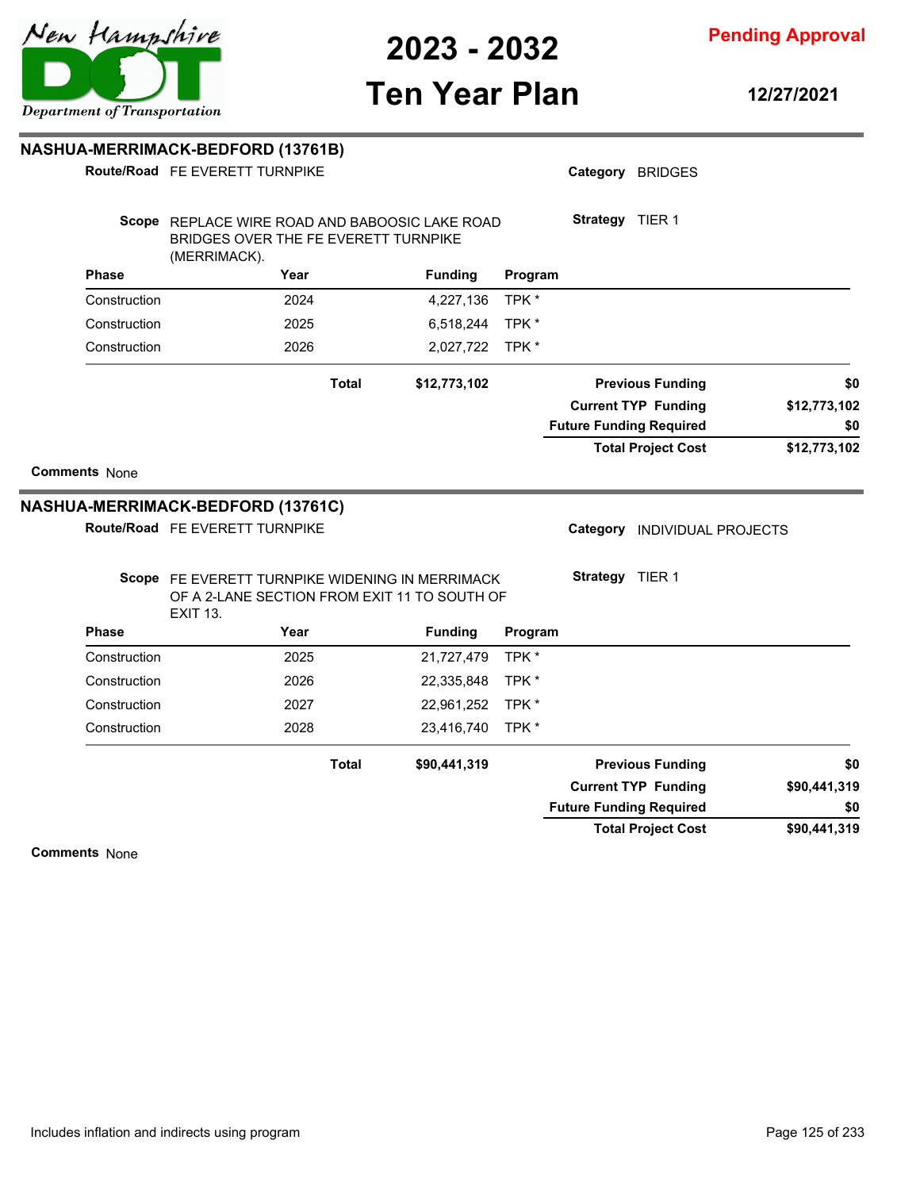## NASHUA-MERRIMACK-BEDFORD (13761B)

**Route/Road** FE EVERETT TURNPIKE

**Category** BRIDGES

**Scope** REPLACE WIRE ROAD AND BABOOSIC LAKE ROAD BRIDGES OVER THE FE EVERETT TURNPIKE (MERRIMACK).

**Strategy** TIER 1

| Phase | Year | Funding | Program |
|---|---|---|---|
| Construction | 2024 | 4,227,136 | TPK * |
| Construction | 2025 | 6,518,244 | TPK * |
| Construction | 2026 | 2,027,722 | TPK * |
| | **Total** | **$12,773,102** | |

| | |
|---|---|
| **Previous Funding** | **$0** |
| **Current TYP Funding** | **$12,773,102** |
| **Future Funding Required** | **$0** |
| **Total Project Cost** | **$12,773,102** |

**Comments** None

## NASHUA-MERRIMACK-BEDFORD (13761C)

**Route/Road** FE EVERETT TURNPIKE

**Category** INDIVIDUAL PROJECTS

**Scope** FE EVERETT TURNPIKE WIDENING IN MERRIMACK OF A 2-LANE SECTION FROM EXIT 11 TO SOUTH OF EXIT 13.

**Strategy** TIER 1

| Phase | Year | Funding | Program |
|---|---|---|---|
| Construction | 2025 | 21,727,479 | TPK * |
| Construction | 2026 | 22,335,848 | TPK * |
| Construction | 2027 | 22,961,252 | TPK * |
| Construction | 2028 | 23,416,740 | TPK * |
| | **Total** | **$90,441,319** | |

| | |
|---|---|
| **Previous Funding** | **$0** |
| **Current TYP Funding** | **$90,441,319** |
| **Future Funding Required** | **$0** |
| **Total Project Cost** | **$90,441,319** |

**Comments** None

Includes inflation and indirects using program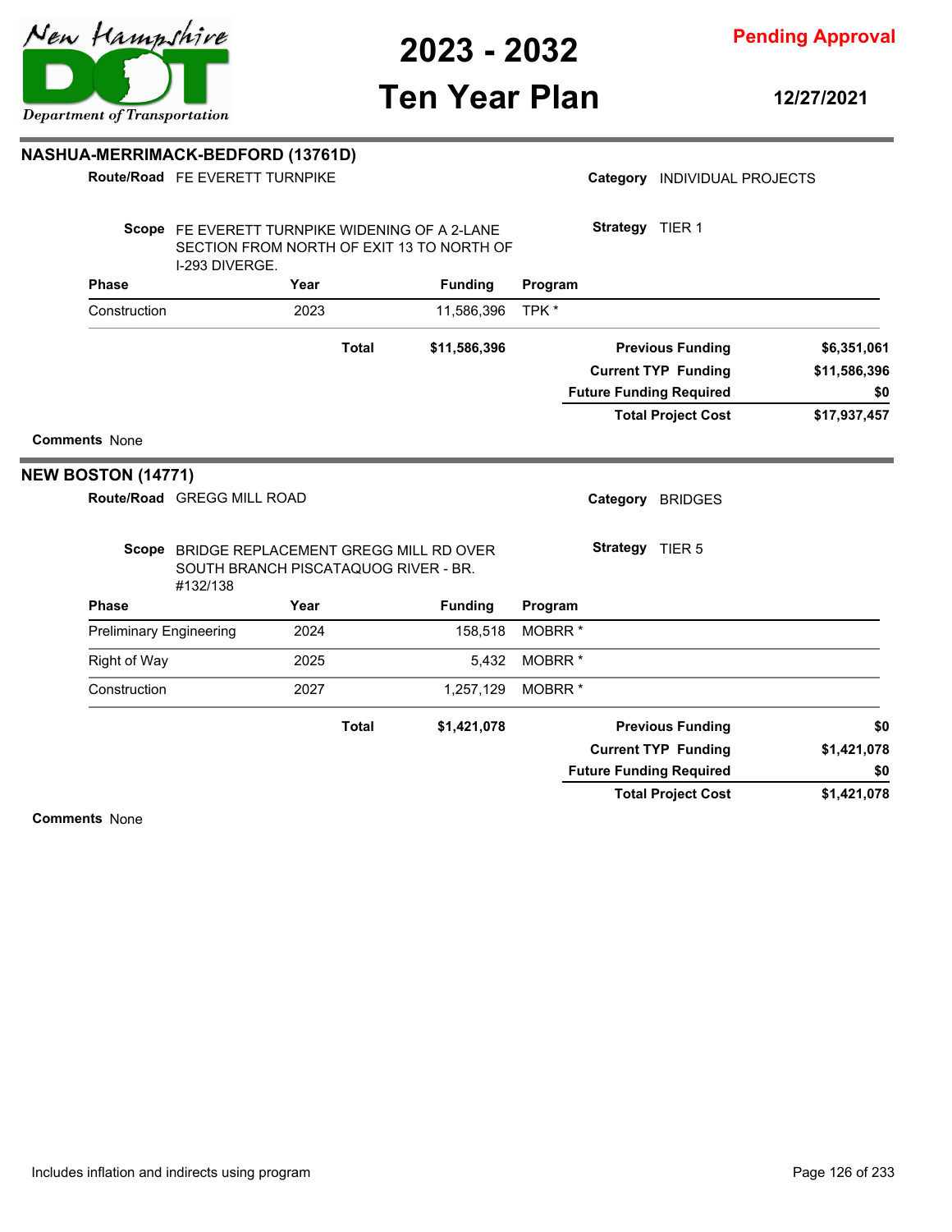## NASHUA-MERRIMACK-BEDFORD (13761D)

**Route/Road** FE EVERETT TURNPIKE

**Category** INDIVIDUAL PROJECTS

**Scope** FE EVERETT TURNPIKE WIDENING OF A 2-LANE SECTION FROM NORTH OF EXIT 13 TO NORTH OF I-293 DIVERGE.

**Strategy** TIER 1

| Phase | Year | Funding | Program |
|---|---|---|---|
| Construction | 2023 | 11,586,396 | TPK * |
| | **Total** | **$11,586,396** | |

| | |
|---|---|
| **Previous Funding** | **$6,351,061** |
| **Current TYP Funding** | **$11,586,396** |
| **Future Funding Required** | **$0** |
| **Total Project Cost** | **$17,937,457** |

**Comments** None

## NEW BOSTON (14771)

**Route/Road** GREGG MILL ROAD

**Category** BRIDGES

**Scope** BRIDGE REPLACEMENT GREGG MILL RD OVER SOUTH BRANCH PISCATAQUOG RIVER - BR. #132/138

**Strategy** TIER 5

| Phase | Year | Funding | Program |
|---|---|---|---|
| Preliminary Engineering | 2024 | 158,518 | MOBRR * |
| Right of Way | 2025 | 5,432 | MOBRR * |
| Construction | 2027 | 1,257,129 | MOBRR * |
| | **Total** | **$1,421,078** | |

| | |
|---|---|
| **Previous Funding** | **$0** |
| **Current TYP Funding** | **$1,421,078** |
| **Future Funding Required** | **$0** |
| **Total Project Cost** | **$1,421,078** |

**Comments** None

Includes inflation and indirects using program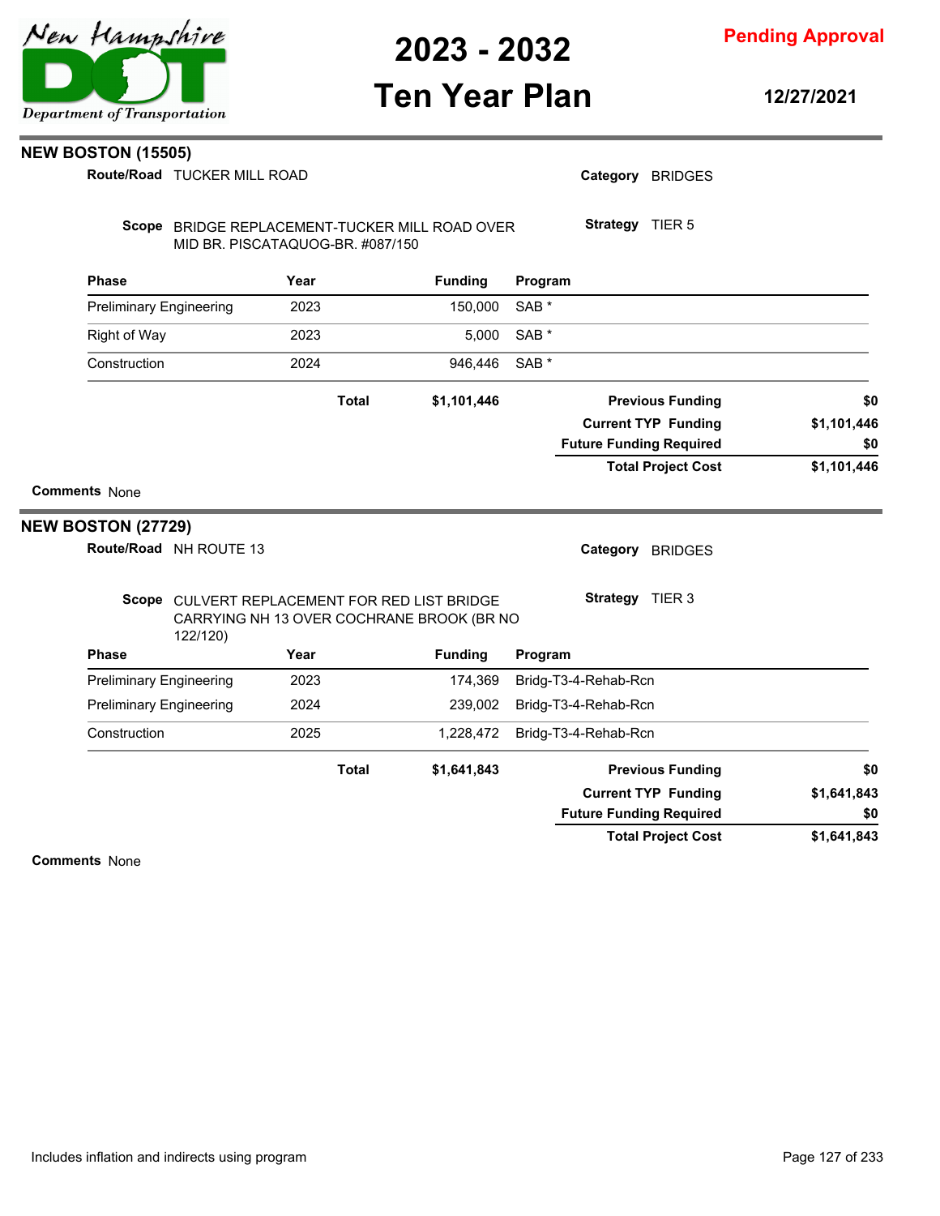## NEW BOSTON (15505)

**Route/Road** TUCKER MILL ROAD

**Category** BRIDGES

**Scope** BRIDGE REPLACEMENT-TUCKER MILL ROAD OVER MID BR. PISCATAQUOG-BR. #087/150

**Strategy** TIER 5

| Phase | Year | Funding | Program |
|---|---|---|---|
| Preliminary Engineering | 2023 | 150,000 | SAB * |
| Right of Way | 2023 | 5,000 | SAB * |
| Construction | 2024 | 946,446 | SAB * |
| | **Total** | **$1,101,446** | |

| | |
|---|---|
| **Previous Funding** | **$0** |
| **Current TYP Funding** | **$1,101,446** |
| **Future Funding Required** | **$0** |
| **Total Project Cost** | **$1,101,446** |

**Comments** None

## NEW BOSTON (27729)

**Route/Road** NH ROUTE 13

**Category** BRIDGES

**Scope** CULVERT REPLACEMENT FOR RED LIST BRIDGE CARRYING NH 13 OVER COCHRANE BROOK (BR NO 122/120)

**Strategy** TIER 3

| Phase | Year | Funding | Program |
|---|---|---|---|
| Preliminary Engineering | 2023 | 174,369 | Bridg-T3-4-Rehab-Rcn |
| Preliminary Engineering | 2024 | 239,002 | Bridg-T3-4-Rehab-Rcn |
| Construction | 2025 | 1,228,472 | Bridg-T3-4-Rehab-Rcn |
| | **Total** | **$1,641,843** | |

| | |
|---|---|
| **Previous Funding** | **$0** |
| **Current TYP Funding** | **$1,641,843** |
| **Future Funding Required** | **$0** |
| **Total Project Cost** | **$1,641,843** |

**Comments** None

Includes inflation and indirects using program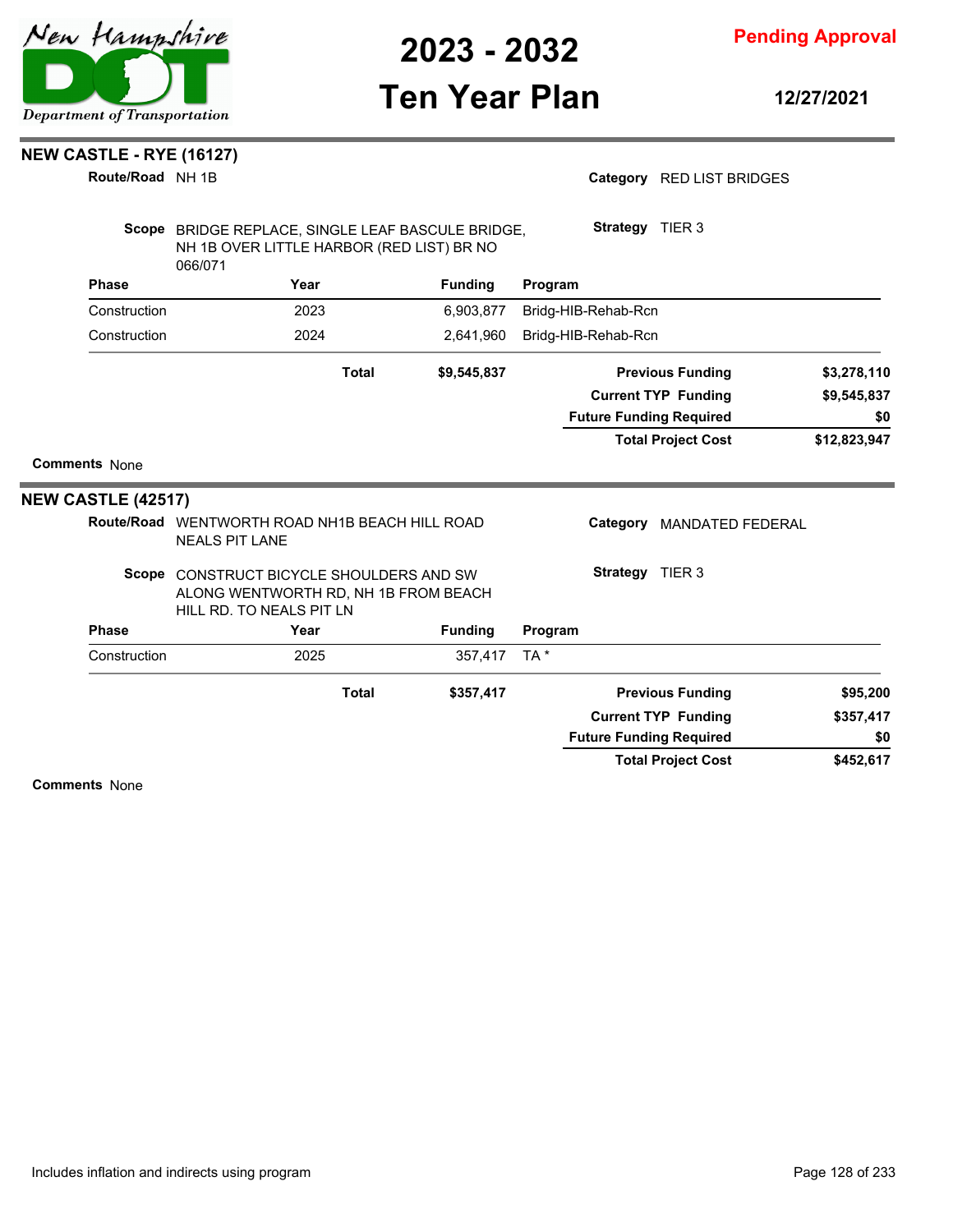## NEW CASTLE - RYE (16127)

**Route/Road** NH 1B

**Category** RED LIST BRIDGES

**Scope** BRIDGE REPLACE, SINGLE LEAF BASCULE BRIDGE, NH 1B OVER LITTLE HARBOR (RED LIST) BR NO 066/071

**Strategy** TIER 3

| Phase | Year | Funding | Program |
|---|---|---|---|
| Construction | 2023 | 6,903,877 | Bridg-HIB-Rehab-Rcn |
| Construction | 2024 | 2,641,960 | Bridg-HIB-Rehab-Rcn |
| | **Total** | **$9,545,837** | |

| | |
|---|---|
| **Previous Funding** | **$3,278,110** |
| **Current TYP Funding** | **$9,545,837** |
| **Future Funding Required** | **$0** |
| **Total Project Cost** | **$12,823,947** |

**Comments** None

## NEW CASTLE (42517)

**Route/Road** WENTWORTH ROAD NH1B BEACH HILL ROAD NEALS PIT LANE

**Category** MANDATED FEDERAL

**Scope** CONSTRUCT BICYCLE SHOULDERS AND SW ALONG WENTWORTH RD, NH 1B FROM BEACH HILL RD. TO NEALS PIT LN

**Strategy** TIER 3

| Phase | Year | Funding | Program |
|---|---|---|---|
| Construction | 2025 | 357,417 | TA * |
| | **Total** | **$357,417** | |

| | |
|---|---|
| **Previous Funding** | **$95,200** |
| **Current TYP Funding** | **$357,417** |
| **Future Funding Required** | **$0** |
| **Total Project Cost** | **$452,617** |

**Comments** None

Includes inflation and indirects using program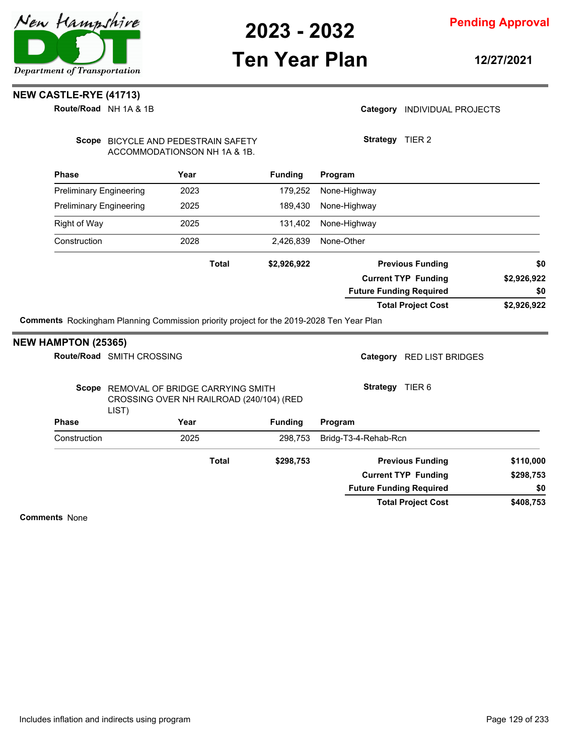# NEW CASTLE-RYE (41713)

**Route/Road** NH 1A & 1B

**Category** INDIVIDUAL PROJECTS

**Scope** BICYCLE AND PEDESTRAIN SAFETY ACCOMMODATIONSON NH 1A & 1B.

**Strategy** TIER 2

| Phase | Year | Funding | Program |
|---|---|---|---|
| Preliminary Engineering | 2023 | 179,252 | None-Highway |
| Preliminary Engineering | 2025 | 189,430 | None-Highway |
| Right of Way | 2025 | 131,402 | None-Highway |
| Construction | 2028 | 2,426,839 | None-Other |
| | **Total** | **$2,926,922** | |

| | |
|---|---|
| **Previous Funding** | **$0** |
| **Current TYP Funding** | **$2,926,922** |
| **Future Funding Required** | **$0** |
| **Total Project Cost** | **$2,926,922** |

**Comments** Rockingham Planning Commission priority project for the 2019-2028 Ten Year Plan

# NEW HAMPTON (25365)

**Route/Road** SMITH CROSSING

**Category** RED LIST BRIDGES

**Scope** REMOVAL OF BRIDGE CARRYING SMITH CROSSING OVER NH RAILROAD (240/104) (RED LIST)

**Strategy** TIER 6

| Phase | Year | Funding | Program |
|---|---|---|---|
| Construction | 2025 | 298,753 | Bridg-T3-4-Rehab-Rcn |
| | **Total** | **$298,753** | |

| | |
|---|---|
| **Previous Funding** | **$110,000** |
| **Current TYP Funding** | **$298,753** |
| **Future Funding Required** | **$0** |
| **Total Project Cost** | **$408,753** |

**Comments** None

Includes inflation and indirects using program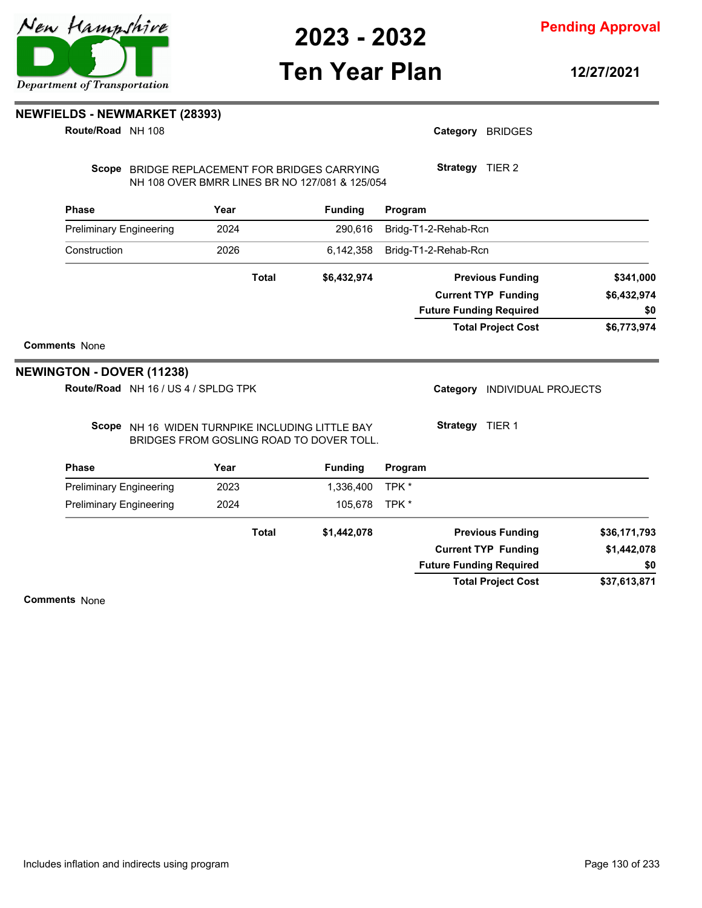## NEWFIELDS - NEWMARKET (28393)

**Route/Road** NH 108

**Category** BRIDGES

**Scope** BRIDGE REPLACEMENT FOR BRIDGES CARRYING NH 108 OVER BMRR LINES BR NO 127/081 & 125/054

**Strategy** TIER 2

| Phase | Year | Funding | Program |
|---|---|---|---|
| Preliminary Engineering | 2024 | 290,616 | Bridg-T1-2-Rehab-Rcn |
| Construction | 2026 | 6,142,358 | Bridg-T1-2-Rehab-Rcn |
| | **Total** | **$6,432,974** | |

| | |
|---|---|
| **Previous Funding** | **$341,000** |
| **Current TYP Funding** | **$6,432,974** |
| **Future Funding Required** | **$0** |
| **Total Project Cost** | **$6,773,974** |

**Comments** None

## NEWINGTON - DOVER (11238)

**Route/Road** NH 16 / US 4 / SPLDG TPK

**Category** INDIVIDUAL PROJECTS

**Scope** NH 16 WIDEN TURNPIKE INCLUDING LITTLE BAY BRIDGES FROM GOSLING ROAD TO DOVER TOLL.

**Strategy** TIER 1

| Phase | Year | Funding | Program |
|---|---|---|---|
| Preliminary Engineering | 2023 | 1,336,400 | TPK * |
| Preliminary Engineering | 2024 | 105,678 | TPK * |
| | **Total** | **$1,442,078** | |

| | |
|---|---|
| **Previous Funding** | **$36,171,793** |
| **Current TYP Funding** | **$1,442,078** |
| **Future Funding Required** | **$0** |
| **Total Project Cost** | **$37,613,871** |

**Comments** None

Includes inflation and indirects using program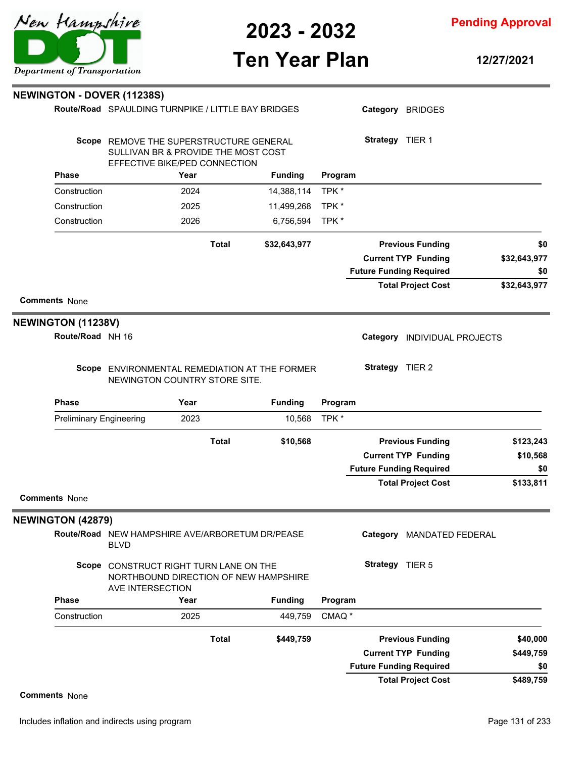# 2023 - 2032 Ten Year Plan

**Pending Approval**

**12/27/2021**

## NEWINGTON - DOVER (11238S)

**Route/Road** SPAULDING TURNPIKE / LITTLE BAY BRIDGES

**Category** BRIDGES

**Scope** REMOVE THE SUPERSTRUCTURE GENERAL SULLIVAN BR & PROVIDE THE MOST COST EFFECTIVE BIKE/PED CONNECTION

**Strategy** TIER 1

| Phase | Year | Funding | Program |
|---|---|---|---|
| Construction | 2024 | 14,388,114 | TPK * |
| Construction | 2025 | 11,499,268 | TPK * |
| Construction | 2026 | 6,756,594 | TPK * |
| | **Total** | **$32,643,977** | |

| | |
|---|---|
| **Previous Funding** | **$0** |
| **Current TYP Funding** | **$32,643,977** |
| **Future Funding Required** | **$0** |
| **Total Project Cost** | **$32,643,977** |

**Comments** None

## NEWINGTON (11238V)

**Route/Road** NH 16

**Category** INDIVIDUAL PROJECTS

**Scope** ENVIRONMENTAL REMEDIATION AT THE FORMER NEWINGTON COUNTRY STORE SITE.

**Strategy** TIER 2

| Phase | Year | Funding | Program |
|---|---|---|---|
| Preliminary Engineering | 2023 | 10,568 | TPK * |
| | **Total** | **$10,568** | |

| | |
|---|---|
| **Previous Funding** | **$123,243** |
| **Current TYP Funding** | **$10,568** |
| **Future Funding Required** | **$0** |
| **Total Project Cost** | **$133,811** |

**Comments** None

## NEWINGTON (42879)

**Route/Road** NEW HAMPSHIRE AVE/ARBORETUM DR/PEASE BLVD

**Category** MANDATED FEDERAL

**Scope** CONSTRUCT RIGHT TURN LANE ON THE NORTHBOUND DIRECTION OF NEW HAMPSHIRE AVE INTERSECTION

**Strategy** TIER 5

| Phase | Year | Funding | Program |
|---|---|---|---|
| Construction | 2025 | 449,759 | CMAQ * |
| | **Total** | **$449,759** | |

| | |
|---|---|
| **Previous Funding** | **$40,000** |
| **Current TYP Funding** | **$449,759** |
| **Future Funding Required** | **$0** |
| **Total Project Cost** | **$489,759** |

**Comments** None

Includes inflation and indirects using program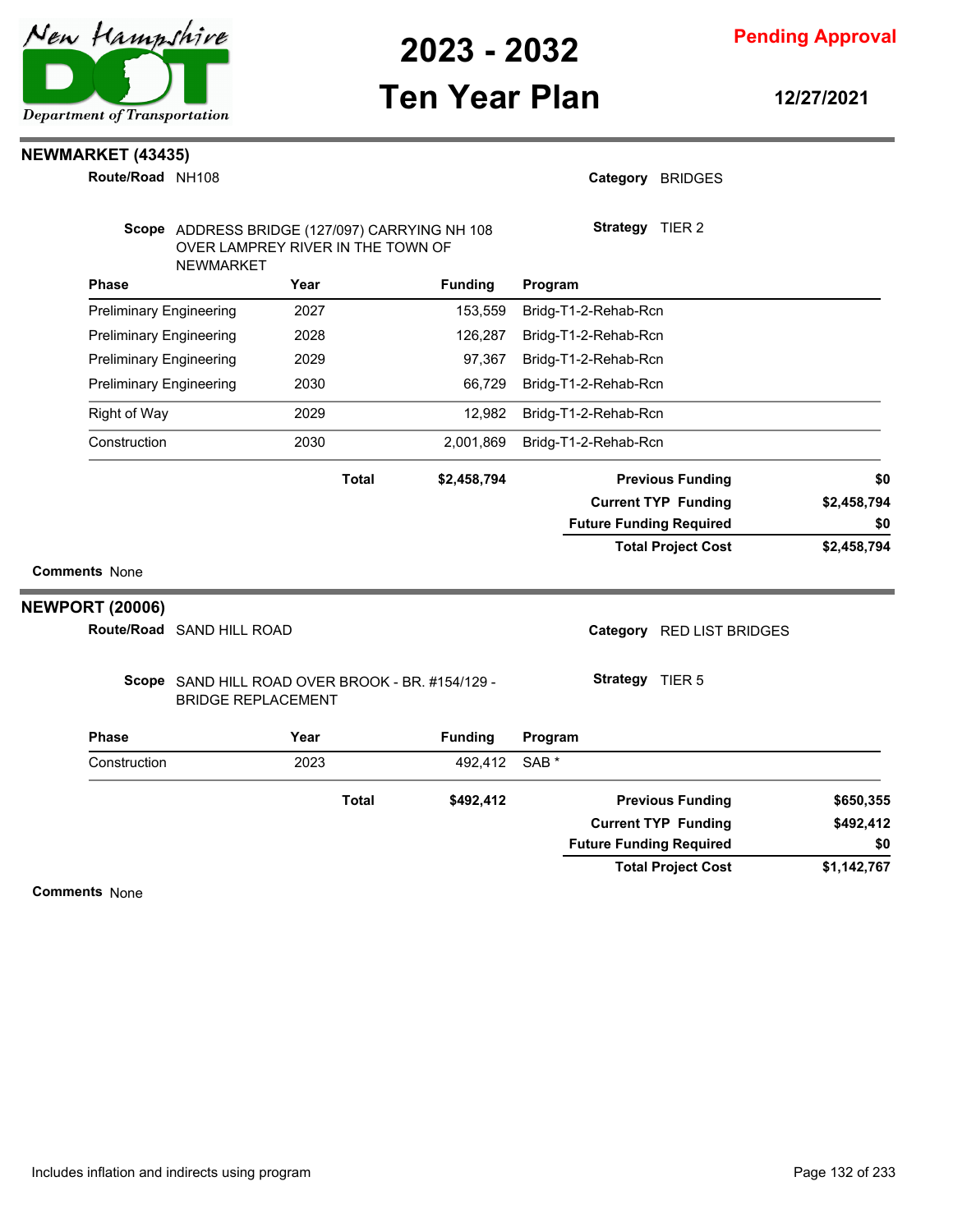# 2023 - 2032 Ten Year Plan

**Pending Approval**

**12/27/2021**

## NEWMARKET (43435)

**Route/Road** NH108

**Category** BRIDGES

**Scope** ADDRESS BRIDGE (127/097) CARRYING NH 108 OVER LAMPREY RIVER IN THE TOWN OF NEWMARKET

**Strategy** TIER 2

| Phase | Year | Funding | Program |
|---|---|---|---|
| Preliminary Engineering | 2027 | 153,559 | Bridg-T1-2-Rehab-Rcn |
| Preliminary Engineering | 2028 | 126,287 | Bridg-T1-2-Rehab-Rcn |
| Preliminary Engineering | 2029 | 97,367 | Bridg-T1-2-Rehab-Rcn |
| Preliminary Engineering | 2030 | 66,729 | Bridg-T1-2-Rehab-Rcn |
| Right of Way | 2029 | 12,982 | Bridg-T1-2-Rehab-Rcn |
| Construction | 2030 | 2,001,869 | Bridg-T1-2-Rehab-Rcn |
| | **Total** | **$2,458,794** | |

| | |
|---|---|
| **Previous Funding** | **$0** |
| **Current TYP Funding** | **$2,458,794** |
| **Future Funding Required** | **$0** |
| **Total Project Cost** | **$2,458,794** |

**Comments** None

## NEWPORT (20006)

**Route/Road** SAND HILL ROAD

**Category** RED LIST BRIDGES

**Scope** SAND HILL ROAD OVER BROOK - BR. #154/129 - BRIDGE REPLACEMENT

**Strategy** TIER 5

| Phase | Year | Funding | Program |
|---|---|---|---|
| Construction | 2023 | 492,412 | SAB * |
| | **Total** | **$492,412** | |

| | |
|---|---|
| **Previous Funding** | **$650,355** |
| **Current TYP Funding** | **$492,412** |
| **Future Funding Required** | **$0** |
| **Total Project Cost** | **$1,142,767** |

**Comments** None

Includes inflation and indirects using program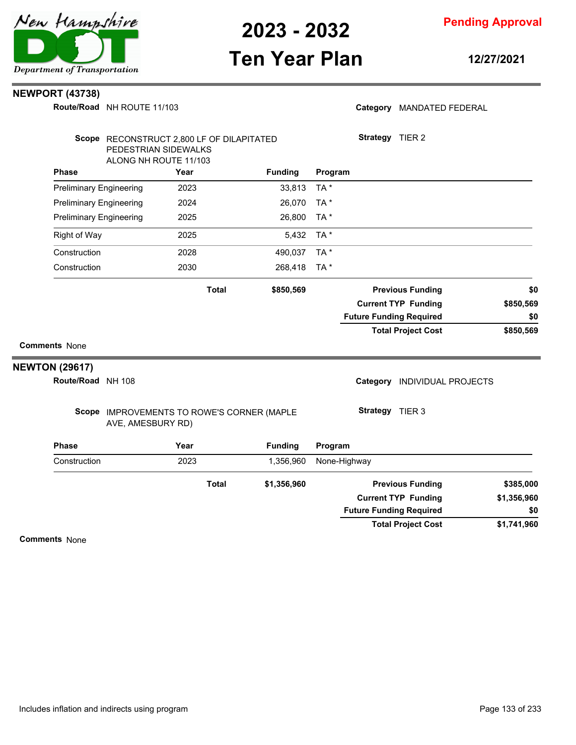## NEWPORT (43738)

**Route/Road** NH ROUTE 11/103

**Category** MANDATED FEDERAL

**Scope** RECONSTRUCT 2,800 LF OF DILAPITATED PEDESTRIAN SIDEWALKS ALONG NH ROUTE 11/103

**Strategy** TIER 2

| Phase | Year | Funding | Program |
|---|---|---|---|
| Preliminary Engineering | 2023 | 33,813 | TA * |
| Preliminary Engineering | 2024 | 26,070 | TA * |
| Preliminary Engineering | 2025 | 26,800 | TA * |
| Right of Way | 2025 | 5,432 | TA * |
| Construction | 2028 | 490,037 | TA * |
| Construction | 2030 | 268,418 | TA * |
| **Total** | | **$850,569** | |

| | |
|---|---|
| **Previous Funding** | **$0** |
| **Current TYP Funding** | **$850,569** |
| **Future Funding Required** | **$0** |
| **Total Project Cost** | **$850,569** |

**Comments** None

## NEWTON (29617)

**Route/Road** NH 108

**Category** INDIVIDUAL PROJECTS

**Scope** IMPROVEMENTS TO ROWE'S CORNER (MAPLE AVE, AMESBURY RD)

**Strategy** TIER 3

| Phase | Year | Funding | Program |
|---|---|---|---|
| Construction | 2023 | 1,356,960 | None-Highway |
| **Total** | | **$1,356,960** | |

| | |
|---|---|
| **Previous Funding** | **$385,000** |
| **Current TYP Funding** | **$1,356,960** |
| **Future Funding Required** | **$0** |
| **Total Project Cost** | **$1,741,960** |

**Comments** None

Includes inflation and indirects using program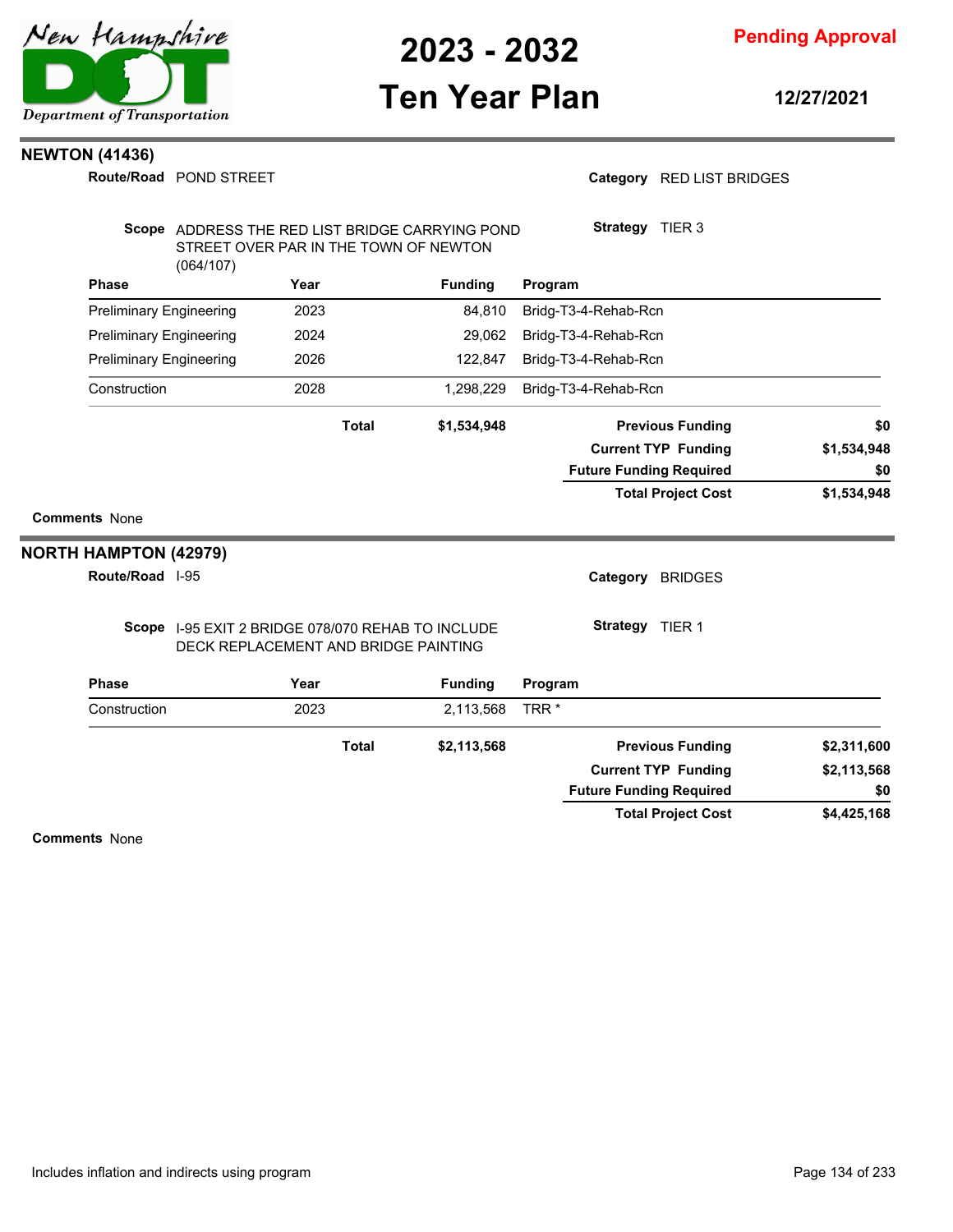## NEWTON (41436)

**Route/Road** POND STREET

**Category** RED LIST BRIDGES

**Scope** ADDRESS THE RED LIST BRIDGE CARRYING POND STREET OVER PAR IN THE TOWN OF NEWTON (064/107)

**Strategy** TIER 3

| Phase | Year | Funding | Program |
|---|---|---|---|
| Preliminary Engineering | 2023 | 84,810 | Bridg-T3-4-Rehab-Rcn |
| Preliminary Engineering | 2024 | 29,062 | Bridg-T3-4-Rehab-Rcn |
| Preliminary Engineering | 2026 | 122,847 | Bridg-T3-4-Rehab-Rcn |
| Construction | 2028 | 1,298,229 | Bridg-T3-4-Rehab-Rcn |
| | **Total** | **$1,534,948** | |

| | |
|---|---|
| **Previous Funding** | $0 |
| **Current TYP Funding** | $1,534,948 |
| **Future Funding Required** | $0 |
| **Total Project Cost** | $1,534,948 |

**Comments** None

## NORTH HAMPTON (42979)

**Route/Road** I-95

**Category** BRIDGES

**Scope** I-95 EXIT 2 BRIDGE 078/070 REHAB TO INCLUDE DECK REPLACEMENT AND BRIDGE PAINTING

**Strategy** TIER 1

| Phase | Year | Funding | Program |
|---|---|---|---|
| Construction | 2023 | 2,113,568 | TRR * |
| | **Total** | **$2,113,568** | |

| | |
|---|---|
| **Previous Funding** | $2,311,600 |
| **Current TYP Funding** | $2,113,568 |
| **Future Funding Required** | $0 |
| **Total Project Cost** | $4,425,168 |

**Comments** None

Includes inflation and indirects using program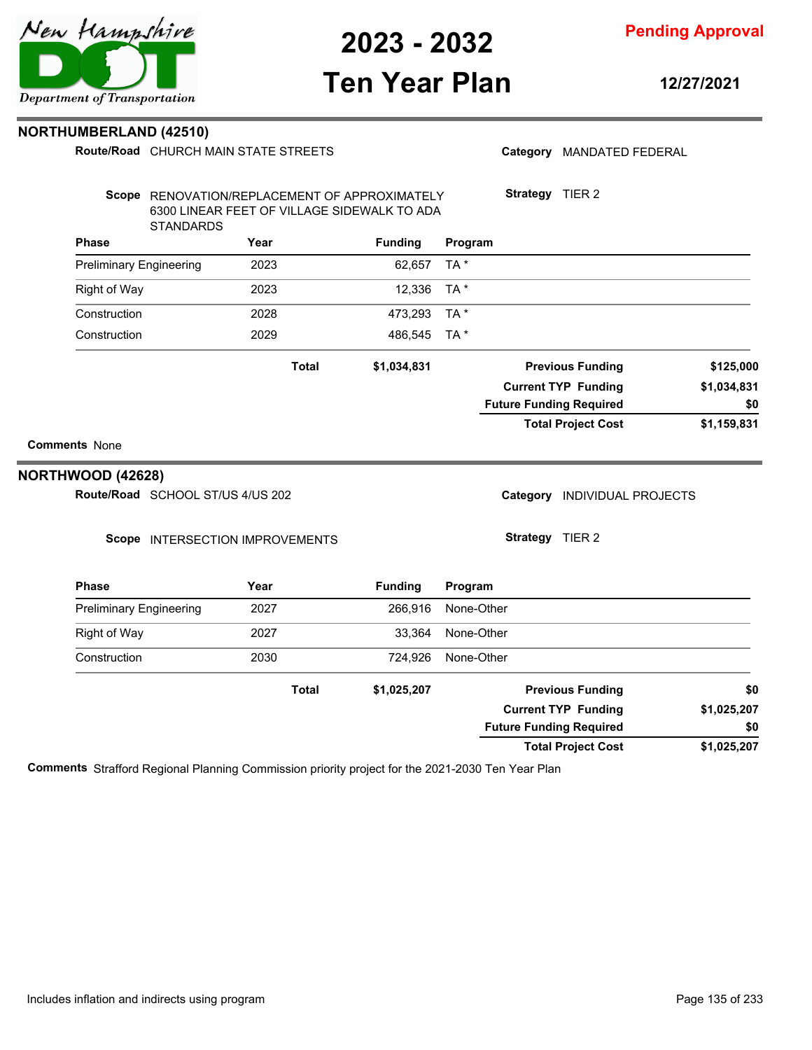## NORTHUMBERLAND (42510)

**Route/Road** CHURCH MAIN STATE STREETS

**Category** MANDATED FEDERAL

**Scope** RENOVATION/REPLACEMENT OF APPROXIMATELY 6300 LINEAR FEET OF VILLAGE SIDEWALK TO ADA STANDARDS

**Strategy** TIER 2

| Phase | Year | Funding | Program |
|---|---|---|---|
| Preliminary Engineering | 2023 | 62,657 | TA * |
| Right of Way | 2023 | 12,336 | TA * |
| Construction | 2028 | 473,293 | TA * |
| Construction | 2029 | 486,545 | TA * |
| | **Total** | **$1,034,831** | |

| | |
|---|---|
| **Previous Funding** | **$125,000** |
| **Current TYP Funding** | **$1,034,831** |
| **Future Funding Required** | **$0** |
| **Total Project Cost** | **$1,159,831** |

**Comments** None

## NORTHWOOD (42628)

**Route/Road** SCHOOL ST/US 4/US 202

**Category** INDIVIDUAL PROJECTS

**Scope** INTERSECTION IMPROVEMENTS

**Strategy** TIER 2

| Phase | Year | Funding | Program |
|---|---|---|---|
| Preliminary Engineering | 2027 | 266,916 | None-Other |
| Right of Way | 2027 | 33,364 | None-Other |
| Construction | 2030 | 724,926 | None-Other |
| | **Total** | **$1,025,207** | |

| | |
|---|---|
| **Previous Funding** | **$0** |
| **Current TYP Funding** | **$1,025,207** |
| **Future Funding Required** | **$0** |
| **Total Project Cost** | **$1,025,207** |

**Comments** Strafford Regional Planning Commission priority project for the 2021-2030 Ten Year Plan

Includes inflation and indirects using program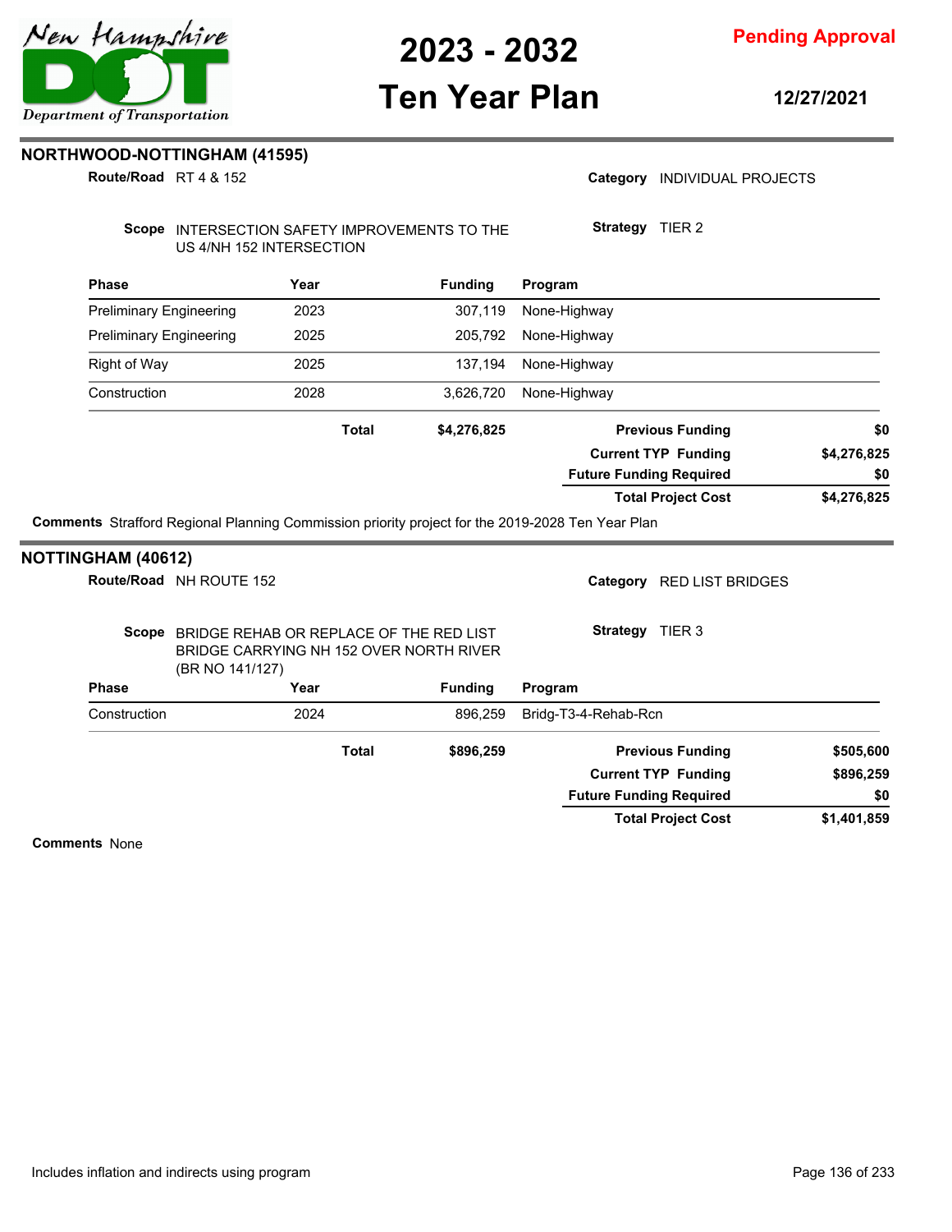## NORTHWOOD-NOTTINGHAM (41595)

**Route/Road** RT 4 & 152

**Category** INDIVIDUAL PROJECTS

**Scope** INTERSECTION SAFETY IMPROVEMENTS TO THE US 4/NH 152 INTERSECTION

**Strategy** TIER 2

| Phase | Year | Funding | Program |
|---|---|---|---|
| Preliminary Engineering | 2023 | 307,119 | None-Highway |
| Preliminary Engineering | 2025 | 205,792 | None-Highway |
| Right of Way | 2025 | 137,194 | None-Highway |
| Construction | 2028 | 3,626,720 | None-Highway |
| | **Total** | **$4,276,825** | |

| | |
|---|---|
| **Previous Funding** | **$0** |
| **Current TYP Funding** | **$4,276,825** |
| **Future Funding Required** | **$0** |
| **Total Project Cost** | **$4,276,825** |

**Comments** Strafford Regional Planning Commission priority project for the 2019-2028 Ten Year Plan

## NOTTINGHAM (40612)

**Route/Road** NH ROUTE 152

**Category** RED LIST BRIDGES

**Scope** BRIDGE REHAB OR REPLACE OF THE RED LIST BRIDGE CARRYING NH 152 OVER NORTH RIVER (BR NO 141/127)

**Strategy** TIER 3

| Phase | Year | Funding | Program |
|---|---|---|---|
| Construction | 2024 | 896,259 | Bridg-T3-4-Rehab-Rcn |
| | **Total** | **$896,259** | |

| | |
|---|---|
| **Previous Funding** | **$505,600** |
| **Current TYP Funding** | **$896,259** |
| **Future Funding Required** | **$0** |
| **Total Project Cost** | **$1,401,859** |

**Comments** None

Includes inflation and indirects using program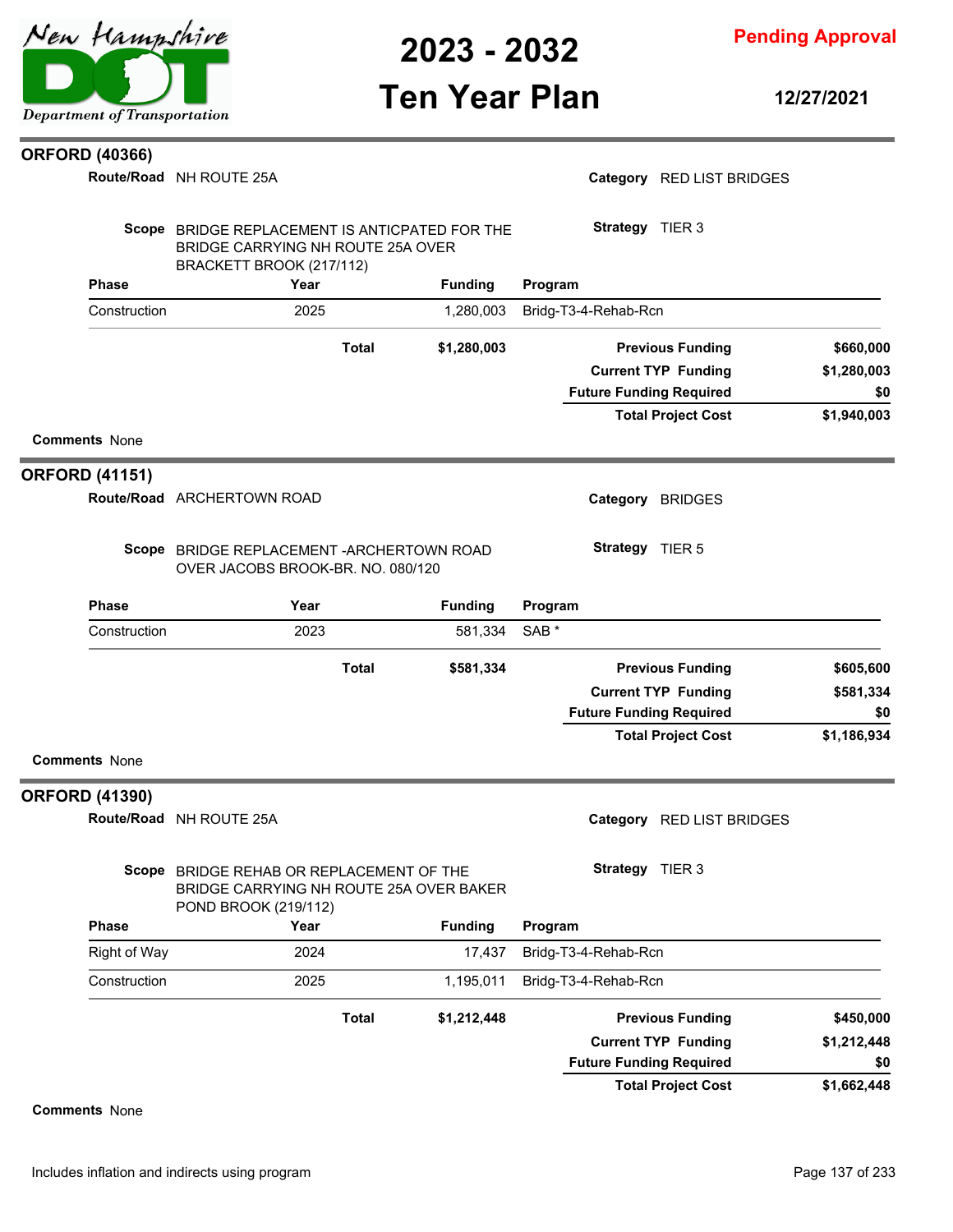## ORFORD (40366)

**Route/Road** NH ROUTE 25A

**Category** RED LIST BRIDGES

**Scope** BRIDGE REPLACEMENT IS ANTICPATED FOR THE BRIDGE CARRYING NH ROUTE 25A OVER BRACKETT BROOK (217/112)

**Strategy** TIER 3

| Phase | Year | Funding | Program |
|---|---|---|---|
| Construction | 2025 | 1,280,003 | Bridg-T3-4-Rehab-Rcn |
| | **Total** | **$1,280,003** | |

| | |
|---|---|
| **Previous Funding** | **$660,000** |
| **Current TYP Funding** | **$1,280,003** |
| **Future Funding Required** | **$0** |
| **Total Project Cost** | **$1,940,003** |

**Comments** None

## ORFORD (41151)

**Route/Road** ARCHERTOWN ROAD

**Category** BRIDGES

**Scope** BRIDGE REPLACEMENT -ARCHERTOWN ROAD OVER JACOBS BROOK-BR. NO. 080/120

**Strategy** TIER 5

| Phase | Year | Funding | Program |
|---|---|---|---|
| Construction | 2023 | 581,334 | SAB * |
| | **Total** | **$581,334** | |

| | |
|---|---|
| **Previous Funding** | **$605,600** |
| **Current TYP Funding** | **$581,334** |
| **Future Funding Required** | **$0** |
| **Total Project Cost** | **$1,186,934** |

**Comments** None

## ORFORD (41390)

**Route/Road** NH ROUTE 25A

**Category** RED LIST BRIDGES

**Scope** BRIDGE REHAB OR REPLACEMENT OF THE BRIDGE CARRYING NH ROUTE 25A OVER BAKER POND BROOK (219/112)

**Strategy** TIER 3

| Phase | Year | Funding | Program |
|---|---|---|---|
| Right of Way | 2024 | 17,437 | Bridg-T3-4-Rehab-Rcn |
| Construction | 2025 | 1,195,011 | Bridg-T3-4-Rehab-Rcn |
| | **Total** | **$1,212,448** | |

| | |
|---|---|
| **Previous Funding** | **$450,000** |
| **Current TYP Funding** | **$1,212,448** |
| **Future Funding Required** | **$0** |
| **Total Project Cost** | **$1,662,448** |

**Comments** None

Includes inflation and indirects using program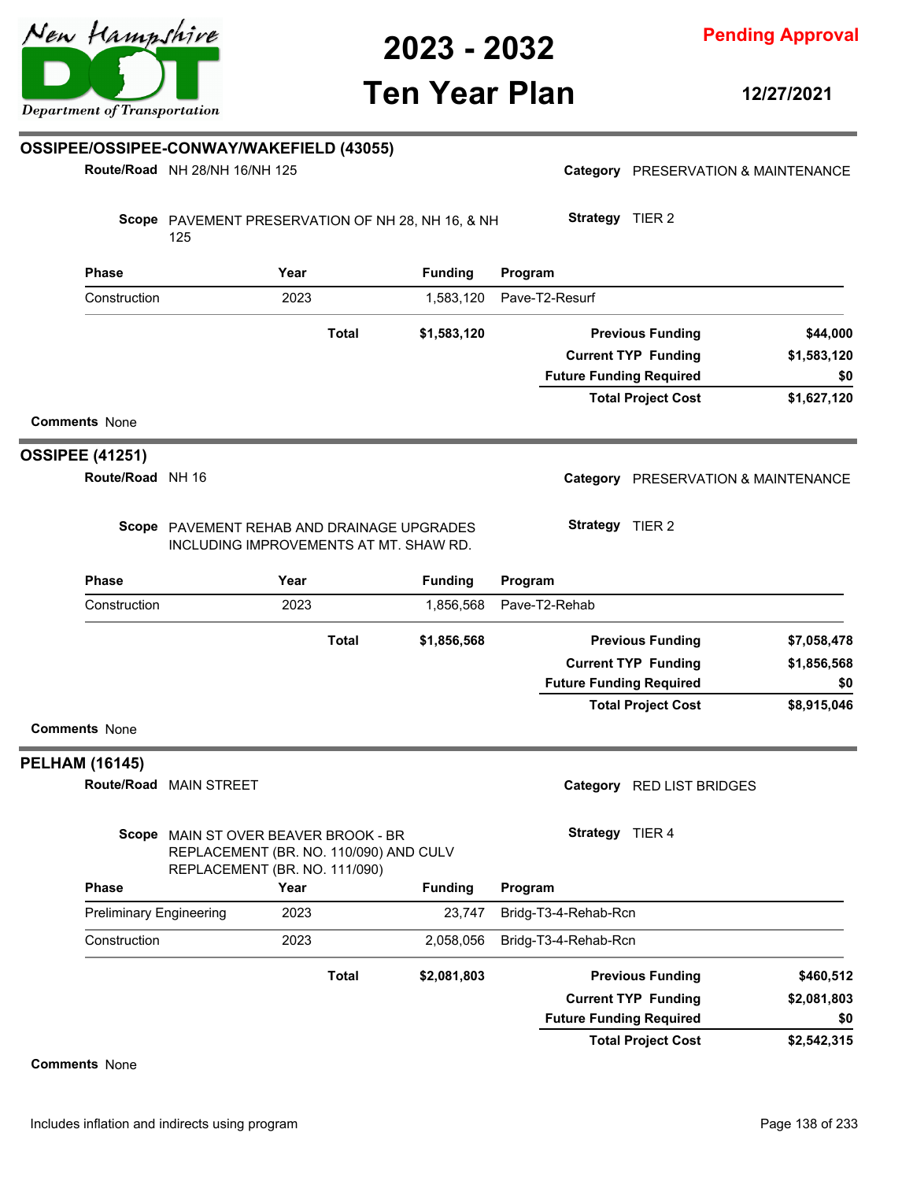# 2023 - 2032 Ten Year Plan

**Pending Approval**

**12/27/2021**

## OSSIPEE/OSSIPEE-CONWAY/WAKEFIELD (43055)

**Route/Road** NH 28/NH 16/NH 125

**Category** PRESERVATION & MAINTENANCE

**Scope** PAVEMENT PRESERVATION OF NH 28, NH 16, & NH 125

**Strategy** TIER 2

| Phase | Year | Funding | Program |
|---|---|---|---|
| Construction | 2023 | 1,583,120 | Pave-T2-Resurf |
| | **Total** | **$1,583,120** | |

| | |
|---|---|
| **Previous Funding** | **$44,000** |
| **Current TYP Funding** | **$1,583,120** |
| **Future Funding Required** | **$0** |
| **Total Project Cost** | **$1,627,120** |

**Comments** None

## OSSIPEE (41251)

**Route/Road** NH 16

**Category** PRESERVATION & MAINTENANCE

**Scope** PAVEMENT REHAB AND DRAINAGE UPGRADES INCLUDING IMPROVEMENTS AT MT. SHAW RD.

**Strategy** TIER 2

| Phase | Year | Funding | Program |
|---|---|---|---|
| Construction | 2023 | 1,856,568 | Pave-T2-Rehab |
| | **Total** | **$1,856,568** | |

| | |
|---|---|
| **Previous Funding** | **$7,058,478** |
| **Current TYP Funding** | **$1,856,568** |
| **Future Funding Required** | **$0** |
| **Total Project Cost** | **$8,915,046** |

**Comments** None

## PELHAM (16145)

**Route/Road** MAIN STREET

**Category** RED LIST BRIDGES

**Scope** MAIN ST OVER BEAVER BROOK - BR REPLACEMENT (BR. NO. 110/090) AND CULV REPLACEMENT (BR. NO. 111/090)

**Strategy** TIER 4

| Phase | Year | Funding | Program |
|---|---|---|---|
| Preliminary Engineering | 2023 | 23,747 | Bridg-T3-4-Rehab-Rcn |
| Construction | 2023 | 2,058,056 | Bridg-T3-4-Rehab-Rcn |
| | **Total** | **$2,081,803** | |

| | |
|---|---|
| **Previous Funding** | **$460,512** |
| **Current TYP Funding** | **$2,081,803** |
| **Future Funding Required** | **$0** |
| **Total Project Cost** | **$2,542,315** |

**Comments** None

Includes inflation and indirects using program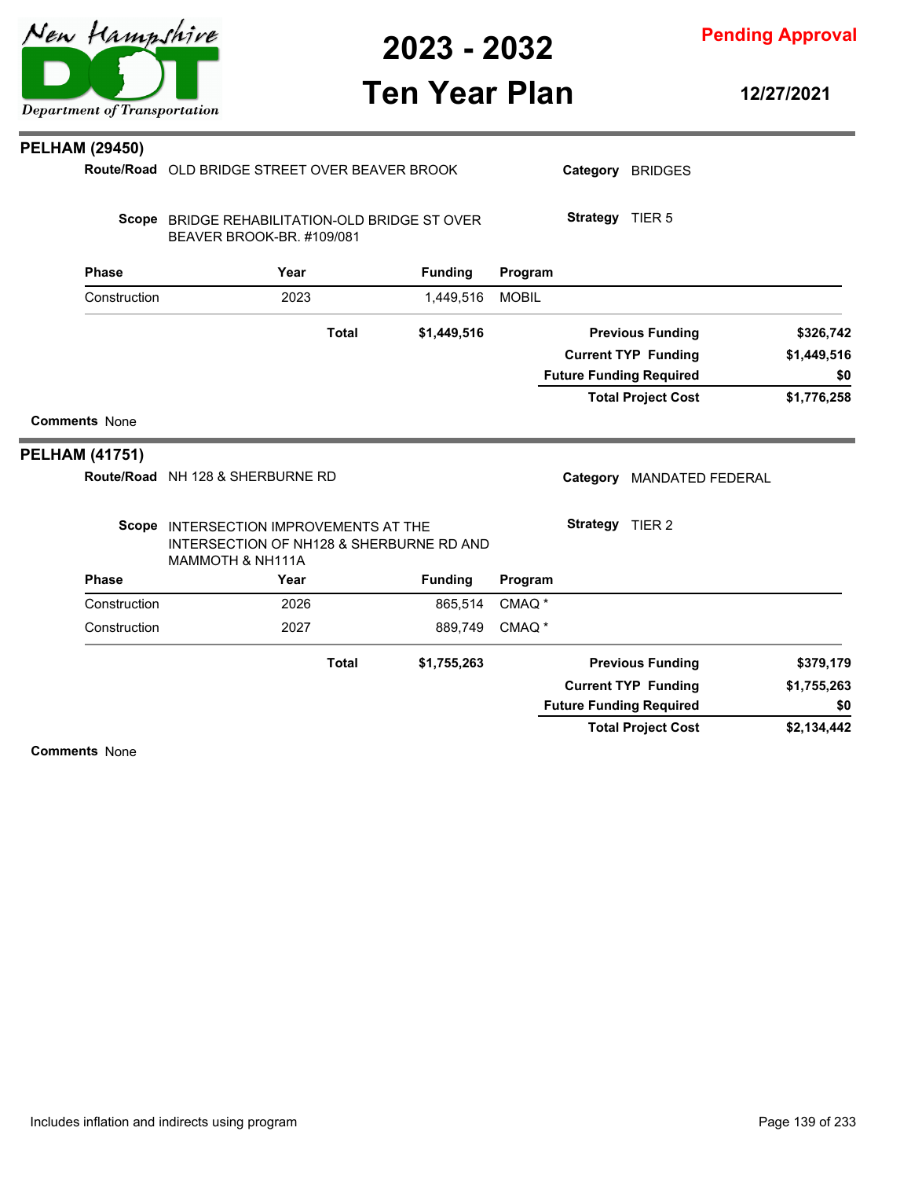## PELHAM (29450)

**Route/Road** OLD BRIDGE STREET OVER BEAVER BROOK

**Category** BRIDGES

**Scope** BRIDGE REHABILITATION-OLD BRIDGE ST OVER BEAVER BROOK-BR. #109/081

**Strategy** TIER 5

| Phase | Year | Funding | Program |
|---|---|---|---|
| Construction | 2023 | 1,449,516 | MOBIL |
| | **Total** | **$1,449,516** | |

| | |
|---|---|
| **Previous Funding** | **$326,742** |
| **Current TYP Funding** | **$1,449,516** |
| **Future Funding Required** | **$0** |
| **Total Project Cost** | **$1,776,258** |

**Comments** None

## PELHAM (41751)

**Route/Road** NH 128 & SHERBURNE RD

**Category** MANDATED FEDERAL

**Scope** INTERSECTION IMPROVEMENTS AT THE INTERSECTION OF NH128 & SHERBURNE RD AND MAMMOTH & NH111A

**Strategy** TIER 2

| Phase | Year | Funding | Program |
|---|---|---|---|
| Construction | 2026 | 865,514 | CMAQ * |
| Construction | 2027 | 889,749 | CMAQ * |
| | **Total** | **$1,755,263** | |

| | |
|---|---|
| **Previous Funding** | **$379,179** |
| **Current TYP Funding** | **$1,755,263** |
| **Future Funding Required** | **$0** |
| **Total Project Cost** | **$2,134,442** |

**Comments** None

Includes inflation and indirects using program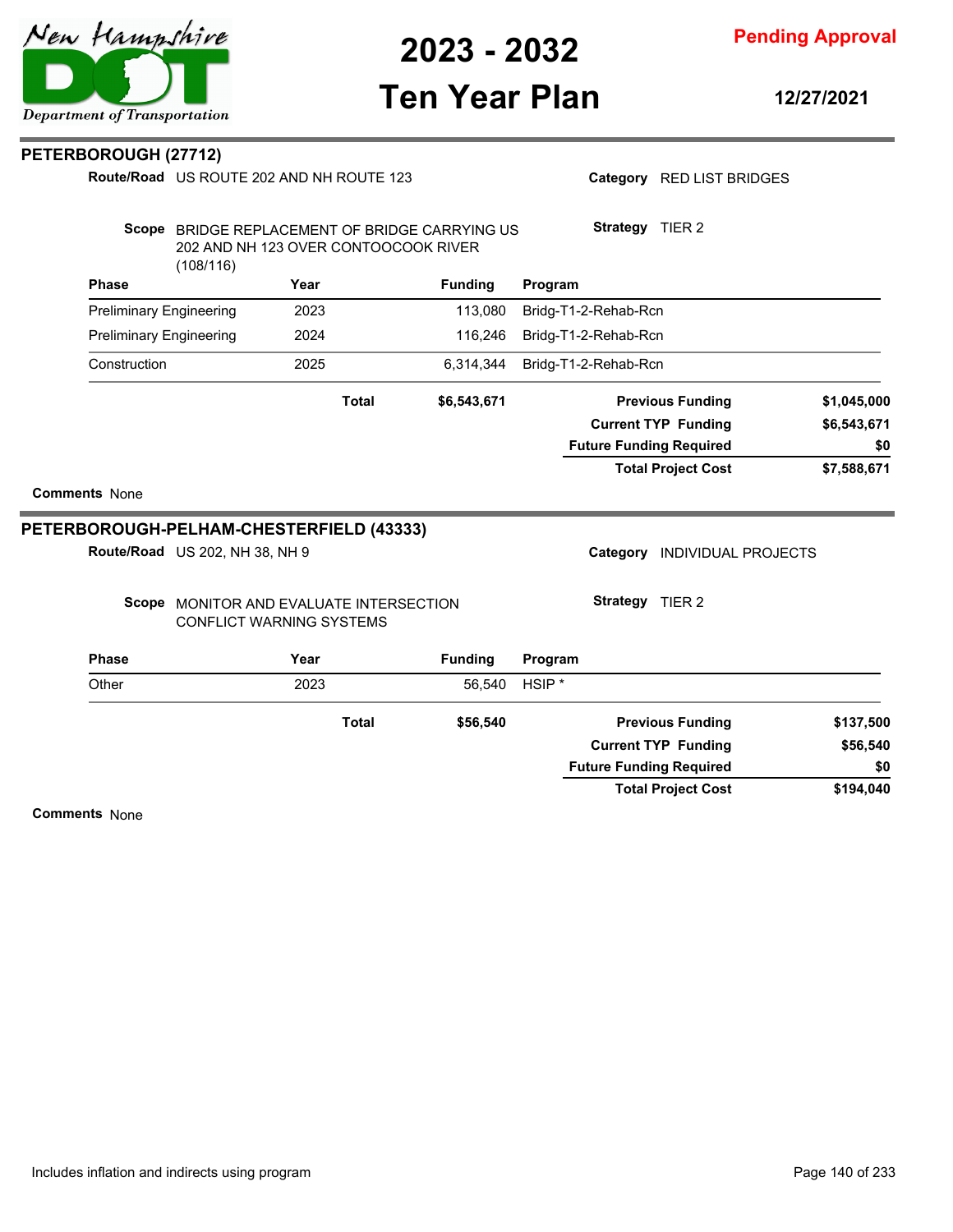## PETERBOROUGH (27712)

**Route/Road** US ROUTE 202 AND NH ROUTE 123

**Category** RED LIST BRIDGES

**Scope** BRIDGE REPLACEMENT OF BRIDGE CARRYING US 202 AND NH 123 OVER CONTOOCOOK RIVER (108/116)

**Strategy** TIER 2

| Phase | Year | Funding | Program |
|---|---|---|---|
| Preliminary Engineering | 2023 | 113,080 | Bridg-T1-2-Rehab-Rcn |
| Preliminary Engineering | 2024 | 116,246 | Bridg-T1-2-Rehab-Rcn |
| Construction | 2025 | 6,314,344 | Bridg-T1-2-Rehab-Rcn |
| | **Total** | **$6,543,671** | |

| | |
|---|---|
| **Previous Funding** | **$1,045,000** |
| **Current TYP Funding** | **$6,543,671** |
| **Future Funding Required** | **$0** |
| **Total Project Cost** | **$7,588,671** |

**Comments** None

## PETERBOROUGH-PELHAM-CHESTERFIELD (43333)

**Route/Road** US 202, NH 38, NH 9

**Category** INDIVIDUAL PROJECTS

**Scope** MONITOR AND EVALUATE INTERSECTION CONFLICT WARNING SYSTEMS

**Strategy** TIER 2

| Phase | Year | Funding | Program |
|---|---|---|---|
| Other | 2023 | 56,540 | HSIP * |
| | **Total** | **$56,540** | |

| | |
|---|---|
| **Previous Funding** | **$137,500** |
| **Current TYP Funding** | **$56,540** |
| **Future Funding Required** | **$0** |
| **Total Project Cost** | **$194,040** |

**Comments** None

Includes inflation and indirects using program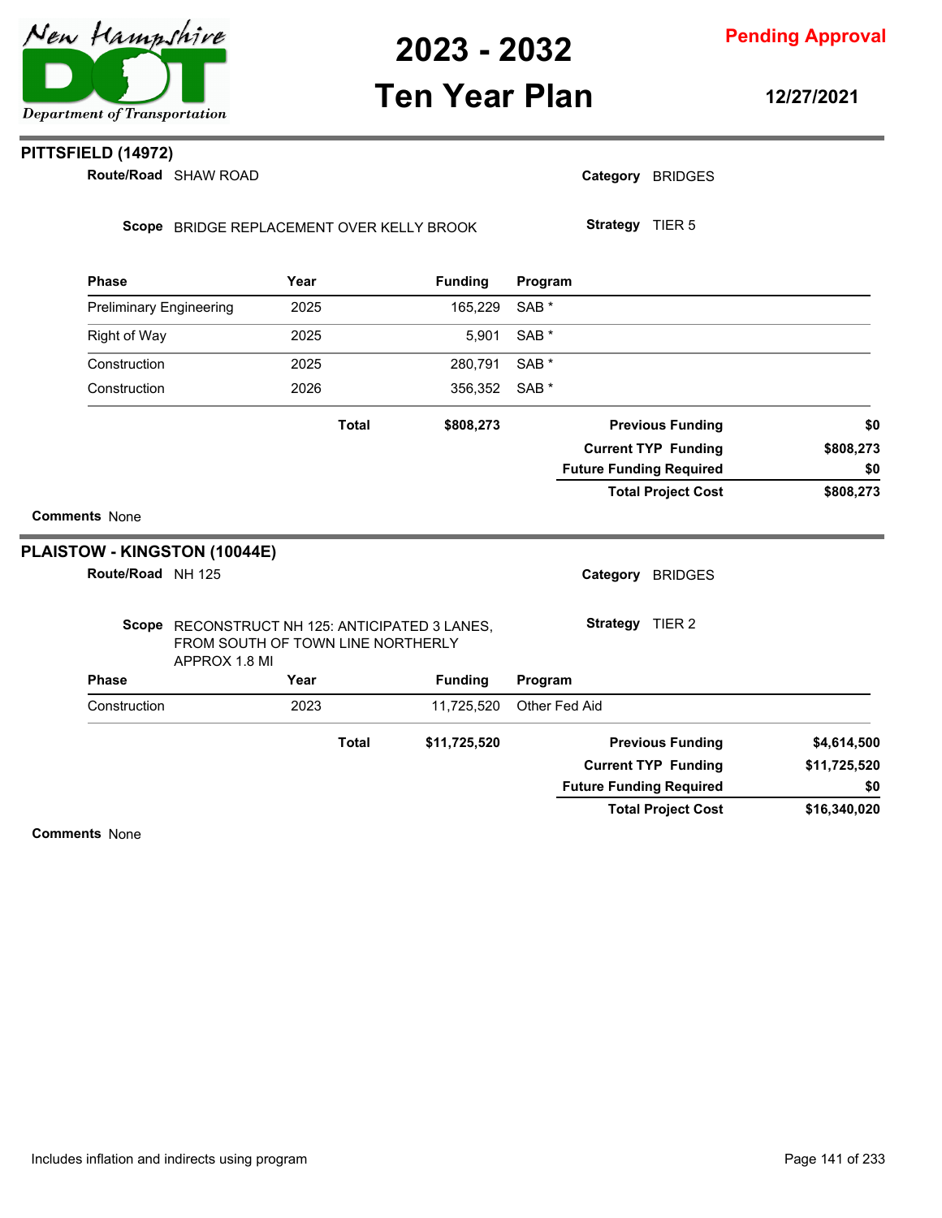## PITTSFIELD (14972)

**Route/Road** SHAW ROAD

**Category** BRIDGES

**Scope** BRIDGE REPLACEMENT OVER KELLY BROOK

**Strategy** TIER 5

| Phase | Year | Funding | Program |
|---|---|---|---|
| Preliminary Engineering | 2025 | 165,229 | SAB * |
| Right of Way | 2025 | 5,901 | SAB * |
| Construction | 2025 | 280,791 | SAB * |
| Construction | 2026 | 356,352 | SAB * |
| | **Total** | **$808,273** | |

| | |
|---|---|
| **Previous Funding** | **$0** |
| **Current TYP Funding** | **$808,273** |
| **Future Funding Required** | **$0** |
| **Total Project Cost** | **$808,273** |

**Comments** None

## PLAISTOW - KINGSTON (10044E)

**Route/Road** NH 125

**Category** BRIDGES

**Scope** RECONSTRUCT NH 125: ANTICIPATED 3 LANES, FROM SOUTH OF TOWN LINE NORTHERLY APPROX 1.8 MI

**Strategy** TIER 2

| Phase | Year | Funding | Program |
|---|---|---|---|
| Construction | 2023 | 11,725,520 | Other Fed Aid |
| | **Total** | **$11,725,520** | |

| | |
|---|---|
| **Previous Funding** | **$4,614,500** |
| **Current TYP Funding** | **$11,725,520** |
| **Future Funding Required** | **$0** |
| **Total Project Cost** | **$16,340,020** |

**Comments** None

Includes inflation and indirects using program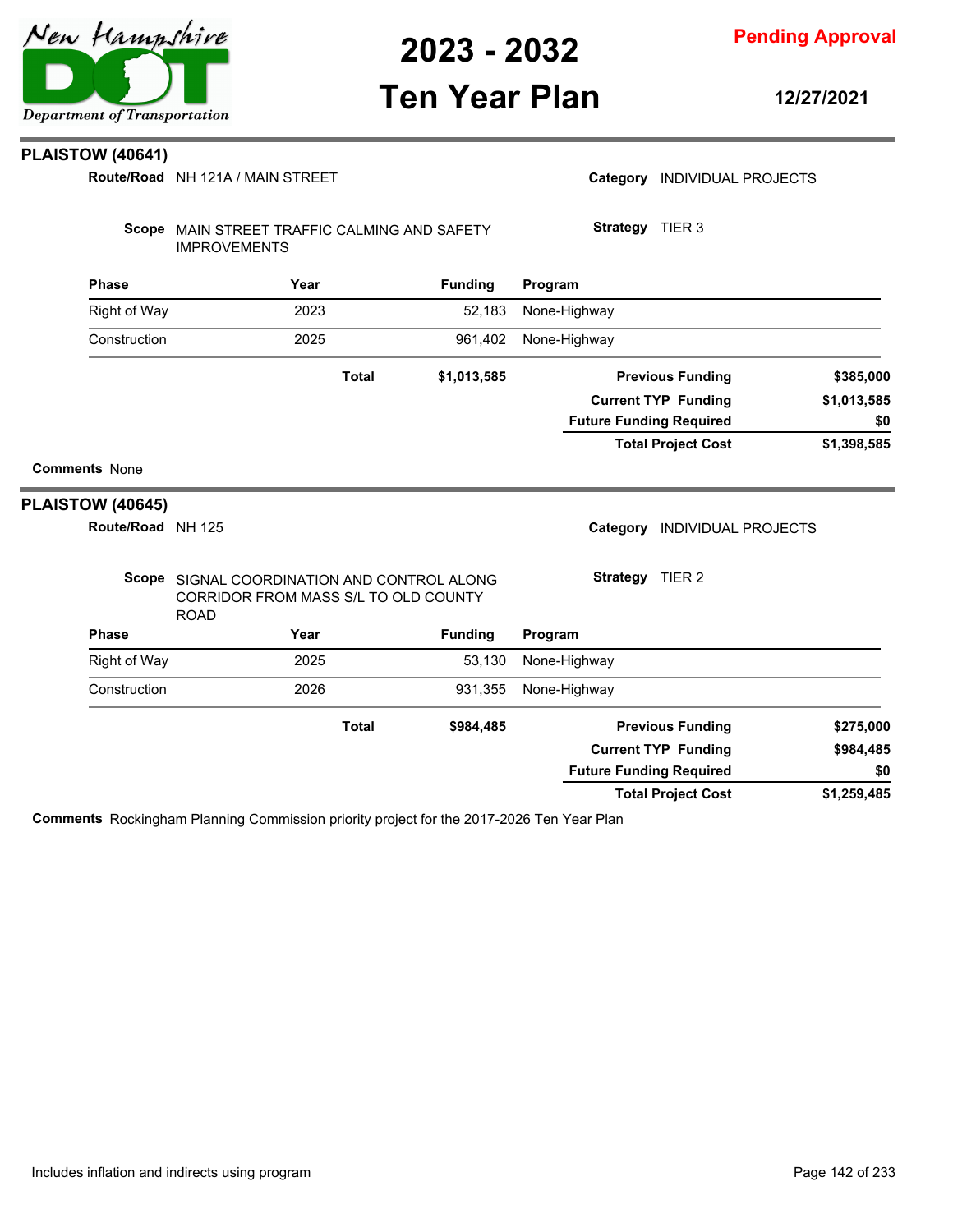## PLAISTOW (40641)

**Route/Road** NH 121A / MAIN STREET

**Category** INDIVIDUAL PROJECTS

**Scope** MAIN STREET TRAFFIC CALMING AND SAFETY IMPROVEMENTS

**Strategy** TIER 3

| Phase | Year | Funding | Program |
|---|---|---|---|
| Right of Way | 2023 | 52,183 | None-Highway |
| Construction | 2025 | 961,402 | None-Highway |
| | **Total** | **$1,013,585** | |

| | |
|---|---|
| **Previous Funding** | **$385,000** |
| **Current TYP Funding** | **$1,013,585** |
| **Future Funding Required** | **$0** |
| **Total Project Cost** | **$1,398,585** |

**Comments** None

## PLAISTOW (40645)

**Route/Road** NH 125

**Category** INDIVIDUAL PROJECTS

**Scope** SIGNAL COORDINATION AND CONTROL ALONG CORRIDOR FROM MASS S/L TO OLD COUNTY ROAD

**Strategy** TIER 2

| Phase | Year | Funding | Program |
|---|---|---|---|
| Right of Way | 2025 | 53,130 | None-Highway |
| Construction | 2026 | 931,355 | None-Highway |
| | **Total** | **$984,485** | |

| | |
|---|---|
| **Previous Funding** | **$275,000** |
| **Current TYP Funding** | **$984,485** |
| **Future Funding Required** | **$0** |
| **Total Project Cost** | **$1,259,485** |

**Comments** Rockingham Planning Commission priority project for the 2017-2026 Ten Year Plan

Includes inflation and indirects using program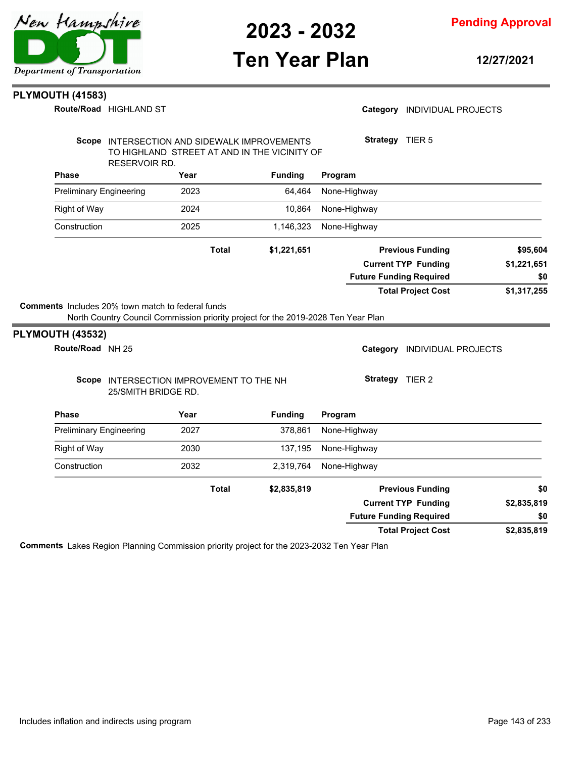## PLYMOUTH (41583)

**Route/Road** HIGHLAND ST

**Category** INDIVIDUAL PROJECTS

**Scope** INTERSECTION AND SIDEWALK IMPROVEMENTS TO HIGHLAND STREET AT AND IN THE VICINITY OF RESERVOIR RD.

**Strategy** TIER 5

| Phase | Year | Funding | Program |
|---|---|---|---|
| Preliminary Engineering | 2023 | 64,464 | None-Highway |
| Right of Way | 2024 | 10,864 | None-Highway |
| Construction | 2025 | 1,146,323 | None-Highway |
| | **Total** | **$1,221,651** | |

| | |
|---|---|
| **Previous Funding** | **$95,604** |
| **Current TYP Funding** | **$1,221,651** |
| **Future Funding Required** | **$0** |
| **Total Project Cost** | **$1,317,255** |

**Comments** Includes 20% town match to federal funds
North Country Council Commission priority project for the 2019-2028 Ten Year Plan

## PLYMOUTH (43532)

**Route/Road** NH 25

**Category** INDIVIDUAL PROJECTS

**Scope** INTERSECTION IMPROVEMENT TO THE NH 25/SMITH BRIDGE RD.

**Strategy** TIER 2

| Phase | Year | Funding | Program |
|---|---|---|---|
| Preliminary Engineering | 2027 | 378,861 | None-Highway |
| Right of Way | 2030 | 137,195 | None-Highway |
| Construction | 2032 | 2,319,764 | None-Highway |
| | **Total** | **$2,835,819** | |

| | |
|---|---|
| **Previous Funding** | **$0** |
| **Current TYP Funding** | **$2,835,819** |
| **Future Funding Required** | **$0** |
| **Total Project Cost** | **$2,835,819** |

**Comments** Lakes Region Planning Commission priority project for the 2023-2032 Ten Year Plan

Includes inflation and indirects using program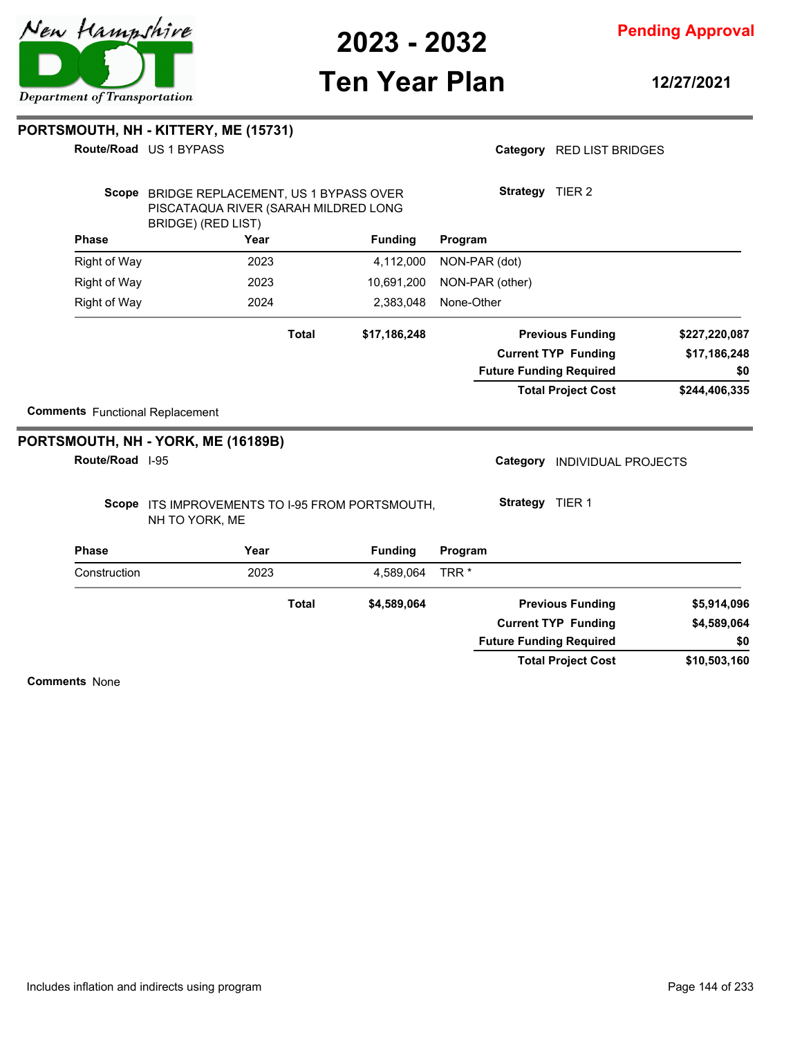## PORTSMOUTH, NH - KITTERY, ME (15731)

**Route/Road** US 1 BYPASS

**Category** RED LIST BRIDGES

**Scope** BRIDGE REPLACEMENT, US 1 BYPASS OVER PISCATAQUA RIVER (SARAH MILDRED LONG BRIDGE) (RED LIST)

**Strategy** TIER 2

| Phase | Year | Funding | Program |
|---|---|---|---|
| Right of Way | 2023 | 4,112,000 | NON-PAR (dot) |
| Right of Way | 2023 | 10,691,200 | NON-PAR (other) |
| Right of Way | 2024 | 2,383,048 | None-Other |
| | **Total** | **$17,186,248** | |

| | |
|---|---|
| **Previous Funding** | **$227,220,087** |
| **Current TYP Funding** | **$17,186,248** |
| **Future Funding Required** | **$0** |
| **Total Project Cost** | **$244,406,335** |

**Comments** Functional Replacement

## PORTSMOUTH, NH - YORK, ME (16189B)

**Route/Road** I-95

**Category** INDIVIDUAL PROJECTS

**Scope** ITS IMPROVEMENTS TO I-95 FROM PORTSMOUTH, NH TO YORK, ME

**Strategy** TIER 1

| Phase | Year | Funding | Program |
|---|---|---|---|
| Construction | 2023 | 4,589,064 | TRR * |
| | **Total** | **$4,589,064** | |

| | |
|---|---|
| **Previous Funding** | **$5,914,096** |
| **Current TYP Funding** | **$4,589,064** |
| **Future Funding Required** | **$0** |
| **Total Project Cost** | **$10,503,160** |

**Comments** None

Includes inflation and indirects using program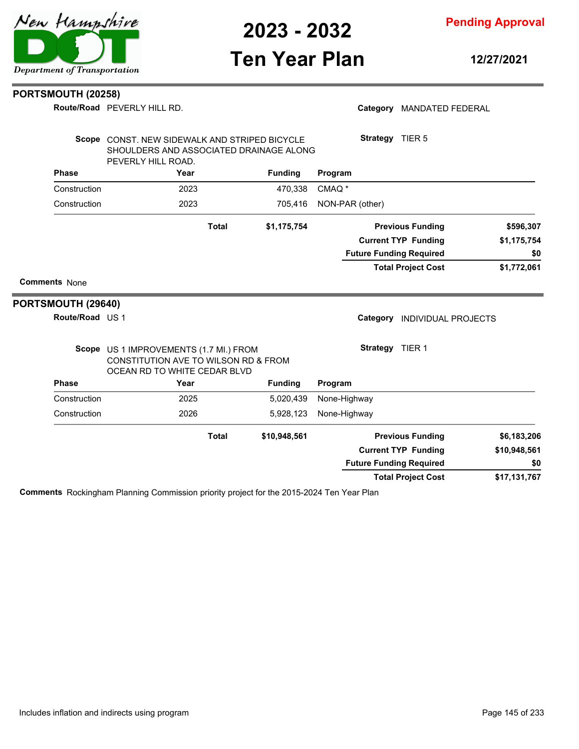## PORTSMOUTH (20258)

**Route/Road** PEVERLY HILL RD.

**Category** MANDATED FEDERAL

**Scope** CONST. NEW SIDEWALK AND STRIPED BICYCLE SHOULDERS AND ASSOCIATED DRAINAGE ALONG PEVERLY HILL ROAD.

**Strategy** TIER 5

| Phase | Year | Funding | Program |
|---|---|---|---|
| Construction | 2023 | 470,338 | CMAQ * |
| Construction | 2023 | 705,416 | NON-PAR (other) |
| | **Total** | **$1,175,754** | |

| | |
|---|---|
| **Previous Funding** | **$596,307** |
| **Current TYP Funding** | **$1,175,754** |
| **Future Funding Required** | **$0** |
| **Total Project Cost** | **$1,772,061** |

**Comments** None

## PORTSMOUTH (29640)

**Route/Road** US 1

**Category** INDIVIDUAL PROJECTS

**Scope** US 1 IMPROVEMENTS (1.7 MI.) FROM CONSTITUTION AVE TO WILSON RD & FROM OCEAN RD TO WHITE CEDAR BLVD

**Strategy** TIER 1

| Phase | Year | Funding | Program |
|---|---|---|---|
| Construction | 2025 | 5,020,439 | None-Highway |
| Construction | 2026 | 5,928,123 | None-Highway |
| | **Total** | **$10,948,561** | |

| | |
|---|---|
| **Previous Funding** | **$6,183,206** |
| **Current TYP Funding** | **$10,948,561** |
| **Future Funding Required** | **$0** |
| **Total Project Cost** | **$17,131,767** |

**Comments** Rockingham Planning Commission priority project for the 2015-2024 Ten Year Plan

Includes inflation and indirects using program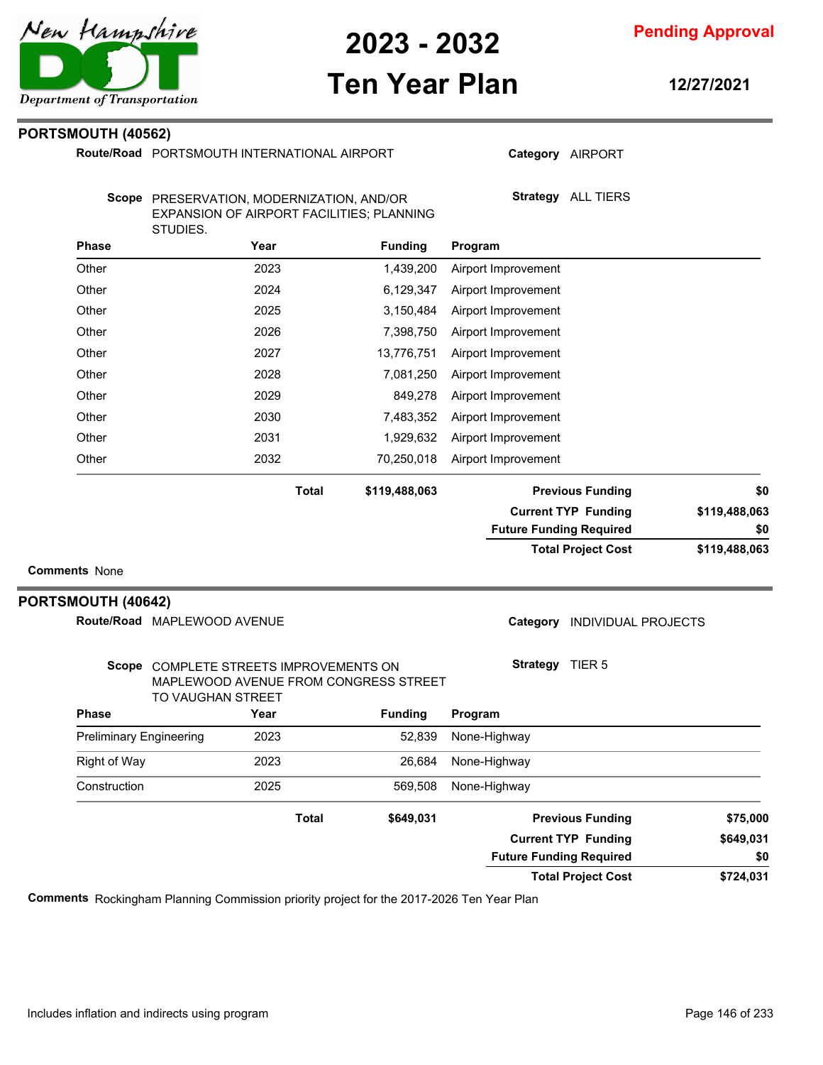## PORTSMOUTH (40562)

**Route/Road** PORTSMOUTH INTERNATIONAL AIRPORT

**Category** AIRPORT

**Scope** PRESERVATION, MODERNIZATION, AND/OR EXPANSION OF AIRPORT FACILITIES; PLANNING STUDIES.

**Strategy** ALL TIERS

| Phase | Year | Funding | Program |
| --- | --- | --- | --- |
| Other | 2023 | 1,439,200 | Airport Improvement |
| Other | 2024 | 6,129,347 | Airport Improvement |
| Other | 2025 | 3,150,484 | Airport Improvement |
| Other | 2026 | 7,398,750 | Airport Improvement |
| Other | 2027 | 13,776,751 | Airport Improvement |
| Other | 2028 | 7,081,250 | Airport Improvement |
| Other | 2029 | 849,278 | Airport Improvement |
| Other | 2030 | 7,483,352 | Airport Improvement |
| Other | 2031 | 1,929,632 | Airport Improvement |
| Other | 2032 | 70,250,018 | Airport Improvement |
| | **Total** | **$119,488,063** | |

| | |
| --- | --- |
| **Previous Funding** | **$0** |
| **Current TYP Funding** | **$119,488,063** |
| **Future Funding Required** | **$0** |
| **Total Project Cost** | **$119,488,063** |

**Comments** None

## PORTSMOUTH (40642)

**Route/Road** MAPLEWOOD AVENUE

**Category** INDIVIDUAL PROJECTS

**Scope** COMPLETE STREETS IMPROVEMENTS ON MAPLEWOOD AVENUE FROM CONGRESS STREET TO VAUGHAN STREET

**Strategy** TIER 5

| Phase | Year | Funding | Program |
| --- | --- | --- | --- |
| Preliminary Engineering | 2023 | 52,839 | None-Highway |
| Right of Way | 2023 | 26,684 | None-Highway |
| Construction | 2025 | 569,508 | None-Highway |
| | **Total** | **$649,031** | |

| | |
| --- | --- |
| **Previous Funding** | **$75,000** |
| **Current TYP Funding** | **$649,031** |
| **Future Funding Required** | **$0** |
| **Total Project Cost** | **$724,031** |

**Comments** Rockingham Planning Commission priority project for the 2017-2026 Ten Year Plan

Includes inflation and indirects using program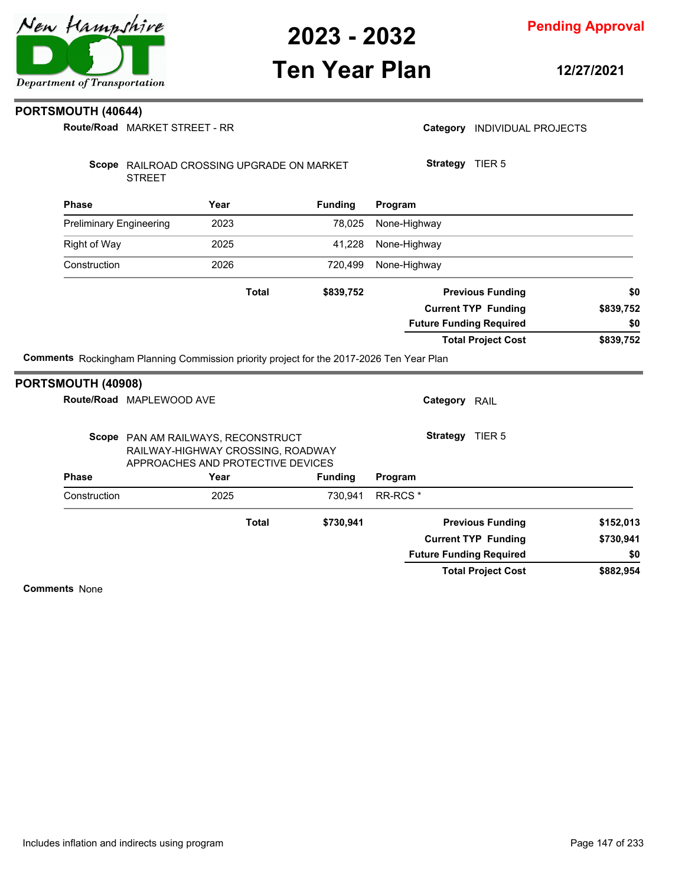## PORTSMOUTH (40644)

**Route/Road** MARKET STREET - RR

**Category** INDIVIDUAL PROJECTS

**Scope** RAILROAD CROSSING UPGRADE ON MARKET STREET

**Strategy** TIER 5

| Phase | Year | Funding | Program |
|---|---|---|---|
| Preliminary Engineering | 2023 | 78,025 | None-Highway |
| Right of Way | 2025 | 41,228 | None-Highway |
| Construction | 2026 | 720,499 | None-Highway |
| | **Total** | **$839,752** | |

| | |
|---|---|
| **Previous Funding** | **$0** |
| **Current TYP Funding** | **$839,752** |
| **Future Funding Required** | **$0** |
| **Total Project Cost** | **$839,752** |

**Comments** Rockingham Planning Commission priority project for the 2017-2026 Ten Year Plan

## PORTSMOUTH (40908)

**Route/Road** MAPLEWOOD AVE

**Category** RAIL

**Scope** PAN AM RAILWAYS, RECONSTRUCT RAILWAY-HIGHWAY CROSSING, ROADWAY APPROACHES AND PROTECTIVE DEVICES

**Strategy** TIER 5

| Phase | Year | Funding | Program |
|---|---|---|---|
| Construction | 2025 | 730,941 | RR-RCS * |
| | **Total** | **$730,941** | |

| | |
|---|---|
| **Previous Funding** | **$152,013** |
| **Current TYP Funding** | **$730,941** |
| **Future Funding Required** | **$0** |
| **Total Project Cost** | **$882,954** |

**Comments** None

Includes inflation and indirects using program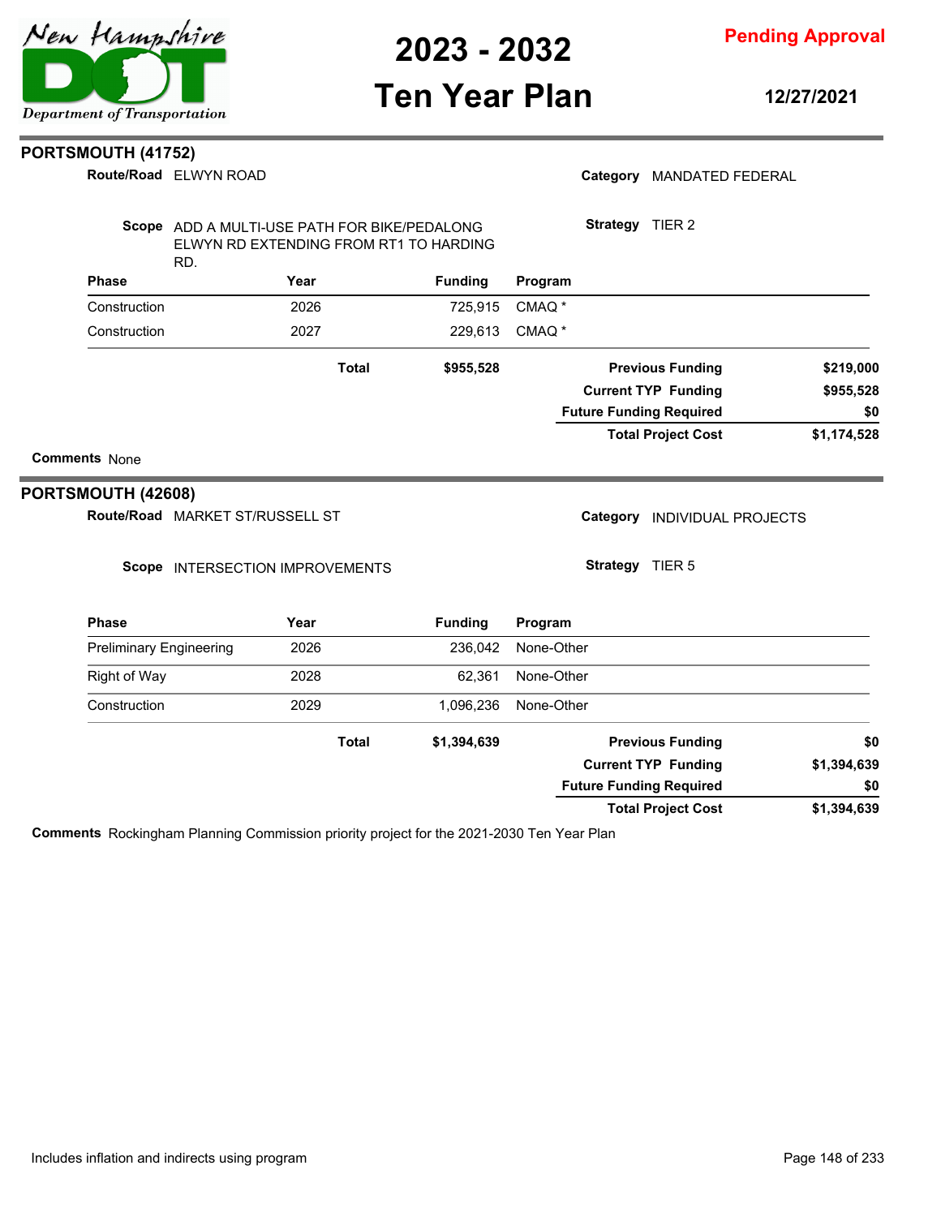## PORTSMOUTH (41752)

**Route/Road** ELWYN ROAD

**Category** MANDATED FEDERAL

**Scope** ADD A MULTI-USE PATH FOR BIKE/PEDALONG ELWYN RD EXTENDING FROM RT1 TO HARDING RD.

**Strategy** TIER 2

| Phase | Year | Funding | Program |
|---|---|---|---|
| Construction | 2026 | 725,915 | CMAQ * |
| Construction | 2027 | 229,613 | CMAQ * |
| | **Total** | **$955,528** | |

| | |
|---|---|
| **Previous Funding** | **$219,000** |
| **Current TYP Funding** | **$955,528** |
| **Future Funding Required** | **$0** |
| **Total Project Cost** | **$1,174,528** |

**Comments** None

## PORTSMOUTH (42608)

**Route/Road** MARKET ST/RUSSELL ST

**Category** INDIVIDUAL PROJECTS

**Scope** INTERSECTION IMPROVEMENTS

**Strategy** TIER 5

| Phase | Year | Funding | Program |
|---|---|---|---|
| Preliminary Engineering | 2026 | 236,042 | None-Other |
| Right of Way | 2028 | 62,361 | None-Other |
| Construction | 2029 | 1,096,236 | None-Other |
| | **Total** | **$1,394,639** | |

| | |
|---|---|
| **Previous Funding** | **$0** |
| **Current TYP Funding** | **$1,394,639** |
| **Future Funding Required** | **$0** |
| **Total Project Cost** | **$1,394,639** |

**Comments** Rockingham Planning Commission priority project for the 2021-2030 Ten Year Plan

Includes inflation and indirects using program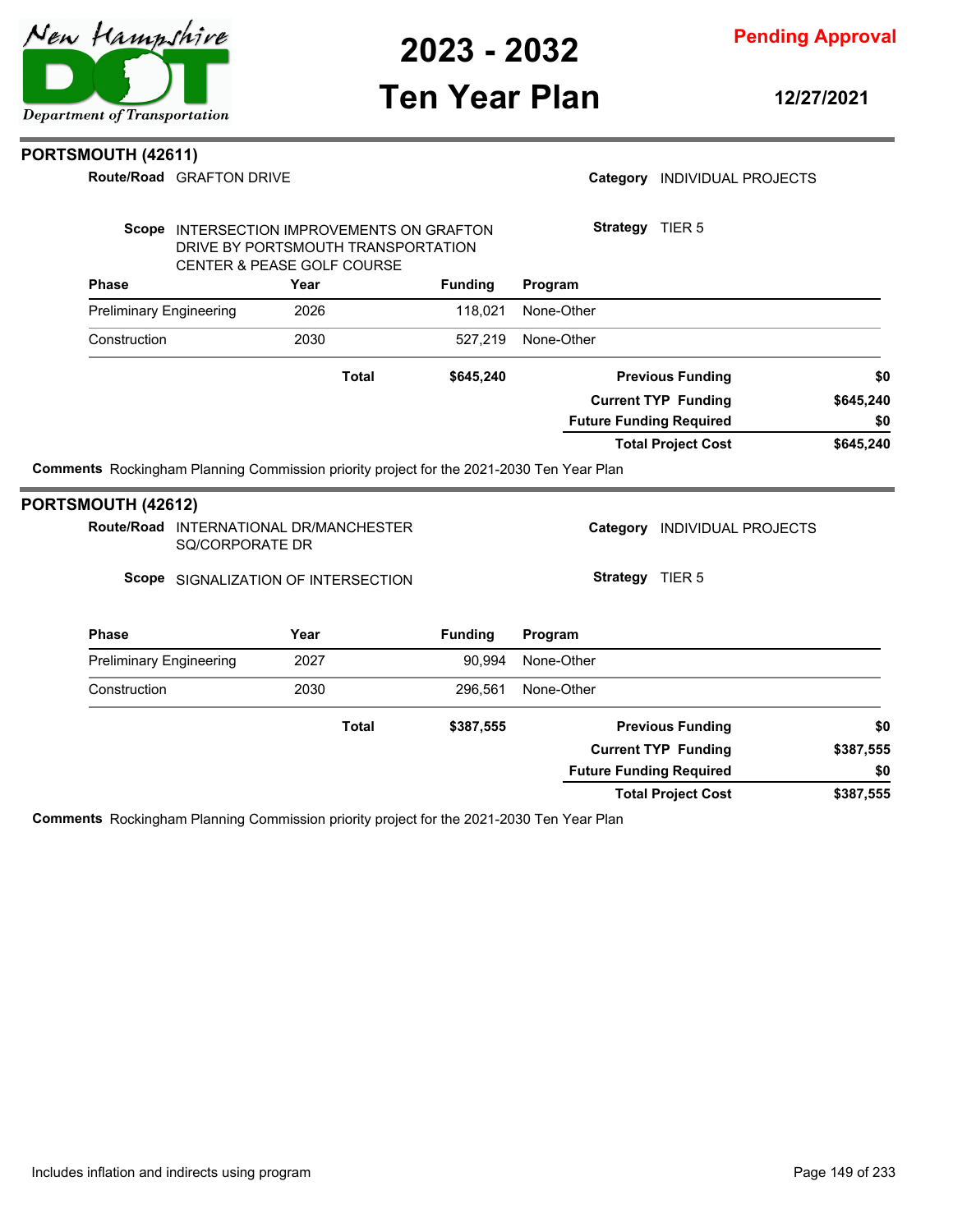## PORTSMOUTH (42611)

**Route/Road** GRAFTON DRIVE

**Category** INDIVIDUAL PROJECTS

**Scope** INTERSECTION IMPROVEMENTS ON GRAFTON DRIVE BY PORTSMOUTH TRANSPORTATION CENTER & PEASE GOLF COURSE

**Strategy** TIER 5

| Phase | Year | Funding | Program |
|---|---|---|---|
| Preliminary Engineering | 2026 | 118,021 | None-Other |
| Construction | 2030 | 527,219 | None-Other |
| | **Total** | **$645,240** | |

| | |
|---|---|
| **Previous Funding** | **$0** |
| **Current TYP Funding** | **$645,240** |
| **Future Funding Required** | **$0** |
| **Total Project Cost** | **$645,240** |

**Comments** Rockingham Planning Commission priority project for the 2021-2030 Ten Year Plan

## PORTSMOUTH (42612)

**Route/Road** INTERNATIONAL DR/MANCHESTER SQ/CORPORATE DR

**Category** INDIVIDUAL PROJECTS

**Scope** SIGNALIZATION OF INTERSECTION

**Strategy** TIER 5

| Phase | Year | Funding | Program |
|---|---|---|---|
| Preliminary Engineering | 2027 | 90,994 | None-Other |
| Construction | 2030 | 296,561 | None-Other |
| | **Total** | **$387,555** | |

| | |
|---|---|
| **Previous Funding** | **$0** |
| **Current TYP Funding** | **$387,555** |
| **Future Funding Required** | **$0** |
| **Total Project Cost** | **$387,555** |

**Comments** Rockingham Planning Commission priority project for the 2021-2030 Ten Year Plan

Includes inflation and indirects using program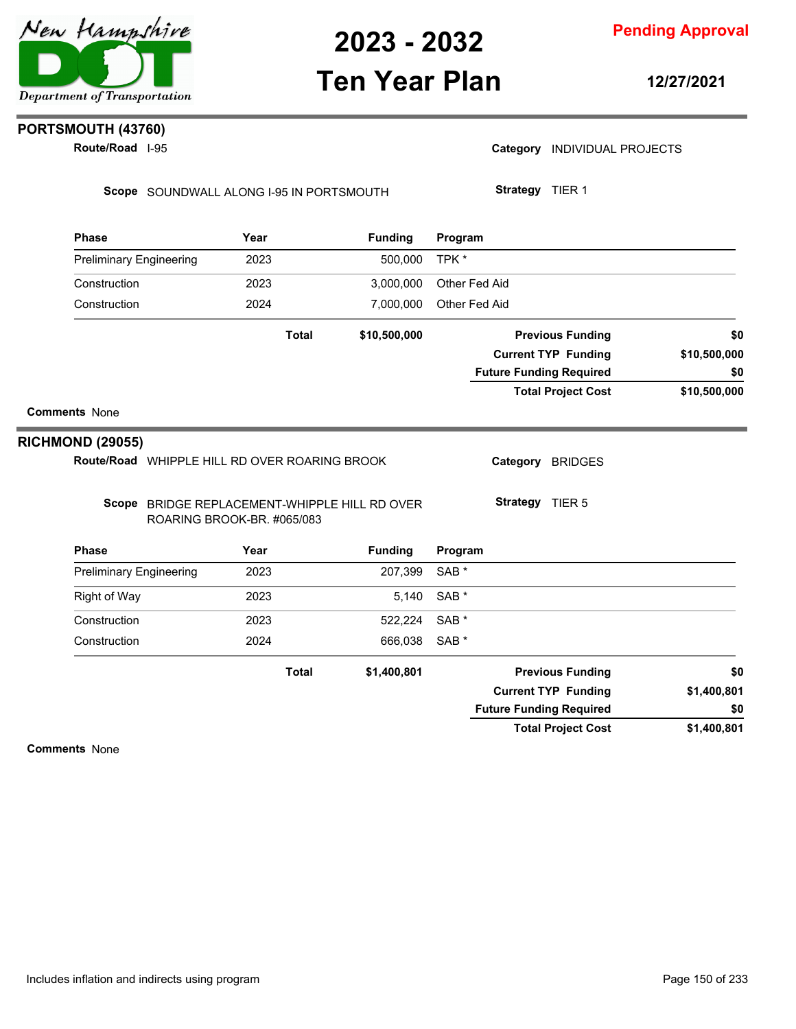# 2023 - 2032 Ten Year Plan

**Pending Approval**

**12/27/2021**

## PORTSMOUTH (43760)

**Route/Road** I-95

**Category** INDIVIDUAL PROJECTS

**Scope** SOUNDWALL ALONG I-95 IN PORTSMOUTH

**Strategy** TIER 1

| Phase | Year | Funding | Program |
|---|---|---|---|
| Preliminary Engineering | 2023 | 500,000 | TPK * |
| Construction | 2023 | 3,000,000 | Other Fed Aid |
| Construction | 2024 | 7,000,000 | Other Fed Aid |
| | **Total** | **$10,500,000** | |

| | |
|---|---|
| **Previous Funding** | **$0** |
| **Current TYP Funding** | **$10,500,000** |
| **Future Funding Required** | **$0** |
| **Total Project Cost** | **$10,500,000** |

**Comments** None

## RICHMOND (29055)

**Route/Road** WHIPPLE HILL RD OVER ROARING BROOK

**Category** BRIDGES

**Scope** BRIDGE REPLACEMENT-WHIPPLE HILL RD OVER ROARING BROOK-BR. #065/083

**Strategy** TIER 5

| Phase | Year | Funding | Program |
|---|---|---|---|
| Preliminary Engineering | 2023 | 207,399 | SAB * |
| Right of Way | 2023 | 5,140 | SAB * |
| Construction | 2023 | 522,224 | SAB * |
| Construction | 2024 | 666,038 | SAB * |
| | **Total** | **$1,400,801** | |

| | |
|---|---|
| **Previous Funding** | **$0** |
| **Current TYP Funding** | **$1,400,801** |
| **Future Funding Required** | **$0** |
| **Total Project Cost** | **$1,400,801** |

**Comments** None

Includes inflation and indirects using program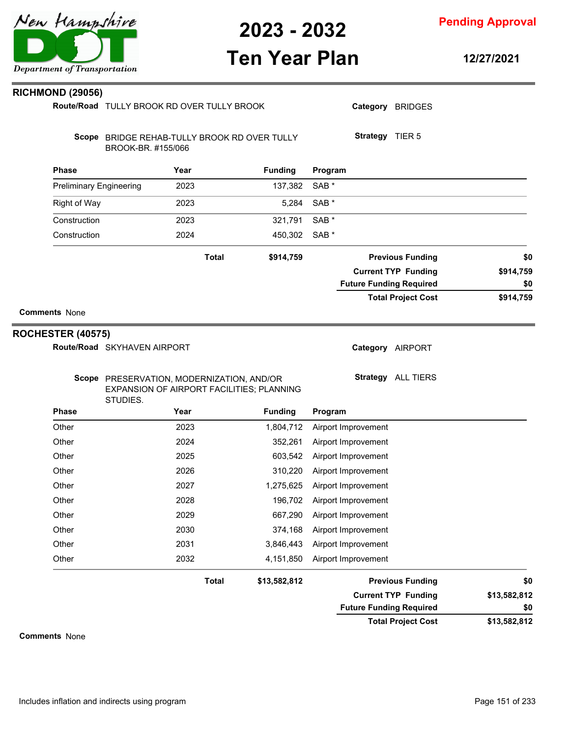## RICHMOND (29056)

**Route/Road** TULLY BROOK RD OVER TULLY BROOK

**Category** BRIDGES

**Scope** BRIDGE REHAB-TULLY BROOK RD OVER TULLY BROOK-BR. #155/066

**Strategy** TIER 5

| Phase | Year | Funding | Program |
|---|---|---|---|
| Preliminary Engineering | 2023 | 137,382 | SAB * |
| Right of Way | 2023 | 5,284 | SAB * |
| Construction | 2023 | 321,791 | SAB * |
| Construction | 2024 | 450,302 | SAB * |
| | **Total** | **$914,759** | |

| | |
|---|---|
| **Previous Funding** | $0 |
| **Current TYP Funding** | $914,759 |
| **Future Funding Required** | $0 |
| **Total Project Cost** | $914,759 |

**Comments** None

## ROCHESTER (40575)

**Route/Road** SKYHAVEN AIRPORT

**Category** AIRPORT

**Scope** PRESERVATION, MODERNIZATION, AND/OR EXPANSION OF AIRPORT FACILITIES; PLANNING STUDIES.

**Strategy** ALL TIERS

| Phase | Year | Funding | Program |
|---|---|---|---|
| Other | 2023 | 1,804,712 | Airport Improvement |
| Other | 2024 | 352,261 | Airport Improvement |
| Other | 2025 | 603,542 | Airport Improvement |
| Other | 2026 | 310,220 | Airport Improvement |
| Other | 2027 | 1,275,625 | Airport Improvement |
| Other | 2028 | 196,702 | Airport Improvement |
| Other | 2029 | 667,290 | Airport Improvement |
| Other | 2030 | 374,168 | Airport Improvement |
| Other | 2031 | 3,846,443 | Airport Improvement |
| Other | 2032 | 4,151,850 | Airport Improvement |
| | **Total** | **$13,582,812** | |

| | |
|---|---|
| **Previous Funding** | $0 |
| **Current TYP Funding** | $13,582,812 |
| **Future Funding Required** | $0 |
| **Total Project Cost** | $13,582,812 |

**Comments** None

Includes inflation and indirects using program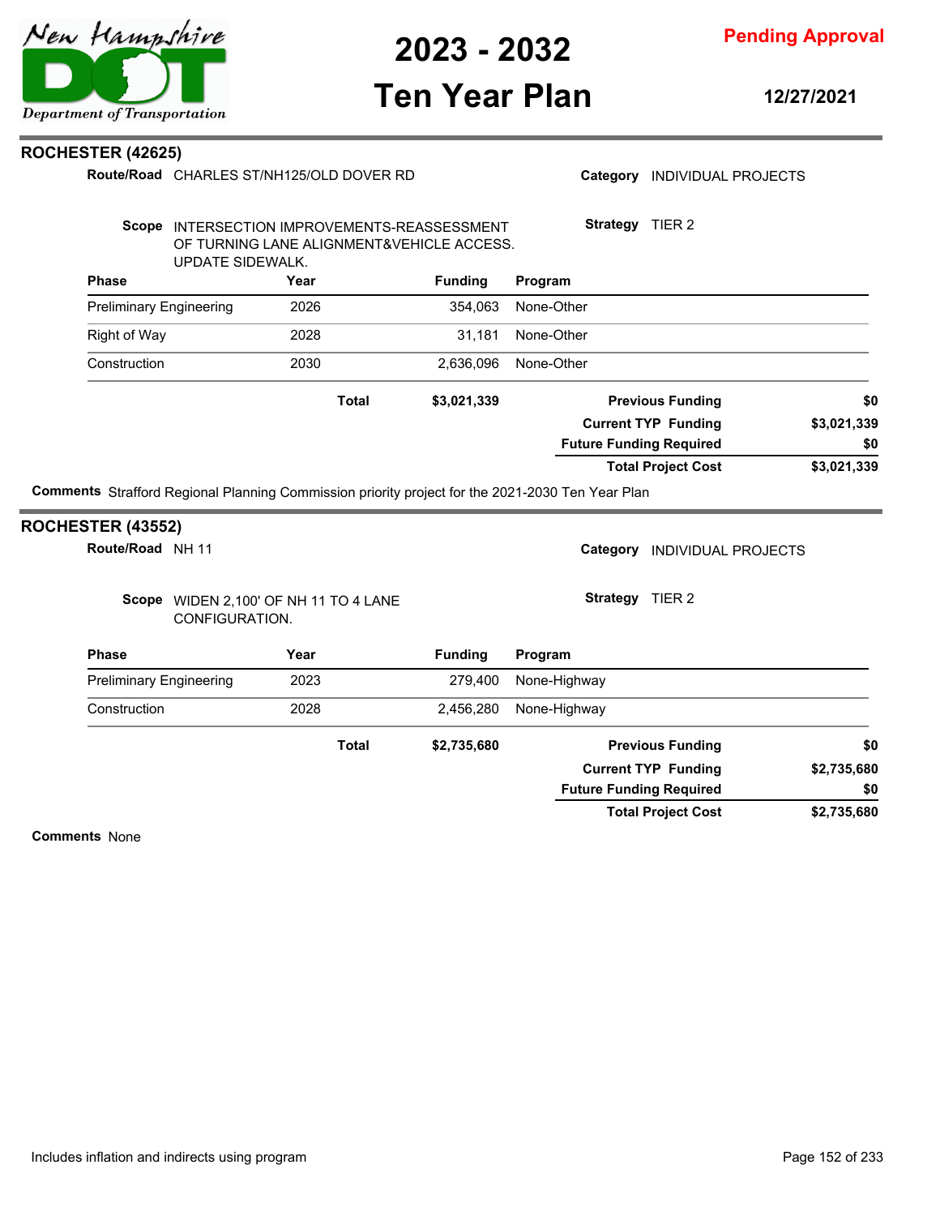## ROCHESTER (42625)

**Route/Road** CHARLES ST/NH125/OLD DOVER RD

**Category** INDIVIDUAL PROJECTS

**Scope** INTERSECTION IMPROVEMENTS-REASSESSMENT OF TURNING LANE ALIGNMENT&VEHICLE ACCESS. UPDATE SIDEWALK.

**Strategy** TIER 2

| Phase | Year | Funding | Program |
|---|---|---|---|
| Preliminary Engineering | 2026 | 354,063 | None-Other |
| Right of Way | 2028 | 31,181 | None-Other |
| Construction | 2030 | 2,636,096 | None-Other |
| **Total** | | **$3,021,339** | |

| | |
|---|---|
| **Previous Funding** | **$0** |
| **Current TYP Funding** | **$3,021,339** |
| **Future Funding Required** | **$0** |
| **Total Project Cost** | **$3,021,339** |

**Comments** Strafford Regional Planning Commission priority project for the 2021-2030 Ten Year Plan

## ROCHESTER (43552)

**Route/Road** NH 11

**Category** INDIVIDUAL PROJECTS

**Scope** WIDEN 2,100' OF NH 11 TO 4 LANE CONFIGURATION.

**Strategy** TIER 2

| Phase | Year | Funding | Program |
|---|---|---|---|
| Preliminary Engineering | 2023 | 279,400 | None-Highway |
| Construction | 2028 | 2,456,280 | None-Highway |
| **Total** | | **$2,735,680** | |

| | |
|---|---|
| **Previous Funding** | **$0** |
| **Current TYP Funding** | **$2,735,680** |
| **Future Funding Required** | **$0** |
| **Total Project Cost** | **$2,735,680** |

**Comments** None

Includes inflation and indirects using program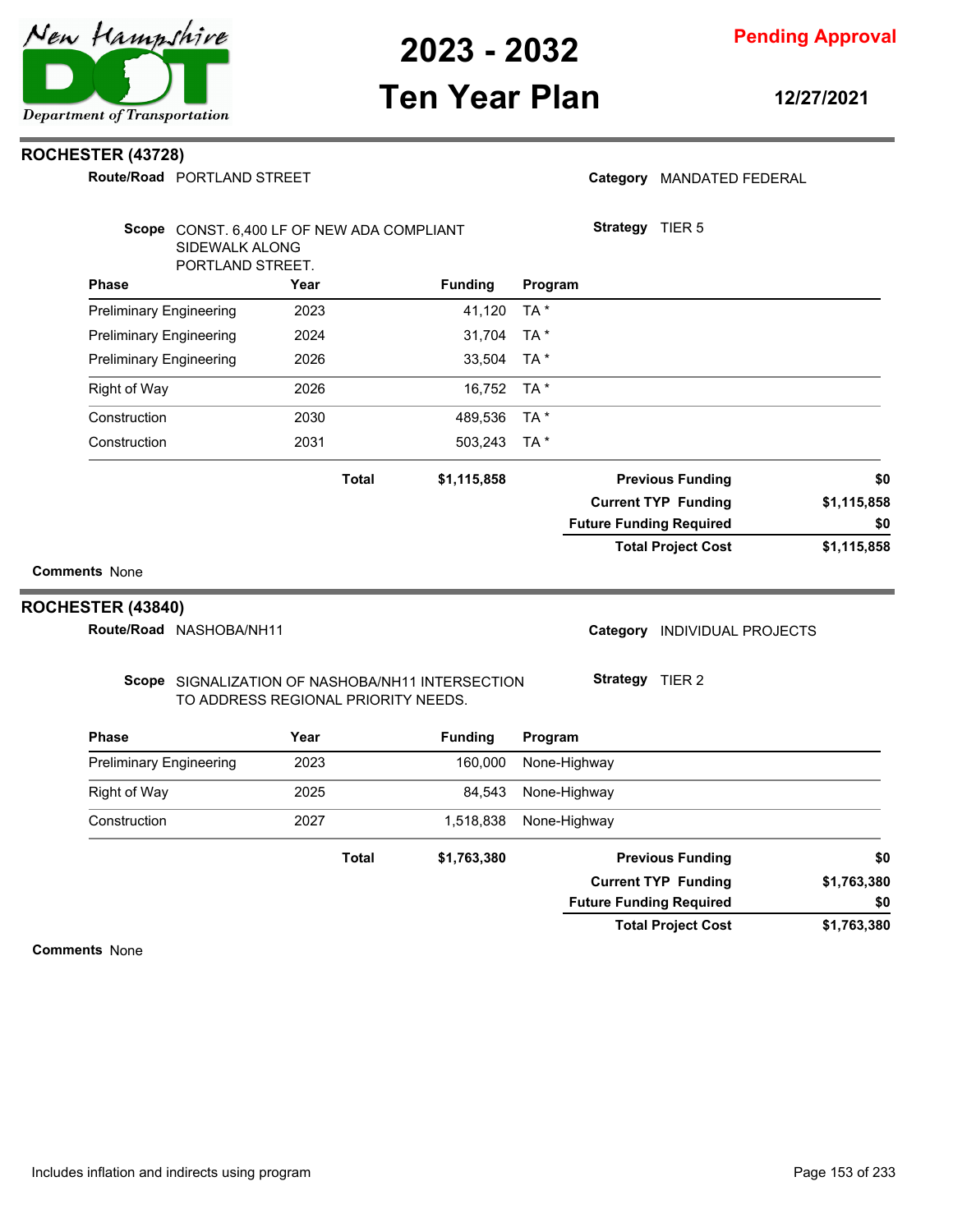## ROCHESTER (43728)

**Route/Road** PORTLAND STREET

**Category** MANDATED FEDERAL

**Scope** CONST. 6,400 LF OF NEW ADA COMPLIANT SIDEWALK ALONG PORTLAND STREET.

**Strategy** TIER 5

| Phase | Year | Funding | Program |
|---|---|---|---|
| Preliminary Engineering | 2023 | 41,120 | TA * |
| Preliminary Engineering | 2024 | 31,704 | TA * |
| Preliminary Engineering | 2026 | 33,504 | TA * |
| Right of Way | 2026 | 16,752 | TA * |
| Construction | 2030 | 489,536 | TA * |
| Construction | 2031 | 503,243 | TA * |
| | **Total** | **$1,115,858** | |

| | |
|---|---|
| **Previous Funding** | **$0** |
| **Current TYP Funding** | **$1,115,858** |
| **Future Funding Required** | **$0** |
| **Total Project Cost** | **$1,115,858** |

**Comments** None

## ROCHESTER (43840)

**Route/Road** NASHOBA/NH11

**Category** INDIVIDUAL PROJECTS

**Scope** SIGNALIZATION OF NASHOBA/NH11 INTERSECTION TO ADDRESS REGIONAL PRIORITY NEEDS.

**Strategy** TIER 2

| Phase | Year | Funding | Program |
|---|---|---|---|
| Preliminary Engineering | 2023 | 160,000 | None-Highway |
| Right of Way | 2025 | 84,543 | None-Highway |
| Construction | 2027 | 1,518,838 | None-Highway |
| | **Total** | **$1,763,380** | |

| | |
|---|---|
| **Previous Funding** | **$0** |
| **Current TYP Funding** | **$1,763,380** |
| **Future Funding Required** | **$0** |
| **Total Project Cost** | **$1,763,380** |

**Comments** None

Includes inflation and indirects using program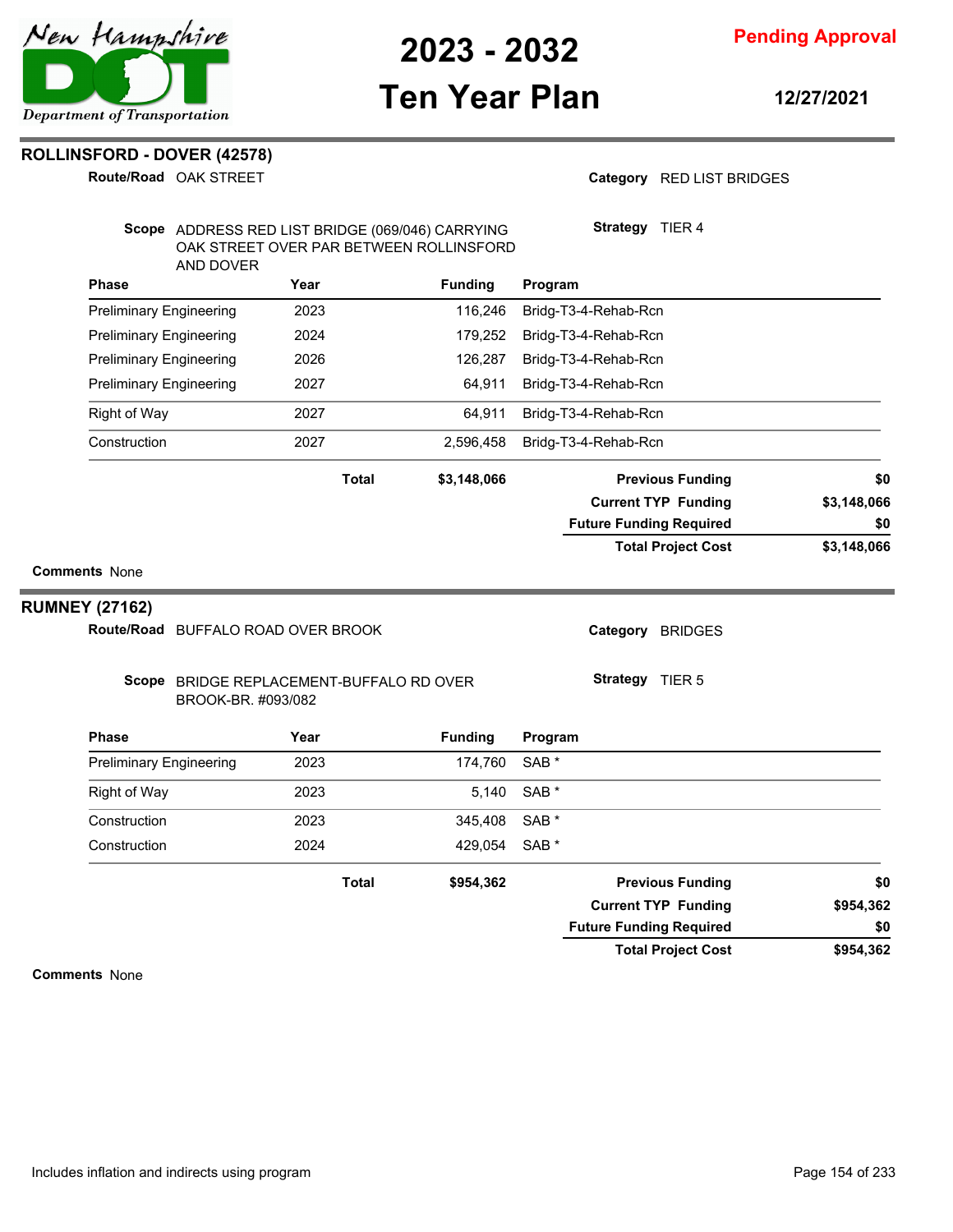## ROLLINSFORD - DOVER (42578)

**Route/Road** OAK STREET

**Category** RED LIST BRIDGES

**Scope** ADDRESS RED LIST BRIDGE (069/046) CARRYING OAK STREET OVER PAR BETWEEN ROLLINSFORD AND DOVER

**Strategy** TIER 4

| Phase | Year | Funding | Program |
|---|---|---|---|
| Preliminary Engineering | 2023 | 116,246 | Bridg-T3-4-Rehab-Rcn |
| Preliminary Engineering | 2024 | 179,252 | Bridg-T3-4-Rehab-Rcn |
| Preliminary Engineering | 2026 | 126,287 | Bridg-T3-4-Rehab-Rcn |
| Preliminary Engineering | 2027 | 64,911 | Bridg-T3-4-Rehab-Rcn |
| Right of Way | 2027 | 64,911 | Bridg-T3-4-Rehab-Rcn |
| Construction | 2027 | 2,596,458 | Bridg-T3-4-Rehab-Rcn |
| | **Total** | **$3,148,066** | |

| | |
|---|---|
| **Previous Funding** | **$0** |
| **Current TYP Funding** | **$3,148,066** |
| **Future Funding Required** | **$0** |
| **Total Project Cost** | **$3,148,066** |

**Comments** None

## RUMNEY (27162)

**Route/Road** BUFFALO ROAD OVER BROOK

**Category** BRIDGES

**Scope** BRIDGE REPLACEMENT-BUFFALO RD OVER BROOK-BR. #093/082

**Strategy** TIER 5

| Phase | Year | Funding | Program |
|---|---|---|---|
| Preliminary Engineering | 2023 | 174,760 | SAB * |
| Right of Way | 2023 | 5,140 | SAB * |
| Construction | 2023 | 345,408 | SAB * |
| Construction | 2024 | 429,054 | SAB * |
| | **Total** | **$954,362** | |

| | |
|---|---|
| **Previous Funding** | **$0** |
| **Current TYP Funding** | **$954,362** |
| **Future Funding Required** | **$0** |
| **Total Project Cost** | **$954,362** |

**Comments** None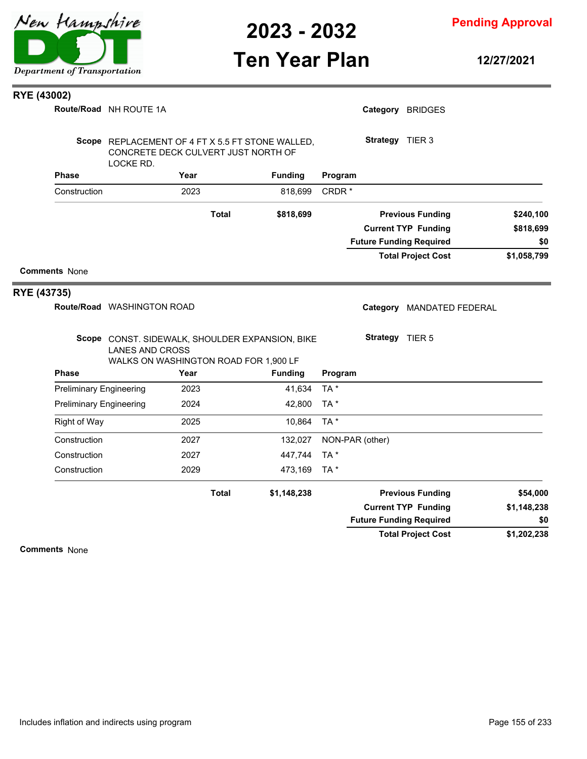# RYE (43002)

**Route/Road** NH ROUTE 1A

**Category** BRIDGES

**Scope** REPLACEMENT OF 4 FT X 5.5 FT STONE WALLED, CONCRETE DECK CULVERT JUST NORTH OF LOCKE RD.

**Strategy** TIER 3

| Phase | Year | Funding | Program |
|---|---|---|---|
| Construction | 2023 | 818,699 | CRDR * |
| | **Total** | **$818,699** | |

| | |
|---|---|
| **Previous Funding** | **$240,100** |
| **Current TYP Funding** | **$818,699** |
| **Future Funding Required** | **$0** |
| **Total Project Cost** | **$1,058,799** |

**Comments** None

# RYE (43735)

**Route/Road** WASHINGTON ROAD

**Category** MANDATED FEDERAL

**Scope** CONST. SIDEWALK, SHOULDER EXPANSION, BIKE LANES AND CROSS WALKS ON WASHINGTON ROAD FOR 1,900 LF

**Strategy** TIER 5

| Phase | Year | Funding | Program |
|---|---|---|---|
| Preliminary Engineering | 2023 | 41,634 | TA * |
| Preliminary Engineering | 2024 | 42,800 | TA * |
| Right of Way | 2025 | 10,864 | TA * |
| Construction | 2027 | 132,027 | NON-PAR (other) |
| Construction | 2027 | 447,744 | TA * |
| Construction | 2029 | 473,169 | TA * |
| | **Total** | **$1,148,238** | |

| | |
|---|---|
| **Previous Funding** | **$54,000** |
| **Current TYP Funding** | **$1,148,238** |
| **Future Funding Required** | **$0** |
| **Total Project Cost** | **$1,202,238** |

**Comments** None

Includes inflation and indirects using program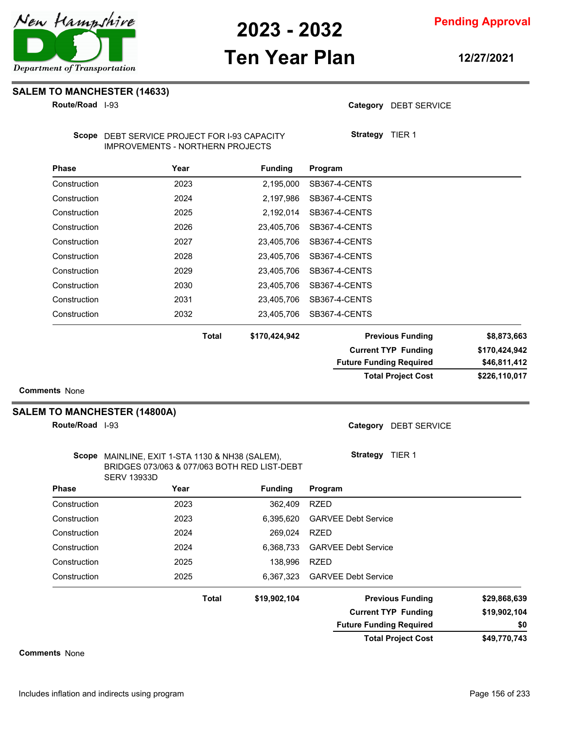## SALEM TO MANCHESTER (14633)

**Route/Road** I-93

**Category** DEBT SERVICE

**Scope** DEBT SERVICE PROJECT FOR I-93 CAPACITY IMPROVEMENTS - NORTHERN PROJECTS

**Strategy** TIER 1

| Phase | Year | Funding | Program |
|---|---|---|---|
| Construction | 2023 | 2,195,000 | SB367-4-CENTS |
| Construction | 2024 | 2,197,986 | SB367-4-CENTS |
| Construction | 2025 | 2,192,014 | SB367-4-CENTS |
| Construction | 2026 | 23,405,706 | SB367-4-CENTS |
| Construction | 2027 | 23,405,706 | SB367-4-CENTS |
| Construction | 2028 | 23,405,706 | SB367-4-CENTS |
| Construction | 2029 | 23,405,706 | SB367-4-CENTS |
| Construction | 2030 | 23,405,706 | SB367-4-CENTS |
| Construction | 2031 | 23,405,706 | SB367-4-CENTS |
| Construction | 2032 | 23,405,706 | SB367-4-CENTS |
| | **Total** | **$170,424,942** | |

| | |
|---|---|
| **Previous Funding** | **$8,873,663** |
| **Current TYP Funding** | **$170,424,942** |
| **Future Funding Required** | **$46,811,412** |
| **Total Project Cost** | **$226,110,017** |

**Comments** None

## SALEM TO MANCHESTER (14800A)

**Route/Road** I-93

**Category** DEBT SERVICE

**Scope** MAINLINE, EXIT 1-STA 1130 & NH38 (SALEM), BRIDGES 073/063 & 077/063 BOTH RED LIST-DEBT SERV 13933D

**Strategy** TIER 1

| Phase | Year | Funding | Program |
|---|---|---|---|
| Construction | 2023 | 362,409 | RZED |
| Construction | 2023 | 6,395,620 | GARVEE Debt Service |
| Construction | 2024 | 269,024 | RZED |
| Construction | 2024 | 6,368,733 | GARVEE Debt Service |
| Construction | 2025 | 138,996 | RZED |
| Construction | 2025 | 6,367,323 | GARVEE Debt Service |
| | **Total** | **$19,902,104** | |

| | |
|---|---|
| **Previous Funding** | **$29,868,639** |
| **Current TYP Funding** | **$19,902,104** |
| **Future Funding Required** | **$0** |
| **Total Project Cost** | **$49,770,743** |

**Comments** None

Includes inflation and indirects using program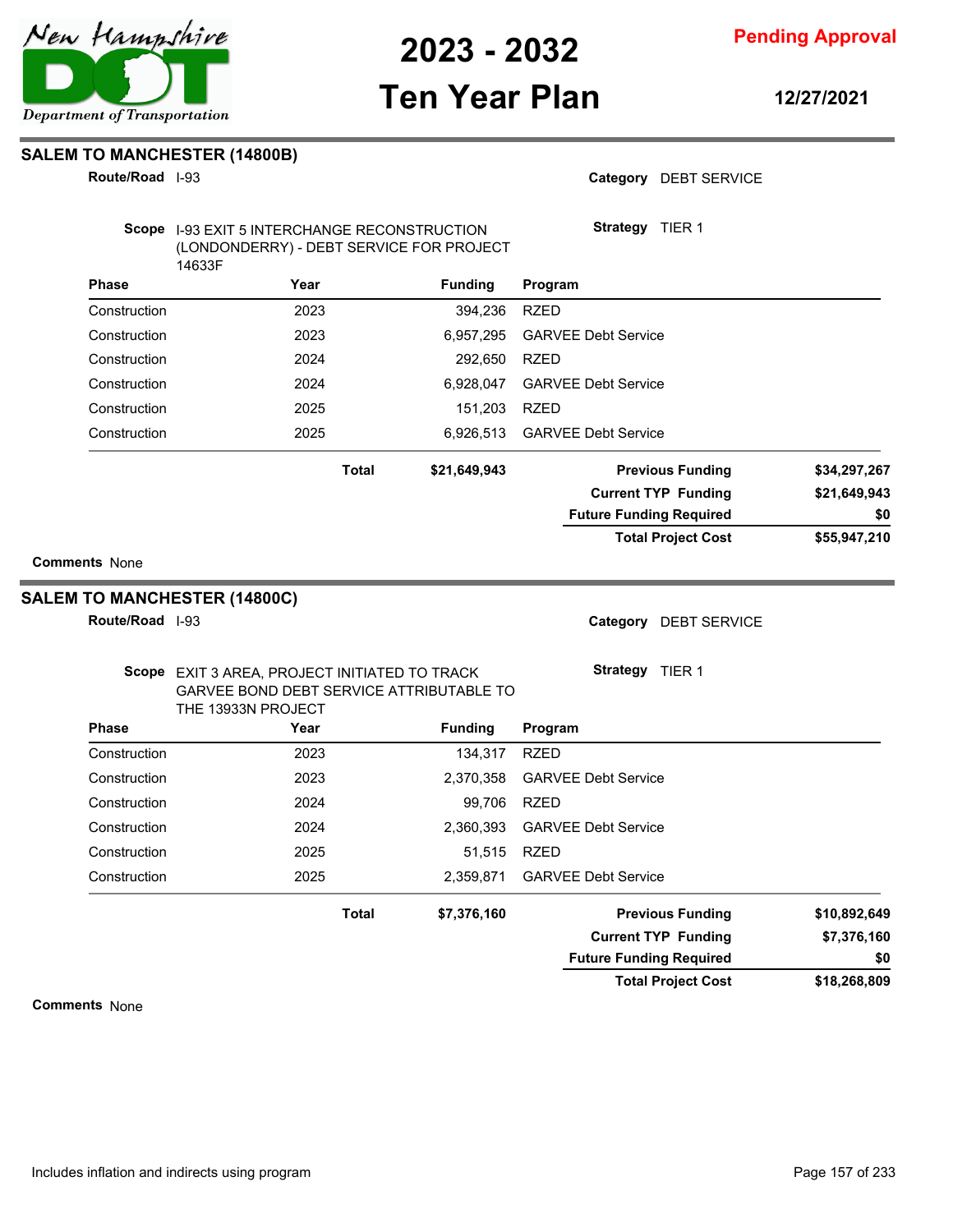## SALEM TO MANCHESTER (14800B)

**Route/Road** I-93 **Category** DEBT SERVICE

**Scope** I-93 EXIT 5 INTERCHANGE RECONSTRUCTION (LONDONDERRY) - DEBT SERVICE FOR PROJECT 14633F **Strategy** TIER 1

| Phase | Year | Funding | Program |
|---|---|---|---|
| Construction | 2023 | 394,236 | RZED |
| Construction | 2023 | 6,957,295 | GARVEE Debt Service |
| Construction | 2024 | 292,650 | RZED |
| Construction | 2024 | 6,928,047 | GARVEE Debt Service |
| Construction | 2025 | 151,203 | RZED |
| Construction | 2025 | 6,926,513 | GARVEE Debt Service |
| | **Total** | **$21,649,943** | |

| | |
|---|---|
| **Previous Funding** | **$34,297,267** |
| **Current TYP Funding** | **$21,649,943** |
| **Future Funding Required** | **$0** |
| **Total Project Cost** | **$55,947,210** |

**Comments** None

## SALEM TO MANCHESTER (14800C)

**Route/Road** I-93 **Category** DEBT SERVICE

**Scope** EXIT 3 AREA, PROJECT INITIATED TO TRACK GARVEE BOND DEBT SERVICE ATTRIBUTABLE TO THE 13933N PROJECT **Strategy** TIER 1

| Phase | Year | Funding | Program |
|---|---|---|---|
| Construction | 2023 | 134,317 | RZED |
| Construction | 2023 | 2,370,358 | GARVEE Debt Service |
| Construction | 2024 | 99,706 | RZED |
| Construction | 2024 | 2,360,393 | GARVEE Debt Service |
| Construction | 2025 | 51,515 | RZED |
| Construction | 2025 | 2,359,871 | GARVEE Debt Service |
| | **Total** | **$7,376,160** | |

| | |
|---|---|
| **Previous Funding** | **$10,892,649** |
| **Current TYP Funding** | **$7,376,160** |
| **Future Funding Required** | **$0** |
| **Total Project Cost** | **$18,268,809** |

**Comments** None

Includes inflation and indirects using program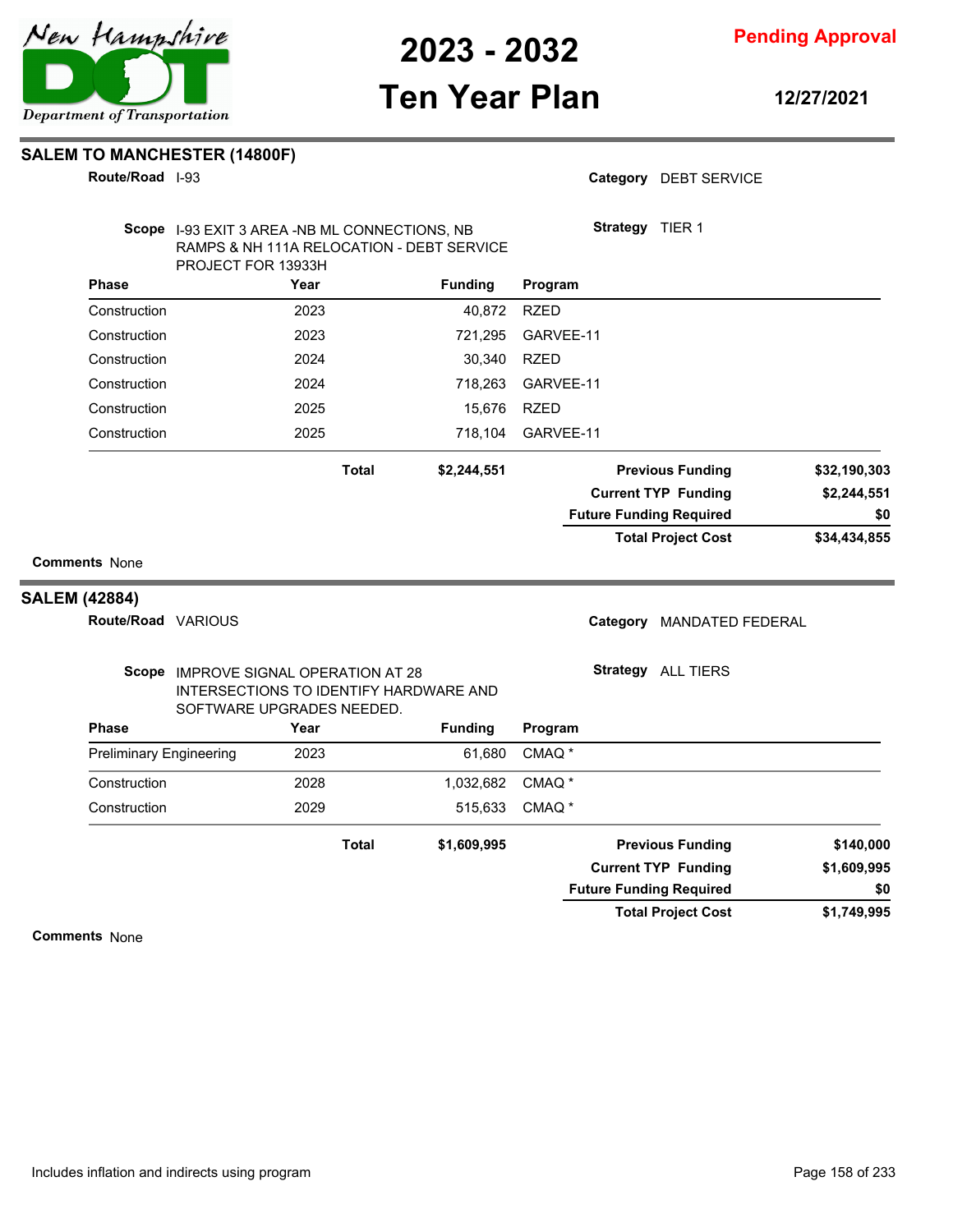## SALEM TO MANCHESTER (14800F)

**Route/Road** I-93

**Category** DEBT SERVICE

**Scope** I-93 EXIT 3 AREA -NB ML CONNECTIONS, NB RAMPS & NH 111A RELOCATION - DEBT SERVICE PROJECT FOR 13933H

**Strategy** TIER 1

| Phase | Year | Funding | Program |
|---|---|---|---|
| Construction | 2023 | 40,872 | RZED |
| Construction | 2023 | 721,295 | GARVEE-11 |
| Construction | 2024 | 30,340 | RZED |
| Construction | 2024 | 718,263 | GARVEE-11 |
| Construction | 2025 | 15,676 | RZED |
| Construction | 2025 | 718,104 | GARVEE-11 |
| | **Total** | **$2,244,551** | |

| | |
|---|---|
| **Previous Funding** | **$32,190,303** |
| **Current TYP Funding** | **$2,244,551** |
| **Future Funding Required** | **$0** |
| **Total Project Cost** | **$34,434,855** |

**Comments** None

## SALEM (42884)

**Route/Road** VARIOUS

**Category** MANDATED FEDERAL

**Scope** IMPROVE SIGNAL OPERATION AT 28 INTERSECTIONS TO IDENTIFY HARDWARE AND SOFTWARE UPGRADES NEEDED.

**Strategy** ALL TIERS

| Phase | Year | Funding | Program |
|---|---|---|---|
| Preliminary Engineering | 2023 | 61,680 | CMAQ * |
| Construction | 2028 | 1,032,682 | CMAQ * |
| Construction | 2029 | 515,633 | CMAQ * |
| | **Total** | **$1,609,995** | |

| | |
|---|---|
| **Previous Funding** | **$140,000** |
| **Current TYP Funding** | **$1,609,995** |
| **Future Funding Required** | **$0** |
| **Total Project Cost** | **$1,749,995** |

**Comments** None

Includes inflation and indirects using program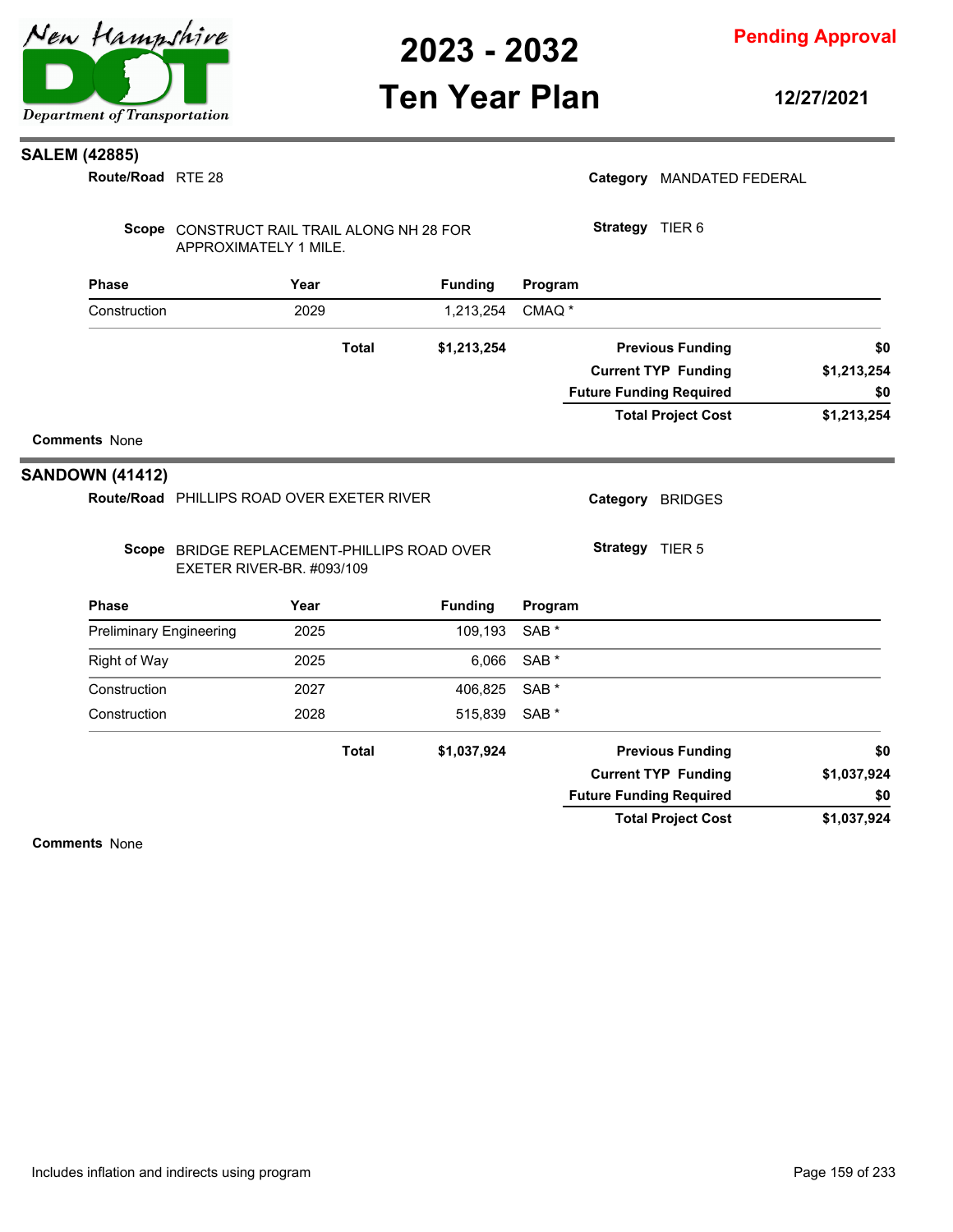## SALEM (42885)

**Route/Road** RTE 28

**Category** MANDATED FEDERAL

**Scope** CONSTRUCT RAIL TRAIL ALONG NH 28 FOR APPROXIMATELY 1 MILE.

**Strategy** TIER 6

| Phase | Year | Funding | Program |
|---|---|---|---|
| Construction | 2029 | 1,213,254 | CMAQ * |
| | **Total** | **$1,213,254** | |

| | |
|---|---|
| **Previous Funding** | **$0** |
| **Current TYP Funding** | **$1,213,254** |
| **Future Funding Required** | **$0** |
| **Total Project Cost** | **$1,213,254** |

**Comments** None

## SANDOWN (41412)

**Route/Road** PHILLIPS ROAD OVER EXETER RIVER

**Category** BRIDGES

**Scope** BRIDGE REPLACEMENT-PHILLIPS ROAD OVER EXETER RIVER-BR. #093/109

**Strategy** TIER 5

| Phase | Year | Funding | Program |
|---|---|---|---|
| Preliminary Engineering | 2025 | 109,193 | SAB * |
| Right of Way | 2025 | 6,066 | SAB * |
| Construction | 2027 | 406,825 | SAB * |
| Construction | 2028 | 515,839 | SAB * |
| | **Total** | **$1,037,924** | |

| | |
|---|---|
| **Previous Funding** | **$0** |
| **Current TYP Funding** | **$1,037,924** |
| **Future Funding Required** | **$0** |
| **Total Project Cost** | **$1,037,924** |

**Comments** None

Includes inflation and indirects using program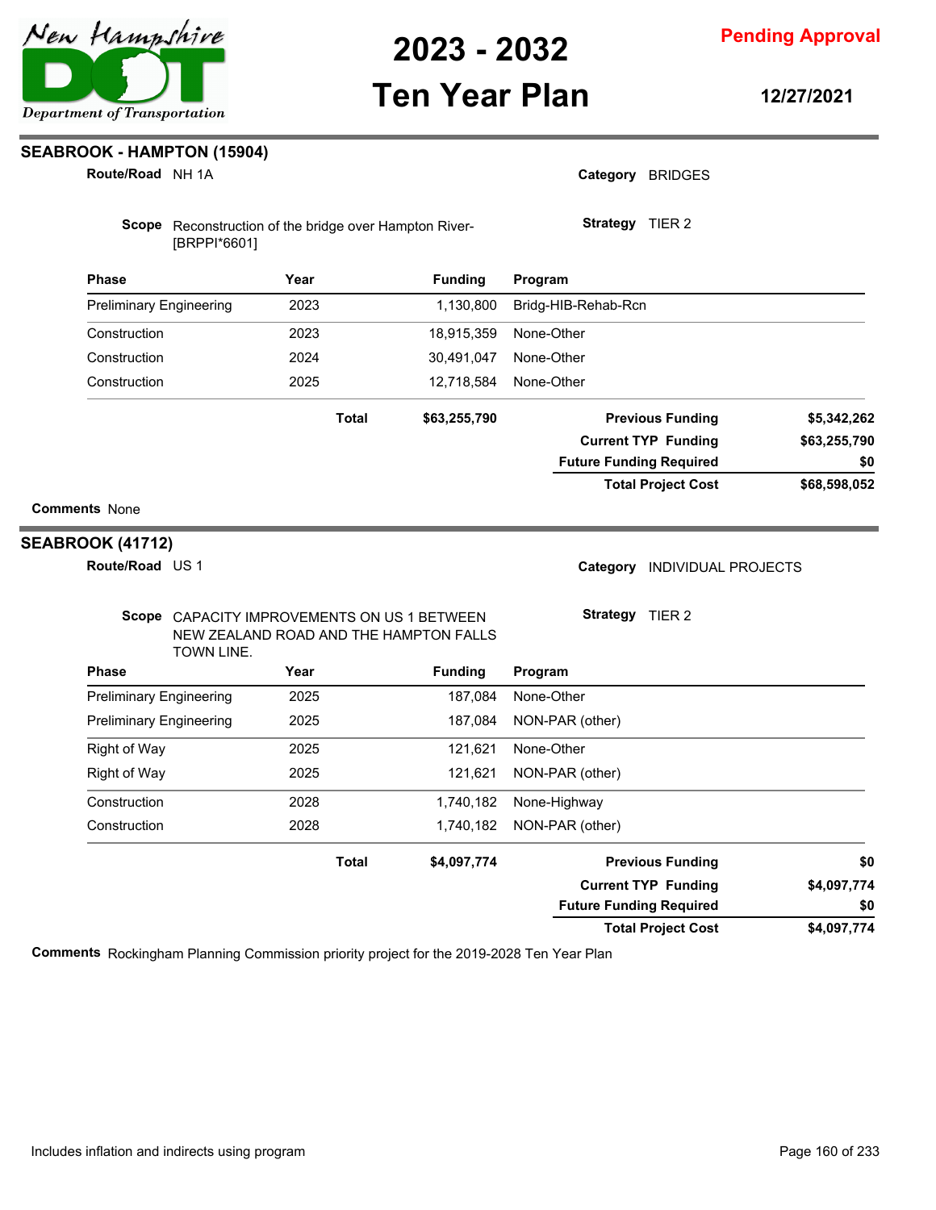## SEABROOK - HAMPTON (15904)

**Route/Road** NH 1A

**Category** BRIDGES

**Scope** Reconstruction of the bridge over Hampton River-[BRPPI*6601]

**Strategy** TIER 2

| Phase | Year | Funding | Program |
|---|---|---|---|
| Preliminary Engineering | 2023 | 1,130,800 | Bridg-HIB-Rehab-Rcn |
| Construction | 2023 | 18,915,359 | None-Other |
| Construction | 2024 | 30,491,047 | None-Other |
| Construction | 2025 | 12,718,584 | None-Other |
| | **Total** | **$63,255,790** | |

| | |
|---|---|
| **Previous Funding** | **$5,342,262** |
| **Current TYP Funding** | **$63,255,790** |
| **Future Funding Required** | **$0** |
| **Total Project Cost** | **$68,598,052** |

**Comments** None

## SEABROOK (41712)

**Route/Road** US 1

**Category** INDIVIDUAL PROJECTS

**Scope** CAPACITY IMPROVEMENTS ON US 1 BETWEEN NEW ZEALAND ROAD AND THE HAMPTON FALLS TOWN LINE.

**Strategy** TIER 2

| Phase | Year | Funding | Program |
|---|---|---|---|
| Preliminary Engineering | 2025 | 187,084 | None-Other |
| Preliminary Engineering | 2025 | 187,084 | NON-PAR (other) |
| Right of Way | 2025 | 121,621 | None-Other |
| Right of Way | 2025 | 121,621 | NON-PAR (other) |
| Construction | 2028 | 1,740,182 | None-Highway |
| Construction | 2028 | 1,740,182 | NON-PAR (other) |
| | **Total** | **$4,097,774** | |

| | |
|---|---|
| **Previous Funding** | **$0** |
| **Current TYP Funding** | **$4,097,774** |
| **Future Funding Required** | **$0** |
| **Total Project Cost** | **$4,097,774** |

**Comments** Rockingham Planning Commission priority project for the 2019-2028 Ten Year Plan

Includes inflation and indirects using program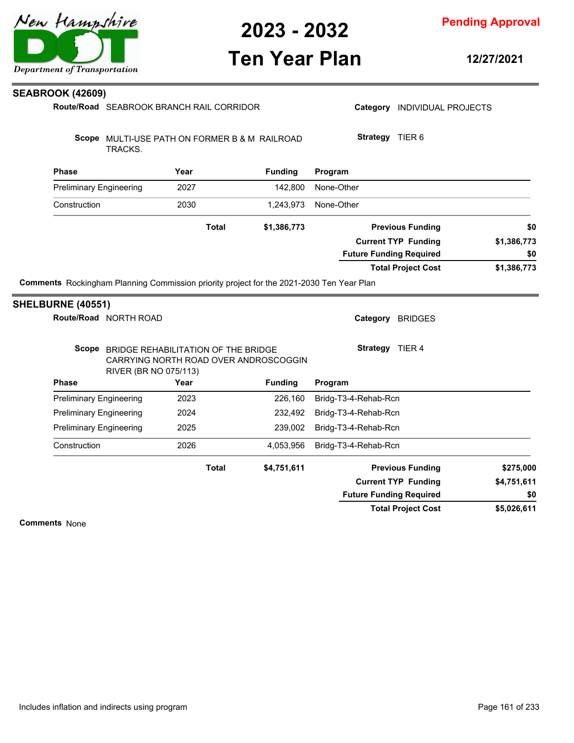## SEABROOK (42609)

**Route/Road** SEABROOK BRANCH RAIL CORRIDOR

**Category** INDIVIDUAL PROJECTS

**Scope** MULTI-USE PATH ON FORMER B & M RAILROAD TRACKS.

**Strategy** TIER 6

| Phase | Year | Funding | Program |
| --- | --- | --- | --- |
| Preliminary Engineering | 2027 | 142,800 | None-Other |
| Construction | 2030 | 1,243,973 | None-Other |
| | **Total** | **$1,386,773** | |

| | |
| --- | --- |
| **Previous Funding** | **$0** |
| **Current TYP Funding** | **$1,386,773** |
| **Future Funding Required** | **$0** |
| **Total Project Cost** | **$1,386,773** |

**Comments** Rockingham Planning Commission priority project for the 2021-2030 Ten Year Plan

## SHELBURNE (40551)

**Route/Road** NORTH ROAD

**Category** BRIDGES

**Scope** BRIDGE REHABILITATION OF THE BRIDGE CARRYING NORTH ROAD OVER ANDROSCOGGIN RIVER (BR NO 075/113)

**Strategy** TIER 4

| Phase | Year | Funding | Program |
| --- | --- | --- | --- |
| Preliminary Engineering | 2023 | 226,160 | Bridg-T3-4-Rehab-Rcn |
| Preliminary Engineering | 2024 | 232,492 | Bridg-T3-4-Rehab-Rcn |
| Preliminary Engineering | 2025 | 239,002 | Bridg-T3-4-Rehab-Rcn |
| Construction | 2026 | 4,053,956 | Bridg-T3-4-Rehab-Rcn |
| | **Total** | **$4,751,611** | |

| | |
| --- | --- |
| **Previous Funding** | **$275,000** |
| **Current TYP Funding** | **$4,751,611** |
| **Future Funding Required** | **$0** |
| **Total Project Cost** | **$5,026,611** |

**Comments** None

Includes inflation and indirects using program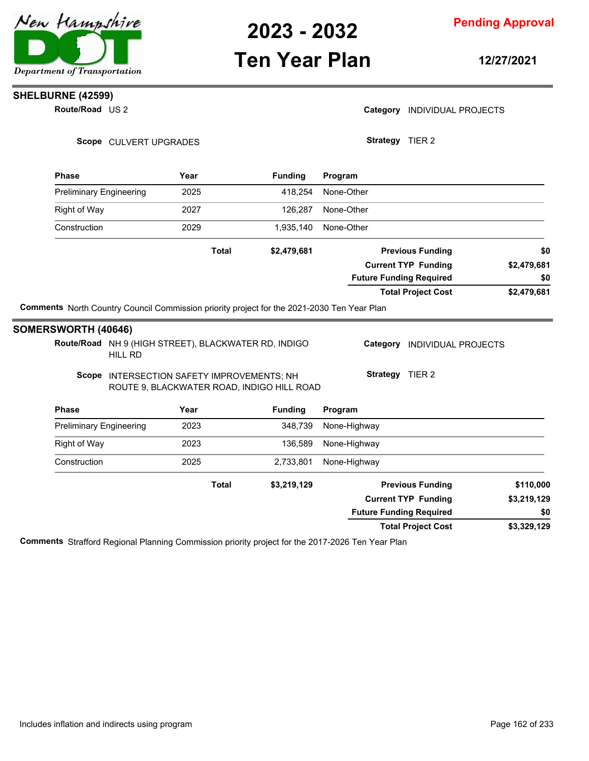## SHELBURNE (42599)

**Route/Road** US 2

**Category** INDIVIDUAL PROJECTS

**Scope** CULVERT UPGRADES

**Strategy** TIER 2

| Phase | Year | Funding | Program |
|---|---|---|---|
| Preliminary Engineering | 2025 | 418,254 | None-Other |
| Right of Way | 2027 | 126,287 | None-Other |
| Construction | 2029 | 1,935,140 | None-Other |
| | **Total** | **$2,479,681** | |

| | |
|---|---|
| **Previous Funding** | **$0** |
| **Current TYP Funding** | **$2,479,681** |
| **Future Funding Required** | **$0** |
| **Total Project Cost** | **$2,479,681** |

**Comments** North Country Council Commission priority project for the 2021-2030 Ten Year Plan

## SOMERSWORTH (40646)

**Route/Road** NH 9 (HIGH STREET), BLACKWATER RD, INDIGO HILL RD

**Category** INDIVIDUAL PROJECTS

**Scope** INTERSECTION SAFETY IMPROVEMENTS; NH ROUTE 9, BLACKWATER ROAD, INDIGO HILL ROAD

**Strategy** TIER 2

| Phase | Year | Funding | Program |
|---|---|---|---|
| Preliminary Engineering | 2023 | 348,739 | None-Highway |
| Right of Way | 2023 | 136,589 | None-Highway |
| Construction | 2025 | 2,733,801 | None-Highway |
| | **Total** | **$3,219,129** | |

| | |
|---|---|
| **Previous Funding** | **$110,000** |
| **Current TYP Funding** | **$3,219,129** |
| **Future Funding Required** | **$0** |
| **Total Project Cost** | **$3,329,129** |

**Comments** Strafford Regional Planning Commission priority project for the 2017-2026 Ten Year Plan

Includes inflation and indirects using program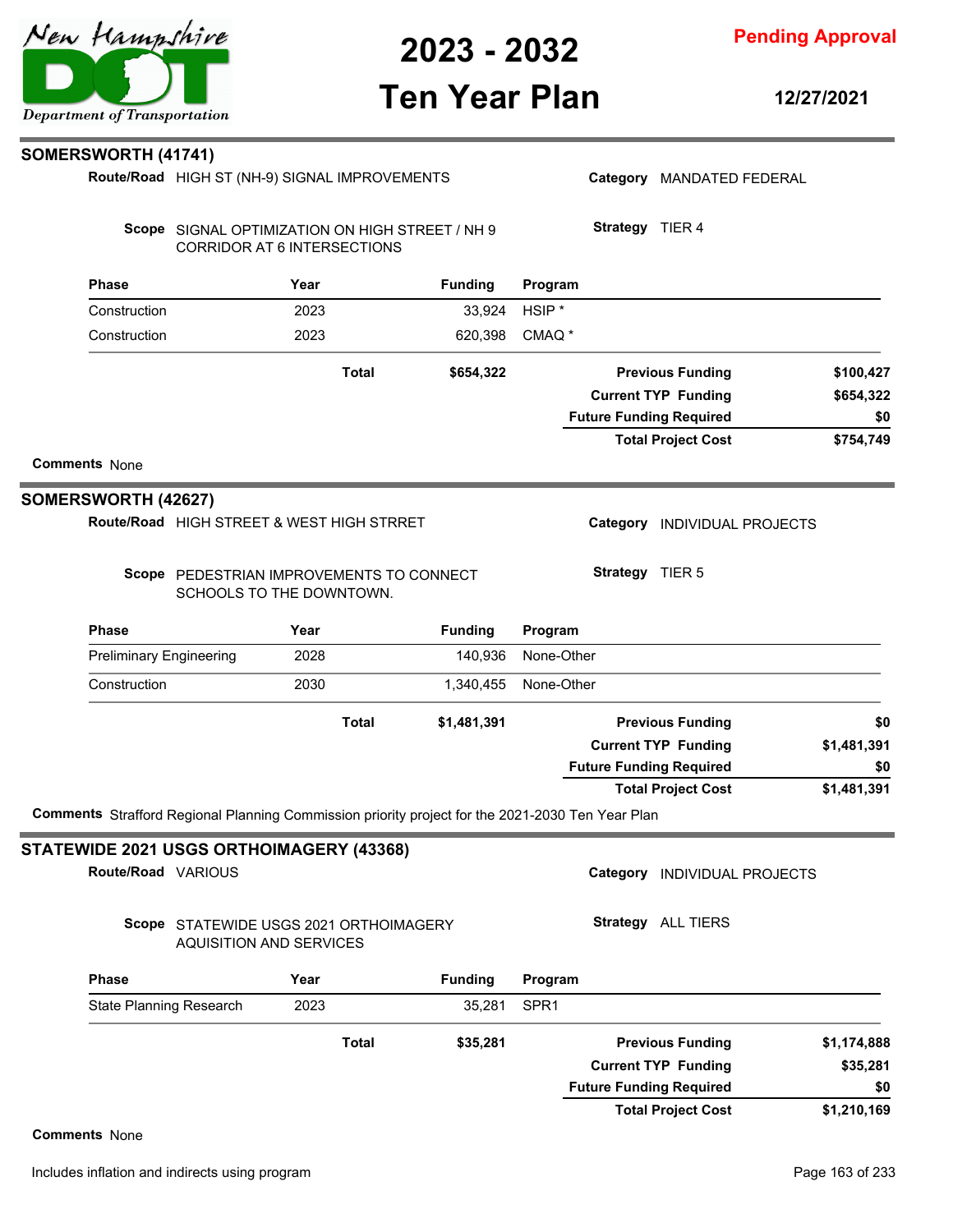## SOMERSWORTH (41741)

**Route/Road** HIGH ST (NH-9) SIGNAL IMPROVEMENTS

**Category** MANDATED FEDERAL

**Scope** SIGNAL OPTIMIZATION ON HIGH STREET / NH 9 CORRIDOR AT 6 INTERSECTIONS

**Strategy** TIER 4

| Phase | Year | Funding | Program |
|---|---|---|---|
| Construction | 2023 | 33,924 | HSIP * |
| Construction | 2023 | 620,398 | CMAQ * |
| | **Total** | **$654,322** | |

| | |
|---|---|
| **Previous Funding** | $100,427 |
| **Current TYP Funding** | $654,322 |
| **Future Funding Required** | $0 |
| **Total Project Cost** | $754,749 |

**Comments** None

## SOMERSWORTH (42627)

**Route/Road** HIGH STREET & WEST HIGH STRRET

**Category** INDIVIDUAL PROJECTS

**Scope** PEDESTRIAN IMPROVEMENTS TO CONNECT SCHOOLS TO THE DOWNTOWN.

**Strategy** TIER 5

| Phase | Year | Funding | Program |
|---|---|---|---|
| Preliminary Engineering | 2028 | 140,936 | None-Other |
| Construction | 2030 | 1,340,455 | None-Other |
| | **Total** | **$1,481,391** | |

| | |
|---|---|
| **Previous Funding** | $0 |
| **Current TYP Funding** | $1,481,391 |
| **Future Funding Required** | $0 |
| **Total Project Cost** | $1,481,391 |

**Comments** Strafford Regional Planning Commission priority project for the 2021-2030 Ten Year Plan

## STATEWIDE 2021 USGS ORTHOIMAGERY (43368)

**Route/Road** VARIOUS

**Category** INDIVIDUAL PROJECTS

**Scope** STATEWIDE USGS 2021 ORTHOIMAGERY AQUISITION AND SERVICES

**Strategy** ALL TIERS

| Phase | Year | Funding | Program |
|---|---|---|---|
| State Planning Research | 2023 | 35,281 | SPR1 |
| | **Total** | **$35,281** | |

| | |
|---|---|
| **Previous Funding** | $1,174,888 |
| **Current TYP Funding** | $35,281 |
| **Future Funding Required** | $0 |
| **Total Project Cost** | $1,210,169 |

**Comments** None

Includes inflation and indirects using program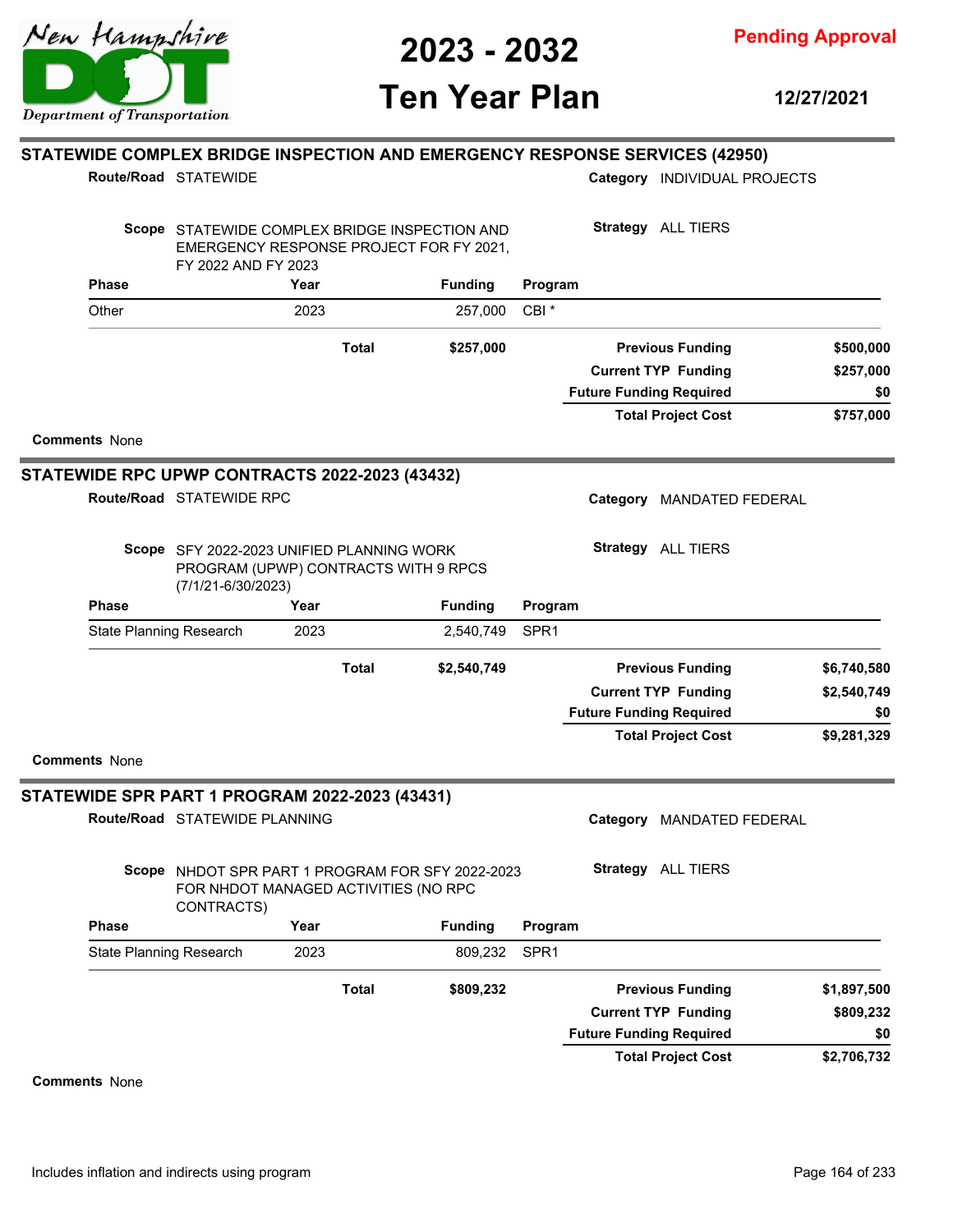## STATEWIDE COMPLEX BRIDGE INSPECTION AND EMERGENCY RESPONSE SERVICES (42950)

**Route/Road** STATEWIDE

**Category** INDIVIDUAL PROJECTS

**Scope** STATEWIDE COMPLEX BRIDGE INSPECTION AND EMERGENCY RESPONSE PROJECT FOR FY 2021, FY 2022 AND FY 2023

**Strategy** ALL TIERS

| Phase | Year | Funding | Program |
|---|---|---|---|
| Other | 2023 | 257,000 | CBI * |
| | **Total** | **$257,000** | |

| | |
|---|---|
| **Previous Funding** | **$500,000** |
| **Current TYP Funding** | **$257,000** |
| **Future Funding Required** | **$0** |
| **Total Project Cost** | **$757,000** |

**Comments** None

## STATEWIDE RPC UPWP CONTRACTS 2022-2023 (43432)

**Route/Road** STATEWIDE RPC

**Category** MANDATED FEDERAL

**Scope** SFY 2022-2023 UNIFIED PLANNING WORK PROGRAM (UPWP) CONTRACTS WITH 9 RPCS (7/1/21-6/30/2023)

**Strategy** ALL TIERS

| Phase | Year | Funding | Program |
|---|---|---|---|
| State Planning Research | 2023 | 2,540,749 | SPR1 |
| | **Total** | **$2,540,749** | |

| | |
|---|---|
| **Previous Funding** | **$6,740,580** |
| **Current TYP Funding** | **$2,540,749** |
| **Future Funding Required** | **$0** |
| **Total Project Cost** | **$9,281,329** |

**Comments** None

## STATEWIDE SPR PART 1 PROGRAM 2022-2023 (43431)

**Route/Road** STATEWIDE PLANNING

**Category** MANDATED FEDERAL

**Scope** NHDOT SPR PART 1 PROGRAM FOR SFY 2022-2023 FOR NHDOT MANAGED ACTIVITIES (NO RPC CONTRACTS)

**Strategy** ALL TIERS

| Phase | Year | Funding | Program |
|---|---|---|---|
| State Planning Research | 2023 | 809,232 | SPR1 |
| | **Total** | **$809,232** | |

| | |
|---|---|
| **Previous Funding** | **$1,897,500** |
| **Current TYP Funding** | **$809,232** |
| **Future Funding Required** | **$0** |
| **Total Project Cost** | **$2,706,732** |

**Comments** None

Includes inflation and indirects using program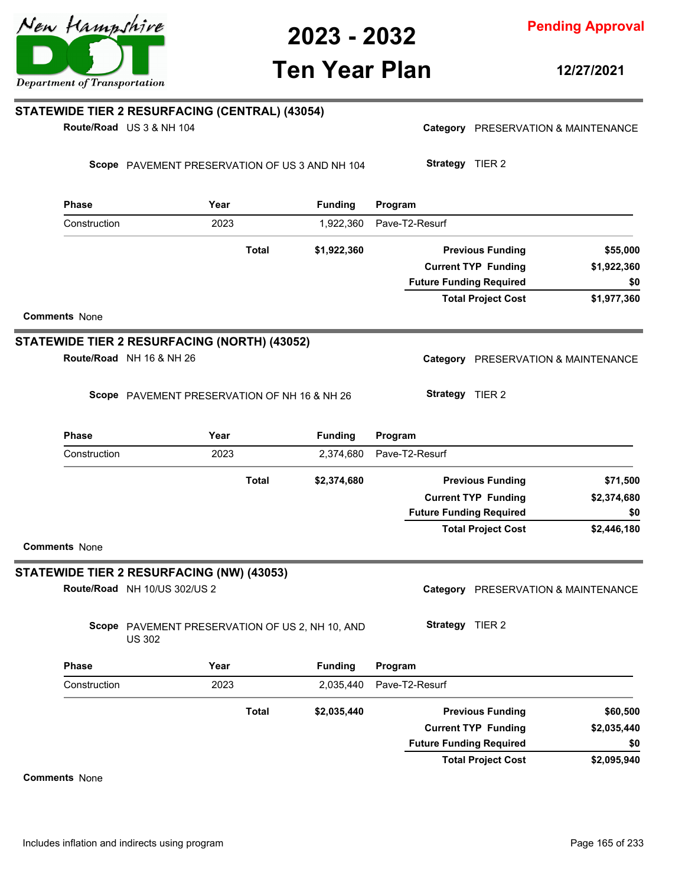## STATEWIDE TIER 2 RESURFACING (CENTRAL) (43054)

**Route/Road** US 3 & NH 104

**Category** PRESERVATION & MAINTENANCE

**Scope** PAVEMENT PRESERVATION OF US 3 AND NH 104

**Strategy** TIER 2

| Phase | Year | Funding | Program |
|---|---|---|---|
| Construction | 2023 | 1,922,360 | Pave-T2-Resurf |
| | **Total** | **$1,922,360** | |

| | |
|---|---|
| **Previous Funding** | **$55,000** |
| **Current TYP Funding** | **$1,922,360** |
| **Future Funding Required** | **$0** |
| **Total Project Cost** | **$1,977,360** |

**Comments** None

## STATEWIDE TIER 2 RESURFACING (NORTH) (43052)

**Route/Road** NH 16 & NH 26

**Category** PRESERVATION & MAINTENANCE

**Scope** PAVEMENT PRESERVATION OF NH 16 & NH 26

**Strategy** TIER 2

| Phase | Year | Funding | Program |
|---|---|---|---|
| Construction | 2023 | 2,374,680 | Pave-T2-Resurf |
| | **Total** | **$2,374,680** | |

| | |
|---|---|
| **Previous Funding** | **$71,500** |
| **Current TYP Funding** | **$2,374,680** |
| **Future Funding Required** | **$0** |
| **Total Project Cost** | **$2,446,180** |

**Comments** None

## STATEWIDE TIER 2 RESURFACING (NW) (43053)

**Route/Road** NH 10/US 302/US 2

**Category** PRESERVATION & MAINTENANCE

**Scope** PAVEMENT PRESERVATION OF US 2, NH 10, AND US 302

**Strategy** TIER 2

| Phase | Year | Funding | Program |
|---|---|---|---|
| Construction | 2023 | 2,035,440 | Pave-T2-Resurf |
| | **Total** | **$2,035,440** | |

| | |
|---|---|
| **Previous Funding** | **$60,500** |
| **Current TYP Funding** | **$2,035,440** |
| **Future Funding Required** | **$0** |
| **Total Project Cost** | **$2,095,940** |

**Comments** None

Includes inflation and indirects using program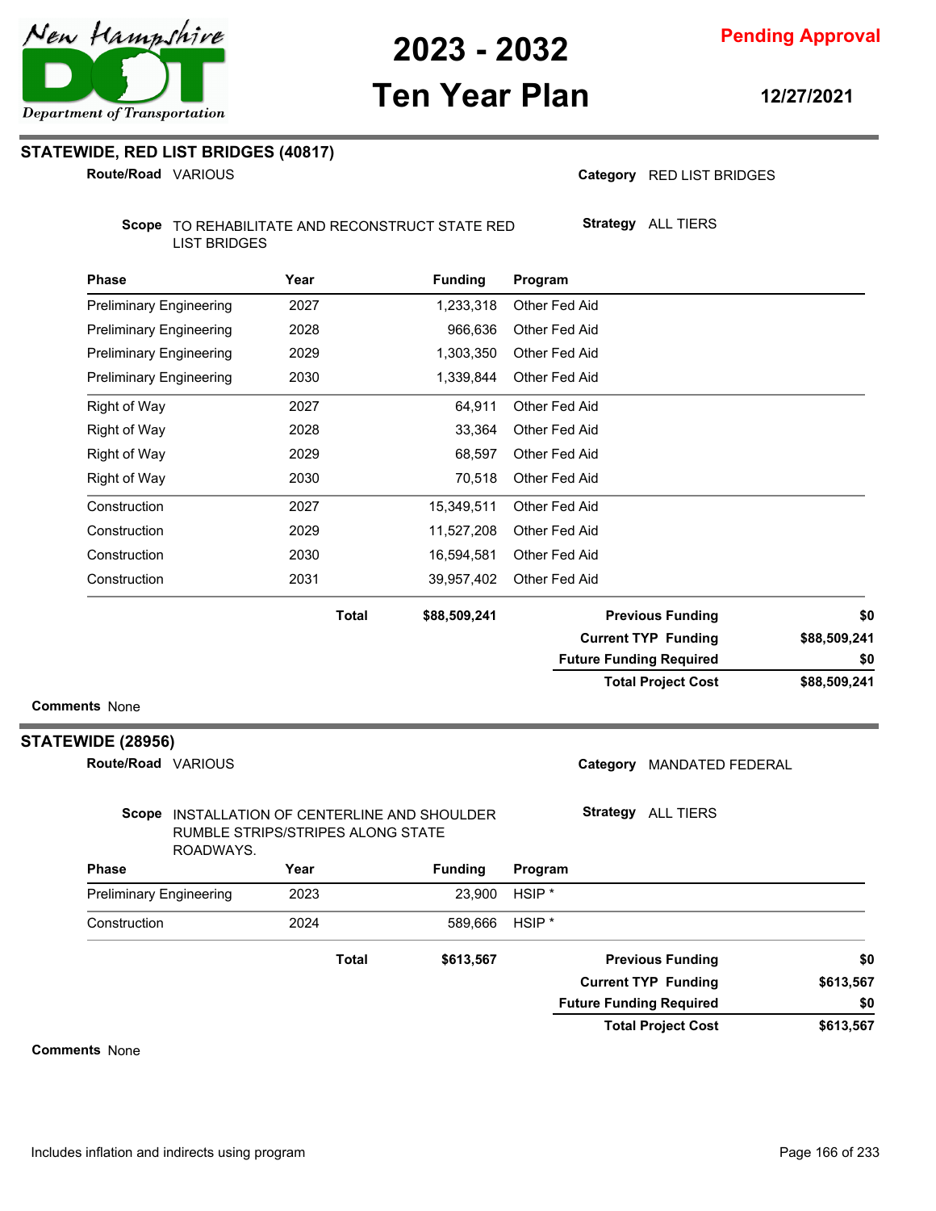# 2023 - 2032 Ten Year Plan

**Pending Approval**

**12/27/2021**

## STATEWIDE, RED LIST BRIDGES (40817)

**Route/Road** VARIOUS

**Category** RED LIST BRIDGES

**Scope** TO REHABILITATE AND RECONSTRUCT STATE RED LIST BRIDGES

**Strategy** ALL TIERS

| Phase | Year | Funding | Program |
|---|---|---|---|
| Preliminary Engineering | 2027 | 1,233,318 | Other Fed Aid |
| Preliminary Engineering | 2028 | 966,636 | Other Fed Aid |
| Preliminary Engineering | 2029 | 1,303,350 | Other Fed Aid |
| Preliminary Engineering | 2030 | 1,339,844 | Other Fed Aid |
| Right of Way | 2027 | 64,911 | Other Fed Aid |
| Right of Way | 2028 | 33,364 | Other Fed Aid |
| Right of Way | 2029 | 68,597 | Other Fed Aid |
| Right of Way | 2030 | 70,518 | Other Fed Aid |
| Construction | 2027 | 15,349,511 | Other Fed Aid |
| Construction | 2029 | 11,527,208 | Other Fed Aid |
| Construction | 2030 | 16,594,581 | Other Fed Aid |
| Construction | 2031 | 39,957,402 | Other Fed Aid |
| | **Total** | **$88,509,241** | |

| | |
|---|---|
| **Previous Funding** | **$0** |
| **Current TYP Funding** | **$88,509,241** |
| **Future Funding Required** | **$0** |
| **Total Project Cost** | **$88,509,241** |

**Comments** None

## STATEWIDE (28956)

**Route/Road** VARIOUS

**Category** MANDATED FEDERAL

**Scope** INSTALLATION OF CENTERLINE AND SHOULDER RUMBLE STRIPS/STRIPES ALONG STATE ROADWAYS.

**Strategy** ALL TIERS

| Phase | Year | Funding | Program |
|---|---|---|---|
| Preliminary Engineering | 2023 | 23,900 | HSIP * |
| Construction | 2024 | 589,666 | HSIP * |
| | **Total** | **$613,567** | |

| | |
|---|---|
| **Previous Funding** | **$0** |
| **Current TYP Funding** | **$613,567** |
| **Future Funding Required** | **$0** |
| **Total Project Cost** | **$613,567** |

**Comments** None

Includes inflation and indirects using program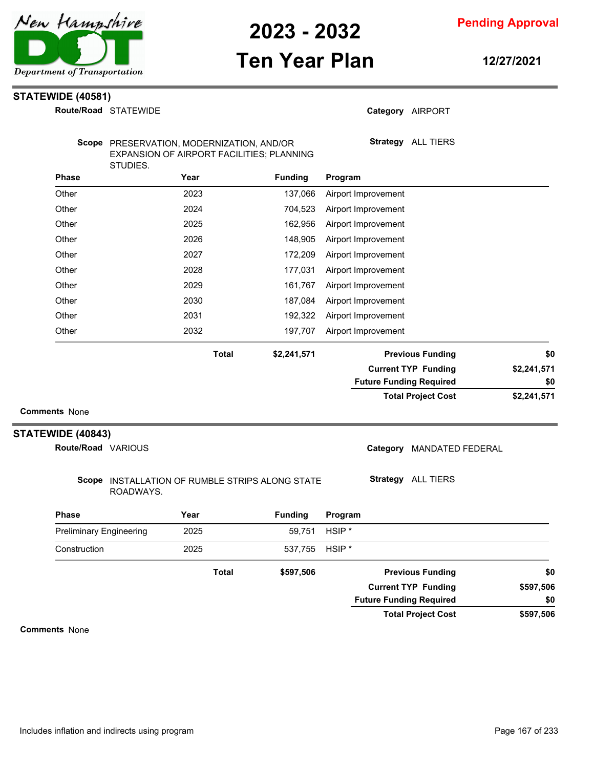## STATEWIDE (40581)

**Route/Road** STATEWIDE

**Category** AIRPORT

**Scope** PRESERVATION, MODERNIZATION, AND/OR EXPANSION OF AIRPORT FACILITIES; PLANNING STUDIES.

**Strategy** ALL TIERS

| Phase | Year | Funding | Program |
|---|---|---|---|
| Other | 2023 | 137,066 | Airport Improvement |
| Other | 2024 | 704,523 | Airport Improvement |
| Other | 2025 | 162,956 | Airport Improvement |
| Other | 2026 | 148,905 | Airport Improvement |
| Other | 2027 | 172,209 | Airport Improvement |
| Other | 2028 | 177,031 | Airport Improvement |
| Other | 2029 | 161,767 | Airport Improvement |
| Other | 2030 | 187,084 | Airport Improvement |
| Other | 2031 | 192,322 | Airport Improvement |
| Other | 2032 | 197,707 | Airport Improvement |
| | **Total** | **$2,241,571** | |

| | |
|---|---|
| **Previous Funding** | **$0** |
| **Current TYP Funding** | **$2,241,571** |
| **Future Funding Required** | **$0** |
| **Total Project Cost** | **$2,241,571** |

**Comments** None

## STATEWIDE (40843)

**Route/Road** VARIOUS

**Category** MANDATED FEDERAL

**Scope** INSTALLATION OF RUMBLE STRIPS ALONG STATE ROADWAYS.

**Strategy** ALL TIERS

| Phase | Year | Funding | Program |
|---|---|---|---|
| Preliminary Engineering | 2025 | 59,751 | HSIP * |
| Construction | 2025 | 537,755 | HSIP * |
| | **Total** | **$597,506** | |

| | |
|---|---|
| **Previous Funding** | **$0** |
| **Current TYP Funding** | **$597,506** |
| **Future Funding Required** | **$0** |
| **Total Project Cost** | **$597,506** |

**Comments** None

Includes inflation and indirects using program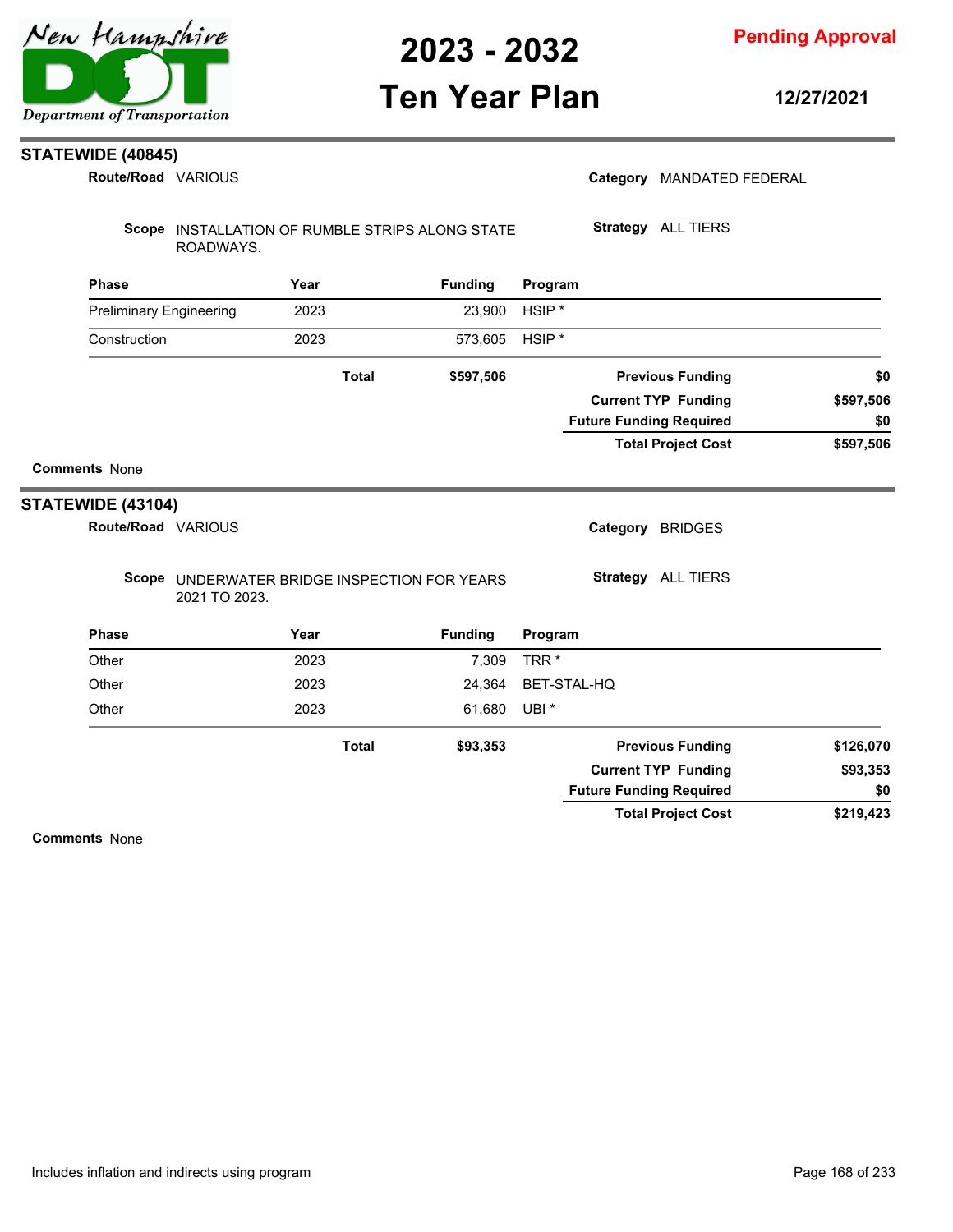## STATEWIDE (40845)

**Route/Road** VARIOUS

**Category** MANDATED FEDERAL

**Scope** INSTALLATION OF RUMBLE STRIPS ALONG STATE ROADWAYS.

**Strategy** ALL TIERS

| Phase | Year | Funding | Program |
|---|---|---|---|
| Preliminary Engineering | 2023 | 23,900 | HSIP * |
| Construction | 2023 | 573,605 | HSIP * |
| | **Total** | **$597,506** | |

| | |
|---|---|
| **Previous Funding** | **$0** |
| **Current TYP Funding** | **$597,506** |
| **Future Funding Required** | **$0** |
| **Total Project Cost** | **$597,506** |

**Comments** None

## STATEWIDE (43104)

**Route/Road** VARIOUS

**Category** BRIDGES

**Scope** UNDERWATER BRIDGE INSPECTION FOR YEARS 2021 TO 2023.

**Strategy** ALL TIERS

| Phase | Year | Funding | Program |
|---|---|---|---|
| Other | 2023 | 7,309 | TRR * |
| Other | 2023 | 24,364 | BET-STAL-HQ |
| Other | 2023 | 61,680 | UBI * |
| | **Total** | **$93,353** | |

| | |
|---|---|
| **Previous Funding** | **$126,070** |
| **Current TYP Funding** | **$93,353** |
| **Future Funding Required** | **$0** |
| **Total Project Cost** | **$219,423** |

**Comments** None

Includes inflation and indirects using program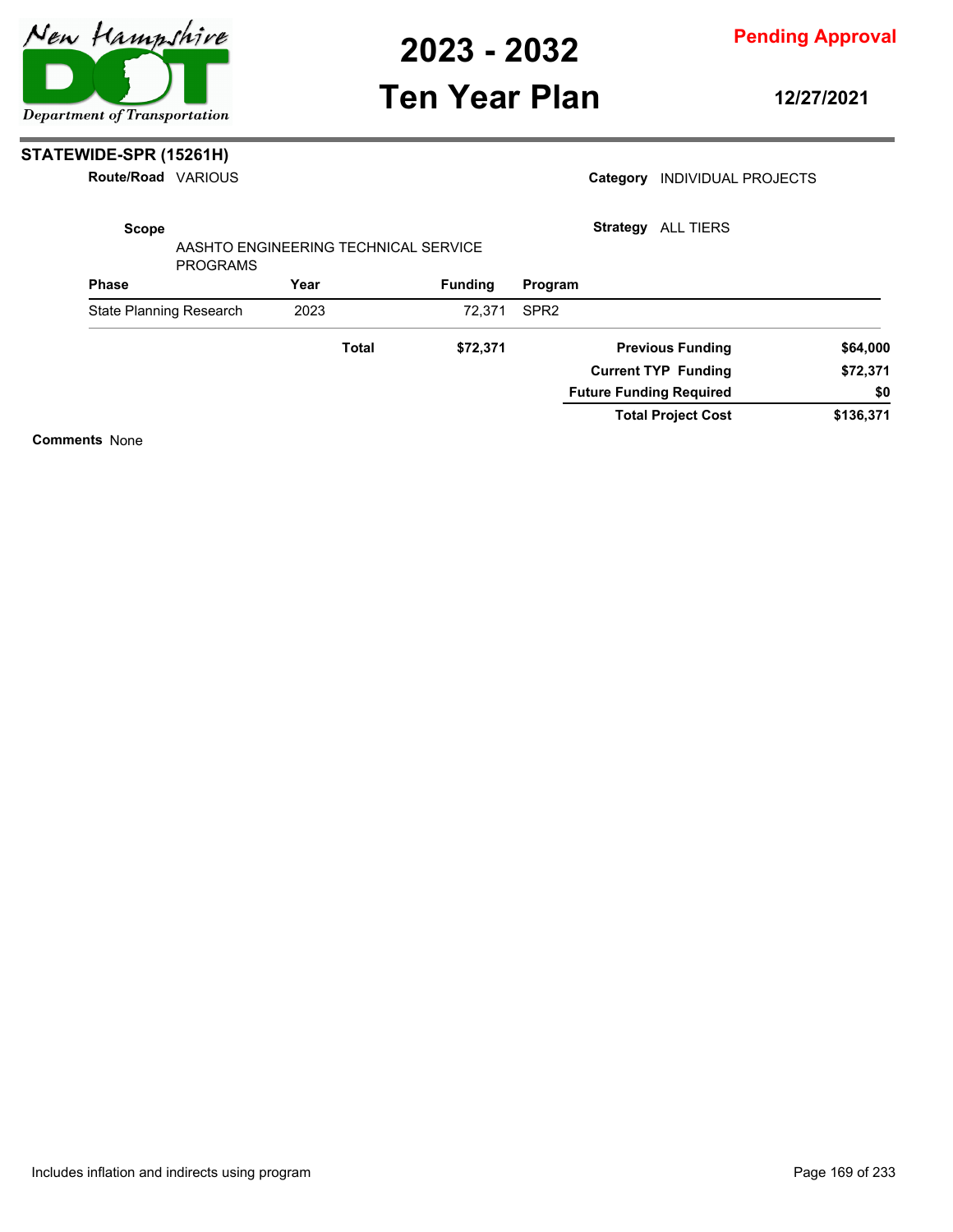**2023 - 2032**
**Ten Year Plan**

**Pending Approval**

**12/27/2021**

## STATEWIDE-SPR (15261H)

**Route/Road** VARIOUS

**Category** INDIVIDUAL PROJECTS

**Scope** AASHTO ENGINEERING TECHNICAL SERVICE PROGRAMS

**Strategy** ALL TIERS

| Phase | Year | Funding | Program |
|---|---|---|---|
| State Planning Research | 2023 | 72,371 | SPR2 |
| | **Total** | **$72,371** | |

| | |
|---|---|
| **Previous Funding** | **$64,000** |
| **Current TYP Funding** | **$72,371** |
| **Future Funding Required** | **$0** |
| **Total Project Cost** | **$136,371** |

**Comments** None

Includes inflation and indirects using program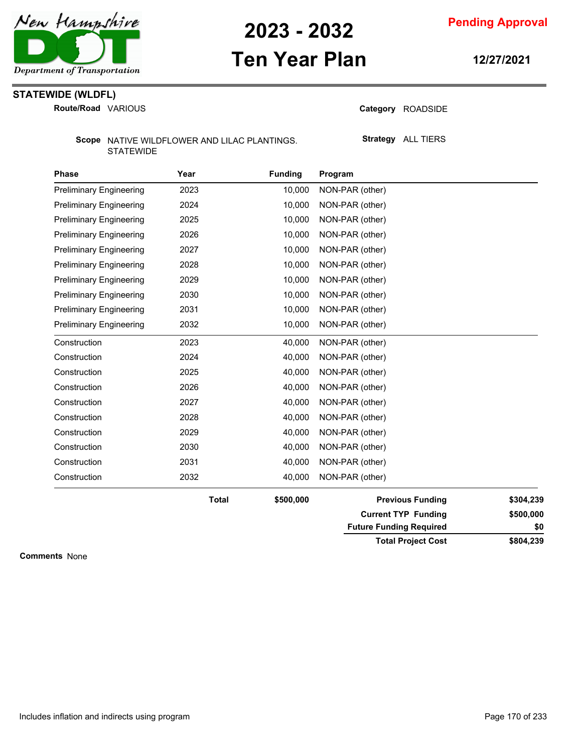# 2023 - 2032 Ten Year Plan

**Pending Approval**

**12/27/2021**

## STATEWIDE (WLDFL)

**Route/Road** VARIOUS

**Category** ROADSIDE

**Scope** NATIVE WILDFLOWER AND LILAC PLANTINGS. STATEWIDE

**Strategy** ALL TIERS

| Phase | Year | Funding | Program |
|---|---|---|---|
| Preliminary Engineering | 2023 | 10,000 | NON-PAR (other) |
| Preliminary Engineering | 2024 | 10,000 | NON-PAR (other) |
| Preliminary Engineering | 2025 | 10,000 | NON-PAR (other) |
| Preliminary Engineering | 2026 | 10,000 | NON-PAR (other) |
| Preliminary Engineering | 2027 | 10,000 | NON-PAR (other) |
| Preliminary Engineering | 2028 | 10,000 | NON-PAR (other) |
| Preliminary Engineering | 2029 | 10,000 | NON-PAR (other) |
| Preliminary Engineering | 2030 | 10,000 | NON-PAR (other) |
| Preliminary Engineering | 2031 | 10,000 | NON-PAR (other) |
| Preliminary Engineering | 2032 | 10,000 | NON-PAR (other) |
| Construction | 2023 | 40,000 | NON-PAR (other) |
| Construction | 2024 | 40,000 | NON-PAR (other) |
| Construction | 2025 | 40,000 | NON-PAR (other) |
| Construction | 2026 | 40,000 | NON-PAR (other) |
| Construction | 2027 | 40,000 | NON-PAR (other) |
| Construction | 2028 | 40,000 | NON-PAR (other) |
| Construction | 2029 | 40,000 | NON-PAR (other) |
| Construction | 2030 | 40,000 | NON-PAR (other) |
| Construction | 2031 | 40,000 | NON-PAR (other) |
| Construction | 2032 | 40,000 | NON-PAR (other) |
| | **Total** | **$500,000** | |

| | |
|---|---|
| **Previous Funding** | **$304,239** |
| **Current TYP Funding** | **$500,000** |
| **Future Funding Required** | **$0** |
| **Total Project Cost** | **$804,239** |

**Comments** None

Includes inflation and indirects using program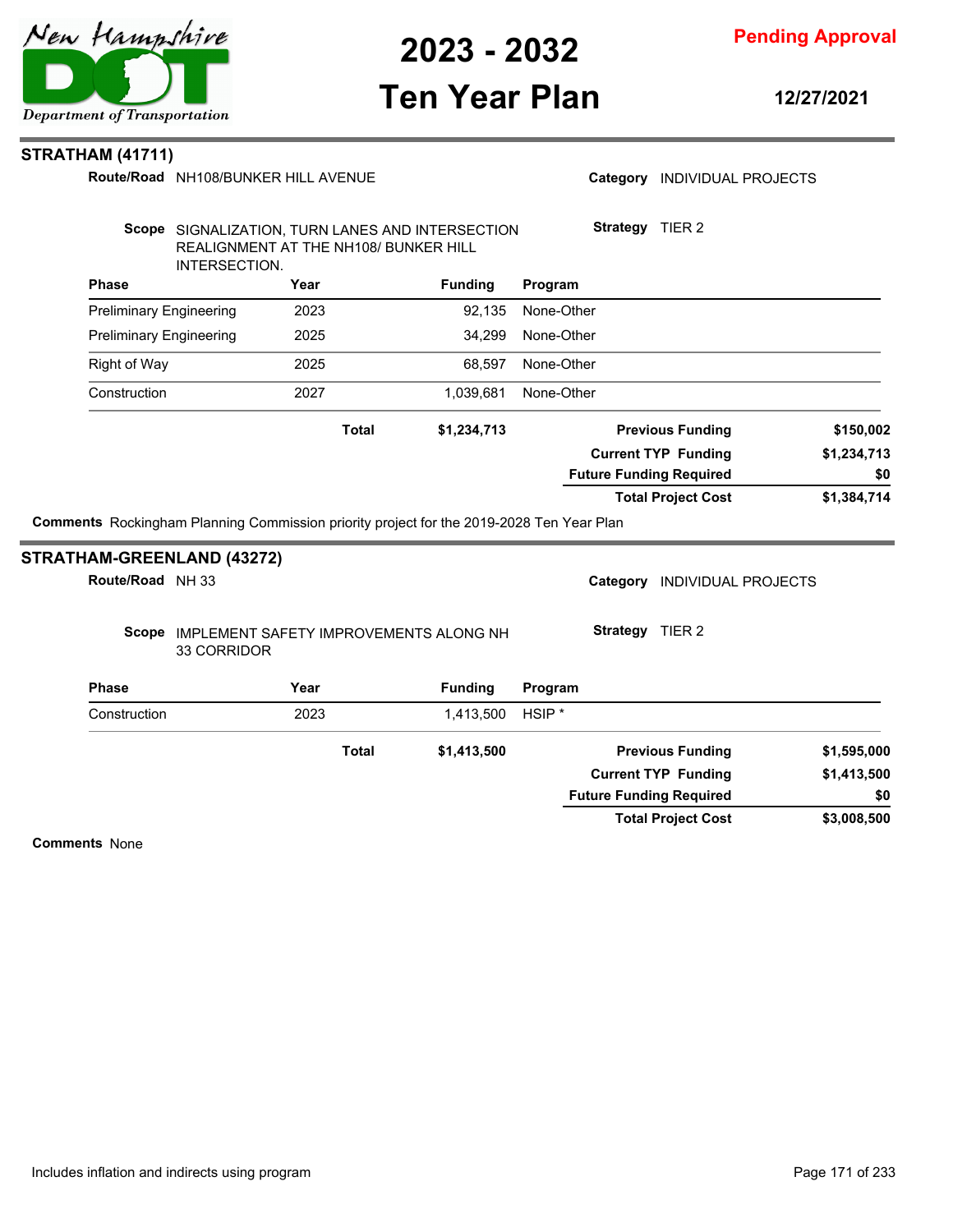## STRATHAM (41711)

**Route/Road** NH108/BUNKER HILL AVENUE

**Category** INDIVIDUAL PROJECTS

**Scope** SIGNALIZATION, TURN LANES AND INTERSECTION REALIGNMENT AT THE NH108/ BUNKER HILL INTERSECTION.

**Strategy** TIER 2

| Phase | Year | Funding | Program |
|---|---|---|---|
| Preliminary Engineering | 2023 | 92,135 | None-Other |
| Preliminary Engineering | 2025 | 34,299 | None-Other |
| Right of Way | 2025 | 68,597 | None-Other |
| Construction | 2027 | 1,039,681 | None-Other |
| | **Total** | **$1,234,713** | |

| | |
|---|---|
| **Previous Funding** | **$150,002** |
| **Current TYP Funding** | **$1,234,713** |
| **Future Funding Required** | **$0** |
| **Total Project Cost** | **$1,384,714** |

**Comments** Rockingham Planning Commission priority project for the 2019-2028 Ten Year Plan

## STRATHAM-GREENLAND (43272)

**Route/Road** NH 33

**Category** INDIVIDUAL PROJECTS

**Scope** IMPLEMENT SAFETY IMPROVEMENTS ALONG NH 33 CORRIDOR

**Strategy** TIER 2

| Phase | Year | Funding | Program |
|---|---|---|---|
| Construction | 2023 | 1,413,500 | HSIP * |
| | **Total** | **$1,413,500** | |

| | |
|---|---|
| **Previous Funding** | **$1,595,000** |
| **Current TYP Funding** | **$1,413,500** |
| **Future Funding Required** | **$0** |
| **Total Project Cost** | **$3,008,500** |

**Comments** None

Includes inflation and indirects using program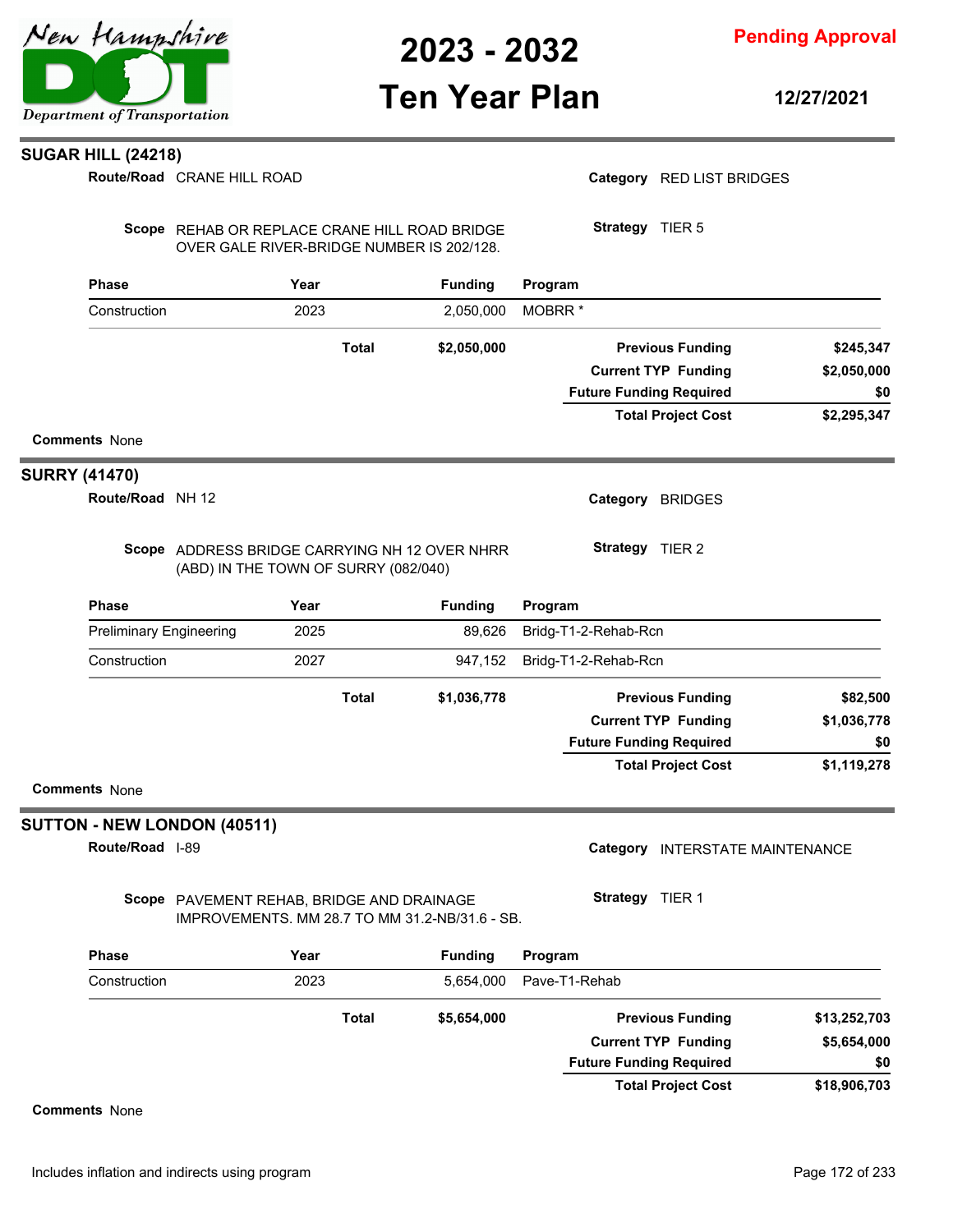## SUGAR HILL (24218)

**Route/Road** CRANE HILL ROAD

**Category** RED LIST BRIDGES

**Scope** REHAB OR REPLACE CRANE HILL ROAD BRIDGE OVER GALE RIVER-BRIDGE NUMBER IS 202/128.

**Strategy** TIER 5

| Phase | Year | Funding | Program |
|---|---|---|---|
| Construction | 2023 | 2,050,000 | MOBRR * |
| | **Total** | **$2,050,000** | |

| | |
|---|---|
| **Previous Funding** | **$245,347** |
| **Current TYP Funding** | **$2,050,000** |
| **Future Funding Required** | **$0** |
| **Total Project Cost** | **$2,295,347** |

**Comments** None

## SURRY (41470)

**Route/Road** NH 12

**Category** BRIDGES

**Scope** ADDRESS BRIDGE CARRYING NH 12 OVER NHRR (ABD) IN THE TOWN OF SURRY (082/040)

**Strategy** TIER 2

| Phase | Year | Funding | Program |
|---|---|---|---|
| Preliminary Engineering | 2025 | 89,626 | Bridg-T1-2-Rehab-Rcn |
| Construction | 2027 | 947,152 | Bridg-T1-2-Rehab-Rcn |
| | **Total** | **$1,036,778** | |

| | |
|---|---|
| **Previous Funding** | **$82,500** |
| **Current TYP Funding** | **$1,036,778** |
| **Future Funding Required** | **$0** |
| **Total Project Cost** | **$1,119,278** |

**Comments** None

## SUTTON - NEW LONDON (40511)

**Route/Road** I-89

**Category** INTERSTATE MAINTENANCE

**Scope** PAVEMENT REHAB, BRIDGE AND DRAINAGE IMPROVEMENTS. MM 28.7 TO MM 31.2-NB/31.6 - SB.

**Strategy** TIER 1

| Phase | Year | Funding | Program |
|---|---|---|---|
| Construction | 2023 | 5,654,000 | Pave-T1-Rehab |
| | **Total** | **$5,654,000** | |

| | |
|---|---|
| **Previous Funding** | **$13,252,703** |
| **Current TYP Funding** | **$5,654,000** |
| **Future Funding Required** | **$0** |
| **Total Project Cost** | **$18,906,703** |

**Comments** None

Includes inflation and indirects using program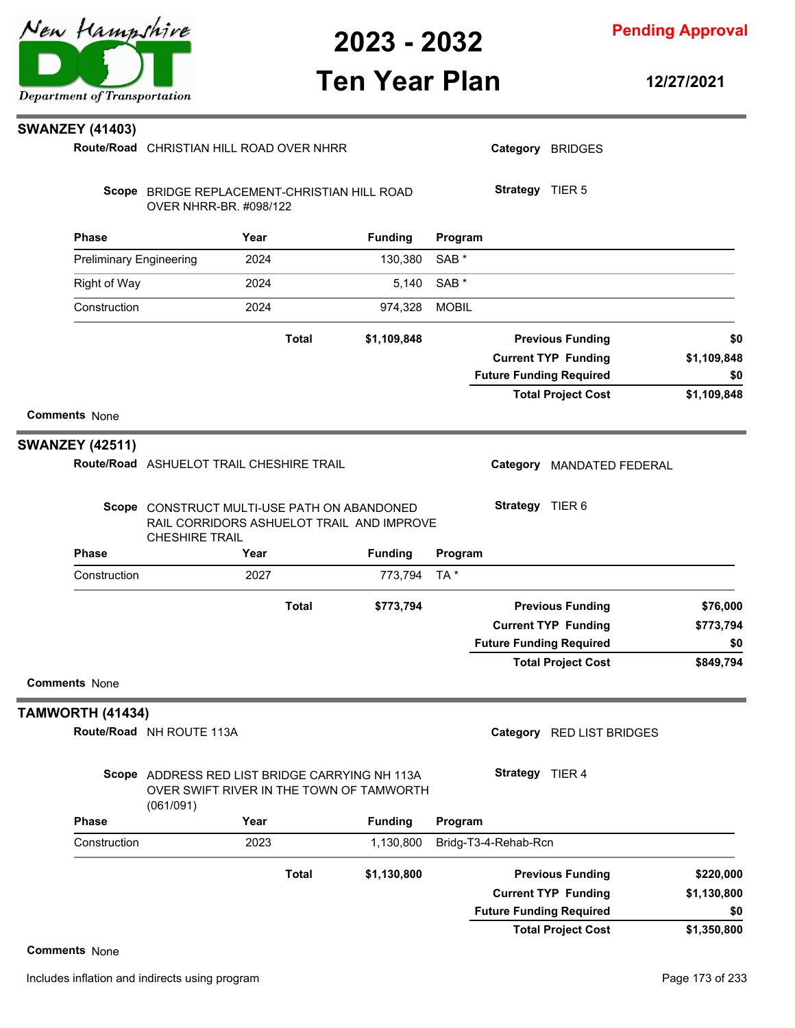## SWANZEY (41403)

**Route/Road** CHRISTIAN HILL ROAD OVER NHRR

**Category** BRIDGES

**Scope** BRIDGE REPLACEMENT-CHRISTIAN HILL ROAD OVER NHRR-BR. #098/122

**Strategy** TIER 5

| Phase | Year | Funding | Program |
|---|---|---|---|
| Preliminary Engineering | 2024 | 130,380 | SAB * |
| Right of Way | 2024 | 5,140 | SAB * |
| Construction | 2024 | 974,328 | MOBIL |
| **Total** | | **$1,109,848** | |

| | |
|---|---|
| **Previous Funding** | **$0** |
| **Current TYP Funding** | **$1,109,848** |
| **Future Funding Required** | **$0** |
| **Total Project Cost** | **$1,109,848** |

**Comments** None

## SWANZEY (42511)

**Route/Road** ASHUELOT TRAIL CHESHIRE TRAIL

**Category** MANDATED FEDERAL

**Scope** CONSTRUCT MULTI-USE PATH ON ABANDONED RAIL CORRIDORS ASHUELOT TRAIL AND IMPROVE CHESHIRE TRAIL

**Strategy** TIER 6

| Phase | Year | Funding | Program |
|---|---|---|---|
| Construction | 2027 | 773,794 | TA * |
| **Total** | | **$773,794** | |

| | |
|---|---|
| **Previous Funding** | **$76,000** |
| **Current TYP Funding** | **$773,794** |
| **Future Funding Required** | **$0** |
| **Total Project Cost** | **$849,794** |

**Comments** None

## TAMWORTH (41434)

**Route/Road** NH ROUTE 113A

**Category** RED LIST BRIDGES

**Scope** ADDRESS RED LIST BRIDGE CARRYING NH 113A OVER SWIFT RIVER IN THE TOWN OF TAMWORTH (061/091)

**Strategy** TIER 4

| Phase | Year | Funding | Program |
|---|---|---|---|
| Construction | 2023 | 1,130,800 | Bridg-T3-4-Rehab-Rcn |
| **Total** | | **$1,130,800** | |

| | |
|---|---|
| **Previous Funding** | **$220,000** |
| **Current TYP Funding** | **$1,130,800** |
| **Future Funding Required** | **$0** |
| **Total Project Cost** | **$1,350,800** |

**Comments** None

Includes inflation and indirects using program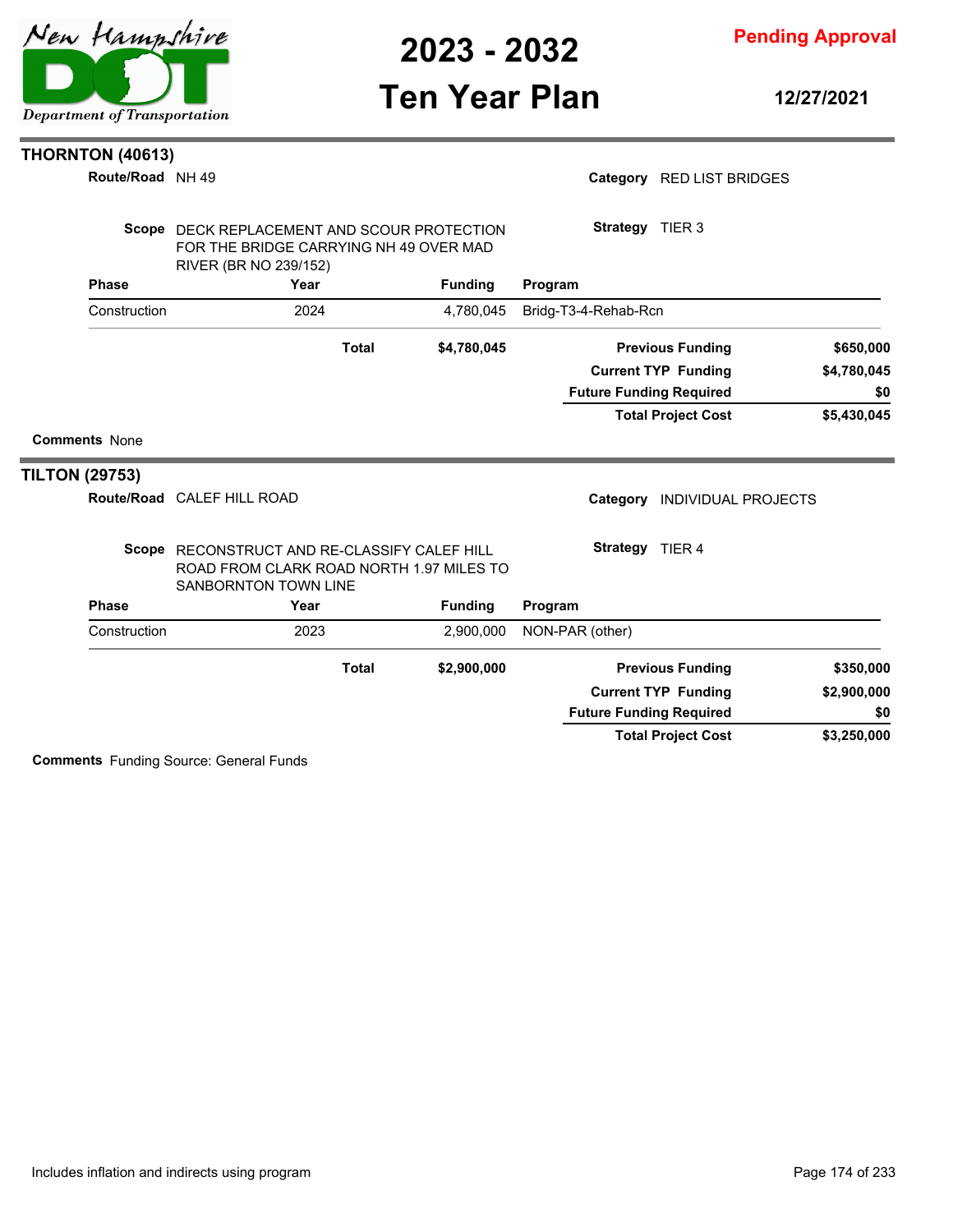## THORNTON (40613)

**Route/Road** NH 49

**Category** RED LIST BRIDGES

**Scope** DECK REPLACEMENT AND SCOUR PROTECTION FOR THE BRIDGE CARRYING NH 49 OVER MAD RIVER (BR NO 239/152)

**Strategy** TIER 3

| Phase | Year | Funding | Program |
|---|---|---|---|
| Construction | 2024 | 4,780,045 | Bridg-T3-4-Rehab-Rcn |
| | **Total** | **$4,780,045** | |

| | |
|---|---|
| **Previous Funding** | **$650,000** |
| **Current TYP Funding** | **$4,780,045** |
| **Future Funding Required** | **$0** |
| **Total Project Cost** | **$5,430,045** |

**Comments** None

## TILTON (29753)

**Route/Road** CALEF HILL ROAD

**Category** INDIVIDUAL PROJECTS

**Scope** RECONSTRUCT AND RE-CLASSIFY CALEF HILL ROAD FROM CLARK ROAD NORTH 1.97 MILES TO SANBORNTON TOWN LINE

**Strategy** TIER 4

| Phase | Year | Funding | Program |
|---|---|---|---|
| Construction | 2023 | 2,900,000 | NON-PAR (other) |
| | **Total** | **$2,900,000** | |

| | |
|---|---|
| **Previous Funding** | **$350,000** |
| **Current TYP Funding** | **$2,900,000** |
| **Future Funding Required** | **$0** |
| **Total Project Cost** | **$3,250,000** |

**Comments** Funding Source: General Funds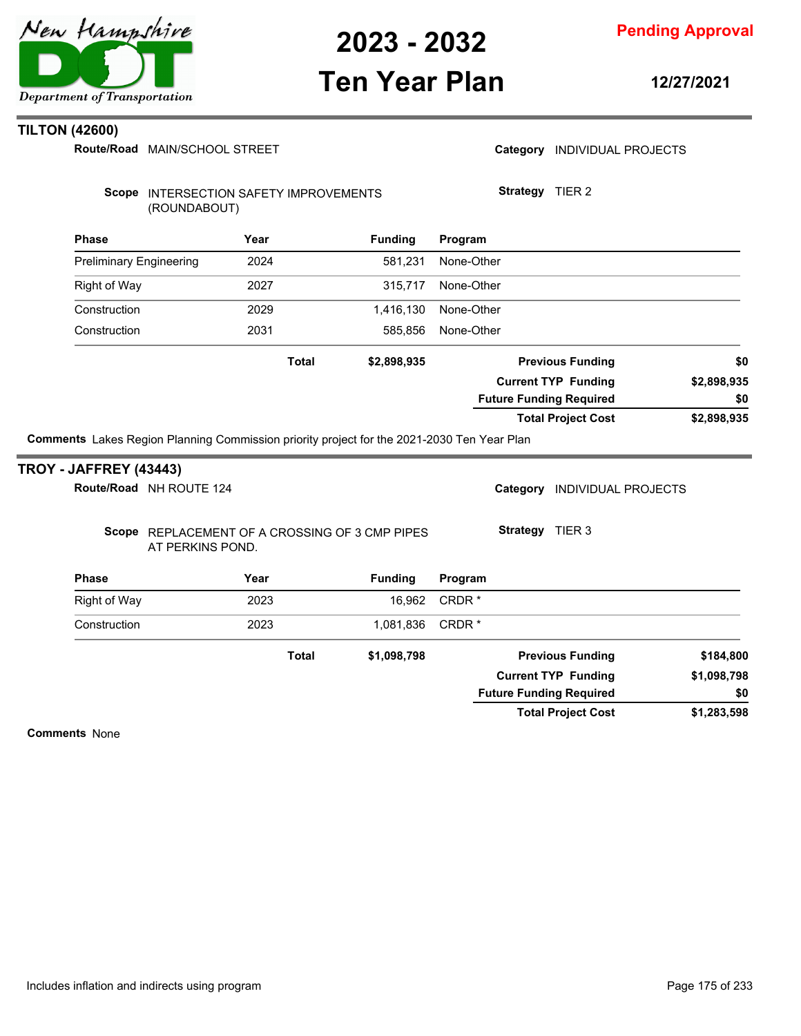## TILTON (42600)

**Route/Road** MAIN/SCHOOL STREET

**Category** INDIVIDUAL PROJECTS

**Scope** INTERSECTION SAFETY IMPROVEMENTS (ROUNDABOUT)

**Strategy** TIER 2

| Phase | Year | Funding | Program |
|---|---|---|---|
| Preliminary Engineering | 2024 | 581,231 | None-Other |
| Right of Way | 2027 | 315,717 | None-Other |
| Construction | 2029 | 1,416,130 | None-Other |
| Construction | 2031 | 585,856 | None-Other |
| **Total** | | **$2,898,935** | |

| | |
|---|---|
| **Previous Funding** | **$0** |
| **Current TYP Funding** | **$2,898,935** |
| **Future Funding Required** | **$0** |
| **Total Project Cost** | **$2,898,935** |

**Comments** Lakes Region Planning Commission priority project for the 2021-2030 Ten Year Plan

## TROY - JAFFREY (43443)

**Route/Road** NH ROUTE 124

**Category** INDIVIDUAL PROJECTS

**Scope** REPLACEMENT OF A CROSSING OF 3 CMP PIPES AT PERKINS POND.

**Strategy** TIER 3

| Phase | Year | Funding | Program |
|---|---|---|---|
| Right of Way | 2023 | 16,962 | CRDR * |
| Construction | 2023 | 1,081,836 | CRDR * |
| **Total** | | **$1,098,798** | |

| | |
|---|---|
| **Previous Funding** | **$184,800** |
| **Current TYP Funding** | **$1,098,798** |
| **Future Funding Required** | **$0** |
| **Total Project Cost** | **$1,283,598** |

**Comments** None

Includes inflation and indirects using program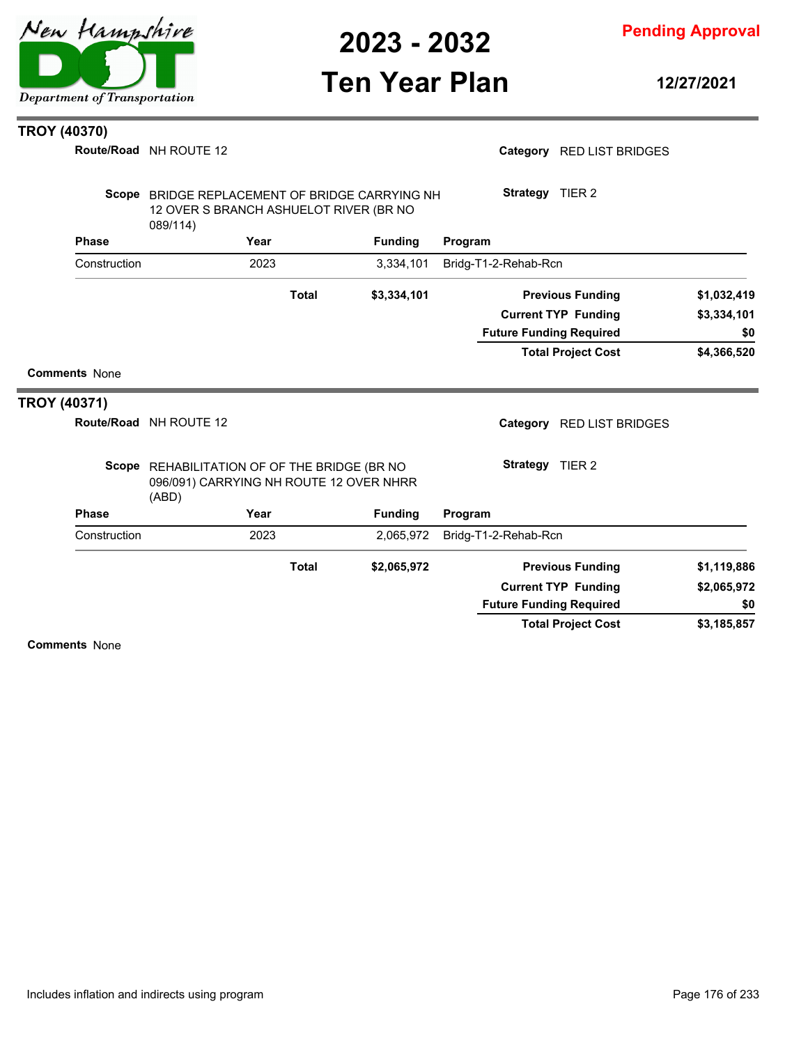# 2023 - 2032 Ten Year Plan

**Pending Approval**

**12/27/2021**

## TROY (40370)

**Route/Road** NH ROUTE 12

**Category** RED LIST BRIDGES

**Scope** BRIDGE REPLACEMENT OF BRIDGE CARRYING NH 12 OVER S BRANCH ASHUELOT RIVER (BR NO 089/114)

**Strategy** TIER 2

| Phase | Year | Funding | Program |
|---|---|---|---|
| Construction | 2023 | 3,334,101 | Bridg-T1-2-Rehab-Rcn |
| | **Total** | **$3,334,101** | |

| | |
|---|---|
| **Previous Funding** | **$1,032,419** |
| **Current TYP Funding** | **$3,334,101** |
| **Future Funding Required** | **$0** |
| **Total Project Cost** | **$4,366,520** |

**Comments** None

## TROY (40371)

**Route/Road** NH ROUTE 12

**Category** RED LIST BRIDGES

**Scope** REHABILITATION OF OF THE BRIDGE (BR NO 096/091) CARRYING NH ROUTE 12 OVER NHRR (ABD)

**Strategy** TIER 2

| Phase | Year | Funding | Program |
|---|---|---|---|
| Construction | 2023 | 2,065,972 | Bridg-T1-2-Rehab-Rcn |
| | **Total** | **$2,065,972** | |

| | |
|---|---|
| **Previous Funding** | **$1,119,886** |
| **Current TYP Funding** | **$2,065,972** |
| **Future Funding Required** | **$0** |
| **Total Project Cost** | **$3,185,857** |

**Comments** None

Includes inflation and indirects using program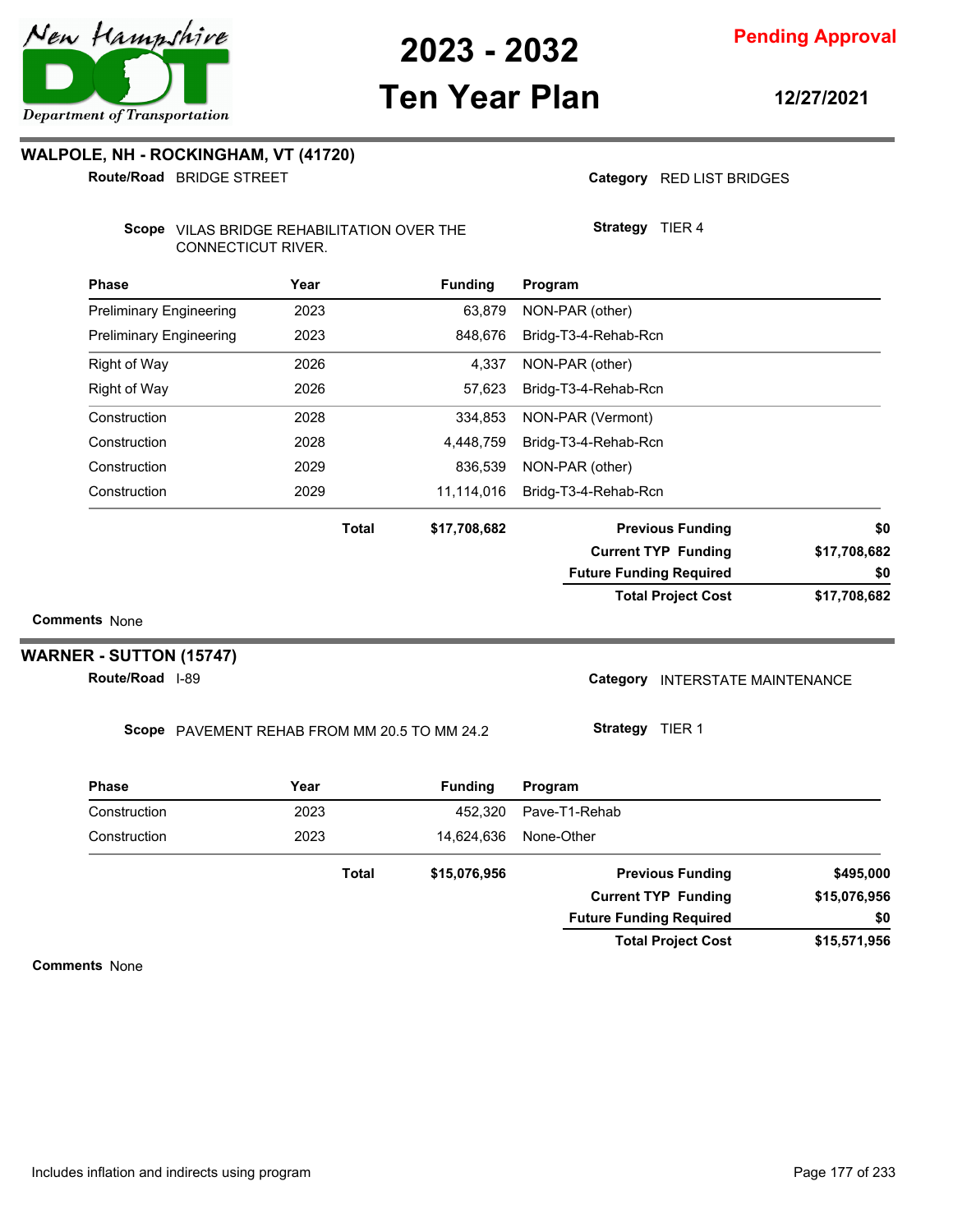# 2023 - 2032 Ten Year Plan

**Pending Approval**

**12/27/2021**

## WALPOLE, NH - ROCKINGHAM, VT (41720)

**Route/Road** BRIDGE STREET

**Category** RED LIST BRIDGES

**Scope** VILAS BRIDGE REHABILITATION OVER THE CONNECTICUT RIVER.

**Strategy** TIER 4

| Phase | Year | Funding | Program |
|---|---|---|---|
| Preliminary Engineering | 2023 | 63,879 | NON-PAR (other) |
| Preliminary Engineering | 2023 | 848,676 | Bridg-T3-4-Rehab-Rcn |
| Right of Way | 2026 | 4,337 | NON-PAR (other) |
| Right of Way | 2026 | 57,623 | Bridg-T3-4-Rehab-Rcn |
| Construction | 2028 | 334,853 | NON-PAR (Vermont) |
| Construction | 2028 | 4,448,759 | Bridg-T3-4-Rehab-Rcn |
| Construction | 2029 | 836,539 | NON-PAR (other) |
| Construction | 2029 | 11,114,016 | Bridg-T3-4-Rehab-Rcn |
| | **Total** | **$17,708,682** | |

| | |
|---|---|
| **Previous Funding** | **$0** |
| **Current TYP Funding** | **$17,708,682** |
| **Future Funding Required** | **$0** |
| **Total Project Cost** | **$17,708,682** |

**Comments** None

## WARNER - SUTTON (15747)

**Route/Road** I-89

**Category** INTERSTATE MAINTENANCE

**Scope** PAVEMENT REHAB FROM MM 20.5 TO MM 24.2

**Strategy** TIER 1

| Phase | Year | Funding | Program |
|---|---|---|---|
| Construction | 2023 | 452,320 | Pave-T1-Rehab |
| Construction | 2023 | 14,624,636 | None-Other |
| | **Total** | **$15,076,956** | |

| | |
|---|---|
| **Previous Funding** | **$495,000** |
| **Current TYP Funding** | **$15,076,956** |
| **Future Funding Required** | **$0** |
| **Total Project Cost** | **$15,571,956** |

**Comments** None

Includes inflation and indirects using program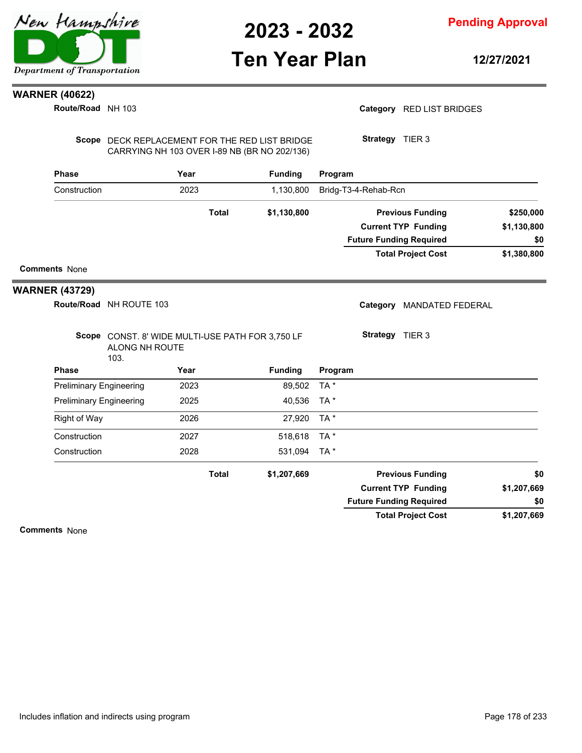## WARNER (40622)

**Route/Road** NH 103

**Category** RED LIST BRIDGES

**Scope** DECK REPLACEMENT FOR THE RED LIST BRIDGE CARRYING NH 103 OVER I-89 NB (BR NO 202/136)

**Strategy** TIER 3

| Phase | Year | Funding | Program |
|---|---|---|---|
| Construction | 2023 | 1,130,800 | Bridg-T3-4-Rehab-Rcn |
| | **Total** | **$1,130,800** | |

| | |
|---|---|
| **Previous Funding** | **$250,000** |
| **Current TYP Funding** | **$1,130,800** |
| **Future Funding Required** | **$0** |
| **Total Project Cost** | **$1,380,800** |

**Comments** None

## WARNER (43729)

**Route/Road** NH ROUTE 103

**Category** MANDATED FEDERAL

**Scope** CONST. 8' WIDE MULTI-USE PATH FOR 3,750 LF ALONG NH ROUTE 103.

**Strategy** TIER 3

| Phase | Year | Funding | Program |
|---|---|---|---|
| Preliminary Engineering | 2023 | 89,502 | TA * |
| Preliminary Engineering | 2025 | 40,536 | TA * |
| Right of Way | 2026 | 27,920 | TA * |
| Construction | 2027 | 518,618 | TA * |
| Construction | 2028 | 531,094 | TA * |
| | **Total** | **$1,207,669** | |

| | |
|---|---|
| **Previous Funding** | **$0** |
| **Current TYP Funding** | **$1,207,669** |
| **Future Funding Required** | **$0** |
| **Total Project Cost** | **$1,207,669** |

**Comments** None

Includes inflation and indirects using program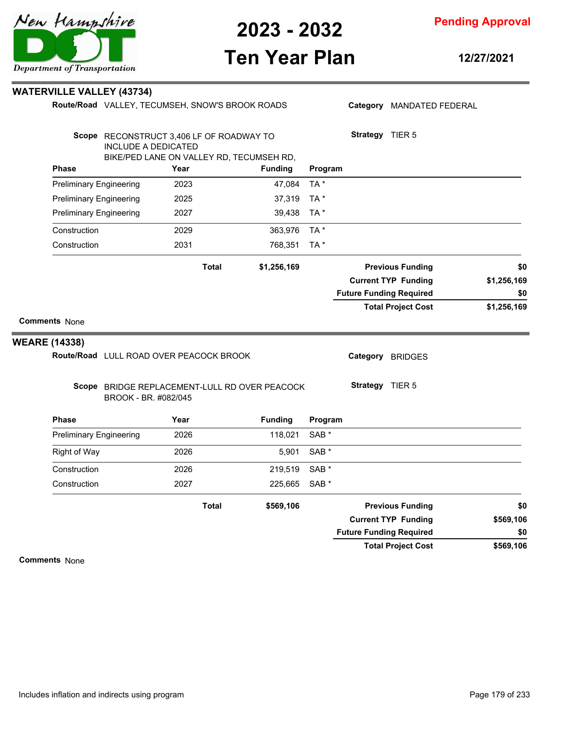## WATERVILLE VALLEY (43734)

**Route/Road** VALLEY, TECUMSEH, SNOW'S BROOK ROADS

**Category** MANDATED FEDERAL

**Scope** RECONSTRUCT 3,406 LF OF ROADWAY TO INCLUDE A DEDICATED BIKE/PED LANE ON VALLEY RD, TECUMSEH RD,

**Strategy** TIER 5

| Phase | Year | Funding | Program |
|---|---|---|---|
| Preliminary Engineering | 2023 | 47,084 | TA * |
| Preliminary Engineering | 2025 | 37,319 | TA * |
| Preliminary Engineering | 2027 | 39,438 | TA * |
| Construction | 2029 | 363,976 | TA * |
| Construction | 2031 | 768,351 | TA * |
| **Total** | | **$1,256,169** | |

| | |
|---|---|
| **Previous Funding** | **$0** |
| **Current TYP Funding** | **$1,256,169** |
| **Future Funding Required** | **$0** |
| **Total Project Cost** | **$1,256,169** |

**Comments** None

## WEARE (14338)

**Route/Road** LULL ROAD OVER PEACOCK BROOK

**Category** BRIDGES

**Scope** BRIDGE REPLACEMENT-LULL RD OVER PEACOCK BROOK - BR. #082/045

**Strategy** TIER 5

| Phase | Year | Funding | Program |
|---|---|---|---|
| Preliminary Engineering | 2026 | 118,021 | SAB * |
| Right of Way | 2026 | 5,901 | SAB * |
| Construction | 2026 | 219,519 | SAB * |
| Construction | 2027 | 225,665 | SAB * |
| **Total** | | **$569,106** | |

| | |
|---|---|
| **Previous Funding** | **$0** |
| **Current TYP Funding** | **$569,106** |
| **Future Funding Required** | **$0** |
| **Total Project Cost** | **$569,106** |

**Comments** None

Includes inflation and indirects using program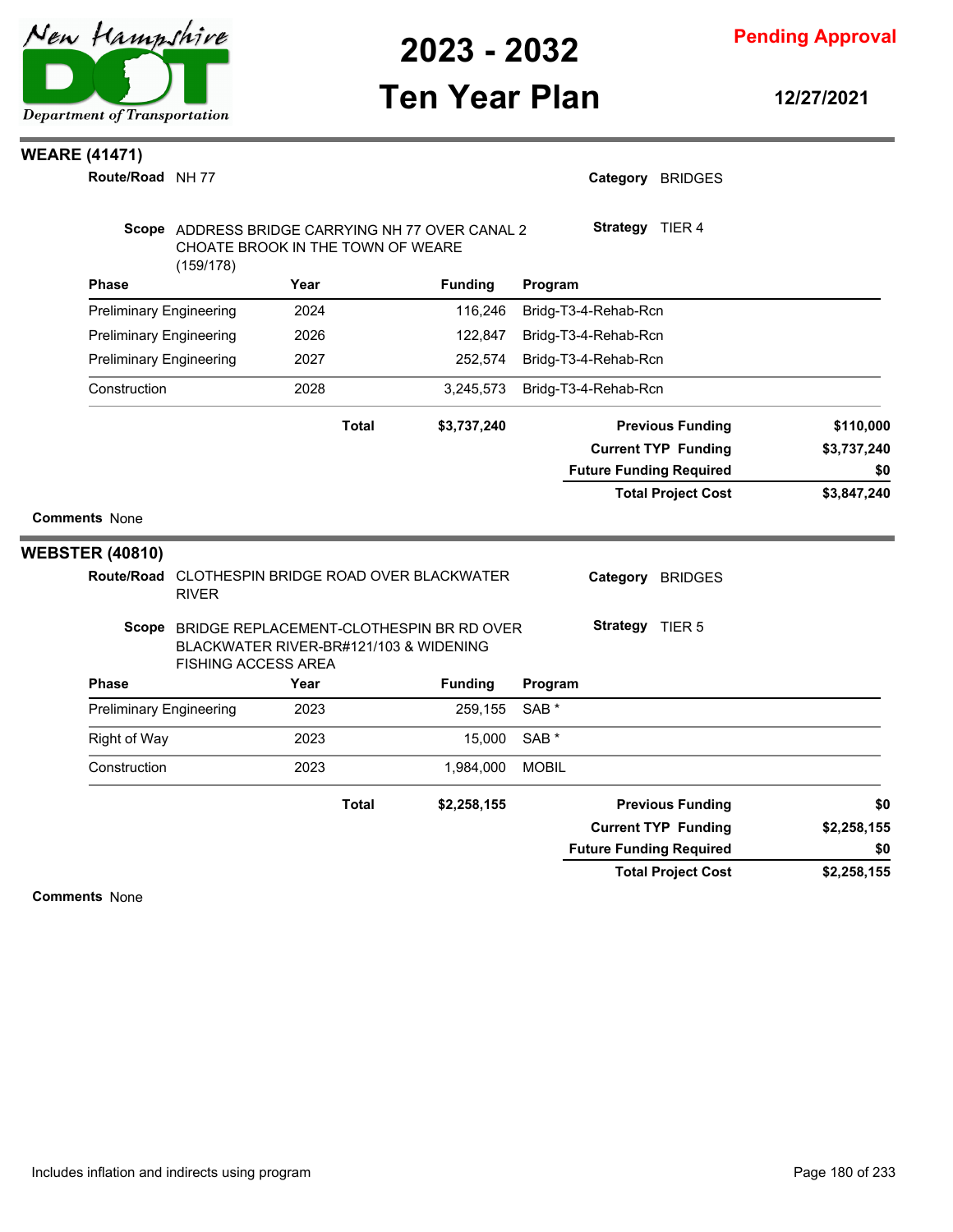## WEARE (41471)

**Route/Road** NH 77

**Category** BRIDGES

**Scope** ADDRESS BRIDGE CARRYING NH 77 OVER CANAL 2 CHOATE BROOK IN THE TOWN OF WEARE (159/178)

**Strategy** TIER 4

| Phase | Year | Funding | Program |
|---|---|---|---|
| Preliminary Engineering | 2024 | 116,246 | Bridg-T3-4-Rehab-Rcn |
| Preliminary Engineering | 2026 | 122,847 | Bridg-T3-4-Rehab-Rcn |
| Preliminary Engineering | 2027 | 252,574 | Bridg-T3-4-Rehab-Rcn |
| Construction | 2028 | 3,245,573 | Bridg-T3-4-Rehab-Rcn |
| **Total** | | **$3,737,240** | |

| | |
|---|---|
| **Previous Funding** | **$110,000** |
| **Current TYP Funding** | **$3,737,240** |
| **Future Funding Required** | **$0** |
| **Total Project Cost** | **$3,847,240** |

**Comments** None

## WEBSTER (40810)

**Route/Road** CLOTHESPIN BRIDGE ROAD OVER BLACKWATER RIVER

**Category** BRIDGES

**Scope** BRIDGE REPLACEMENT-CLOTHESPIN BR RD OVER BLACKWATER RIVER-BR#121/103 & WIDENING FISHING ACCESS AREA

**Strategy** TIER 5

| Phase | Year | Funding | Program |
|---|---|---|---|
| Preliminary Engineering | 2023 | 259,155 | SAB * |
| Right of Way | 2023 | 15,000 | SAB * |
| Construction | 2023 | 1,984,000 | MOBIL |
| **Total** | | **$2,258,155** | |

| | |
|---|---|
| **Previous Funding** | **$0** |
| **Current TYP Funding** | **$2,258,155** |
| **Future Funding Required** | **$0** |
| **Total Project Cost** | **$2,258,155** |

**Comments** None

Includes inflation and indirects using program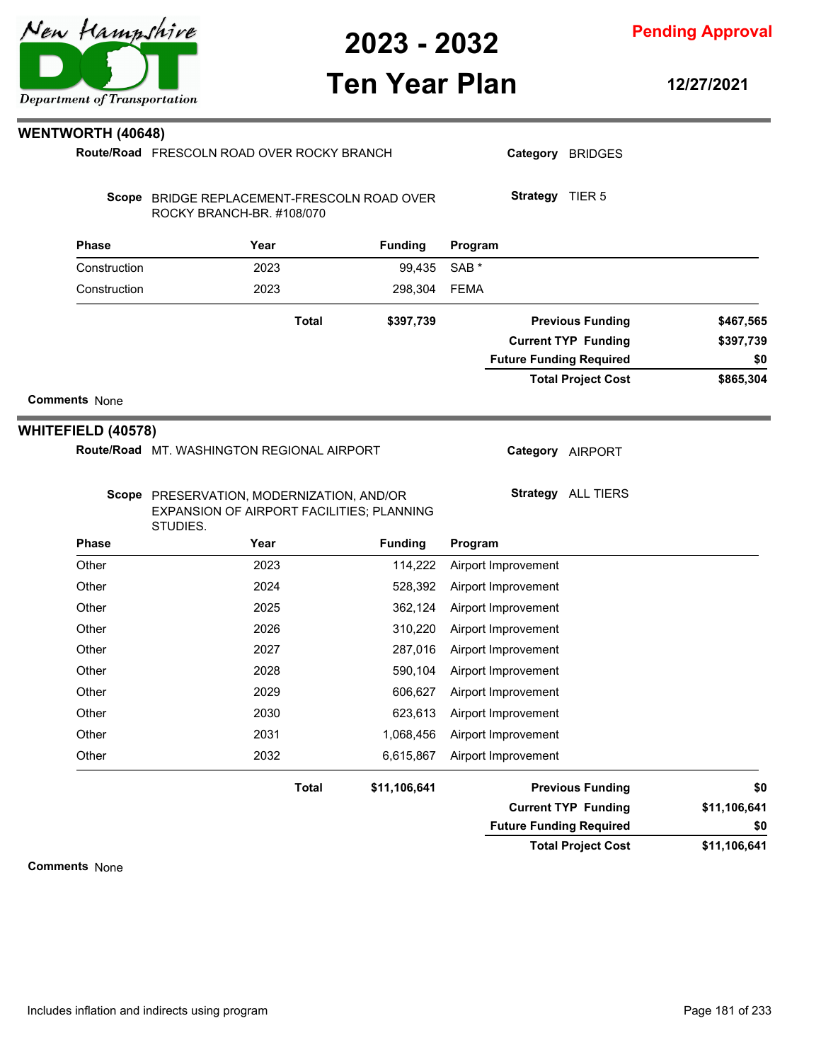## WENTWORTH (40648)

**Route/Road** FRESCOLN ROAD OVER ROCKY BRANCH

**Category** BRIDGES

**Scope** BRIDGE REPLACEMENT-FRESCOLN ROAD OVER ROCKY BRANCH-BR. #108/070

**Strategy** TIER 5

| Phase | Year | Funding | Program |
|---|---|---|---|
| Construction | 2023 | 99,435 | SAB * |
| Construction | 2023 | 298,304 | FEMA |
| | **Total** | **$397,739** | |

| | |
|---|---|
| **Previous Funding** | **$467,565** |
| **Current TYP Funding** | **$397,739** |
| **Future Funding Required** | **$0** |
| **Total Project Cost** | **$865,304** |

**Comments** None

## WHITEFIELD (40578)

**Route/Road** MT. WASHINGTON REGIONAL AIRPORT

**Category** AIRPORT

**Scope** PRESERVATION, MODERNIZATION, AND/OR EXPANSION OF AIRPORT FACILITIES; PLANNING STUDIES.

**Strategy** ALL TIERS

| Phase | Year | Funding | Program |
|---|---|---|---|
| Other | 2023 | 114,222 | Airport Improvement |
| Other | 2024 | 528,392 | Airport Improvement |
| Other | 2025 | 362,124 | Airport Improvement |
| Other | 2026 | 310,220 | Airport Improvement |
| Other | 2027 | 287,016 | Airport Improvement |
| Other | 2028 | 590,104 | Airport Improvement |
| Other | 2029 | 606,627 | Airport Improvement |
| Other | 2030 | 623,613 | Airport Improvement |
| Other | 2031 | 1,068,456 | Airport Improvement |
| Other | 2032 | 6,615,867 | Airport Improvement |
| | **Total** | **$11,106,641** | |

| | |
|---|---|
| **Previous Funding** | **$0** |
| **Current TYP Funding** | **$11,106,641** |
| **Future Funding Required** | **$0** |
| **Total Project Cost** | **$11,106,641** |

**Comments** None

Includes inflation and indirects using program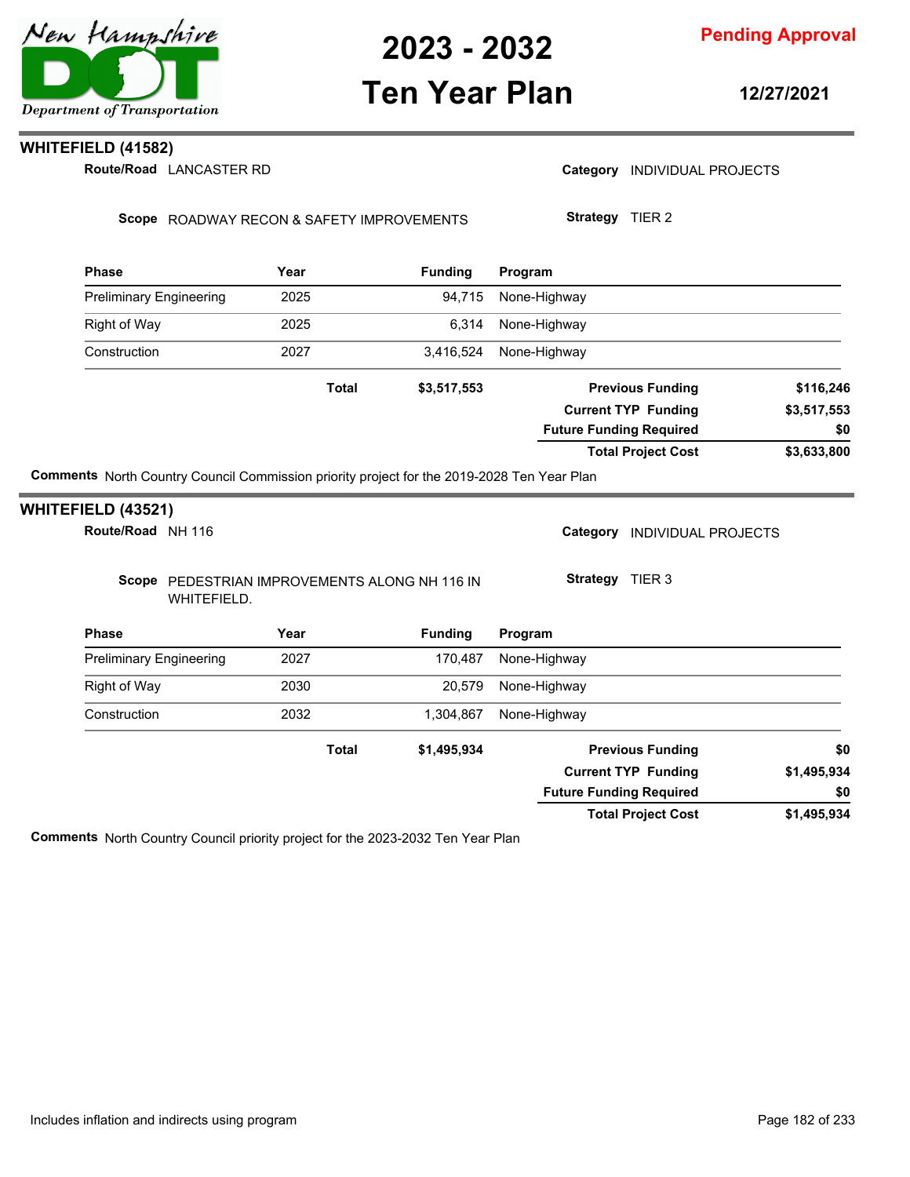## WHITEFIELD (41582)

**Route/Road** LANCASTER RD

**Category** INDIVIDUAL PROJECTS

**Scope** ROADWAY RECON & SAFETY IMPROVEMENTS

**Strategy** TIER 2

| Phase | Year | Funding | Program |
|---|---|---|---|
| Preliminary Engineering | 2025 | 94,715 | None-Highway |
| Right of Way | 2025 | 6,314 | None-Highway |
| Construction | 2027 | 3,416,524 | None-Highway |
| | **Total** | **$3,517,553** | |

| | |
|---|---|
| **Previous Funding** | **$116,246** |
| **Current TYP Funding** | **$3,517,553** |
| **Future Funding Required** | **$0** |
| **Total Project Cost** | **$3,633,800** |

**Comments** North Country Council Commission priority project for the 2019-2028 Ten Year Plan

## WHITEFIELD (43521)

**Route/Road** NH 116

**Category** INDIVIDUAL PROJECTS

**Scope** PEDESTRIAN IMPROVEMENTS ALONG NH 116 IN WHITEFIELD.

**Strategy** TIER 3

| Phase | Year | Funding | Program |
|---|---|---|---|
| Preliminary Engineering | 2027 | 170,487 | None-Highway |
| Right of Way | 2030 | 20,579 | None-Highway |
| Construction | 2032 | 1,304,867 | None-Highway |
| | **Total** | **$1,495,934** | |

| | |
|---|---|
| **Previous Funding** | **$0** |
| **Current TYP Funding** | **$1,495,934** |
| **Future Funding Required** | **$0** |
| **Total Project Cost** | **$1,495,934** |

**Comments** North Country Council priority project for the 2023-2032 Ten Year Plan

Includes inflation and indirects using program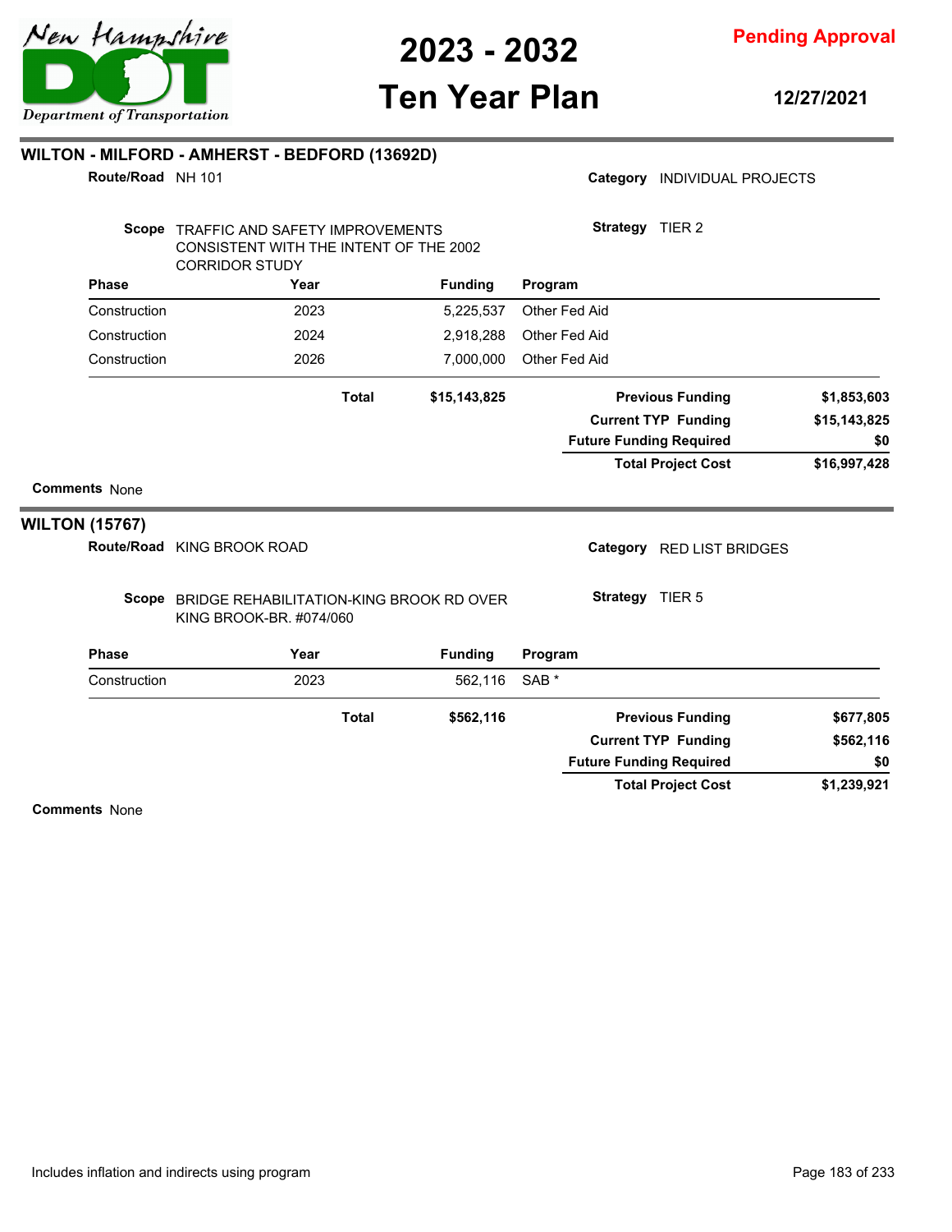## WILTON - MILFORD - AMHERST - BEDFORD (13692D)

**Route/Road** NH 101

**Category** INDIVIDUAL PROJECTS

**Scope** TRAFFIC AND SAFETY IMPROVEMENTS CONSISTENT WITH THE INTENT OF THE 2002 CORRIDOR STUDY

**Strategy** TIER 2

| Phase | Year | Funding | Program |
|---|---|---|---|
| Construction | 2023 | 5,225,537 | Other Fed Aid |
| Construction | 2024 | 2,918,288 | Other Fed Aid |
| Construction | 2026 | 7,000,000 | Other Fed Aid |
| | **Total** | **$15,143,825** | |

| | |
|---|---|
| **Previous Funding** | $1,853,603 |
| **Current TYP Funding** | $15,143,825 |
| **Future Funding Required** | $0 |
| **Total Project Cost** | $16,997,428 |

**Comments** None

## WILTON (15767)

**Route/Road** KING BROOK ROAD

**Category** RED LIST BRIDGES

**Scope** BRIDGE REHABILITATION-KING BROOK RD OVER KING BROOK-BR. #074/060

**Strategy** TIER 5

| Phase | Year | Funding | Program |
|---|---|---|---|
| Construction | 2023 | 562,116 | SAB * |
| | **Total** | **$562,116** | |

| | |
|---|---|
| **Previous Funding** | $677,805 |
| **Current TYP Funding** | $562,116 |
| **Future Funding Required** | $0 |
| **Total Project Cost** | $1,239,921 |

**Comments** None

Includes inflation and indirects using program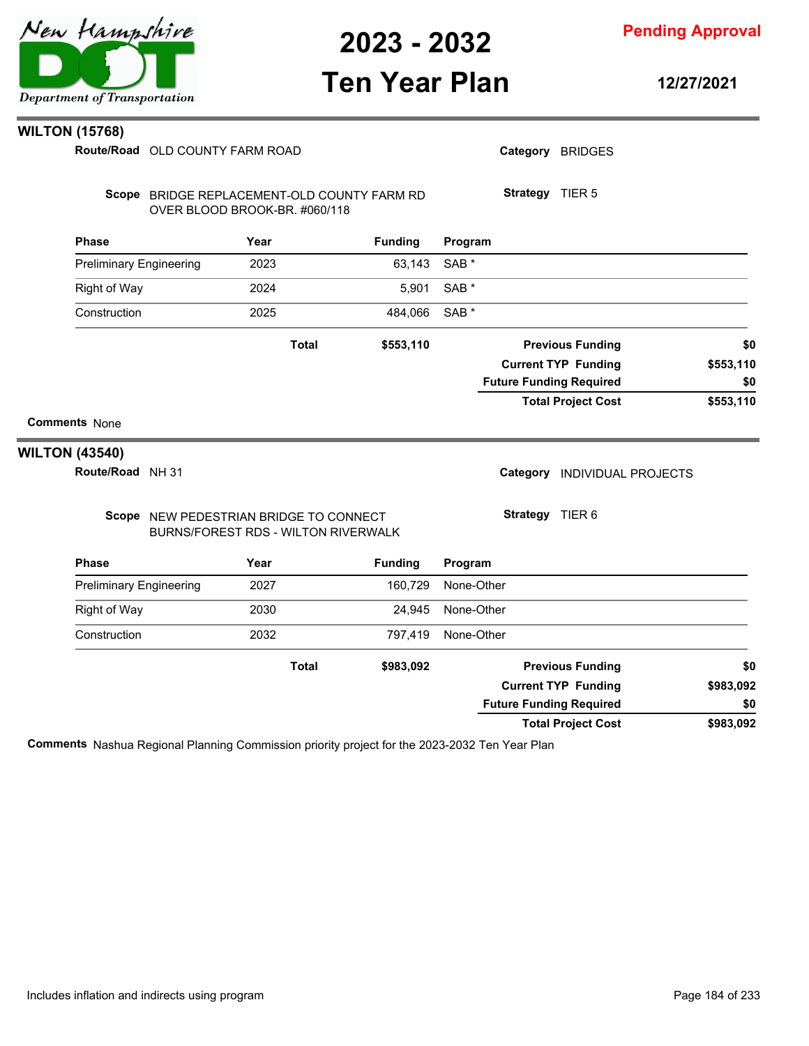## WILTON (15768)

**Route/Road** OLD COUNTY FARM ROAD

**Category** BRIDGES

**Scope** BRIDGE REPLACEMENT-OLD COUNTY FARM RD OVER BLOOD BROOK-BR. #060/118

**Strategy** TIER 5

| Phase | Year | Funding | Program |
|---|---|---|---|
| Preliminary Engineering | 2023 | 63,143 | SAB * |
| Right of Way | 2024 | 5,901 | SAB * |
| Construction | 2025 | 484,066 | SAB * |
| | **Total** | **$553,110** | |

| | |
|---|---|
| **Previous Funding** | **$0** |
| **Current TYP Funding** | **$553,110** |
| **Future Funding Required** | **$0** |
| **Total Project Cost** | **$553,110** |

**Comments** None

## WILTON (43540)

**Route/Road** NH 31

**Category** INDIVIDUAL PROJECTS

**Scope** NEW PEDESTRIAN BRIDGE TO CONNECT BURNS/FOREST RDS - WILTON RIVERWALK

**Strategy** TIER 6

| Phase | Year | Funding | Program |
|---|---|---|---|
| Preliminary Engineering | 2027 | 160,729 | None-Other |
| Right of Way | 2030 | 24,945 | None-Other |
| Construction | 2032 | 797,419 | None-Other |
| | **Total** | **$983,092** | |

| | |
|---|---|
| **Previous Funding** | **$0** |
| **Current TYP Funding** | **$983,092** |
| **Future Funding Required** | **$0** |
| **Total Project Cost** | **$983,092** |

**Comments** Nashua Regional Planning Commission priority project for the 2023-2032 Ten Year Plan

Includes inflation and indirects using program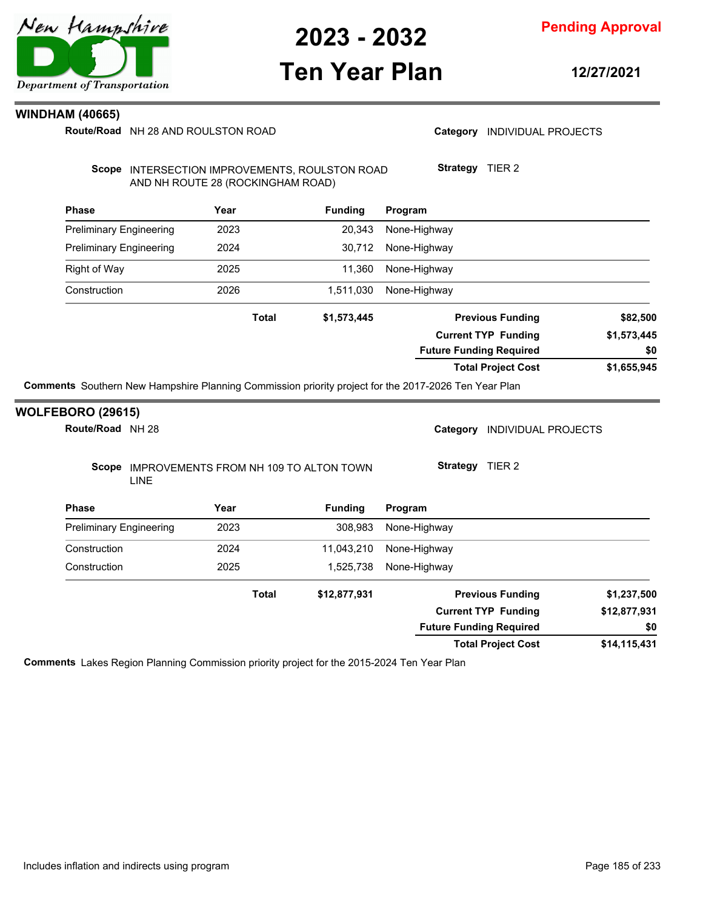## WINDHAM (40665)

**Route/Road** NH 28 AND ROULSTON ROAD

**Category** INDIVIDUAL PROJECTS

**Scope** INTERSECTION IMPROVEMENTS, ROULSTON ROAD AND NH ROUTE 28 (ROCKINGHAM ROAD)

**Strategy** TIER 2

| Phase | Year | Funding | Program |
|---|---|---|---|
| Preliminary Engineering | 2023 | 20,343 | None-Highway |
| Preliminary Engineering | 2024 | 30,712 | None-Highway |
| Right of Way | 2025 | 11,360 | None-Highway |
| Construction | 2026 | 1,511,030 | None-Highway |
| | **Total** | **$1,573,445** | |

| | |
|---|---|
| **Previous Funding** | **$82,500** |
| **Current TYP Funding** | **$1,573,445** |
| **Future Funding Required** | **$0** |
| **Total Project Cost** | **$1,655,945** |

**Comments** Southern New Hampshire Planning Commission priority project for the 2017-2026 Ten Year Plan

## WOLFEBORO (29615)

**Route/Road** NH 28

**Category** INDIVIDUAL PROJECTS

**Scope** IMPROVEMENTS FROM NH 109 TO ALTON TOWN LINE

**Strategy** TIER 2

| Phase | Year | Funding | Program |
|---|---|---|---|
| Preliminary Engineering | 2023 | 308,983 | None-Highway |
| Construction | 2024 | 11,043,210 | None-Highway |
| Construction | 2025 | 1,525,738 | None-Highway |
| | **Total** | **$12,877,931** | |

| | |
|---|---|
| **Previous Funding** | **$1,237,500** |
| **Current TYP Funding** | **$12,877,931** |
| **Future Funding Required** | **$0** |
| **Total Project Cost** | **$14,115,431** |

**Comments** Lakes Region Planning Commission priority project for the 2015-2024 Ten Year Plan

Includes inflation and indirects using program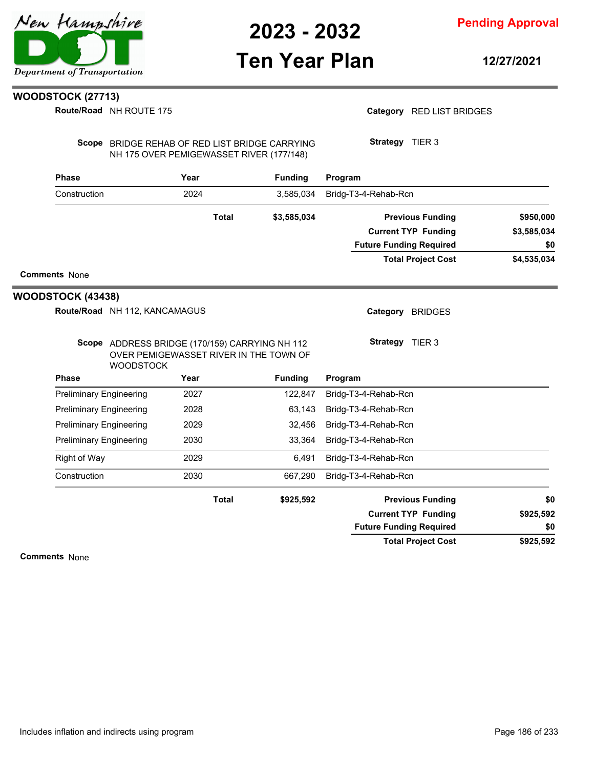## WOODSTOCK (27713)

**Route/Road** NH ROUTE 175

**Category** RED LIST BRIDGES

**Scope** BRIDGE REHAB OF RED LIST BRIDGE CARRYING NH 175 OVER PEMIGEWASSET RIVER (177/148)

**Strategy** TIER 3

| Phase | Year | Funding | Program |
|---|---|---|---|
| Construction | 2024 | 3,585,034 | Bridg-T3-4-Rehab-Rcn |
| | **Total** | **$3,585,034** | |

| | |
|---|---|
| **Previous Funding** | **$950,000** |
| **Current TYP Funding** | **$3,585,034** |
| **Future Funding Required** | **$0** |
| **Total Project Cost** | **$4,535,034** |

**Comments** None

## WOODSTOCK (43438)

**Route/Road** NH 112, KANCAMAGUS

**Category** BRIDGES

**Scope** ADDRESS BRIDGE (170/159) CARRYING NH 112 OVER PEMIGEWASSET RIVER IN THE TOWN OF WOODSTOCK

**Strategy** TIER 3

| Phase | Year | Funding | Program |
|---|---|---|---|
| Preliminary Engineering | 2027 | 122,847 | Bridg-T3-4-Rehab-Rcn |
| Preliminary Engineering | 2028 | 63,143 | Bridg-T3-4-Rehab-Rcn |
| Preliminary Engineering | 2029 | 32,456 | Bridg-T3-4-Rehab-Rcn |
| Preliminary Engineering | 2030 | 33,364 | Bridg-T3-4-Rehab-Rcn |
| Right of Way | 2029 | 6,491 | Bridg-T3-4-Rehab-Rcn |
| Construction | 2030 | 667,290 | Bridg-T3-4-Rehab-Rcn |
| | **Total** | **$925,592** | |

| | |
|---|---|
| **Previous Funding** | **$0** |
| **Current TYP Funding** | **$925,592** |
| **Future Funding Required** | **$0** |
| **Total Project Cost** | **$925,592** |

**Comments** None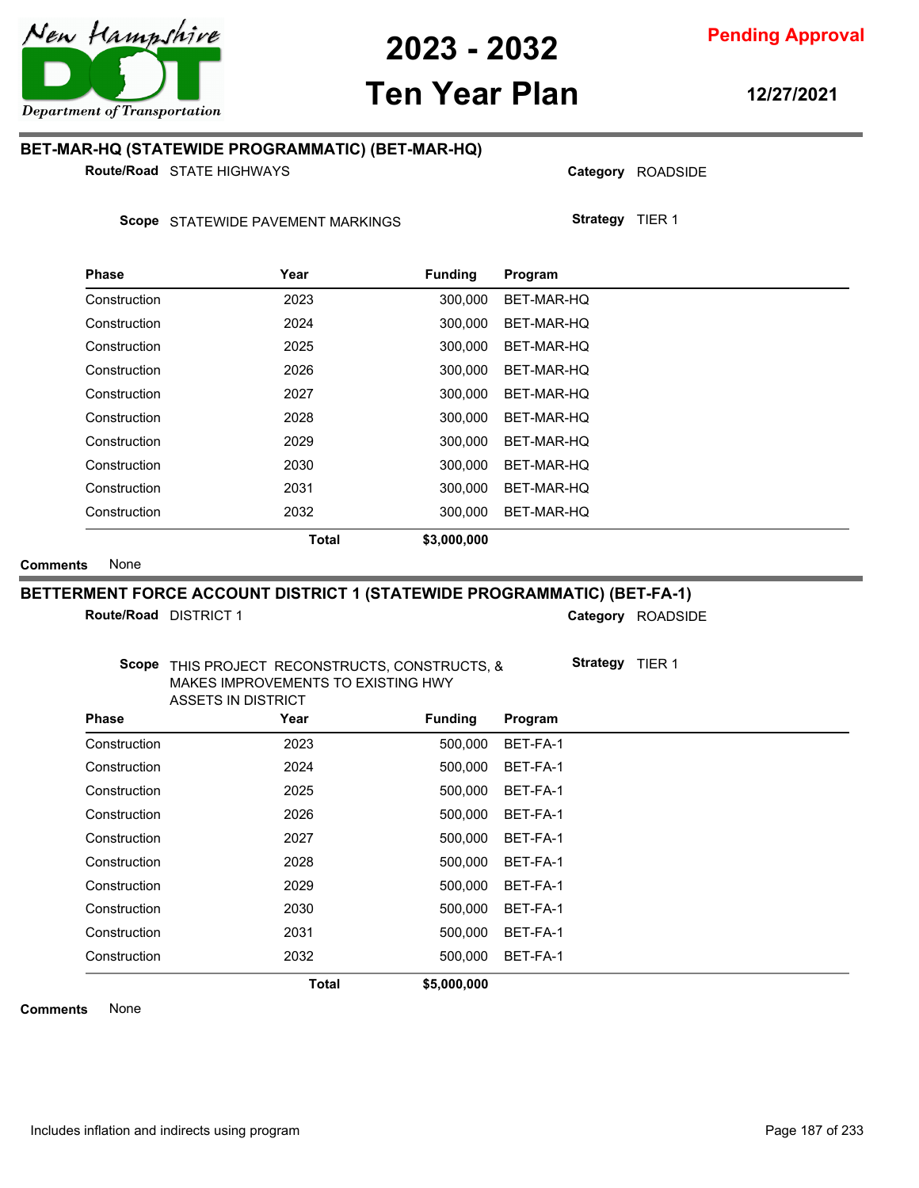## BET-MAR-HQ (STATEWIDE PROGRAMMATIC) (BET-MAR-HQ)

**Route/Road** STATE HIGHWAYS

**Category** ROADSIDE

**Scope** STATEWIDE PAVEMENT MARKINGS

**Strategy** TIER 1

| Phase | Year | Funding | Program |
|---|---|---|---|
| Construction | 2023 | 300,000 | BET-MAR-HQ |
| Construction | 2024 | 300,000 | BET-MAR-HQ |
| Construction | 2025 | 300,000 | BET-MAR-HQ |
| Construction | 2026 | 300,000 | BET-MAR-HQ |
| Construction | 2027 | 300,000 | BET-MAR-HQ |
| Construction | 2028 | 300,000 | BET-MAR-HQ |
| Construction | 2029 | 300,000 | BET-MAR-HQ |
| Construction | 2030 | 300,000 | BET-MAR-HQ |
| Construction | 2031 | 300,000 | BET-MAR-HQ |
| Construction | 2032 | 300,000 | BET-MAR-HQ |
| | **Total** | **$3,000,000** | |

**Comments** None

## BETTERMENT FORCE ACCOUNT DISTRICT 1 (STATEWIDE PROGRAMMATIC) (BET-FA-1)

**Route/Road** DISTRICT 1

**Category** ROADSIDE

**Scope** THIS PROJECT RECONSTRUCTS, CONSTRUCTS, & MAKES IMPROVEMENTS TO EXISTING HWY ASSETS IN DISTRICT

**Strategy** TIER 1

| Phase | Year | Funding | Program |
|---|---|---|---|
| Construction | 2023 | 500,000 | BET-FA-1 |
| Construction | 2024 | 500,000 | BET-FA-1 |
| Construction | 2025 | 500,000 | BET-FA-1 |
| Construction | 2026 | 500,000 | BET-FA-1 |
| Construction | 2027 | 500,000 | BET-FA-1 |
| Construction | 2028 | 500,000 | BET-FA-1 |
| Construction | 2029 | 500,000 | BET-FA-1 |
| Construction | 2030 | 500,000 | BET-FA-1 |
| Construction | 2031 | 500,000 | BET-FA-1 |
| Construction | 2032 | 500,000 | BET-FA-1 |
| | **Total** | **$5,000,000** | |

**Comments** None

Includes inflation and indirects using program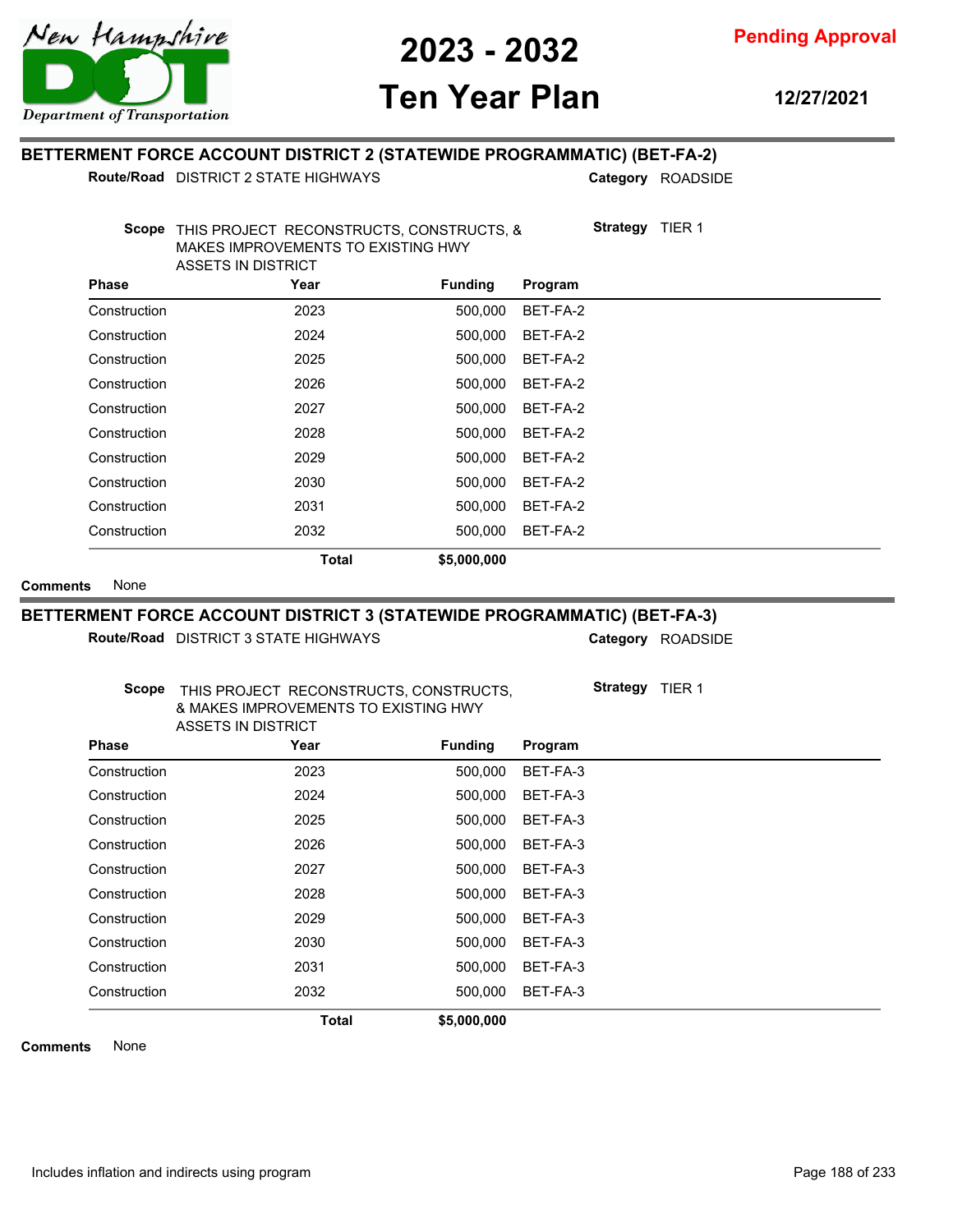## BETTERMENT FORCE ACCOUNT DISTRICT 2 (STATEWIDE PROGRAMMATIC) (BET-FA-2)

**Route/Road** DISTRICT 2 STATE HIGHWAYS

**Category** ROADSIDE

**Scope** THIS PROJECT RECONSTRUCTS, CONSTRUCTS, & MAKES IMPROVEMENTS TO EXISTING HWY ASSETS IN DISTRICT

**Strategy** TIER 1

| Phase | Year | Funding | Program |
|---|---|---|---|
| Construction | 2023 | 500,000 | BET-FA-2 |
| Construction | 2024 | 500,000 | BET-FA-2 |
| Construction | 2025 | 500,000 | BET-FA-2 |
| Construction | 2026 | 500,000 | BET-FA-2 |
| Construction | 2027 | 500,000 | BET-FA-2 |
| Construction | 2028 | 500,000 | BET-FA-2 |
| Construction | 2029 | 500,000 | BET-FA-2 |
| Construction | 2030 | 500,000 | BET-FA-2 |
| Construction | 2031 | 500,000 | BET-FA-2 |
| Construction | 2032 | 500,000 | BET-FA-2 |
| | **Total** | **$5,000,000** | |

**Comments** None

## BETTERMENT FORCE ACCOUNT DISTRICT 3 (STATEWIDE PROGRAMMATIC) (BET-FA-3)

**Route/Road** DISTRICT 3 STATE HIGHWAYS

**Category** ROADSIDE

**Scope** THIS PROJECT RECONSTRUCTS, CONSTRUCTS, & MAKES IMPROVEMENTS TO EXISTING HWY ASSETS IN DISTRICT

**Strategy** TIER 1

| Phase | Year | Funding | Program |
|---|---|---|---|
| Construction | 2023 | 500,000 | BET-FA-3 |
| Construction | 2024 | 500,000 | BET-FA-3 |
| Construction | 2025 | 500,000 | BET-FA-3 |
| Construction | 2026 | 500,000 | BET-FA-3 |
| Construction | 2027 | 500,000 | BET-FA-3 |
| Construction | 2028 | 500,000 | BET-FA-3 |
| Construction | 2029 | 500,000 | BET-FA-3 |
| Construction | 2030 | 500,000 | BET-FA-3 |
| Construction | 2031 | 500,000 | BET-FA-3 |
| Construction | 2032 | 500,000 | BET-FA-3 |
| | **Total** | **$5,000,000** | |

**Comments** None

Includes inflation and indirects using program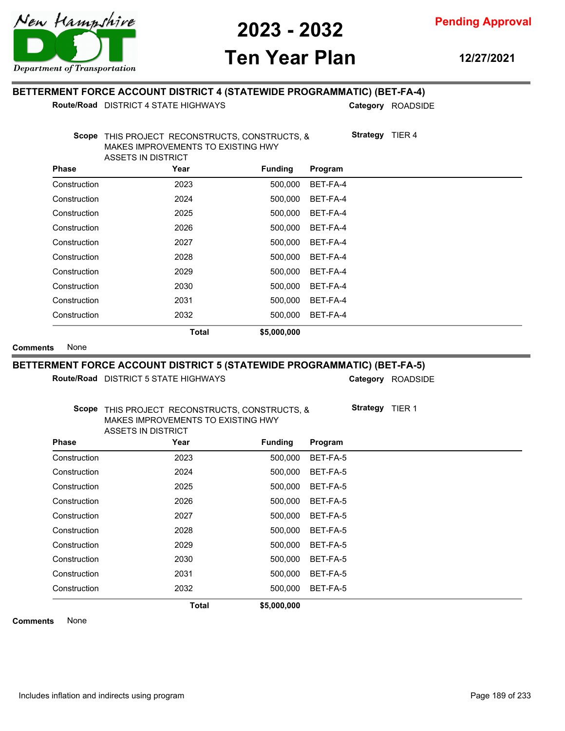## BETTERMENT FORCE ACCOUNT DISTRICT 4 (STATEWIDE PROGRAMMATIC) (BET-FA-4)

**Route/Road** DISTRICT 4 STATE HIGHWAYS

**Category** ROADSIDE

**Scope** THIS PROJECT RECONSTRUCTS, CONSTRUCTS, & MAKES IMPROVEMENTS TO EXISTING HWY ASSETS IN DISTRICT

**Strategy** TIER 4

| Phase | Year | Funding | Program |
|---|---|---|---|
| Construction | 2023 | 500,000 | BET-FA-4 |
| Construction | 2024 | 500,000 | BET-FA-4 |
| Construction | 2025 | 500,000 | BET-FA-4 |
| Construction | 2026 | 500,000 | BET-FA-4 |
| Construction | 2027 | 500,000 | BET-FA-4 |
| Construction | 2028 | 500,000 | BET-FA-4 |
| Construction | 2029 | 500,000 | BET-FA-4 |
| Construction | 2030 | 500,000 | BET-FA-4 |
| Construction | 2031 | 500,000 | BET-FA-4 |
| Construction | 2032 | 500,000 | BET-FA-4 |
| | **Total** | **$5,000,000** | |

**Comments** None

## BETTERMENT FORCE ACCOUNT DISTRICT 5 (STATEWIDE PROGRAMMATIC) (BET-FA-5)

**Route/Road** DISTRICT 5 STATE HIGHWAYS

**Category** ROADSIDE

**Scope** THIS PROJECT RECONSTRUCTS, CONSTRUCTS, & MAKES IMPROVEMENTS TO EXISTING HWY ASSETS IN DISTRICT

**Strategy** TIER 1

| Phase | Year | Funding | Program |
|---|---|---|---|
| Construction | 2023 | 500,000 | BET-FA-5 |
| Construction | 2024 | 500,000 | BET-FA-5 |
| Construction | 2025 | 500,000 | BET-FA-5 |
| Construction | 2026 | 500,000 | BET-FA-5 |
| Construction | 2027 | 500,000 | BET-FA-5 |
| Construction | 2028 | 500,000 | BET-FA-5 |
| Construction | 2029 | 500,000 | BET-FA-5 |
| Construction | 2030 | 500,000 | BET-FA-5 |
| Construction | 2031 | 500,000 | BET-FA-5 |
| Construction | 2032 | 500,000 | BET-FA-5 |
| | **Total** | **$5,000,000** | |

**Comments** None

Includes inflation and indirects using program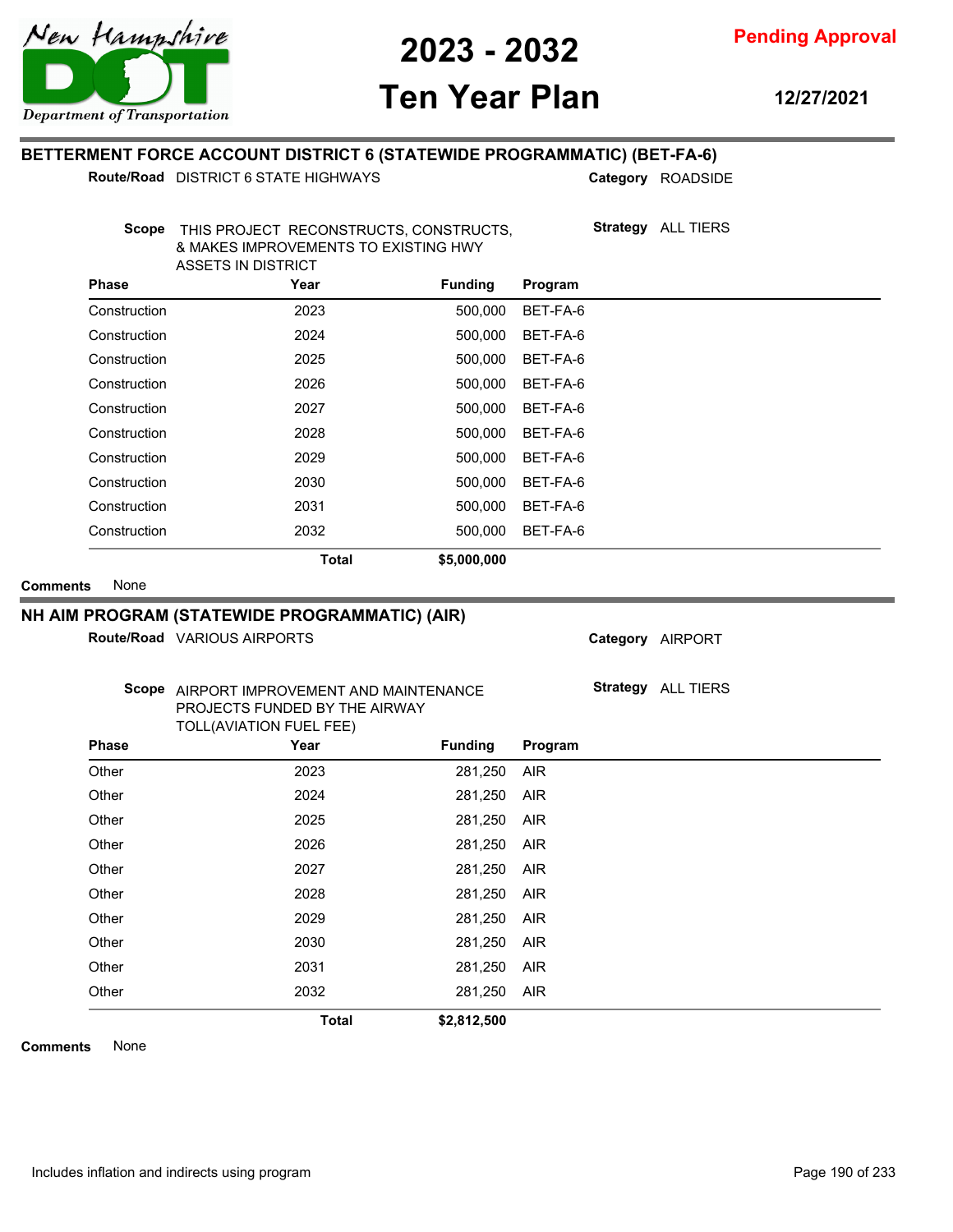## BETTERMENT FORCE ACCOUNT DISTRICT 6 (STATEWIDE PROGRAMMATIC) (BET-FA-6)

**Route/Road** DISTRICT 6 STATE HIGHWAYS

**Category** ROADSIDE

**Scope** THIS PROJECT RECONSTRUCTS, CONSTRUCTS, & MAKES IMPROVEMENTS TO EXISTING HWY ASSETS IN DISTRICT

**Strategy** ALL TIERS

| Phase | Year | Funding | Program |
|---|---|---|---|
| Construction | 2023 | 500,000 | BET-FA-6 |
| Construction | 2024 | 500,000 | BET-FA-6 |
| Construction | 2025 | 500,000 | BET-FA-6 |
| Construction | 2026 | 500,000 | BET-FA-6 |
| Construction | 2027 | 500,000 | BET-FA-6 |
| Construction | 2028 | 500,000 | BET-FA-6 |
| Construction | 2029 | 500,000 | BET-FA-6 |
| Construction | 2030 | 500,000 | BET-FA-6 |
| Construction | 2031 | 500,000 | BET-FA-6 |
| Construction | 2032 | 500,000 | BET-FA-6 |
| | **Total** | **$5,000,000** | |

**Comments** None

## NH AIM PROGRAM (STATEWIDE PROGRAMMATIC) (AIR)

**Route/Road** VARIOUS AIRPORTS

**Category** AIRPORT

**Scope** AIRPORT IMPROVEMENT AND MAINTENANCE PROJECTS FUNDED BY THE AIRWAY TOLL(AVIATION FUEL FEE)

**Strategy** ALL TIERS

| Phase | Year | Funding | Program |
|---|---|---|---|
| Other | 2023 | 281,250 | AIR |
| Other | 2024 | 281,250 | AIR |
| Other | 2025 | 281,250 | AIR |
| Other | 2026 | 281,250 | AIR |
| Other | 2027 | 281,250 | AIR |
| Other | 2028 | 281,250 | AIR |
| Other | 2029 | 281,250 | AIR |
| Other | 2030 | 281,250 | AIR |
| Other | 2031 | 281,250 | AIR |
| Other | 2032 | 281,250 | AIR |
| | **Total** | **$2,812,500** | |

**Comments** None

Includes inflation and indirects using program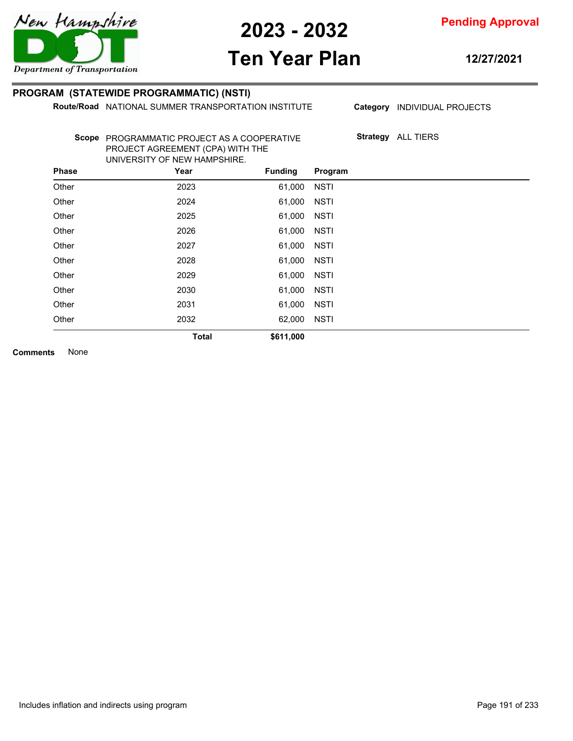**2023 - 2032**
**Ten Year Plan**

**Pending Approval**

**12/27/2021**

## PROGRAM (STATEWIDE PROGRAMMATIC) (NSTI)

**Route/Road** NATIONAL SUMMER TRANSPORTATION INSTITUTE

**Category** INDIVIDUAL PROJECTS

**Scope** PROGRAMMATIC PROJECT AS A COOPERATIVE PROJECT AGREEMENT (CPA) WITH THE UNIVERSITY OF NEW HAMPSHIRE.

**Strategy** ALL TIERS

| Phase | Year | Funding | Program |
|---|---|---|---|
| Other | 2023 | 61,000 | NSTI |
| Other | 2024 | 61,000 | NSTI |
| Other | 2025 | 61,000 | NSTI |
| Other | 2026 | 61,000 | NSTI |
| Other | 2027 | 61,000 | NSTI |
| Other | 2028 | 61,000 | NSTI |
| Other | 2029 | 61,000 | NSTI |
| Other | 2030 | 61,000 | NSTI |
| Other | 2031 | 61,000 | NSTI |
| Other | 2032 | 62,000 | NSTI |
| | **Total** | **$611,000** | |

**Comments** None

Includes inflation and indirects using program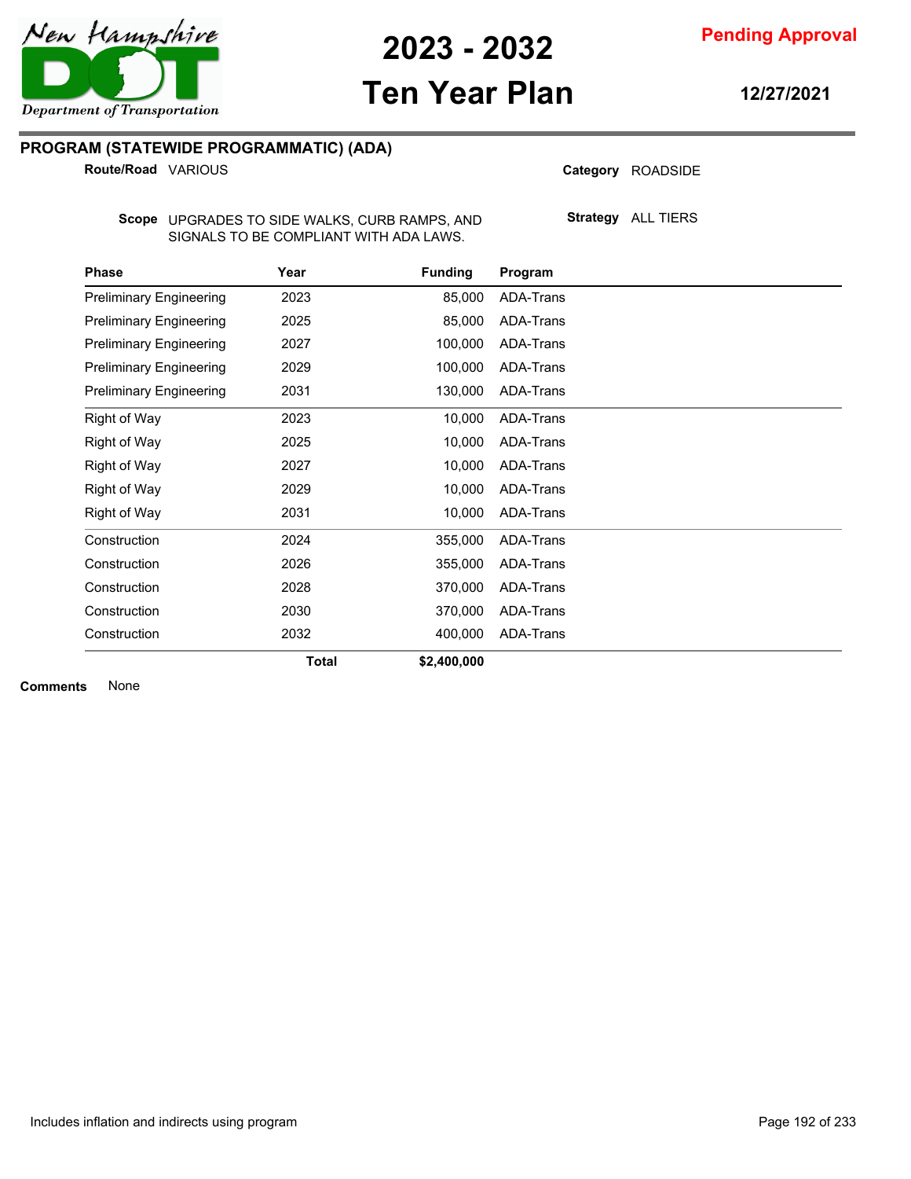# PROGRAM (STATEWIDE PROGRAMMATIC) (ADA)

**Route/Road** VARIOUS

**Category** ROADSIDE

**Scope** UPGRADES TO SIDE WALKS, CURB RAMPS, AND SIGNALS TO BE COMPLIANT WITH ADA LAWS.

**Strategy** ALL TIERS

| Phase | Year | Funding | Program |
|---|---|---|---|
| Preliminary Engineering | 2023 | 85,000 | ADA-Trans |
| Preliminary Engineering | 2025 | 85,000 | ADA-Trans |
| Preliminary Engineering | 2027 | 100,000 | ADA-Trans |
| Preliminary Engineering | 2029 | 100,000 | ADA-Trans |
| Preliminary Engineering | 2031 | 130,000 | ADA-Trans |
| Right of Way | 2023 | 10,000 | ADA-Trans |
| Right of Way | 2025 | 10,000 | ADA-Trans |
| Right of Way | 2027 | 10,000 | ADA-Trans |
| Right of Way | 2029 | 10,000 | ADA-Trans |
| Right of Way | 2031 | 10,000 | ADA-Trans |
| Construction | 2024 | 355,000 | ADA-Trans |
| Construction | 2026 | 355,000 | ADA-Trans |
| Construction | 2028 | 370,000 | ADA-Trans |
| Construction | 2030 | 370,000 | ADA-Trans |
| Construction | 2032 | 400,000 | ADA-Trans |
| | **Total** | **$2,400,000** | |

**Comments** None

Includes inflation and indirects using program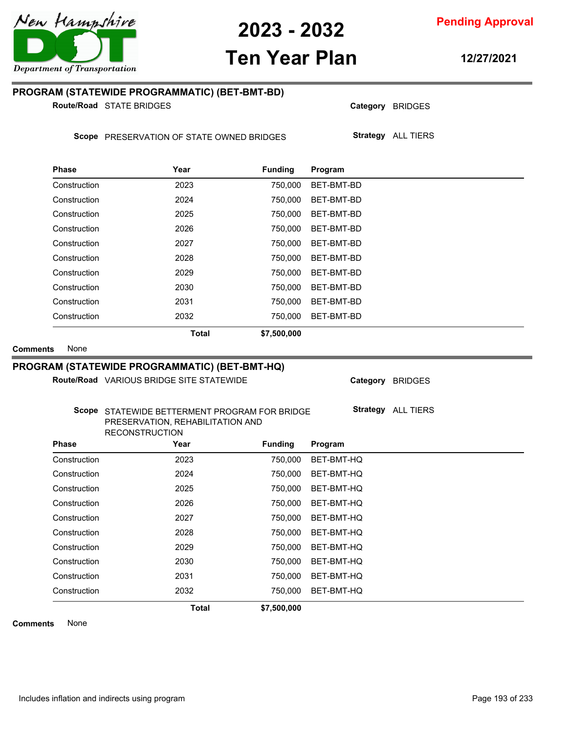## PROGRAM (STATEWIDE PROGRAMMATIC) (BET-BMT-BD)

**Route/Road** STATE BRIDGES

**Category** BRIDGES

**Scope** PRESERVATION OF STATE OWNED BRIDGES

**Strategy** ALL TIERS

| Phase | Year | Funding | Program |
|---|---|---|---|
| Construction | 2023 | 750,000 | BET-BMT-BD |
| Construction | 2024 | 750,000 | BET-BMT-BD |
| Construction | 2025 | 750,000 | BET-BMT-BD |
| Construction | 2026 | 750,000 | BET-BMT-BD |
| Construction | 2027 | 750,000 | BET-BMT-BD |
| Construction | 2028 | 750,000 | BET-BMT-BD |
| Construction | 2029 | 750,000 | BET-BMT-BD |
| Construction | 2030 | 750,000 | BET-BMT-BD |
| Construction | 2031 | 750,000 | BET-BMT-BD |
| Construction | 2032 | 750,000 | BET-BMT-BD |
| | **Total** | **$7,500,000** | |

**Comments** None

## PROGRAM (STATEWIDE PROGRAMMATIC) (BET-BMT-HQ)

**Route/Road** VARIOUS BRIDGE SITE STATEWIDE

**Category** BRIDGES

**Scope** STATEWIDE BETTERMENT PROGRAM FOR BRIDGE PRESERVATION, REHABILITATION AND RECONSTRUCTION

**Strategy** ALL TIERS

| Phase | Year | Funding | Program |
|---|---|---|---|
| Construction | 2023 | 750,000 | BET-BMT-HQ |
| Construction | 2024 | 750,000 | BET-BMT-HQ |
| Construction | 2025 | 750,000 | BET-BMT-HQ |
| Construction | 2026 | 750,000 | BET-BMT-HQ |
| Construction | 2027 | 750,000 | BET-BMT-HQ |
| Construction | 2028 | 750,000 | BET-BMT-HQ |
| Construction | 2029 | 750,000 | BET-BMT-HQ |
| Construction | 2030 | 750,000 | BET-BMT-HQ |
| Construction | 2031 | 750,000 | BET-BMT-HQ |
| Construction | 2032 | 750,000 | BET-BMT-HQ |
| | **Total** | **$7,500,000** | |

**Comments** None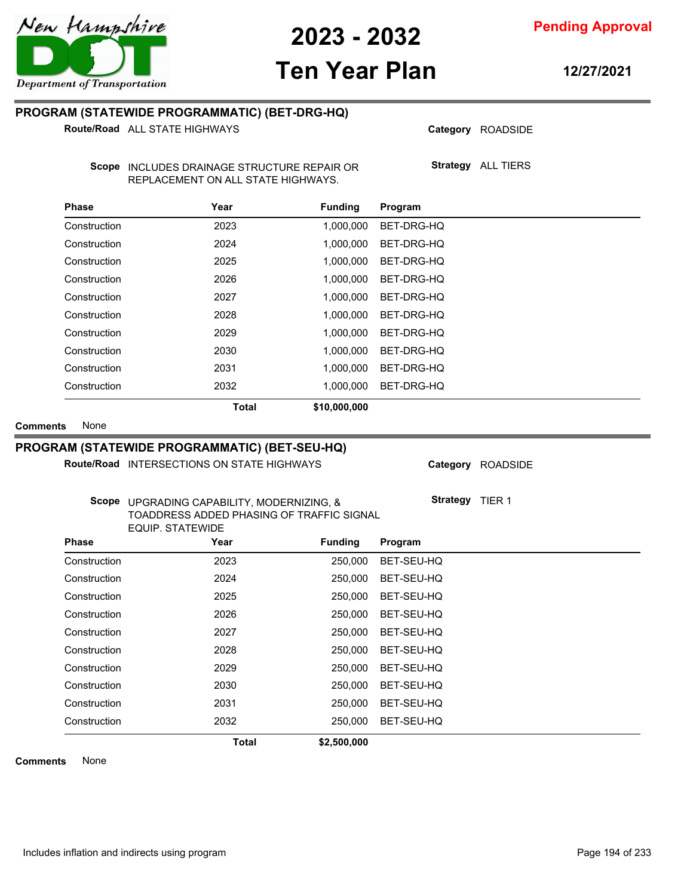## PROGRAM (STATEWIDE PROGRAMMATIC) (BET-DRG-HQ)

**Route/Road** ALL STATE HIGHWAYS

**Category** ROADSIDE

**Scope** INCLUDES DRAINAGE STRUCTURE REPAIR OR REPLACEMENT ON ALL STATE HIGHWAYS.

**Strategy** ALL TIERS

| Phase | Year | Funding | Program |
|---|---|---|---|
| Construction | 2023 | 1,000,000 | BET-DRG-HQ |
| Construction | 2024 | 1,000,000 | BET-DRG-HQ |
| Construction | 2025 | 1,000,000 | BET-DRG-HQ |
| Construction | 2026 | 1,000,000 | BET-DRG-HQ |
| Construction | 2027 | 1,000,000 | BET-DRG-HQ |
| Construction | 2028 | 1,000,000 | BET-DRG-HQ |
| Construction | 2029 | 1,000,000 | BET-DRG-HQ |
| Construction | 2030 | 1,000,000 | BET-DRG-HQ |
| Construction | 2031 | 1,000,000 | BET-DRG-HQ |
| Construction | 2032 | 1,000,000 | BET-DRG-HQ |
| | **Total** | **$10,000,000** | |

**Comments** None

## PROGRAM (STATEWIDE PROGRAMMATIC) (BET-SEU-HQ)

**Route/Road** INTERSECTIONS ON STATE HIGHWAYS

**Category** ROADSIDE

**Scope** UPGRADING CAPABILITY, MODERNIZING, & TOADDRESS ADDED PHASING OF TRAFFIC SIGNAL EQUIP. STATEWIDE

**Strategy** TIER 1

| Phase | Year | Funding | Program |
|---|---|---|---|
| Construction | 2023 | 250,000 | BET-SEU-HQ |
| Construction | 2024 | 250,000 | BET-SEU-HQ |
| Construction | 2025 | 250,000 | BET-SEU-HQ |
| Construction | 2026 | 250,000 | BET-SEU-HQ |
| Construction | 2027 | 250,000 | BET-SEU-HQ |
| Construction | 2028 | 250,000 | BET-SEU-HQ |
| Construction | 2029 | 250,000 | BET-SEU-HQ |
| Construction | 2030 | 250,000 | BET-SEU-HQ |
| Construction | 2031 | 250,000 | BET-SEU-HQ |
| Construction | 2032 | 250,000 | BET-SEU-HQ |
| | **Total** | **$2,500,000** | |

**Comments** None

Includes inflation and indirects using program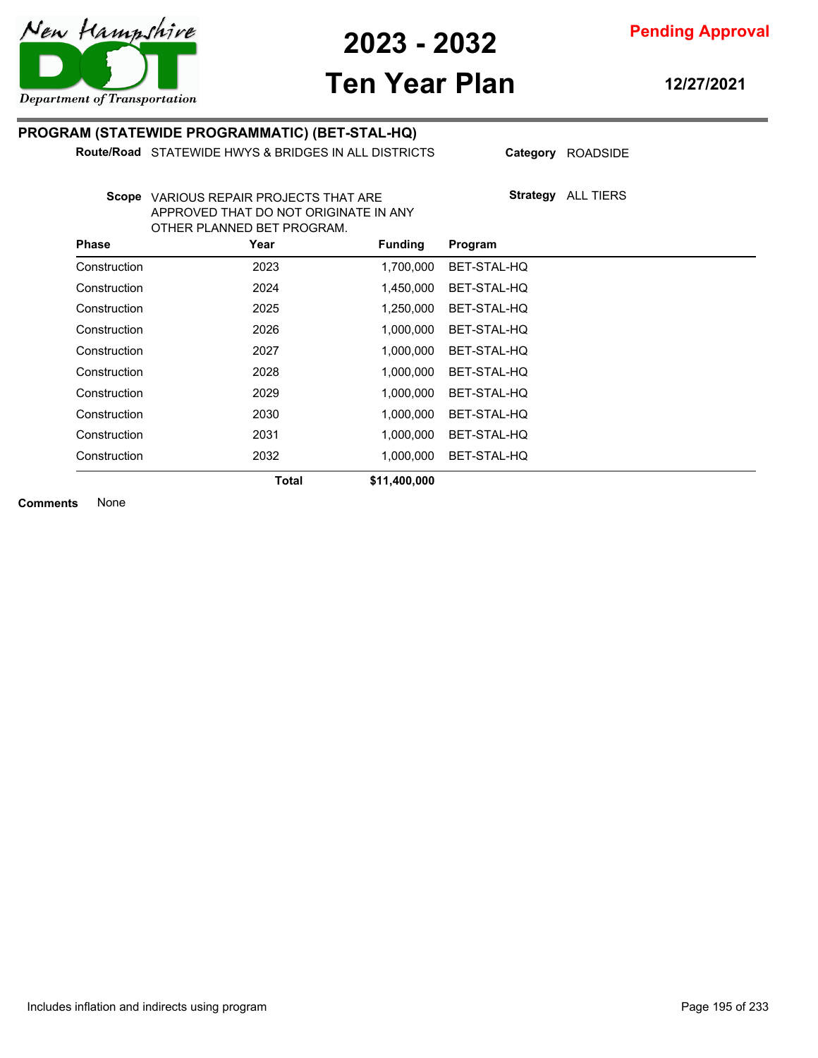## PROGRAM (STATEWIDE PROGRAMMATIC) (BET-STAL-HQ)

**Route/Road** STATEWIDE HWYS & BRIDGES IN ALL DISTRICTS

**Category** ROADSIDE

**Scope** VARIOUS REPAIR PROJECTS THAT ARE APPROVED THAT DO NOT ORIGINATE IN ANY OTHER PLANNED BET PROGRAM.

**Strategy** ALL TIERS

| Phase | Year | Funding | Program |
|---|---|---|---|
| Construction | 2023 | 1,700,000 | BET-STAL-HQ |
| Construction | 2024 | 1,450,000 | BET-STAL-HQ |
| Construction | 2025 | 1,250,000 | BET-STAL-HQ |
| Construction | 2026 | 1,000,000 | BET-STAL-HQ |
| Construction | 2027 | 1,000,000 | BET-STAL-HQ |
| Construction | 2028 | 1,000,000 | BET-STAL-HQ |
| Construction | 2029 | 1,000,000 | BET-STAL-HQ |
| Construction | 2030 | 1,000,000 | BET-STAL-HQ |
| Construction | 2031 | 1,000,000 | BET-STAL-HQ |
| Construction | 2032 | 1,000,000 | BET-STAL-HQ |
| | **Total** | **$11,400,000** | |

**Comments** None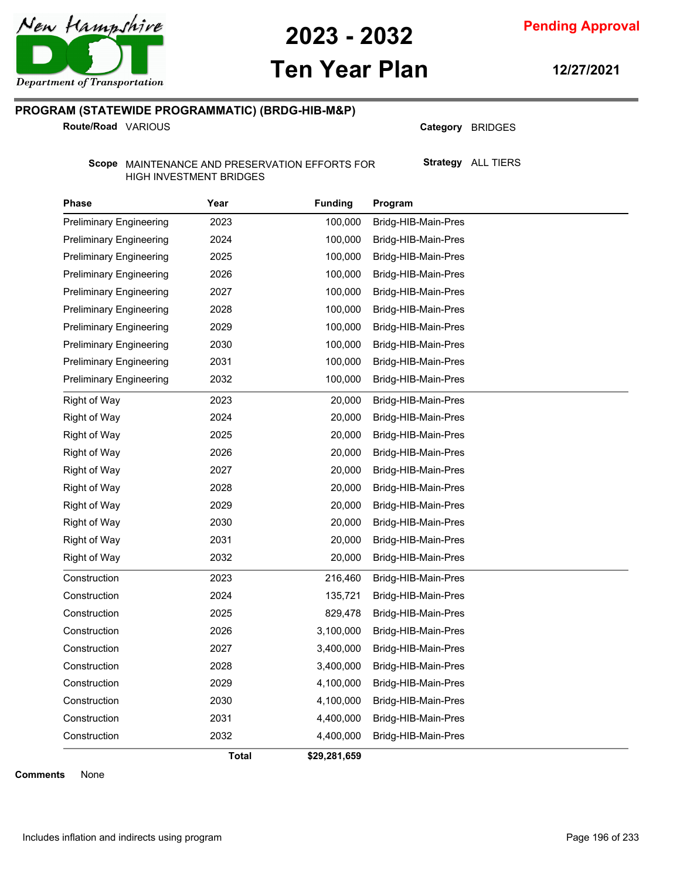# 2023 - 2032 Ten Year Plan

**Pending Approval**

**12/27/2021**

## PROGRAM (STATEWIDE PROGRAMMATIC) (BRDG-HIB-M&P)

**Route/Road** VARIOUS

**Category** BRIDGES

**Scope** MAINTENANCE AND PRESERVATION EFFORTS FOR HIGH INVESTMENT BRIDGES

**Strategy** ALL TIERS

| Phase | Year | Funding | Program |
|---|---|---|---|
| Preliminary Engineering | 2023 | 100,000 | Bridg-HIB-Main-Pres |
| Preliminary Engineering | 2024 | 100,000 | Bridg-HIB-Main-Pres |
| Preliminary Engineering | 2025 | 100,000 | Bridg-HIB-Main-Pres |
| Preliminary Engineering | 2026 | 100,000 | Bridg-HIB-Main-Pres |
| Preliminary Engineering | 2027 | 100,000 | Bridg-HIB-Main-Pres |
| Preliminary Engineering | 2028 | 100,000 | Bridg-HIB-Main-Pres |
| Preliminary Engineering | 2029 | 100,000 | Bridg-HIB-Main-Pres |
| Preliminary Engineering | 2030 | 100,000 | Bridg-HIB-Main-Pres |
| Preliminary Engineering | 2031 | 100,000 | Bridg-HIB-Main-Pres |
| Preliminary Engineering | 2032 | 100,000 | Bridg-HIB-Main-Pres |
| Right of Way | 2023 | 20,000 | Bridg-HIB-Main-Pres |
| Right of Way | 2024 | 20,000 | Bridg-HIB-Main-Pres |
| Right of Way | 2025 | 20,000 | Bridg-HIB-Main-Pres |
| Right of Way | 2026 | 20,000 | Bridg-HIB-Main-Pres |
| Right of Way | 2027 | 20,000 | Bridg-HIB-Main-Pres |
| Right of Way | 2028 | 20,000 | Bridg-HIB-Main-Pres |
| Right of Way | 2029 | 20,000 | Bridg-HIB-Main-Pres |
| Right of Way | 2030 | 20,000 | Bridg-HIB-Main-Pres |
| Right of Way | 2031 | 20,000 | Bridg-HIB-Main-Pres |
| Right of Way | 2032 | 20,000 | Bridg-HIB-Main-Pres |
| Construction | 2023 | 216,460 | Bridg-HIB-Main-Pres |
| Construction | 2024 | 135,721 | Bridg-HIB-Main-Pres |
| Construction | 2025 | 829,478 | Bridg-HIB-Main-Pres |
| Construction | 2026 | 3,100,000 | Bridg-HIB-Main-Pres |
| Construction | 2027 | 3,400,000 | Bridg-HIB-Main-Pres |
| Construction | 2028 | 3,400,000 | Bridg-HIB-Main-Pres |
| Construction | 2029 | 4,100,000 | Bridg-HIB-Main-Pres |
| Construction | 2030 | 4,100,000 | Bridg-HIB-Main-Pres |
| Construction | 2031 | 4,400,000 | Bridg-HIB-Main-Pres |
| Construction | 2032 | 4,400,000 | Bridg-HIB-Main-Pres |
| | **Total** | **$29,281,659** | |

**Comments** None

Includes inflation and indirects using program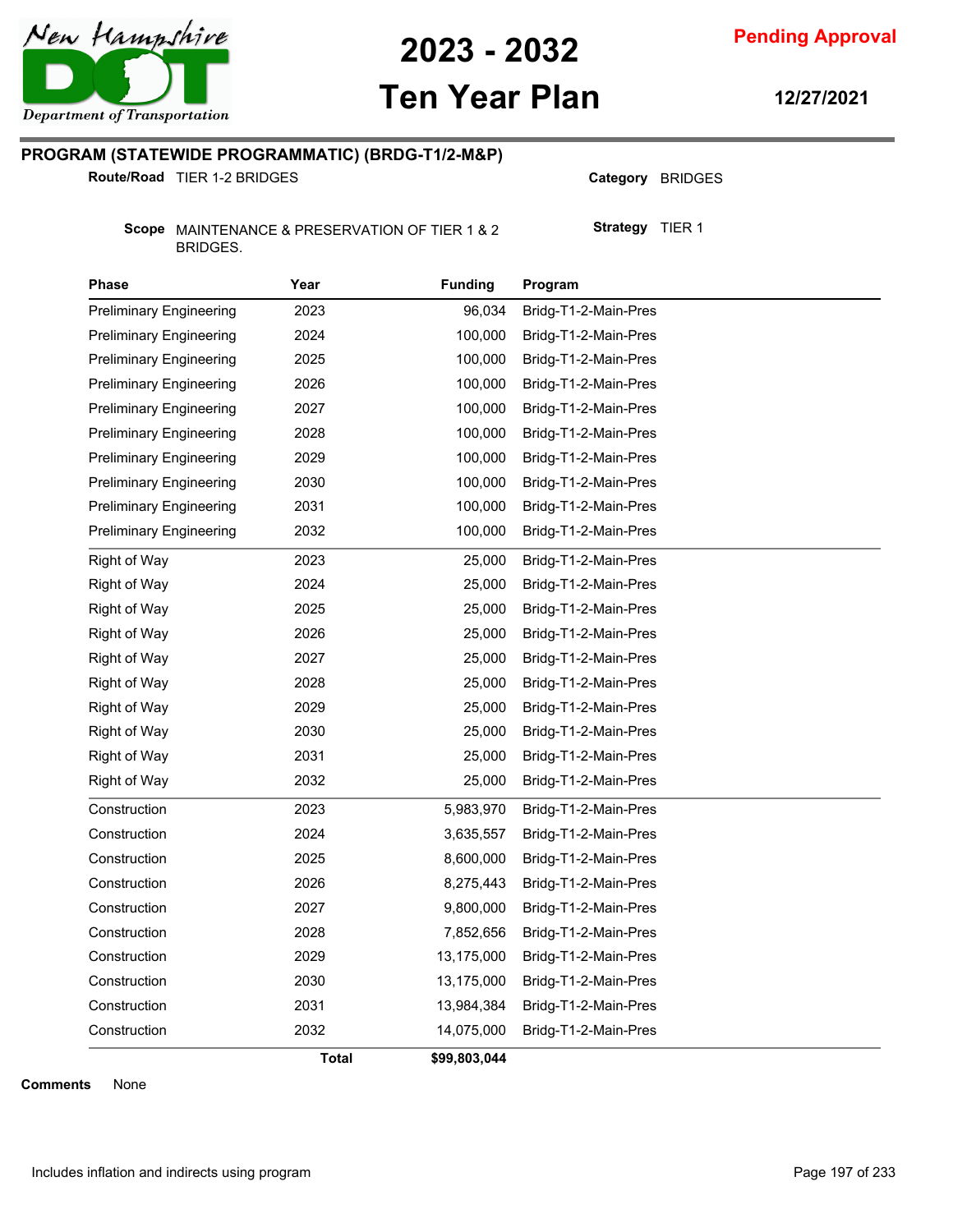New Hampshire Department of Transportation

# 2023 - 2032 Ten Year Plan

**Pending Approval**

**12/27/2021**

## PROGRAM (STATEWIDE PROGRAMMATIC) (BRDG-T1/2-M&P)

**Route/Road** TIER 1-2 BRIDGES

**Category** BRIDGES

**Scope** MAINTENANCE & PRESERVATION OF TIER 1 & 2 BRIDGES.

**Strategy** TIER 1

| Phase | Year | Funding | Program |
|---|---|---|---|
| Preliminary Engineering | 2023 | 96,034 | Bridg-T1-2-Main-Pres |
| Preliminary Engineering | 2024 | 100,000 | Bridg-T1-2-Main-Pres |
| Preliminary Engineering | 2025 | 100,000 | Bridg-T1-2-Main-Pres |
| Preliminary Engineering | 2026 | 100,000 | Bridg-T1-2-Main-Pres |
| Preliminary Engineering | 2027 | 100,000 | Bridg-T1-2-Main-Pres |
| Preliminary Engineering | 2028 | 100,000 | Bridg-T1-2-Main-Pres |
| Preliminary Engineering | 2029 | 100,000 | Bridg-T1-2-Main-Pres |
| Preliminary Engineering | 2030 | 100,000 | Bridg-T1-2-Main-Pres |
| Preliminary Engineering | 2031 | 100,000 | Bridg-T1-2-Main-Pres |
| Preliminary Engineering | 2032 | 100,000 | Bridg-T1-2-Main-Pres |
| Right of Way | 2023 | 25,000 | Bridg-T1-2-Main-Pres |
| Right of Way | 2024 | 25,000 | Bridg-T1-2-Main-Pres |
| Right of Way | 2025 | 25,000 | Bridg-T1-2-Main-Pres |
| Right of Way | 2026 | 25,000 | Bridg-T1-2-Main-Pres |
| Right of Way | 2027 | 25,000 | Bridg-T1-2-Main-Pres |
| Right of Way | 2028 | 25,000 | Bridg-T1-2-Main-Pres |
| Right of Way | 2029 | 25,000 | Bridg-T1-2-Main-Pres |
| Right of Way | 2030 | 25,000 | Bridg-T1-2-Main-Pres |
| Right of Way | 2031 | 25,000 | Bridg-T1-2-Main-Pres |
| Right of Way | 2032 | 25,000 | Bridg-T1-2-Main-Pres |
| Construction | 2023 | 5,983,970 | Bridg-T1-2-Main-Pres |
| Construction | 2024 | 3,635,557 | Bridg-T1-2-Main-Pres |
| Construction | 2025 | 8,600,000 | Bridg-T1-2-Main-Pres |
| Construction | 2026 | 8,275,443 | Bridg-T1-2-Main-Pres |
| Construction | 2027 | 9,800,000 | Bridg-T1-2-Main-Pres |
| Construction | 2028 | 7,852,656 | Bridg-T1-2-Main-Pres |
| Construction | 2029 | 13,175,000 | Bridg-T1-2-Main-Pres |
| Construction | 2030 | 13,175,000 | Bridg-T1-2-Main-Pres |
| Construction | 2031 | 13,984,384 | Bridg-T1-2-Main-Pres |
| Construction | 2032 | 14,075,000 | Bridg-T1-2-Main-Pres |
| | **Total** | **$99,803,044** | |

**Comments** None

Includes inflation and indirects using program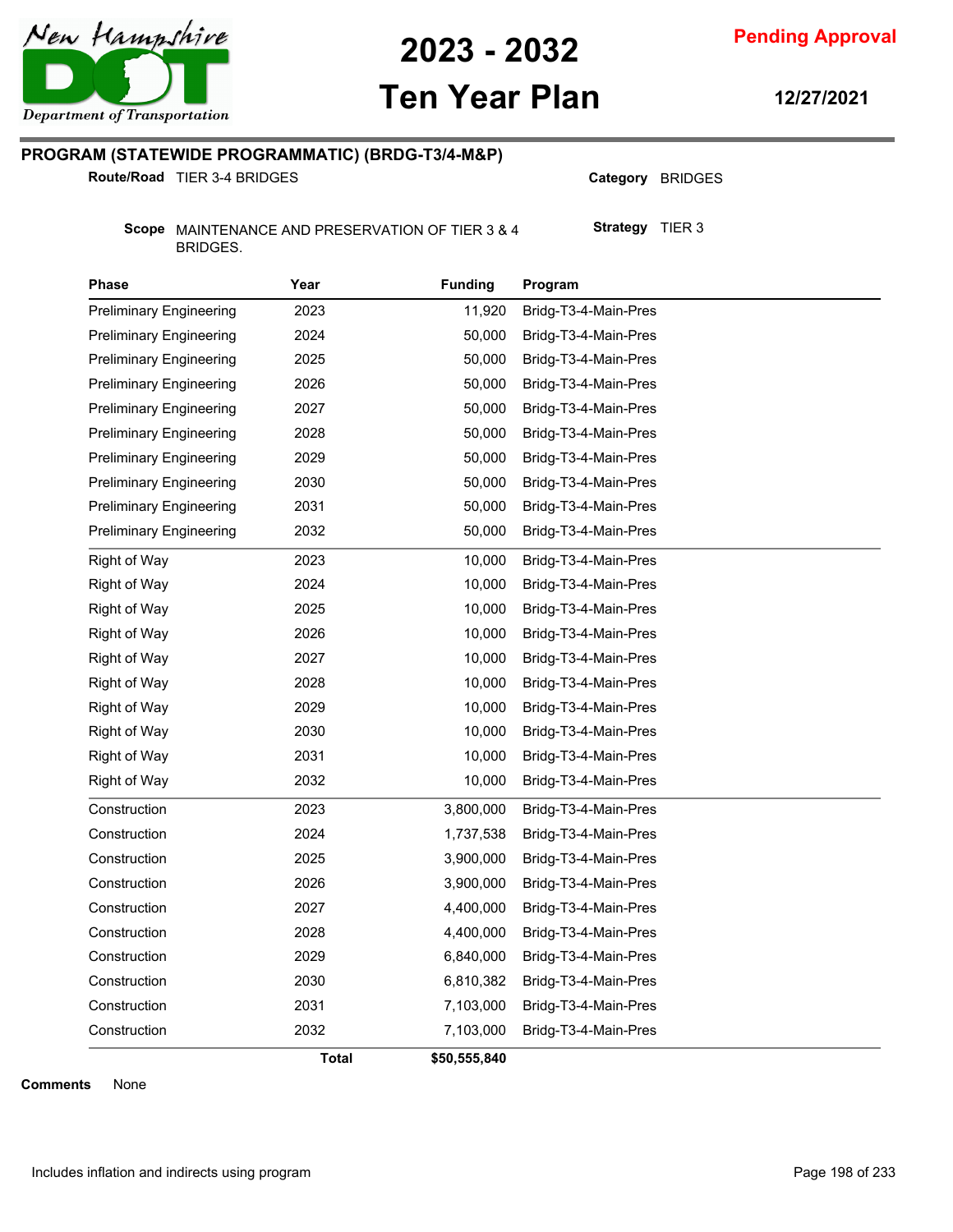## PROGRAM (STATEWIDE PROGRAMMATIC) (BRDG-T3/4-M&P)

**Route/Road** TIER 3-4 BRIDGES

**Category** BRIDGES

**Scope** MAINTENANCE AND PRESERVATION OF TIER 3 & 4 BRIDGES.

**Strategy** TIER 3

| Phase | Year | Funding | Program |
|---|---|---|---|
| Preliminary Engineering | 2023 | 11,920 | Bridg-T3-4-Main-Pres |
| Preliminary Engineering | 2024 | 50,000 | Bridg-T3-4-Main-Pres |
| Preliminary Engineering | 2025 | 50,000 | Bridg-T3-4-Main-Pres |
| Preliminary Engineering | 2026 | 50,000 | Bridg-T3-4-Main-Pres |
| Preliminary Engineering | 2027 | 50,000 | Bridg-T3-4-Main-Pres |
| Preliminary Engineering | 2028 | 50,000 | Bridg-T3-4-Main-Pres |
| Preliminary Engineering | 2029 | 50,000 | Bridg-T3-4-Main-Pres |
| Preliminary Engineering | 2030 | 50,000 | Bridg-T3-4-Main-Pres |
| Preliminary Engineering | 2031 | 50,000 | Bridg-T3-4-Main-Pres |
| Preliminary Engineering | 2032 | 50,000 | Bridg-T3-4-Main-Pres |
| Right of Way | 2023 | 10,000 | Bridg-T3-4-Main-Pres |
| Right of Way | 2024 | 10,000 | Bridg-T3-4-Main-Pres |
| Right of Way | 2025 | 10,000 | Bridg-T3-4-Main-Pres |
| Right of Way | 2026 | 10,000 | Bridg-T3-4-Main-Pres |
| Right of Way | 2027 | 10,000 | Bridg-T3-4-Main-Pres |
| Right of Way | 2028 | 10,000 | Bridg-T3-4-Main-Pres |
| Right of Way | 2029 | 10,000 | Bridg-T3-4-Main-Pres |
| Right of Way | 2030 | 10,000 | Bridg-T3-4-Main-Pres |
| Right of Way | 2031 | 10,000 | Bridg-T3-4-Main-Pres |
| Right of Way | 2032 | 10,000 | Bridg-T3-4-Main-Pres |
| Construction | 2023 | 3,800,000 | Bridg-T3-4-Main-Pres |
| Construction | 2024 | 1,737,538 | Bridg-T3-4-Main-Pres |
| Construction | 2025 | 3,900,000 | Bridg-T3-4-Main-Pres |
| Construction | 2026 | 3,900,000 | Bridg-T3-4-Main-Pres |
| Construction | 2027 | 4,400,000 | Bridg-T3-4-Main-Pres |
| Construction | 2028 | 4,400,000 | Bridg-T3-4-Main-Pres |
| Construction | 2029 | 6,840,000 | Bridg-T3-4-Main-Pres |
| Construction | 2030 | 6,810,382 | Bridg-T3-4-Main-Pres |
| Construction | 2031 | 7,103,000 | Bridg-T3-4-Main-Pres |
| Construction | 2032 | 7,103,000 | Bridg-T3-4-Main-Pres |
| | **Total** | **$50,555,840** | |

**Comments** None

Includes inflation and indirects using program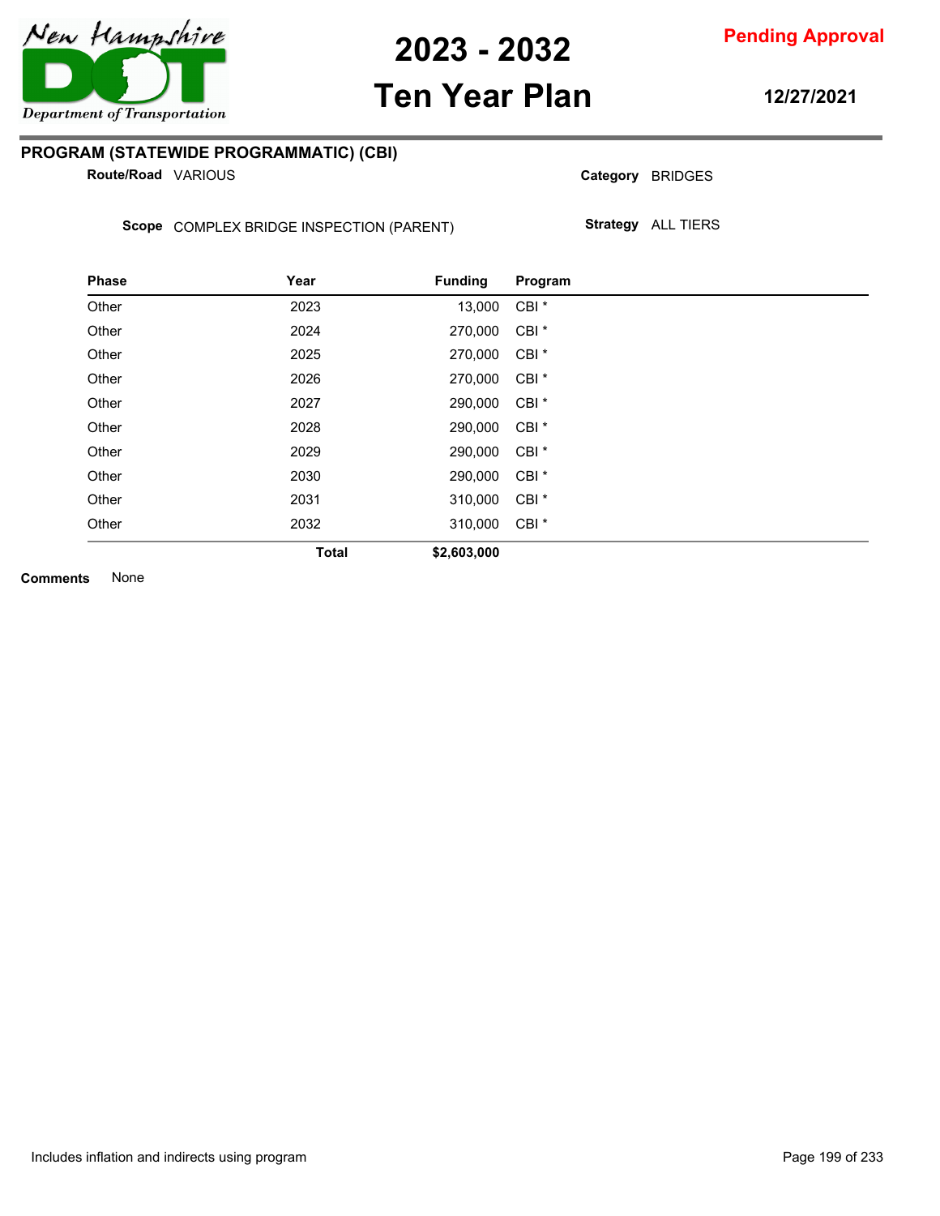## PROGRAM (STATEWIDE PROGRAMMATIC) (CBI)

**Route/Road** VARIOUS

**Category** BRIDGES

**Scope** COMPLEX BRIDGE INSPECTION (PARENT)

**Strategy** ALL TIERS

| Phase | Year | Funding | Program |
|---|---|---|---|
| Other | 2023 | 13,000 | CBI * |
| Other | 2024 | 270,000 | CBI * |
| Other | 2025 | 270,000 | CBI * |
| Other | 2026 | 270,000 | CBI * |
| Other | 2027 | 290,000 | CBI * |
| Other | 2028 | 290,000 | CBI * |
| Other | 2029 | 290,000 | CBI * |
| Other | 2030 | 290,000 | CBI * |
| Other | 2031 | 310,000 | CBI * |
| Other | 2032 | 310,000 | CBI * |
| | **Total** | **$2,603,000** | |

**Comments** None

Includes inflation and indirects using program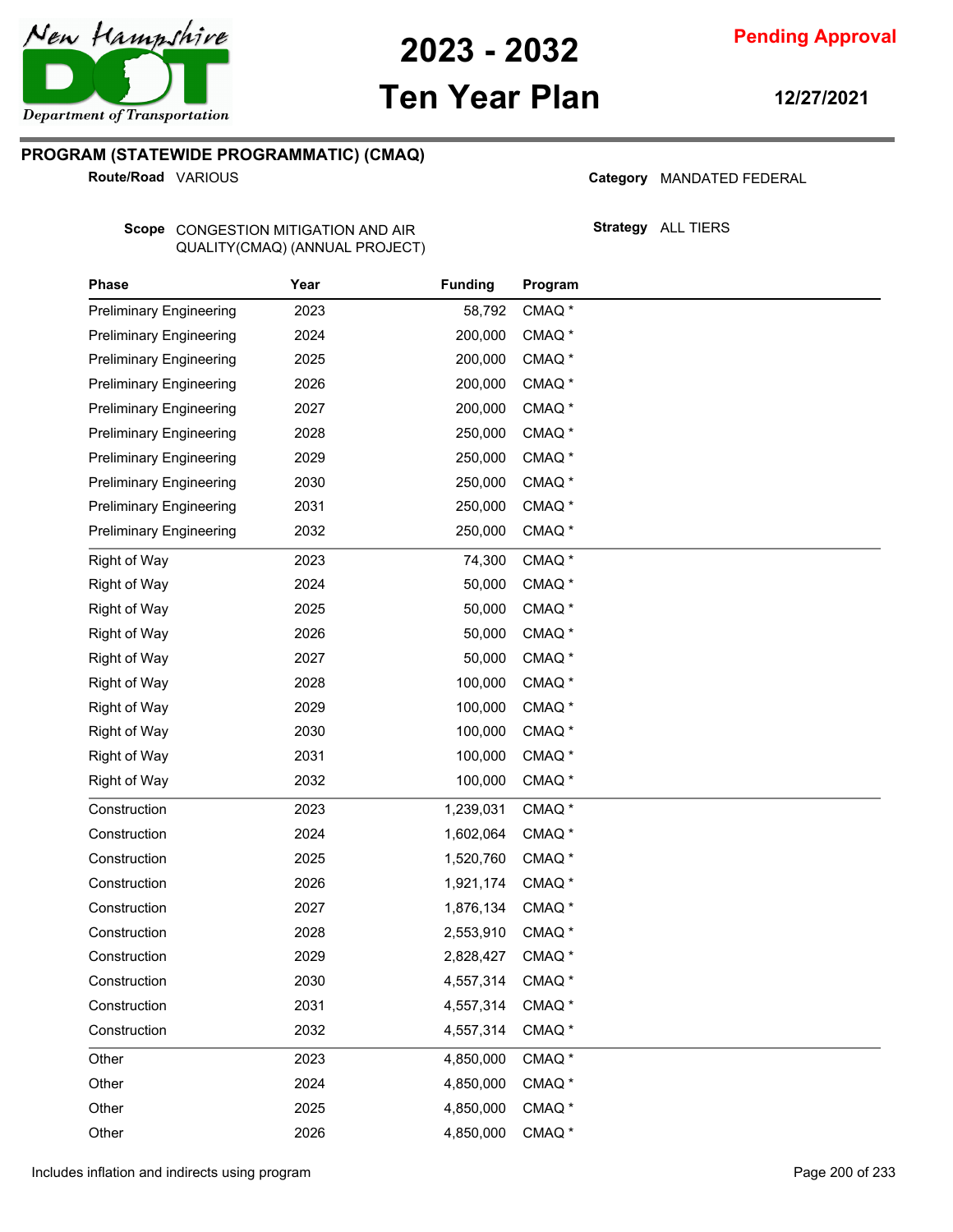# 2023 - 2032 Ten Year Plan

**Pending Approval**

**12/27/2021**

## PROGRAM (STATEWIDE PROGRAMMATIC) (CMAQ)

**Route/Road** VARIOUS

**Category** MANDATED FEDERAL

**Scope** CONGESTION MITIGATION AND AIR QUALITY(CMAQ) (ANNUAL PROJECT)

**Strategy** ALL TIERS

| Phase | Year | Funding | Program |
|---|---|---|---|
| Preliminary Engineering | 2023 | 58,792 | CMAQ * |
| Preliminary Engineering | 2024 | 200,000 | CMAQ * |
| Preliminary Engineering | 2025 | 200,000 | CMAQ * |
| Preliminary Engineering | 2026 | 200,000 | CMAQ * |
| Preliminary Engineering | 2027 | 200,000 | CMAQ * |
| Preliminary Engineering | 2028 | 250,000 | CMAQ * |
| Preliminary Engineering | 2029 | 250,000 | CMAQ * |
| Preliminary Engineering | 2030 | 250,000 | CMAQ * |
| Preliminary Engineering | 2031 | 250,000 | CMAQ * |
| Preliminary Engineering | 2032 | 250,000 | CMAQ * |
| Right of Way | 2023 | 74,300 | CMAQ * |
| Right of Way | 2024 | 50,000 | CMAQ * |
| Right of Way | 2025 | 50,000 | CMAQ * |
| Right of Way | 2026 | 50,000 | CMAQ * |
| Right of Way | 2027 | 50,000 | CMAQ * |
| Right of Way | 2028 | 100,000 | CMAQ * |
| Right of Way | 2029 | 100,000 | CMAQ * |
| Right of Way | 2030 | 100,000 | CMAQ * |
| Right of Way | 2031 | 100,000 | CMAQ * |
| Right of Way | 2032 | 100,000 | CMAQ * |
| Construction | 2023 | 1,239,031 | CMAQ * |
| Construction | 2024 | 1,602,064 | CMAQ * |
| Construction | 2025 | 1,520,760 | CMAQ * |
| Construction | 2026 | 1,921,174 | CMAQ * |
| Construction | 2027 | 1,876,134 | CMAQ * |
| Construction | 2028 | 2,553,910 | CMAQ * |
| Construction | 2029 | 2,828,427 | CMAQ * |
| Construction | 2030 | 4,557,314 | CMAQ * |
| Construction | 2031 | 4,557,314 | CMAQ * |
| Construction | 2032 | 4,557,314 | CMAQ * |
| Other | 2023 | 4,850,000 | CMAQ * |
| Other | 2024 | 4,850,000 | CMAQ * |
| Other | 2025 | 4,850,000 | CMAQ * |
| Other | 2026 | 4,850,000 | CMAQ * |

Includes inflation and indirects using program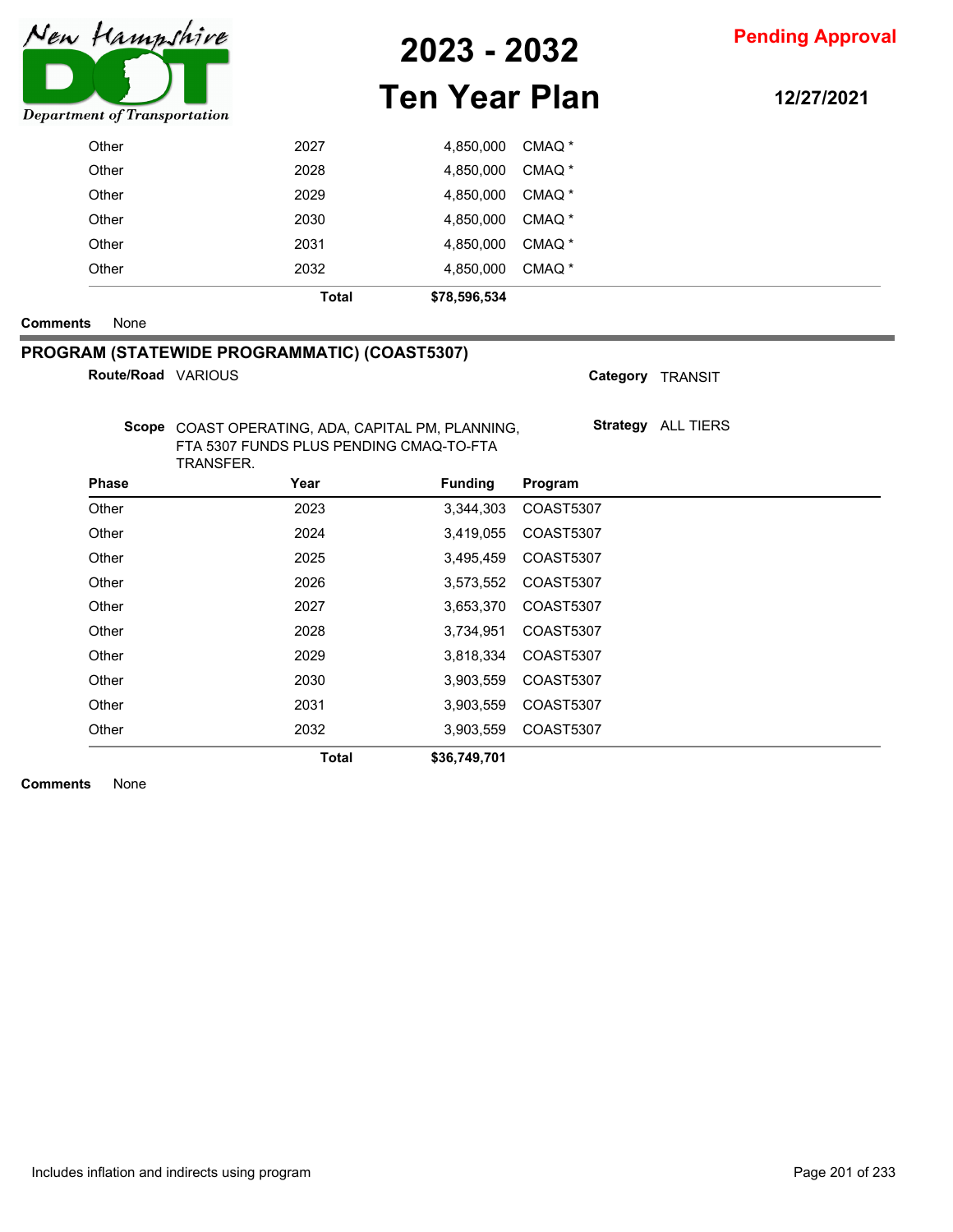| Phase | Year | Funding | Program |
|---|---|---|---|
| Other | 2027 | 4,850,000 | CMAQ * |
| Other | 2028 | 4,850,000 | CMAQ * |
| Other | 2029 | 4,850,000 | CMAQ * |
| Other | 2030 | 4,850,000 | CMAQ * |
| Other | 2031 | 4,850,000 | CMAQ * |
| Other | 2032 | 4,850,000 | CMAQ * |
| | **Total** | **$78,596,534** | |

**Comments** None

## PROGRAM (STATEWIDE PROGRAMMATIC) (COAST5307)

**Route/Road** VARIOUS

**Category** TRANSIT

**Scope** COAST OPERATING, ADA, CAPITAL PM, PLANNING, FTA 5307 FUNDS PLUS PENDING CMAQ-TO-FTA TRANSFER.

**Strategy** ALL TIERS

| Phase | Year | Funding | Program |
|---|---|---|---|
| Other | 2023 | 3,344,303 | COAST5307 |
| Other | 2024 | 3,419,055 | COAST5307 |
| Other | 2025 | 3,495,459 | COAST5307 |
| Other | 2026 | 3,573,552 | COAST5307 |
| Other | 2027 | 3,653,370 | COAST5307 |
| Other | 2028 | 3,734,951 | COAST5307 |
| Other | 2029 | 3,818,334 | COAST5307 |
| Other | 2030 | 3,903,559 | COAST5307 |
| Other | 2031 | 3,903,559 | COAST5307 |
| Other | 2032 | 3,903,559 | COAST5307 |
| | **Total** | **$36,749,701** | |

**Comments** None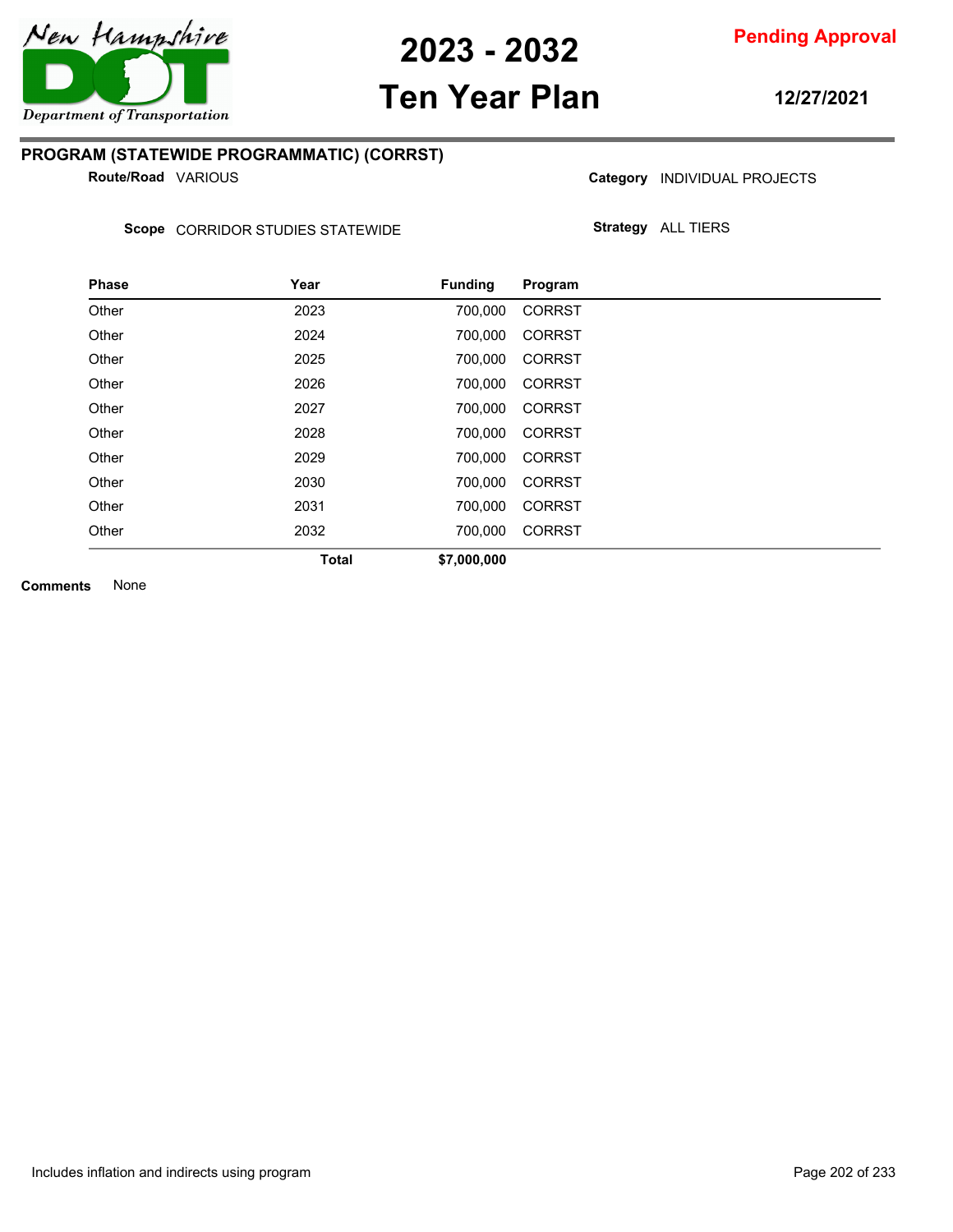## PROGRAM (STATEWIDE PROGRAMMATIC) (CORRST)

**Route/Road** VARIOUS

**Category** INDIVIDUAL PROJECTS

**Scope** CORRIDOR STUDIES STATEWIDE

**Strategy** ALL TIERS

| Phase | Year | Funding | Program |
|---|---|---|---|
| Other | 2023 | 700,000 | CORRST |
| Other | 2024 | 700,000 | CORRST |
| Other | 2025 | 700,000 | CORRST |
| Other | 2026 | 700,000 | CORRST |
| Other | 2027 | 700,000 | CORRST |
| Other | 2028 | 700,000 | CORRST |
| Other | 2029 | 700,000 | CORRST |
| Other | 2030 | 700,000 | CORRST |
| Other | 2031 | 700,000 | CORRST |
| Other | 2032 | 700,000 | CORRST |
| | **Total** | **$7,000,000** | |

**Comments** None

Includes inflation and indirects using program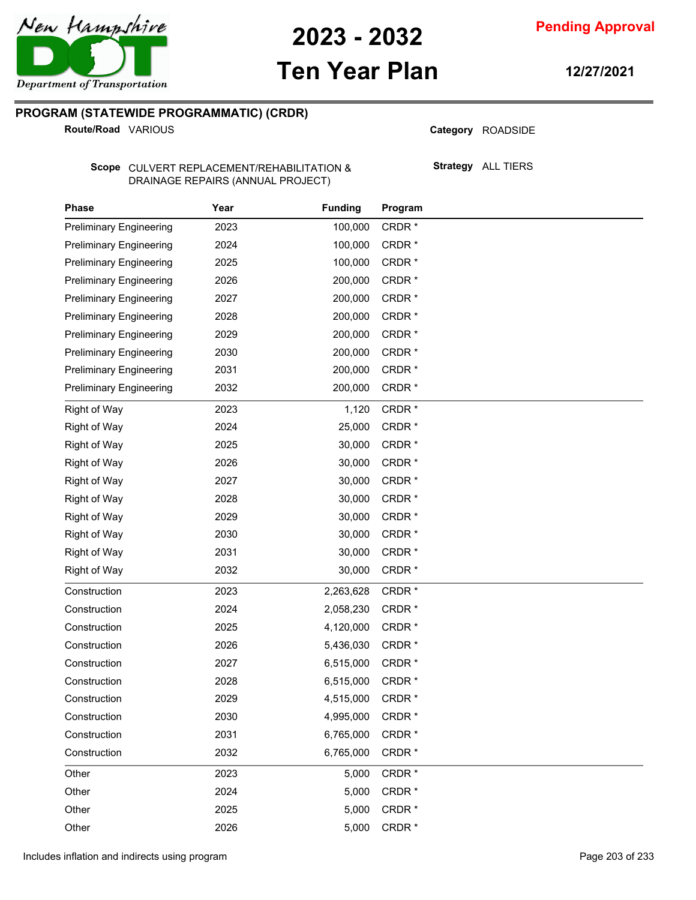# 2023 - 2032 Ten Year Plan

**Pending Approval**

**12/27/2021**

## PROGRAM (STATEWIDE PROGRAMMATIC) (CRDR)

**Route/Road** VARIOUS

**Category** ROADSIDE

**Scope** CULVERT REPLACEMENT/REHABILITATION & DRAINAGE REPAIRS (ANNUAL PROJECT)

**Strategy** ALL TIERS

| Phase | Year | Funding | Program |
|---|---|---|---|
| Preliminary Engineering | 2023 | 100,000 | CRDR * |
| Preliminary Engineering | 2024 | 100,000 | CRDR * |
| Preliminary Engineering | 2025 | 100,000 | CRDR * |
| Preliminary Engineering | 2026 | 200,000 | CRDR * |
| Preliminary Engineering | 2027 | 200,000 | CRDR * |
| Preliminary Engineering | 2028 | 200,000 | CRDR * |
| Preliminary Engineering | 2029 | 200,000 | CRDR * |
| Preliminary Engineering | 2030 | 200,000 | CRDR * |
| Preliminary Engineering | 2031 | 200,000 | CRDR * |
| Preliminary Engineering | 2032 | 200,000 | CRDR * |
| Right of Way | 2023 | 1,120 | CRDR * |
| Right of Way | 2024 | 25,000 | CRDR * |
| Right of Way | 2025 | 30,000 | CRDR * |
| Right of Way | 2026 | 30,000 | CRDR * |
| Right of Way | 2027 | 30,000 | CRDR * |
| Right of Way | 2028 | 30,000 | CRDR * |
| Right of Way | 2029 | 30,000 | CRDR * |
| Right of Way | 2030 | 30,000 | CRDR * |
| Right of Way | 2031 | 30,000 | CRDR * |
| Right of Way | 2032 | 30,000 | CRDR * |
| Construction | 2023 | 2,263,628 | CRDR * |
| Construction | 2024 | 2,058,230 | CRDR * |
| Construction | 2025 | 4,120,000 | CRDR * |
| Construction | 2026 | 5,436,030 | CRDR * |
| Construction | 2027 | 6,515,000 | CRDR * |
| Construction | 2028 | 6,515,000 | CRDR * |
| Construction | 2029 | 4,515,000 | CRDR * |
| Construction | 2030 | 4,995,000 | CRDR * |
| Construction | 2031 | 6,765,000 | CRDR * |
| Construction | 2032 | 6,765,000 | CRDR * |
| Other | 2023 | 5,000 | CRDR * |
| Other | 2024 | 5,000 | CRDR * |
| Other | 2025 | 5,000 | CRDR * |
| Other | 2026 | 5,000 | CRDR * |

Includes inflation and indirects using program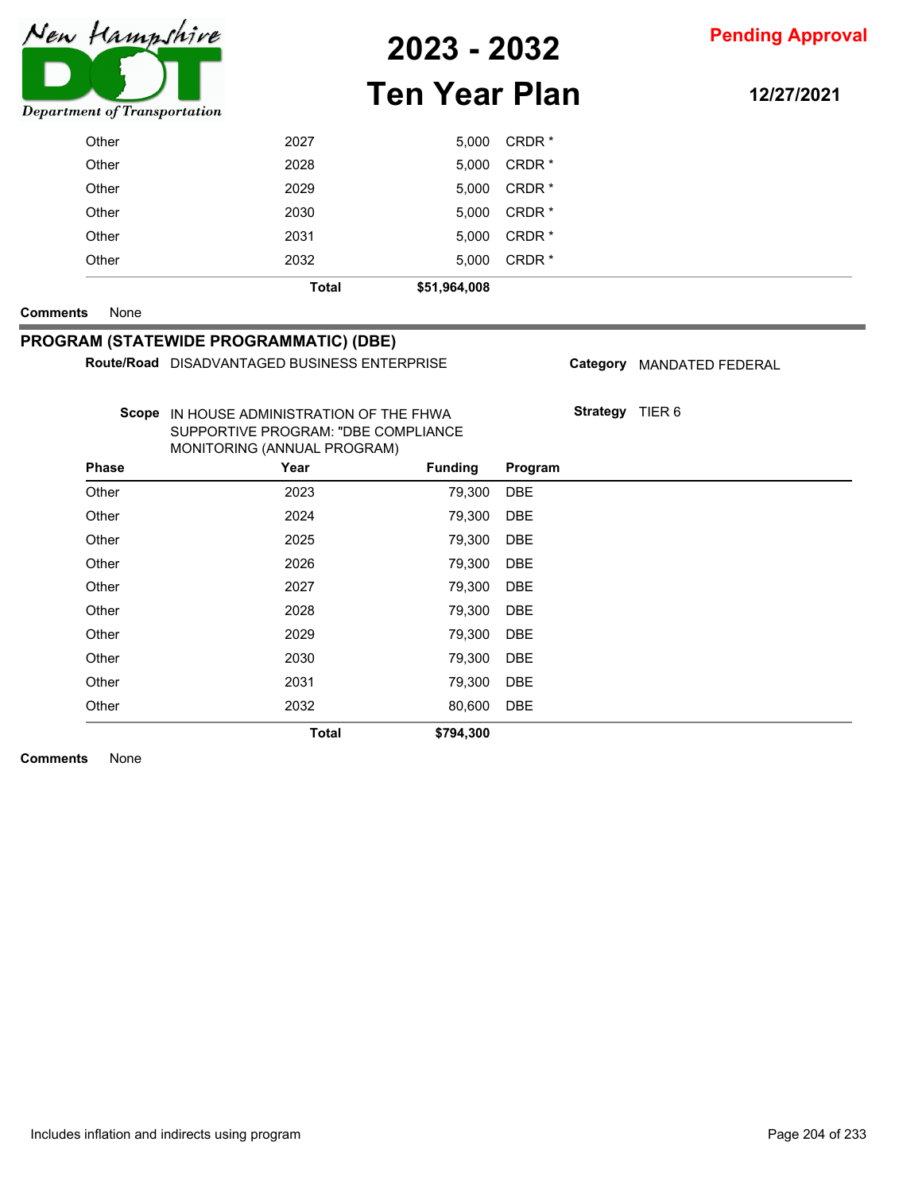| Phase | Year | Funding | Program |
|---|---|---|---|
| Other | 2027 | 5,000 | CRDR * |
| Other | 2028 | 5,000 | CRDR * |
| Other | 2029 | 5,000 | CRDR * |
| Other | 2030 | 5,000 | CRDR * |
| Other | 2031 | 5,000 | CRDR * |
| Other | 2032 | 5,000 | CRDR * |
| | **Total** | **$51,964,008** | |

**Comments** None

## PROGRAM (STATEWIDE PROGRAMMATIC) (DBE)

**Route/Road** DISADVANTAGED BUSINESS ENTERPRISE

**Category** MANDATED FEDERAL

**Scope** IN HOUSE ADMINISTRATION OF THE FHWA SUPPORTIVE PROGRAM: "DBE COMPLIANCE MONITORING (ANNUAL PROGRAM)

**Strategy** TIER 6

| Phase | Year | Funding | Program |
|---|---|---|---|
| Other | 2023 | 79,300 | DBE |
| Other | 2024 | 79,300 | DBE |
| Other | 2025 | 79,300 | DBE |
| Other | 2026 | 79,300 | DBE |
| Other | 2027 | 79,300 | DBE |
| Other | 2028 | 79,300 | DBE |
| Other | 2029 | 79,300 | DBE |
| Other | 2030 | 79,300 | DBE |
| Other | 2031 | 79,300 | DBE |
| Other | 2032 | 80,600 | DBE |
| | **Total** | **$794,300** | |

**Comments** None

Includes inflation and indirects using program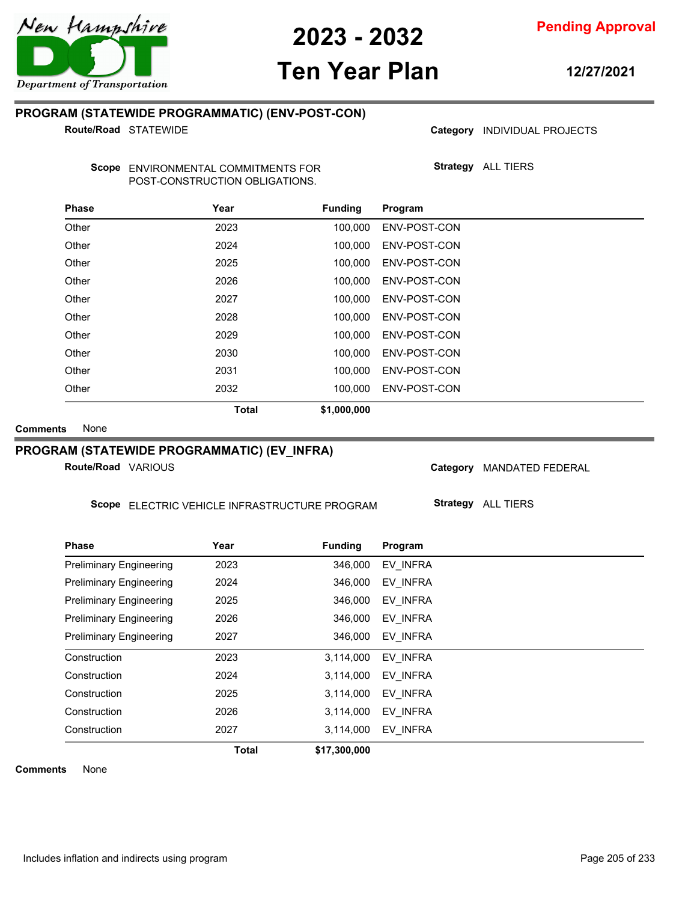## PROGRAM (STATEWIDE PROGRAMMATIC) (ENV-POST-CON)

**Route/Road** STATEWIDE

**Category** INDIVIDUAL PROJECTS

**Scope** ENVIRONMENTAL COMMITMENTS FOR POST-CONSTRUCTION OBLIGATIONS.

**Strategy** ALL TIERS

| Phase | Year | Funding | Program |
|---|---|---|---|
| Other | 2023 | 100,000 | ENV-POST-CON |
| Other | 2024 | 100,000 | ENV-POST-CON |
| Other | 2025 | 100,000 | ENV-POST-CON |
| Other | 2026 | 100,000 | ENV-POST-CON |
| Other | 2027 | 100,000 | ENV-POST-CON |
| Other | 2028 | 100,000 | ENV-POST-CON |
| Other | 2029 | 100,000 | ENV-POST-CON |
| Other | 2030 | 100,000 | ENV-POST-CON |
| Other | 2031 | 100,000 | ENV-POST-CON |
| Other | 2032 | 100,000 | ENV-POST-CON |
| | **Total** | **$1,000,000** | |

**Comments** None

## PROGRAM (STATEWIDE PROGRAMMATIC) (EV_INFRA)

**Route/Road** VARIOUS

**Category** MANDATED FEDERAL

**Scope** ELECTRIC VEHICLE INFRASTRUCTURE PROGRAM

**Strategy** ALL TIERS

| Phase | Year | Funding | Program |
|---|---|---|---|
| Preliminary Engineering | 2023 | 346,000 | EV_INFRA |
| Preliminary Engineering | 2024 | 346,000 | EV_INFRA |
| Preliminary Engineering | 2025 | 346,000 | EV_INFRA |
| Preliminary Engineering | 2026 | 346,000 | EV_INFRA |
| Preliminary Engineering | 2027 | 346,000 | EV_INFRA |
| Construction | 2023 | 3,114,000 | EV_INFRA |
| Construction | 2024 | 3,114,000 | EV_INFRA |
| Construction | 2025 | 3,114,000 | EV_INFRA |
| Construction | 2026 | 3,114,000 | EV_INFRA |
| Construction | 2027 | 3,114,000 | EV_INFRA |
| | **Total** | **$17,300,000** | |

**Comments** None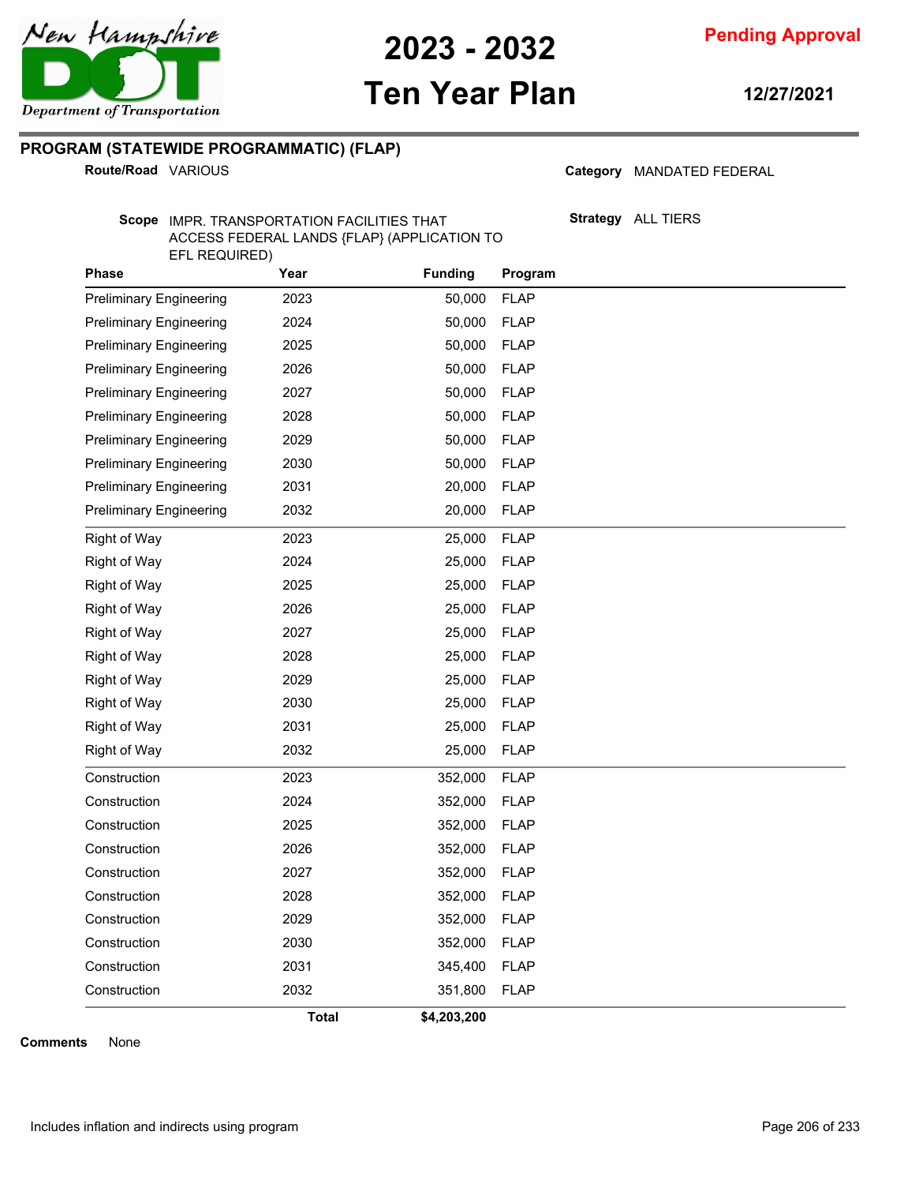## PROGRAM (STATEWIDE PROGRAMMATIC) (FLAP)

**Route/Road** VARIOUS

**Category** MANDATED FEDERAL

**Scope** IMPR. TRANSPORTATION FACILITIES THAT ACCESS FEDERAL LANDS {FLAP} (APPLICATION TO EFL REQUIRED)

**Strategy** ALL TIERS

| Phase | Year | Funding | Program |
|---|---|---|---|
| Preliminary Engineering | 2023 | 50,000 | FLAP |
| Preliminary Engineering | 2024 | 50,000 | FLAP |
| Preliminary Engineering | 2025 | 50,000 | FLAP |
| Preliminary Engineering | 2026 | 50,000 | FLAP |
| Preliminary Engineering | 2027 | 50,000 | FLAP |
| Preliminary Engineering | 2028 | 50,000 | FLAP |
| Preliminary Engineering | 2029 | 50,000 | FLAP |
| Preliminary Engineering | 2030 | 50,000 | FLAP |
| Preliminary Engineering | 2031 | 20,000 | FLAP |
| Preliminary Engineering | 2032 | 20,000 | FLAP |
| Right of Way | 2023 | 25,000 | FLAP |
| Right of Way | 2024 | 25,000 | FLAP |
| Right of Way | 2025 | 25,000 | FLAP |
| Right of Way | 2026 | 25,000 | FLAP |
| Right of Way | 2027 | 25,000 | FLAP |
| Right of Way | 2028 | 25,000 | FLAP |
| Right of Way | 2029 | 25,000 | FLAP |
| Right of Way | 2030 | 25,000 | FLAP |
| Right of Way | 2031 | 25,000 | FLAP |
| Right of Way | 2032 | 25,000 | FLAP |
| Construction | 2023 | 352,000 | FLAP |
| Construction | 2024 | 352,000 | FLAP |
| Construction | 2025 | 352,000 | FLAP |
| Construction | 2026 | 352,000 | FLAP |
| Construction | 2027 | 352,000 | FLAP |
| Construction | 2028 | 352,000 | FLAP |
| Construction | 2029 | 352,000 | FLAP |
| Construction | 2030 | 352,000 | FLAP |
| Construction | 2031 | 345,400 | FLAP |
| Construction | 2032 | 351,800 | FLAP |
| | **Total** | **$4,203,200** | |

**Comments** None

Includes inflation and indirects using program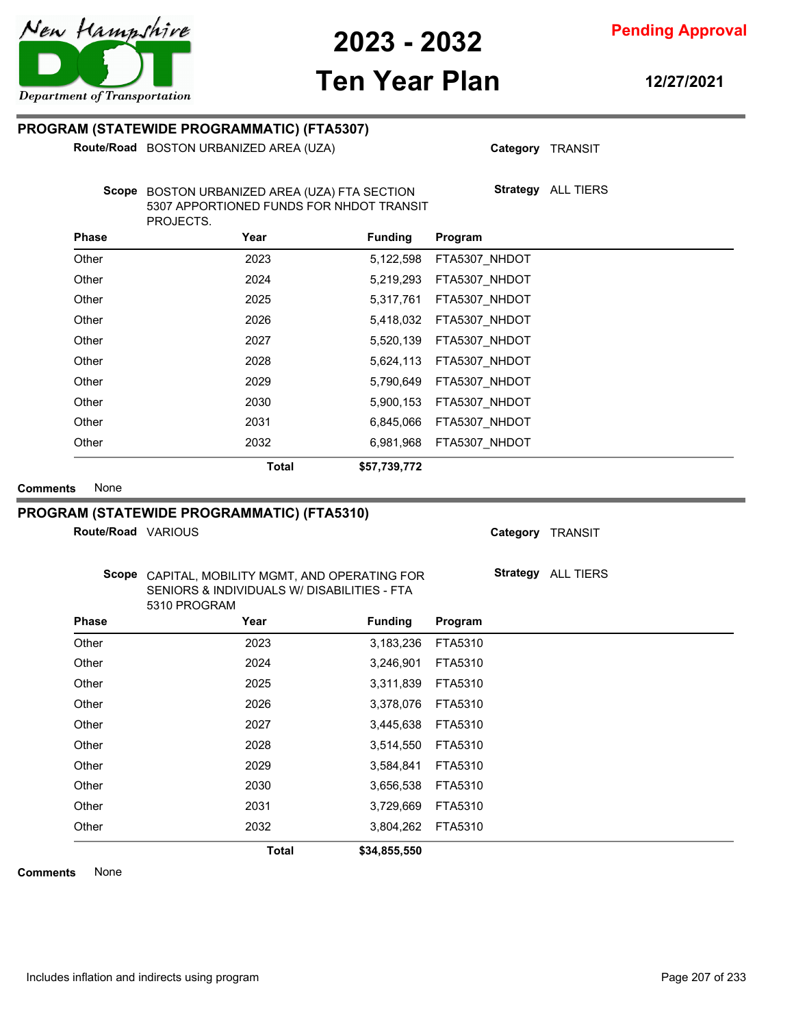## PROGRAM (STATEWIDE PROGRAMMATIC) (FTA5307)

**Route/Road** BOSTON URBANIZED AREA (UZA) **Category** TRANSIT

**Scope** BOSTON URBANIZED AREA (UZA) FTA SECTION 5307 APPORTIONED FUNDS FOR NHDOT TRANSIT PROJECTS. **Strategy** ALL TIERS

| Phase | Year | Funding | Program |
|---|---|---|---|
| Other | 2023 | 5,122,598 | FTA5307_NHDOT |
| Other | 2024 | 5,219,293 | FTA5307_NHDOT |
| Other | 2025 | 5,317,761 | FTA5307_NHDOT |
| Other | 2026 | 5,418,032 | FTA5307_NHDOT |
| Other | 2027 | 5,520,139 | FTA5307_NHDOT |
| Other | 2028 | 5,624,113 | FTA5307_NHDOT |
| Other | 2029 | 5,790,649 | FTA5307_NHDOT |
| Other | 2030 | 5,900,153 | FTA5307_NHDOT |
| Other | 2031 | 6,845,066 | FTA5307_NHDOT |
| Other | 2032 | 6,981,968 | FTA5307_NHDOT |
| | **Total** | **$57,739,772** | |

**Comments** None

## PROGRAM (STATEWIDE PROGRAMMATIC) (FTA5310)

**Route/Road** VARIOUS **Category** TRANSIT

**Scope** CAPITAL, MOBILITY MGMT, AND OPERATING FOR SENIORS & INDIVIDUALS W/ DISABILITIES - FTA 5310 PROGRAM **Strategy** ALL TIERS

| Phase | Year | Funding | Program |
|---|---|---|---|
| Other | 2023 | 3,183,236 | FTA5310 |
| Other | 2024 | 3,246,901 | FTA5310 |
| Other | 2025 | 3,311,839 | FTA5310 |
| Other | 2026 | 3,378,076 | FTA5310 |
| Other | 2027 | 3,445,638 | FTA5310 |
| Other | 2028 | 3,514,550 | FTA5310 |
| Other | 2029 | 3,584,841 | FTA5310 |
| Other | 2030 | 3,656,538 | FTA5310 |
| Other | 2031 | 3,729,669 | FTA5310 |
| Other | 2032 | 3,804,262 | FTA5310 |
| | **Total** | **$34,855,550** | |

**Comments** None

Includes inflation and indirects using program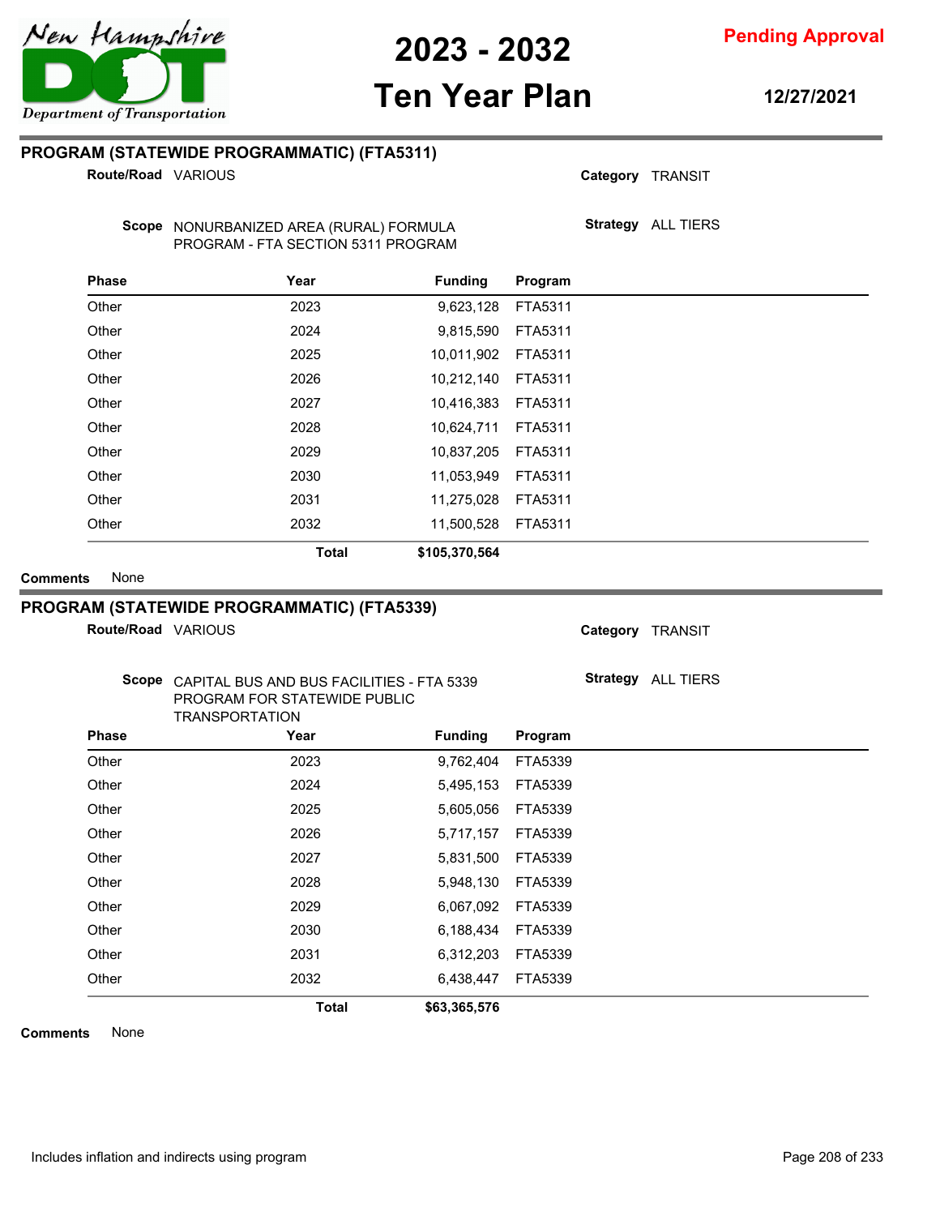## PROGRAM (STATEWIDE PROGRAMMATIC) (FTA5311)

**Route/Road** VARIOUS

**Category** TRANSIT

**Scope** NONURBANIZED AREA (RURAL) FORMULA PROGRAM - FTA SECTION 5311 PROGRAM

**Strategy** ALL TIERS

| Phase | Year | Funding | Program |
|---|---|---|---|
| Other | 2023 | 9,623,128 | FTA5311 |
| Other | 2024 | 9,815,590 | FTA5311 |
| Other | 2025 | 10,011,902 | FTA5311 |
| Other | 2026 | 10,212,140 | FTA5311 |
| Other | 2027 | 10,416,383 | FTA5311 |
| Other | 2028 | 10,624,711 | FTA5311 |
| Other | 2029 | 10,837,205 | FTA5311 |
| Other | 2030 | 11,053,949 | FTA5311 |
| Other | 2031 | 11,275,028 | FTA5311 |
| Other | 2032 | 11,500,528 | FTA5311 |
| | **Total** | **$105,370,564** | |

**Comments** None

## PROGRAM (STATEWIDE PROGRAMMATIC) (FTA5339)

**Route/Road** VARIOUS

**Category** TRANSIT

**Scope** CAPITAL BUS AND BUS FACILITIES - FTA 5339 PROGRAM FOR STATEWIDE PUBLIC TRANSPORTATION

**Strategy** ALL TIERS

| Phase | Year | Funding | Program |
|---|---|---|---|
| Other | 2023 | 9,762,404 | FTA5339 |
| Other | 2024 | 5,495,153 | FTA5339 |
| Other | 2025 | 5,605,056 | FTA5339 |
| Other | 2026 | 5,717,157 | FTA5339 |
| Other | 2027 | 5,831,500 | FTA5339 |
| Other | 2028 | 5,948,130 | FTA5339 |
| Other | 2029 | 6,067,092 | FTA5339 |
| Other | 2030 | 6,188,434 | FTA5339 |
| Other | 2031 | 6,312,203 | FTA5339 |
| Other | 2032 | 6,438,447 | FTA5339 |
| | **Total** | **$63,365,576** | |

**Comments** None

Includes inflation and indirects using program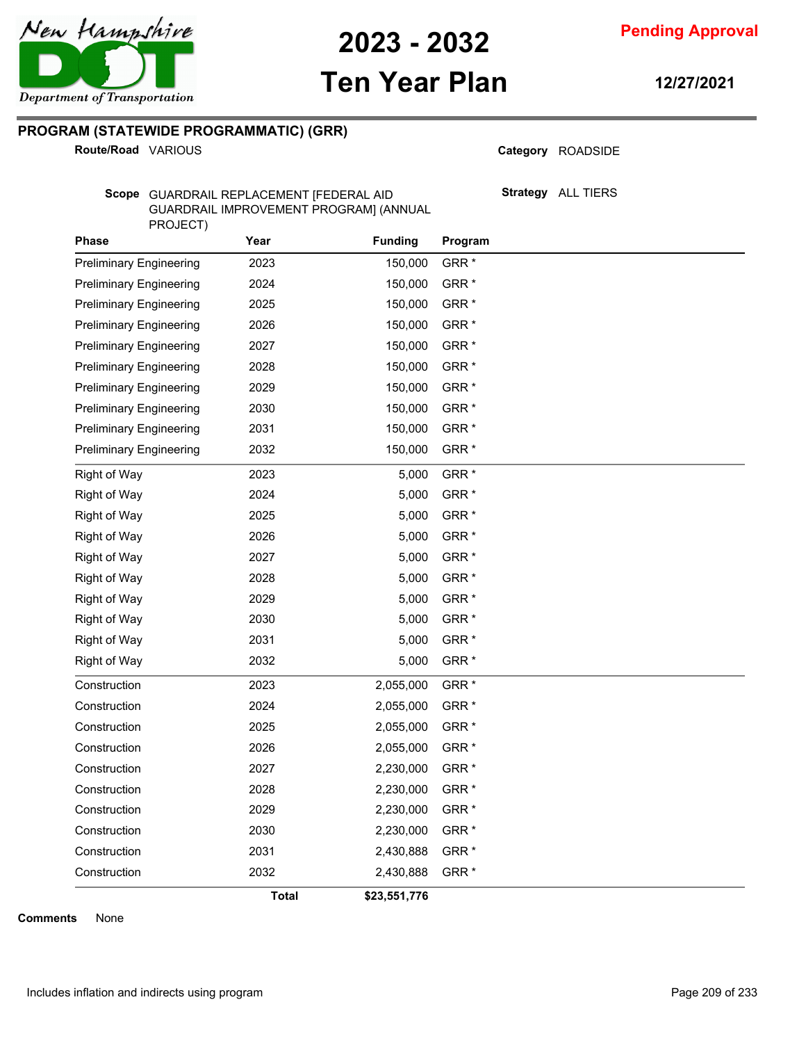# 2023 - 2032 Ten Year Plan

**Pending Approval**

**12/27/2021**

## PROGRAM (STATEWIDE PROGRAMMATIC) (GRR)

**Route/Road** VARIOUS

**Category** ROADSIDE

**Scope** GUARDRAIL REPLACEMENT [FEDERAL AID GUARDRAIL IMPROVEMENT PROGRAM] (ANNUAL PROJECT)

**Strategy** ALL TIERS

| Phase | Year | Funding | Program |
|---|---|---|---|
| Preliminary Engineering | 2023 | 150,000 | GRR * |
| Preliminary Engineering | 2024 | 150,000 | GRR * |
| Preliminary Engineering | 2025 | 150,000 | GRR * |
| Preliminary Engineering | 2026 | 150,000 | GRR * |
| Preliminary Engineering | 2027 | 150,000 | GRR * |
| Preliminary Engineering | 2028 | 150,000 | GRR * |
| Preliminary Engineering | 2029 | 150,000 | GRR * |
| Preliminary Engineering | 2030 | 150,000 | GRR * |
| Preliminary Engineering | 2031 | 150,000 | GRR * |
| Preliminary Engineering | 2032 | 150,000 | GRR * |
| Right of Way | 2023 | 5,000 | GRR * |
| Right of Way | 2024 | 5,000 | GRR * |
| Right of Way | 2025 | 5,000 | GRR * |
| Right of Way | 2026 | 5,000 | GRR * |
| Right of Way | 2027 | 5,000 | GRR * |
| Right of Way | 2028 | 5,000 | GRR * |
| Right of Way | 2029 | 5,000 | GRR * |
| Right of Way | 2030 | 5,000 | GRR * |
| Right of Way | 2031 | 5,000 | GRR * |
| Right of Way | 2032 | 5,000 | GRR * |
| Construction | 2023 | 2,055,000 | GRR * |
| Construction | 2024 | 2,055,000 | GRR * |
| Construction | 2025 | 2,055,000 | GRR * |
| Construction | 2026 | 2,055,000 | GRR * |
| Construction | 2027 | 2,230,000 | GRR * |
| Construction | 2028 | 2,230,000 | GRR * |
| Construction | 2029 | 2,230,000 | GRR * |
| Construction | 2030 | 2,230,000 | GRR * |
| Construction | 2031 | 2,430,888 | GRR * |
| Construction | 2032 | 2,430,888 | GRR * |
| | **Total** | **$23,551,776** | |

**Comments** None

Includes inflation and indirects using program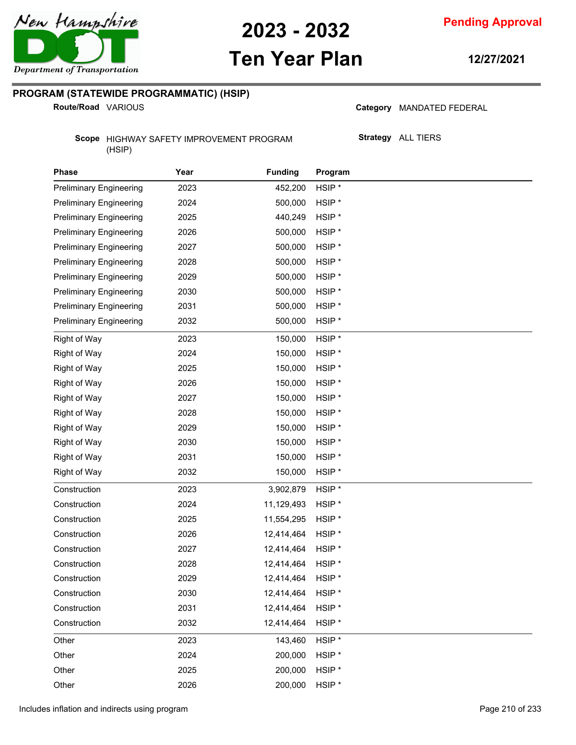# 2023 - 2032 Ten Year Plan

**Pending Approval**

12/27/2021

## PROGRAM (STATEWIDE PROGRAMMATIC) (HSIP)

**Route/Road** VARIOUS

**Category** MANDATED FEDERAL

**Scope** HIGHWAY SAFETY IMPROVEMENT PROGRAM (HSIP)

**Strategy** ALL TIERS

| Phase | Year | Funding | Program |
|---|---|---|---|
| Preliminary Engineering | 2023 | 452,200 | HSIP * |
| Preliminary Engineering | 2024 | 500,000 | HSIP * |
| Preliminary Engineering | 2025 | 440,249 | HSIP * |
| Preliminary Engineering | 2026 | 500,000 | HSIP * |
| Preliminary Engineering | 2027 | 500,000 | HSIP * |
| Preliminary Engineering | 2028 | 500,000 | HSIP * |
| Preliminary Engineering | 2029 | 500,000 | HSIP * |
| Preliminary Engineering | 2030 | 500,000 | HSIP * |
| Preliminary Engineering | 2031 | 500,000 | HSIP * |
| Preliminary Engineering | 2032 | 500,000 | HSIP * |
| Right of Way | 2023 | 150,000 | HSIP * |
| Right of Way | 2024 | 150,000 | HSIP * |
| Right of Way | 2025 | 150,000 | HSIP * |
| Right of Way | 2026 | 150,000 | HSIP * |
| Right of Way | 2027 | 150,000 | HSIP * |
| Right of Way | 2028 | 150,000 | HSIP * |
| Right of Way | 2029 | 150,000 | HSIP * |
| Right of Way | 2030 | 150,000 | HSIP * |
| Right of Way | 2031 | 150,000 | HSIP * |
| Right of Way | 2032 | 150,000 | HSIP * |
| Construction | 2023 | 3,902,879 | HSIP * |
| Construction | 2024 | 11,129,493 | HSIP * |
| Construction | 2025 | 11,554,295 | HSIP * |
| Construction | 2026 | 12,414,464 | HSIP * |
| Construction | 2027 | 12,414,464 | HSIP * |
| Construction | 2028 | 12,414,464 | HSIP * |
| Construction | 2029 | 12,414,464 | HSIP * |
| Construction | 2030 | 12,414,464 | HSIP * |
| Construction | 2031 | 12,414,464 | HSIP * |
| Construction | 2032 | 12,414,464 | HSIP * |
| Other | 2023 | 143,460 | HSIP * |
| Other | 2024 | 200,000 | HSIP * |
| Other | 2025 | 200,000 | HSIP * |
| Other | 2026 | 200,000 | HSIP * |

Includes inflation and indirects using program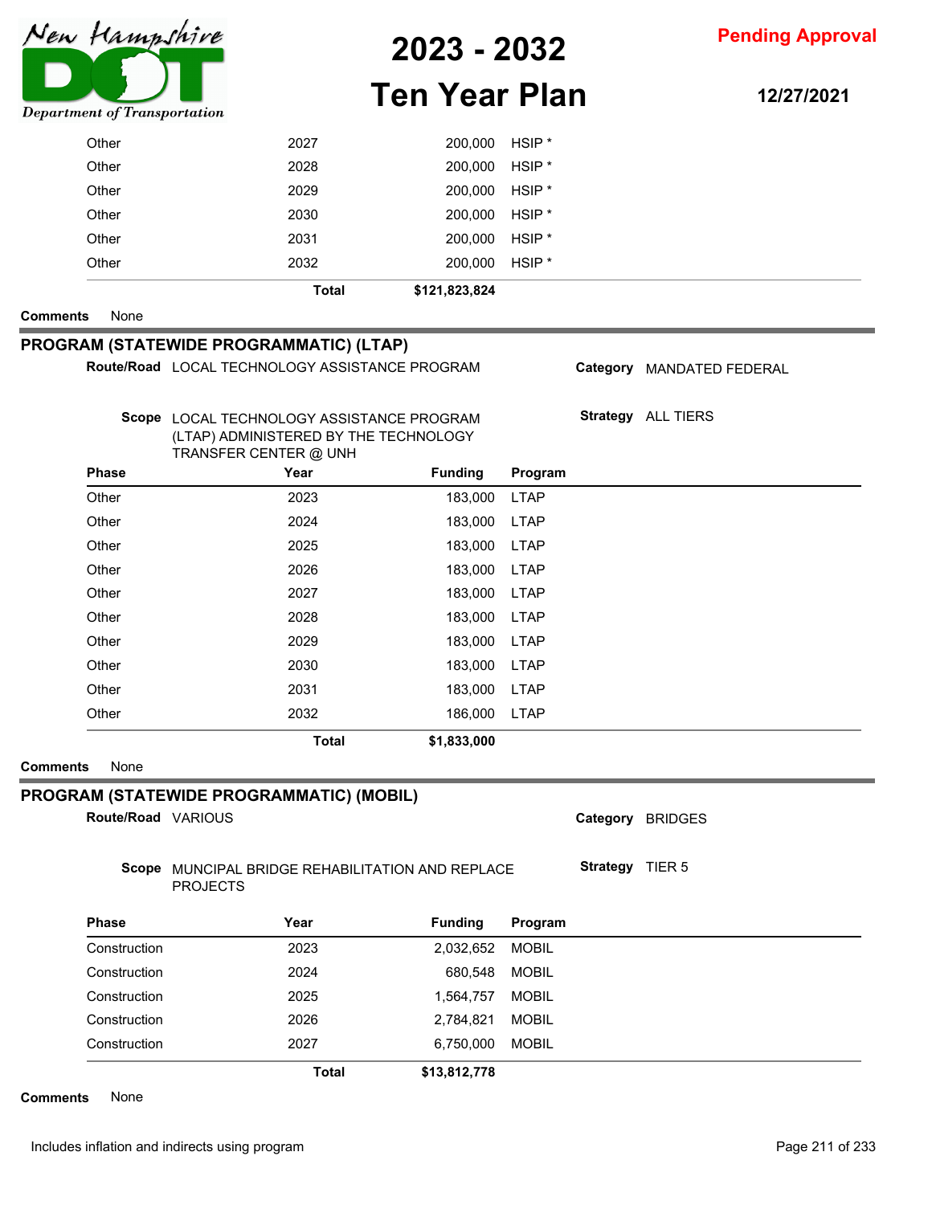| Phase | Year | Funding | Program |
|---|---|---|---|
| Other | 2027 | 200,000 | HSIP * |
| Other | 2028 | 200,000 | HSIP * |
| Other | 2029 | 200,000 | HSIP * |
| Other | 2030 | 200,000 | HSIP * |
| Other | 2031 | 200,000 | HSIP * |
| Other | 2032 | 200,000 | HSIP * |
| | **Total** | **$121,823,824** | |

**Comments** None

## PROGRAM (STATEWIDE PROGRAMMATIC) (LTAP)

**Route/Road** LOCAL TECHNOLOGY ASSISTANCE PROGRAM

**Category** MANDATED FEDERAL

**Scope** LOCAL TECHNOLOGY ASSISTANCE PROGRAM (LTAP) ADMINISTERED BY THE TECHNOLOGY TRANSFER CENTER @ UNH

**Strategy** ALL TIERS

| Phase | Year | Funding | Program |
|---|---|---|---|
| Other | 2023 | 183,000 | LTAP |
| Other | 2024 | 183,000 | LTAP |
| Other | 2025 | 183,000 | LTAP |
| Other | 2026 | 183,000 | LTAP |
| Other | 2027 | 183,000 | LTAP |
| Other | 2028 | 183,000 | LTAP |
| Other | 2029 | 183,000 | LTAP |
| Other | 2030 | 183,000 | LTAP |
| Other | 2031 | 183,000 | LTAP |
| Other | 2032 | 186,000 | LTAP |
| | **Total** | **$1,833,000** | |

**Comments** None

## PROGRAM (STATEWIDE PROGRAMMATIC) (MOBIL)

**Route/Road** VARIOUS

**Category** BRIDGES

**Scope** MUNCIPAL BRIDGE REHABILITATION AND REPLACE PROJECTS

**Strategy** TIER 5

| Phase | Year | Funding | Program |
|---|---|---|---|
| Construction | 2023 | 2,032,652 | MOBIL |
| Construction | 2024 | 680,548 | MOBIL |
| Construction | 2025 | 1,564,757 | MOBIL |
| Construction | 2026 | 2,784,821 | MOBIL |
| Construction | 2027 | 6,750,000 | MOBIL |
| | **Total** | **$13,812,778** | |

**Comments** None

Includes inflation and indirects using program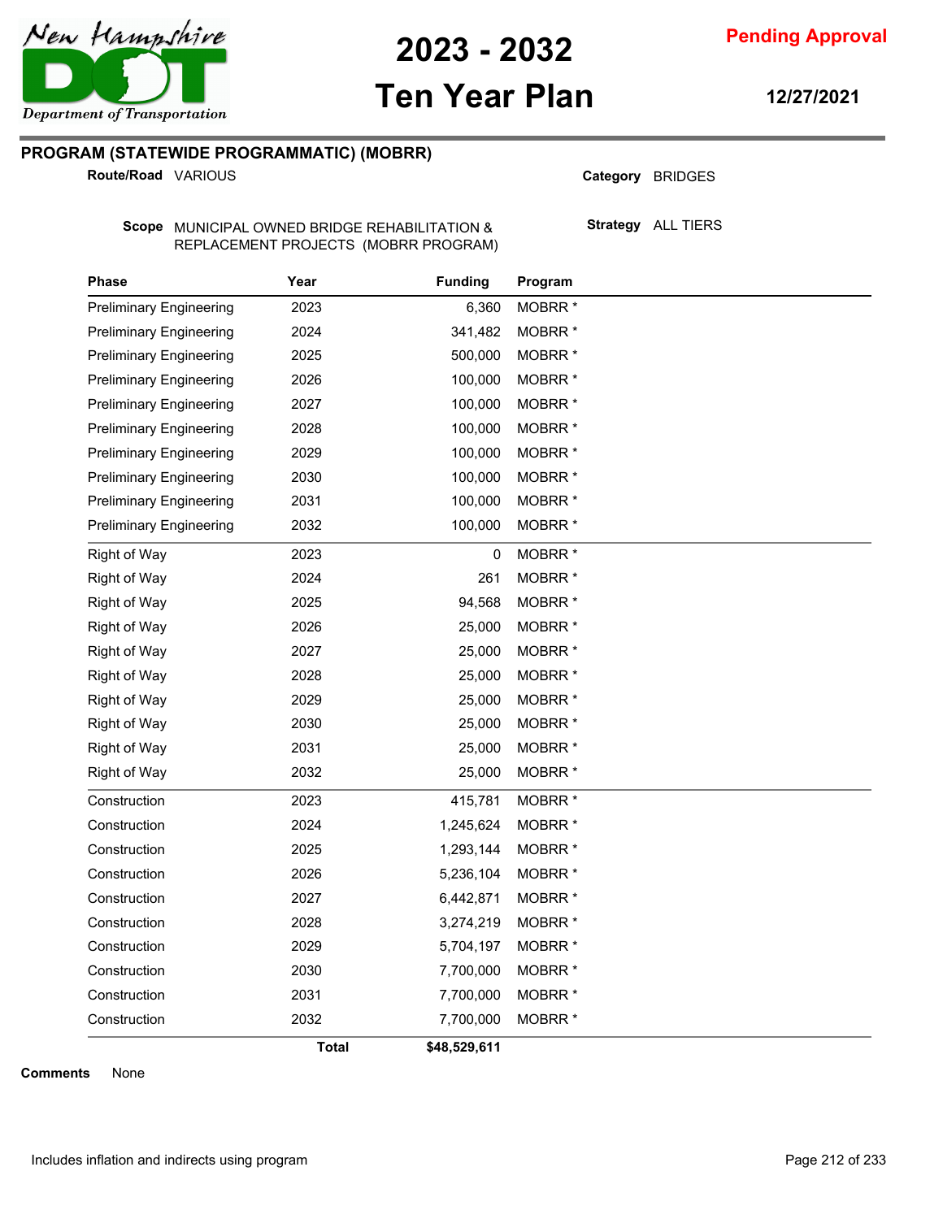# 2023 - 2032 Ten Year Plan

**Pending Approval**

**12/27/2021**

## PROGRAM (STATEWIDE PROGRAMMATIC) (MOBRR)

**Route/Road** VARIOUS

**Category** BRIDGES

**Scope** MUNICIPAL OWNED BRIDGE REHABILITATION & REPLACEMENT PROJECTS (MOBRR PROGRAM)

**Strategy** ALL TIERS

| Phase | Year | Funding | Program |
|---|---|---|---|
| Preliminary Engineering | 2023 | 6,360 | MOBRR * |
| Preliminary Engineering | 2024 | 341,482 | MOBRR * |
| Preliminary Engineering | 2025 | 500,000 | MOBRR * |
| Preliminary Engineering | 2026 | 100,000 | MOBRR * |
| Preliminary Engineering | 2027 | 100,000 | MOBRR * |
| Preliminary Engineering | 2028 | 100,000 | MOBRR * |
| Preliminary Engineering | 2029 | 100,000 | MOBRR * |
| Preliminary Engineering | 2030 | 100,000 | MOBRR * |
| Preliminary Engineering | 2031 | 100,000 | MOBRR * |
| Preliminary Engineering | 2032 | 100,000 | MOBRR * |
| Right of Way | 2023 | 0 | MOBRR * |
| Right of Way | 2024 | 261 | MOBRR * |
| Right of Way | 2025 | 94,568 | MOBRR * |
| Right of Way | 2026 | 25,000 | MOBRR * |
| Right of Way | 2027 | 25,000 | MOBRR * |
| Right of Way | 2028 | 25,000 | MOBRR * |
| Right of Way | 2029 | 25,000 | MOBRR * |
| Right of Way | 2030 | 25,000 | MOBRR * |
| Right of Way | 2031 | 25,000 | MOBRR * |
| Right of Way | 2032 | 25,000 | MOBRR * |
| Construction | 2023 | 415,781 | MOBRR * |
| Construction | 2024 | 1,245,624 | MOBRR * |
| Construction | 2025 | 1,293,144 | MOBRR * |
| Construction | 2026 | 5,236,104 | MOBRR * |
| Construction | 2027 | 6,442,871 | MOBRR * |
| Construction | 2028 | 3,274,219 | MOBRR * |
| Construction | 2029 | 5,704,197 | MOBRR * |
| Construction | 2030 | 7,700,000 | MOBRR * |
| Construction | 2031 | 7,700,000 | MOBRR * |
| Construction | 2032 | 7,700,000 | MOBRR * |
| | **Total** | **$48,529,611** | |

**Comments** None

Includes inflation and indirects using program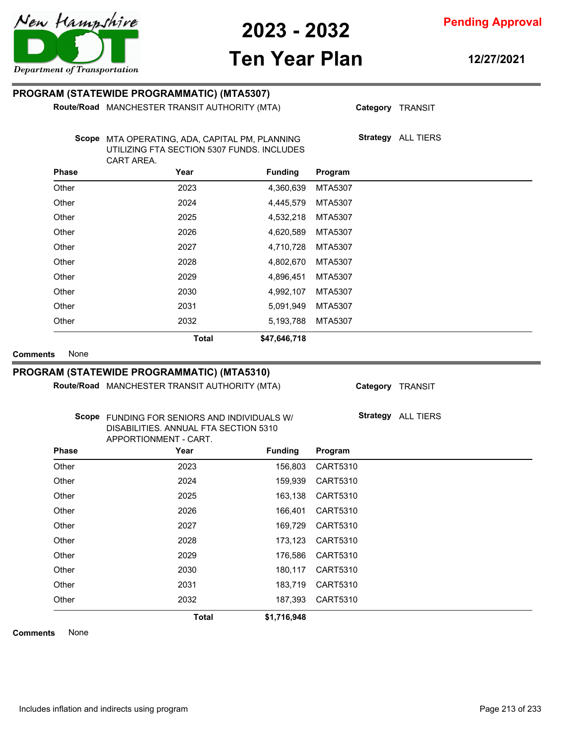## PROGRAM (STATEWIDE PROGRAMMATIC) (MTA5307)

**Route/Road** MANCHESTER TRANSIT AUTHORITY (MTA) **Category** TRANSIT

**Scope** MTA OPERATING, ADA, CAPITAL PM, PLANNING UTILIZING FTA SECTION 5307 FUNDS. INCLUDES CART AREA. **Strategy** ALL TIERS

| Phase | Year | Funding | Program |
|---|---|---|---|
| Other | 2023 | 4,360,639 | MTA5307 |
| Other | 2024 | 4,445,579 | MTA5307 |
| Other | 2025 | 4,532,218 | MTA5307 |
| Other | 2026 | 4,620,589 | MTA5307 |
| Other | 2027 | 4,710,728 | MTA5307 |
| Other | 2028 | 4,802,670 | MTA5307 |
| Other | 2029 | 4,896,451 | MTA5307 |
| Other | 2030 | 4,992,107 | MTA5307 |
| Other | 2031 | 5,091,949 | MTA5307 |
| Other | 2032 | 5,193,788 | MTA5307 |
| | **Total** | **$47,646,718** | |

**Comments** None

## PROGRAM (STATEWIDE PROGRAMMATIC) (MTA5310)

**Route/Road** MANCHESTER TRANSIT AUTHORITY (MTA) **Category** TRANSIT

**Scope** FUNDING FOR SENIORS AND INDIVIDUALS W/ DISABILITIES. ANNUAL FTA SECTION 5310 APPORTIONMENT - CART. **Strategy** ALL TIERS

| Phase | Year | Funding | Program |
|---|---|---|---|
| Other | 2023 | 156,803 | CART5310 |
| Other | 2024 | 159,939 | CART5310 |
| Other | 2025 | 163,138 | CART5310 |
| Other | 2026 | 166,401 | CART5310 |
| Other | 2027 | 169,729 | CART5310 |
| Other | 2028 | 173,123 | CART5310 |
| Other | 2029 | 176,586 | CART5310 |
| Other | 2030 | 180,117 | CART5310 |
| Other | 2031 | 183,719 | CART5310 |
| Other | 2032 | 187,393 | CART5310 |
| | **Total** | **$1,716,948** | |

**Comments** None

Includes inflation and indirects using program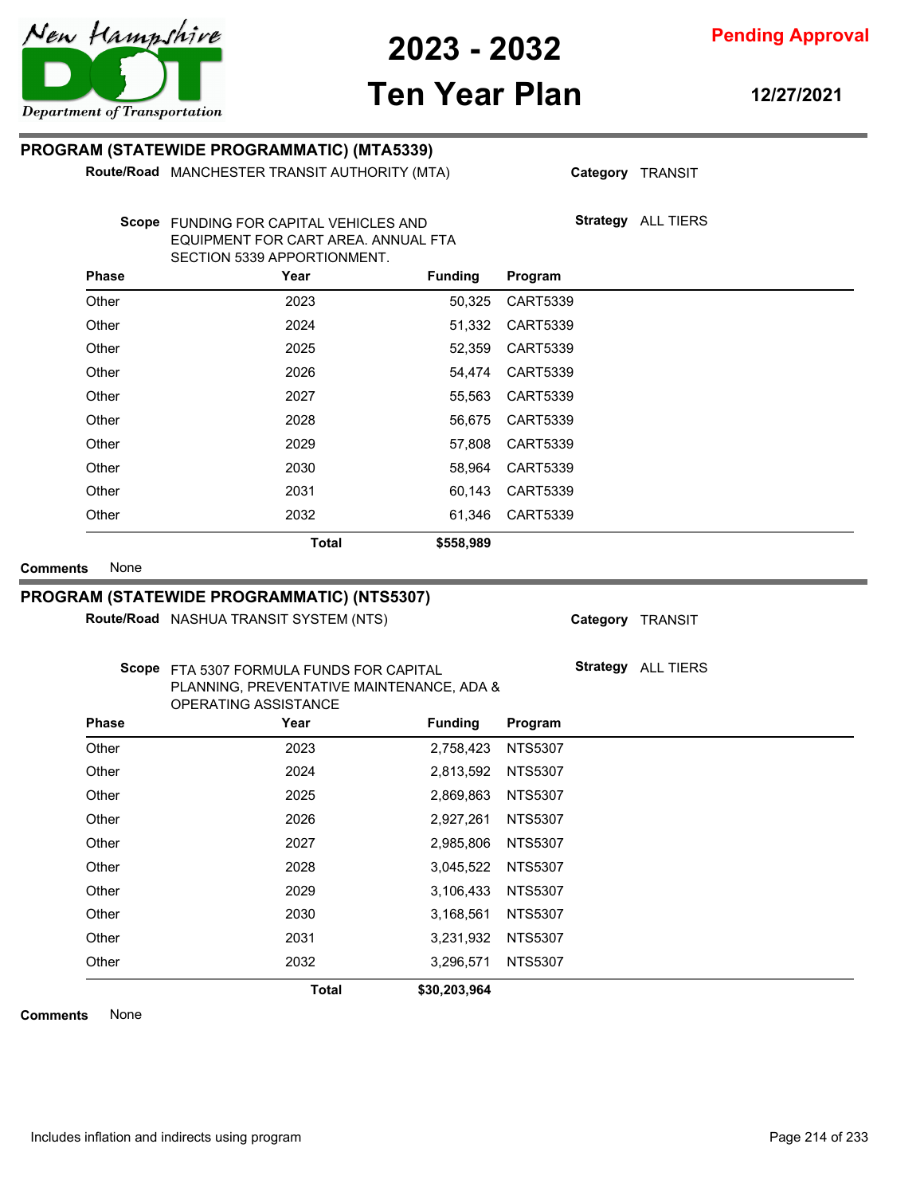## PROGRAM (STATEWIDE PROGRAMMATIC) (MTA5339)

**Route/Road** MANCHESTER TRANSIT AUTHORITY (MTA)

**Category** TRANSIT

**Scope** FUNDING FOR CAPITAL VEHICLES AND EQUIPMENT FOR CART AREA. ANNUAL FTA SECTION 5339 APPORTIONMENT.

**Strategy** ALL TIERS

| Phase | Year | Funding | Program |
|---|---|---|---|
| Other | 2023 | 50,325 | CART5339 |
| Other | 2024 | 51,332 | CART5339 |
| Other | 2025 | 52,359 | CART5339 |
| Other | 2026 | 54,474 | CART5339 |
| Other | 2027 | 55,563 | CART5339 |
| Other | 2028 | 56,675 | CART5339 |
| Other | 2029 | 57,808 | CART5339 |
| Other | 2030 | 58,964 | CART5339 |
| Other | 2031 | 60,143 | CART5339 |
| Other | 2032 | 61,346 | CART5339 |
| | **Total** | **$558,989** | |

**Comments** None

## PROGRAM (STATEWIDE PROGRAMMATIC) (NTS5307)

**Route/Road** NASHUA TRANSIT SYSTEM (NTS)

**Category** TRANSIT

**Scope** FTA 5307 FORMULA FUNDS FOR CAPITAL PLANNING, PREVENTATIVE MAINTENANCE, ADA & OPERATING ASSISTANCE

**Strategy** ALL TIERS

| Phase | Year | Funding | Program |
|---|---|---|---|
| Other | 2023 | 2,758,423 | NTS5307 |
| Other | 2024 | 2,813,592 | NTS5307 |
| Other | 2025 | 2,869,863 | NTS5307 |
| Other | 2026 | 2,927,261 | NTS5307 |
| Other | 2027 | 2,985,806 | NTS5307 |
| Other | 2028 | 3,045,522 | NTS5307 |
| Other | 2029 | 3,106,433 | NTS5307 |
| Other | 2030 | 3,168,561 | NTS5307 |
| Other | 2031 | 3,231,932 | NTS5307 |
| Other | 2032 | 3,296,571 | NTS5307 |
| | **Total** | **$30,203,964** | |

**Comments** None

Includes inflation and indirects using program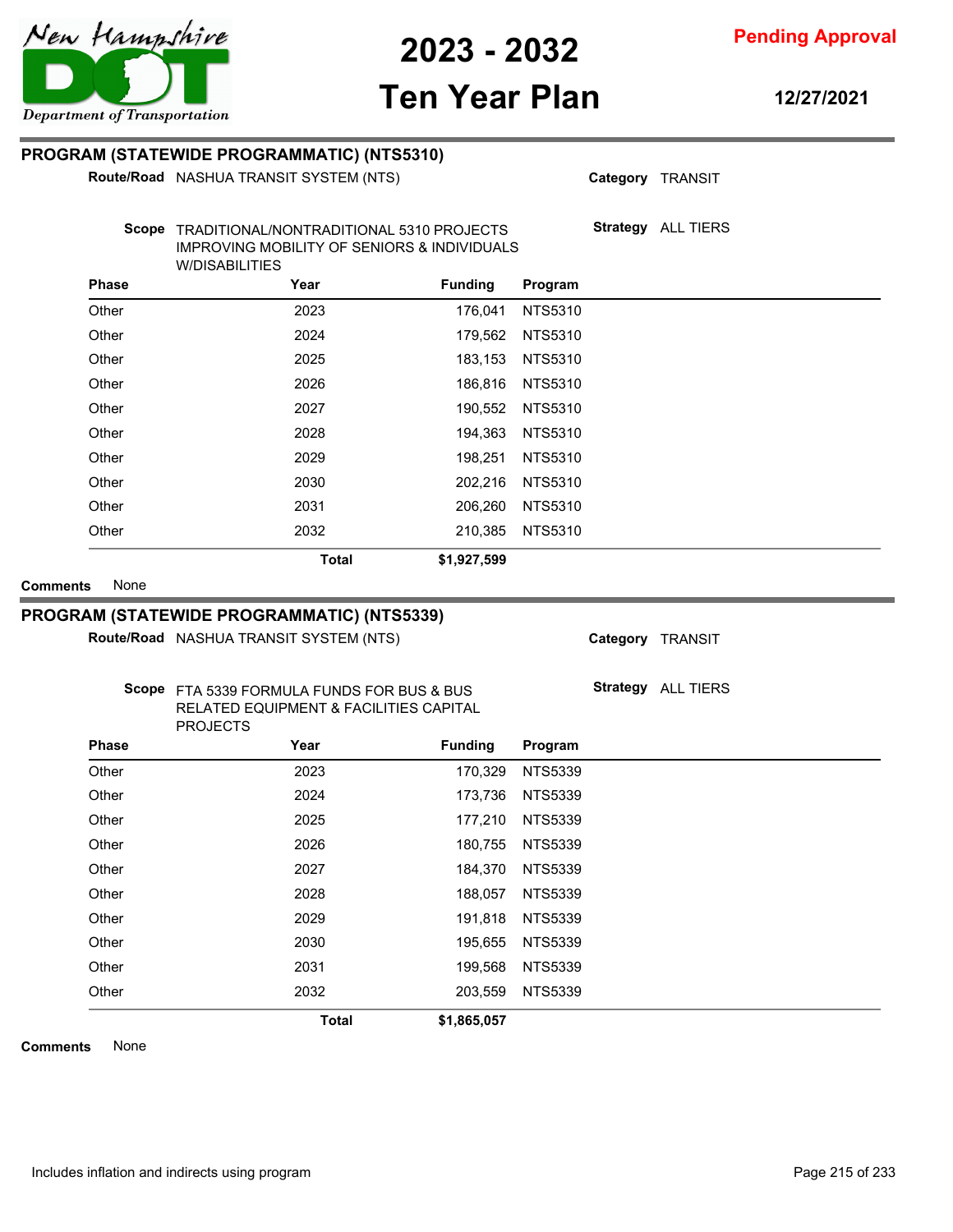## PROGRAM (STATEWIDE PROGRAMMATIC) (NTS5310)

**Route/Road** NASHUA TRANSIT SYSTEM (NTS)

**Category** TRANSIT

**Scope** TRADITIONAL/NONTRADITIONAL 5310 PROJECTS IMPROVING MOBILITY OF SENIORS & INDIVIDUALS W/DISABILITIES

**Strategy** ALL TIERS

| Phase | Year | Funding | Program |
|---|---|---|---|
| Other | 2023 | 176,041 | NTS5310 |
| Other | 2024 | 179,562 | NTS5310 |
| Other | 2025 | 183,153 | NTS5310 |
| Other | 2026 | 186,816 | NTS5310 |
| Other | 2027 | 190,552 | NTS5310 |
| Other | 2028 | 194,363 | NTS5310 |
| Other | 2029 | 198,251 | NTS5310 |
| Other | 2030 | 202,216 | NTS5310 |
| Other | 2031 | 206,260 | NTS5310 |
| Other | 2032 | 210,385 | NTS5310 |
| | **Total** | **$1,927,599** | |

**Comments** None

## PROGRAM (STATEWIDE PROGRAMMATIC) (NTS5339)

**Route/Road** NASHUA TRANSIT SYSTEM (NTS)

**Category** TRANSIT

**Scope** FTA 5339 FORMULA FUNDS FOR BUS & BUS RELATED EQUIPMENT & FACILITIES CAPITAL PROJECTS

**Strategy** ALL TIERS

| Phase | Year | Funding | Program |
|---|---|---|---|
| Other | 2023 | 170,329 | NTS5339 |
| Other | 2024 | 173,736 | NTS5339 |
| Other | 2025 | 177,210 | NTS5339 |
| Other | 2026 | 180,755 | NTS5339 |
| Other | 2027 | 184,370 | NTS5339 |
| Other | 2028 | 188,057 | NTS5339 |
| Other | 2029 | 191,818 | NTS5339 |
| Other | 2030 | 195,655 | NTS5339 |
| Other | 2031 | 199,568 | NTS5339 |
| Other | 2032 | 203,559 | NTS5339 |
| | **Total** | **$1,865,057** | |

**Comments** None

Includes inflation and indirects using program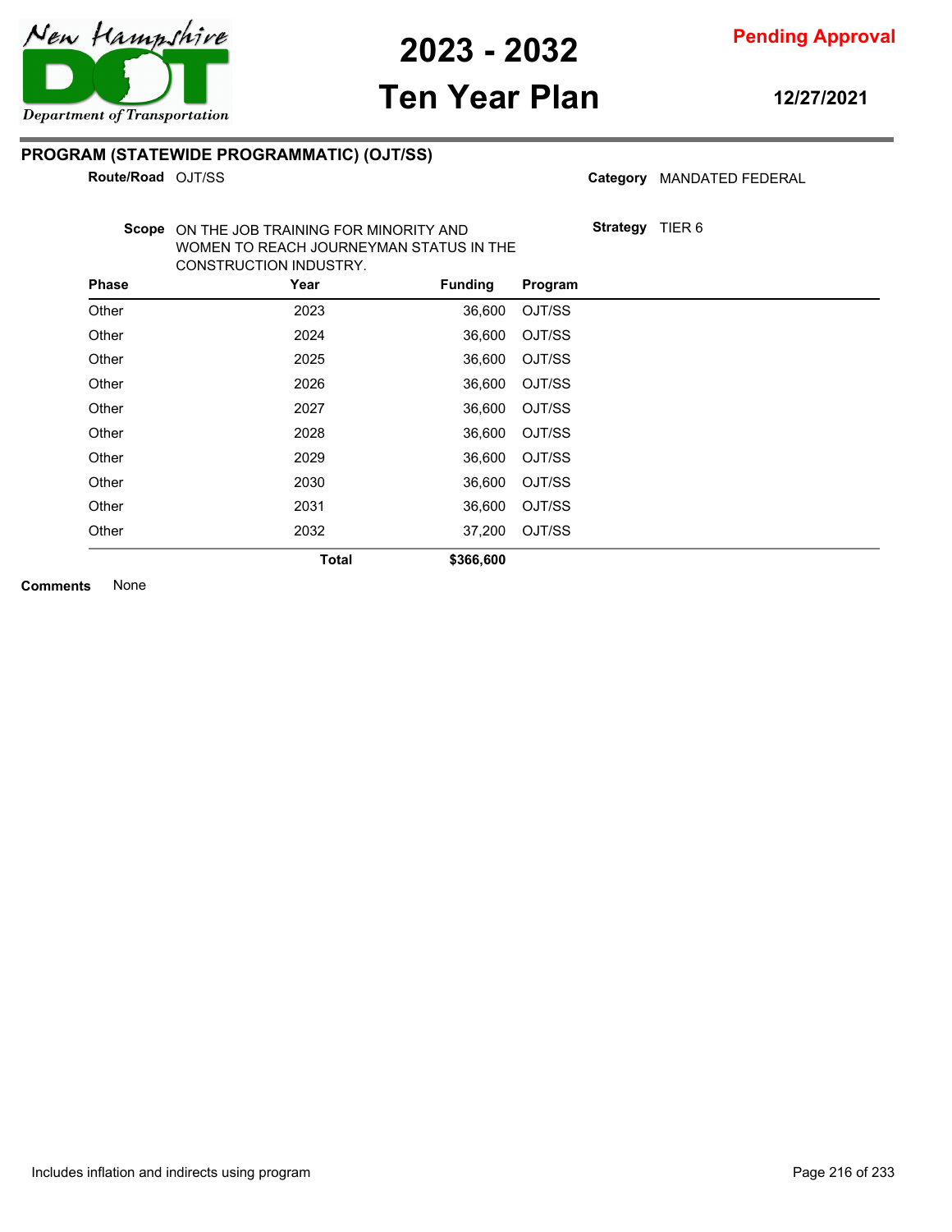**2023 - 2032**

**Ten Year Plan**

**Pending Approval**

**12/27/2021**

## PROGRAM (STATEWIDE PROGRAMMATIC) (OJT/SS)

**Route/Road** OJT/SS

**Category** MANDATED FEDERAL

**Scope** ON THE JOB TRAINING FOR MINORITY AND WOMEN TO REACH JOURNEYMAN STATUS IN THE CONSTRUCTION INDUSTRY.

**Strategy** TIER 6

| Phase | Year | Funding | Program |
|---|---|---|---|
| Other | 2023 | 36,600 | OJT/SS |
| Other | 2024 | 36,600 | OJT/SS |
| Other | 2025 | 36,600 | OJT/SS |
| Other | 2026 | 36,600 | OJT/SS |
| Other | 2027 | 36,600 | OJT/SS |
| Other | 2028 | 36,600 | OJT/SS |
| Other | 2029 | 36,600 | OJT/SS |
| Other | 2030 | 36,600 | OJT/SS |
| Other | 2031 | 36,600 | OJT/SS |
| Other | 2032 | 37,200 | OJT/SS |
| | **Total** | **$366,600** | |

**Comments** None

Includes inflation and indirects using program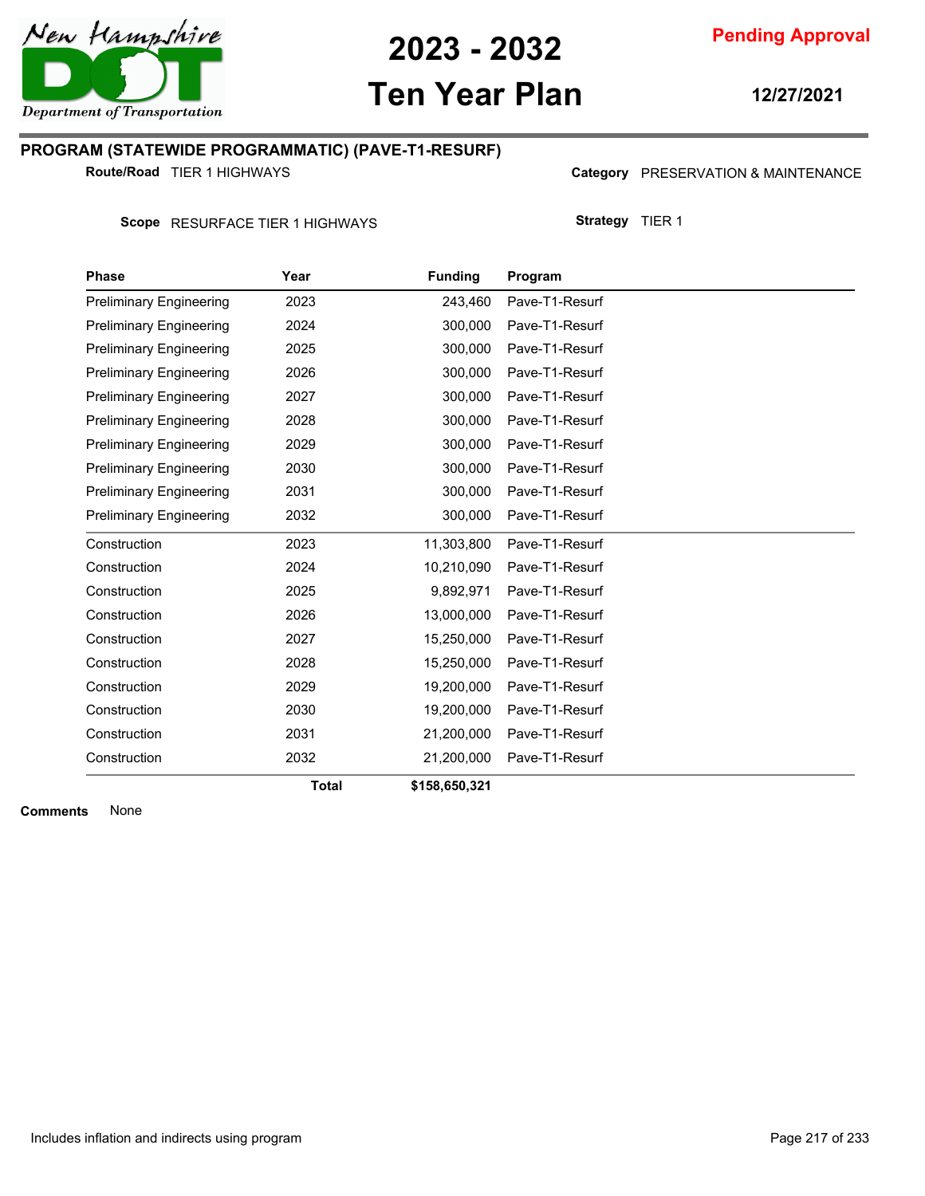New Hampshire Department of Transportation

# 2023 - 2032 Ten Year Plan

**Pending Approval**

**12/27/2021**

## PROGRAM (STATEWIDE PROGRAMMATIC) (PAVE-T1-RESURF)

**Route/Road** TIER 1 HIGHWAYS

**Category** PRESERVATION & MAINTENANCE

**Scope** RESURFACE TIER 1 HIGHWAYS

**Strategy** TIER 1

| Phase | Year | Funding | Program |
|---|---|---|---|
| Preliminary Engineering | 2023 | 243,460 | Pave-T1-Resurf |
| Preliminary Engineering | 2024 | 300,000 | Pave-T1-Resurf |
| Preliminary Engineering | 2025 | 300,000 | Pave-T1-Resurf |
| Preliminary Engineering | 2026 | 300,000 | Pave-T1-Resurf |
| Preliminary Engineering | 2027 | 300,000 | Pave-T1-Resurf |
| Preliminary Engineering | 2028 | 300,000 | Pave-T1-Resurf |
| Preliminary Engineering | 2029 | 300,000 | Pave-T1-Resurf |
| Preliminary Engineering | 2030 | 300,000 | Pave-T1-Resurf |
| Preliminary Engineering | 2031 | 300,000 | Pave-T1-Resurf |
| Preliminary Engineering | 2032 | 300,000 | Pave-T1-Resurf |
| Construction | 2023 | 11,303,800 | Pave-T1-Resurf |
| Construction | 2024 | 10,210,090 | Pave-T1-Resurf |
| Construction | 2025 | 9,892,971 | Pave-T1-Resurf |
| Construction | 2026 | 13,000,000 | Pave-T1-Resurf |
| Construction | 2027 | 15,250,000 | Pave-T1-Resurf |
| Construction | 2028 | 15,250,000 | Pave-T1-Resurf |
| Construction | 2029 | 19,200,000 | Pave-T1-Resurf |
| Construction | 2030 | 19,200,000 | Pave-T1-Resurf |
| Construction | 2031 | 21,200,000 | Pave-T1-Resurf |
| Construction | 2032 | 21,200,000 | Pave-T1-Resurf |
| | **Total** | **$158,650,321** | |

**Comments** None

Includes inflation and indirects using program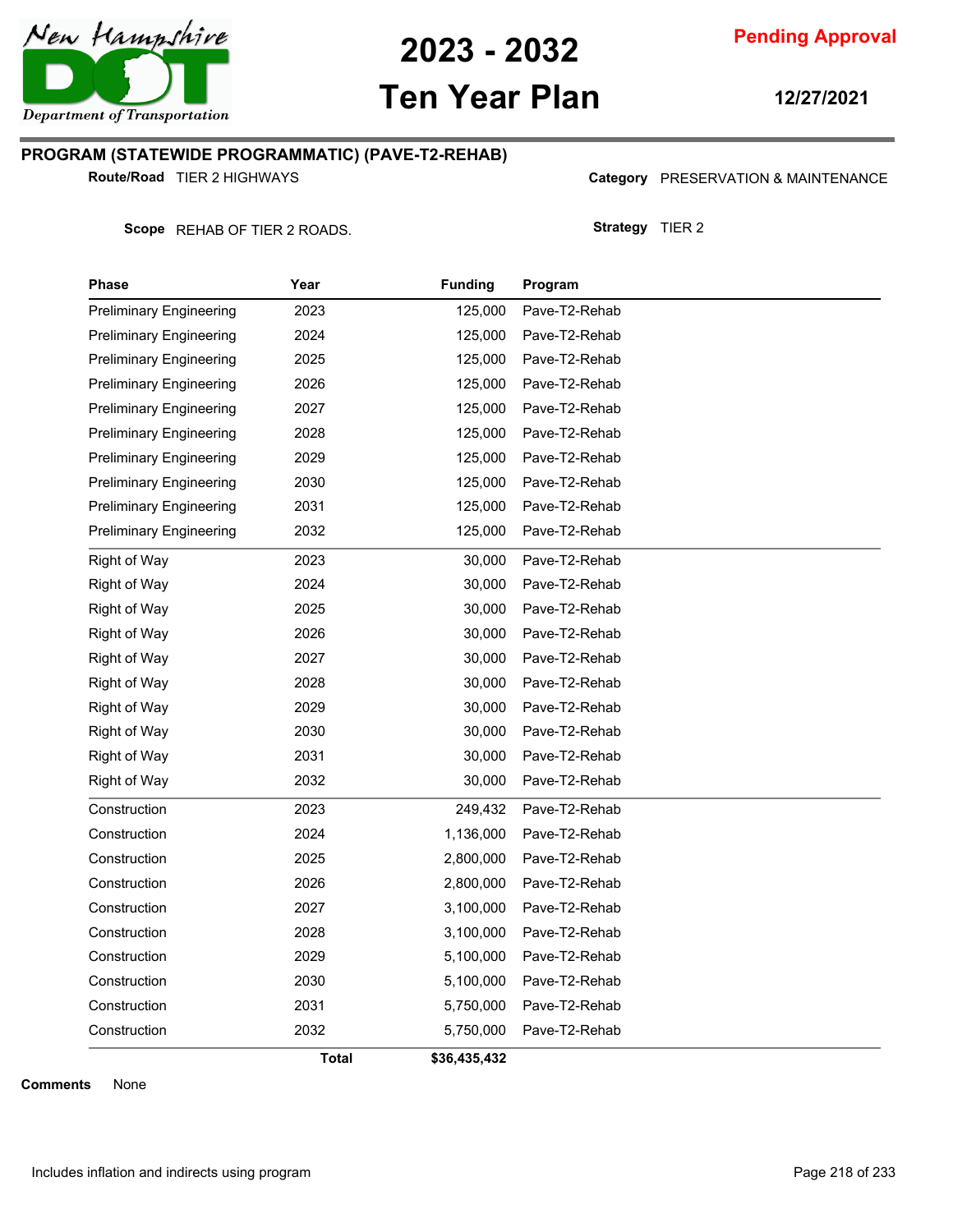# 2023 - 2032 Ten Year Plan

**Pending Approval**

**12/27/2021**

## PROGRAM (STATEWIDE PROGRAMMATIC) (PAVE-T2-REHAB)

**Route/Road** TIER 2 HIGHWAYS

**Category** PRESERVATION & MAINTENANCE

**Scope** REHAB OF TIER 2 ROADS.

**Strategy** TIER 2

| Phase | Year | Funding | Program |
|---|---|---|---|
| Preliminary Engineering | 2023 | 125,000 | Pave-T2-Rehab |
| Preliminary Engineering | 2024 | 125,000 | Pave-T2-Rehab |
| Preliminary Engineering | 2025 | 125,000 | Pave-T2-Rehab |
| Preliminary Engineering | 2026 | 125,000 | Pave-T2-Rehab |
| Preliminary Engineering | 2027 | 125,000 | Pave-T2-Rehab |
| Preliminary Engineering | 2028 | 125,000 | Pave-T2-Rehab |
| Preliminary Engineering | 2029 | 125,000 | Pave-T2-Rehab |
| Preliminary Engineering | 2030 | 125,000 | Pave-T2-Rehab |
| Preliminary Engineering | 2031 | 125,000 | Pave-T2-Rehab |
| Preliminary Engineering | 2032 | 125,000 | Pave-T2-Rehab |
| Right of Way | 2023 | 30,000 | Pave-T2-Rehab |
| Right of Way | 2024 | 30,000 | Pave-T2-Rehab |
| Right of Way | 2025 | 30,000 | Pave-T2-Rehab |
| Right of Way | 2026 | 30,000 | Pave-T2-Rehab |
| Right of Way | 2027 | 30,000 | Pave-T2-Rehab |
| Right of Way | 2028 | 30,000 | Pave-T2-Rehab |
| Right of Way | 2029 | 30,000 | Pave-T2-Rehab |
| Right of Way | 2030 | 30,000 | Pave-T2-Rehab |
| Right of Way | 2031 | 30,000 | Pave-T2-Rehab |
| Right of Way | 2032 | 30,000 | Pave-T2-Rehab |
| Construction | 2023 | 249,432 | Pave-T2-Rehab |
| Construction | 2024 | 1,136,000 | Pave-T2-Rehab |
| Construction | 2025 | 2,800,000 | Pave-T2-Rehab |
| Construction | 2026 | 2,800,000 | Pave-T2-Rehab |
| Construction | 2027 | 3,100,000 | Pave-T2-Rehab |
| Construction | 2028 | 3,100,000 | Pave-T2-Rehab |
| Construction | 2029 | 5,100,000 | Pave-T2-Rehab |
| Construction | 2030 | 5,100,000 | Pave-T2-Rehab |
| Construction | 2031 | 5,750,000 | Pave-T2-Rehab |
| Construction | 2032 | 5,750,000 | Pave-T2-Rehab |
| | **Total** | **$36,435,432** | |

**Comments** None

Includes inflation and indirects using program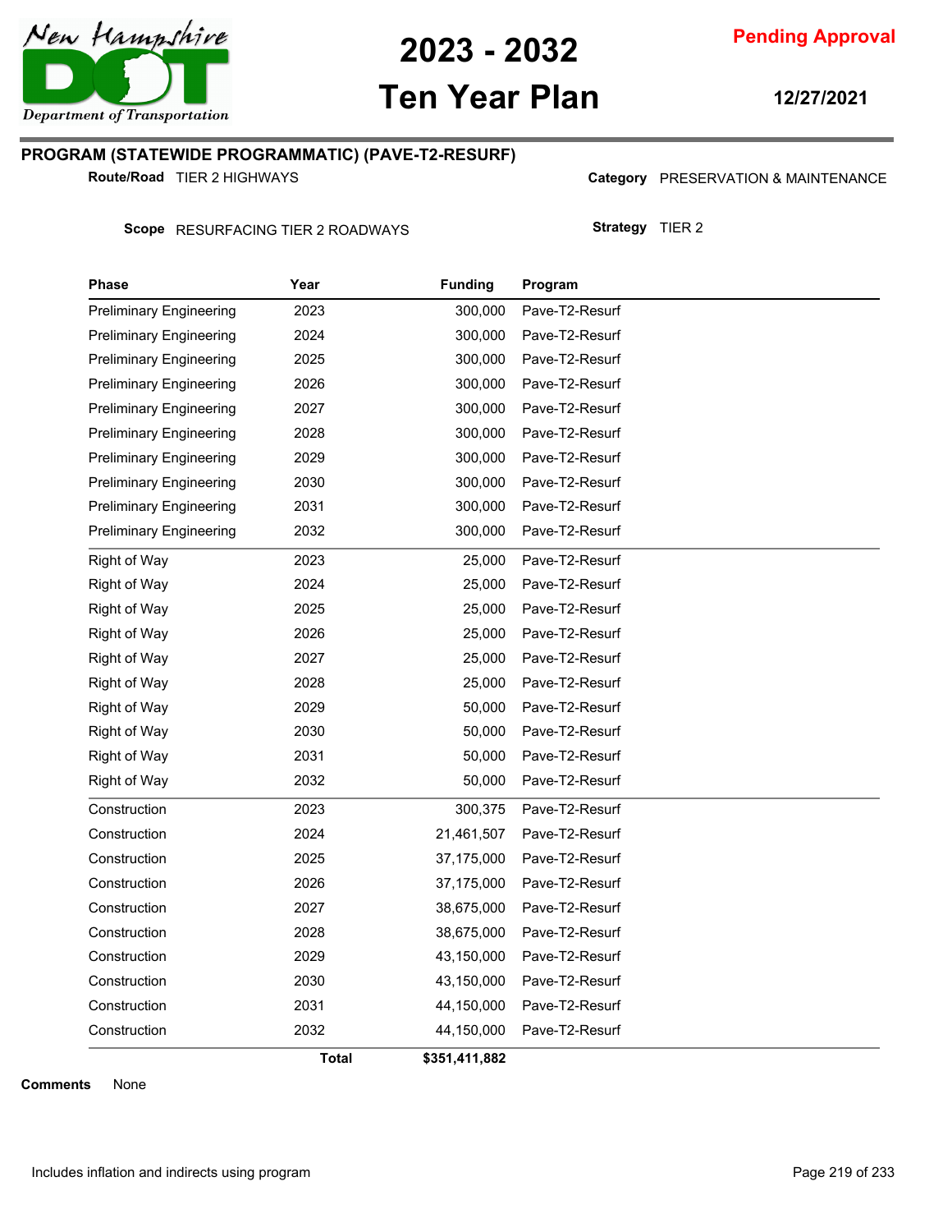# 2023 - 2032 Ten Year Plan

**Pending Approval**

**12/27/2021**

## PROGRAM (STATEWIDE PROGRAMMATIC) (PAVE-T2-RESURF)

**Route/Road** TIER 2 HIGHWAYS

**Category** PRESERVATION & MAINTENANCE

**Scope** RESURFACING TIER 2 ROADWAYS

**Strategy** TIER 2

| Phase | Year | Funding | Program |
|---|---|---|---|
| Preliminary Engineering | 2023 | 300,000 | Pave-T2-Resurf |
| Preliminary Engineering | 2024 | 300,000 | Pave-T2-Resurf |
| Preliminary Engineering | 2025 | 300,000 | Pave-T2-Resurf |
| Preliminary Engineering | 2026 | 300,000 | Pave-T2-Resurf |
| Preliminary Engineering | 2027 | 300,000 | Pave-T2-Resurf |
| Preliminary Engineering | 2028 | 300,000 | Pave-T2-Resurf |
| Preliminary Engineering | 2029 | 300,000 | Pave-T2-Resurf |
| Preliminary Engineering | 2030 | 300,000 | Pave-T2-Resurf |
| Preliminary Engineering | 2031 | 300,000 | Pave-T2-Resurf |
| Preliminary Engineering | 2032 | 300,000 | Pave-T2-Resurf |
| Right of Way | 2023 | 25,000 | Pave-T2-Resurf |
| Right of Way | 2024 | 25,000 | Pave-T2-Resurf |
| Right of Way | 2025 | 25,000 | Pave-T2-Resurf |
| Right of Way | 2026 | 25,000 | Pave-T2-Resurf |
| Right of Way | 2027 | 25,000 | Pave-T2-Resurf |
| Right of Way | 2028 | 25,000 | Pave-T2-Resurf |
| Right of Way | 2029 | 50,000 | Pave-T2-Resurf |
| Right of Way | 2030 | 50,000 | Pave-T2-Resurf |
| Right of Way | 2031 | 50,000 | Pave-T2-Resurf |
| Right of Way | 2032 | 50,000 | Pave-T2-Resurf |
| Construction | 2023 | 300,375 | Pave-T2-Resurf |
| Construction | 2024 | 21,461,507 | Pave-T2-Resurf |
| Construction | 2025 | 37,175,000 | Pave-T2-Resurf |
| Construction | 2026 | 37,175,000 | Pave-T2-Resurf |
| Construction | 2027 | 38,675,000 | Pave-T2-Resurf |
| Construction | 2028 | 38,675,000 | Pave-T2-Resurf |
| Construction | 2029 | 43,150,000 | Pave-T2-Resurf |
| Construction | 2030 | 43,150,000 | Pave-T2-Resurf |
| Construction | 2031 | 44,150,000 | Pave-T2-Resurf |
| Construction | 2032 | 44,150,000 | Pave-T2-Resurf |
| | **Total** | **$351,411,882** | |

**Comments** None

Includes inflation and indirects using program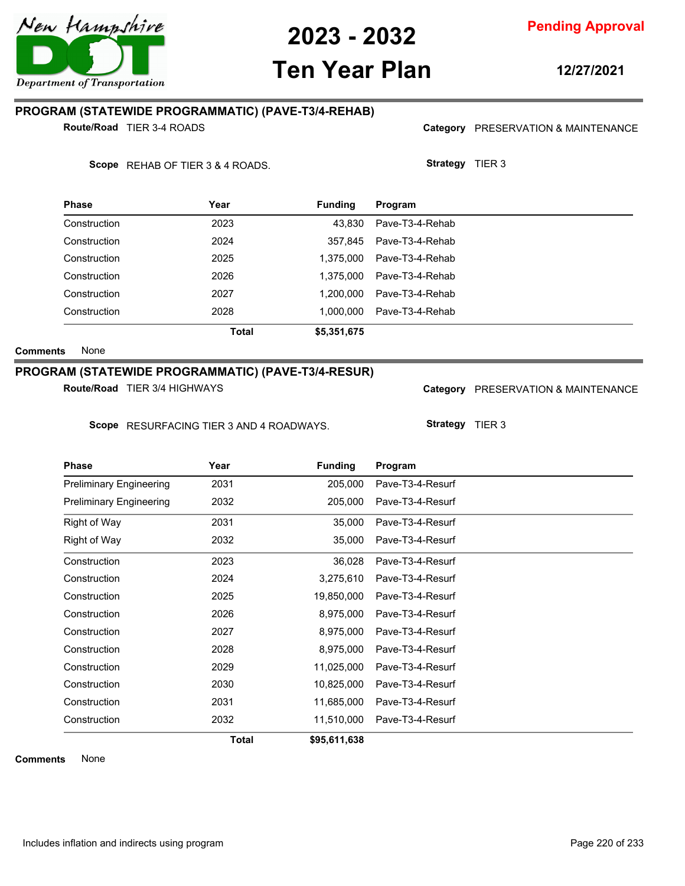# 2023 - 2032 Ten Year Plan

**Pending Approval**

**12/27/2021**

## PROGRAM (STATEWIDE PROGRAMMATIC) (PAVE-T3/4-REHAB)

**Route/Road** TIER 3-4 ROADS

**Category** PRESERVATION & MAINTENANCE

**Scope** REHAB OF TIER 3 & 4 ROADS.

**Strategy** TIER 3

| Phase | Year | Funding | Program |
|---|---|---|---|
| Construction | 2023 | 43,830 | Pave-T3-4-Rehab |
| Construction | 2024 | 357,845 | Pave-T3-4-Rehab |
| Construction | 2025 | 1,375,000 | Pave-T3-4-Rehab |
| Construction | 2026 | 1,375,000 | Pave-T3-4-Rehab |
| Construction | 2027 | 1,200,000 | Pave-T3-4-Rehab |
| Construction | 2028 | 1,000,000 | Pave-T3-4-Rehab |
| | **Total** | **$5,351,675** | |

**Comments** None

## PROGRAM (STATEWIDE PROGRAMMATIC) (PAVE-T3/4-RESUR)

**Route/Road** TIER 3/4 HIGHWAYS

**Category** PRESERVATION & MAINTENANCE

**Scope** RESURFACING TIER 3 AND 4 ROADWAYS.

**Strategy** TIER 3

| Phase | Year | Funding | Program |
|---|---|---|---|
| Preliminary Engineering | 2031 | 205,000 | Pave-T3-4-Resurf |
| Preliminary Engineering | 2032 | 205,000 | Pave-T3-4-Resurf |
| Right of Way | 2031 | 35,000 | Pave-T3-4-Resurf |
| Right of Way | 2032 | 35,000 | Pave-T3-4-Resurf |
| Construction | 2023 | 36,028 | Pave-T3-4-Resurf |
| Construction | 2024 | 3,275,610 | Pave-T3-4-Resurf |
| Construction | 2025 | 19,850,000 | Pave-T3-4-Resurf |
| Construction | 2026 | 8,975,000 | Pave-T3-4-Resurf |
| Construction | 2027 | 8,975,000 | Pave-T3-4-Resurf |
| Construction | 2028 | 8,975,000 | Pave-T3-4-Resurf |
| Construction | 2029 | 11,025,000 | Pave-T3-4-Resurf |
| Construction | 2030 | 10,825,000 | Pave-T3-4-Resurf |
| Construction | 2031 | 11,685,000 | Pave-T3-4-Resurf |
| Construction | 2032 | 11,510,000 | Pave-T3-4-Resurf |
| | **Total** | **$95,611,638** | |

**Comments** None

Includes inflation and indirects using program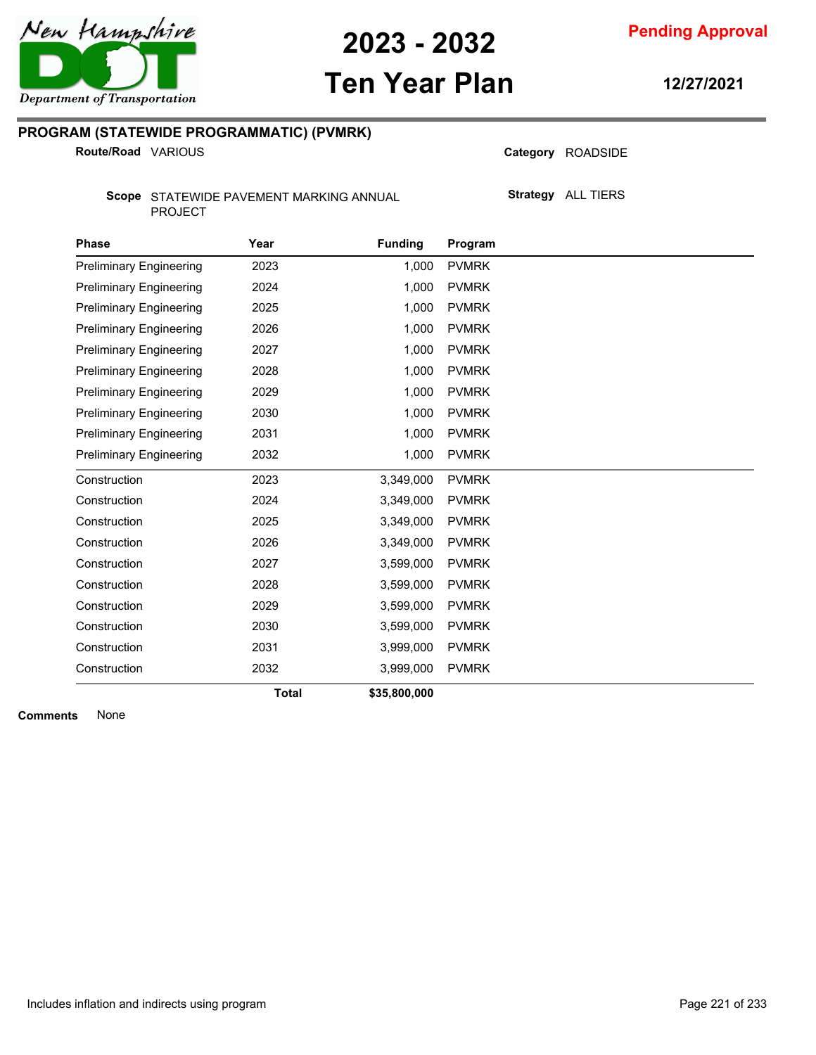# 2023 - 2032 Ten Year Plan

**Pending Approval**

**12/27/2021**

## PROGRAM (STATEWIDE PROGRAMMATIC) (PVMRK)

**Route/Road** VARIOUS

**Category** ROADSIDE

**Scope** STATEWIDE PAVEMENT MARKING ANNUAL PROJECT

**Strategy** ALL TIERS

| Phase | Year | Funding | Program |
|---|---|---|---|
| Preliminary Engineering | 2023 | 1,000 | PVMRK |
| Preliminary Engineering | 2024 | 1,000 | PVMRK |
| Preliminary Engineering | 2025 | 1,000 | PVMRK |
| Preliminary Engineering | 2026 | 1,000 | PVMRK |
| Preliminary Engineering | 2027 | 1,000 | PVMRK |
| Preliminary Engineering | 2028 | 1,000 | PVMRK |
| Preliminary Engineering | 2029 | 1,000 | PVMRK |
| Preliminary Engineering | 2030 | 1,000 | PVMRK |
| Preliminary Engineering | 2031 | 1,000 | PVMRK |
| Preliminary Engineering | 2032 | 1,000 | PVMRK |
| Construction | 2023 | 3,349,000 | PVMRK |
| Construction | 2024 | 3,349,000 | PVMRK |
| Construction | 2025 | 3,349,000 | PVMRK |
| Construction | 2026 | 3,349,000 | PVMRK |
| Construction | 2027 | 3,599,000 | PVMRK |
| Construction | 2028 | 3,599,000 | PVMRK |
| Construction | 2029 | 3,599,000 | PVMRK |
| Construction | 2030 | 3,599,000 | PVMRK |
| Construction | 2031 | 3,999,000 | PVMRK |
| Construction | 2032 | 3,999,000 | PVMRK |
| | **Total** | **$35,800,000** | |

**Comments** None

Includes inflation and indirects using program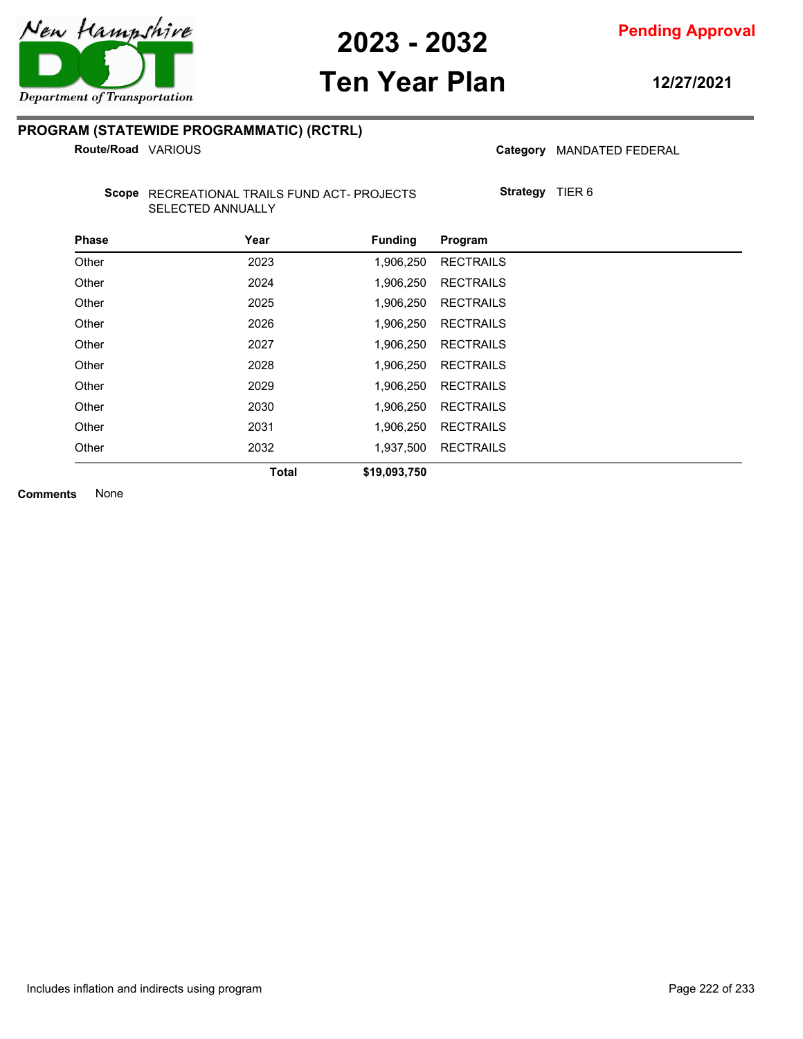## PROGRAM (STATEWIDE PROGRAMMATIC) (RCTRL)

**Route/Road** VARIOUS

**Category** MANDATED FEDERAL

**Scope** RECREATIONAL TRAILS FUND ACT- PROJECTS SELECTED ANNUALLY

**Strategy** TIER 6

| Phase | Year | Funding | Program |
|---|---|---|---|
| Other | 2023 | 1,906,250 | RECTRAILS |
| Other | 2024 | 1,906,250 | RECTRAILS |
| Other | 2025 | 1,906,250 | RECTRAILS |
| Other | 2026 | 1,906,250 | RECTRAILS |
| Other | 2027 | 1,906,250 | RECTRAILS |
| Other | 2028 | 1,906,250 | RECTRAILS |
| Other | 2029 | 1,906,250 | RECTRAILS |
| Other | 2030 | 1,906,250 | RECTRAILS |
| Other | 2031 | 1,906,250 | RECTRAILS |
| Other | 2032 | 1,937,500 | RECTRAILS |
| | **Total** | **$19,093,750** | |

**Comments** None

Includes inflation and indirects using program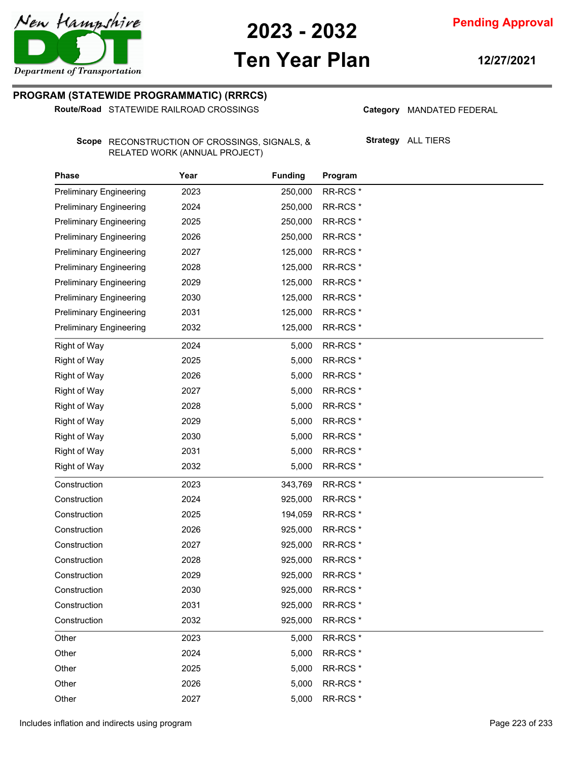**2023 - 2032**

**Ten Year Plan**

**Pending Approval**

**12/27/2021**

## PROGRAM (STATEWIDE PROGRAMMATIC) (RRRCS)

**Route/Road** STATEWIDE RAILROAD CROSSINGS

**Category** MANDATED FEDERAL

**Scope** RECONSTRUCTION OF CROSSINGS, SIGNALS, & RELATED WORK (ANNUAL PROJECT)

**Strategy** ALL TIERS

| Phase | Year | Funding | Program |
|---|---|---|---|
| Preliminary Engineering | 2023 | 250,000 | RR-RCS * |
| Preliminary Engineering | 2024 | 250,000 | RR-RCS * |
| Preliminary Engineering | 2025 | 250,000 | RR-RCS * |
| Preliminary Engineering | 2026 | 250,000 | RR-RCS * |
| Preliminary Engineering | 2027 | 125,000 | RR-RCS * |
| Preliminary Engineering | 2028 | 125,000 | RR-RCS * |
| Preliminary Engineering | 2029 | 125,000 | RR-RCS * |
| Preliminary Engineering | 2030 | 125,000 | RR-RCS * |
| Preliminary Engineering | 2031 | 125,000 | RR-RCS * |
| Preliminary Engineering | 2032 | 125,000 | RR-RCS * |
| Right of Way | 2024 | 5,000 | RR-RCS * |
| Right of Way | 2025 | 5,000 | RR-RCS * |
| Right of Way | 2026 | 5,000 | RR-RCS * |
| Right of Way | 2027 | 5,000 | RR-RCS * |
| Right of Way | 2028 | 5,000 | RR-RCS * |
| Right of Way | 2029 | 5,000 | RR-RCS * |
| Right of Way | 2030 | 5,000 | RR-RCS * |
| Right of Way | 2031 | 5,000 | RR-RCS * |
| Right of Way | 2032 | 5,000 | RR-RCS * |
| Construction | 2023 | 343,769 | RR-RCS * |
| Construction | 2024 | 925,000 | RR-RCS * |
| Construction | 2025 | 194,059 | RR-RCS * |
| Construction | 2026 | 925,000 | RR-RCS * |
| Construction | 2027 | 925,000 | RR-RCS * |
| Construction | 2028 | 925,000 | RR-RCS * |
| Construction | 2029 | 925,000 | RR-RCS * |
| Construction | 2030 | 925,000 | RR-RCS * |
| Construction | 2031 | 925,000 | RR-RCS * |
| Construction | 2032 | 925,000 | RR-RCS * |
| Other | 2023 | 5,000 | RR-RCS * |
| Other | 2024 | 5,000 | RR-RCS * |
| Other | 2025 | 5,000 | RR-RCS * |
| Other | 2026 | 5,000 | RR-RCS * |
| Other | 2027 | 5,000 | RR-RCS * |

Includes inflation and indirects using program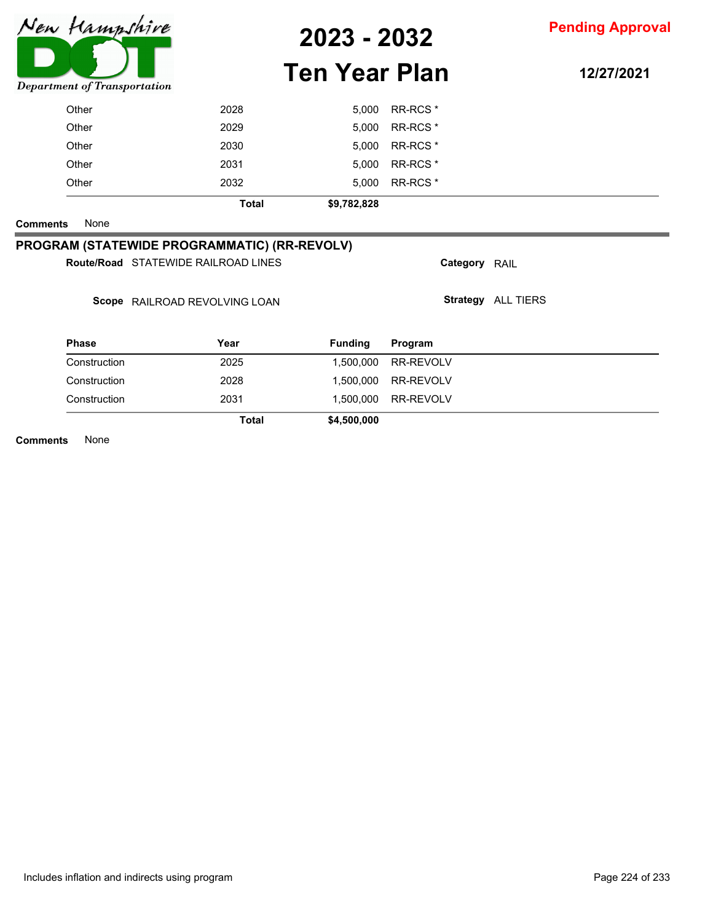| | | | |
|---|---|---|---|
| Other | 2028 | 5,000 | RR-RCS * |
| Other | 2029 | 5,000 | RR-RCS * |
| Other | 2030 | 5,000 | RR-RCS * |
| Other | 2031 | 5,000 | RR-RCS * |
| Other | 2032 | 5,000 | RR-RCS * |
| | **Total** | **$9,782,828** | |

**Comments** None

## PROGRAM (STATEWIDE PROGRAMMATIC) (RR-REVOLV)

**Route/Road** STATEWIDE RAILROAD LINES

**Category** RAIL

**Scope** RAILROAD REVOLVING LOAN

**Strategy** ALL TIERS

| Phase | Year | Funding | Program |
|---|---|---|---|
| Construction | 2025 | 1,500,000 | RR-REVOLV |
| Construction | 2028 | 1,500,000 | RR-REVOLV |
| Construction | 2031 | 1,500,000 | RR-REVOLV |
| | **Total** | **$4,500,000** | |

**Comments** None

Includes inflation and indirects using program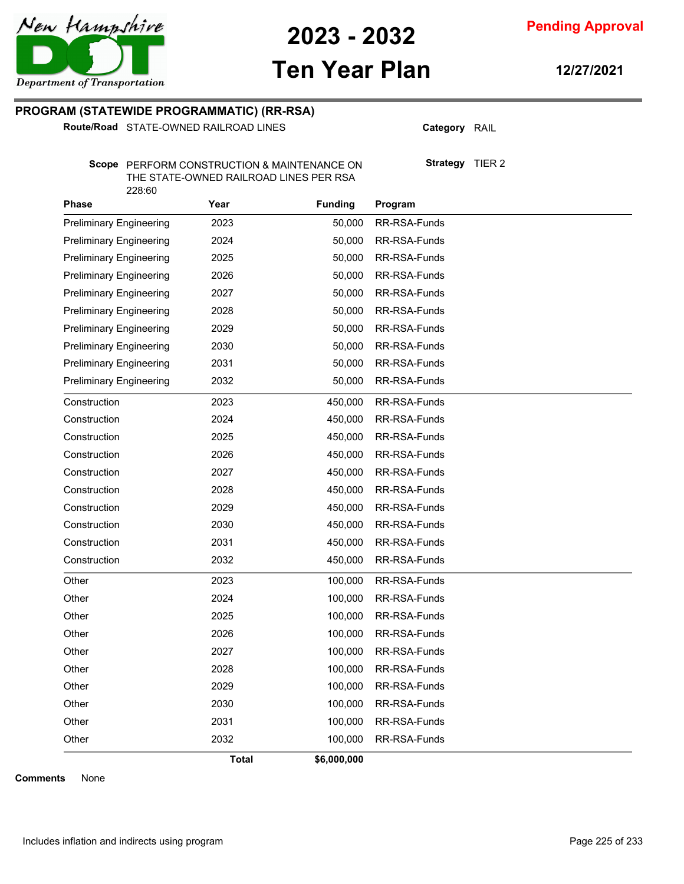# 2023 - 2032 Ten Year Plan

**Pending Approval**

12/27/2021

## PROGRAM (STATEWIDE PROGRAMMATIC) (RR-RSA)

**Route/Road** STATE-OWNED RAILROAD LINES

**Category** RAIL

**Scope** PERFORM CONSTRUCTION & MAINTENANCE ON THE STATE-OWNED RAILROAD LINES PER RSA 228:60

**Strategy** TIER 2

| Phase | Year | Funding | Program |
|---|---|---|---|
| Preliminary Engineering | 2023 | 50,000 | RR-RSA-Funds |
| Preliminary Engineering | 2024 | 50,000 | RR-RSA-Funds |
| Preliminary Engineering | 2025 | 50,000 | RR-RSA-Funds |
| Preliminary Engineering | 2026 | 50,000 | RR-RSA-Funds |
| Preliminary Engineering | 2027 | 50,000 | RR-RSA-Funds |
| Preliminary Engineering | 2028 | 50,000 | RR-RSA-Funds |
| Preliminary Engineering | 2029 | 50,000 | RR-RSA-Funds |
| Preliminary Engineering | 2030 | 50,000 | RR-RSA-Funds |
| Preliminary Engineering | 2031 | 50,000 | RR-RSA-Funds |
| Preliminary Engineering | 2032 | 50,000 | RR-RSA-Funds |
| Construction | 2023 | 450,000 | RR-RSA-Funds |
| Construction | 2024 | 450,000 | RR-RSA-Funds |
| Construction | 2025 | 450,000 | RR-RSA-Funds |
| Construction | 2026 | 450,000 | RR-RSA-Funds |
| Construction | 2027 | 450,000 | RR-RSA-Funds |
| Construction | 2028 | 450,000 | RR-RSA-Funds |
| Construction | 2029 | 450,000 | RR-RSA-Funds |
| Construction | 2030 | 450,000 | RR-RSA-Funds |
| Construction | 2031 | 450,000 | RR-RSA-Funds |
| Construction | 2032 | 450,000 | RR-RSA-Funds |
| Other | 2023 | 100,000 | RR-RSA-Funds |
| Other | 2024 | 100,000 | RR-RSA-Funds |
| Other | 2025 | 100,000 | RR-RSA-Funds |
| Other | 2026 | 100,000 | RR-RSA-Funds |
| Other | 2027 | 100,000 | RR-RSA-Funds |
| Other | 2028 | 100,000 | RR-RSA-Funds |
| Other | 2029 | 100,000 | RR-RSA-Funds |
| Other | 2030 | 100,000 | RR-RSA-Funds |
| Other | 2031 | 100,000 | RR-RSA-Funds |
| Other | 2032 | 100,000 | RR-RSA-Funds |
| | **Total** | **$6,000,000** | |

**Comments** None

Includes inflation and indirects using program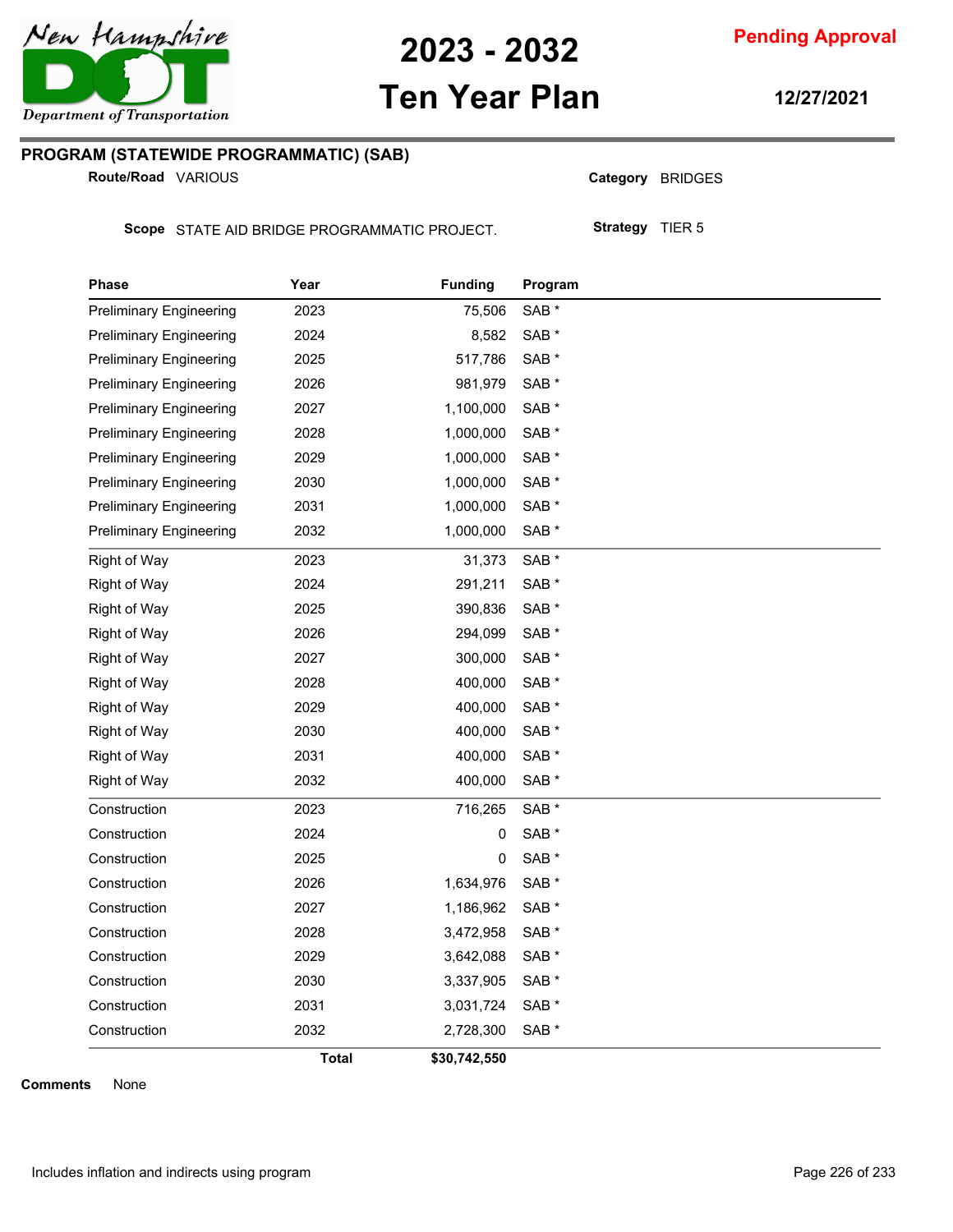## PROGRAM (STATEWIDE PROGRAMMATIC) (SAB)

**Route/Road** VARIOUS

**Category** BRIDGES

**Scope** STATE AID BRIDGE PROGRAMMATIC PROJECT.

**Strategy** TIER 5

| Phase | Year | Funding | Program |
|---|---|---|---|
| Preliminary Engineering | 2023 | 75,506 | SAB * |
| Preliminary Engineering | 2024 | 8,582 | SAB * |
| Preliminary Engineering | 2025 | 517,786 | SAB * |
| Preliminary Engineering | 2026 | 981,979 | SAB * |
| Preliminary Engineering | 2027 | 1,100,000 | SAB * |
| Preliminary Engineering | 2028 | 1,000,000 | SAB * |
| Preliminary Engineering | 2029 | 1,000,000 | SAB * |
| Preliminary Engineering | 2030 | 1,000,000 | SAB * |
| Preliminary Engineering | 2031 | 1,000,000 | SAB * |
| Preliminary Engineering | 2032 | 1,000,000 | SAB * |
| Right of Way | 2023 | 31,373 | SAB * |
| Right of Way | 2024 | 291,211 | SAB * |
| Right of Way | 2025 | 390,836 | SAB * |
| Right of Way | 2026 | 294,099 | SAB * |
| Right of Way | 2027 | 300,000 | SAB * |
| Right of Way | 2028 | 400,000 | SAB * |
| Right of Way | 2029 | 400,000 | SAB * |
| Right of Way | 2030 | 400,000 | SAB * |
| Right of Way | 2031 | 400,000 | SAB * |
| Right of Way | 2032 | 400,000 | SAB * |
| Construction | 2023 | 716,265 | SAB * |
| Construction | 2024 | 0 | SAB * |
| Construction | 2025 | 0 | SAB * |
| Construction | 2026 | 1,634,976 | SAB * |
| Construction | 2027 | 1,186,962 | SAB * |
| Construction | 2028 | 3,472,958 | SAB * |
| Construction | 2029 | 3,642,088 | SAB * |
| Construction | 2030 | 3,337,905 | SAB * |
| Construction | 2031 | 3,031,724 | SAB * |
| Construction | 2032 | 2,728,300 | SAB * |
| | **Total** | **$30,742,550** | |

**Comments** None

Includes inflation and indirects using program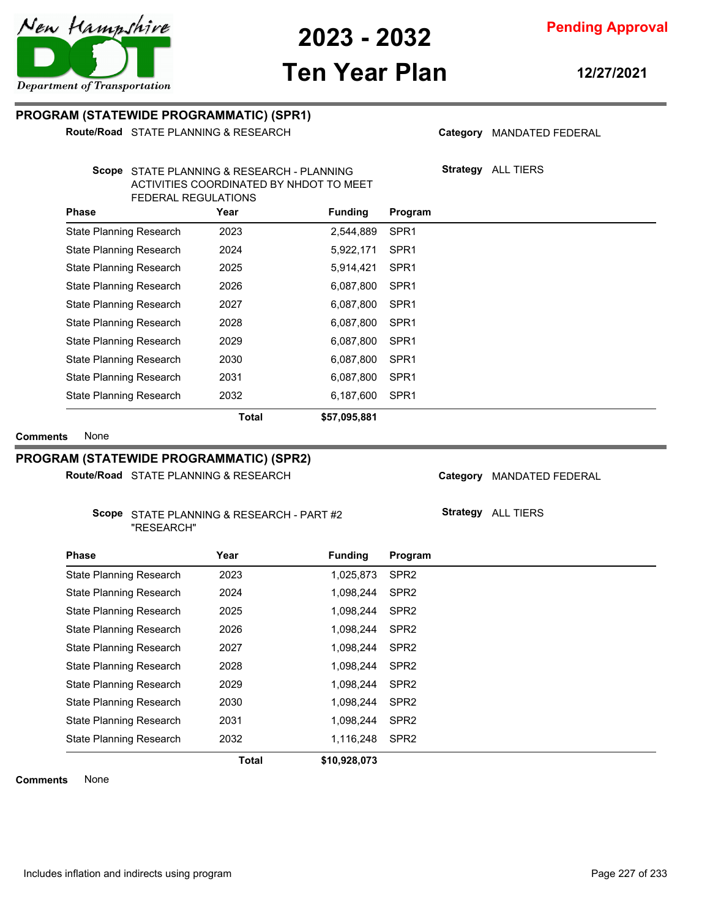## PROGRAM (STATEWIDE PROGRAMMATIC) (SPR1)

**Route/Road** STATE PLANNING & RESEARCH

**Category** MANDATED FEDERAL

**Scope** STATE PLANNING & RESEARCH - PLANNING ACTIVITIES COORDINATED BY NHDOT TO MEET FEDERAL REGULATIONS

**Strategy** ALL TIERS

| Phase | Year | Funding | Program |
|---|---|---|---|
| State Planning Research | 2023 | 2,544,889 | SPR1 |
| State Planning Research | 2024 | 5,922,171 | SPR1 |
| State Planning Research | 2025 | 5,914,421 | SPR1 |
| State Planning Research | 2026 | 6,087,800 | SPR1 |
| State Planning Research | 2027 | 6,087,800 | SPR1 |
| State Planning Research | 2028 | 6,087,800 | SPR1 |
| State Planning Research | 2029 | 6,087,800 | SPR1 |
| State Planning Research | 2030 | 6,087,800 | SPR1 |
| State Planning Research | 2031 | 6,087,800 | SPR1 |
| State Planning Research | 2032 | 6,187,600 | SPR1 |
| | **Total** | **$57,095,881** | |

**Comments** None

## PROGRAM (STATEWIDE PROGRAMMATIC) (SPR2)

**Route/Road** STATE PLANNING & RESEARCH

**Category** MANDATED FEDERAL

**Scope** STATE PLANNING & RESEARCH - PART #2 "RESEARCH"

**Strategy** ALL TIERS

| Phase | Year | Funding | Program |
|---|---|---|---|
| State Planning Research | 2023 | 1,025,873 | SPR2 |
| State Planning Research | 2024 | 1,098,244 | SPR2 |
| State Planning Research | 2025 | 1,098,244 | SPR2 |
| State Planning Research | 2026 | 1,098,244 | SPR2 |
| State Planning Research | 2027 | 1,098,244 | SPR2 |
| State Planning Research | 2028 | 1,098,244 | SPR2 |
| State Planning Research | 2029 | 1,098,244 | SPR2 |
| State Planning Research | 2030 | 1,098,244 | SPR2 |
| State Planning Research | 2031 | 1,098,244 | SPR2 |
| State Planning Research | 2032 | 1,116,248 | SPR2 |
| | **Total** | **$10,928,073** | |

**Comments** None

Includes inflation and indirects using program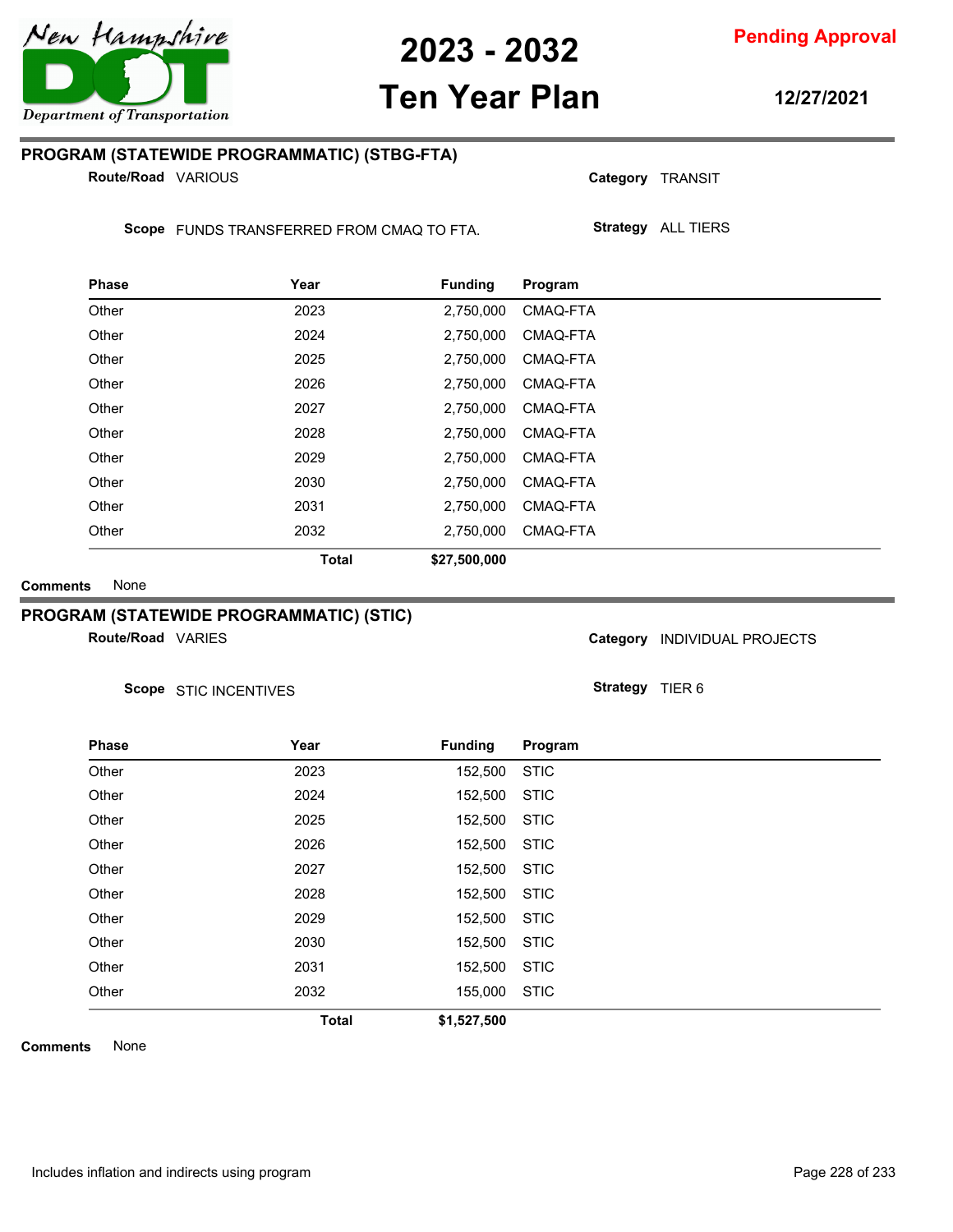## PROGRAM (STATEWIDE PROGRAMMATIC) (STBG-FTA)

**Route/Road** VARIOUS

**Category** TRANSIT

**Scope** FUNDS TRANSFERRED FROM CMAQ TO FTA.

**Strategy** ALL TIERS

| Phase | Year | Funding | Program |
|---|---|---|---|
| Other | 2023 | 2,750,000 | CMAQ-FTA |
| Other | 2024 | 2,750,000 | CMAQ-FTA |
| Other | 2025 | 2,750,000 | CMAQ-FTA |
| Other | 2026 | 2,750,000 | CMAQ-FTA |
| Other | 2027 | 2,750,000 | CMAQ-FTA |
| Other | 2028 | 2,750,000 | CMAQ-FTA |
| Other | 2029 | 2,750,000 | CMAQ-FTA |
| Other | 2030 | 2,750,000 | CMAQ-FTA |
| Other | 2031 | 2,750,000 | CMAQ-FTA |
| Other | 2032 | 2,750,000 | CMAQ-FTA |
| | **Total** | **$27,500,000** | |

**Comments** None

## PROGRAM (STATEWIDE PROGRAMMATIC) (STIC)

**Route/Road** VARIES

**Category** INDIVIDUAL PROJECTS

**Scope** STIC INCENTIVES

**Strategy** TIER 6

| Phase | Year | Funding | Program |
|---|---|---|---|
| Other | 2023 | 152,500 | STIC |
| Other | 2024 | 152,500 | STIC |
| Other | 2025 | 152,500 | STIC |
| Other | 2026 | 152,500 | STIC |
| Other | 2027 | 152,500 | STIC |
| Other | 2028 | 152,500 | STIC |
| Other | 2029 | 152,500 | STIC |
| Other | 2030 | 152,500 | STIC |
| Other | 2031 | 152,500 | STIC |
| Other | 2032 | 155,000 | STIC |
| | **Total** | **$1,527,500** | |

**Comments** None

Includes inflation and indirects using program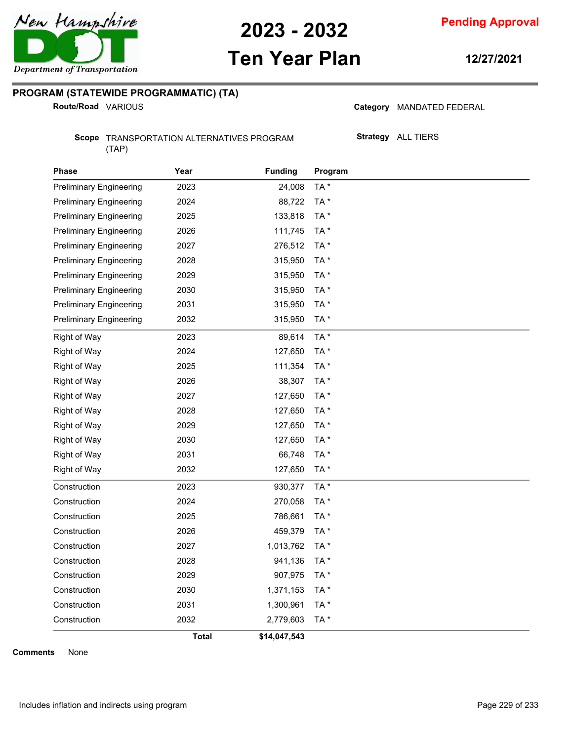## PROGRAM (STATEWIDE PROGRAMMATIC) (TA)

**Route/Road** VARIOUS

**Category** MANDATED FEDERAL

**Scope** TRANSPORTATION ALTERNATIVES PROGRAM (TAP)

**Strategy** ALL TIERS

| Phase | Year | Funding | Program |
|---|---|---|---|
| Preliminary Engineering | 2023 | 24,008 | TA * |
| Preliminary Engineering | 2024 | 88,722 | TA * |
| Preliminary Engineering | 2025 | 133,818 | TA * |
| Preliminary Engineering | 2026 | 111,745 | TA * |
| Preliminary Engineering | 2027 | 276,512 | TA * |
| Preliminary Engineering | 2028 | 315,950 | TA * |
| Preliminary Engineering | 2029 | 315,950 | TA * |
| Preliminary Engineering | 2030 | 315,950 | TA * |
| Preliminary Engineering | 2031 | 315,950 | TA * |
| Preliminary Engineering | 2032 | 315,950 | TA * |
| Right of Way | 2023 | 89,614 | TA * |
| Right of Way | 2024 | 127,650 | TA * |
| Right of Way | 2025 | 111,354 | TA * |
| Right of Way | 2026 | 38,307 | TA * |
| Right of Way | 2027 | 127,650 | TA * |
| Right of Way | 2028 | 127,650 | TA * |
| Right of Way | 2029 | 127,650 | TA * |
| Right of Way | 2030 | 127,650 | TA * |
| Right of Way | 2031 | 66,748 | TA * |
| Right of Way | 2032 | 127,650 | TA * |
| Construction | 2023 | 930,377 | TA * |
| Construction | 2024 | 270,058 | TA * |
| Construction | 2025 | 786,661 | TA * |
| Construction | 2026 | 459,379 | TA * |
| Construction | 2027 | 1,013,762 | TA * |
| Construction | 2028 | 941,136 | TA * |
| Construction | 2029 | 907,975 | TA * |
| Construction | 2030 | 1,371,153 | TA * |
| Construction | 2031 | 1,300,961 | TA * |
| Construction | 2032 | 2,779,603 | TA * |
| | **Total** | **$14,047,543** | |

**Comments** None

Includes inflation and indirects using program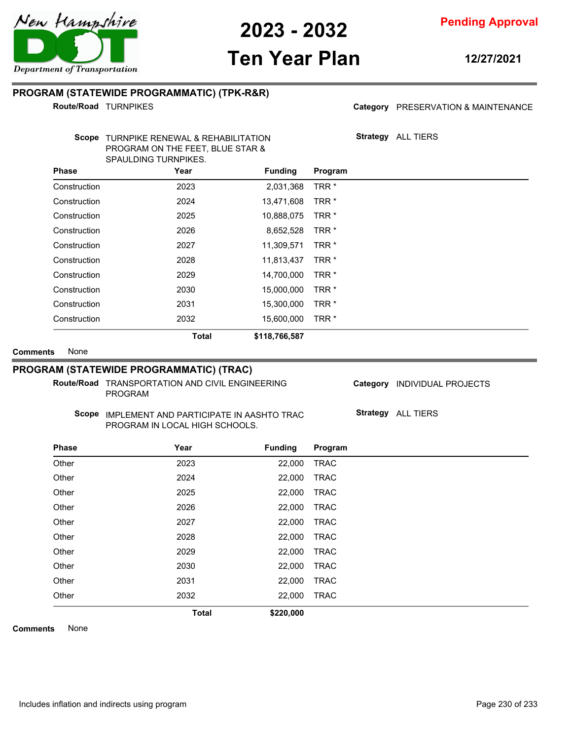## PROGRAM (STATEWIDE PROGRAMMATIC) (TPK-R&R)

**Route/Road** TURNPIKES

**Category** PRESERVATION & MAINTENANCE

**Scope** TURNPIKE RENEWAL & REHABILITATION PROGRAM ON THE FEET, BLUE STAR & SPAULDING TURNPIKES.

**Strategy** ALL TIERS

| Phase | Year | Funding | Program |
|---|---|---|---|
| Construction | 2023 | 2,031,368 | TRR * |
| Construction | 2024 | 13,471,608 | TRR * |
| Construction | 2025 | 10,888,075 | TRR * |
| Construction | 2026 | 8,652,528 | TRR * |
| Construction | 2027 | 11,309,571 | TRR * |
| Construction | 2028 | 11,813,437 | TRR * |
| Construction | 2029 | 14,700,000 | TRR * |
| Construction | 2030 | 15,000,000 | TRR * |
| Construction | 2031 | 15,300,000 | TRR * |
| Construction | 2032 | 15,600,000 | TRR * |
| | **Total** | **$118,766,587** | |

**Comments** None

## PROGRAM (STATEWIDE PROGRAMMATIC) (TRAC)

**Route/Road** TRANSPORTATION AND CIVIL ENGINEERING PROGRAM

**Category** INDIVIDUAL PROJECTS

**Scope** IMPLEMENT AND PARTICIPATE IN AASHTO TRAC PROGRAM IN LOCAL HIGH SCHOOLS.

**Strategy** ALL TIERS

| Phase | Year | Funding | Program |
|---|---|---|---|
| Other | 2023 | 22,000 | TRAC |
| Other | 2024 | 22,000 | TRAC |
| Other | 2025 | 22,000 | TRAC |
| Other | 2026 | 22,000 | TRAC |
| Other | 2027 | 22,000 | TRAC |
| Other | 2028 | 22,000 | TRAC |
| Other | 2029 | 22,000 | TRAC |
| Other | 2030 | 22,000 | TRAC |
| Other | 2031 | 22,000 | TRAC |
| Other | 2032 | 22,000 | TRAC |
| | **Total** | **$220,000** | |

**Comments** None

Includes inflation and indirects using program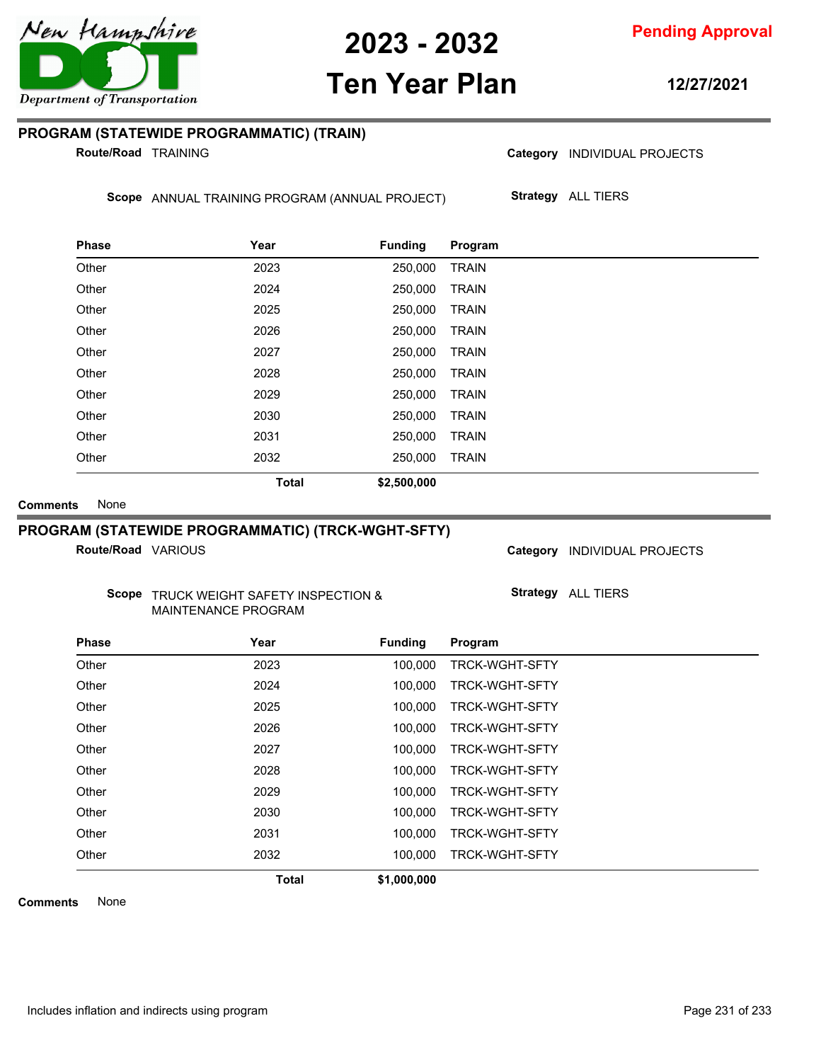## PROGRAM (STATEWIDE PROGRAMMATIC) (TRAIN)

**Route/Road** TRAINING

**Category** INDIVIDUAL PROJECTS

**Scope** ANNUAL TRAINING PROGRAM (ANNUAL PROJECT)

**Strategy** ALL TIERS

| Phase | Year | Funding | Program |
|---|---|---|---|
| Other | 2023 | 250,000 | TRAIN |
| Other | 2024 | 250,000 | TRAIN |
| Other | 2025 | 250,000 | TRAIN |
| Other | 2026 | 250,000 | TRAIN |
| Other | 2027 | 250,000 | TRAIN |
| Other | 2028 | 250,000 | TRAIN |
| Other | 2029 | 250,000 | TRAIN |
| Other | 2030 | 250,000 | TRAIN |
| Other | 2031 | 250,000 | TRAIN |
| Other | 2032 | 250,000 | TRAIN |
| | **Total** | **$2,500,000** | |

**Comments** None

## PROGRAM (STATEWIDE PROGRAMMATIC) (TRCK-WGHT-SFTY)

**Route/Road** VARIOUS

**Category** INDIVIDUAL PROJECTS

**Scope** TRUCK WEIGHT SAFETY INSPECTION & MAINTENANCE PROGRAM

**Strategy** ALL TIERS

| Phase | Year | Funding | Program |
|---|---|---|---|
| Other | 2023 | 100,000 | TRCK-WGHT-SFTY |
| Other | 2024 | 100,000 | TRCK-WGHT-SFTY |
| Other | 2025 | 100,000 | TRCK-WGHT-SFTY |
| Other | 2026 | 100,000 | TRCK-WGHT-SFTY |
| Other | 2027 | 100,000 | TRCK-WGHT-SFTY |
| Other | 2028 | 100,000 | TRCK-WGHT-SFTY |
| Other | 2029 | 100,000 | TRCK-WGHT-SFTY |
| Other | 2030 | 100,000 | TRCK-WGHT-SFTY |
| Other | 2031 | 100,000 | TRCK-WGHT-SFTY |
| Other | 2032 | 100,000 | TRCK-WGHT-SFTY |
| | **Total** | **$1,000,000** | |

**Comments** None

Includes inflation and indirects using program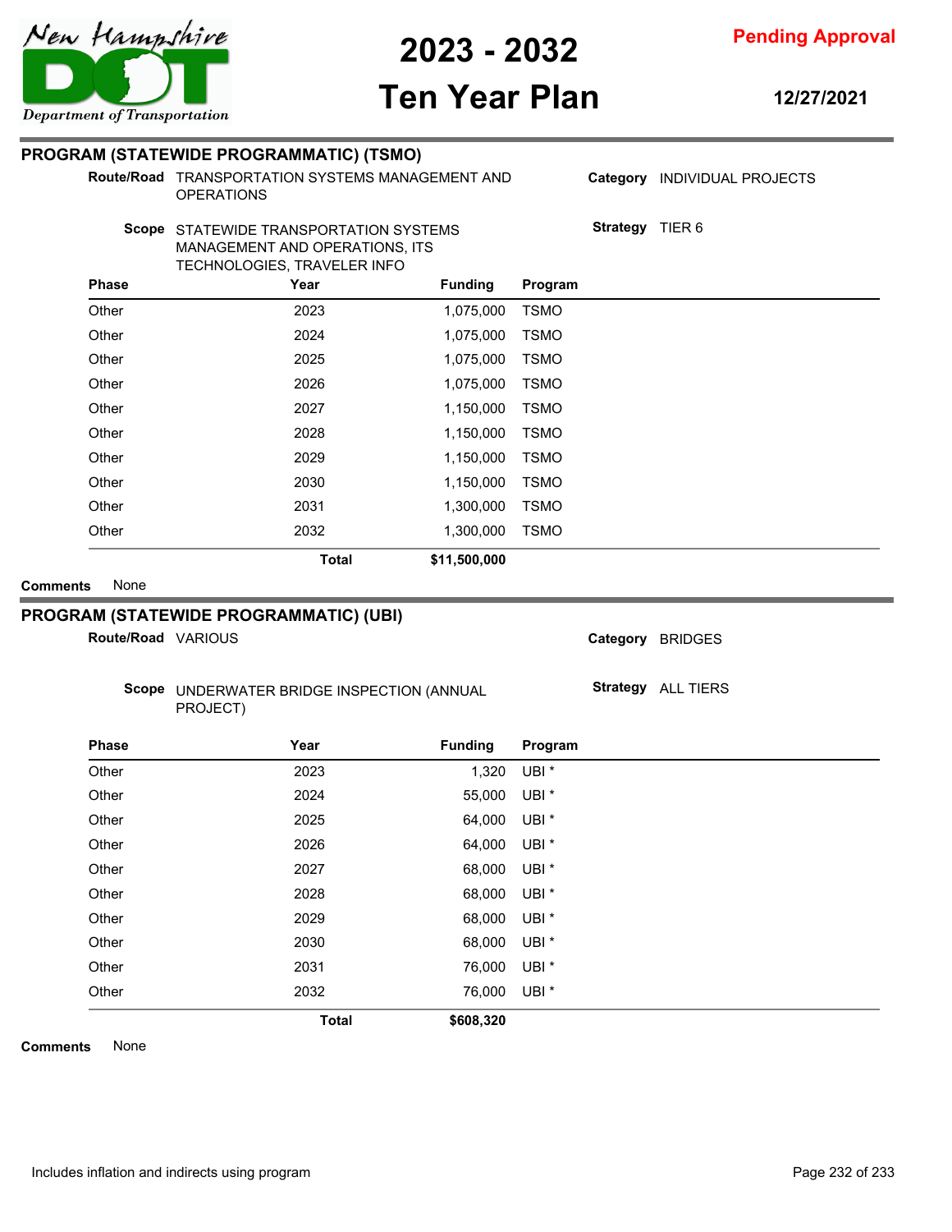## PROGRAM (STATEWIDE PROGRAMMATIC) (TSMO)

**Route/Road** TRANSPORTATION SYSTEMS MANAGEMENT AND OPERATIONS

**Category** INDIVIDUAL PROJECTS

**Scope** STATEWIDE TRANSPORTATION SYSTEMS MANAGEMENT AND OPERATIONS, ITS TECHNOLOGIES, TRAVELER INFO

**Strategy** TIER 6

| Phase | Year | Funding | Program |
|---|---|---|---|
| Other | 2023 | 1,075,000 | TSMO |
| Other | 2024 | 1,075,000 | TSMO |
| Other | 2025 | 1,075,000 | TSMO |
| Other | 2026 | 1,075,000 | TSMO |
| Other | 2027 | 1,150,000 | TSMO |
| Other | 2028 | 1,150,000 | TSMO |
| Other | 2029 | 1,150,000 | TSMO |
| Other | 2030 | 1,150,000 | TSMO |
| Other | 2031 | 1,300,000 | TSMO |
| Other | 2032 | 1,300,000 | TSMO |
| | **Total** | **$11,500,000** | |

**Comments** None

## PROGRAM (STATEWIDE PROGRAMMATIC) (UBI)

**Route/Road** VARIOUS

**Category** BRIDGES

**Scope** UNDERWATER BRIDGE INSPECTION (ANNUAL PROJECT)

**Strategy** ALL TIERS

| Phase | Year | Funding | Program |
|---|---|---|---|
| Other | 2023 | 1,320 | UBI * |
| Other | 2024 | 55,000 | UBI * |
| Other | 2025 | 64,000 | UBI * |
| Other | 2026 | 64,000 | UBI * |
| Other | 2027 | 68,000 | UBI * |
| Other | 2028 | 68,000 | UBI * |
| Other | 2029 | 68,000 | UBI * |
| Other | 2030 | 68,000 | UBI * |
| Other | 2031 | 76,000 | UBI * |
| Other | 2032 | 76,000 | UBI * |
| | **Total** | **$608,320** | |

**Comments** None

Includes inflation and indirects using program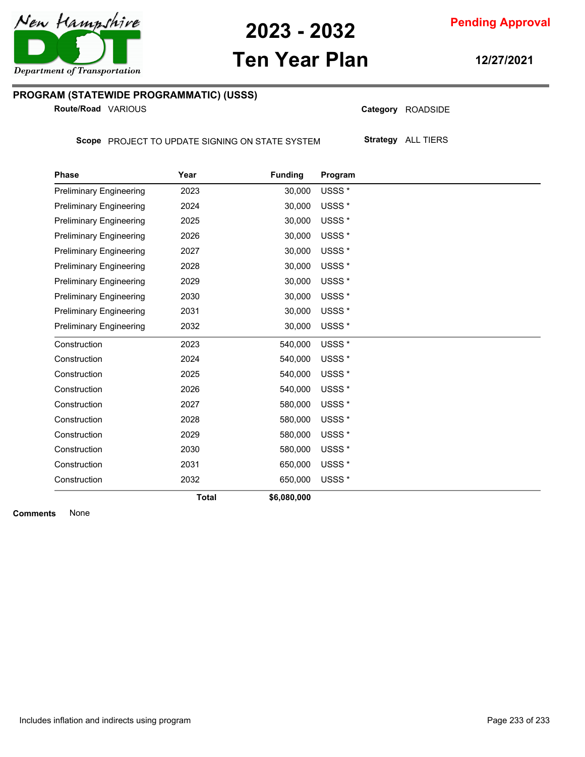## PROGRAM (STATEWIDE PROGRAMMATIC) (USSS)

**Route/Road** VARIOUS

**Category** ROADSIDE

**Scope** PROJECT TO UPDATE SIGNING ON STATE SYSTEM

**Strategy** ALL TIERS

| Phase | Year | Funding | Program |
|---|---|---|---|
| Preliminary Engineering | 2023 | 30,000 | USSS * |
| Preliminary Engineering | 2024 | 30,000 | USSS * |
| Preliminary Engineering | 2025 | 30,000 | USSS * |
| Preliminary Engineering | 2026 | 30,000 | USSS * |
| Preliminary Engineering | 2027 | 30,000 | USSS * |
| Preliminary Engineering | 2028 | 30,000 | USSS * |
| Preliminary Engineering | 2029 | 30,000 | USSS * |
| Preliminary Engineering | 2030 | 30,000 | USSS * |
| Preliminary Engineering | 2031 | 30,000 | USSS * |
| Preliminary Engineering | 2032 | 30,000 | USSS * |
| Construction | 2023 | 540,000 | USSS * |
| Construction | 2024 | 540,000 | USSS * |
| Construction | 2025 | 540,000 | USSS * |
| Construction | 2026 | 540,000 | USSS * |
| Construction | 2027 | 580,000 | USSS * |
| Construction | 2028 | 580,000 | USSS * |
| Construction | 2029 | 580,000 | USSS * |
| Construction | 2030 | 580,000 | USSS * |
| Construction | 2031 | 650,000 | USSS * |
| Construction | 2032 | 650,000 | USSS * |
| | **Total** | **$6,080,000** | |

**Comments** None

Includes inflation and indirects using program